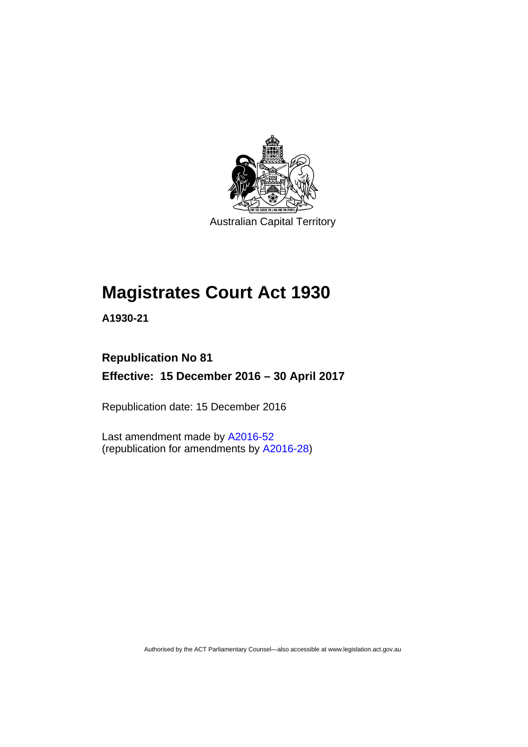Australian Capital Territory

# Magistrates Court Act 1930

**A1930-21**

**Republication No 81**

**Effective: 15 December 2016 – 30 April 2017**

Republication date: 15 December 2016

Last amendment made by A2016-52
(republication for amendments by A2016-28)

Authorised by the ACT Parliamentary Counsel—also accessible at www.legislation.act.gov.au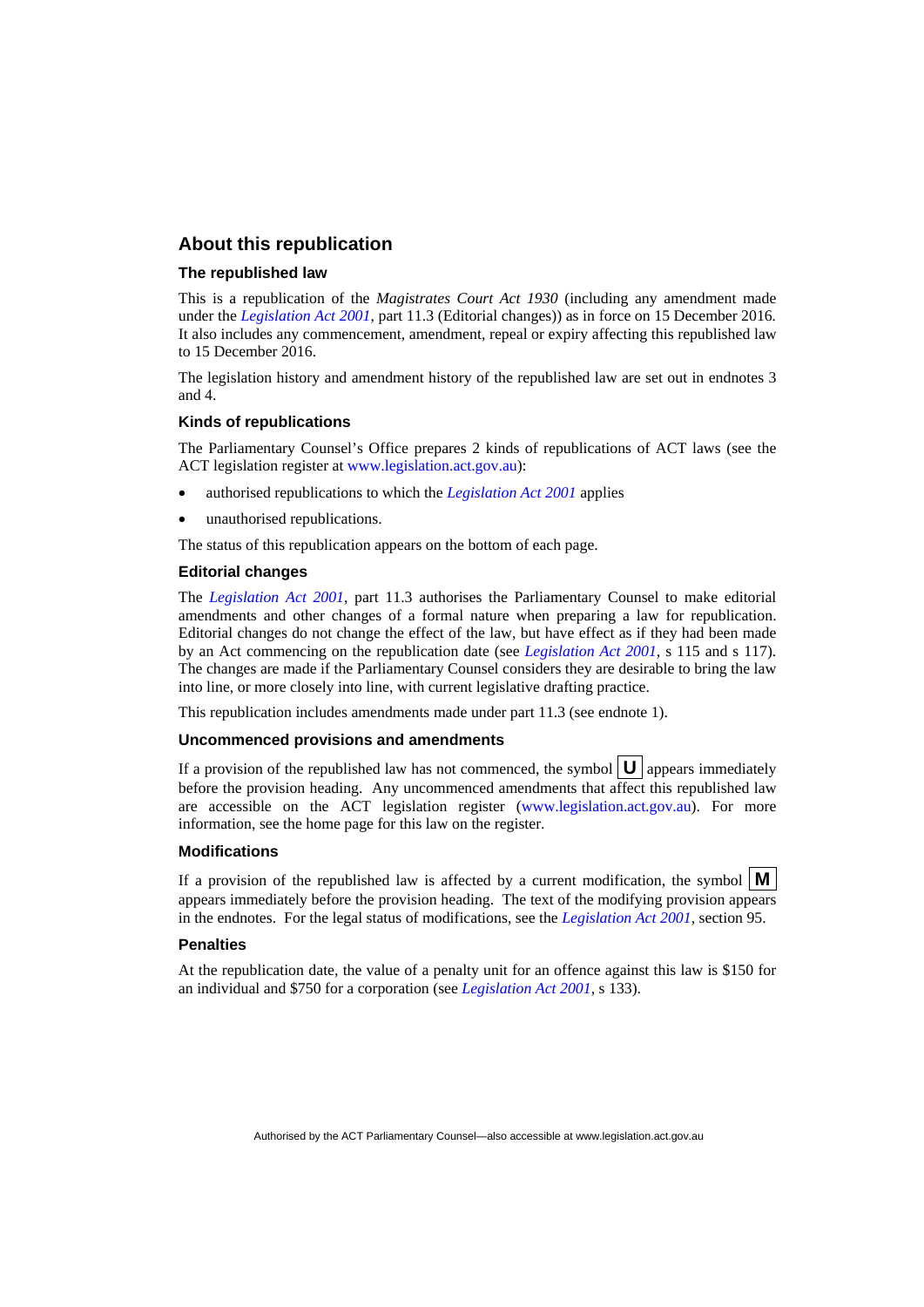## About this republication

### The republished law

This is a republication of the *Magistrates Court Act 1930* (including any amendment made under the *Legislation Act 2001*, part 11.3 (Editorial changes)) as in force on 15 December 2016*.* It also includes any commencement, amendment, repeal or expiry affecting this republished law to 15 December 2016.

The legislation history and amendment history of the republished law are set out in endnotes 3 and 4.

### Kinds of republications

The Parliamentary Counsel's Office prepares 2 kinds of republications of ACT laws (see the ACT legislation register at www.legislation.act.gov.au):

- authorised republications to which the *Legislation Act 2001* applies
- unauthorised republications.

The status of this republication appears on the bottom of each page.

### Editorial changes

The *Legislation Act 2001*, part 11.3 authorises the Parliamentary Counsel to make editorial amendments and other changes of a formal nature when preparing a law for republication. Editorial changes do not change the effect of the law, but have effect as if they had been made by an Act commencing on the republication date (see *Legislation Act 2001*, s 115 and s 117). The changes are made if the Parliamentary Counsel considers they are desirable to bring the law into line, or more closely into line, with current legislative drafting practice.

This republication includes amendments made under part 11.3 (see endnote 1).

### Uncommenced provisions and amendments

If a provision of the republished law has not commenced, the symbol **U** appears immediately before the provision heading. Any uncommenced amendments that affect this republished law are accessible on the ACT legislation register (www.legislation.act.gov.au). For more information, see the home page for this law on the register.

### Modifications

If a provision of the republished law is affected by a current modification, the symbol **M** appears immediately before the provision heading. The text of the modifying provision appears in the endnotes. For the legal status of modifications, see the *Legislation Act 2001*, section 95.

### Penalties

At the republication date, the value of a penalty unit for an offence against this law is $150 for an individual and $750 for a corporation (see *Legislation Act 2001*, s 133).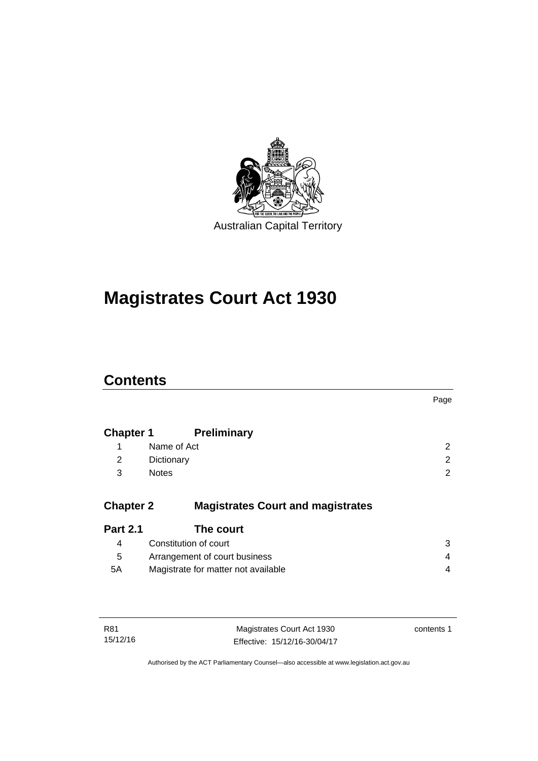Australian Capital Territory

# Magistrates Court Act 1930

## Contents

| | | Page |
|---|---|---|
| **Chapter 1** | **Preliminary** | |
| 1 | Name of Act | 2 |
| 2 | Dictionary | 2 |
| 3 | Notes | 2 |
| **Chapter 2** | **Magistrates Court and magistrates** | |
| **Part 2.1** | **The court** | |
| 4 | Constitution of court | 3 |
| 5 | Arrangement of court business | 4 |
| 5A | Magistrate for matter not available | 4 |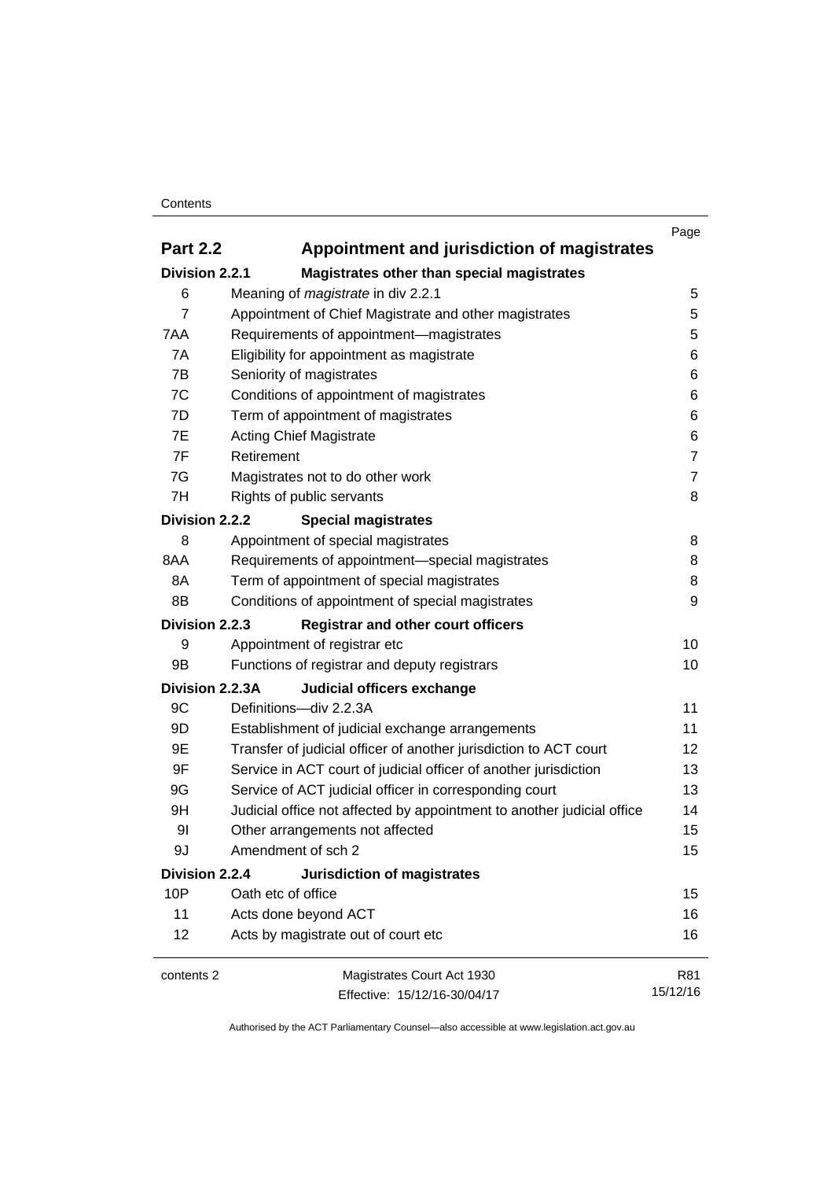| | | Page |
|---|---|---|
| **Part 2.2** | **Appointment and jurisdiction of magistrates** | |
| **Division 2.2.1** | **Magistrates other than special magistrates** | |
| 6 | Meaning of *magistrate* in div 2.2.1 | 5 |
| 7 | Appointment of Chief Magistrate and other magistrates | 5 |
| 7AA | Requirements of appointment—magistrates | 5 |
| 7A | Eligibility for appointment as magistrate | 6 |
| 7B | Seniority of magistrates | 6 |
| 7C | Conditions of appointment of magistrates | 6 |
| 7D | Term of appointment of magistrates | 6 |
| 7E | Acting Chief Magistrate | 6 |
| 7F | Retirement | 7 |
| 7G | Magistrates not to do other work | 7 |
| 7H | Rights of public servants | 8 |
| **Division 2.2.2** | **Special magistrates** | |
| 8 | Appointment of special magistrates | 8 |
| 8AA | Requirements of appointment—special magistrates | 8 |
| 8A | Term of appointment of special magistrates | 8 |
| 8B | Conditions of appointment of special magistrates | 9 |
| **Division 2.2.3** | **Registrar and other court officers** | |
| 9 | Appointment of registrar etc | 10 |
| 9B | Functions of registrar and deputy registrars | 10 |
| **Division 2.2.3A** | **Judicial officers exchange** | |
| 9C | Definitions—div 2.2.3A | 11 |
| 9D | Establishment of judicial exchange arrangements | 11 |
| 9E | Transfer of judicial officer of another jurisdiction to ACT court | 12 |
| 9F | Service in ACT court of judicial officer of another jurisdiction | 13 |
| 9G | Service of ACT judicial officer in corresponding court | 13 |
| 9H | Judicial office not affected by appointment to another judicial office | 14 |
| 9I | Other arrangements not affected | 15 |
| 9J | Amendment of sch 2 | 15 |
| **Division 2.2.4** | **Jurisdiction of magistrates** | |
| 10P | Oath etc of office | 15 |
| 11 | Acts done beyond ACT | 16 |
| 12 | Acts by magistrate out of court etc | 16 |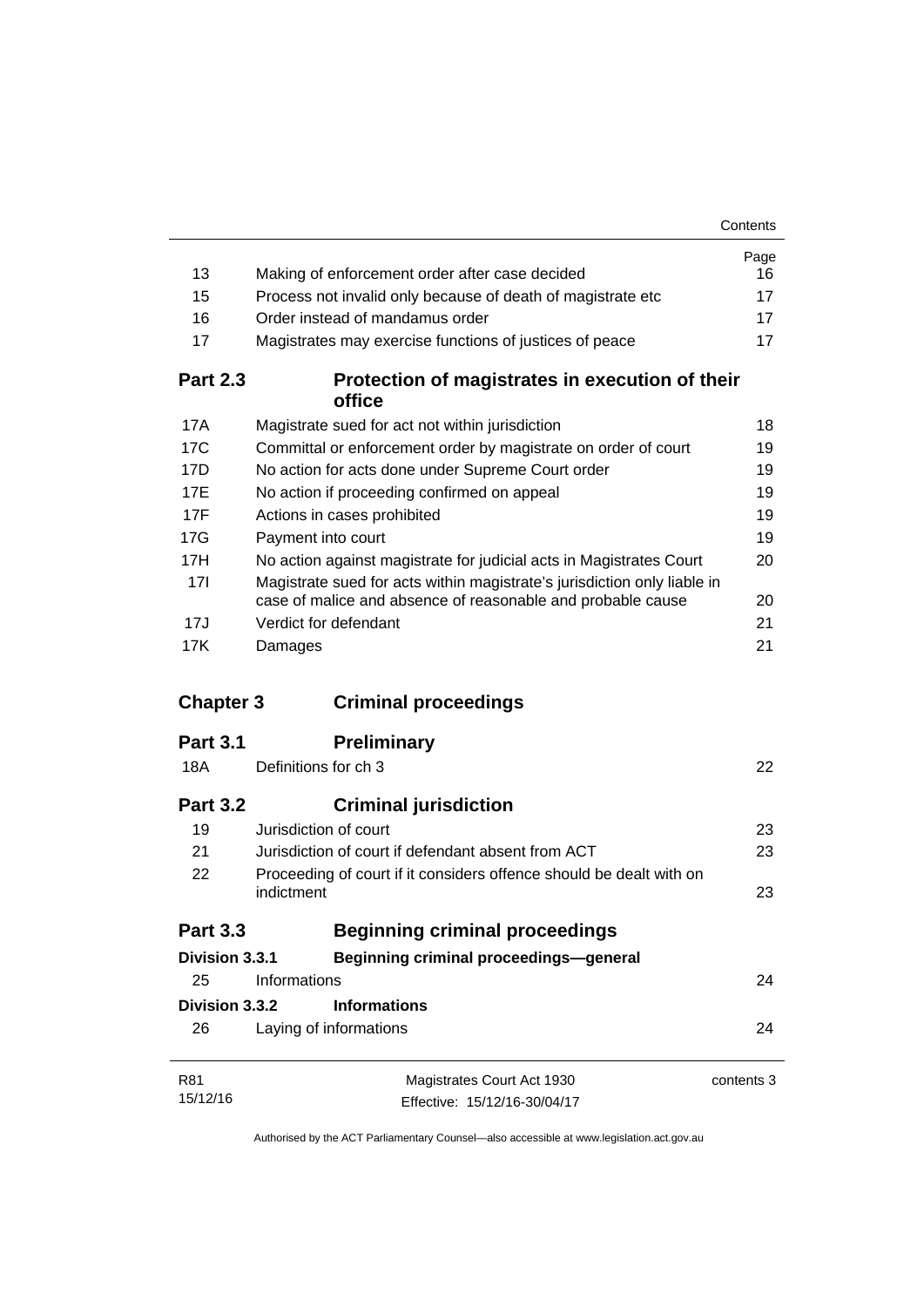| | | Page |
|---|---|---|
| 13 | Making of enforcement order after case decided | 16 |
| 15 | Process not invalid only because of death of magistrate etc | 17 |
| 16 | Order instead of mandamus order | 17 |
| 17 | Magistrates may exercise functions of justices of peace | 17 |

## Part 2.3 Protection of magistrates in execution of their office

| | | |
|---|---|---|
| 17A | Magistrate sued for act not within jurisdiction | 18 |
| 17C | Committal or enforcement order by magistrate on order of court | 19 |
| 17D | No action for acts done under Supreme Court order | 19 |
| 17E | No action if proceeding confirmed on appeal | 19 |
| 17F | Actions in cases prohibited | 19 |
| 17G | Payment into court | 19 |
| 17H | No action against magistrate for judicial acts in Magistrates Court | 20 |
| 17I | Magistrate sued for acts within magistrate's jurisdiction only liable in case of malice and absence of reasonable and probable cause | 20 |
| 17J | Verdict for defendant | 21 |
| 17K | Damages | 21 |

# Chapter 3 Criminal proceedings

## Part 3.1 Preliminary

| | | |
|---|---|---|
| 18A | Definitions for ch 3 | 22 |

## Part 3.2 Criminal jurisdiction

| | | |
|---|---|---|
| 19 | Jurisdiction of court | 23 |
| 21 | Jurisdiction of court if defendant absent from ACT | 23 |
| 22 | Proceeding of court if it considers offence should be dealt with on indictment | 23 |

## Part 3.3 Beginning criminal proceedings

### Division 3.3.1 Beginning criminal proceedings—general

| | | |
|---|---|---|
| 25 | Informations | 24 |

### Division 3.3.2 Informations

| | | |
|---|---|---|
| 26 | Laying of informations | 24 |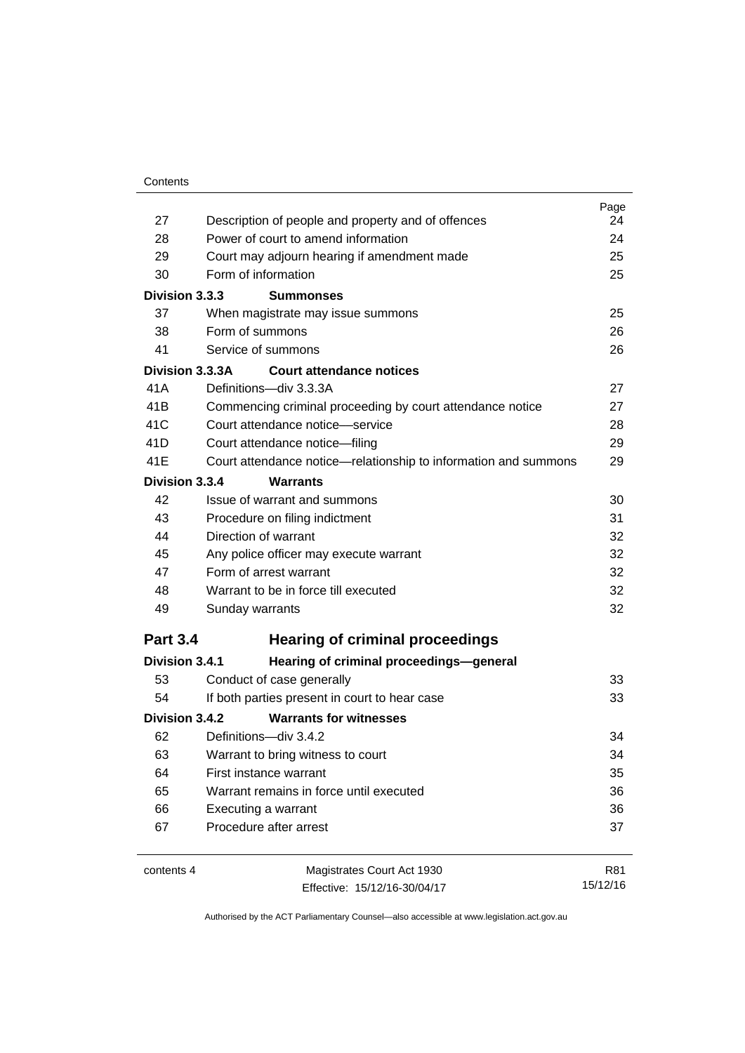| | | Page |
|---|---|---|
| 27 | Description of people and property and of offences | 24 |
| 28 | Power of court to amend information | 24 |
| 29 | Court may adjourn hearing if amendment made | 25 |
| 30 | Form of information | 25 |
| **Division 3.3.3** | **Summonses** | |
| 37 | When magistrate may issue summons | 25 |
| 38 | Form of summons | 26 |
| 41 | Service of summons | 26 |
| **Division 3.3.3A** | **Court attendance notices** | |
| 41A | Definitions—div 3.3.3A | 27 |
| 41B | Commencing criminal proceeding by court attendance notice | 27 |
| 41C | Court attendance notice—service | 28 |
| 41D | Court attendance notice—filing | 29 |
| 41E | Court attendance notice—relationship to information and summons | 29 |
| **Division 3.3.4** | **Warrants** | |
| 42 | Issue of warrant and summons | 30 |
| 43 | Procedure on filing indictment | 31 |
| 44 | Direction of warrant | 32 |
| 45 | Any police officer may execute warrant | 32 |
| 47 | Form of arrest warrant | 32 |
| 48 | Warrant to be in force till executed | 32 |
| 49 | Sunday warrants | 32 |
| **Part 3.4** | **Hearing of criminal proceedings** | |
| **Division 3.4.1** | **Hearing of criminal proceedings—general** | |
| 53 | Conduct of case generally | 33 |
| 54 | If both parties present in court to hear case | 33 |
| **Division 3.4.2** | **Warrants for witnesses** | |
| 62 | Definitions—div 3.4.2 | 34 |
| 63 | Warrant to bring witness to court | 34 |
| 64 | First instance warrant | 35 |
| 65 | Warrant remains in force until executed | 36 |
| 66 | Executing a warrant | 36 |
| 67 | Procedure after arrest | 37 |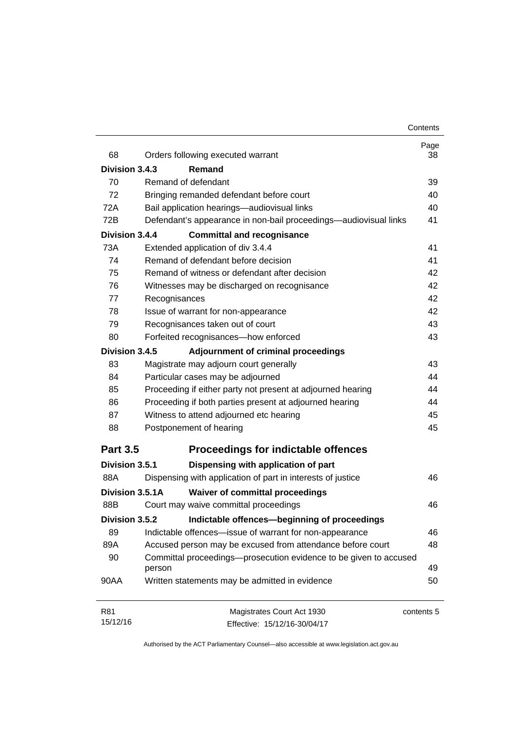| | | Page |
|---|---|---|
| 68 | Orders following executed warrant | 38 |
| **Division 3.4.3** | **Remand** | |
| 70 | Remand of defendant | 39 |
| 72 | Bringing remanded defendant before court | 40 |
| 72A | Bail application hearings—audiovisual links | 40 |
| 72B | Defendant's appearance in non-bail proceedings—audiovisual links | 41 |
| **Division 3.4.4** | **Committal and recognisance** | |
| 73A | Extended application of div 3.4.4 | 41 |
| 74 | Remand of defendant before decision | 41 |
| 75 | Remand of witness or defendant after decision | 42 |
| 76 | Witnesses may be discharged on recognisance | 42 |
| 77 | Recognisances | 42 |
| 78 | Issue of warrant for non-appearance | 42 |
| 79 | Recognisances taken out of court | 43 |
| 80 | Forfeited recognisances—how enforced | 43 |
| **Division 3.4.5** | **Adjournment of criminal proceedings** | |
| 83 | Magistrate may adjourn court generally | 43 |
| 84 | Particular cases may be adjourned | 44 |
| 85 | Proceeding if either party not present at adjourned hearing | 44 |
| 86 | Proceeding if both parties present at adjourned hearing | 44 |
| 87 | Witness to attend adjourned etc hearing | 45 |
| 88 | Postponement of hearing | 45 |

## Part 3.5 Proceedings for indictable offences

| | | |
|---|---|---|
| **Division 3.5.1** | **Dispensing with application of part** | |
| 88A | Dispensing with application of part in interests of justice | 46 |
| **Division 3.5.1A** | **Waiver of committal proceedings** | |
| 88B | Court may waive committal proceedings | 46 |
| **Division 3.5.2** | **Indictable offences—beginning of proceedings** | |
| 89 | Indictable offences—issue of warrant for non-appearance | 46 |
| 89A | Accused person may be excused from attendance before court | 48 |
| 90 | Committal proceedings—prosecution evidence to be given to accused person | 49 |
| 90AA | Written statements may be admitted in evidence | 50 |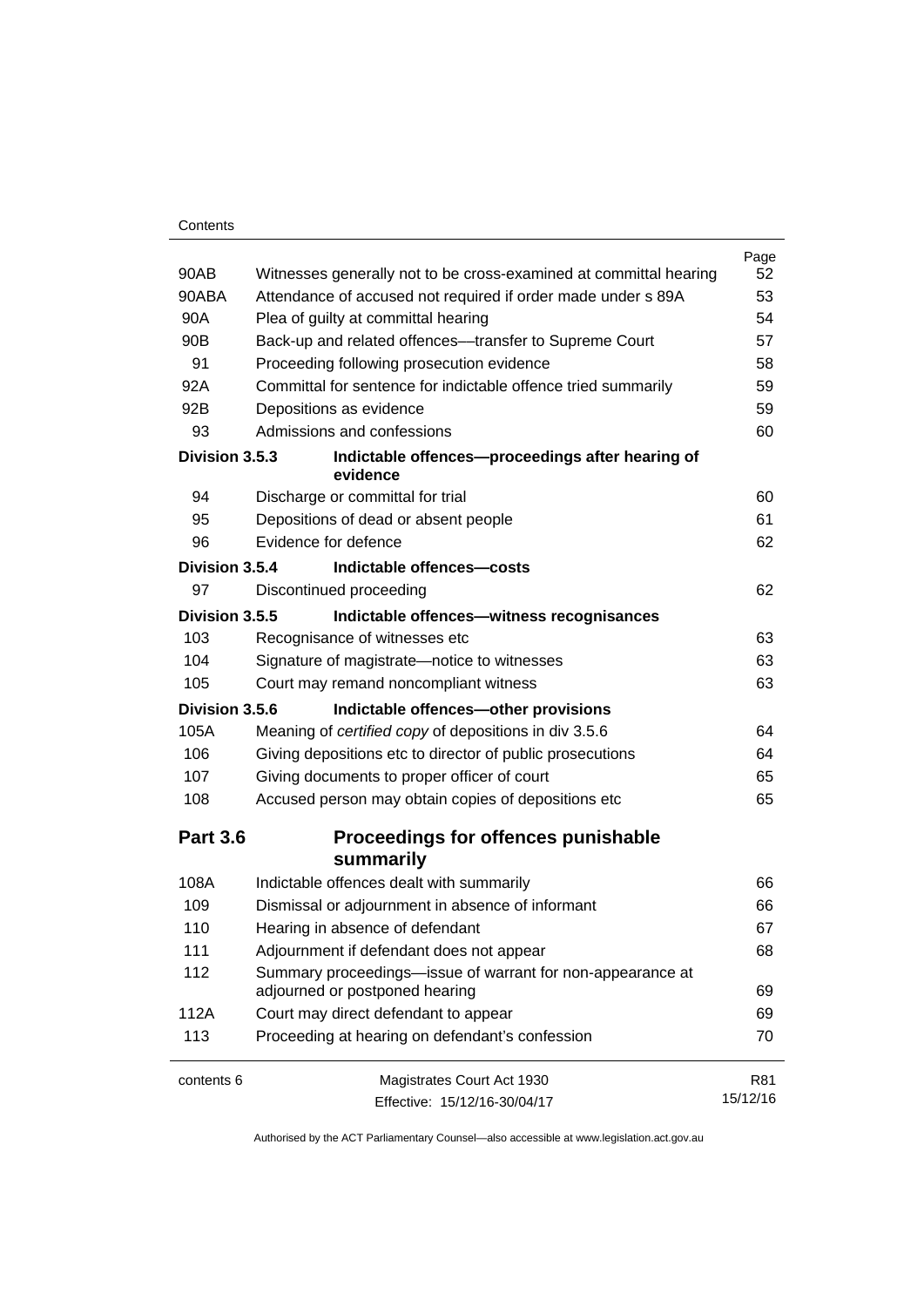| | | Page |
|---|---|---|
| 90AB | Witnesses generally not to be cross-examined at committal hearing | 52 |
| 90ABA | Attendance of accused not required if order made under s 89A | 53 |
| 90A | Plea of guilty at committal hearing | 54 |
| 90B | Back-up and related offences—transfer to Supreme Court | 57 |
| 91 | Proceeding following prosecution evidence | 58 |
| 92A | Committal for sentence for indictable offence tried summarily | 59 |
| 92B | Depositions as evidence | 59 |
| 93 | Admissions and confessions | 60 |
| **Division 3.5.3** | **Indictable offences—proceedings after hearing of evidence** | |
| 94 | Discharge or committal for trial | 60 |
| 95 | Depositions of dead or absent people | 61 |
| 96 | Evidence for defence | 62 |
| **Division 3.5.4** | **Indictable offences—costs** | |
| 97 | Discontinued proceeding | 62 |
| **Division 3.5.5** | **Indictable offences—witness recognisances** | |
| 103 | Recognisance of witnesses etc | 63 |
| 104 | Signature of magistrate—notice to witnesses | 63 |
| 105 | Court may remand noncompliant witness | 63 |
| **Division 3.5.6** | **Indictable offences—other provisions** | |
| 105A | Meaning of *certified copy* of depositions in div 3.5.6 | 64 |
| 106 | Giving depositions etc to director of public prosecutions | 64 |
| 107 | Giving documents to proper officer of court | 65 |
| 108 | Accused person may obtain copies of depositions etc | 65 |
| **Part 3.6** | **Proceedings for offences punishable summarily** | |
| 108A | Indictable offences dealt with summarily | 66 |
| 109 | Dismissal or adjournment in absence of informant | 66 |
| 110 | Hearing in absence of defendant | 67 |
| 111 | Adjournment if defendant does not appear | 68 |
| 112 | Summary proceedings—issue of warrant for non-appearance at adjourned or postponed hearing | 69 |
| 112A | Court may direct defendant to appear | 69 |
| 113 | Proceeding at hearing on defendant's confession | 70 |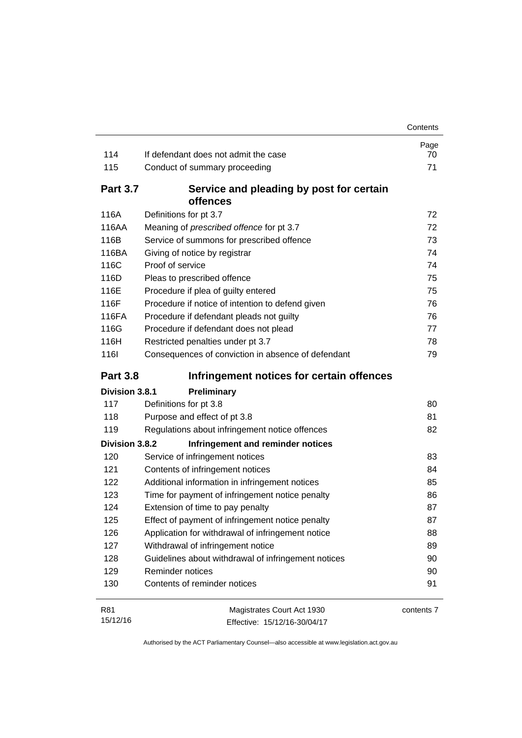| | | Page |
|---|---|---|
| 114 | If defendant does not admit the case | 70 |
| 115 | Conduct of summary proceeding | 71 |
| **Part 3.7** | **Service and pleading by post for certain offences** | |
| 116A | Definitions for pt 3.7 | 72 |
| 116AA | Meaning of *prescribed offence* for pt 3.7 | 72 |
| 116B | Service of summons for prescribed offence | 73 |
| 116BA | Giving of notice by registrar | 74 |
| 116C | Proof of service | 74 |
| 116D | Pleas to prescribed offence | 75 |
| 116E | Procedure if plea of guilty entered | 75 |
| 116F | Procedure if notice of intention to defend given | 76 |
| 116FA | Procedure if defendant pleads not guilty | 76 |
| 116G | Procedure if defendant does not plead | 77 |
| 116H | Restricted penalties under pt 3.7 | 78 |
| 116I | Consequences of conviction in absence of defendant | 79 |
| **Part 3.8** | **Infringement notices for certain offences** | |
| **Division 3.8.1** | **Preliminary** | |
| 117 | Definitions for pt 3.8 | 80 |
| 118 | Purpose and effect of pt 3.8 | 81 |
| 119 | Regulations about infringement notice offences | 82 |
| **Division 3.8.2** | **Infringement and reminder notices** | |
| 120 | Service of infringement notices | 83 |
| 121 | Contents of infringement notices | 84 |
| 122 | Additional information in infringement notices | 85 |
| 123 | Time for payment of infringement notice penalty | 86 |
| 124 | Extension of time to pay penalty | 87 |
| 125 | Effect of payment of infringement notice penalty | 87 |
| 126 | Application for withdrawal of infringement notice | 88 |
| 127 | Withdrawal of infringement notice | 89 |
| 128 | Guidelines about withdrawal of infringement notices | 90 |
| 129 | Reminder notices | 90 |
| 130 | Contents of reminder notices | 91 |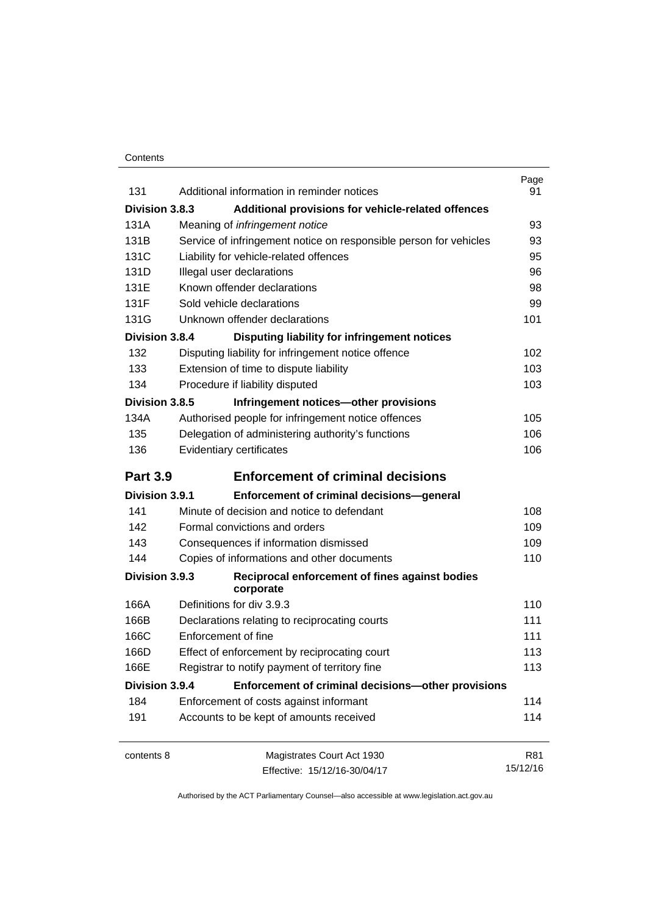| | | Page |
|---|---|---|
| 131 | Additional information in reminder notices | 91 |
| **Division 3.8.3** | **Additional provisions for vehicle-related offences** | |
| 131A | Meaning of *infringement notice* | 93 |
| 131B | Service of infringement notice on responsible person for vehicles | 93 |
| 131C | Liability for vehicle-related offences | 95 |
| 131D | Illegal user declarations | 96 |
| 131E | Known offender declarations | 98 |
| 131F | Sold vehicle declarations | 99 |
| 131G | Unknown offender declarations | 101 |
| **Division 3.8.4** | **Disputing liability for infringement notices** | |
| 132 | Disputing liability for infringement notice offence | 102 |
| 133 | Extension of time to dispute liability | 103 |
| 134 | Procedure if liability disputed | 103 |
| **Division 3.8.5** | **Infringement notices—other provisions** | |
| 134A | Authorised people for infringement notice offences | 105 |
| 135 | Delegation of administering authority's functions | 106 |
| 136 | Evidentiary certificates | 106 |
| **Part 3.9** | **Enforcement of criminal decisions** | |
| **Division 3.9.1** | **Enforcement of criminal decisions—general** | |
| 141 | Minute of decision and notice to defendant | 108 |
| 142 | Formal convictions and orders | 109 |
| 143 | Consequences if information dismissed | 109 |
| 144 | Copies of informations and other documents | 110 |
| **Division 3.9.3** | **Reciprocal enforcement of fines against bodies corporate** | |
| 166A | Definitions for div 3.9.3 | 110 |
| 166B | Declarations relating to reciprocating courts | 111 |
| 166C | Enforcement of fine | 111 |
| 166D | Effect of enforcement by reciprocating court | 113 |
| 166E | Registrar to notify payment of territory fine | 113 |
| **Division 3.9.4** | **Enforcement of criminal decisions—other provisions** | |
| 184 | Enforcement of costs against informant | 114 |
| 191 | Accounts to be kept of amounts received | 114 |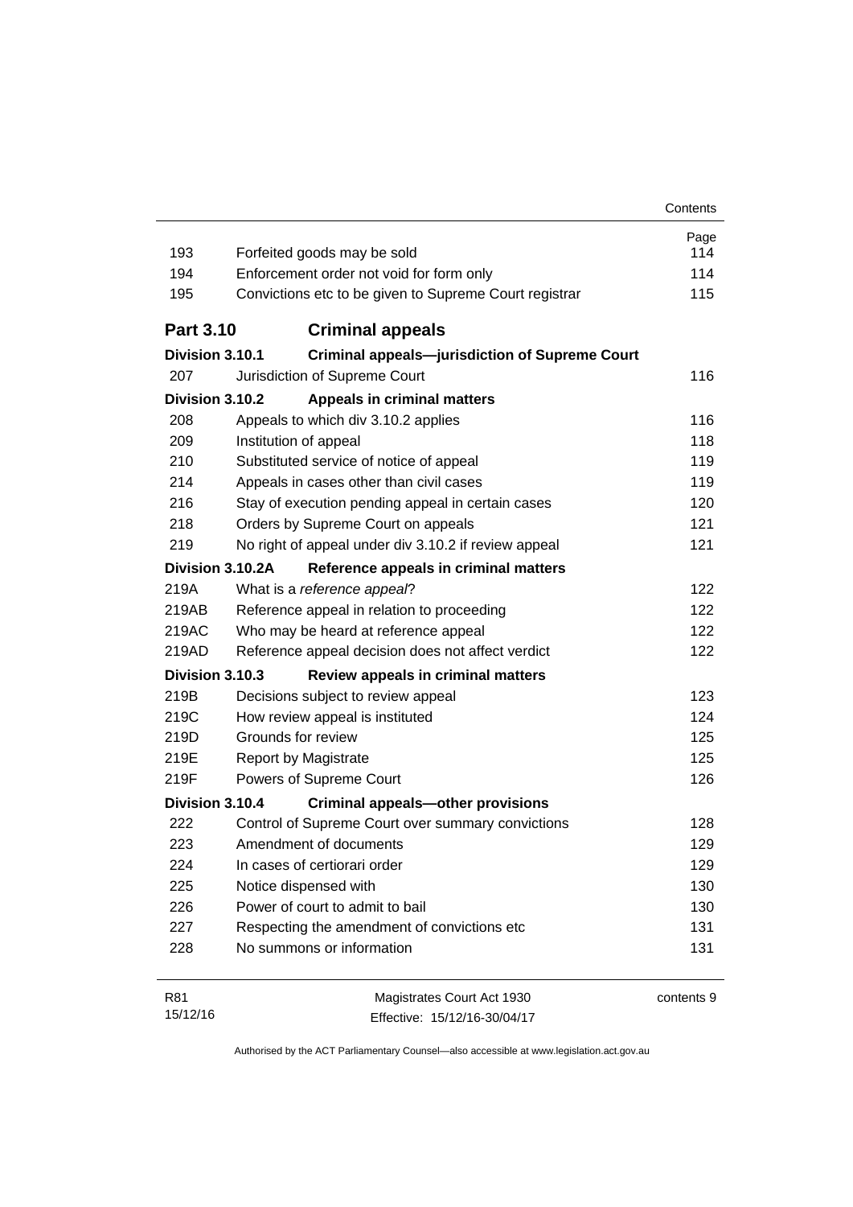| | | Page |
|---|---|---|
| 193 | Forfeited goods may be sold | 114 |
| 194 | Enforcement order not void for form only | 114 |
| 195 | Convictions etc to be given to Supreme Court registrar | 115 |

## Part 3.10 Criminal appeals

| | | |
|---|---|---|
| **Division 3.10.1** | **Criminal appeals—jurisdiction of Supreme Court** | |
| 207 | Jurisdiction of Supreme Court | 116 |
| **Division 3.10.2** | **Appeals in criminal matters** | |
| 208 | Appeals to which div 3.10.2 applies | 116 |
| 209 | Institution of appeal | 118 |
| 210 | Substituted service of notice of appeal | 119 |
| 214 | Appeals in cases other than civil cases | 119 |
| 216 | Stay of execution pending appeal in certain cases | 120 |
| 218 | Orders by Supreme Court on appeals | 121 |
| 219 | No right of appeal under div 3.10.2 if review appeal | 121 |
| **Division 3.10.2A** | **Reference appeals in criminal matters** | |
| 219A | What is a *reference appeal*? | 122 |
| 219AB | Reference appeal in relation to proceeding | 122 |
| 219AC | Who may be heard at reference appeal | 122 |
| 219AD | Reference appeal decision does not affect verdict | 122 |
| **Division 3.10.3** | **Review appeals in criminal matters** | |
| 219B | Decisions subject to review appeal | 123 |
| 219C | How review appeal is instituted | 124 |
| 219D | Grounds for review | 125 |
| 219E | Report by Magistrate | 125 |
| 219F | Powers of Supreme Court | 126 |
| **Division 3.10.4** | **Criminal appeals—other provisions** | |
| 222 | Control of Supreme Court over summary convictions | 128 |
| 223 | Amendment of documents | 129 |
| 224 | In cases of certiorari order | 129 |
| 225 | Notice dispensed with | 130 |
| 226 | Power of court to admit to bail | 130 |
| 227 | Respecting the amendment of convictions etc | 131 |
| 228 | No summons or information | 131 |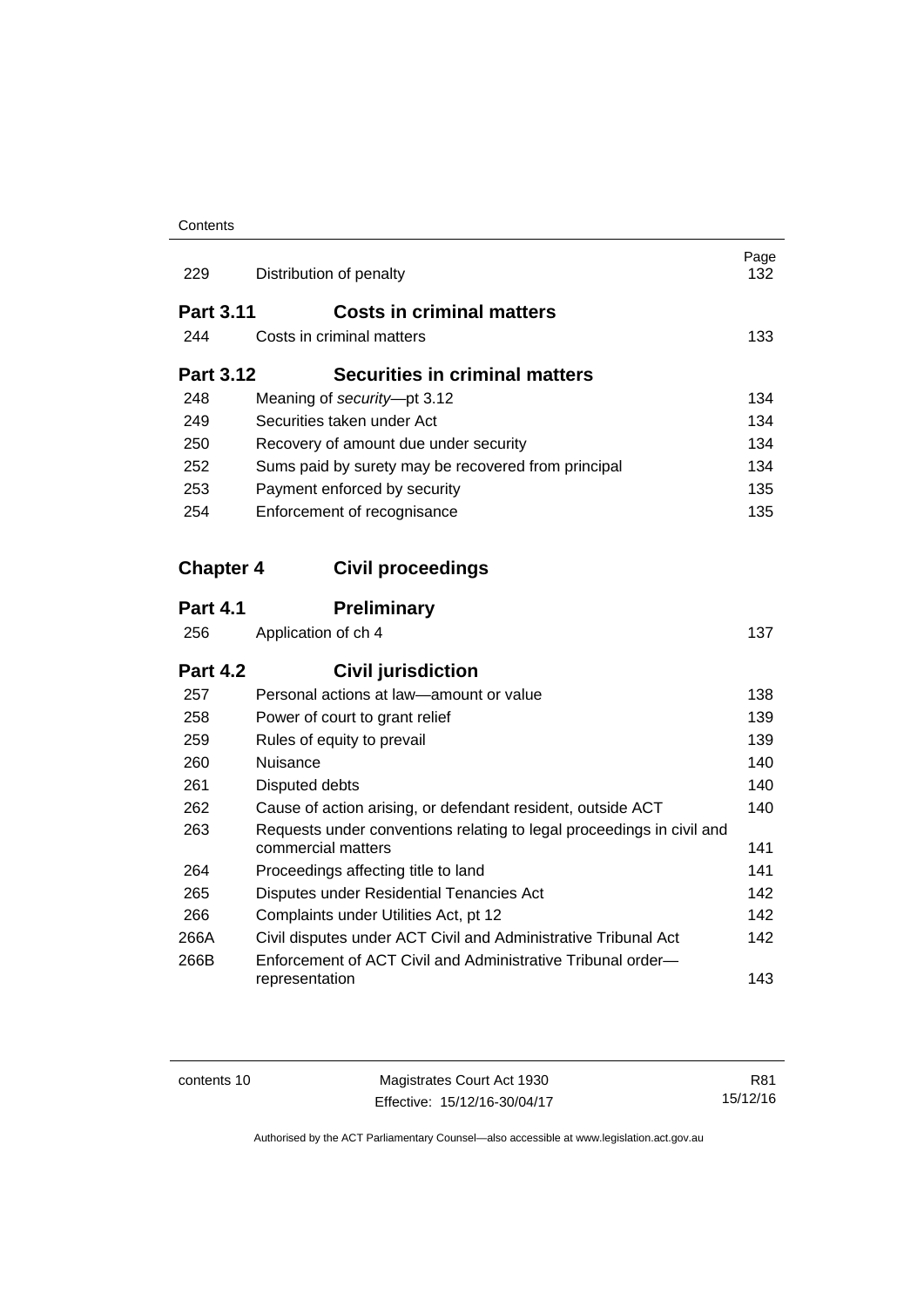| | | Page |
|---|---|---|
| 229 | Distribution of penalty | 132 |

### Part 3.11 Costs in criminal matters

| | | |
|---|---|---|
| 244 | Costs in criminal matters | 133 |

### Part 3.12 Securities in criminal matters

| | | |
|---|---|---|
| 248 | Meaning of *security*—pt 3.12 | 134 |
| 249 | Securities taken under Act | 134 |
| 250 | Recovery of amount due under security | 134 |
| 252 | Sums paid by surety may be recovered from principal | 134 |
| 253 | Payment enforced by security | 135 |
| 254 | Enforcement of recognisance | 135 |

## Chapter 4 Civil proceedings

### Part 4.1 Preliminary

| | | |
|---|---|---|
| 256 | Application of ch 4 | 137 |

### Part 4.2 Civil jurisdiction

| | | |
|---|---|---|
| 257 | Personal actions at law—amount or value | 138 |
| 258 | Power of court to grant relief | 139 |
| 259 | Rules of equity to prevail | 139 |
| 260 | Nuisance | 140 |
| 261 | Disputed debts | 140 |
| 262 | Cause of action arising, or defendant resident, outside ACT | 140 |
| 263 | Requests under conventions relating to legal proceedings in civil and commercial matters | 141 |
| 264 | Proceedings affecting title to land | 141 |
| 265 | Disputes under Residential Tenancies Act | 142 |
| 266 | Complaints under Utilities Act, pt 12 | 142 |
| 266A | Civil disputes under ACT Civil and Administrative Tribunal Act | 142 |
| 266B | Enforcement of ACT Civil and Administrative Tribunal order—representation | 143 |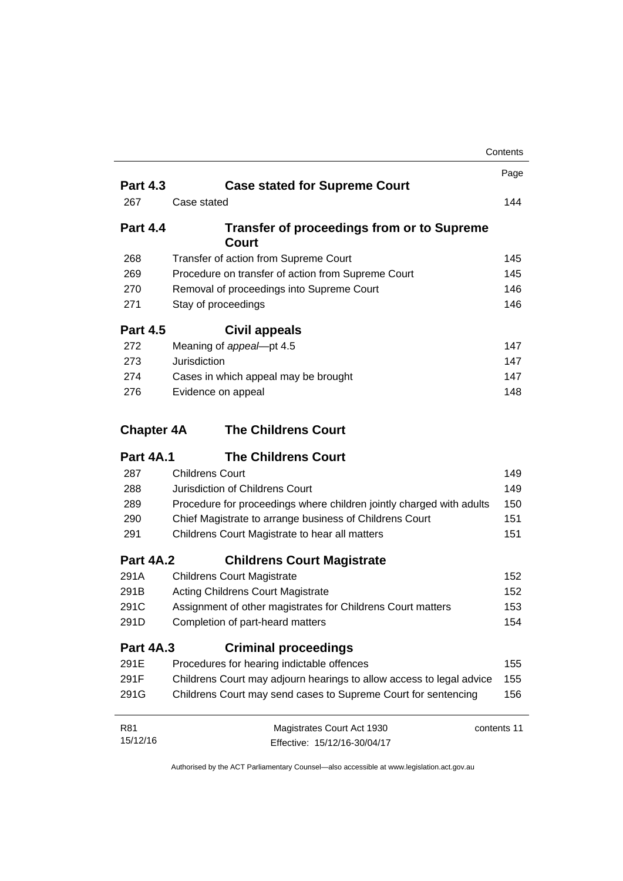| | | Page |
|---|---|---|
| **Part 4.3** | **Case stated for Supreme Court** | |
| 267 | Case stated | 144 |
| **Part 4.4** | **Transfer of proceedings from or to Supreme Court** | |
| 268 | Transfer of action from Supreme Court | 145 |
| 269 | Procedure on transfer of action from Supreme Court | 145 |
| 270 | Removal of proceedings into Supreme Court | 146 |
| 271 | Stay of proceedings | 146 |
| **Part 4.5** | **Civil appeals** | |
| 272 | Meaning of *appeal*—pt 4.5 | 147 |
| 273 | Jurisdiction | 147 |
| 274 | Cases in which appeal may be brought | 147 |
| 276 | Evidence on appeal | 148 |
| **Chapter 4A** | **The Childrens Court** | |
| **Part 4A.1** | **The Childrens Court** | |
| 287 | Childrens Court | 149 |
| 288 | Jurisdiction of Childrens Court | 149 |
| 289 | Procedure for proceedings where children jointly charged with adults | 150 |
| 290 | Chief Magistrate to arrange business of Childrens Court | 151 |
| 291 | Childrens Court Magistrate to hear all matters | 151 |
| **Part 4A.2** | **Childrens Court Magistrate** | |
| 291A | Childrens Court Magistrate | 152 |
| 291B | Acting Childrens Court Magistrate | 152 |
| 291C | Assignment of other magistrates for Childrens Court matters | 153 |
| 291D | Completion of part-heard matters | 154 |
| **Part 4A.3** | **Criminal proceedings** | |
| 291E | Procedures for hearing indictable offences | 155 |
| 291F | Childrens Court may adjourn hearings to allow access to legal advice | 155 |
| 291G | Childrens Court may send cases to Supreme Court for sentencing | 156 |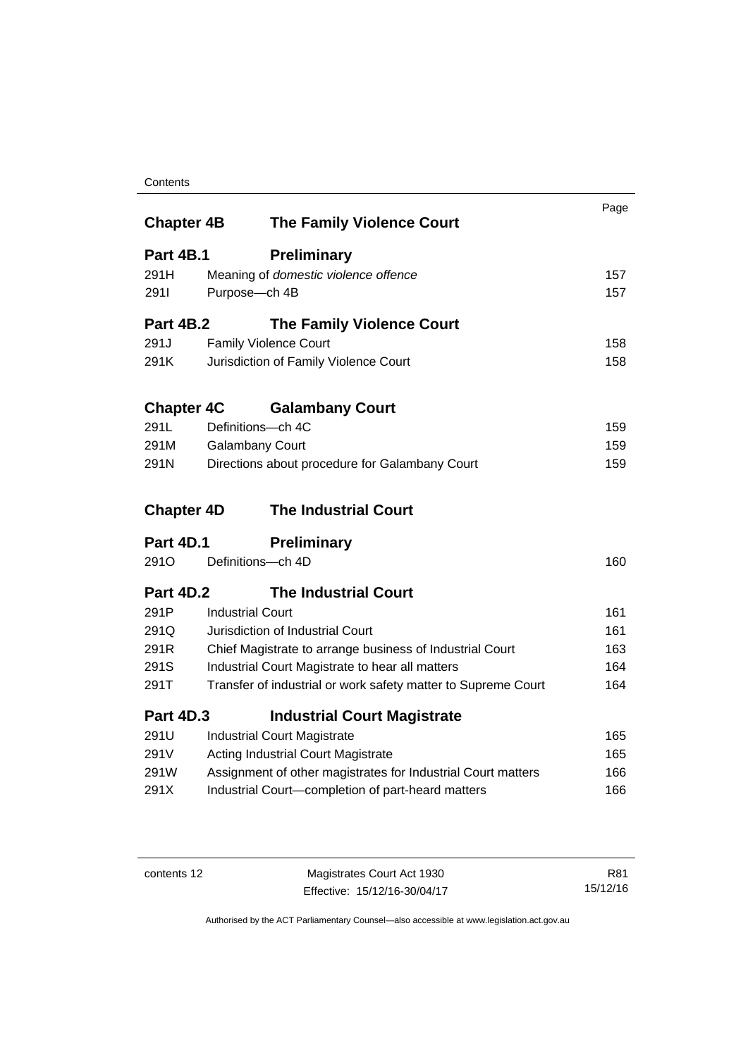| | | Page |
|---|---|---|
| **Chapter 4B** | **The Family Violence Court** | |
| **Part 4B.1** | **Preliminary** | |
| 291H | Meaning of *domestic violence offence* | 157 |
| 291I | Purpose—ch 4B | 157 |
| **Part 4B.2** | **The Family Violence Court** | |
| 291J | Family Violence Court | 158 |
| 291K | Jurisdiction of Family Violence Court | 158 |
| **Chapter 4C** | **Galambany Court** | |
| 291L | Definitions—ch 4C | 159 |
| 291M | Galambany Court | 159 |
| 291N | Directions about procedure for Galambany Court | 159 |
| **Chapter 4D** | **The Industrial Court** | |
| **Part 4D.1** | **Preliminary** | |
| 291O | Definitions—ch 4D | 160 |
| **Part 4D.2** | **The Industrial Court** | |
| 291P | Industrial Court | 161 |
| 291Q | Jurisdiction of Industrial Court | 161 |
| 291R | Chief Magistrate to arrange business of Industrial Court | 163 |
| 291S | Industrial Court Magistrate to hear all matters | 164 |
| 291T | Transfer of industrial or work safety matter to Supreme Court | 164 |
| **Part 4D.3** | **Industrial Court Magistrate** | |
| 291U | Industrial Court Magistrate | 165 |
| 291V | Acting Industrial Court Magistrate | 165 |
| 291W | Assignment of other magistrates for Industrial Court matters | 166 |
| 291X | Industrial Court—completion of part-heard matters | 166 |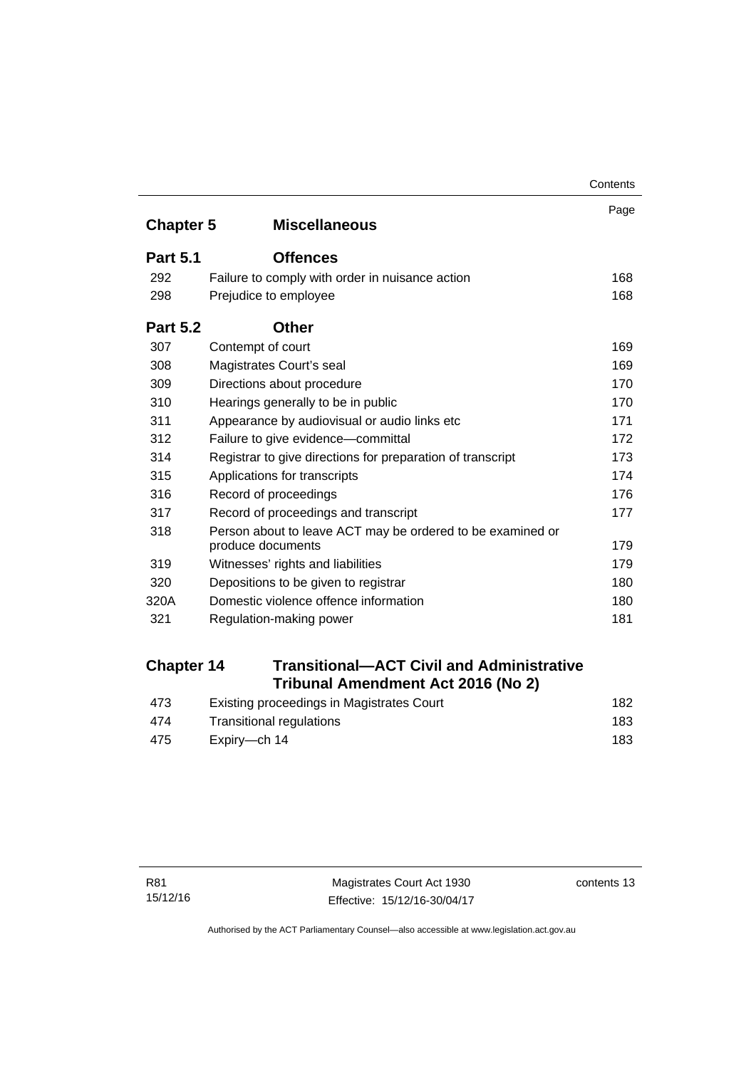| | | Page |
|---|---|---|
| **Chapter 5** | **Miscellaneous** | |
| **Part 5.1** | **Offences** | |
| 292 | Failure to comply with order in nuisance action | 168 |
| 298 | Prejudice to employee | 168 |
| **Part 5.2** | **Other** | |
| 307 | Contempt of court | 169 |
| 308 | Magistrates Court's seal | 169 |
| 309 | Directions about procedure | 170 |
| 310 | Hearings generally to be in public | 170 |
| 311 | Appearance by audiovisual or audio links etc | 171 |
| 312 | Failure to give evidence—committal | 172 |
| 314 | Registrar to give directions for preparation of transcript | 173 |
| 315 | Applications for transcripts | 174 |
| 316 | Record of proceedings | 176 |
| 317 | Record of proceedings and transcript | 177 |
| 318 | Person about to leave ACT may be ordered to be examined or produce documents | 179 |
| 319 | Witnesses' rights and liabilities | 179 |
| 320 | Depositions to be given to registrar | 180 |
| 320A | Domestic violence offence information | 180 |
| 321 | Regulation-making power | 181 |
| **Chapter 14** | **Transitional—ACT Civil and Administrative Tribunal Amendment Act 2016 (No 2)** | |
| 473 | Existing proceedings in Magistrates Court | 182 |
| 474 | Transitional regulations | 183 |
| 475 | Expiry—ch 14 | 183 |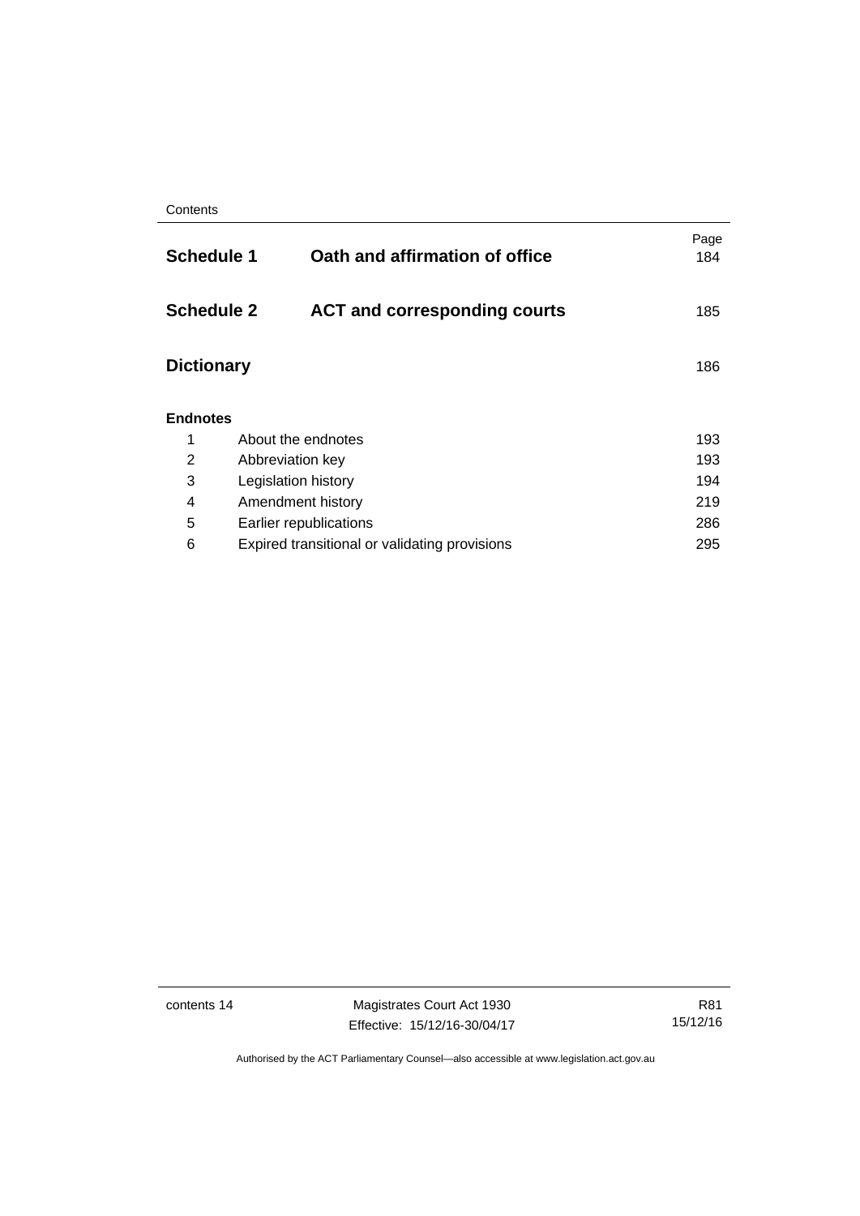| | | Page |
|---|---|---|
| **Schedule 1** | **Oath and affirmation of office** | 184 |
| **Schedule 2** | **ACT and corresponding courts** | 185 |
| **Dictionary** | | 186 |

**Endnotes**

| | | |
|---|---|---|
| 1 | About the endnotes | 193 |
| 2 | Abbreviation key | 193 |
| 3 | Legislation history | 194 |
| 4 | Amendment history | 219 |
| 5 | Earlier republications | 286 |
| 6 | Expired transitional or validating provisions | 295 |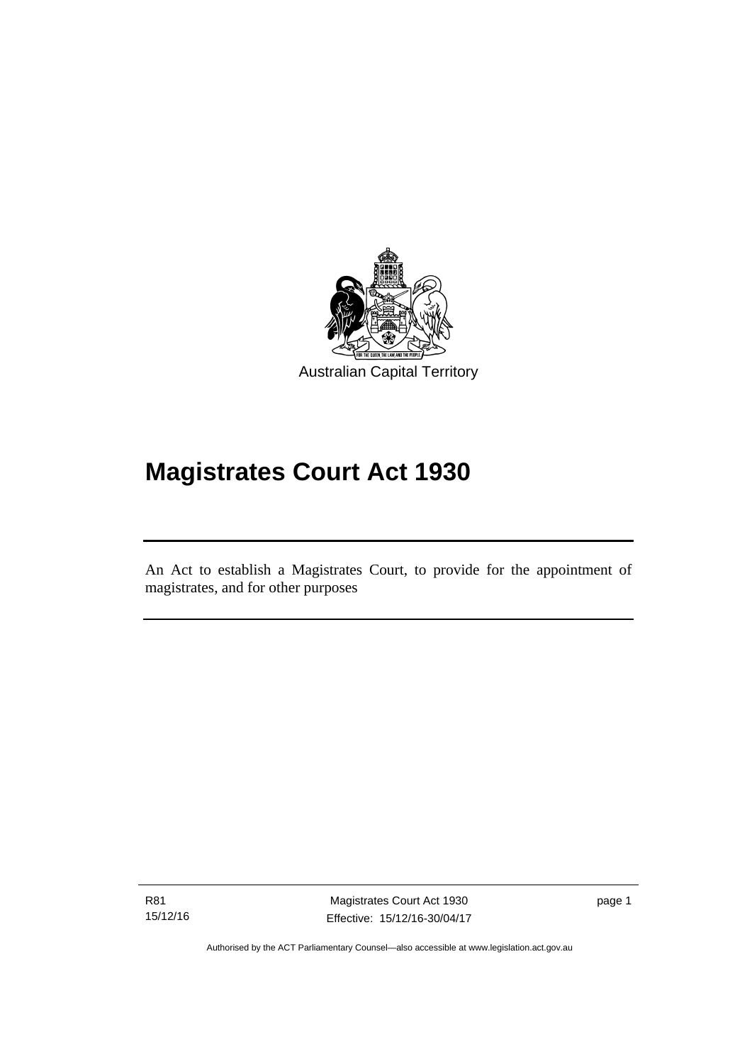Australian Capital Territory

# Magistrates Court Act 1930

An Act to establish a Magistrates Court, to provide for the appointment of magistrates, and for other purposes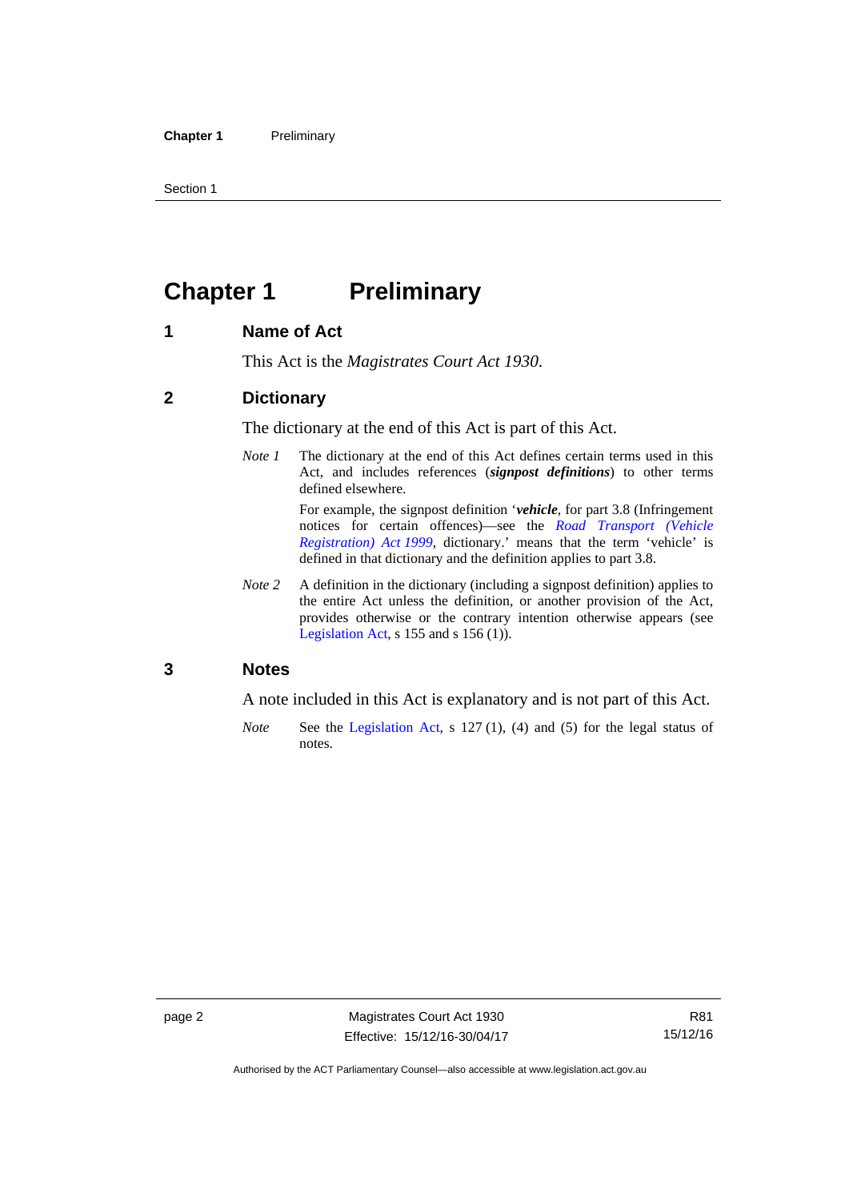# Chapter 1 Preliminary

## 1 Name of Act

This Act is the *Magistrates Court Act 1930*.

## 2 Dictionary

The dictionary at the end of this Act is part of this Act.

*Note 1* The dictionary at the end of this Act defines certain terms used in this Act, and includes references (***signpost definitions***) to other terms defined elsewhere.

For example, the signpost definition '***vehicle***, for part 3.8 (Infringement notices for certain offences)—see the *Road Transport (Vehicle Registration) Act 1999*, dictionary.' means that the term 'vehicle' is defined in that dictionary and the definition applies to part 3.8.

*Note 2* A definition in the dictionary (including a signpost definition) applies to the entire Act unless the definition, or another provision of the Act, provides otherwise or the contrary intention otherwise appears (see Legislation Act, s 155 and s 156 (1)).

## 3 Notes

A note included in this Act is explanatory and is not part of this Act.

*Note* See the Legislation Act, s 127 (1), (4) and (5) for the legal status of notes.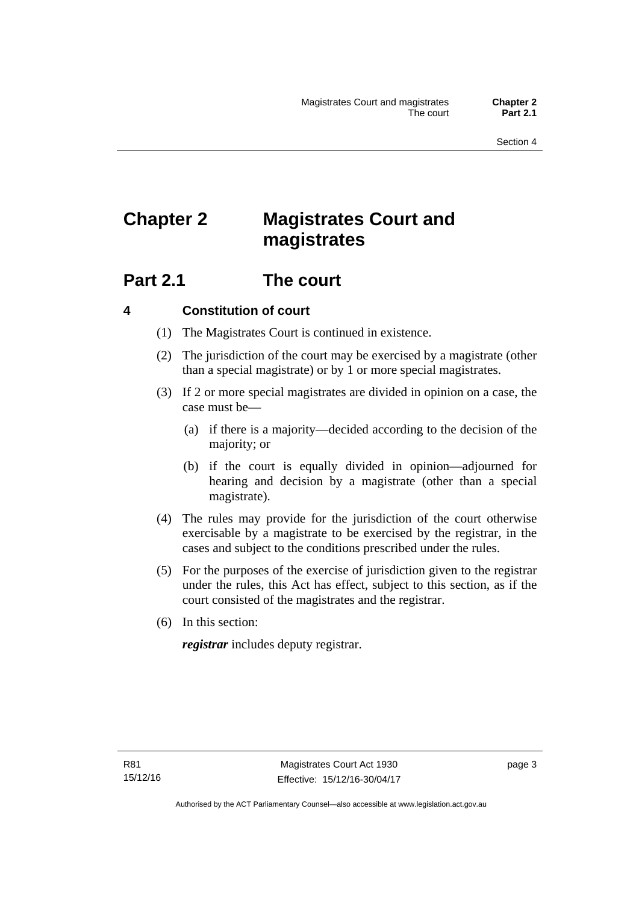# Chapter 2 Magistrates Court and magistrates

## Part 2.1 The court

### 4 Constitution of court

(1) The Magistrates Court is continued in existence.

(2) The jurisdiction of the court may be exercised by a magistrate (other than a special magistrate) or by 1 or more special magistrates.

(3) If 2 or more special magistrates are divided in opinion on a case, the case must be—

(a) if there is a majority—decided according to the decision of the majority; or

(b) if the court is equally divided in opinion—adjourned for hearing and decision by a magistrate (other than a special magistrate).

(4) The rules may provide for the jurisdiction of the court otherwise exercisable by a magistrate to be exercised by the registrar, in the cases and subject to the conditions prescribed under the rules.

(5) For the purposes of the exercise of jurisdiction given to the registrar under the rules, this Act has effect, subject to this section, as if the court consisted of the magistrates and the registrar.

(6) In this section:

***registrar*** includes deputy registrar.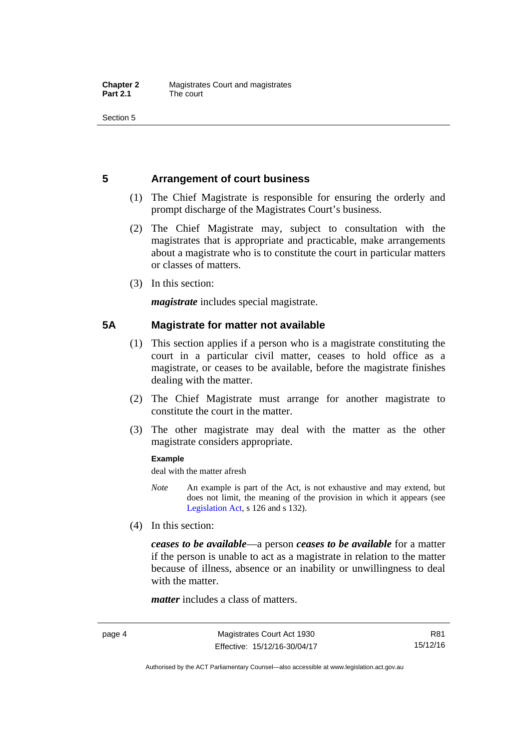## 5 Arrangement of court business

(1) The Chief Magistrate is responsible for ensuring the orderly and prompt discharge of the Magistrates Court's business.

(2) The Chief Magistrate may, subject to consultation with the magistrates that is appropriate and practicable, make arrangements about a magistrate who is to constitute the court in particular matters or classes of matters.

(3) In this section:

***magistrate*** includes special magistrate.

## 5A Magistrate for matter not available

(1) This section applies if a person who is a magistrate constituting the court in a particular civil matter, ceases to hold office as a magistrate, or ceases to be available, before the magistrate finishes dealing with the matter.

(2) The Chief Magistrate must arrange for another magistrate to constitute the court in the matter.

(3) The other magistrate may deal with the matter as the other magistrate considers appropriate.

**Example**

deal with the matter afresh

*Note* An example is part of the Act, is not exhaustive and may extend, but does not limit, the meaning of the provision in which it appears (see Legislation Act, s 126 and s 132).

(4) In this section:

***ceases to be available***—a person ***ceases to be available*** for a matter if the person is unable to act as a magistrate in relation to the matter because of illness, absence or an inability or unwillingness to deal with the matter.

***matter*** includes a class of matters.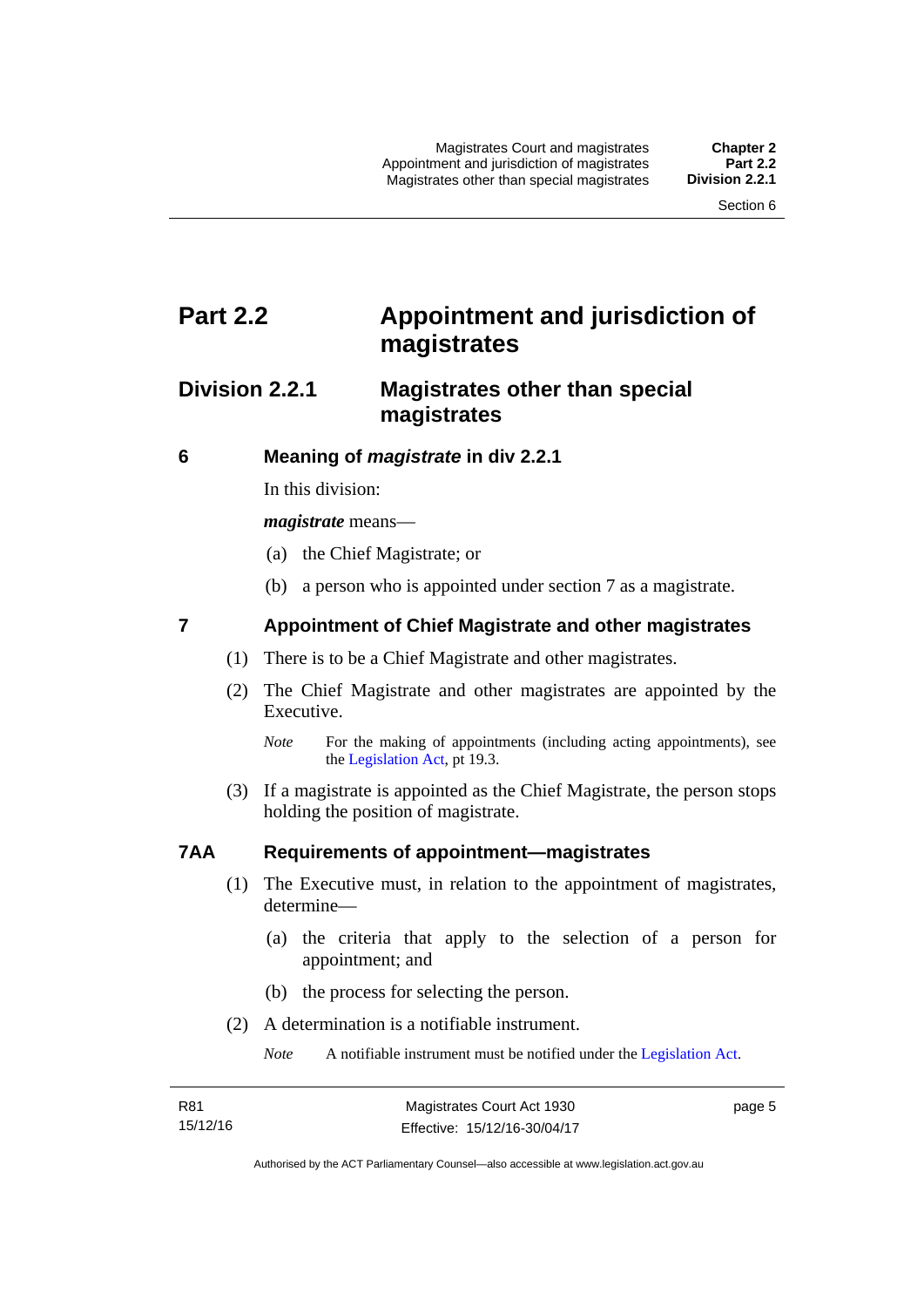# Part 2.2 Appointment and jurisdiction of magistrates

## Division 2.2.1 Magistrates other than special magistrates

### 6 Meaning of *magistrate* in div 2.2.1

In this division:

***magistrate*** means—

(a) the Chief Magistrate; or

(b) a person who is appointed under section 7 as a magistrate.

### 7 Appointment of Chief Magistrate and other magistrates

(1) There is to be a Chief Magistrate and other magistrates.

(2) The Chief Magistrate and other magistrates are appointed by the Executive.

*Note* For the making of appointments (including acting appointments), see the Legislation Act, pt 19.3.

(3) If a magistrate is appointed as the Chief Magistrate, the person stops holding the position of magistrate.

### 7AA Requirements of appointment—magistrates

(1) The Executive must, in relation to the appointment of magistrates, determine—

(a) the criteria that apply to the selection of a person for appointment; and

(b) the process for selecting the person.

(2) A determination is a notifiable instrument.

*Note* A notifiable instrument must be notified under the Legislation Act.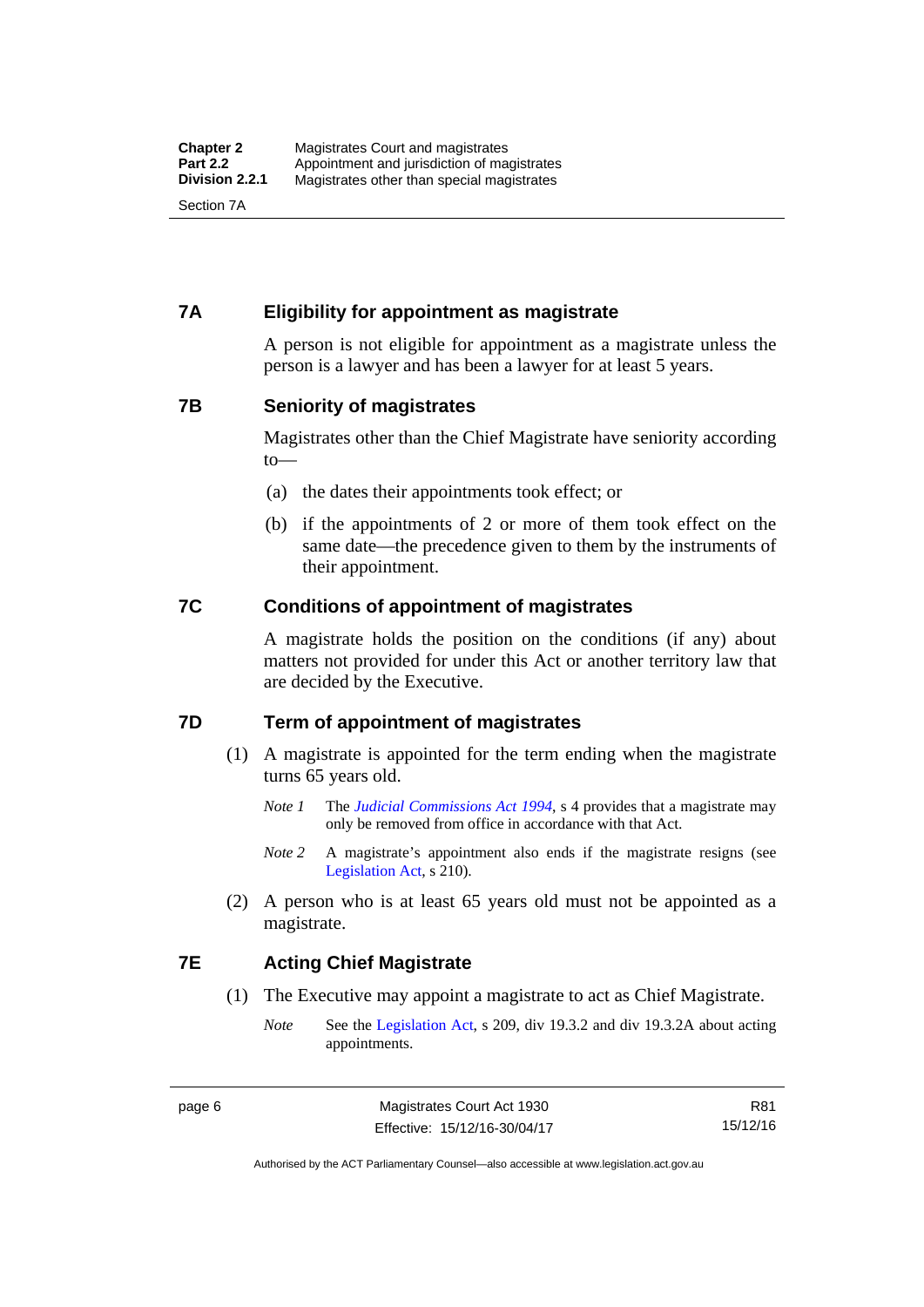## 7A Eligibility for appointment as magistrate

A person is not eligible for appointment as a magistrate unless the person is a lawyer and has been a lawyer for at least 5 years.

## 7B Seniority of magistrates

Magistrates other than the Chief Magistrate have seniority according to—

(a) the dates their appointments took effect; or

(b) if the appointments of 2 or more of them took effect on the same date—the precedence given to them by the instruments of their appointment.

## 7C Conditions of appointment of magistrates

A magistrate holds the position on the conditions (if any) about matters not provided for under this Act or another territory law that are decided by the Executive.

## 7D Term of appointment of magistrates

(1) A magistrate is appointed for the term ending when the magistrate turns 65 years old.

*Note 1* The *Judicial Commissions Act 1994*, s 4 provides that a magistrate may only be removed from office in accordance with that Act.

*Note 2* A magistrate's appointment also ends if the magistrate resigns (see Legislation Act, s 210).

(2) A person who is at least 65 years old must not be appointed as a magistrate.

## 7E Acting Chief Magistrate

(1) The Executive may appoint a magistrate to act as Chief Magistrate.

*Note* See the Legislation Act, s 209, div 19.3.2 and div 19.3.2A about acting appointments.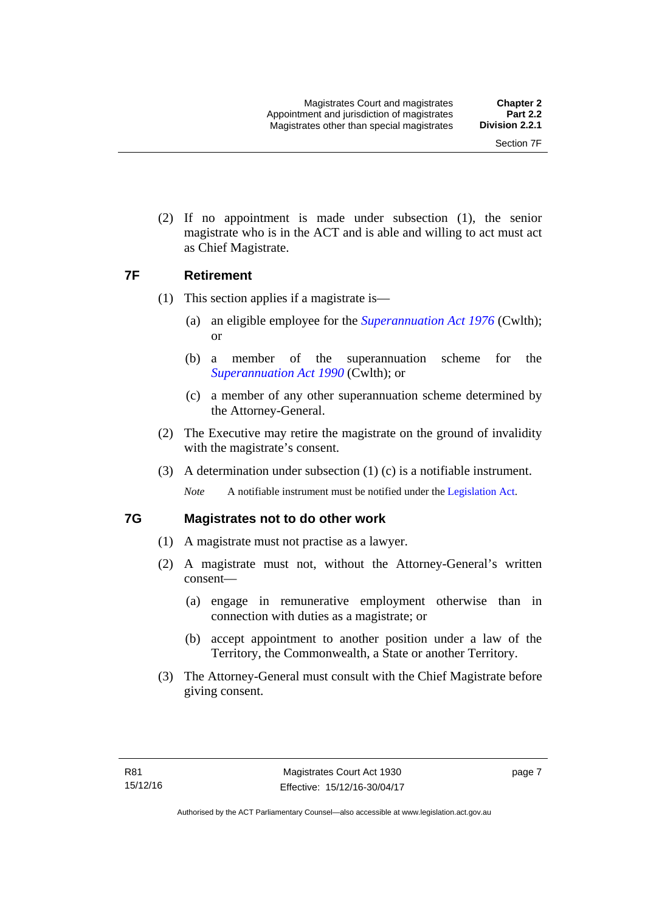(2) If no appointment is made under subsection (1), the senior magistrate who is in the ACT and is able and willing to act must act as Chief Magistrate.

## 7F Retirement

(1) This section applies if a magistrate is—

(a) an eligible employee for the *Superannuation Act 1976* (Cwlth); or

(b) a member of the superannuation scheme for the *Superannuation Act 1990* (Cwlth); or

(c) a member of any other superannuation scheme determined by the Attorney-General.

(2) The Executive may retire the magistrate on the ground of invalidity with the magistrate's consent.

(3) A determination under subsection (1) (c) is a notifiable instrument.

*Note* A notifiable instrument must be notified under the Legislation Act.

## 7G Magistrates not to do other work

(1) A magistrate must not practise as a lawyer.

(2) A magistrate must not, without the Attorney-General's written consent—

(a) engage in remunerative employment otherwise than in connection with duties as a magistrate; or

(b) accept appointment to another position under a law of the Territory, the Commonwealth, a State or another Territory.

(3) The Attorney-General must consult with the Chief Magistrate before giving consent.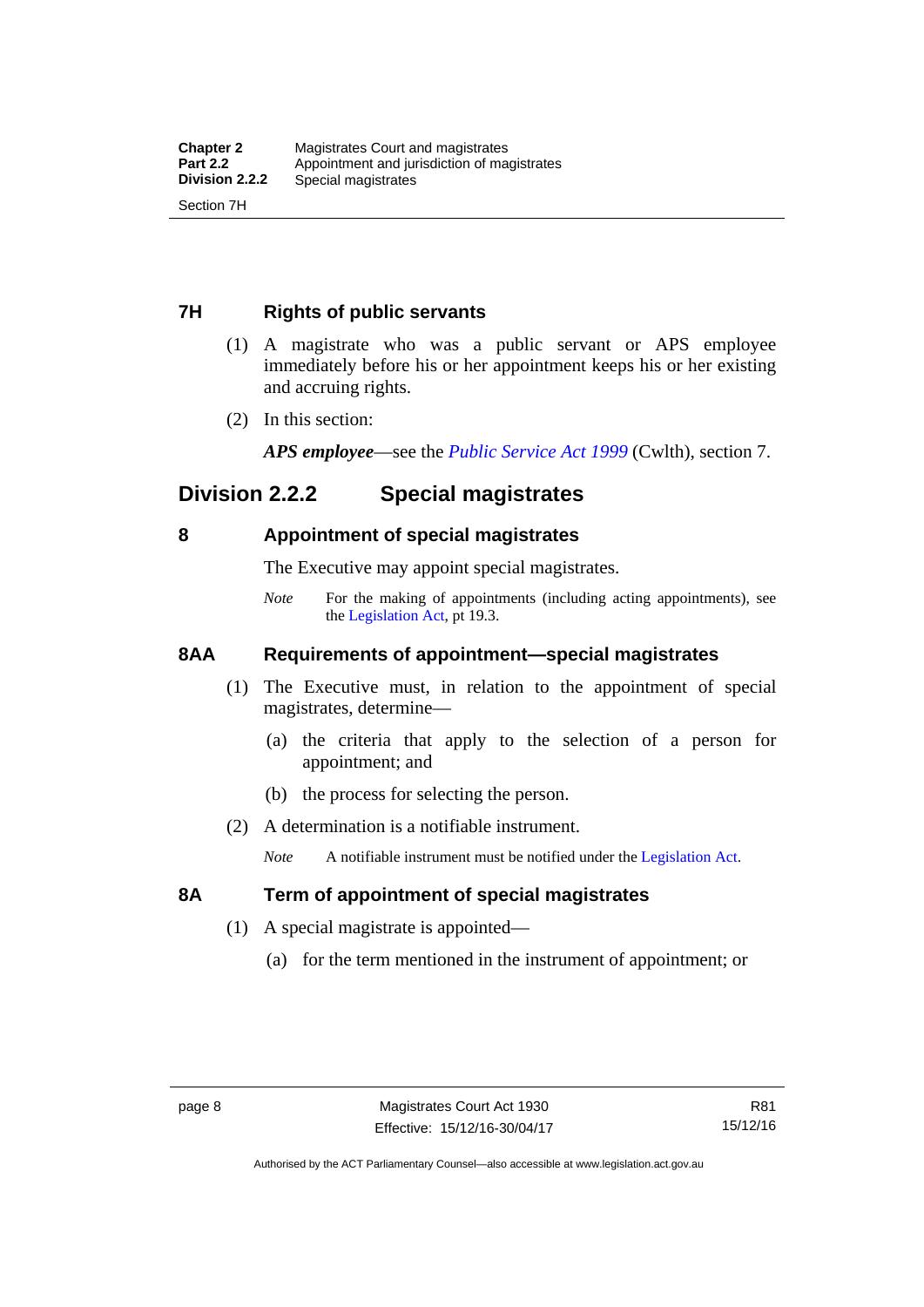### 7H Rights of public servants

(1) A magistrate who was a public servant or APS employee immediately before his or her appointment keeps his or her existing and accruing rights.

(2) In this section:

***APS employee***—see the *Public Service Act 1999* (Cwlth), section 7.

## Division 2.2.2 Special magistrates

### 8 Appointment of special magistrates

The Executive may appoint special magistrates.

*Note* For the making of appointments (including acting appointments), see the Legislation Act, pt 19.3.

### 8AA Requirements of appointment—special magistrates

(1) The Executive must, in relation to the appointment of special magistrates, determine—

(a) the criteria that apply to the selection of a person for appointment; and

(b) the process for selecting the person.

(2) A determination is a notifiable instrument.

*Note* A notifiable instrument must be notified under the Legislation Act.

### 8A Term of appointment of special magistrates

(1) A special magistrate is appointed—

(a) for the term mentioned in the instrument of appointment; or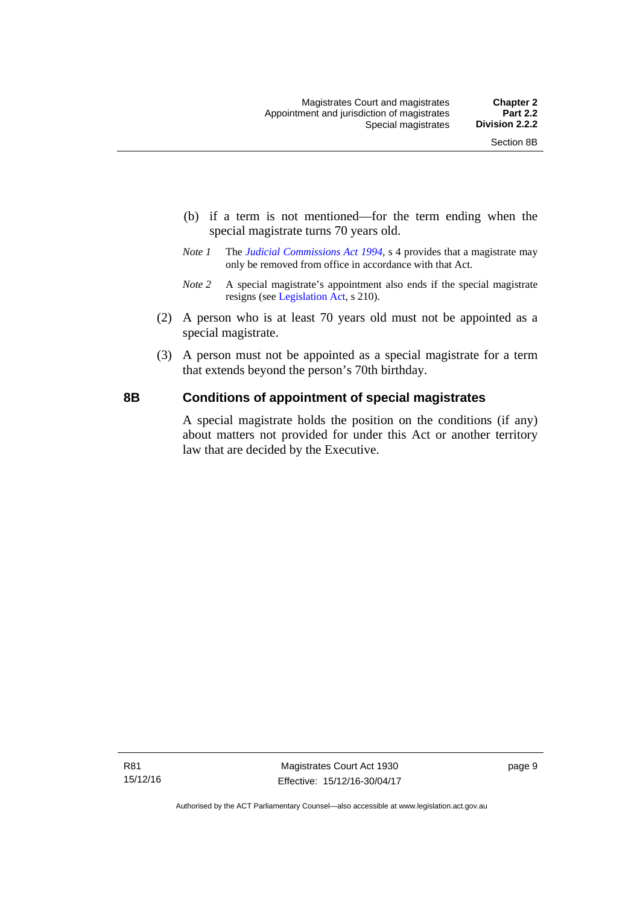(b) if a term is not mentioned—for the term ending when the special magistrate turns 70 years old.

*Note 1* The *Judicial Commissions Act 1994*, s 4 provides that a magistrate may only be removed from office in accordance with that Act.

*Note 2* A special magistrate's appointment also ends if the special magistrate resigns (see Legislation Act, s 210).

(2) A person who is at least 70 years old must not be appointed as a special magistrate.

(3) A person must not be appointed as a special magistrate for a term that extends beyond the person's 70th birthday.

### 8B Conditions of appointment of special magistrates

A special magistrate holds the position on the conditions (if any) about matters not provided for under this Act or another territory law that are decided by the Executive.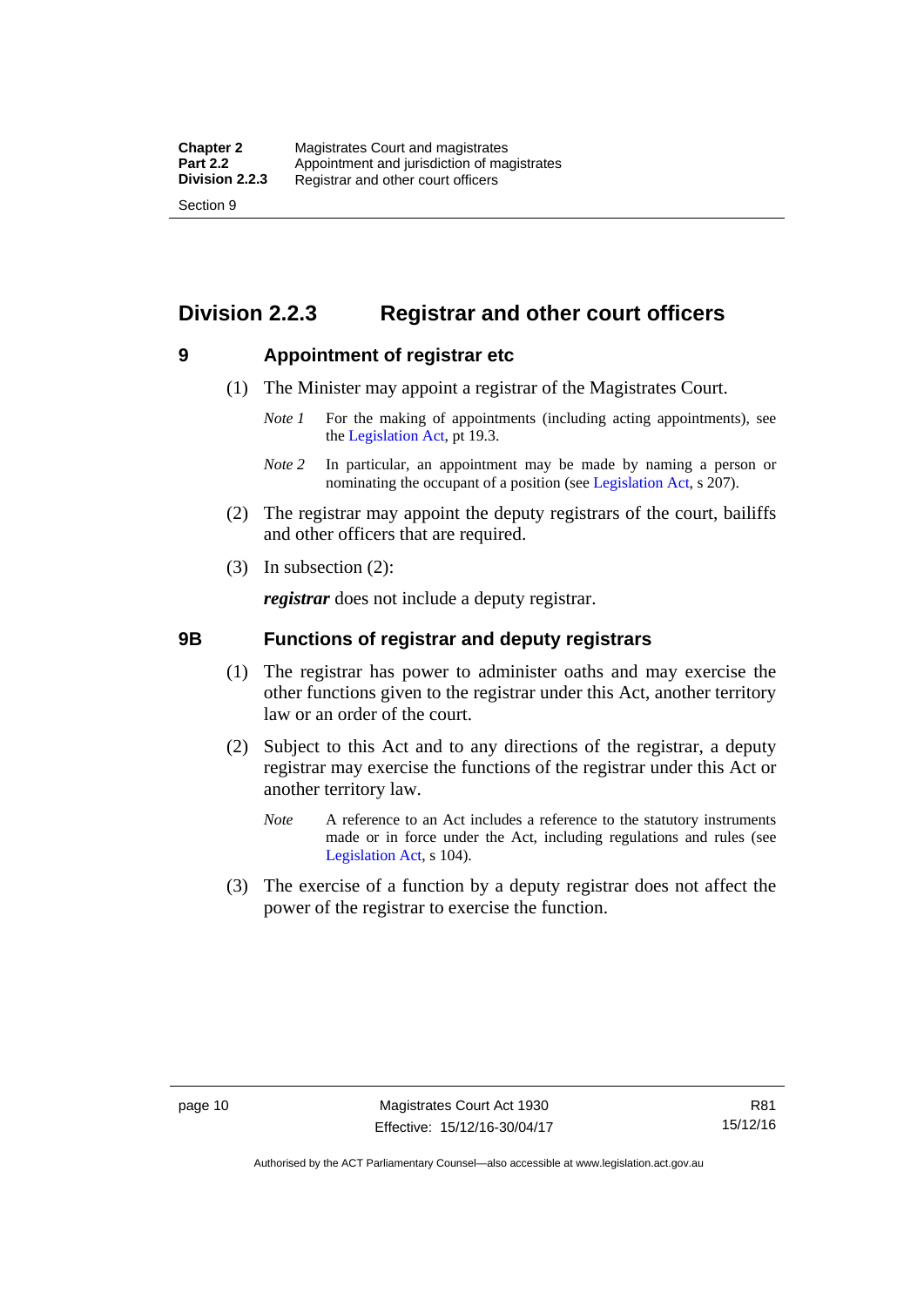## Division 2.2.3 Registrar and other court officers

### 9 Appointment of registrar etc

(1) The Minister may appoint a registrar of the Magistrates Court.

*Note 1* For the making of appointments (including acting appointments), see the Legislation Act, pt 19.3.

*Note 2* In particular, an appointment may be made by naming a person or nominating the occupant of a position (see Legislation Act, s 207).

(2) The registrar may appoint the deputy registrars of the court, bailiffs and other officers that are required.

(3) In subsection (2):

***registrar*** does not include a deputy registrar.

### 9B Functions of registrar and deputy registrars

(1) The registrar has power to administer oaths and may exercise the other functions given to the registrar under this Act, another territory law or an order of the court.

(2) Subject to this Act and to any directions of the registrar, a deputy registrar may exercise the functions of the registrar under this Act or another territory law.

*Note* A reference to an Act includes a reference to the statutory instruments made or in force under the Act, including regulations and rules (see Legislation Act, s 104).

(3) The exercise of a function by a deputy registrar does not affect the power of the registrar to exercise the function.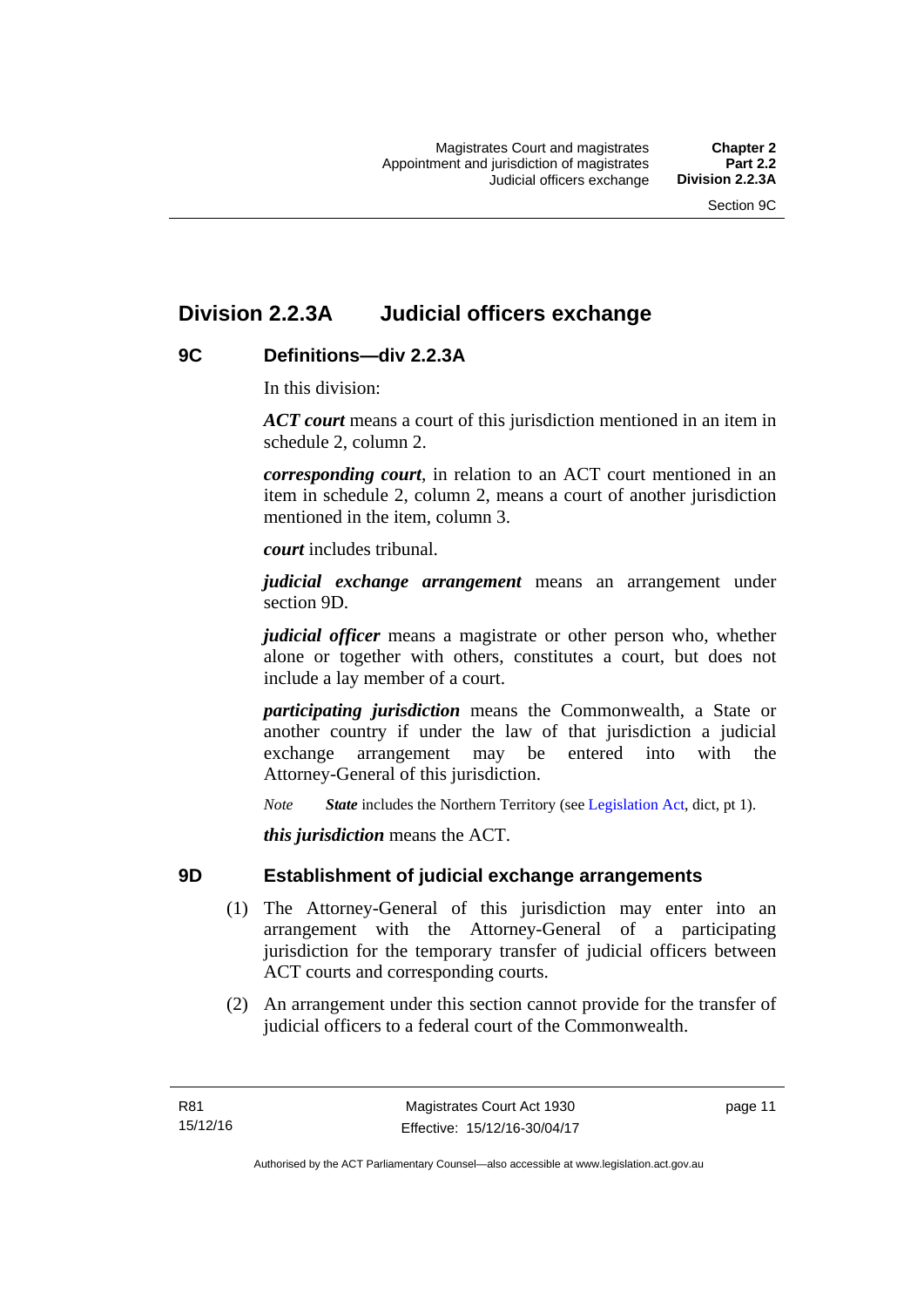## Division 2.2.3A Judicial officers exchange

### 9C Definitions—div 2.2.3A

In this division:

***ACT court*** means a court of this jurisdiction mentioned in an item in schedule 2, column 2.

***corresponding court***, in relation to an ACT court mentioned in an item in schedule 2, column 2, means a court of another jurisdiction mentioned in the item, column 3.

***court*** includes tribunal.

***judicial exchange arrangement*** means an arrangement under section 9D.

***judicial officer*** means a magistrate or other person who, whether alone or together with others, constitutes a court, but does not include a lay member of a court.

***participating jurisdiction*** means the Commonwealth, a State or another country if under the law of that jurisdiction a judicial exchange arrangement may be entered into with the Attorney-General of this jurisdiction.

*Note* ***State*** includes the Northern Territory (see Legislation Act, dict, pt 1).

***this jurisdiction*** means the ACT.

### 9D Establishment of judicial exchange arrangements

(1) The Attorney-General of this jurisdiction may enter into an arrangement with the Attorney-General of a participating jurisdiction for the temporary transfer of judicial officers between ACT courts and corresponding courts.

(2) An arrangement under this section cannot provide for the transfer of judicial officers to a federal court of the Commonwealth.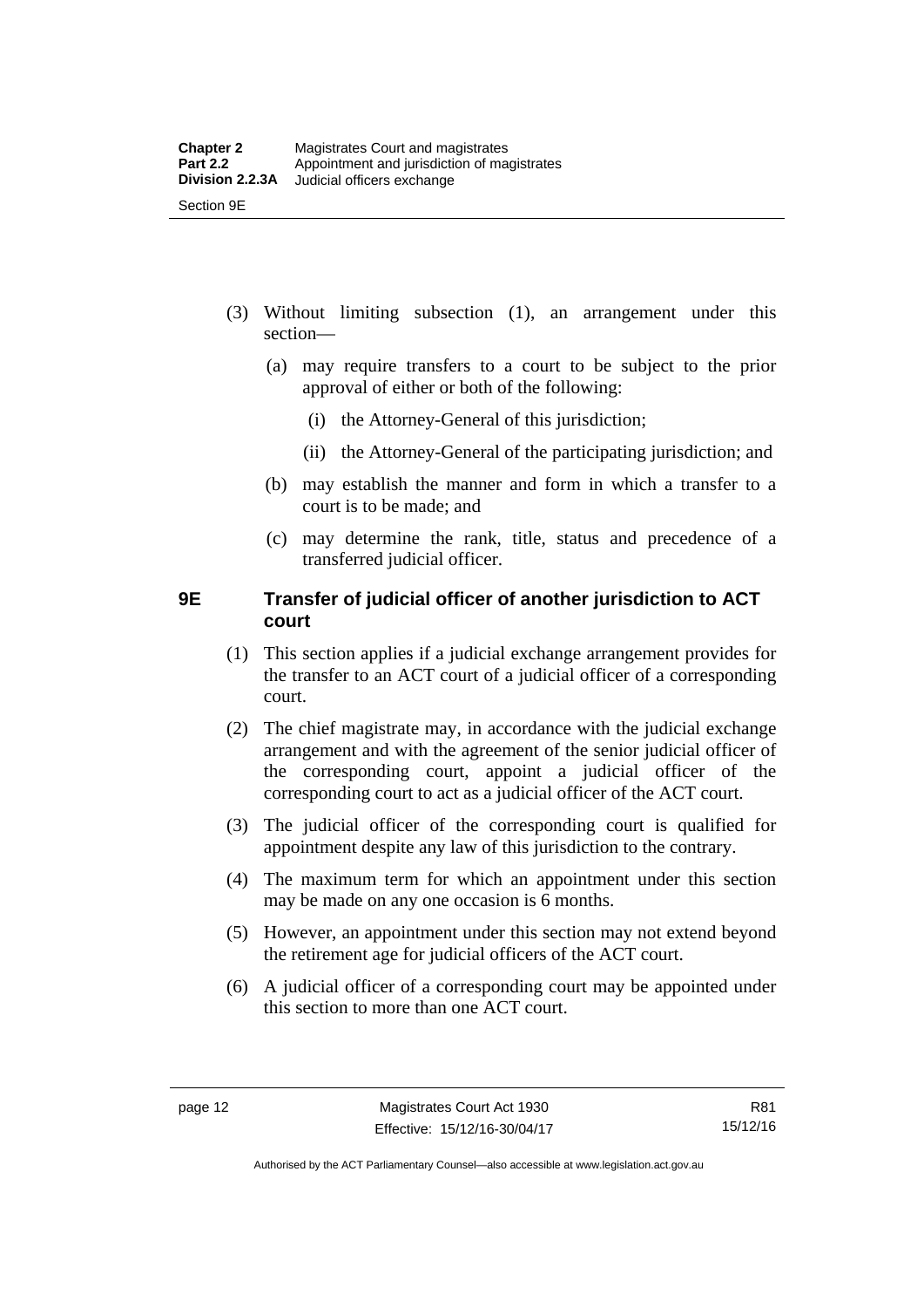(3) Without limiting subsection (1), an arrangement under this section—

(a) may require transfers to a court to be subject to the prior approval of either or both of the following:

(i) the Attorney-General of this jurisdiction;

(ii) the Attorney-General of the participating jurisdiction; and

(b) may establish the manner and form in which a transfer to a court is to be made; and

(c) may determine the rank, title, status and precedence of a transferred judicial officer.

### 9E Transfer of judicial officer of another jurisdiction to ACT court

(1) This section applies if a judicial exchange arrangement provides for the transfer to an ACT court of a judicial officer of a corresponding court.

(2) The chief magistrate may, in accordance with the judicial exchange arrangement and with the agreement of the senior judicial officer of the corresponding court, appoint a judicial officer of the corresponding court to act as a judicial officer of the ACT court.

(3) The judicial officer of the corresponding court is qualified for appointment despite any law of this jurisdiction to the contrary.

(4) The maximum term for which an appointment under this section may be made on any one occasion is 6 months.

(5) However, an appointment under this section may not extend beyond the retirement age for judicial officers of the ACT court.

(6) A judicial officer of a corresponding court may be appointed under this section to more than one ACT court.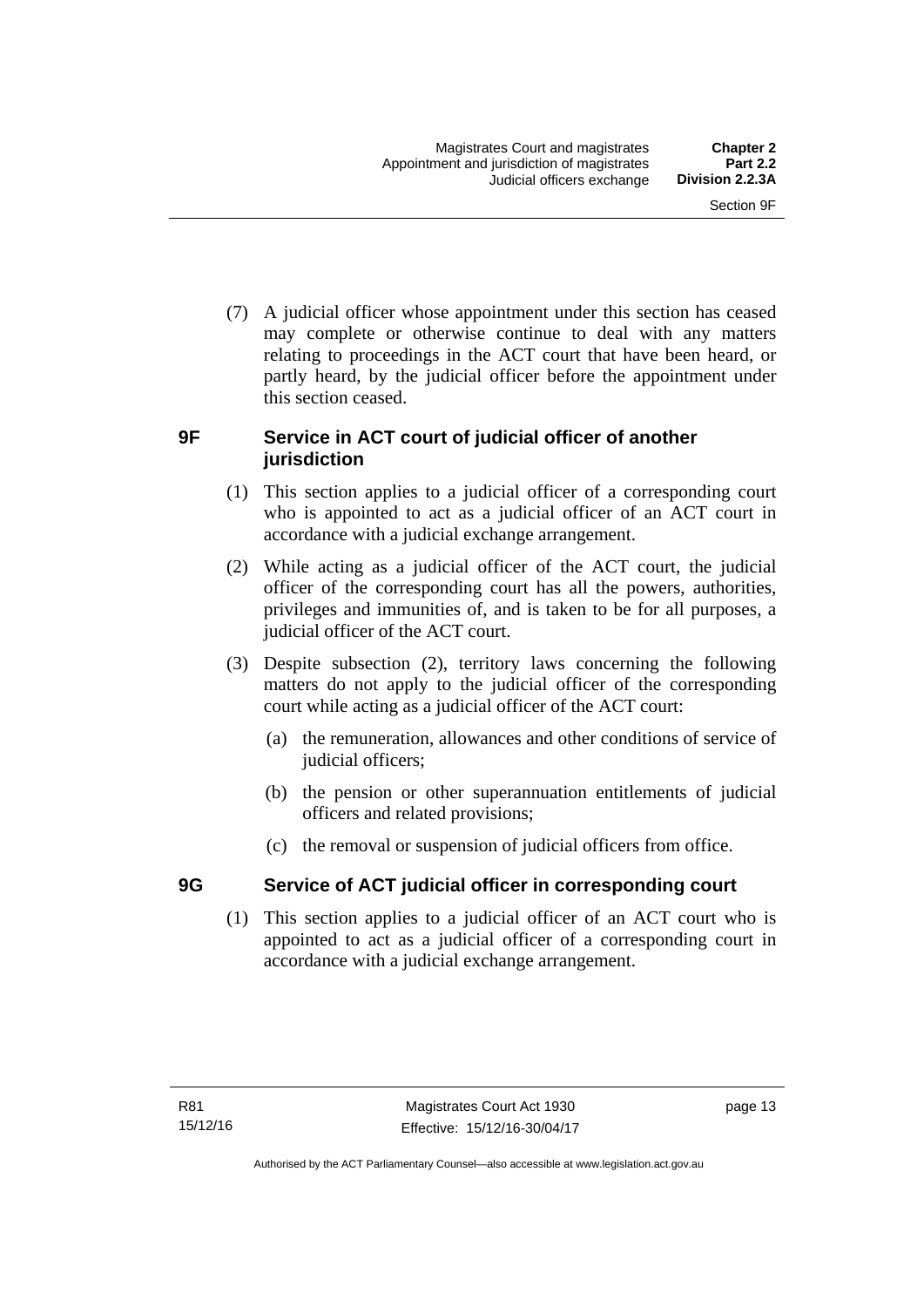(7) A judicial officer whose appointment under this section has ceased may complete or otherwise continue to deal with any matters relating to proceedings in the ACT court that have been heard, or partly heard, by the judicial officer before the appointment under this section ceased.

### 9F Service in ACT court of judicial officer of another jurisdiction

(1) This section applies to a judicial officer of a corresponding court who is appointed to act as a judicial officer of an ACT court in accordance with a judicial exchange arrangement.

(2) While acting as a judicial officer of the ACT court, the judicial officer of the corresponding court has all the powers, authorities, privileges and immunities of, and is taken to be for all purposes, a judicial officer of the ACT court.

(3) Despite subsection (2), territory laws concerning the following matters do not apply to the judicial officer of the corresponding court while acting as a judicial officer of the ACT court:

(a) the remuneration, allowances and other conditions of service of judicial officers;

(b) the pension or other superannuation entitlements of judicial officers and related provisions;

(c) the removal or suspension of judicial officers from office.

### 9G Service of ACT judicial officer in corresponding court

(1) This section applies to a judicial officer of an ACT court who is appointed to act as a judicial officer of a corresponding court in accordance with a judicial exchange arrangement.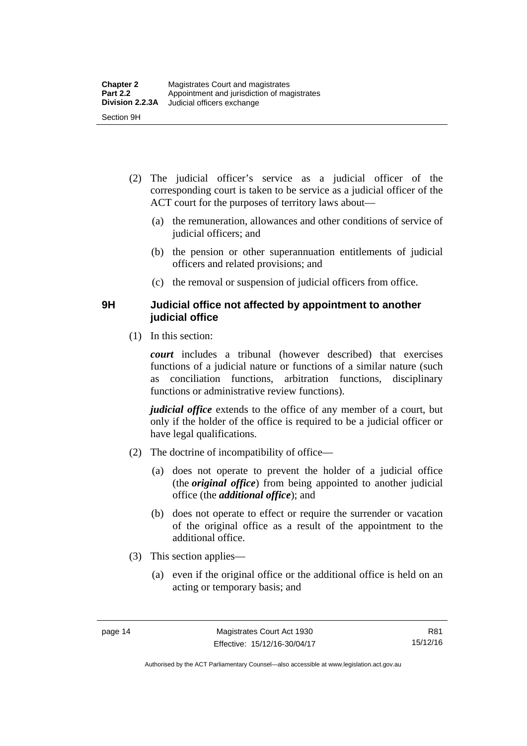(2) The judicial officer's service as a judicial officer of the corresponding court is taken to be service as a judicial officer of the ACT court for the purposes of territory laws about—

(a) the remuneration, allowances and other conditions of service of judicial officers; and

(b) the pension or other superannuation entitlements of judicial officers and related provisions; and

(c) the removal or suspension of judicial officers from office.

### 9H Judicial office not affected by appointment to another judicial office

(1) In this section:

***court*** includes a tribunal (however described) that exercises functions of a judicial nature or functions of a similar nature (such as conciliation functions, arbitration functions, disciplinary functions or administrative review functions).

***judicial office*** extends to the office of any member of a court, but only if the holder of the office is required to be a judicial officer or have legal qualifications.

(2) The doctrine of incompatibility of office—

(a) does not operate to prevent the holder of a judicial office (the ***original office***) from being appointed to another judicial office (the ***additional office***); and

(b) does not operate to effect or require the surrender or vacation of the original office as a result of the appointment to the additional office.

(3) This section applies—

(a) even if the original office or the additional office is held on an acting or temporary basis; and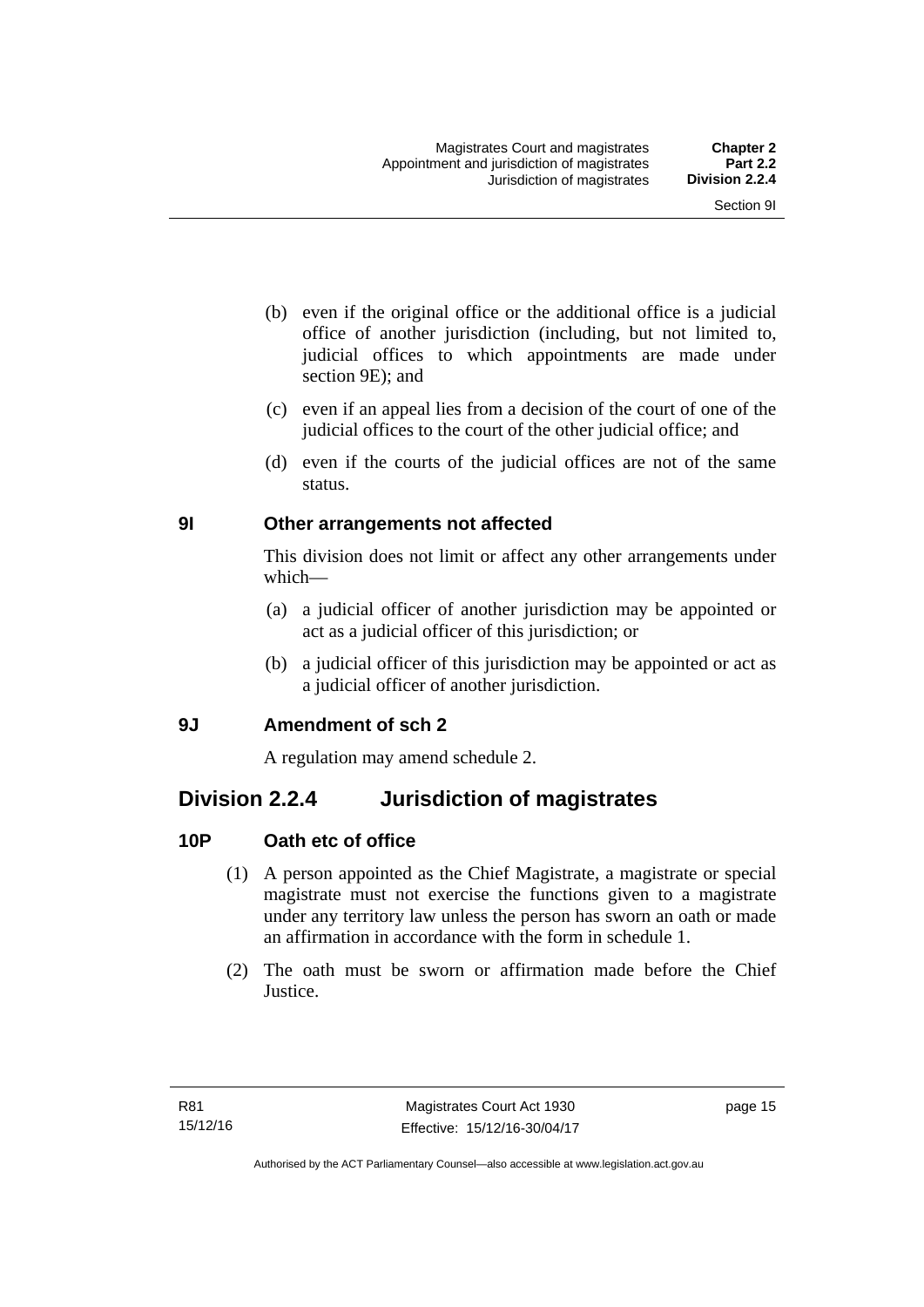(b) even if the original office or the additional office is a judicial office of another jurisdiction (including, but not limited to, judicial offices to which appointments are made under section 9E); and

(c) even if an appeal lies from a decision of the court of one of the judicial offices to the court of the other judicial office; and

(d) even if the courts of the judicial offices are not of the same status.

### 9I Other arrangements not affected

This division does not limit or affect any other arrangements under which—

(a) a judicial officer of another jurisdiction may be appointed or act as a judicial officer of this jurisdiction; or

(b) a judicial officer of this jurisdiction may be appointed or act as a judicial officer of another jurisdiction.

### 9J Amendment of sch 2

A regulation may amend schedule 2.

## Division 2.2.4 Jurisdiction of magistrates

### 10P Oath etc of office

(1) A person appointed as the Chief Magistrate, a magistrate or special magistrate must not exercise the functions given to a magistrate under any territory law unless the person has sworn an oath or made an affirmation in accordance with the form in schedule 1.

(2) The oath must be sworn or affirmation made before the Chief Justice.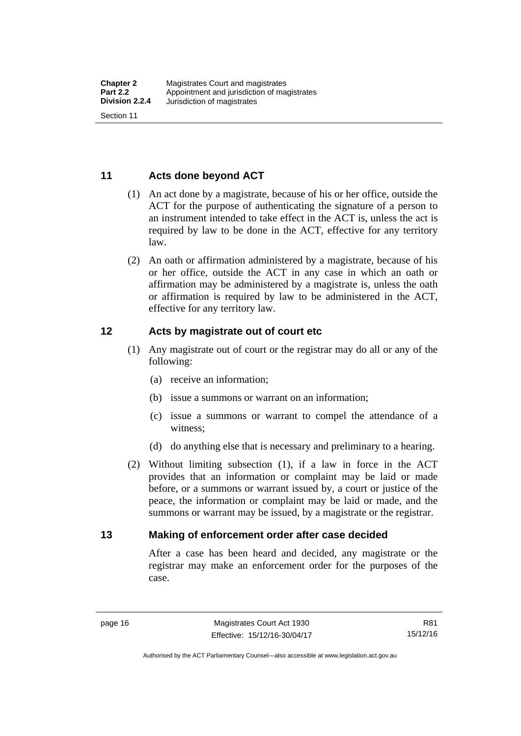## 11 Acts done beyond ACT

(1) An act done by a magistrate, because of his or her office, outside the ACT for the purpose of authenticating the signature of a person to an instrument intended to take effect in the ACT is, unless the act is required by law to be done in the ACT, effective for any territory law.

(2) An oath or affirmation administered by a magistrate, because of his or her office, outside the ACT in any case in which an oath or affirmation may be administered by a magistrate is, unless the oath or affirmation is required by law to be administered in the ACT, effective for any territory law.

## 12 Acts by magistrate out of court etc

(1) Any magistrate out of court or the registrar may do all or any of the following:

(a) receive an information;

(b) issue a summons or warrant on an information;

(c) issue a summons or warrant to compel the attendance of a witness;

(d) do anything else that is necessary and preliminary to a hearing.

(2) Without limiting subsection (1), if a law in force in the ACT provides that an information or complaint may be laid or made before, or a summons or warrant issued by, a court or justice of the peace, the information or complaint may be laid or made, and the summons or warrant may be issued, by a magistrate or the registrar.

## 13 Making of enforcement order after case decided

After a case has been heard and decided, any magistrate or the registrar may make an enforcement order for the purposes of the case.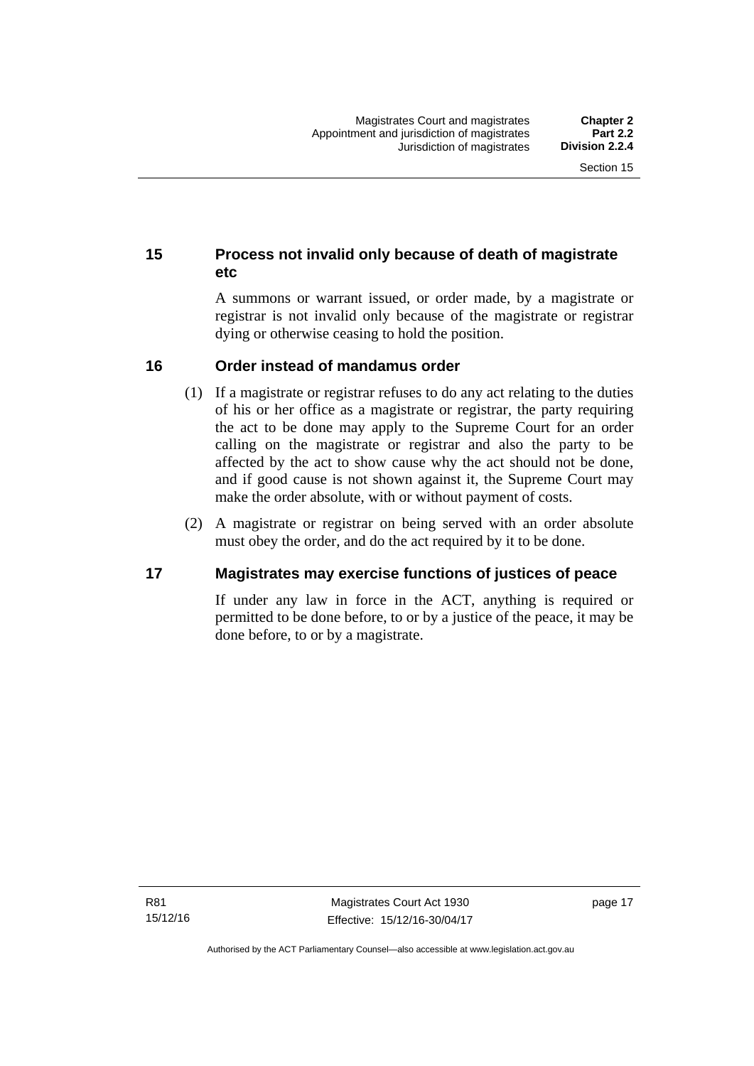## 15 Process not invalid only because of death of magistrate etc

A summons or warrant issued, or order made, by a magistrate or registrar is not invalid only because of the magistrate or registrar dying or otherwise ceasing to hold the position.

## 16 Order instead of mandamus order

(1) If a magistrate or registrar refuses to do any act relating to the duties of his or her office as a magistrate or registrar, the party requiring the act to be done may apply to the Supreme Court for an order calling on the magistrate or registrar and also the party to be affected by the act to show cause why the act should not be done, and if good cause is not shown against it, the Supreme Court may make the order absolute, with or without payment of costs.

(2) A magistrate or registrar on being served with an order absolute must obey the order, and do the act required by it to be done.

## 17 Magistrates may exercise functions of justices of peace

If under any law in force in the ACT, anything is required or permitted to be done before, to or by a justice of the peace, it may be done before, to or by a magistrate.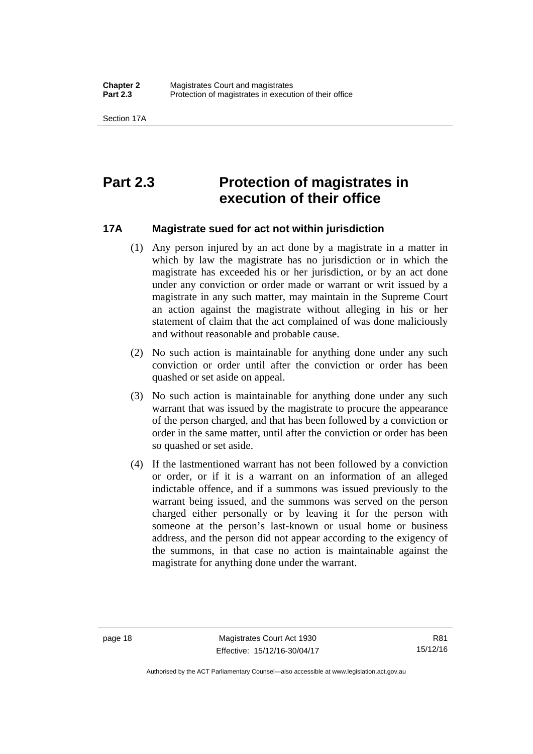# Part 2.3 Protection of magistrates in execution of their office

## 17A Magistrate sued for act not within jurisdiction

(1) Any person injured by an act done by a magistrate in a matter in which by law the magistrate has no jurisdiction or in which the magistrate has exceeded his or her jurisdiction, or by an act done under any conviction or order made or warrant or writ issued by a magistrate in any such matter, may maintain in the Supreme Court an action against the magistrate without alleging in his or her statement of claim that the act complained of was done maliciously and without reasonable and probable cause.

(2) No such action is maintainable for anything done under any such conviction or order until after the conviction or order has been quashed or set aside on appeal.

(3) No such action is maintainable for anything done under any such warrant that was issued by the magistrate to procure the appearance of the person charged, and that has been followed by a conviction or order in the same matter, until after the conviction or order has been so quashed or set aside.

(4) If the lastmentioned warrant has not been followed by a conviction or order, or if it is a warrant on an information of an alleged indictable offence, and if a summons was issued previously to the warrant being issued, and the summons was served on the person charged either personally or by leaving it for the person with someone at the person's last-known or usual home or business address, and the person did not appear according to the exigency of the summons, in that case no action is maintainable against the magistrate for anything done under the warrant.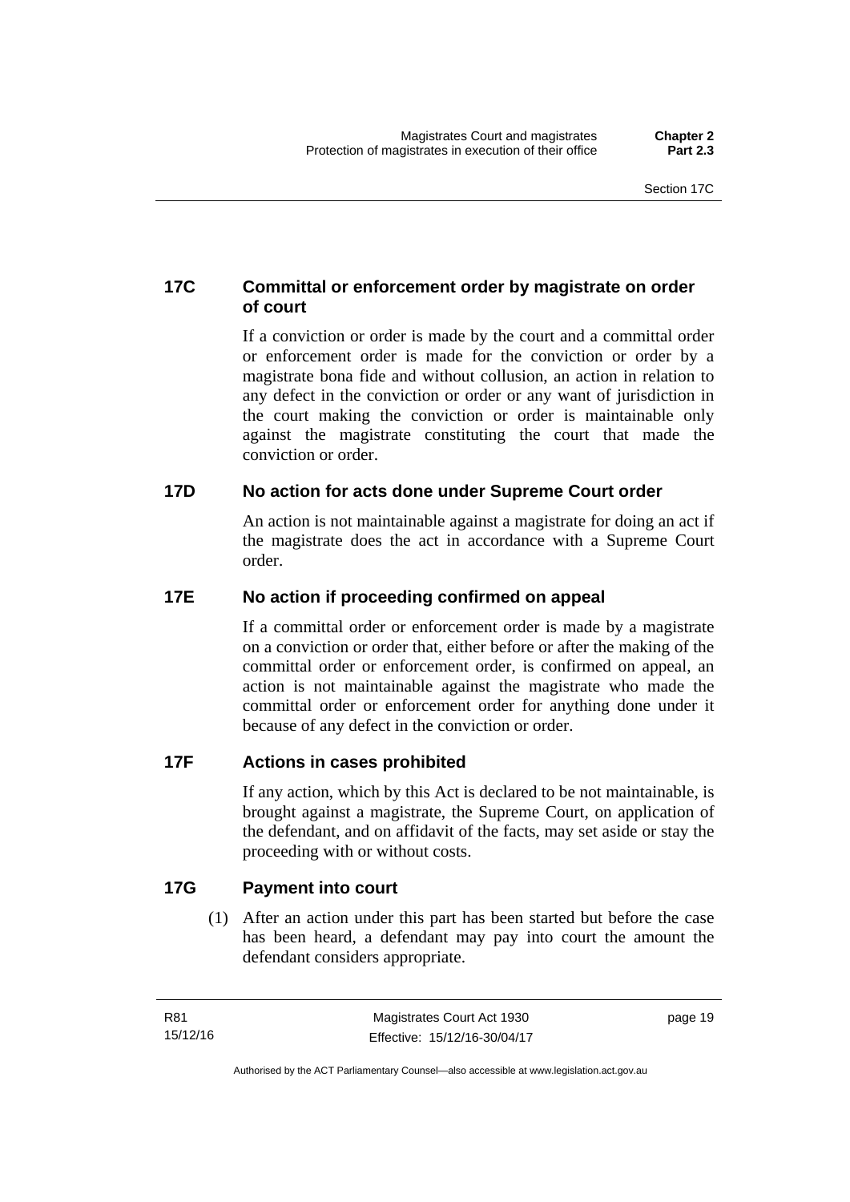### 17C Committal or enforcement order by magistrate on order of court

If a conviction or order is made by the court and a committal order or enforcement order is made for the conviction or order by a magistrate bona fide and without collusion, an action in relation to any defect in the conviction or order or any want of jurisdiction in the court making the conviction or order is maintainable only against the magistrate constituting the court that made the conviction or order.

### 17D No action for acts done under Supreme Court order

An action is not maintainable against a magistrate for doing an act if the magistrate does the act in accordance with a Supreme Court order.

### 17E No action if proceeding confirmed on appeal

If a committal order or enforcement order is made by a magistrate on a conviction or order that, either before or after the making of the committal order or enforcement order, is confirmed on appeal, an action is not maintainable against the magistrate who made the committal order or enforcement order for anything done under it because of any defect in the conviction or order.

### 17F Actions in cases prohibited

If any action, which by this Act is declared to be not maintainable, is brought against a magistrate, the Supreme Court, on application of the defendant, and on affidavit of the facts, may set aside or stay the proceeding with or without costs.

### 17G Payment into court

(1) After an action under this part has been started but before the case has been heard, a defendant may pay into court the amount the defendant considers appropriate.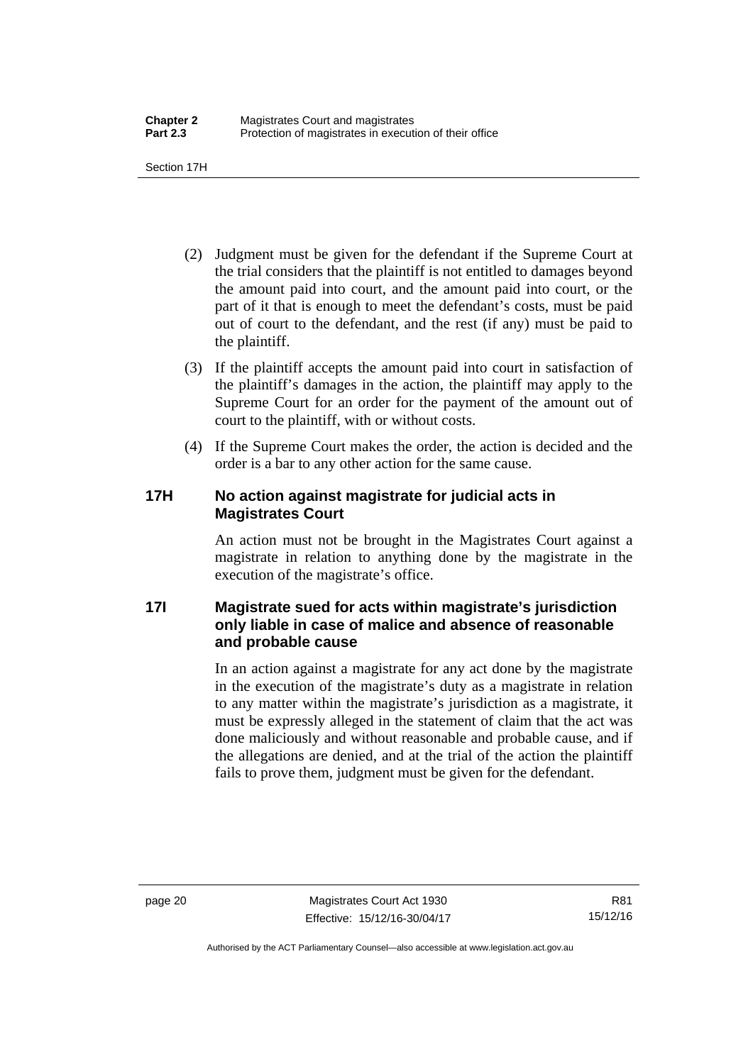(2) Judgment must be given for the defendant if the Supreme Court at the trial considers that the plaintiff is not entitled to damages beyond the amount paid into court, and the amount paid into court, or the part of it that is enough to meet the defendant's costs, must be paid out of court to the defendant, and the rest (if any) must be paid to the plaintiff.

(3) If the plaintiff accepts the amount paid into court in satisfaction of the plaintiff's damages in the action, the plaintiff may apply to the Supreme Court for an order for the payment of the amount out of court to the plaintiff, with or without costs.

(4) If the Supreme Court makes the order, the action is decided and the order is a bar to any other action for the same cause.

### 17H No action against magistrate for judicial acts in Magistrates Court

An action must not be brought in the Magistrates Court against a magistrate in relation to anything done by the magistrate in the execution of the magistrate's office.

### 17I Magistrate sued for acts within magistrate's jurisdiction only liable in case of malice and absence of reasonable and probable cause

In an action against a magistrate for any act done by the magistrate in the execution of the magistrate's duty as a magistrate in relation to any matter within the magistrate's jurisdiction as a magistrate, it must be expressly alleged in the statement of claim that the act was done maliciously and without reasonable and probable cause, and if the allegations are denied, and at the trial of the action the plaintiff fails to prove them, judgment must be given for the defendant.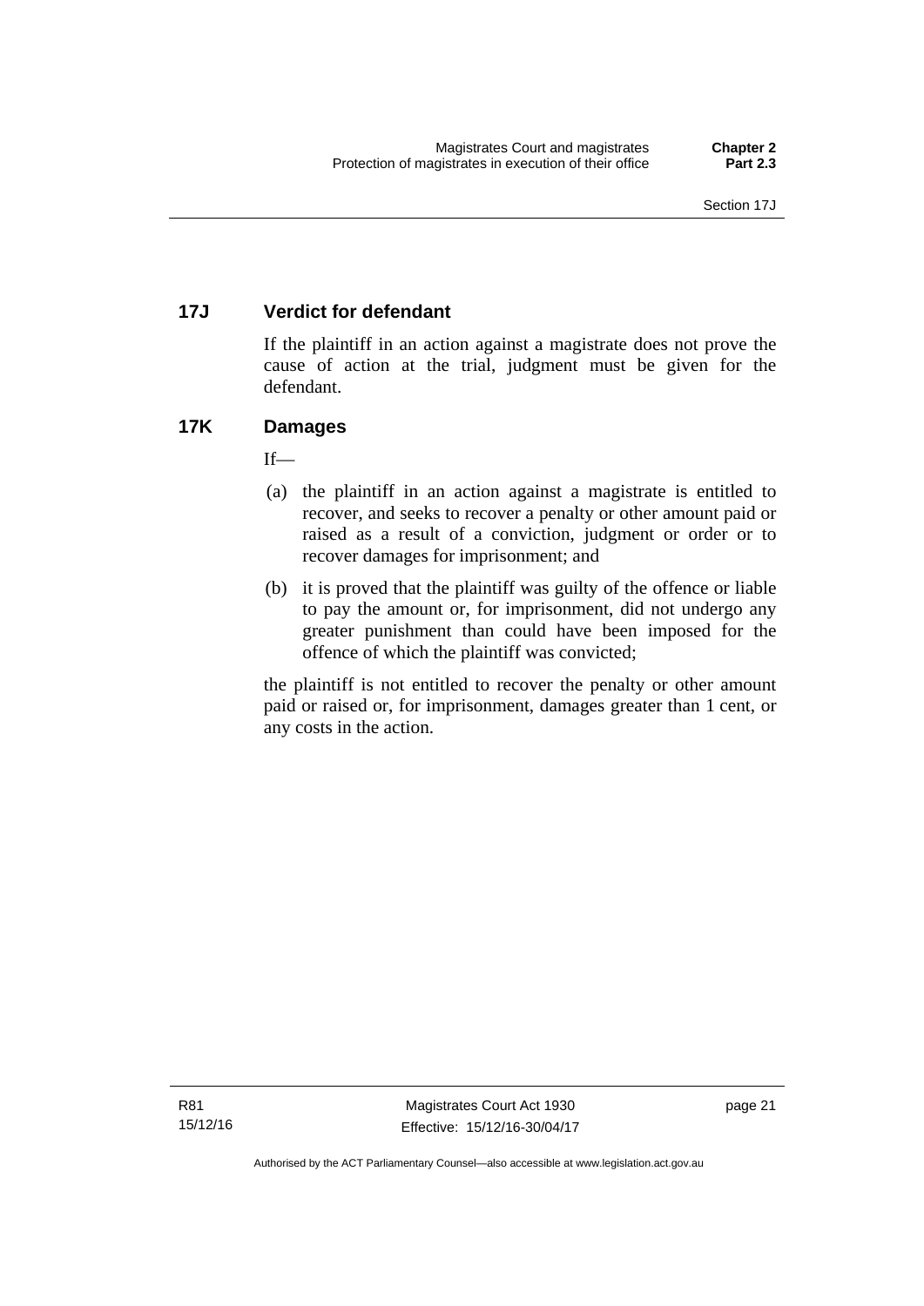## 17J Verdict for defendant

If the plaintiff in an action against a magistrate does not prove the cause of action at the trial, judgment must be given for the defendant.

## 17K Damages

If—

(a) the plaintiff in an action against a magistrate is entitled to recover, and seeks to recover a penalty or other amount paid or raised as a result of a conviction, judgment or order or to recover damages for imprisonment; and

(b) it is proved that the plaintiff was guilty of the offence or liable to pay the amount or, for imprisonment, did not undergo any greater punishment than could have been imposed for the offence of which the plaintiff was convicted;

the plaintiff is not entitled to recover the penalty or other amount paid or raised or, for imprisonment, damages greater than 1 cent, or any costs in the action.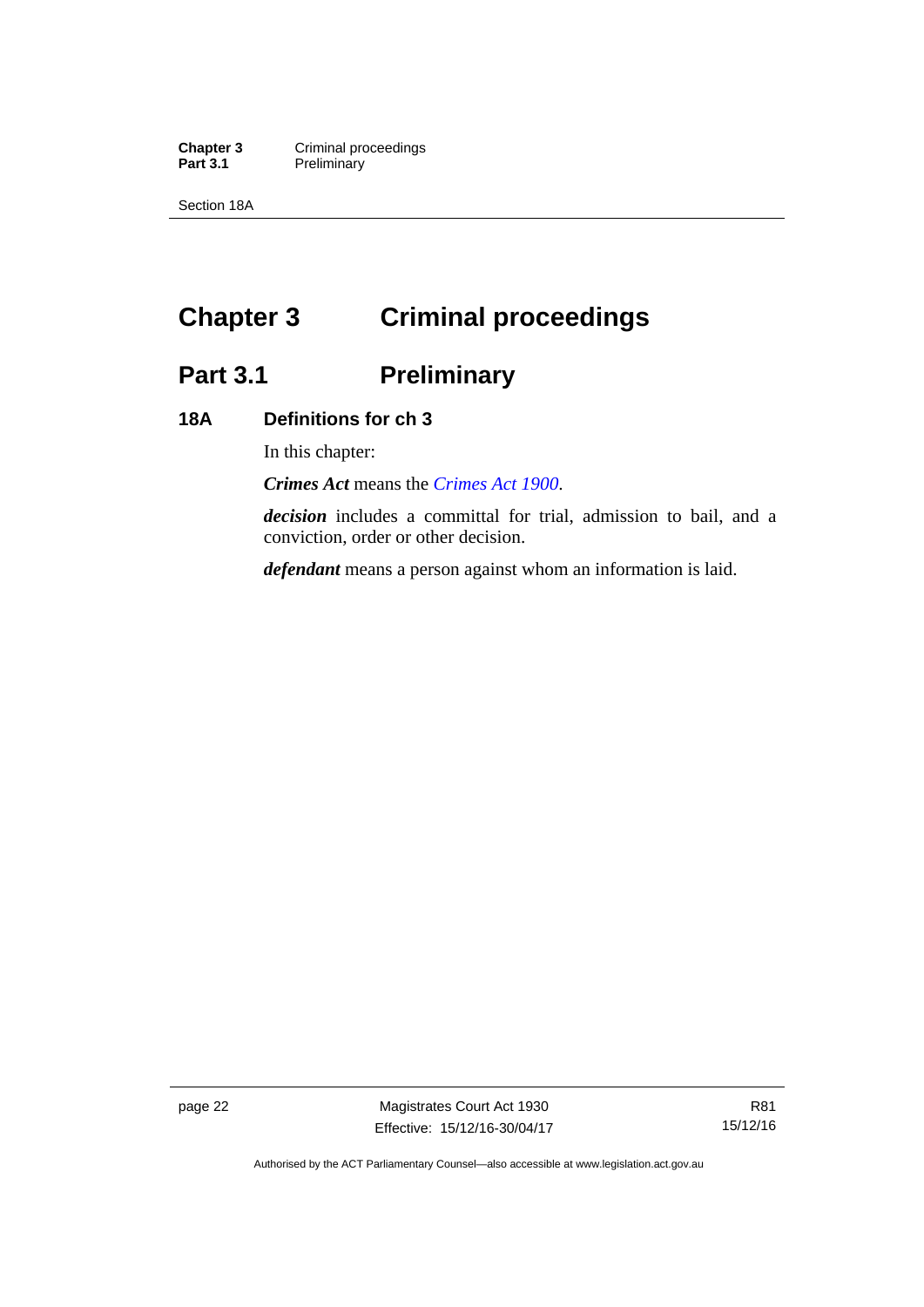# Chapter 3 Criminal proceedings

## Part 3.1 Preliminary

### 18A Definitions for ch 3

In this chapter:

***Crimes Act*** means the *Crimes Act 1900*.

***decision*** includes a committal for trial, admission to bail, and a conviction, order or other decision.

***defendant*** means a person against whom an information is laid.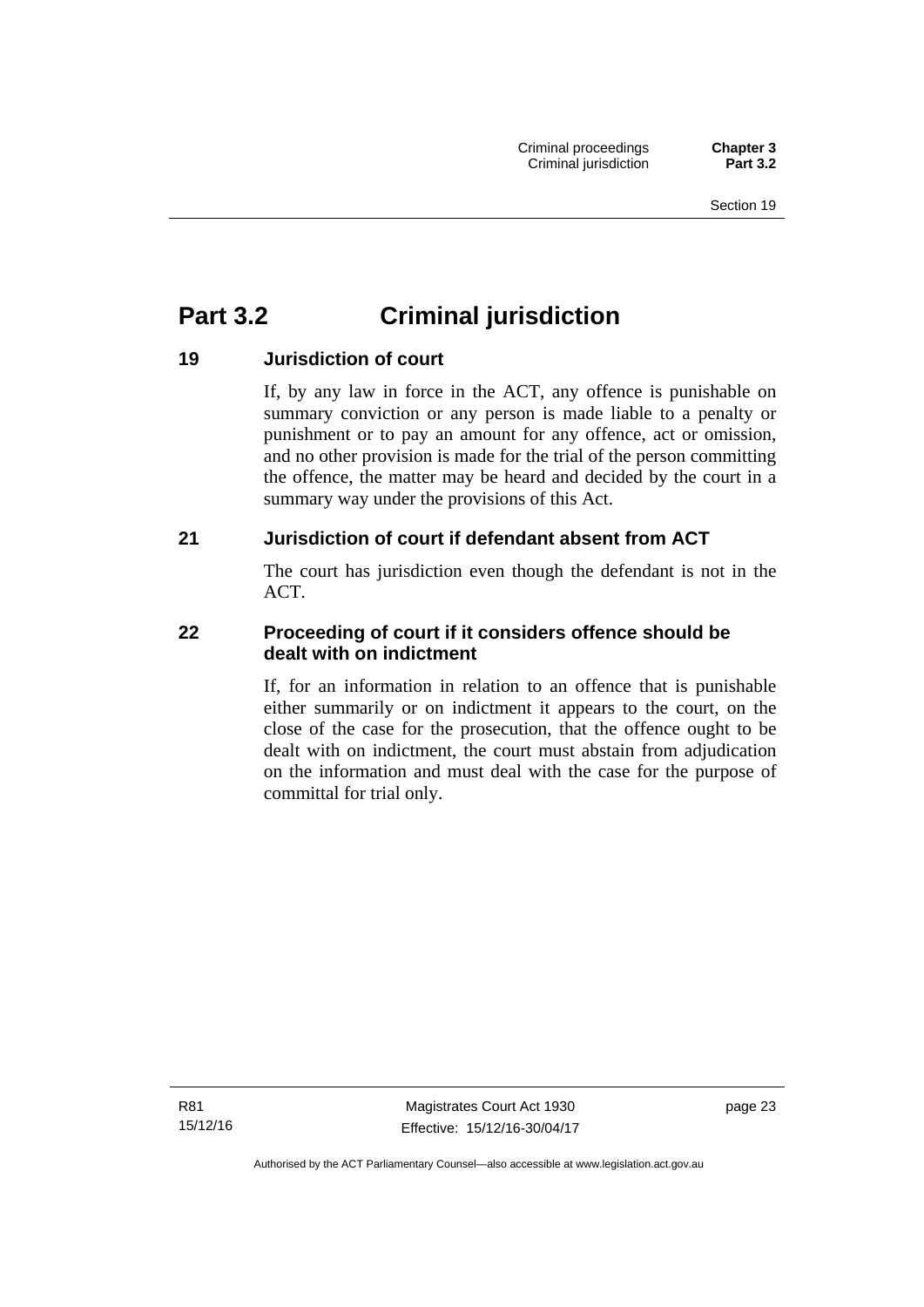# Part 3.2 Criminal jurisdiction

## 19 Jurisdiction of court

If, by any law in force in the ACT, any offence is punishable on summary conviction or any person is made liable to a penalty or punishment or to pay an amount for any offence, act or omission, and no other provision is made for the trial of the person committing the offence, the matter may be heard and decided by the court in a summary way under the provisions of this Act.

## 21 Jurisdiction of court if defendant absent from ACT

The court has jurisdiction even though the defendant is not in the ACT.

## 22 Proceeding of court if it considers offence should be dealt with on indictment

If, for an information in relation to an offence that is punishable either summarily or on indictment it appears to the court, on the close of the case for the prosecution, that the offence ought to be dealt with on indictment, the court must abstain from adjudication on the information and must deal with the case for the purpose of committal for trial only.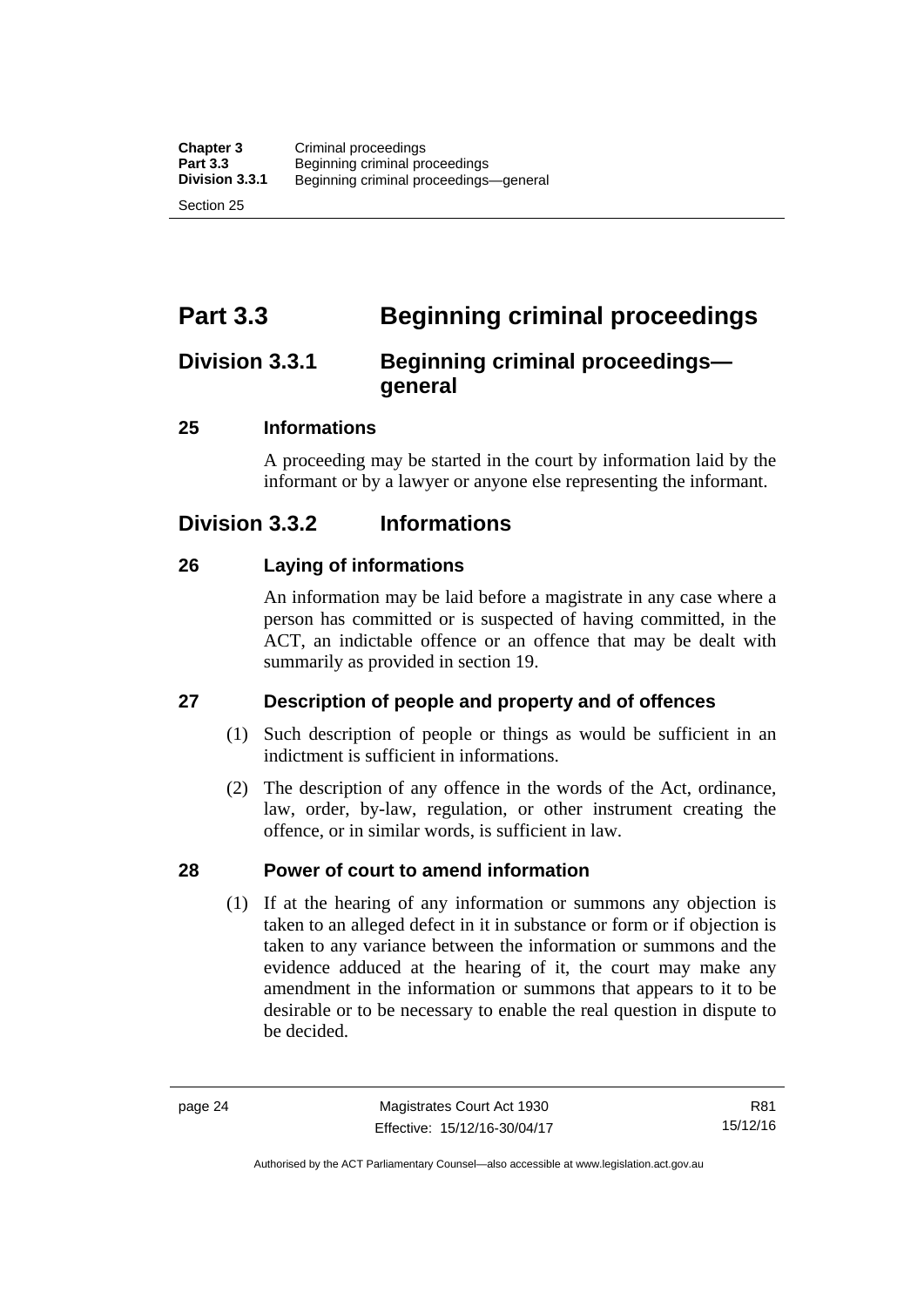# Part 3.3 Beginning criminal proceedings

## Division 3.3.1 Beginning criminal proceedings—general

### 25 Informations

A proceeding may be started in the court by information laid by the informant or by a lawyer or anyone else representing the informant.

## Division 3.3.2 Informations

### 26 Laying of informations

An information may be laid before a magistrate in any case where a person has committed or is suspected of having committed, in the ACT, an indictable offence or an offence that may be dealt with summarily as provided in section 19.

### 27 Description of people and property and of offences

(1) Such description of people or things as would be sufficient in an indictment is sufficient in informations.

(2) The description of any offence in the words of the Act, ordinance, law, order, by-law, regulation, or other instrument creating the offence, or in similar words, is sufficient in law.

### 28 Power of court to amend information

(1) If at the hearing of any information or summons any objection is taken to an alleged defect in it in substance or form or if objection is taken to any variance between the information or summons and the evidence adduced at the hearing of it, the court may make any amendment in the information or summons that appears to it to be desirable or to be necessary to enable the real question in dispute to be decided.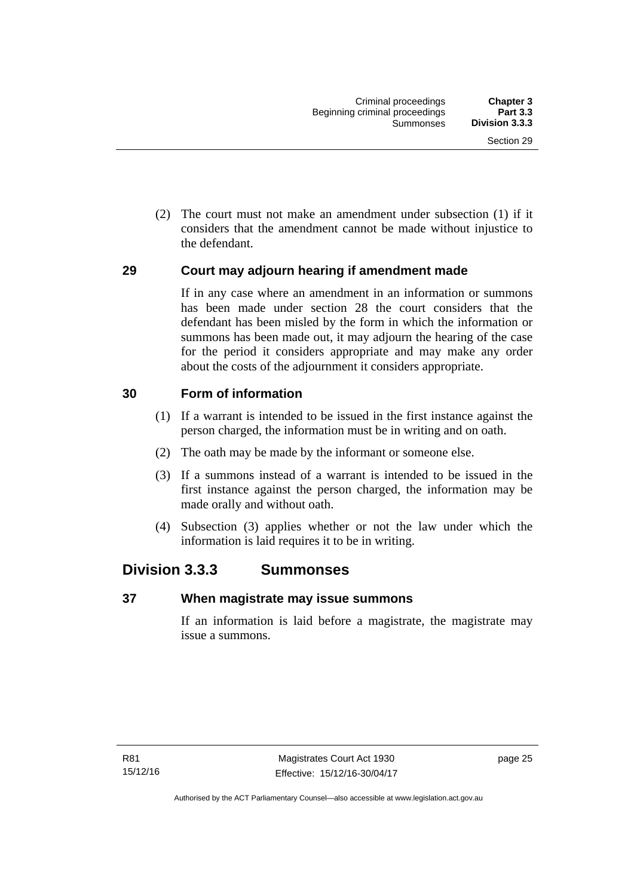(2) The court must not make an amendment under subsection (1) if it considers that the amendment cannot be made without injustice to the defendant.

### 29 Court may adjourn hearing if amendment made

If in any case where an amendment in an information or summons has been made under section 28 the court considers that the defendant has been misled by the form in which the information or summons has been made out, it may adjourn the hearing of the case for the period it considers appropriate and may make any order about the costs of the adjournment it considers appropriate.

### 30 Form of information

(1) If a warrant is intended to be issued in the first instance against the person charged, the information must be in writing and on oath.

(2) The oath may be made by the informant or someone else.

(3) If a summons instead of a warrant is intended to be issued in the first instance against the person charged, the information may be made orally and without oath.

(4) Subsection (3) applies whether or not the law under which the information is laid requires it to be in writing.

## Division 3.3.3 Summonses

### 37 When magistrate may issue summons

If an information is laid before a magistrate, the magistrate may issue a summons.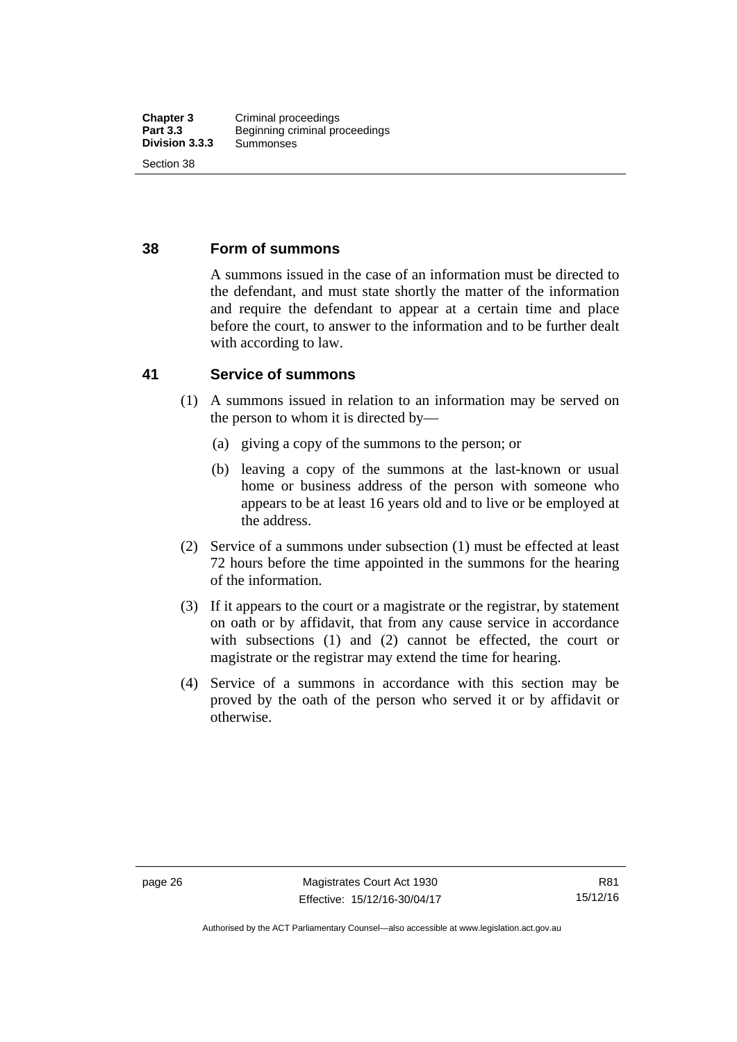## 38 Form of summons

A summons issued in the case of an information must be directed to the defendant, and must state shortly the matter of the information and require the defendant to appear at a certain time and place before the court, to answer to the information and to be further dealt with according to law.

## 41 Service of summons

(1) A summons issued in relation to an information may be served on the person to whom it is directed by—

(a) giving a copy of the summons to the person; or

(b) leaving a copy of the summons at the last-known or usual home or business address of the person with someone who appears to be at least 16 years old and to live or be employed at the address.

(2) Service of a summons under subsection (1) must be effected at least 72 hours before the time appointed in the summons for the hearing of the information.

(3) If it appears to the court or a magistrate or the registrar, by statement on oath or by affidavit, that from any cause service in accordance with subsections (1) and (2) cannot be effected, the court or magistrate or the registrar may extend the time for hearing.

(4) Service of a summons in accordance with this section may be proved by the oath of the person who served it or by affidavit or otherwise.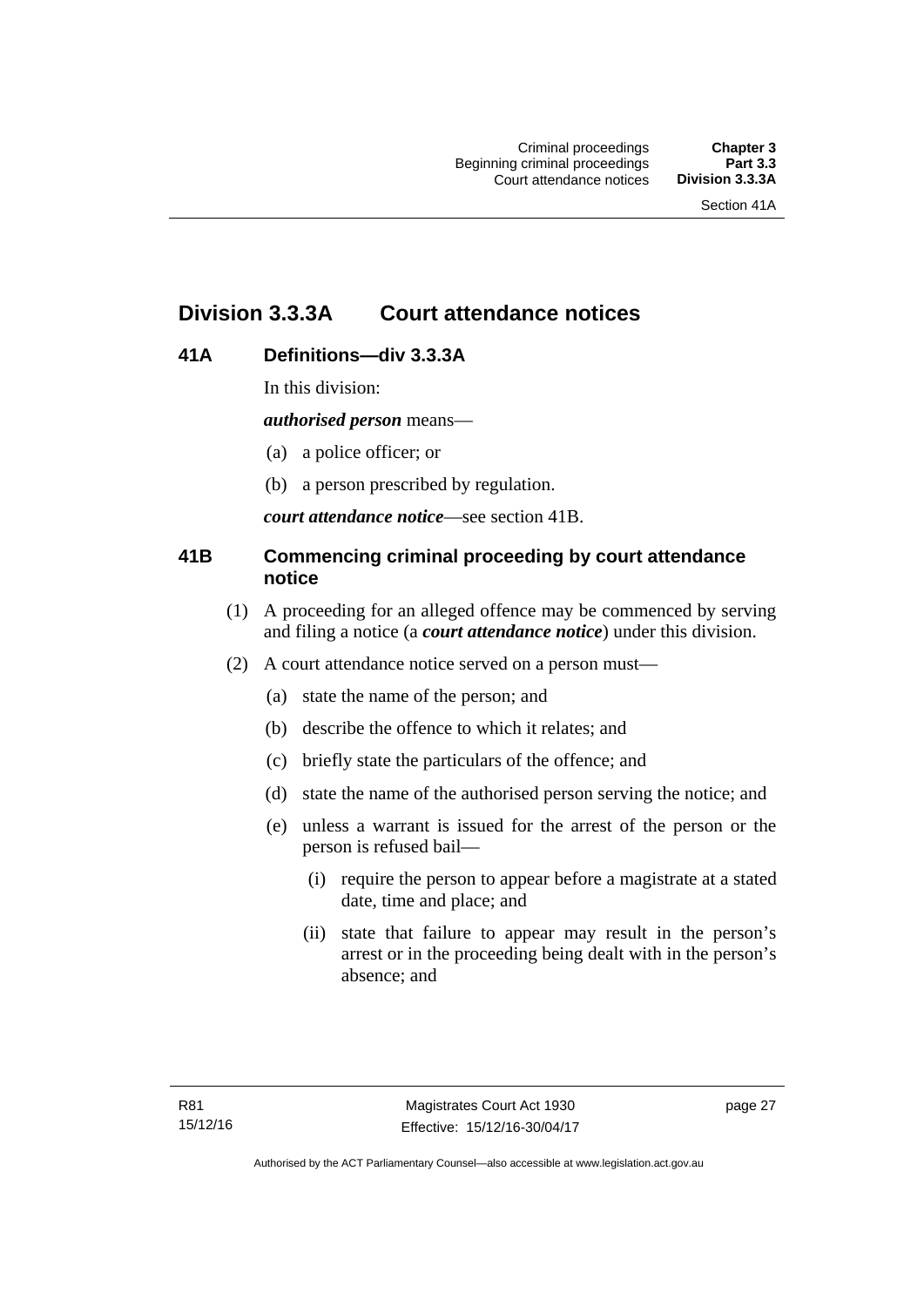## Division 3.3.3A Court attendance notices

### 41A Definitions—div 3.3.3A

In this division:

***authorised person*** means—

(a) a police officer; or

(b) a person prescribed by regulation.

***court attendance notice***—see section 41B.

### 41B Commencing criminal proceeding by court attendance notice

(1) A proceeding for an alleged offence may be commenced by serving and filing a notice (a ***court attendance notice***) under this division.

(2) A court attendance notice served on a person must—

(a) state the name of the person; and

(b) describe the offence to which it relates; and

(c) briefly state the particulars of the offence; and

(d) state the name of the authorised person serving the notice; and

(e) unless a warrant is issued for the arrest of the person or the person is refused bail—

(i) require the person to appear before a magistrate at a stated date, time and place; and

(ii) state that failure to appear may result in the person's arrest or in the proceeding being dealt with in the person's absence; and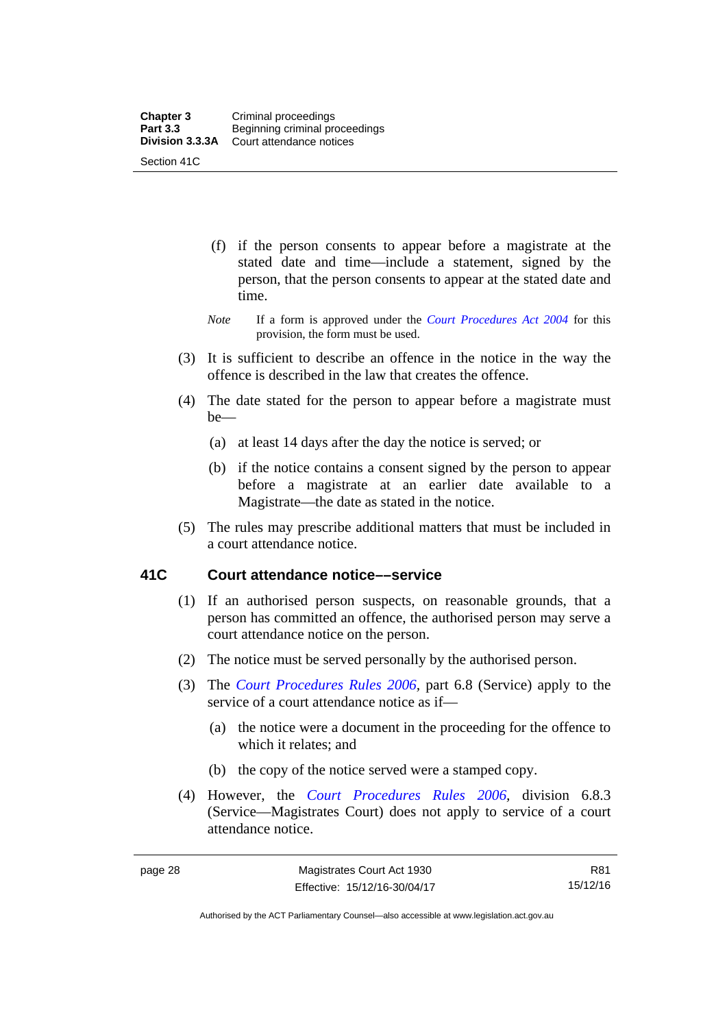(f) if the person consents to appear before a magistrate at the stated date and time—include a statement, signed by the person, that the person consents to appear at the stated date and time.

*Note* If a form is approved under the *Court Procedures Act 2004* for this provision, the form must be used.

(3) It is sufficient to describe an offence in the notice in the way the offence is described in the law that creates the offence.

(4) The date stated for the person to appear before a magistrate must be—

(a) at least 14 days after the day the notice is served; or

(b) if the notice contains a consent signed by the person to appear before a magistrate at an earlier date available to a Magistrate—the date as stated in the notice.

(5) The rules may prescribe additional matters that must be included in a court attendance notice.

## 41C Court attendance notice––service

(1) If an authorised person suspects, on reasonable grounds, that a person has committed an offence, the authorised person may serve a court attendance notice on the person.

(2) The notice must be served personally by the authorised person.

(3) The *Court Procedures Rules 2006*, part 6.8 (Service) apply to the service of a court attendance notice as if—

(a) the notice were a document in the proceeding for the offence to which it relates; and

(b) the copy of the notice served were a stamped copy.

(4) However, the *Court Procedures Rules 2006*, division 6.8.3 (Service—Magistrates Court) does not apply to service of a court attendance notice.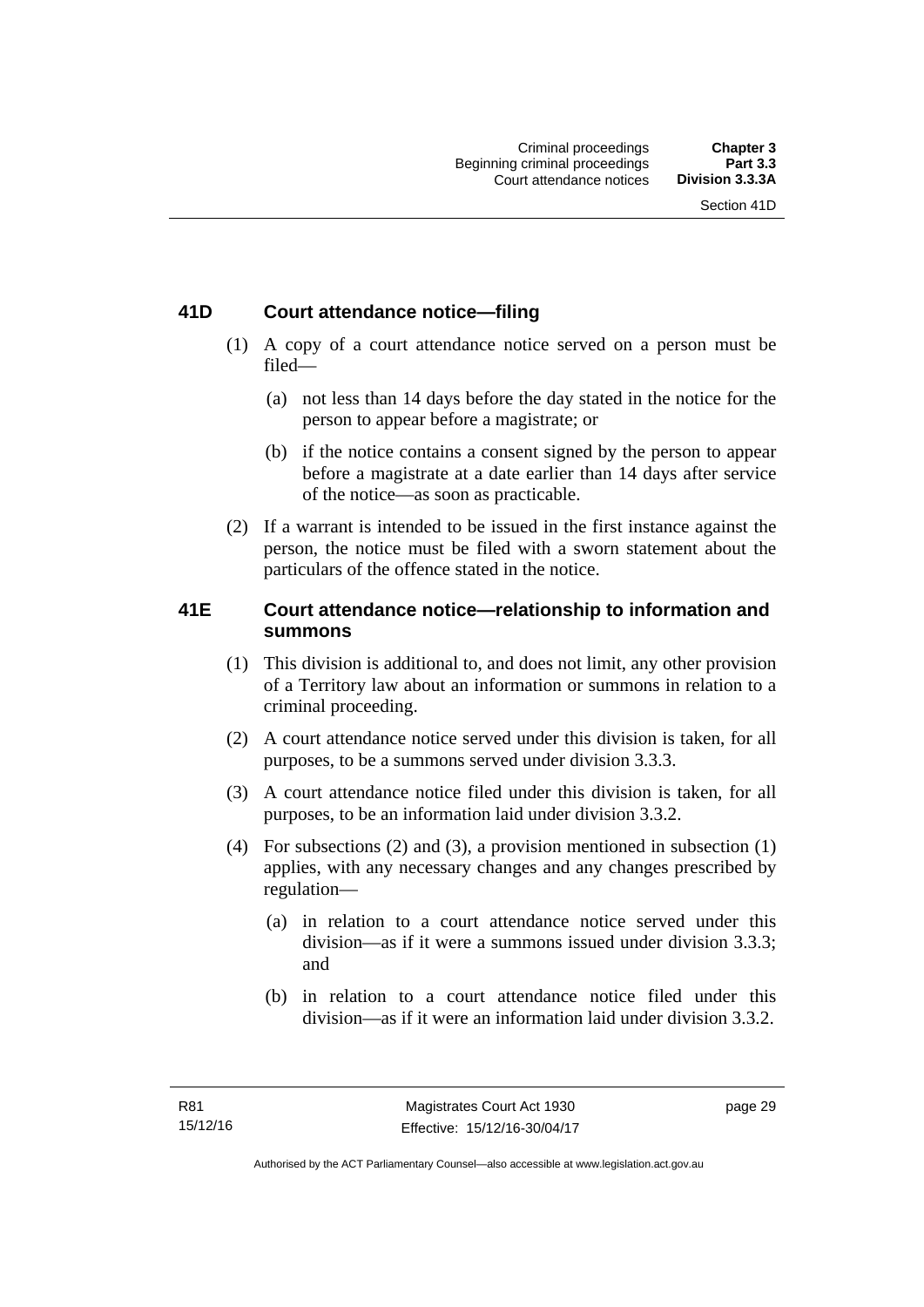## 41D Court attendance notice—filing

(1) A copy of a court attendance notice served on a person must be filed—

(a) not less than 14 days before the day stated in the notice for the person to appear before a magistrate; or

(b) if the notice contains a consent signed by the person to appear before a magistrate at a date earlier than 14 days after service of the notice—as soon as practicable.

(2) If a warrant is intended to be issued in the first instance against the person, the notice must be filed with a sworn statement about the particulars of the offence stated in the notice.

## 41E Court attendance notice—relationship to information and summons

(1) This division is additional to, and does not limit, any other provision of a Territory law about an information or summons in relation to a criminal proceeding.

(2) A court attendance notice served under this division is taken, for all purposes, to be a summons served under division 3.3.3.

(3) A court attendance notice filed under this division is taken, for all purposes, to be an information laid under division 3.3.2.

(4) For subsections (2) and (3), a provision mentioned in subsection (1) applies, with any necessary changes and any changes prescribed by regulation—

(a) in relation to a court attendance notice served under this division—as if it were a summons issued under division 3.3.3; and

(b) in relation to a court attendance notice filed under this division—as if it were an information laid under division 3.3.2.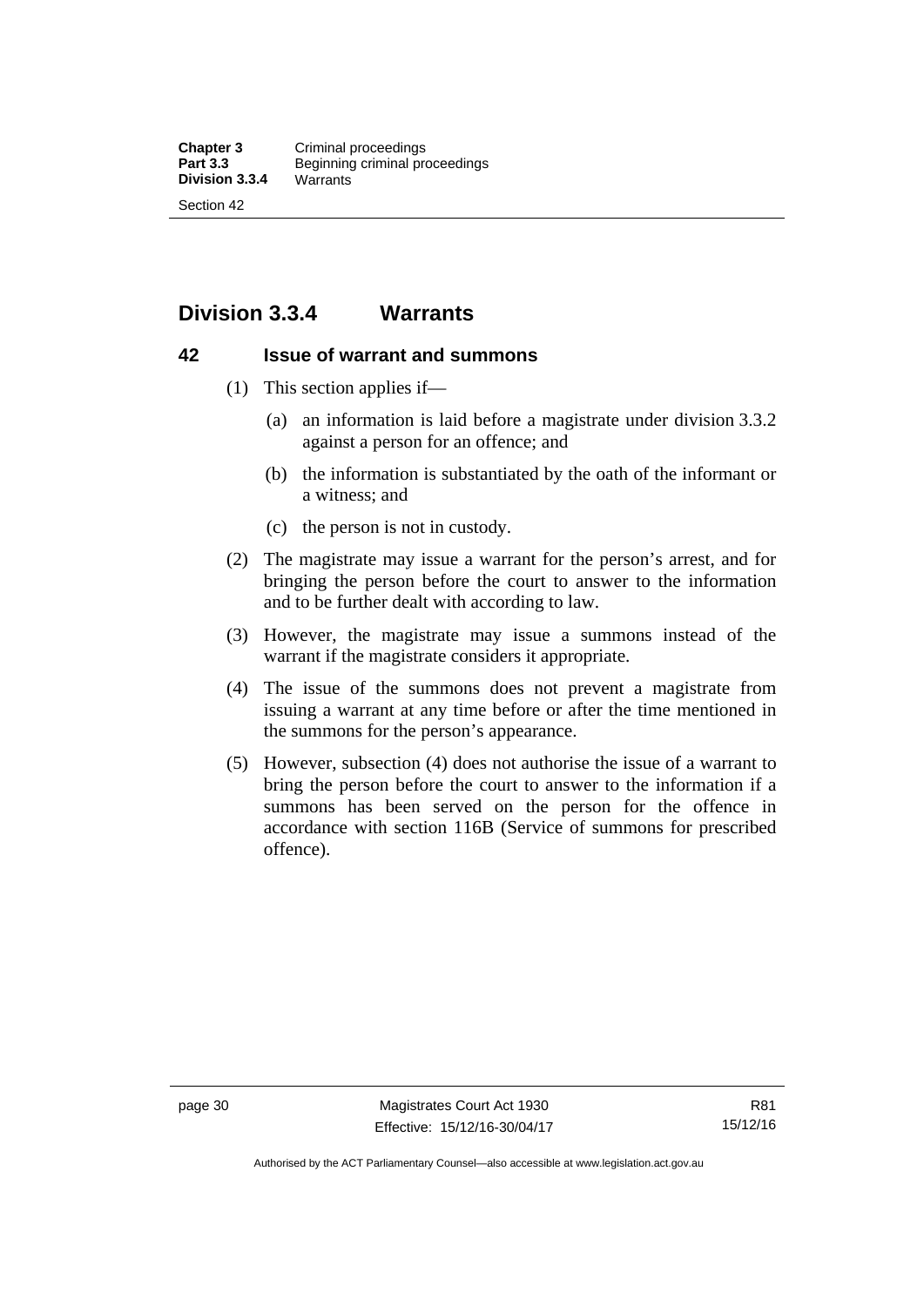## Division 3.3.4 Warrants

### 42 Issue of warrant and summons

(1) This section applies if—

(a) an information is laid before a magistrate under division 3.3.2 against a person for an offence; and

(b) the information is substantiated by the oath of the informant or a witness; and

(c) the person is not in custody.

(2) The magistrate may issue a warrant for the person's arrest, and for bringing the person before the court to answer to the information and to be further dealt with according to law.

(3) However, the magistrate may issue a summons instead of the warrant if the magistrate considers it appropriate.

(4) The issue of the summons does not prevent a magistrate from issuing a warrant at any time before or after the time mentioned in the summons for the person's appearance.

(5) However, subsection (4) does not authorise the issue of a warrant to bring the person before the court to answer to the information if a summons has been served on the person for the offence in accordance with section 116B (Service of summons for prescribed offence).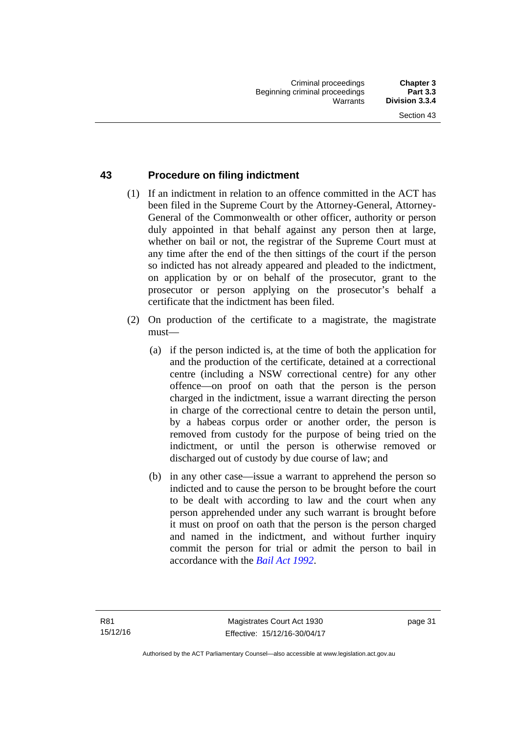## 43 Procedure on filing indictment

(1) If an indictment in relation to an offence committed in the ACT has been filed in the Supreme Court by the Attorney-General, Attorney-General of the Commonwealth or other officer, authority or person duly appointed in that behalf against any person then at large, whether on bail or not, the registrar of the Supreme Court must at any time after the end of the then sittings of the court if the person so indicted has not already appeared and pleaded to the indictment, on application by or on behalf of the prosecutor, grant to the prosecutor or person applying on the prosecutor's behalf a certificate that the indictment has been filed.

(2) On production of the certificate to a magistrate, the magistrate must—

(a) if the person indicted is, at the time of both the application for and the production of the certificate, detained at a correctional centre (including a NSW correctional centre) for any other offence—on proof on oath that the person is the person charged in the indictment, issue a warrant directing the person in charge of the correctional centre to detain the person until, by a habeas corpus order or another order, the person is removed from custody for the purpose of being tried on the indictment, or until the person is otherwise removed or discharged out of custody by due course of law; and

(b) in any other case—issue a warrant to apprehend the person so indicted and to cause the person to be brought before the court to be dealt with according to law and the court when any person apprehended under any such warrant is brought before it must on proof on oath that the person is the person charged and named in the indictment, and without further inquiry commit the person for trial or admit the person to bail in accordance with the *Bail Act 1992*.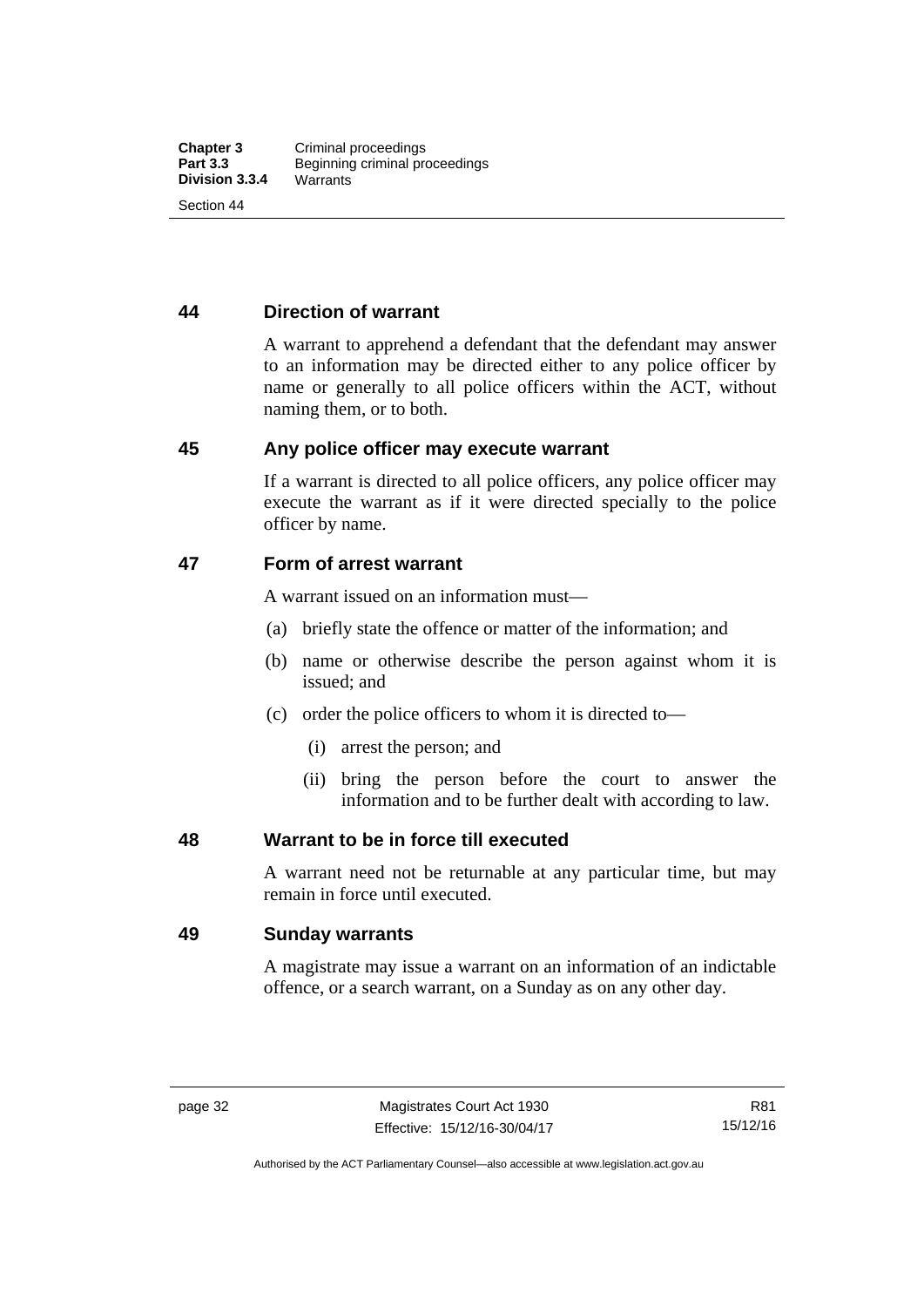## 44 Direction of warrant

A warrant to apprehend a defendant that the defendant may answer to an information may be directed either to any police officer by name or generally to all police officers within the ACT, without naming them, or to both.

## 45 Any police officer may execute warrant

If a warrant is directed to all police officers, any police officer may execute the warrant as if it were directed specially to the police officer by name.

## 47 Form of arrest warrant

A warrant issued on an information must—

(a) briefly state the offence or matter of the information; and

(b) name or otherwise describe the person against whom it is issued; and

(c) order the police officers to whom it is directed to—

   (i) arrest the person; and

   (ii) bring the person before the court to answer the information and to be further dealt with according to law.

## 48 Warrant to be in force till executed

A warrant need not be returnable at any particular time, but may remain in force until executed.

## 49 Sunday warrants

A magistrate may issue a warrant on an information of an indictable offence, or a search warrant, on a Sunday as on any other day.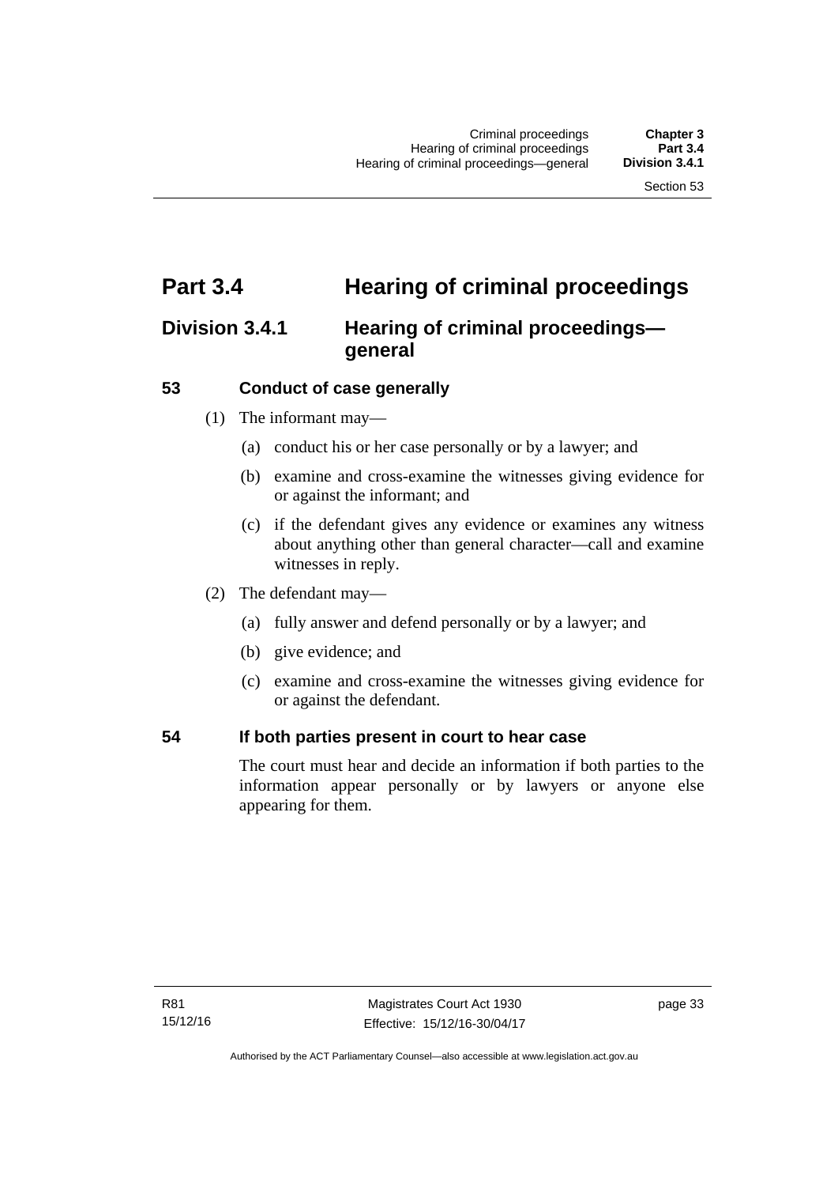# Part 3.4 Hearing of criminal proceedings

## Division 3.4.1 Hearing of criminal proceedings—general

### 53 Conduct of case generally

(1) The informant may—

(a) conduct his or her case personally or by a lawyer; and

(b) examine and cross-examine the witnesses giving evidence for or against the informant; and

(c) if the defendant gives any evidence or examines any witness about anything other than general character—call and examine witnesses in reply.

(2) The defendant may—

(a) fully answer and defend personally or by a lawyer; and

(b) give evidence; and

(c) examine and cross-examine the witnesses giving evidence for or against the defendant.

### 54 If both parties present in court to hear case

The court must hear and decide an information if both parties to the information appear personally or by lawyers or anyone else appearing for them.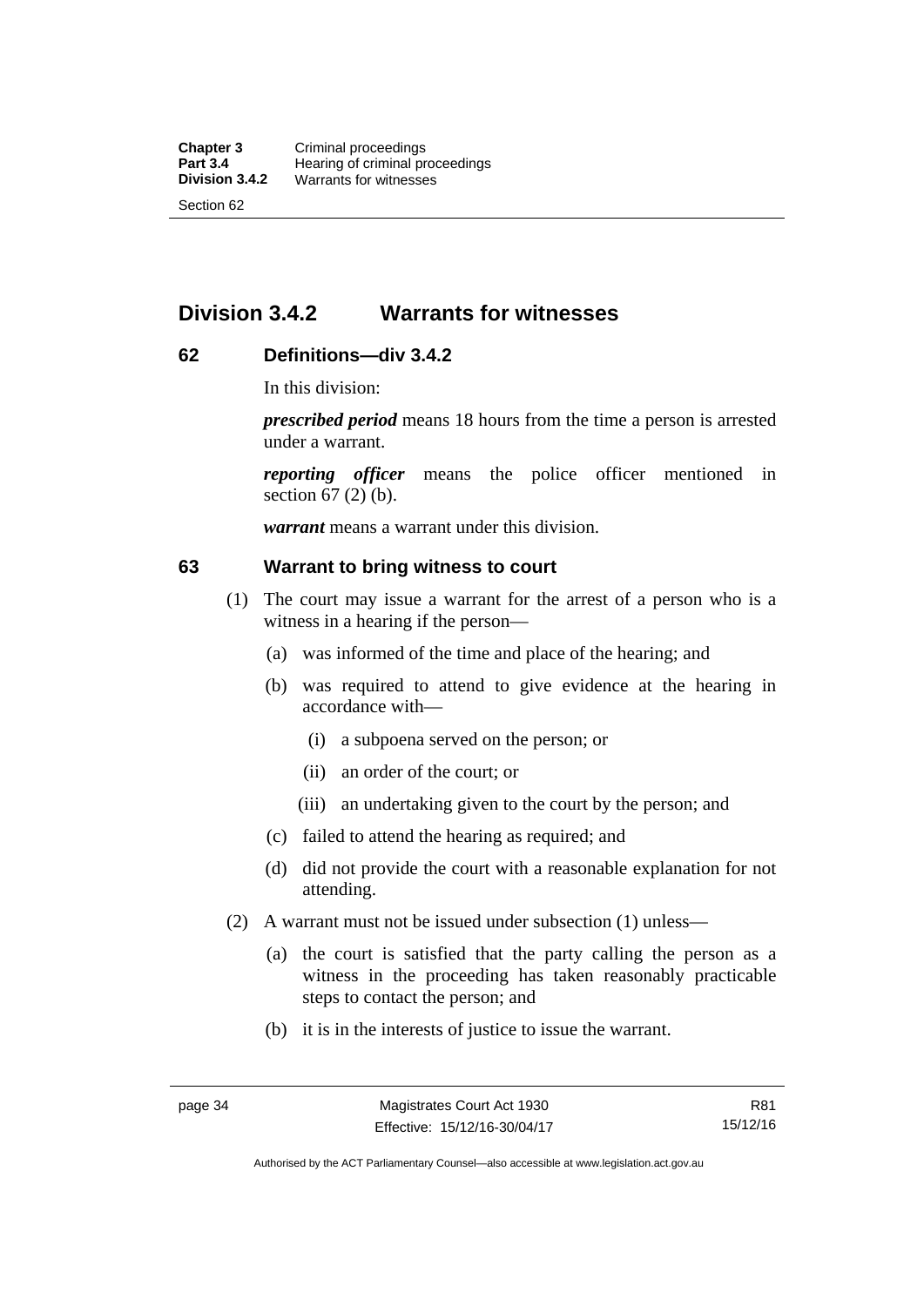## Division 3.4.2 Warrants for witnesses

### 62 Definitions—div 3.4.2

In this division:

***prescribed period*** means 18 hours from the time a person is arrested under a warrant.

***reporting officer*** means the police officer mentioned in section 67 (2) (b).

***warrant*** means a warrant under this division.

### 63 Warrant to bring witness to court

(1) The court may issue a warrant for the arrest of a person who is a witness in a hearing if the person—

   (a) was informed of the time and place of the hearing; and

   (b) was required to attend to give evidence at the hearing in accordance with—

      (i) a subpoena served on the person; or

      (ii) an order of the court; or

      (iii) an undertaking given to the court by the person; and

   (c) failed to attend the hearing as required; and

   (d) did not provide the court with a reasonable explanation for not attending.

(2) A warrant must not be issued under subsection (1) unless—

   (a) the court is satisfied that the party calling the person as a witness in the proceeding has taken reasonably practicable steps to contact the person; and

   (b) it is in the interests of justice to issue the warrant.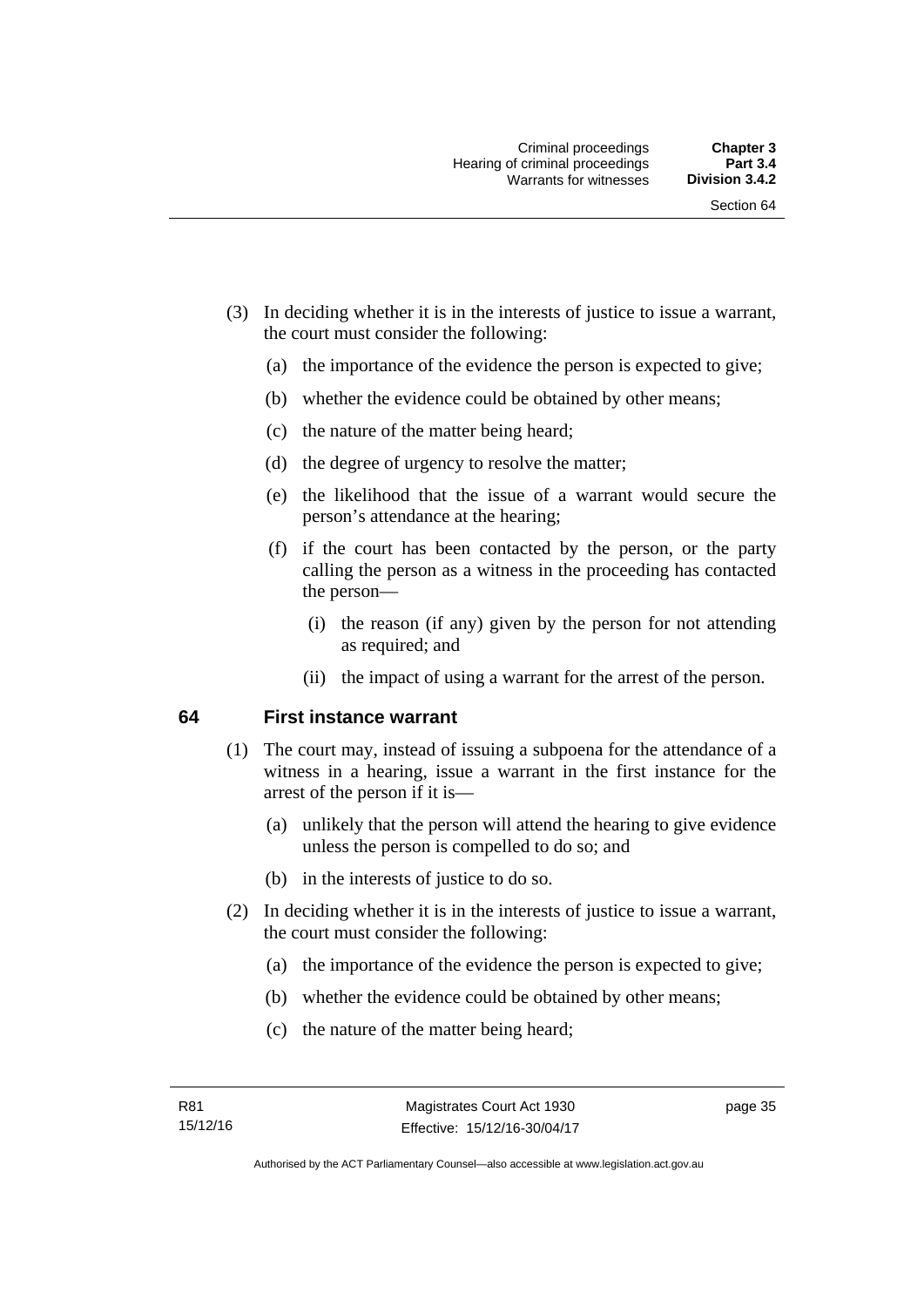(3) In deciding whether it is in the interests of justice to issue a warrant, the court must consider the following:

   (a) the importance of the evidence the person is expected to give;

   (b) whether the evidence could be obtained by other means;

   (c) the nature of the matter being heard;

   (d) the degree of urgency to resolve the matter;

   (e) the likelihood that the issue of a warrant would secure the person's attendance at the hearing;

   (f) if the court has been contacted by the person, or the party calling the person as a witness in the proceeding has contacted the person—

      (i) the reason (if any) given by the person for not attending as required; and

      (ii) the impact of using a warrant for the arrest of the person.

### 64 First instance warrant

(1) The court may, instead of issuing a subpoena for the attendance of a witness in a hearing, issue a warrant in the first instance for the arrest of the person if it is—

   (a) unlikely that the person will attend the hearing to give evidence unless the person is compelled to do so; and

   (b) in the interests of justice to do so.

(2) In deciding whether it is in the interests of justice to issue a warrant, the court must consider the following:

   (a) the importance of the evidence the person is expected to give;

   (b) whether the evidence could be obtained by other means;

   (c) the nature of the matter being heard;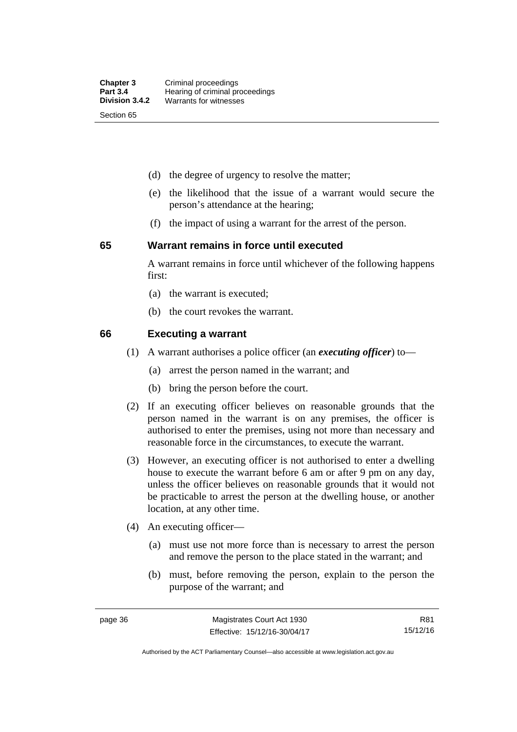(d) the degree of urgency to resolve the matter;

(e) the likelihood that the issue of a warrant would secure the person's attendance at the hearing;

(f) the impact of using a warrant for the arrest of the person.

## 65 Warrant remains in force until executed

A warrant remains in force until whichever of the following happens first:

(a) the warrant is executed;

(b) the court revokes the warrant.

## 66 Executing a warrant

(1) A warrant authorises a police officer (an ***executing officer***) to—

(a) arrest the person named in the warrant; and

(b) bring the person before the court.

(2) If an executing officer believes on reasonable grounds that the person named in the warrant is on any premises, the officer is authorised to enter the premises, using not more than necessary and reasonable force in the circumstances, to execute the warrant.

(3) However, an executing officer is not authorised to enter a dwelling house to execute the warrant before 6 am or after 9 pm on any day, unless the officer believes on reasonable grounds that it would not be practicable to arrest the person at the dwelling house, or another location, at any other time.

(4) An executing officer—

(a) must use not more force than is necessary to arrest the person and remove the person to the place stated in the warrant; and

(b) must, before removing the person, explain to the person the purpose of the warrant; and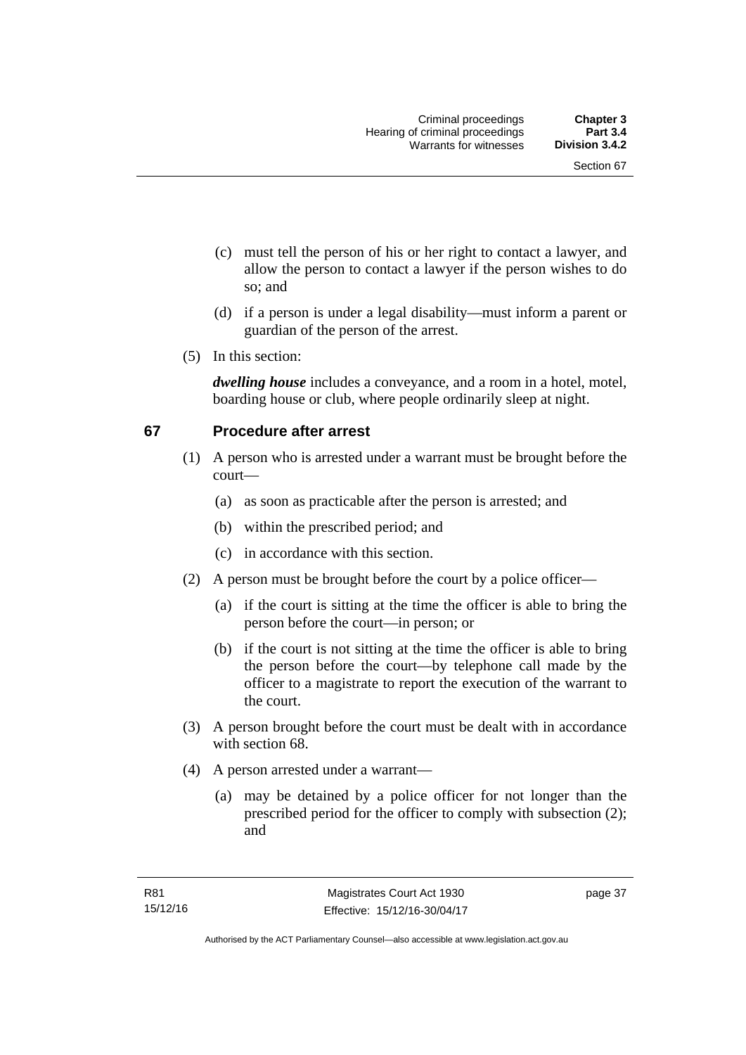(c) must tell the person of his or her right to contact a lawyer, and allow the person to contact a lawyer if the person wishes to do so; and

(d) if a person is under a legal disability—must inform a parent or guardian of the person of the arrest.

(5) In this section:

***dwelling house*** includes a conveyance, and a room in a hotel, motel, boarding house or club, where people ordinarily sleep at night.

## 67 Procedure after arrest

(1) A person who is arrested under a warrant must be brought before the court—

(a) as soon as practicable after the person is arrested; and

(b) within the prescribed period; and

(c) in accordance with this section.

(2) A person must be brought before the court by a police officer—

(a) if the court is sitting at the time the officer is able to bring the person before the court—in person; or

(b) if the court is not sitting at the time the officer is able to bring the person before the court—by telephone call made by the officer to a magistrate to report the execution of the warrant to the court.

(3) A person brought before the court must be dealt with in accordance with section 68.

(4) A person arrested under a warrant—

(a) may be detained by a police officer for not longer than the prescribed period for the officer to comply with subsection (2); and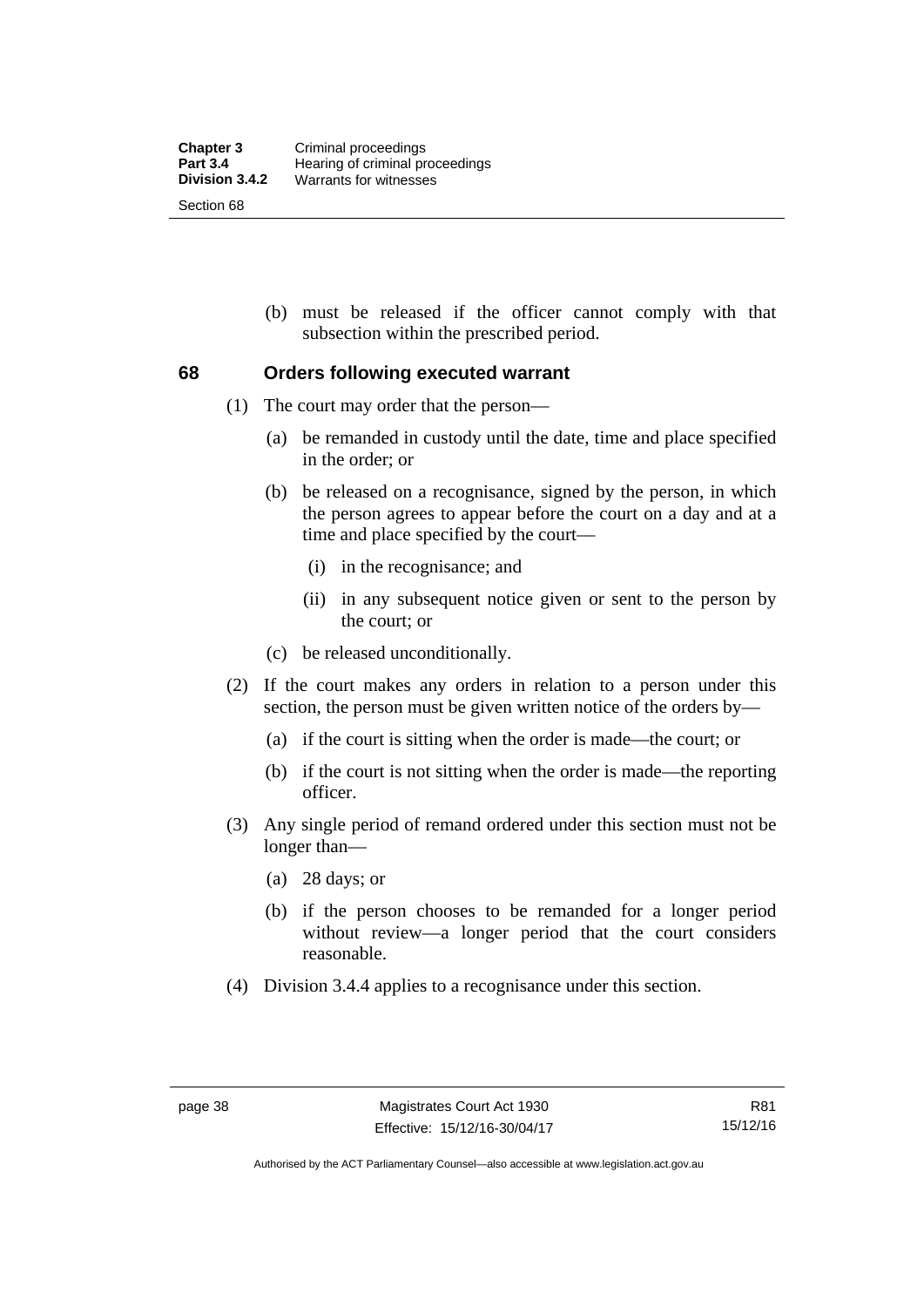(b) must be released if the officer cannot comply with that subsection within the prescribed period.

## 68 Orders following executed warrant

(1) The court may order that the person—

(a) be remanded in custody until the date, time and place specified in the order; or

(b) be released on a recognisance, signed by the person, in which the person agrees to appear before the court on a day and at a time and place specified by the court—

(i) in the recognisance; and

(ii) in any subsequent notice given or sent to the person by the court; or

(c) be released unconditionally.

(2) If the court makes any orders in relation to a person under this section, the person must be given written notice of the orders by—

(a) if the court is sitting when the order is made—the court; or

(b) if the court is not sitting when the order is made—the reporting officer.

(3) Any single period of remand ordered under this section must not be longer than—

(a) 28 days; or

(b) if the person chooses to be remanded for a longer period without review—a longer period that the court considers reasonable.

(4) Division 3.4.4 applies to a recognisance under this section.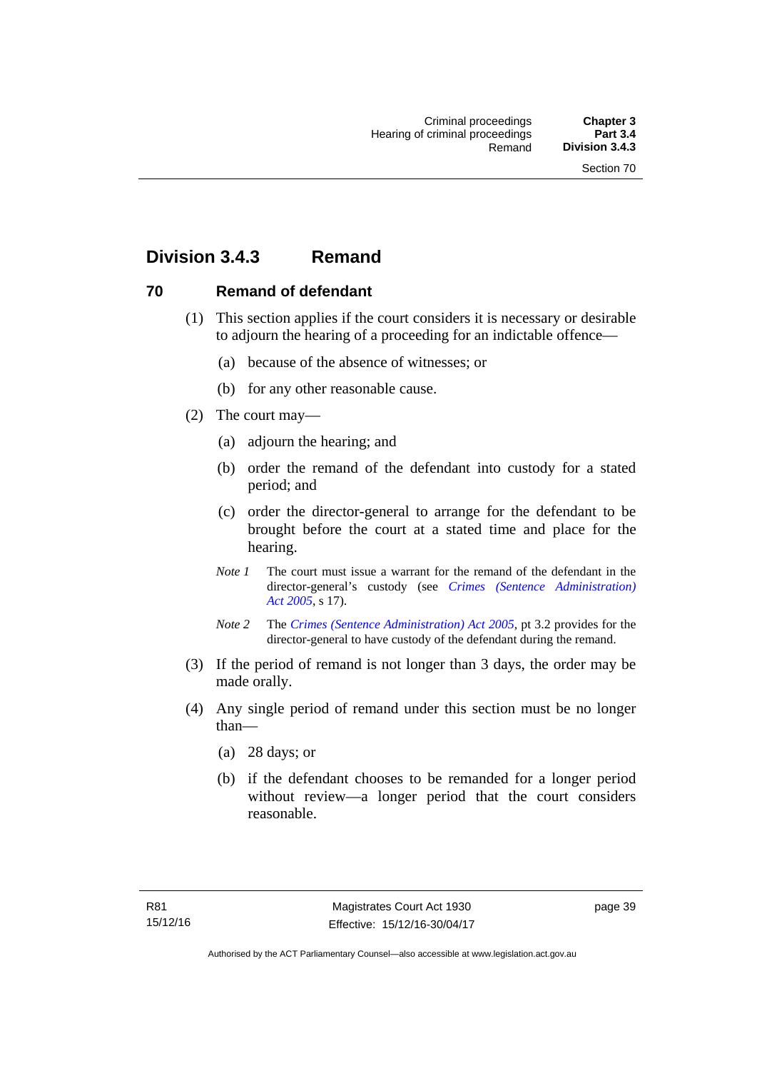## Division 3.4.3 Remand

### 70 Remand of defendant

(1) This section applies if the court considers it is necessary or desirable to adjourn the hearing of a proceeding for an indictable offence—

(a) because of the absence of witnesses; or

(b) for any other reasonable cause.

(2) The court may—

(a) adjourn the hearing; and

(b) order the remand of the defendant into custody for a stated period; and

(c) order the director-general to arrange for the defendant to be brought before the court at a stated time and place for the hearing.

*Note 1* The court must issue a warrant for the remand of the defendant in the director-general's custody (see *Crimes (Sentence Administration) Act 2005*, s 17).

*Note 2* The *Crimes (Sentence Administration) Act 2005*, pt 3.2 provides for the director-general to have custody of the defendant during the remand.

(3) If the period of remand is not longer than 3 days, the order may be made orally.

(4) Any single period of remand under this section must be no longer than—

(a) 28 days; or

(b) if the defendant chooses to be remanded for a longer period without review—a longer period that the court considers reasonable.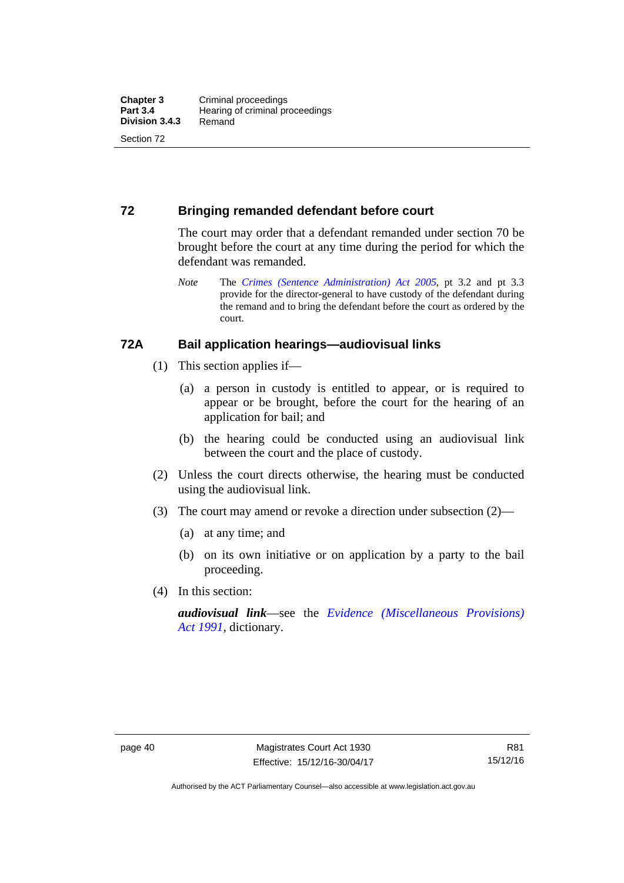## 72 Bringing remanded defendant before court

The court may order that a defendant remanded under section 70 be brought before the court at any time during the period for which the defendant was remanded.

*Note* The *Crimes (Sentence Administration) Act 2005*, pt 3.2 and pt 3.3 provide for the director-general to have custody of the defendant during the remand and to bring the defendant before the court as ordered by the court.

## 72A Bail application hearings—audiovisual links

(1) This section applies if—

(a) a person in custody is entitled to appear, or is required to appear or be brought, before the court for the hearing of an application for bail; and

(b) the hearing could be conducted using an audiovisual link between the court and the place of custody.

(2) Unless the court directs otherwise, the hearing must be conducted using the audiovisual link.

(3) The court may amend or revoke a direction under subsection (2)—

(a) at any time; and

(b) on its own initiative or on application by a party to the bail proceeding.

(4) In this section:

***audiovisual link***—see the *Evidence (Miscellaneous Provisions) Act 1991*, dictionary.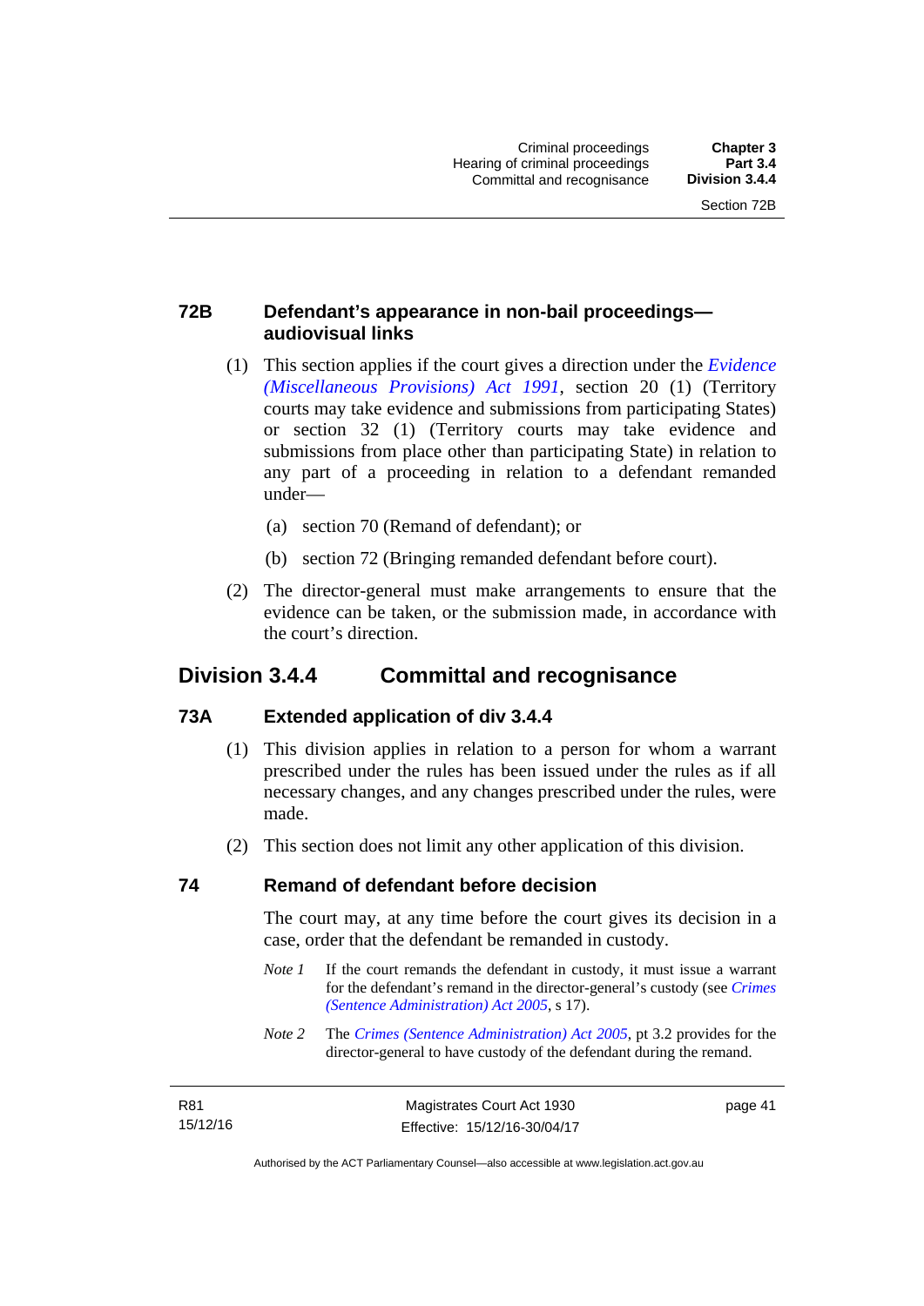### 72B Defendant's appearance in non-bail proceedings—audiovisual links

(1) This section applies if the court gives a direction under the *Evidence (Miscellaneous Provisions) Act 1991*, section 20 (1) (Territory courts may take evidence and submissions from participating States) or section 32 (1) (Territory courts may take evidence and submissions from place other than participating State) in relation to any part of a proceeding in relation to a defendant remanded under—

(a) section 70 (Remand of defendant); or

(b) section 72 (Bringing remanded defendant before court).

(2) The director-general must make arrangements to ensure that the evidence can be taken, or the submission made, in accordance with the court's direction.

## Division 3.4.4 Committal and recognisance

### 73A Extended application of div 3.4.4

(1) This division applies in relation to a person for whom a warrant prescribed under the rules has been issued under the rules as if all necessary changes, and any changes prescribed under the rules, were made.

(2) This section does not limit any other application of this division.

### 74 Remand of defendant before decision

The court may, at any time before the court gives its decision in a case, order that the defendant be remanded in custody.

*Note 1* If the court remands the defendant in custody, it must issue a warrant for the defendant's remand in the director-general's custody (see *Crimes (Sentence Administration) Act 2005*, s 17).

*Note 2* The *Crimes (Sentence Administration) Act 2005*, pt 3.2 provides for the director-general to have custody of the defendant during the remand.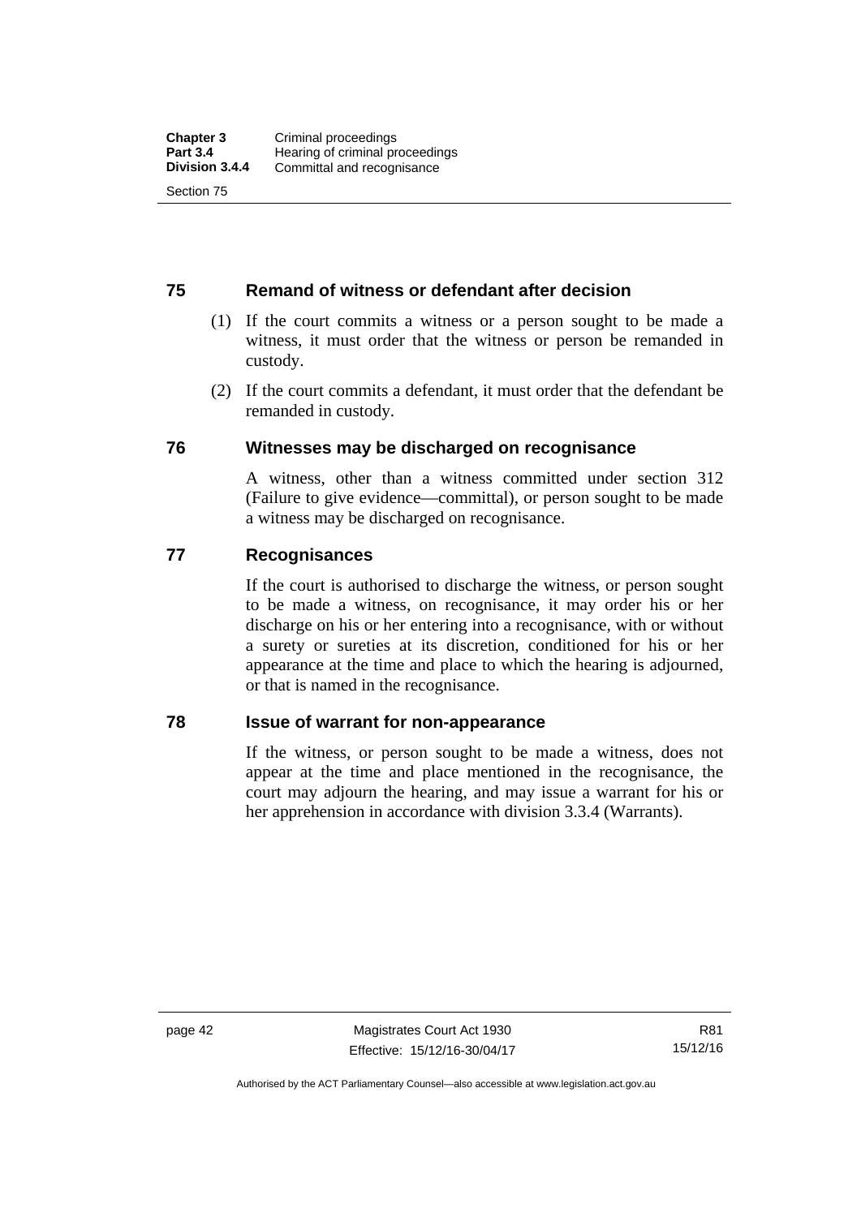## 75 Remand of witness or defendant after decision

(1) If the court commits a witness or a person sought to be made a witness, it must order that the witness or person be remanded in custody.

(2) If the court commits a defendant, it must order that the defendant be remanded in custody.

## 76 Witnesses may be discharged on recognisance

A witness, other than a witness committed under section 312 (Failure to give evidence—committal), or person sought to be made a witness may be discharged on recognisance.

## 77 Recognisances

If the court is authorised to discharge the witness, or person sought to be made a witness, on recognisance, it may order his or her discharge on his or her entering into a recognisance, with or without a surety or sureties at its discretion, conditioned for his or her appearance at the time and place to which the hearing is adjourned, or that is named in the recognisance.

## 78 Issue of warrant for non-appearance

If the witness, or person sought to be made a witness, does not appear at the time and place mentioned in the recognisance, the court may adjourn the hearing, and may issue a warrant for his or her apprehension in accordance with division 3.3.4 (Warrants).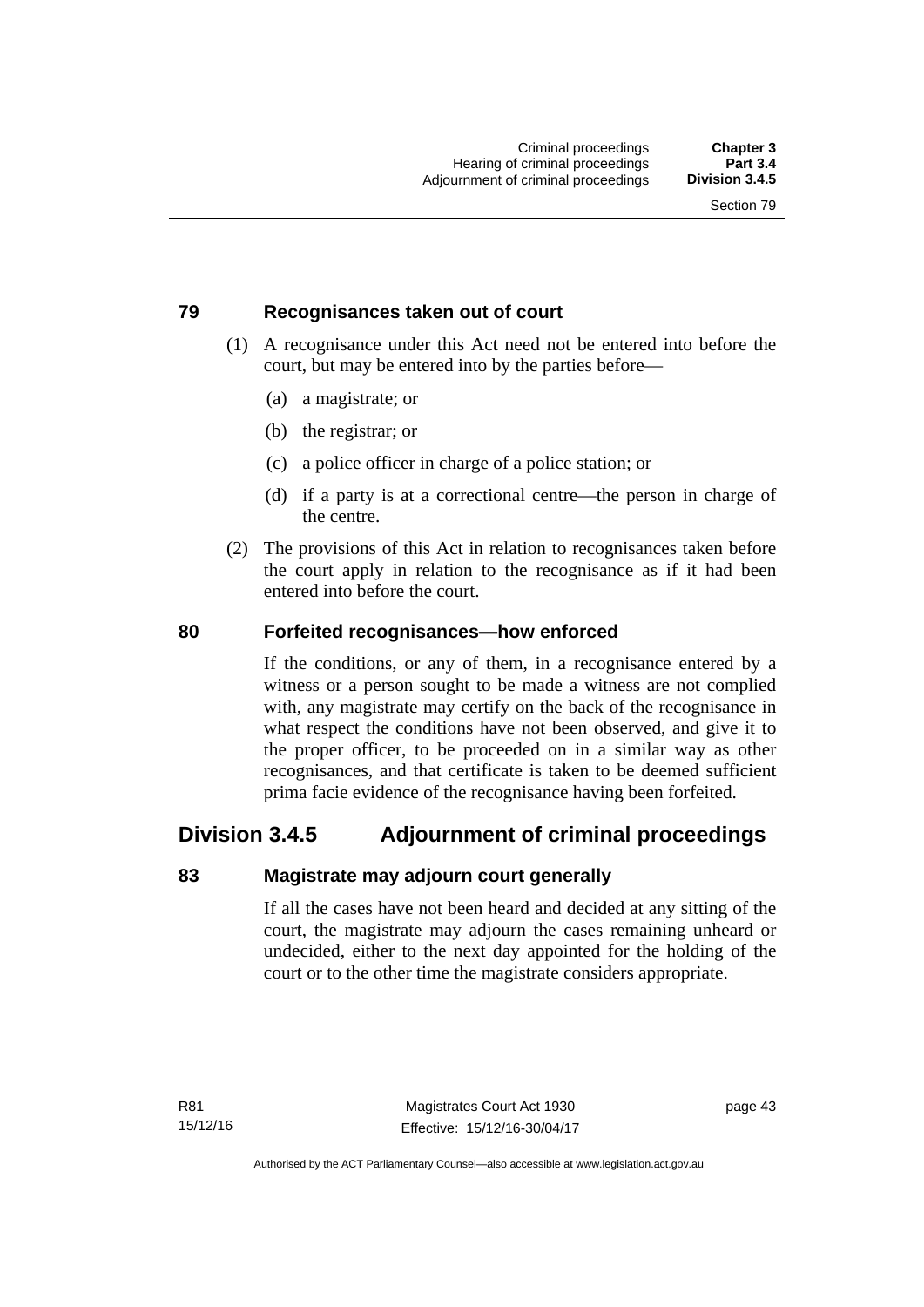### 79 Recognisances taken out of court

(1) A recognisance under this Act need not be entered into before the court, but may be entered into by the parties before—

(a) a magistrate; or

(b) the registrar; or

(c) a police officer in charge of a police station; or

(d) if a party is at a correctional centre—the person in charge of the centre.

(2) The provisions of this Act in relation to recognisances taken before the court apply in relation to the recognisance as if it had been entered into before the court.

### 80 Forfeited recognisances—how enforced

If the conditions, or any of them, in a recognisance entered by a witness or a person sought to be made a witness are not complied with, any magistrate may certify on the back of the recognisance in what respect the conditions have not been observed, and give it to the proper officer, to be proceeded on in a similar way as other recognisances, and that certificate is taken to be deemed sufficient prima facie evidence of the recognisance having been forfeited.

## Division 3.4.5 Adjournment of criminal proceedings

### 83 Magistrate may adjourn court generally

If all the cases have not been heard and decided at any sitting of the court, the magistrate may adjourn the cases remaining unheard or undecided, either to the next day appointed for the holding of the court or to the other time the magistrate considers appropriate.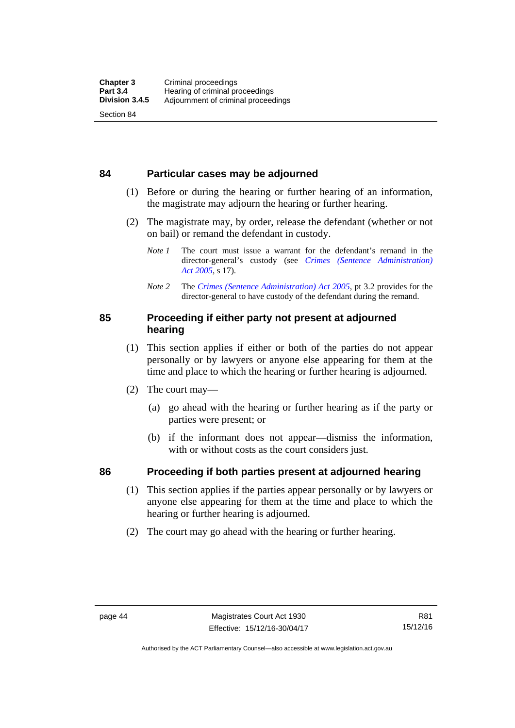## 84 Particular cases may be adjourned

(1) Before or during the hearing or further hearing of an information, the magistrate may adjourn the hearing or further hearing.

(2) The magistrate may, by order, release the defendant (whether or not on bail) or remand the defendant in custody.

*Note 1* The court must issue a warrant for the defendant's remand in the director-general's custody (see *Crimes (Sentence Administration) Act 2005*, s 17).

*Note 2* The *Crimes (Sentence Administration) Act 2005*, pt 3.2 provides for the director-general to have custody of the defendant during the remand.

## 85 Proceeding if either party not present at adjourned hearing

(1) This section applies if either or both of the parties do not appear personally or by lawyers or anyone else appearing for them at the time and place to which the hearing or further hearing is adjourned.

(2) The court may—

(a) go ahead with the hearing or further hearing as if the party or parties were present; or

(b) if the informant does not appear—dismiss the information, with or without costs as the court considers just.

## 86 Proceeding if both parties present at adjourned hearing

(1) This section applies if the parties appear personally or by lawyers or anyone else appearing for them at the time and place to which the hearing or further hearing is adjourned.

(2) The court may go ahead with the hearing or further hearing.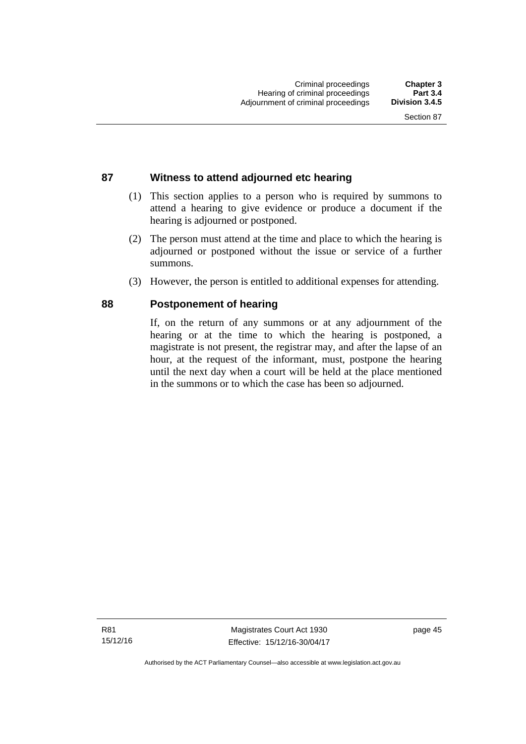## 87 Witness to attend adjourned etc hearing

(1) This section applies to a person who is required by summons to attend a hearing to give evidence or produce a document if the hearing is adjourned or postponed.

(2) The person must attend at the time and place to which the hearing is adjourned or postponed without the issue or service of a further summons.

(3) However, the person is entitled to additional expenses for attending.

## 88 Postponement of hearing

If, on the return of any summons or at any adjournment of the hearing or at the time to which the hearing is postponed, a magistrate is not present, the registrar may, and after the lapse of an hour, at the request of the informant, must, postpone the hearing until the next day when a court will be held at the place mentioned in the summons or to which the case has been so adjourned.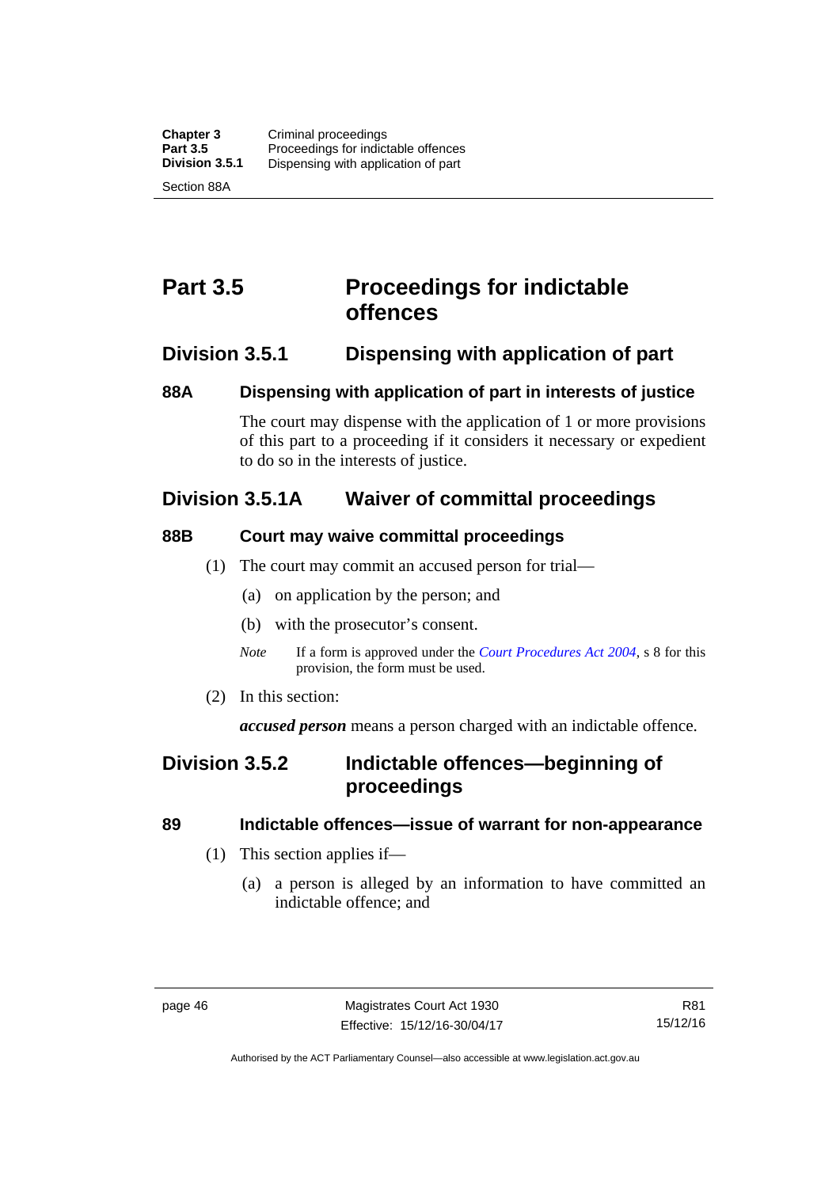# Part 3.5 Proceedings for indictable offences

## Division 3.5.1 Dispensing with application of part

### 88A Dispensing with application of part in interests of justice

The court may dispense with the application of 1 or more provisions of this part to a proceeding if it considers it necessary or expedient to do so in the interests of justice.

## Division 3.5.1A Waiver of committal proceedings

### 88B Court may waive committal proceedings

(1) The court may commit an accused person for trial—

(a) on application by the person; and

(b) with the prosecutor's consent.

*Note* If a form is approved under the *Court Procedures Act 2004*, s 8 for this provision, the form must be used.

(2) In this section:

***accused person*** means a person charged with an indictable offence.

## Division 3.5.2 Indictable offences—beginning of proceedings

### 89 Indictable offences—issue of warrant for non-appearance

(1) This section applies if—

(a) a person is alleged by an information to have committed an indictable offence; and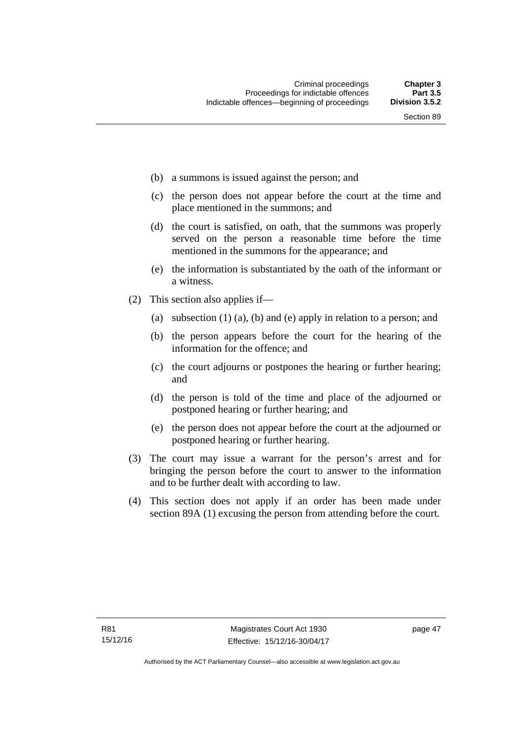(b) a summons is issued against the person; and

(c) the person does not appear before the court at the time and place mentioned in the summons; and

(d) the court is satisfied, on oath, that the summons was properly served on the person a reasonable time before the time mentioned in the summons for the appearance; and

(e) the information is substantiated by the oath of the informant or a witness.

(2) This section also applies if—

(a) subsection (1) (a), (b) and (e) apply in relation to a person; and

(b) the person appears before the court for the hearing of the information for the offence; and

(c) the court adjourns or postpones the hearing or further hearing; and

(d) the person is told of the time and place of the adjourned or postponed hearing or further hearing; and

(e) the person does not appear before the court at the adjourned or postponed hearing or further hearing.

(3) The court may issue a warrant for the person's arrest and for bringing the person before the court to answer to the information and to be further dealt with according to law.

(4) This section does not apply if an order has been made under section 89A (1) excusing the person from attending before the court.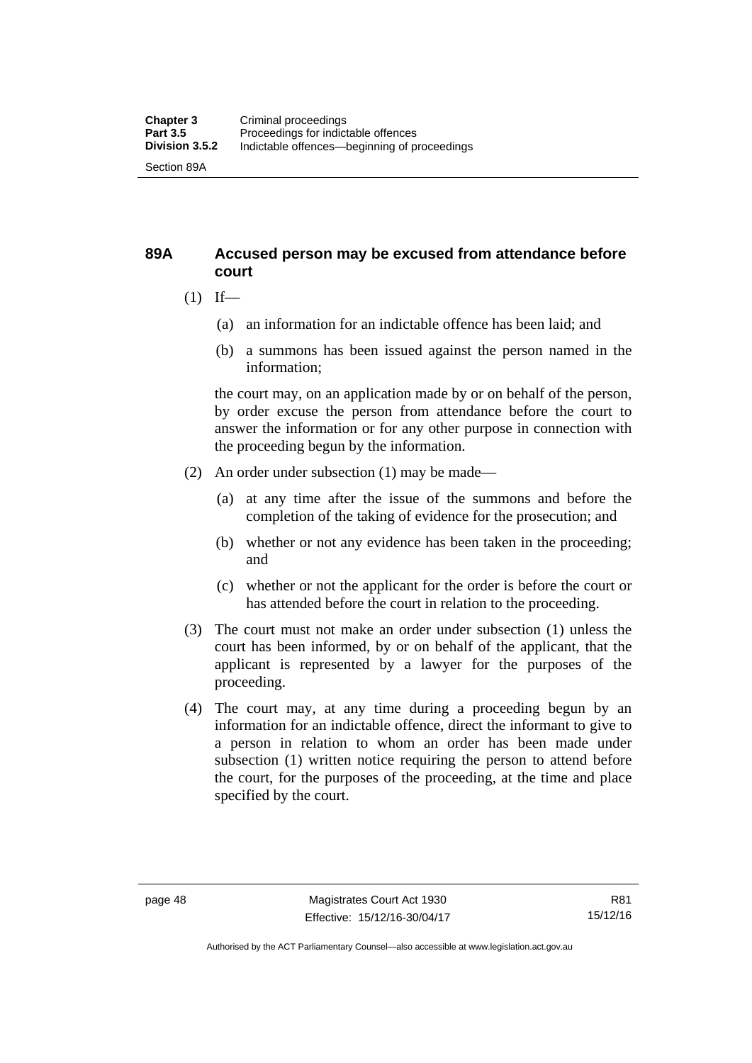## 89A Accused person may be excused from attendance before court

(1) If—

(a) an information for an indictable offence has been laid; and

(b) a summons has been issued against the person named in the information;

the court may, on an application made by or on behalf of the person, by order excuse the person from attendance before the court to answer the information or for any other purpose in connection with the proceeding begun by the information.

(2) An order under subsection (1) may be made—

(a) at any time after the issue of the summons and before the completion of the taking of evidence for the prosecution; and

(b) whether or not any evidence has been taken in the proceeding; and

(c) whether or not the applicant for the order is before the court or has attended before the court in relation to the proceeding.

(3) The court must not make an order under subsection (1) unless the court has been informed, by or on behalf of the applicant, that the applicant is represented by a lawyer for the purposes of the proceeding.

(4) The court may, at any time during a proceeding begun by an information for an indictable offence, direct the informant to give to a person in relation to whom an order has been made under subsection (1) written notice requiring the person to attend before the court, for the purposes of the proceeding, at the time and place specified by the court.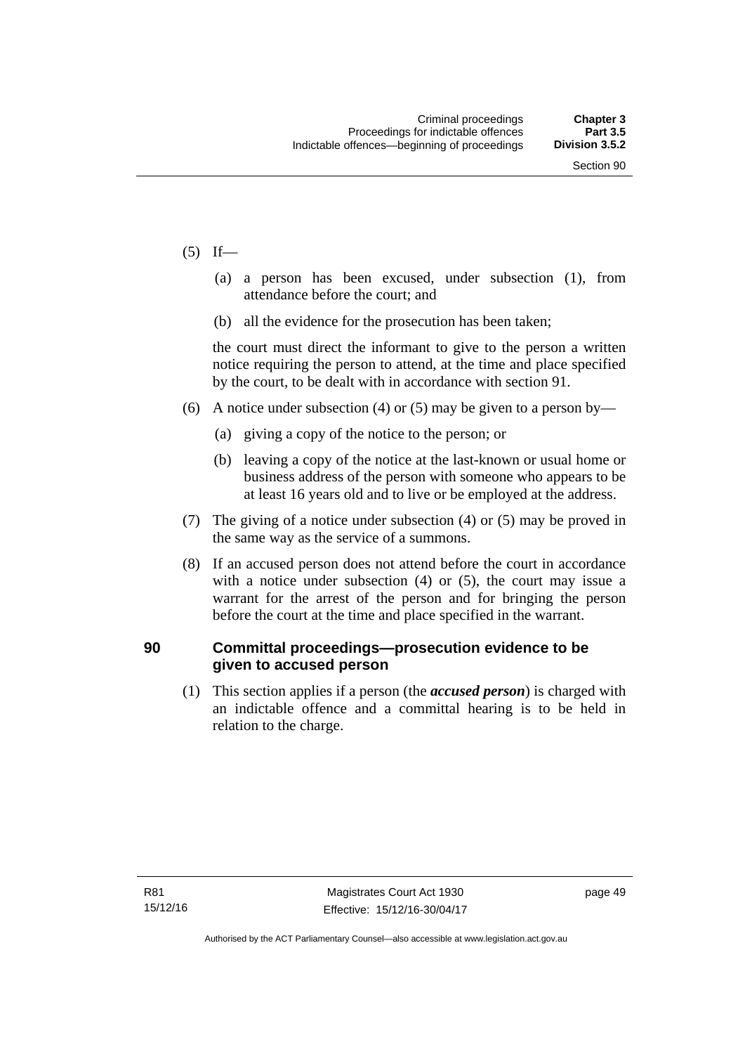(5) If—

(a) a person has been excused, under subsection (1), from attendance before the court; and

(b) all the evidence for the prosecution has been taken;

the court must direct the informant to give to the person a written notice requiring the person to attend, at the time and place specified by the court, to be dealt with in accordance with section 91.

(6) A notice under subsection (4) or (5) may be given to a person by—

(a) giving a copy of the notice to the person; or

(b) leaving a copy of the notice at the last-known or usual home or business address of the person with someone who appears to be at least 16 years old and to live or be employed at the address.

(7) The giving of a notice under subsection (4) or (5) may be proved in the same way as the service of a summons.

(8) If an accused person does not attend before the court in accordance with a notice under subsection (4) or (5), the court may issue a warrant for the arrest of the person and for bringing the person before the court at the time and place specified in the warrant.

## 90 Committal proceedings—prosecution evidence to be given to accused person

(1) This section applies if a person (the ***accused person***) is charged with an indictable offence and a committal hearing is to be held in relation to the charge.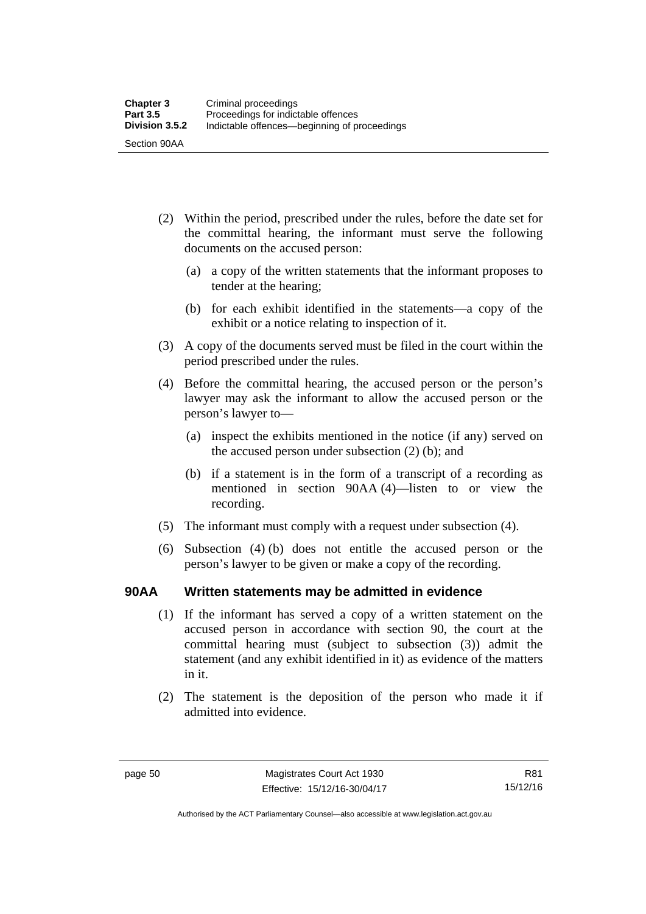(2) Within the period, prescribed under the rules, before the date set for the committal hearing, the informant must serve the following documents on the accused person:

(a) a copy of the written statements that the informant proposes to tender at the hearing;

(b) for each exhibit identified in the statements—a copy of the exhibit or a notice relating to inspection of it.

(3) A copy of the documents served must be filed in the court within the period prescribed under the rules.

(4) Before the committal hearing, the accused person or the person's lawyer may ask the informant to allow the accused person or the person's lawyer to—

(a) inspect the exhibits mentioned in the notice (if any) served on the accused person under subsection (2) (b); and

(b) if a statement is in the form of a transcript of a recording as mentioned in section 90AA (4)—listen to or view the recording.

(5) The informant must comply with a request under subsection (4).

(6) Subsection (4) (b) does not entitle the accused person or the person's lawyer to be given or make a copy of the recording.

### 90AA Written statements may be admitted in evidence

(1) If the informant has served a copy of a written statement on the accused person in accordance with section 90, the court at the committal hearing must (subject to subsection (3)) admit the statement (and any exhibit identified in it) as evidence of the matters in it.

(2) The statement is the deposition of the person who made it if admitted into evidence.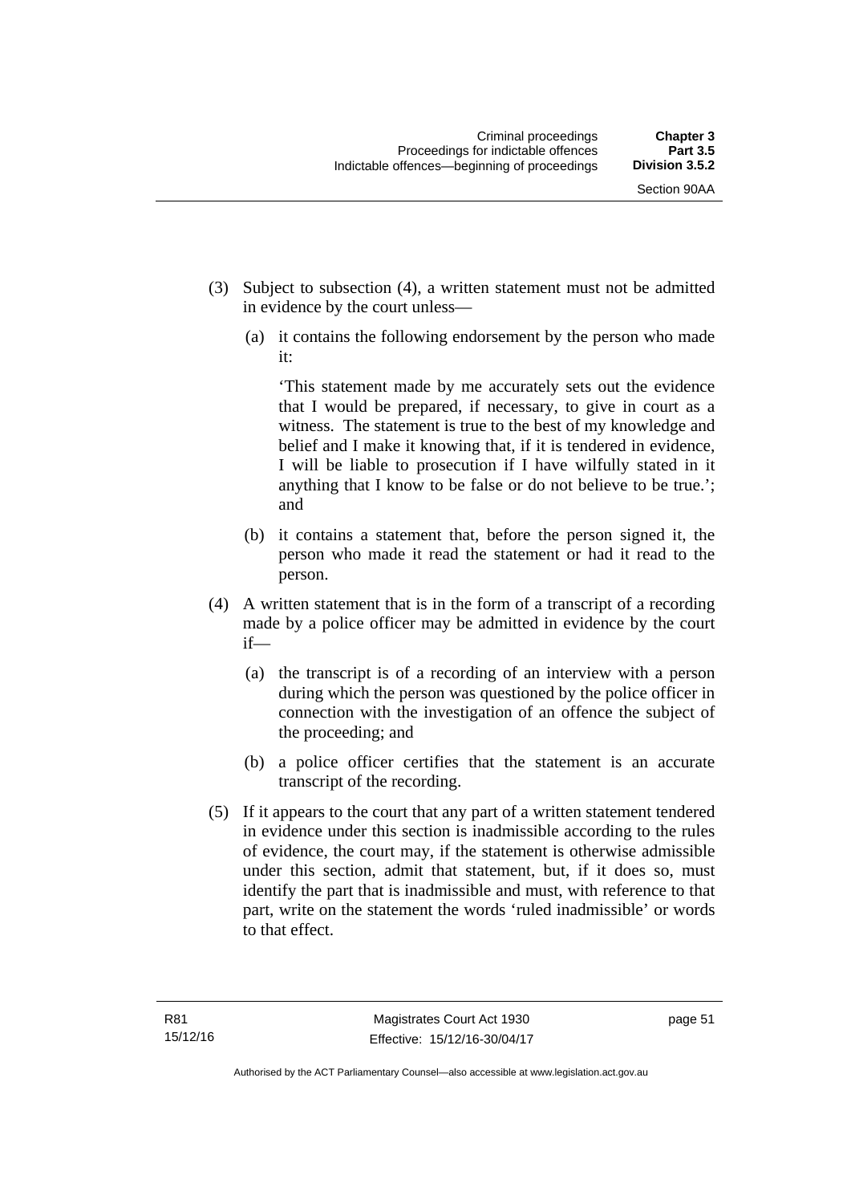(3) Subject to subsection (4), a written statement must not be admitted in evidence by the court unless—

(a) it contains the following endorsement by the person who made it:

'This statement made by me accurately sets out the evidence that I would be prepared, if necessary, to give in court as a witness. The statement is true to the best of my knowledge and belief and I make it knowing that, if it is tendered in evidence, I will be liable to prosecution if I have wilfully stated in it anything that I know to be false or do not believe to be true.'; and

(b) it contains a statement that, before the person signed it, the person who made it read the statement or had it read to the person.

(4) A written statement that is in the form of a transcript of a recording made by a police officer may be admitted in evidence by the court if—

(a) the transcript is of a recording of an interview with a person during which the person was questioned by the police officer in connection with the investigation of an offence the subject of the proceeding; and

(b) a police officer certifies that the statement is an accurate transcript of the recording.

(5) If it appears to the court that any part of a written statement tendered in evidence under this section is inadmissible according to the rules of evidence, the court may, if the statement is otherwise admissible under this section, admit that statement, but, if it does so, must identify the part that is inadmissible and must, with reference to that part, write on the statement the words 'ruled inadmissible' or words to that effect.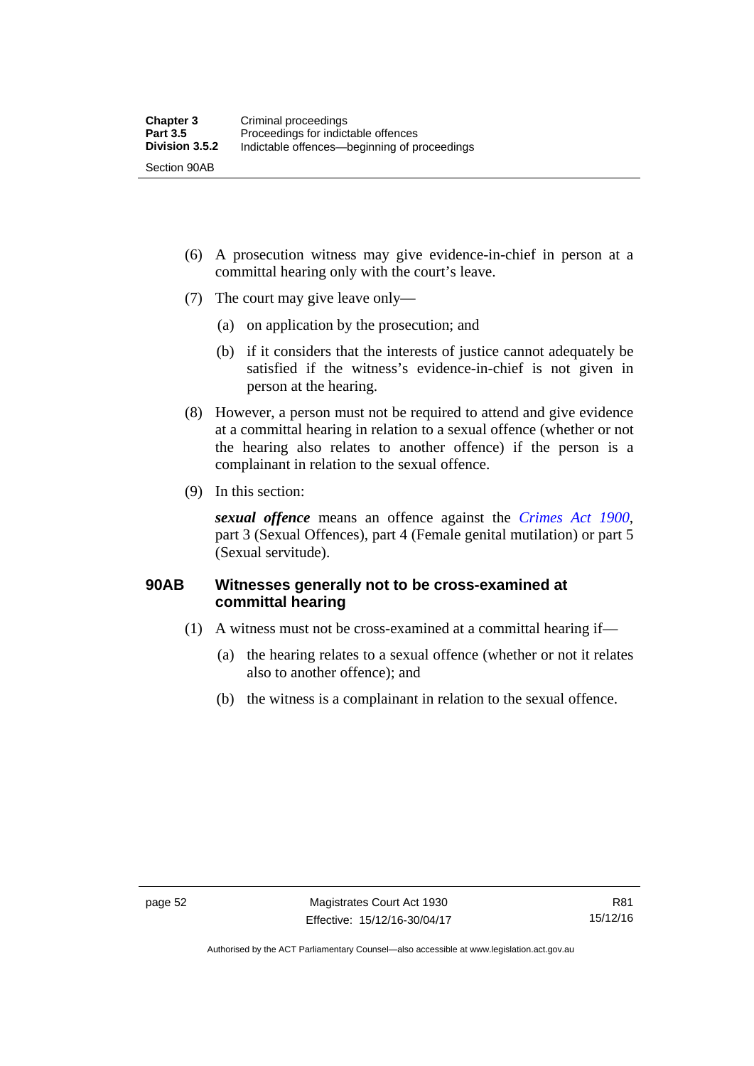(6) A prosecution witness may give evidence-in-chief in person at a committal hearing only with the court's leave.

(7) The court may give leave only—

(a) on application by the prosecution; and

(b) if it considers that the interests of justice cannot adequately be satisfied if the witness's evidence-in-chief is not given in person at the hearing.

(8) However, a person must not be required to attend and give evidence at a committal hearing in relation to a sexual offence (whether or not the hearing also relates to another offence) if the person is a complainant in relation to the sexual offence.

(9) In this section:

***sexual offence*** means an offence against the *Crimes Act 1900*, part 3 (Sexual Offences), part 4 (Female genital mutilation) or part 5 (Sexual servitude).

## 90AB Witnesses generally not to be cross-examined at committal hearing

(1) A witness must not be cross-examined at a committal hearing if—

(a) the hearing relates to a sexual offence (whether or not it relates also to another offence); and

(b) the witness is a complainant in relation to the sexual offence.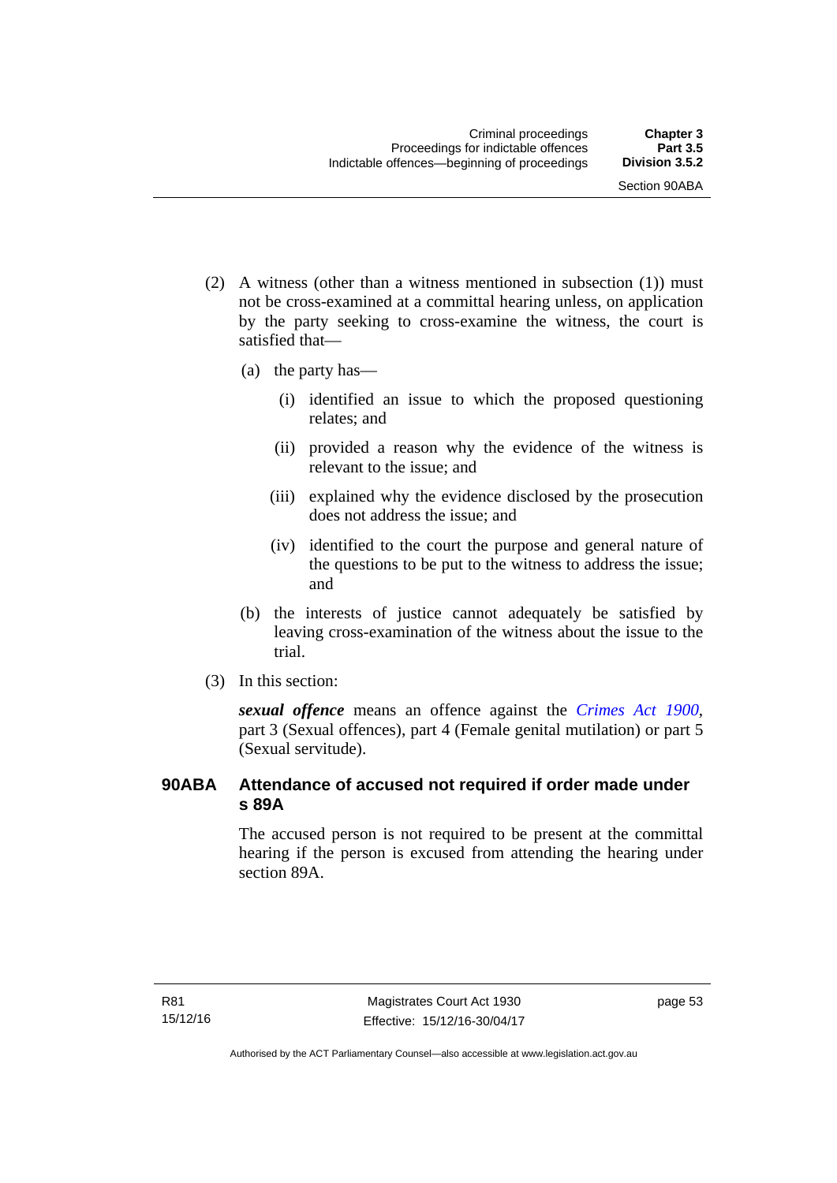(2) A witness (other than a witness mentioned in subsection (1)) must not be cross-examined at a committal hearing unless, on application by the party seeking to cross-examine the witness, the court is satisfied that—

(a) the party has—

(i) identified an issue to which the proposed questioning relates; and

(ii) provided a reason why the evidence of the witness is relevant to the issue; and

(iii) explained why the evidence disclosed by the prosecution does not address the issue; and

(iv) identified to the court the purpose and general nature of the questions to be put to the witness to address the issue; and

(b) the interests of justice cannot adequately be satisfied by leaving cross-examination of the witness about the issue to the trial.

(3) In this section:

***sexual offence*** means an offence against the *Crimes Act 1900*, part 3 (Sexual offences), part 4 (Female genital mutilation) or part 5 (Sexual servitude).

### 90ABA Attendance of accused not required if order made under s 89A

The accused person is not required to be present at the committal hearing if the person is excused from attending the hearing under section 89A.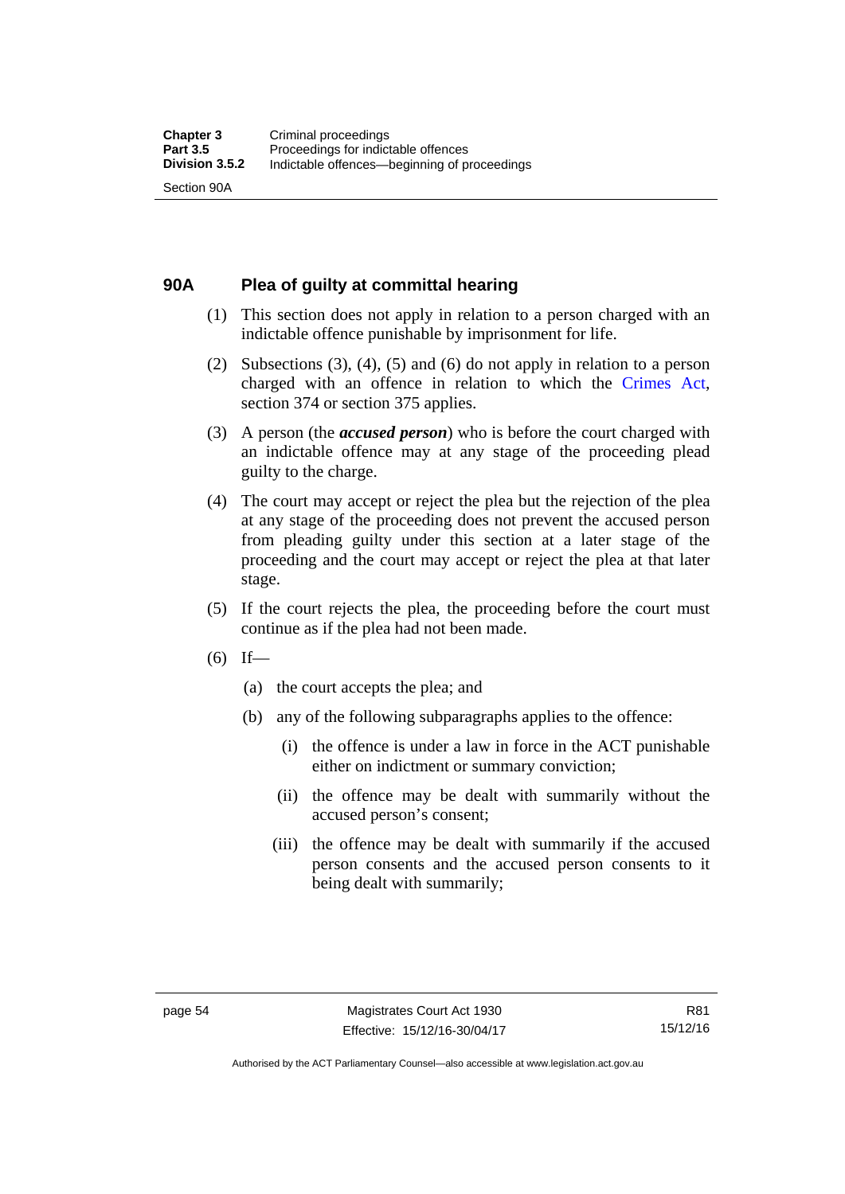## 90A Plea of guilty at committal hearing

(1) This section does not apply in relation to a person charged with an indictable offence punishable by imprisonment for life.

(2) Subsections (3), (4), (5) and (6) do not apply in relation to a person charged with an offence in relation to which the Crimes Act, section 374 or section 375 applies.

(3) A person (the ***accused person***) who is before the court charged with an indictable offence may at any stage of the proceeding plead guilty to the charge.

(4) The court may accept or reject the plea but the rejection of the plea at any stage of the proceeding does not prevent the accused person from pleading guilty under this section at a later stage of the proceeding and the court may accept or reject the plea at that later stage.

(5) If the court rejects the plea, the proceeding before the court must continue as if the plea had not been made.

(6) If—

(a) the court accepts the plea; and

(b) any of the following subparagraphs applies to the offence:

(i) the offence is under a law in force in the ACT punishable either on indictment or summary conviction;

(ii) the offence may be dealt with summarily without the accused person's consent;

(iii) the offence may be dealt with summarily if the accused person consents and the accused person consents to it being dealt with summarily;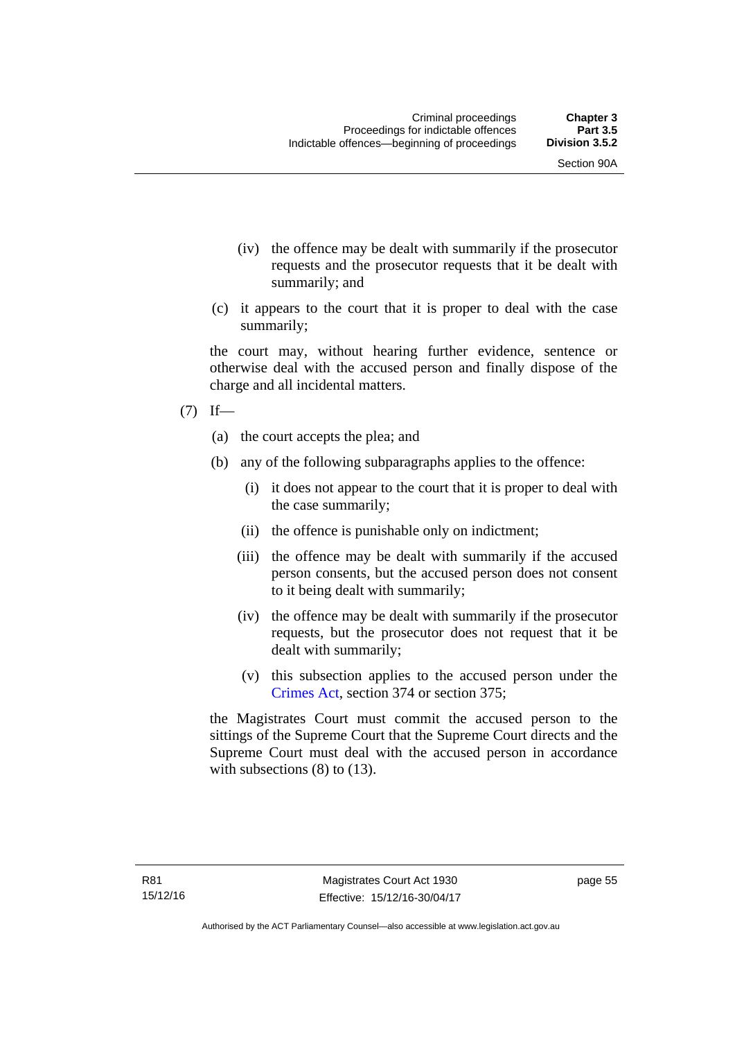(iv) the offence may be dealt with summarily if the prosecutor requests and the prosecutor requests that it be dealt with summarily; and

(c) it appears to the court that it is proper to deal with the case summarily;

the court may, without hearing further evidence, sentence or otherwise deal with the accused person and finally dispose of the charge and all incidental matters.

(7) If—

(a) the court accepts the plea; and

(b) any of the following subparagraphs applies to the offence:

(i) it does not appear to the court that it is proper to deal with the case summarily;

(ii) the offence is punishable only on indictment;

(iii) the offence may be dealt with summarily if the accused person consents, but the accused person does not consent to it being dealt with summarily;

(iv) the offence may be dealt with summarily if the prosecutor requests, but the prosecutor does not request that it be dealt with summarily;

(v) this subsection applies to the accused person under the Crimes Act, section 374 or section 375;

the Magistrates Court must commit the accused person to the sittings of the Supreme Court that the Supreme Court directs and the Supreme Court must deal with the accused person in accordance with subsections (8) to (13).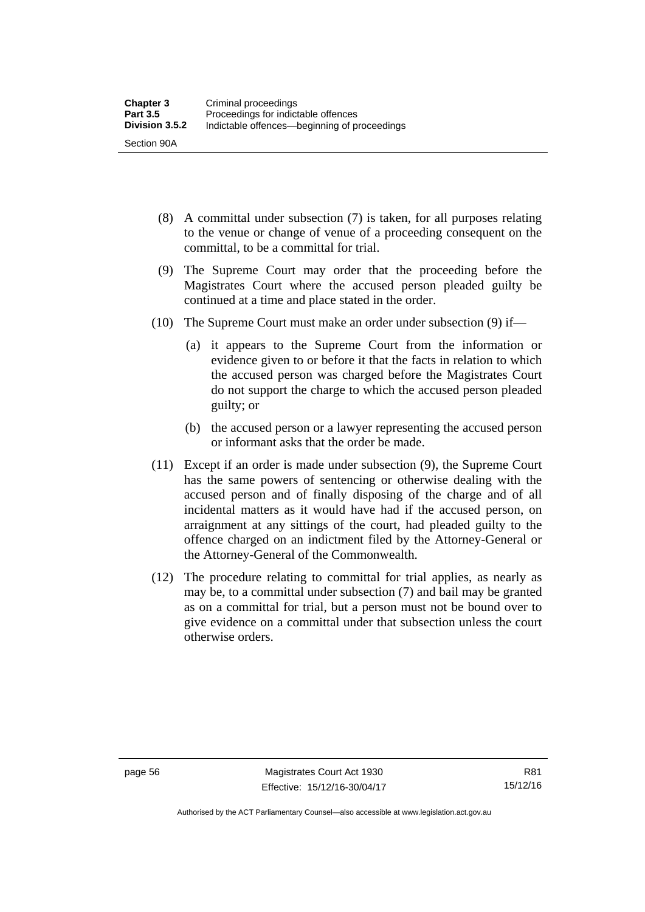(8) A committal under subsection (7) is taken, for all purposes relating to the venue or change of venue of a proceeding consequent on the committal, to be a committal for trial.

(9) The Supreme Court may order that the proceeding before the Magistrates Court where the accused person pleaded guilty be continued at a time and place stated in the order.

(10) The Supreme Court must make an order under subsection (9) if—

(a) it appears to the Supreme Court from the information or evidence given to or before it that the facts in relation to which the accused person was charged before the Magistrates Court do not support the charge to which the accused person pleaded guilty; or

(b) the accused person or a lawyer representing the accused person or informant asks that the order be made.

(11) Except if an order is made under subsection (9), the Supreme Court has the same powers of sentencing or otherwise dealing with the accused person and of finally disposing of the charge and of all incidental matters as it would have had if the accused person, on arraignment at any sittings of the court, had pleaded guilty to the offence charged on an indictment filed by the Attorney-General or the Attorney-General of the Commonwealth.

(12) The procedure relating to committal for trial applies, as nearly as may be, to a committal under subsection (7) and bail may be granted as on a committal for trial, but a person must not be bound over to give evidence on a committal under that subsection unless the court otherwise orders.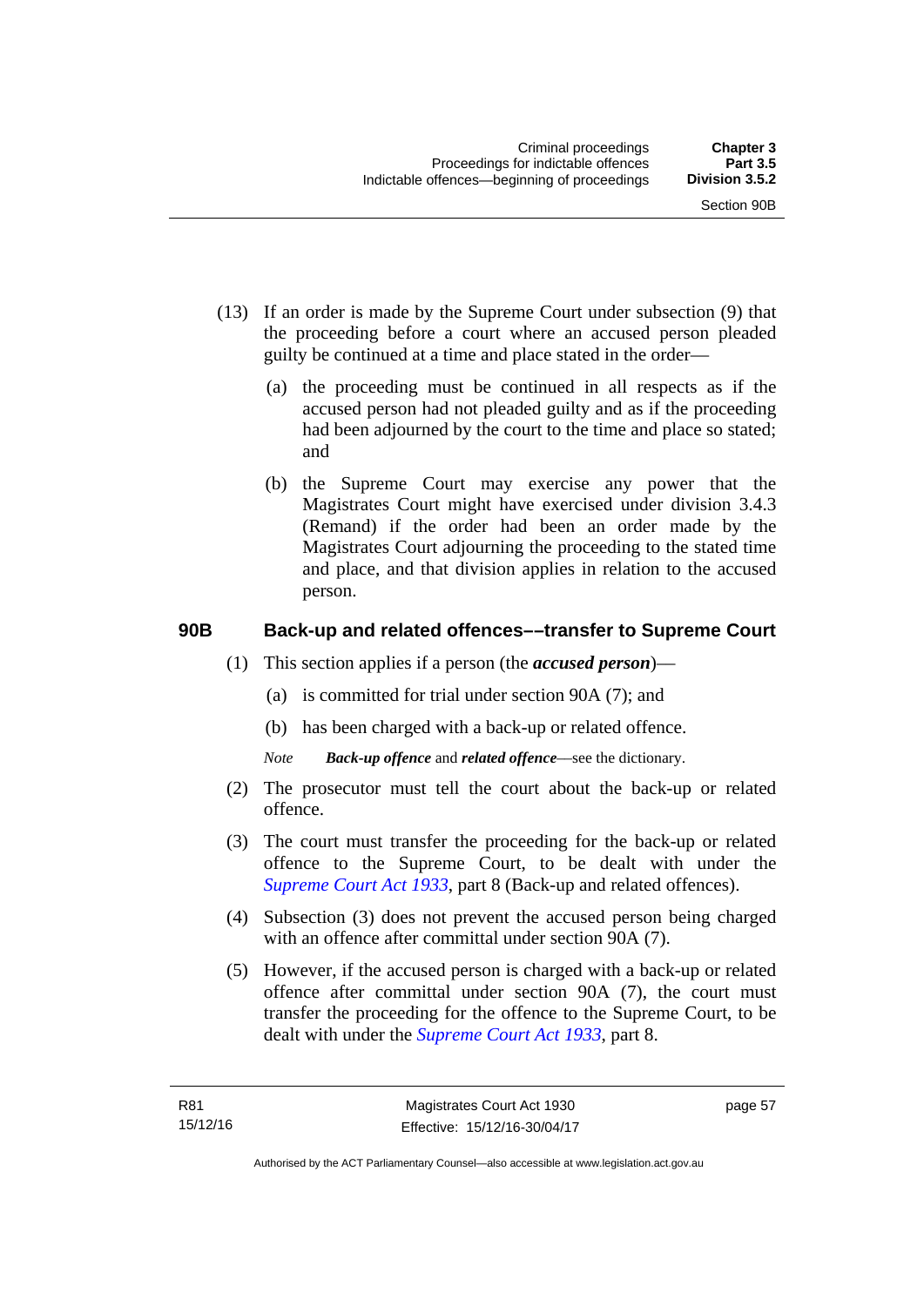(13) If an order is made by the Supreme Court under subsection (9) that the proceeding before a court where an accused person pleaded guilty be continued at a time and place stated in the order—

(a) the proceeding must be continued in all respects as if the accused person had not pleaded guilty and as if the proceeding had been adjourned by the court to the time and place so stated; and

(b) the Supreme Court may exercise any power that the Magistrates Court might have exercised under division 3.4.3 (Remand) if the order had been an order made by the Magistrates Court adjourning the proceeding to the stated time and place, and that division applies in relation to the accused person.

### 90B Back-up and related offences––transfer to Supreme Court

(1) This section applies if a person (the ***accused person***)—

(a) is committed for trial under section 90A (7); and

(b) has been charged with a back-up or related offence.

*Note* ***Back-up offence*** and ***related offence***—see the dictionary.

(2) The prosecutor must tell the court about the back-up or related offence.

(3) The court must transfer the proceeding for the back-up or related offence to the Supreme Court, to be dealt with under the *Supreme Court Act 1933*, part 8 (Back-up and related offences).

(4) Subsection (3) does not prevent the accused person being charged with an offence after committal under section 90A (7).

(5) However, if the accused person is charged with a back-up or related offence after committal under section 90A (7), the court must transfer the proceeding for the offence to the Supreme Court, to be dealt with under the *Supreme Court Act 1933*, part 8.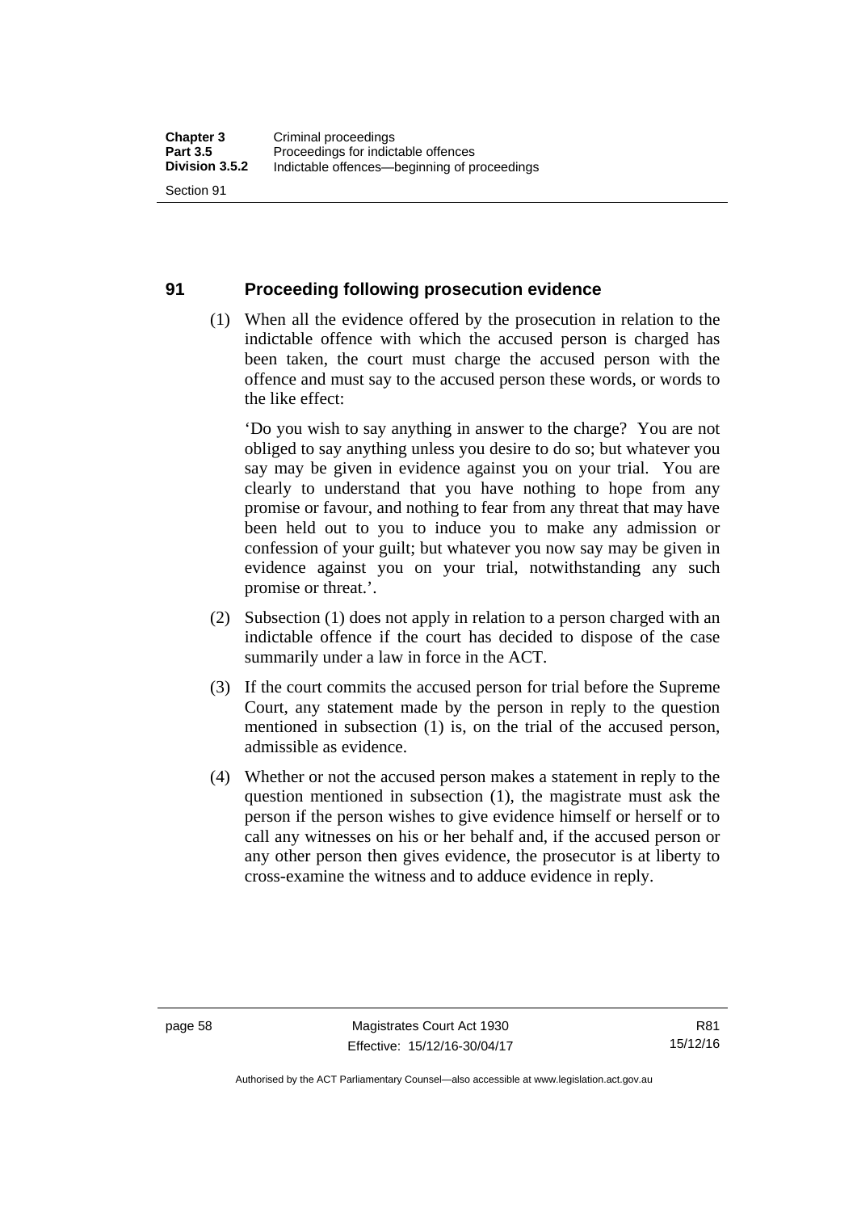## 91 Proceeding following prosecution evidence

(1) When all the evidence offered by the prosecution in relation to the indictable offence with which the accused person is charged has been taken, the court must charge the accused person with the offence and must say to the accused person these words, or words to the like effect:

'Do you wish to say anything in answer to the charge? You are not obliged to say anything unless you desire to do so; but whatever you say may be given in evidence against you on your trial. You are clearly to understand that you have nothing to hope from any promise or favour, and nothing to fear from any threat that may have been held out to you to induce you to make any admission or confession of your guilt; but whatever you now say may be given in evidence against you on your trial, notwithstanding any such promise or threat.'.

(2) Subsection (1) does not apply in relation to a person charged with an indictable offence if the court has decided to dispose of the case summarily under a law in force in the ACT.

(3) If the court commits the accused person for trial before the Supreme Court, any statement made by the person in reply to the question mentioned in subsection (1) is, on the trial of the accused person, admissible as evidence.

(4) Whether or not the accused person makes a statement in reply to the question mentioned in subsection (1), the magistrate must ask the person if the person wishes to give evidence himself or herself or to call any witnesses on his or her behalf and, if the accused person or any other person then gives evidence, the prosecutor is at liberty to cross-examine the witness and to adduce evidence in reply.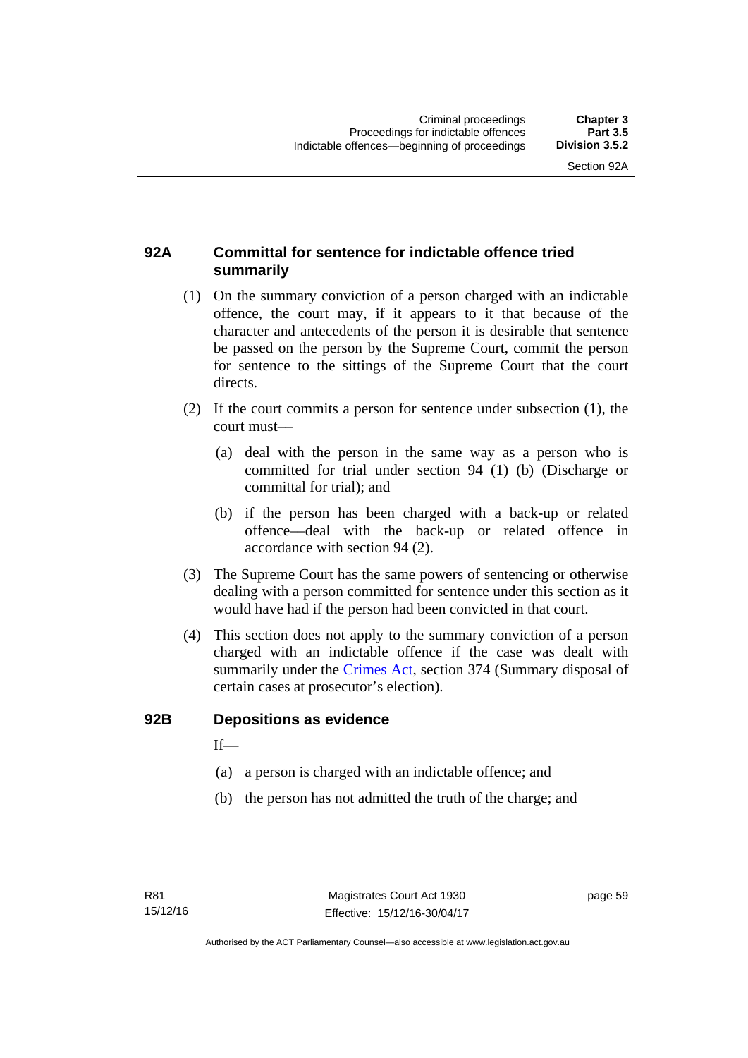## 92A Committal for sentence for indictable offence tried summarily

(1) On the summary conviction of a person charged with an indictable offence, the court may, if it appears to it that because of the character and antecedents of the person it is desirable that sentence be passed on the person by the Supreme Court, commit the person for sentence to the sittings of the Supreme Court that the court directs.

(2) If the court commits a person for sentence under subsection (1), the court must—

(a) deal with the person in the same way as a person who is committed for trial under section 94 (1) (b) (Discharge or committal for trial); and

(b) if the person has been charged with a back-up or related offence—deal with the back-up or related offence in accordance with section 94 (2).

(3) The Supreme Court has the same powers of sentencing or otherwise dealing with a person committed for sentence under this section as it would have had if the person had been convicted in that court.

(4) This section does not apply to the summary conviction of a person charged with an indictable offence if the case was dealt with summarily under the Crimes Act, section 374 (Summary disposal of certain cases at prosecutor's election).

## 92B Depositions as evidence

If—

(a) a person is charged with an indictable offence; and

(b) the person has not admitted the truth of the charge; and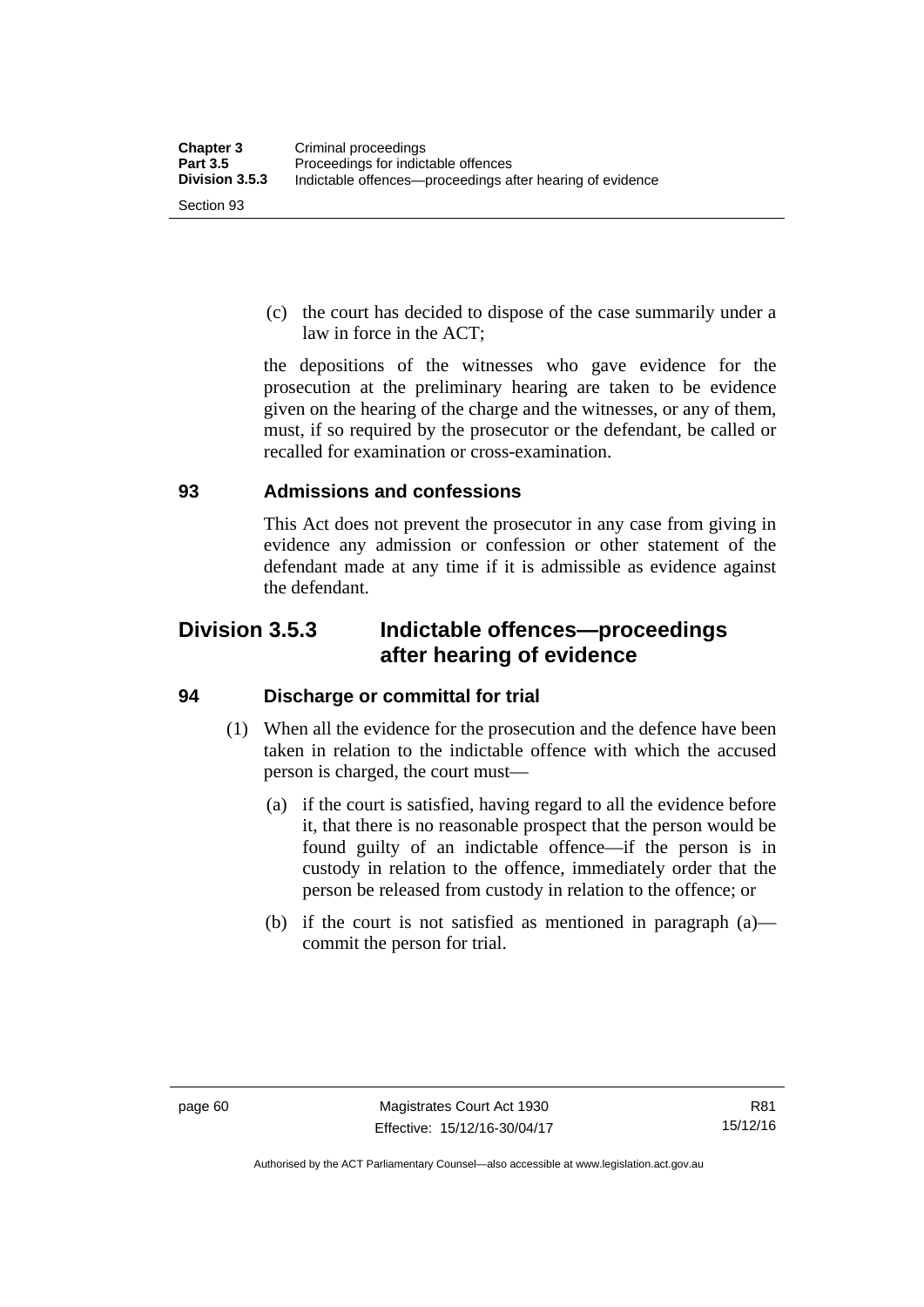(c) the court has decided to dispose of the case summarily under a law in force in the ACT;

the depositions of the witnesses who gave evidence for the prosecution at the preliminary hearing are taken to be evidence given on the hearing of the charge and the witnesses, or any of them, must, if so required by the prosecutor or the defendant, be called or recalled for examination or cross-examination.

### 93 Admissions and confessions

This Act does not prevent the prosecutor in any case from giving in evidence any admission or confession or other statement of the defendant made at any time if it is admissible as evidence against the defendant.

## Division 3.5.3 Indictable offences—proceedings after hearing of evidence

### 94 Discharge or committal for trial

(1) When all the evidence for the prosecution and the defence have been taken in relation to the indictable offence with which the accused person is charged, the court must—

(a) if the court is satisfied, having regard to all the evidence before it, that there is no reasonable prospect that the person would be found guilty of an indictable offence—if the person is in custody in relation to the offence, immediately order that the person be released from custody in relation to the offence; or

(b) if the court is not satisfied as mentioned in paragraph (a)—commit the person for trial.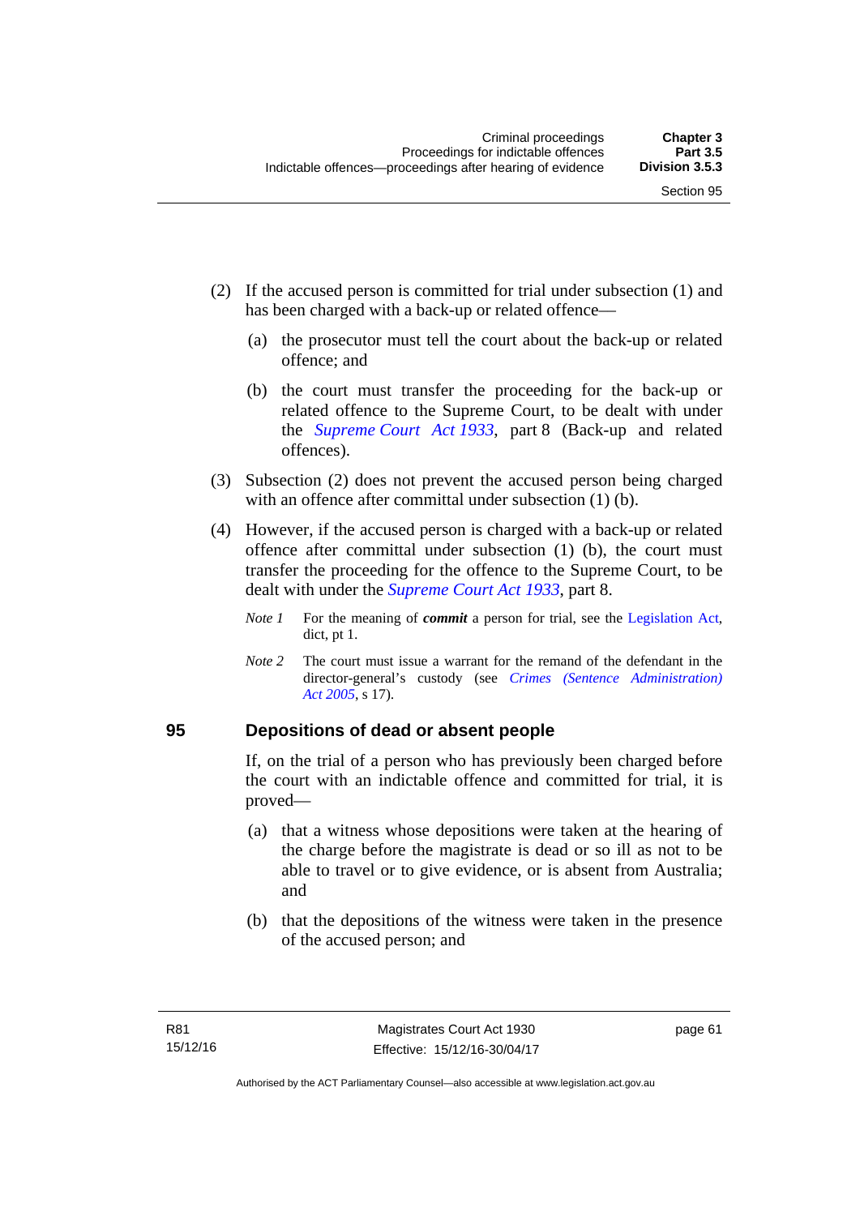(2) If the accused person is committed for trial under subsection (1) and has been charged with a back-up or related offence—

(a) the prosecutor must tell the court about the back-up or related offence; and

(b) the court must transfer the proceeding for the back-up or related offence to the Supreme Court, to be dealt with under the *Supreme Court Act 1933*, part 8 (Back-up and related offences).

(3) Subsection (2) does not prevent the accused person being charged with an offence after committal under subsection (1) (b).

(4) However, if the accused person is charged with a back-up or related offence after committal under subsection (1) (b), the court must transfer the proceeding for the offence to the Supreme Court, to be dealt with under the *Supreme Court Act 1933*, part 8.

*Note 1* For the meaning of ***commit*** a person for trial, see the Legislation Act, dict, pt 1.

*Note 2* The court must issue a warrant for the remand of the defendant in the director-general's custody (see *Crimes (Sentence Administration) Act 2005*, s 17).

## 95 Depositions of dead or absent people

If, on the trial of a person who has previously been charged before the court with an indictable offence and committed for trial, it is proved—

(a) that a witness whose depositions were taken at the hearing of the charge before the magistrate is dead or so ill as not to be able to travel or to give evidence, or is absent from Australia; and

(b) that the depositions of the witness were taken in the presence of the accused person; and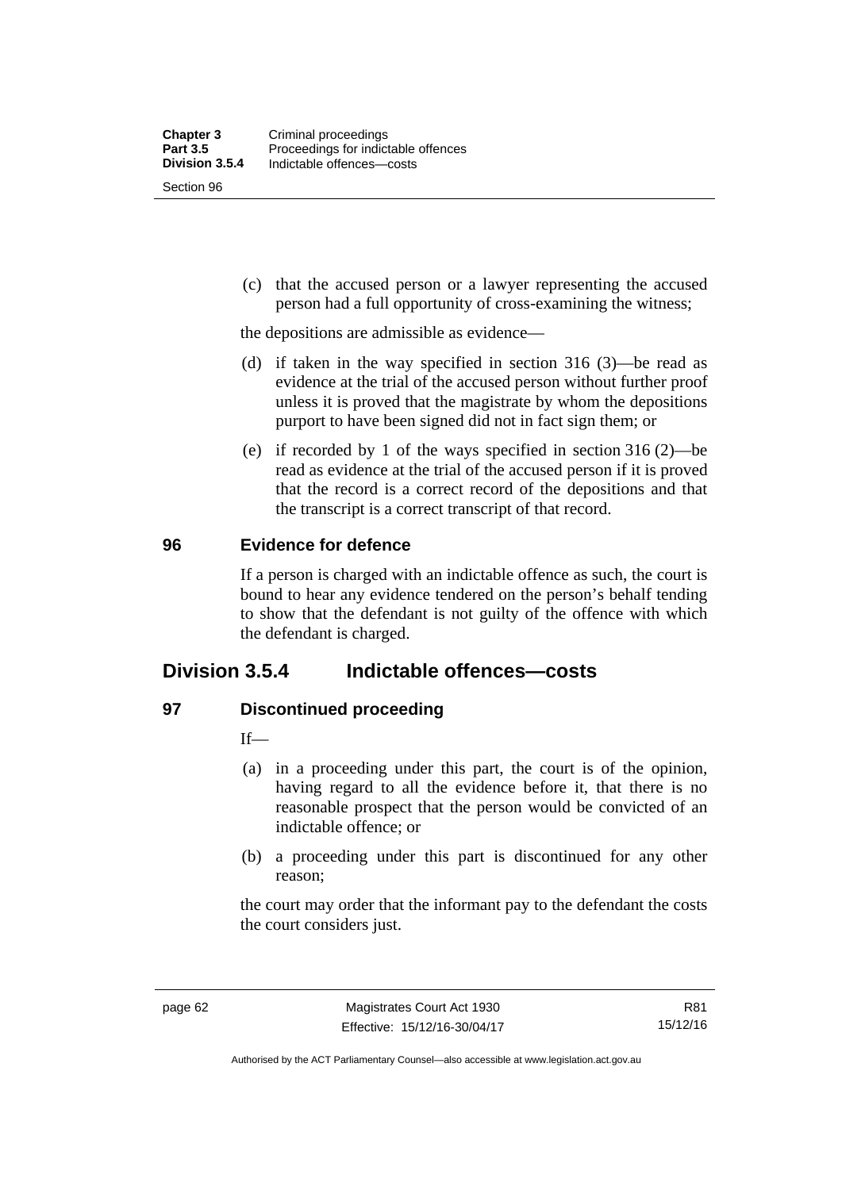(c) that the accused person or a lawyer representing the accused person had a full opportunity of cross-examining the witness;

the depositions are admissible as evidence—

(d) if taken in the way specified in section 316 (3)—be read as evidence at the trial of the accused person without further proof unless it is proved that the magistrate by whom the depositions purport to have been signed did not in fact sign them; or

(e) if recorded by 1 of the ways specified in section 316 (2)—be read as evidence at the trial of the accused person if it is proved that the record is a correct record of the depositions and that the transcript is a correct transcript of that record.

### 96 Evidence for defence

If a person is charged with an indictable offence as such, the court is bound to hear any evidence tendered on the person's behalf tending to show that the defendant is not guilty of the offence with which the defendant is charged.

## Division 3.5.4 Indictable offences—costs

### 97 Discontinued proceeding

If—

(a) in a proceeding under this part, the court is of the opinion, having regard to all the evidence before it, that there is no reasonable prospect that the person would be convicted of an indictable offence; or

(b) a proceeding under this part is discontinued for any other reason;

the court may order that the informant pay to the defendant the costs the court considers just.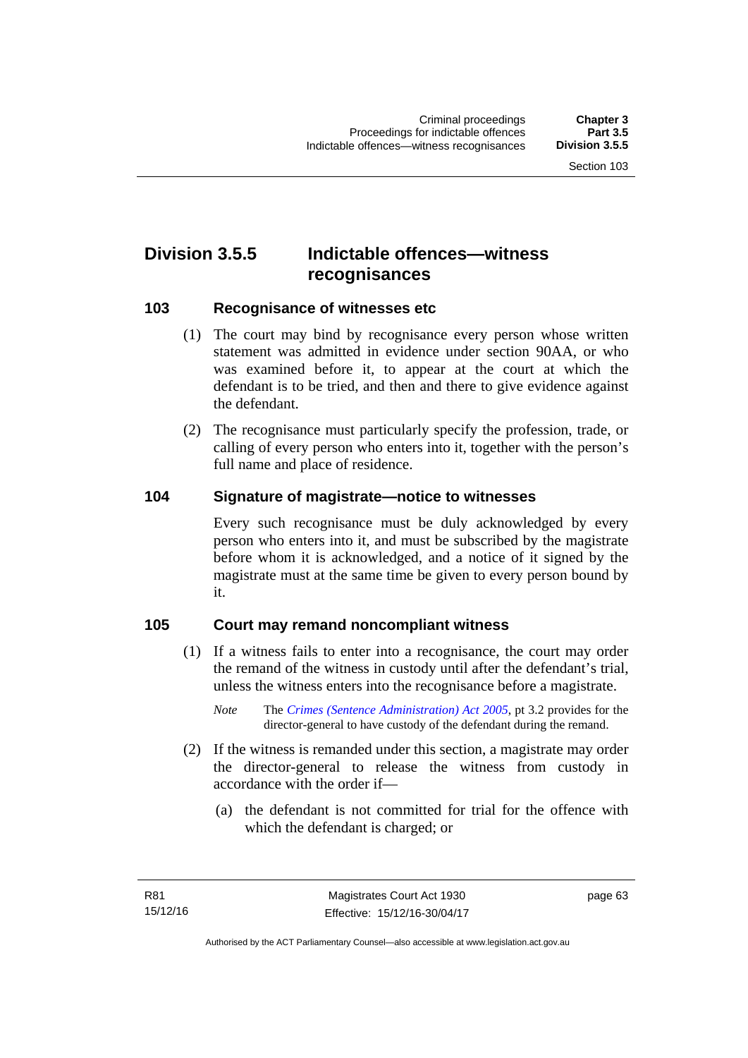## Division 3.5.5 Indictable offences—witness recognisances

### 103 Recognisance of witnesses etc

(1) The court may bind by recognisance every person whose written statement was admitted in evidence under section 90AA, or who was examined before it, to appear at the court at which the defendant is to be tried, and then and there to give evidence against the defendant.

(2) The recognisance must particularly specify the profession, trade, or calling of every person who enters into it, together with the person's full name and place of residence.

### 104 Signature of magistrate—notice to witnesses

Every such recognisance must be duly acknowledged by every person who enters into it, and must be subscribed by the magistrate before whom it is acknowledged, and a notice of it signed by the magistrate must at the same time be given to every person bound by it.

### 105 Court may remand noncompliant witness

(1) If a witness fails to enter into a recognisance, the court may order the remand of the witness in custody until after the defendant's trial, unless the witness enters into the recognisance before a magistrate.

*Note* The *Crimes (Sentence Administration) Act 2005*, pt 3.2 provides for the director-general to have custody of the defendant during the remand.

(2) If the witness is remanded under this section, a magistrate may order the director-general to release the witness from custody in accordance with the order if—

(a) the defendant is not committed for trial for the offence with which the defendant is charged; or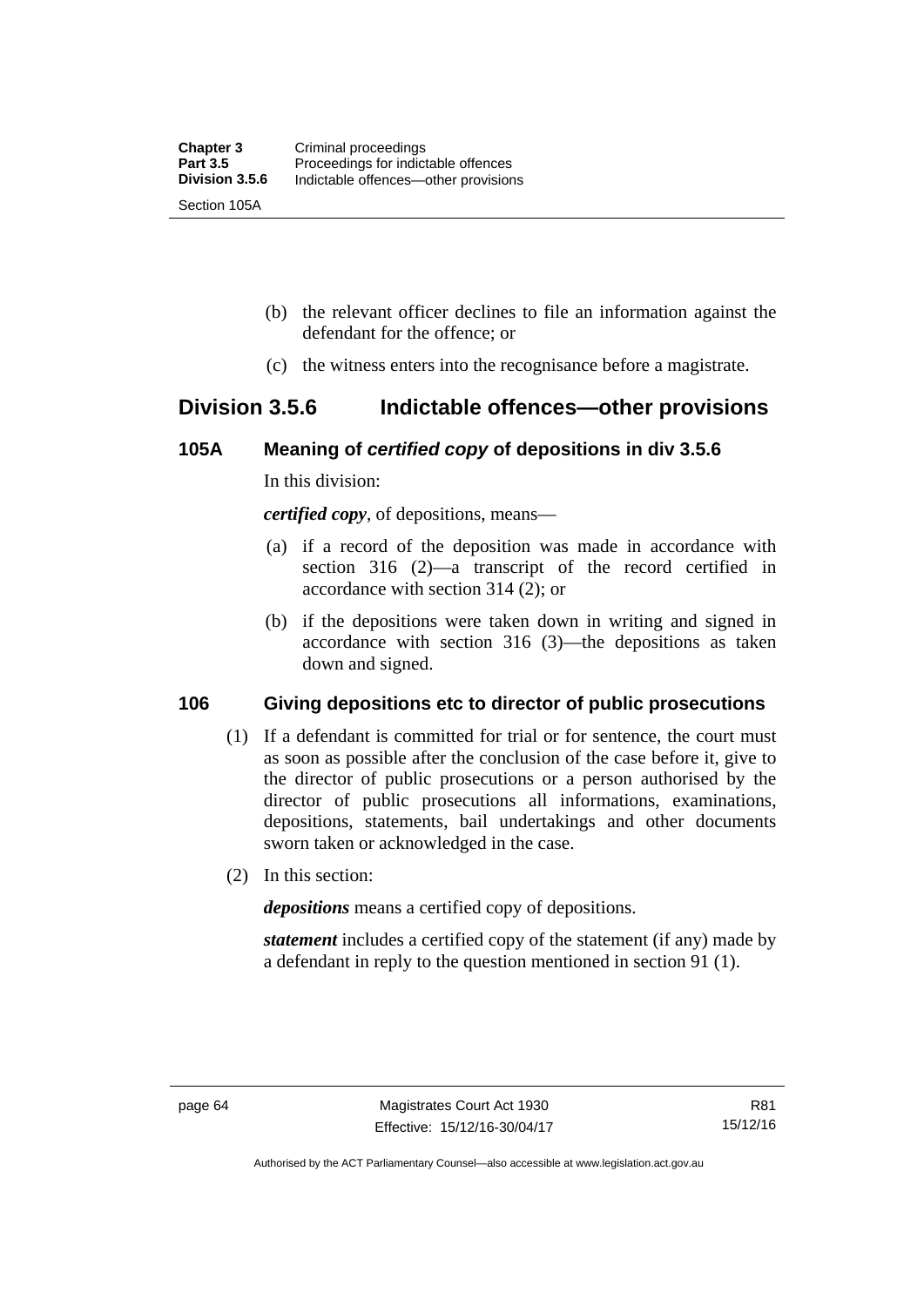(b) the relevant officer declines to file an information against the defendant for the offence; or

(c) the witness enters into the recognisance before a magistrate.

## Division 3.5.6 Indictable offences—other provisions

### 105A Meaning of *certified copy* of depositions in div 3.5.6

In this division:

***certified copy***, of depositions, means—

(a) if a record of the deposition was made in accordance with section 316 (2)—a transcript of the record certified in accordance with section 314 (2); or

(b) if the depositions were taken down in writing and signed in accordance with section 316 (3)—the depositions as taken down and signed.

### 106 Giving depositions etc to director of public prosecutions

(1) If a defendant is committed for trial or for sentence, the court must as soon as possible after the conclusion of the case before it, give to the director of public prosecutions or a person authorised by the director of public prosecutions all informations, examinations, depositions, statements, bail undertakings and other documents sworn taken or acknowledged in the case.

(2) In this section:

***depositions*** means a certified copy of depositions.

***statement*** includes a certified copy of the statement (if any) made by a defendant in reply to the question mentioned in section 91 (1).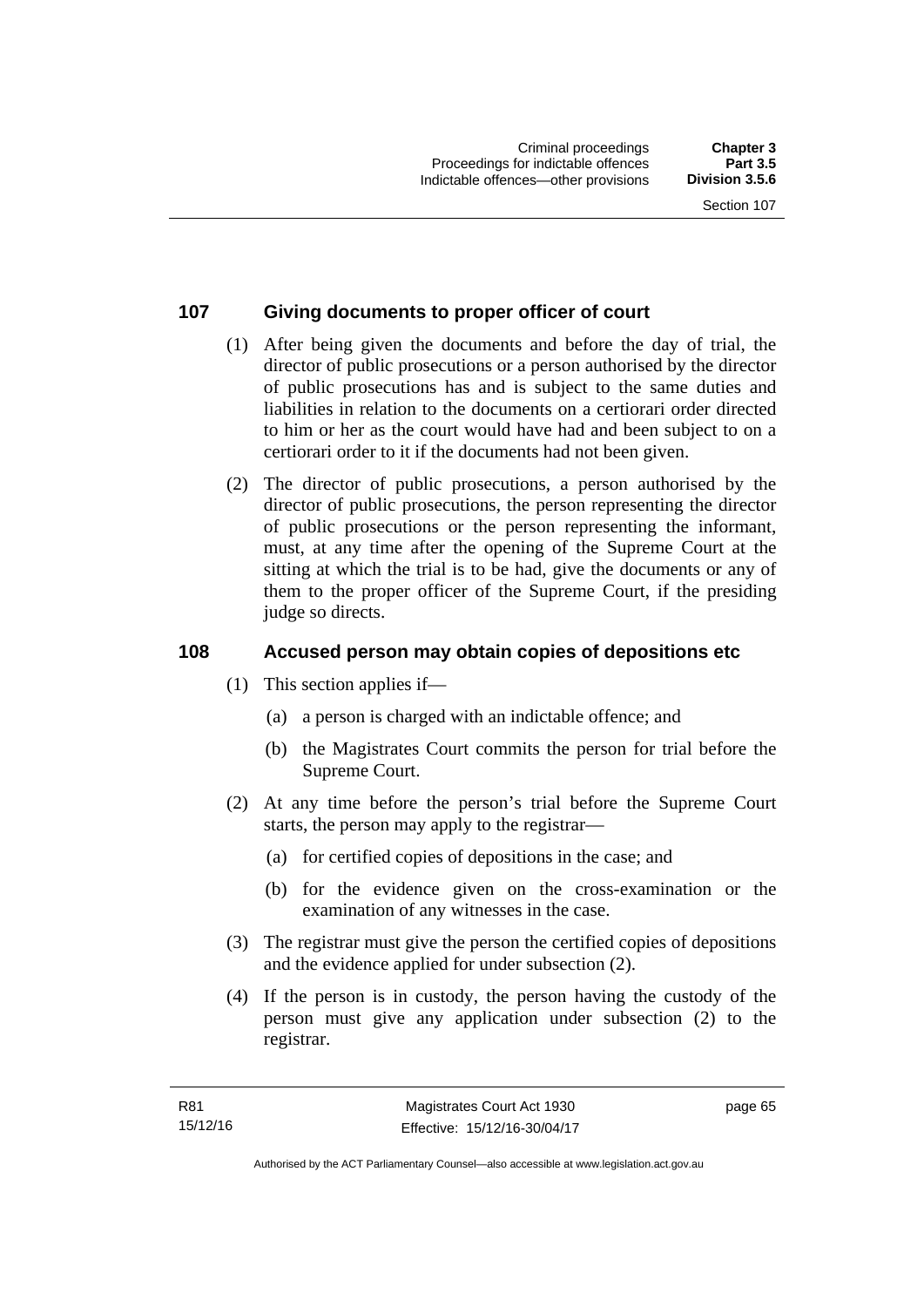### 107 Giving documents to proper officer of court

(1) After being given the documents and before the day of trial, the director of public prosecutions or a person authorised by the director of public prosecutions has and is subject to the same duties and liabilities in relation to the documents on a certiorari order directed to him or her as the court would have had and been subject to on a certiorari order to it if the documents had not been given.

(2) The director of public prosecutions, a person authorised by the director of public prosecutions, the person representing the director of public prosecutions or the person representing the informant, must, at any time after the opening of the Supreme Court at the sitting at which the trial is to be had, give the documents or any of them to the proper officer of the Supreme Court, if the presiding judge so directs.

### 108 Accused person may obtain copies of depositions etc

(1) This section applies if—

(a) a person is charged with an indictable offence; and

(b) the Magistrates Court commits the person for trial before the Supreme Court.

(2) At any time before the person's trial before the Supreme Court starts, the person may apply to the registrar—

(a) for certified copies of depositions in the case; and

(b) for the evidence given on the cross-examination or the examination of any witnesses in the case.

(3) The registrar must give the person the certified copies of depositions and the evidence applied for under subsection (2).

(4) If the person is in custody, the person having the custody of the person must give any application under subsection (2) to the registrar.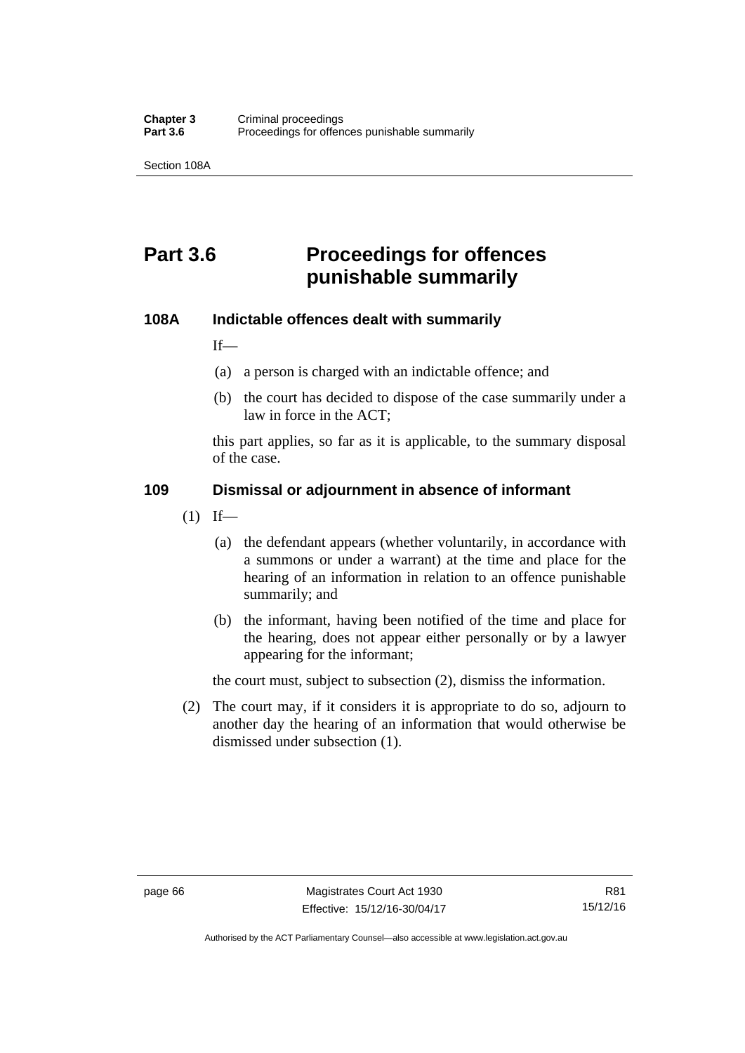# Part 3.6 Proceedings for offences punishable summarily

### 108A Indictable offences dealt with summarily

If—

(a) a person is charged with an indictable offence; and

(b) the court has decided to dispose of the case summarily under a law in force in the ACT;

this part applies, so far as it is applicable, to the summary disposal of the case.

### 109 Dismissal or adjournment in absence of informant

(1) If—

(a) the defendant appears (whether voluntarily, in accordance with a summons or under a warrant) at the time and place for the hearing of an information in relation to an offence punishable summarily; and

(b) the informant, having been notified of the time and place for the hearing, does not appear either personally or by a lawyer appearing for the informant;

the court must, subject to subsection (2), dismiss the information.

(2) The court may, if it considers it is appropriate to do so, adjourn to another day the hearing of an information that would otherwise be dismissed under subsection (1).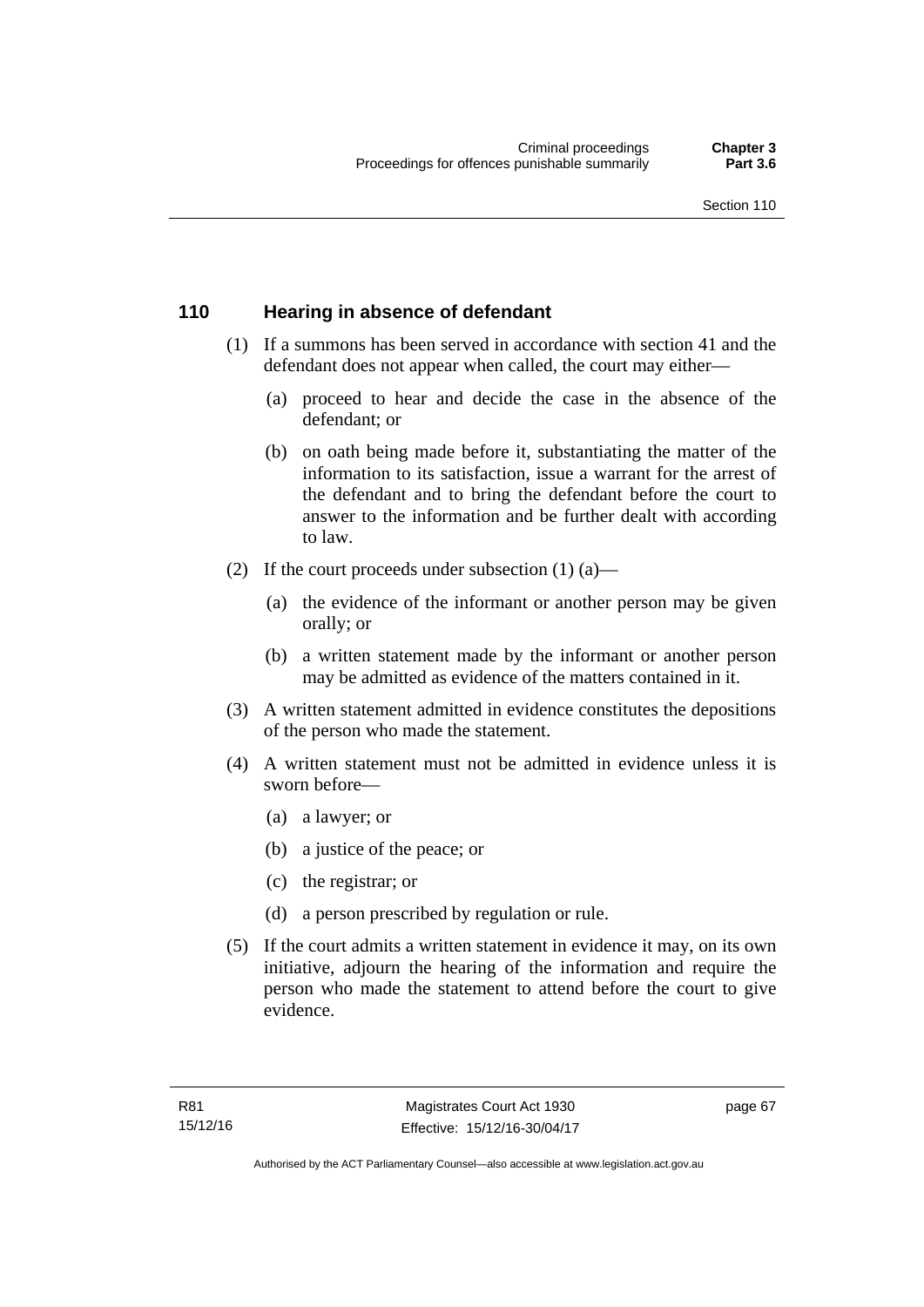## 110 Hearing in absence of defendant

(1) If a summons has been served in accordance with section 41 and the defendant does not appear when called, the court may either—

(a) proceed to hear and decide the case in the absence of the defendant; or

(b) on oath being made before it, substantiating the matter of the information to its satisfaction, issue a warrant for the arrest of the defendant and to bring the defendant before the court to answer to the information and be further dealt with according to law.

(2) If the court proceeds under subsection (1) (a)—

(a) the evidence of the informant or another person may be given orally; or

(b) a written statement made by the informant or another person may be admitted as evidence of the matters contained in it.

(3) A written statement admitted in evidence constitutes the depositions of the person who made the statement.

(4) A written statement must not be admitted in evidence unless it is sworn before—

(a) a lawyer; or

(b) a justice of the peace; or

(c) the registrar; or

(d) a person prescribed by regulation or rule.

(5) If the court admits a written statement in evidence it may, on its own initiative, adjourn the hearing of the information and require the person who made the statement to attend before the court to give evidence.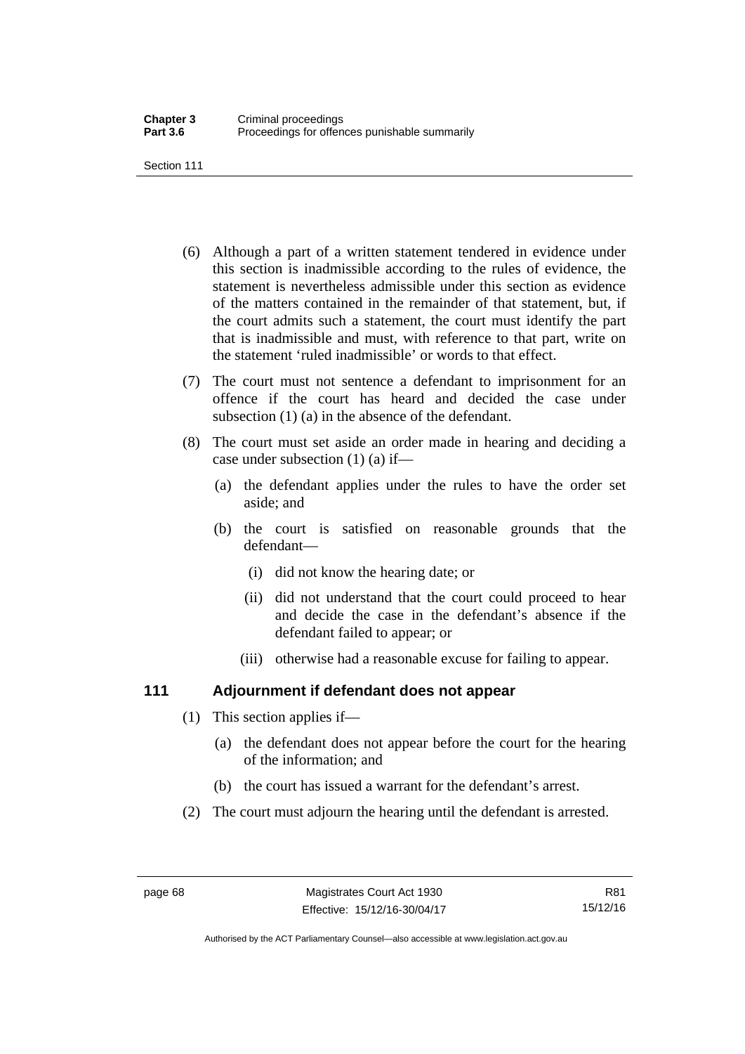(6) Although a part of a written statement tendered in evidence under this section is inadmissible according to the rules of evidence, the statement is nevertheless admissible under this section as evidence of the matters contained in the remainder of that statement, but, if the court admits such a statement, the court must identify the part that is inadmissible and must, with reference to that part, write on the statement 'ruled inadmissible' or words to that effect.

(7) The court must not sentence a defendant to imprisonment for an offence if the court has heard and decided the case under subsection (1) (a) in the absence of the defendant.

(8) The court must set aside an order made in hearing and deciding a case under subsection (1) (a) if—

- (a) the defendant applies under the rules to have the order set aside; and
- (b) the court is satisfied on reasonable grounds that the defendant—
  - (i) did not know the hearing date; or
  - (ii) did not understand that the court could proceed to hear and decide the case in the defendant's absence if the defendant failed to appear; or
  - (iii) otherwise had a reasonable excuse for failing to appear.

## 111 Adjournment if defendant does not appear

(1) This section applies if—

- (a) the defendant does not appear before the court for the hearing of the information; and
- (b) the court has issued a warrant for the defendant's arrest.

(2) The court must adjourn the hearing until the defendant is arrested.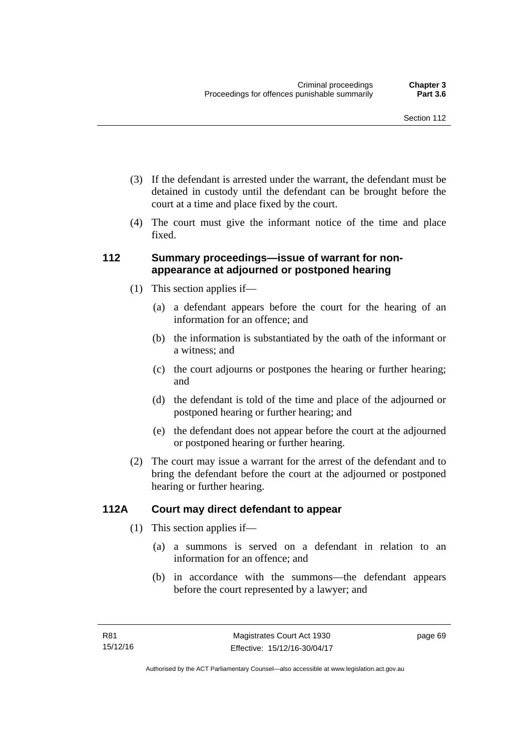(3) If the defendant is arrested under the warrant, the defendant must be detained in custody until the defendant can be brought before the court at a time and place fixed by the court.

(4) The court must give the informant notice of the time and place fixed.

## 112 Summary proceedings—issue of warrant for non-appearance at adjourned or postponed hearing

(1) This section applies if—

(a) a defendant appears before the court for the hearing of an information for an offence; and

(b) the information is substantiated by the oath of the informant or a witness; and

(c) the court adjourns or postpones the hearing or further hearing; and

(d) the defendant is told of the time and place of the adjourned or postponed hearing or further hearing; and

(e) the defendant does not appear before the court at the adjourned or postponed hearing or further hearing.

(2) The court may issue a warrant for the arrest of the defendant and to bring the defendant before the court at the adjourned or postponed hearing or further hearing.

## 112A Court may direct defendant to appear

(1) This section applies if—

(a) a summons is served on a defendant in relation to an information for an offence; and

(b) in accordance with the summons—the defendant appears before the court represented by a lawyer; and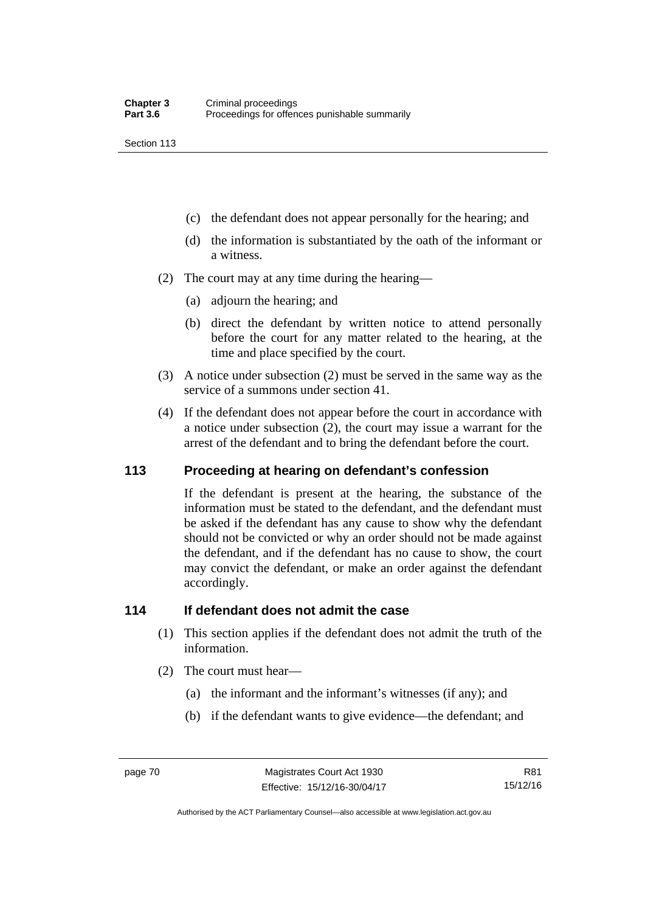(c) the defendant does not appear personally for the hearing; and

(d) the information is substantiated by the oath of the informant or a witness.

(2) The court may at any time during the hearing—

(a) adjourn the hearing; and

(b) direct the defendant by written notice to attend personally before the court for any matter related to the hearing, at the time and place specified by the court.

(3) A notice under subsection (2) must be served in the same way as the service of a summons under section 41.

(4) If the defendant does not appear before the court in accordance with a notice under subsection (2), the court may issue a warrant for the arrest of the defendant and to bring the defendant before the court.

## 113 Proceeding at hearing on defendant's confession

If the defendant is present at the hearing, the substance of the information must be stated to the defendant, and the defendant must be asked if the defendant has any cause to show why the defendant should not be convicted or why an order should not be made against the defendant, and if the defendant has no cause to show, the court may convict the defendant, or make an order against the defendant accordingly.

## 114 If defendant does not admit the case

(1) This section applies if the defendant does not admit the truth of the information.

(2) The court must hear—

(a) the informant and the informant's witnesses (if any); and

(b) if the defendant wants to give evidence—the defendant; and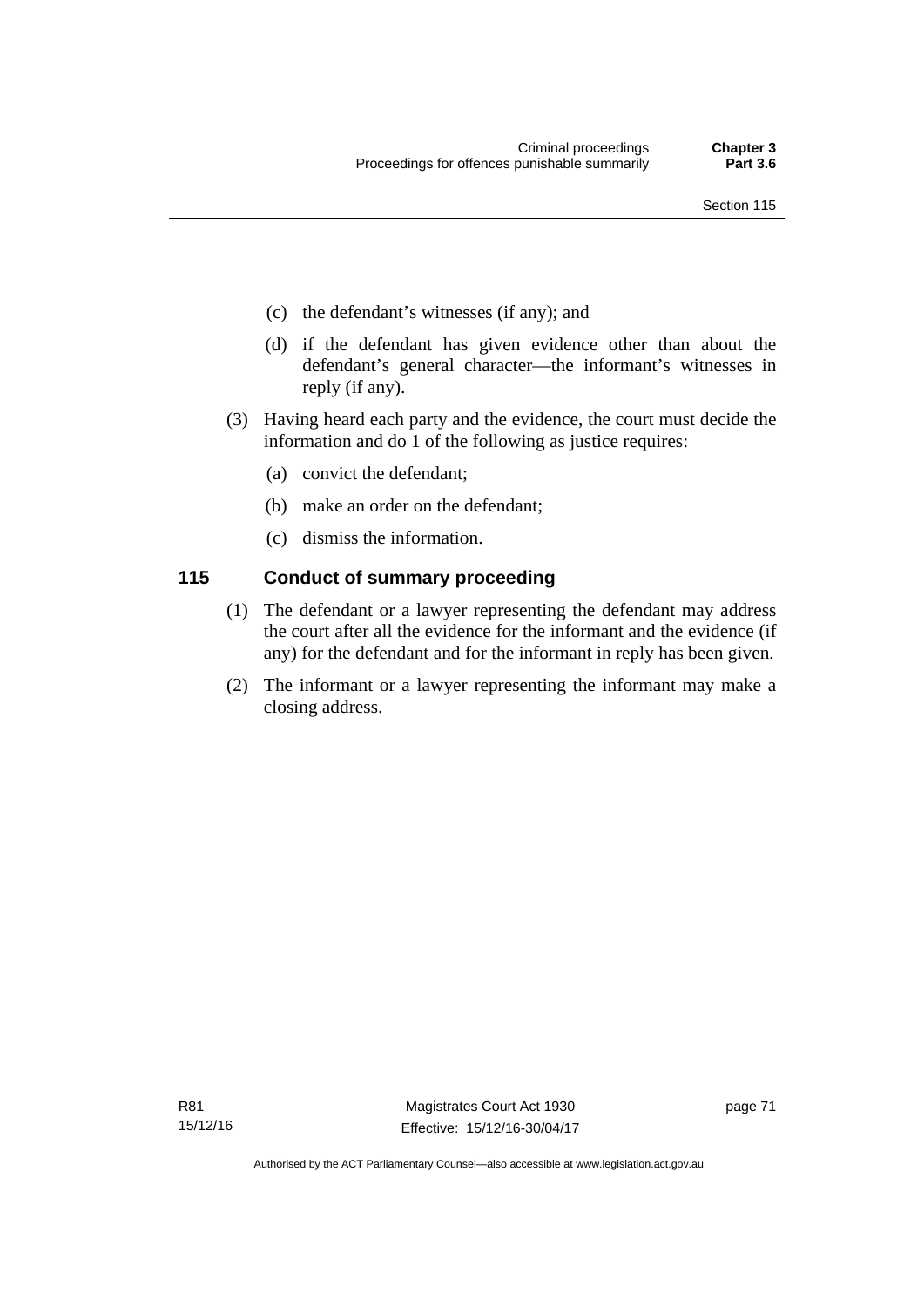(c) the defendant's witnesses (if any); and

(d) if the defendant has given evidence other than about the defendant's general character—the informant's witnesses in reply (if any).

(3) Having heard each party and the evidence, the court must decide the information and do 1 of the following as justice requires:

(a) convict the defendant;

(b) make an order on the defendant;

(c) dismiss the information.

## 115 Conduct of summary proceeding

(1) The defendant or a lawyer representing the defendant may address the court after all the evidence for the informant and the evidence (if any) for the defendant and for the informant in reply has been given.

(2) The informant or a lawyer representing the informant may make a closing address.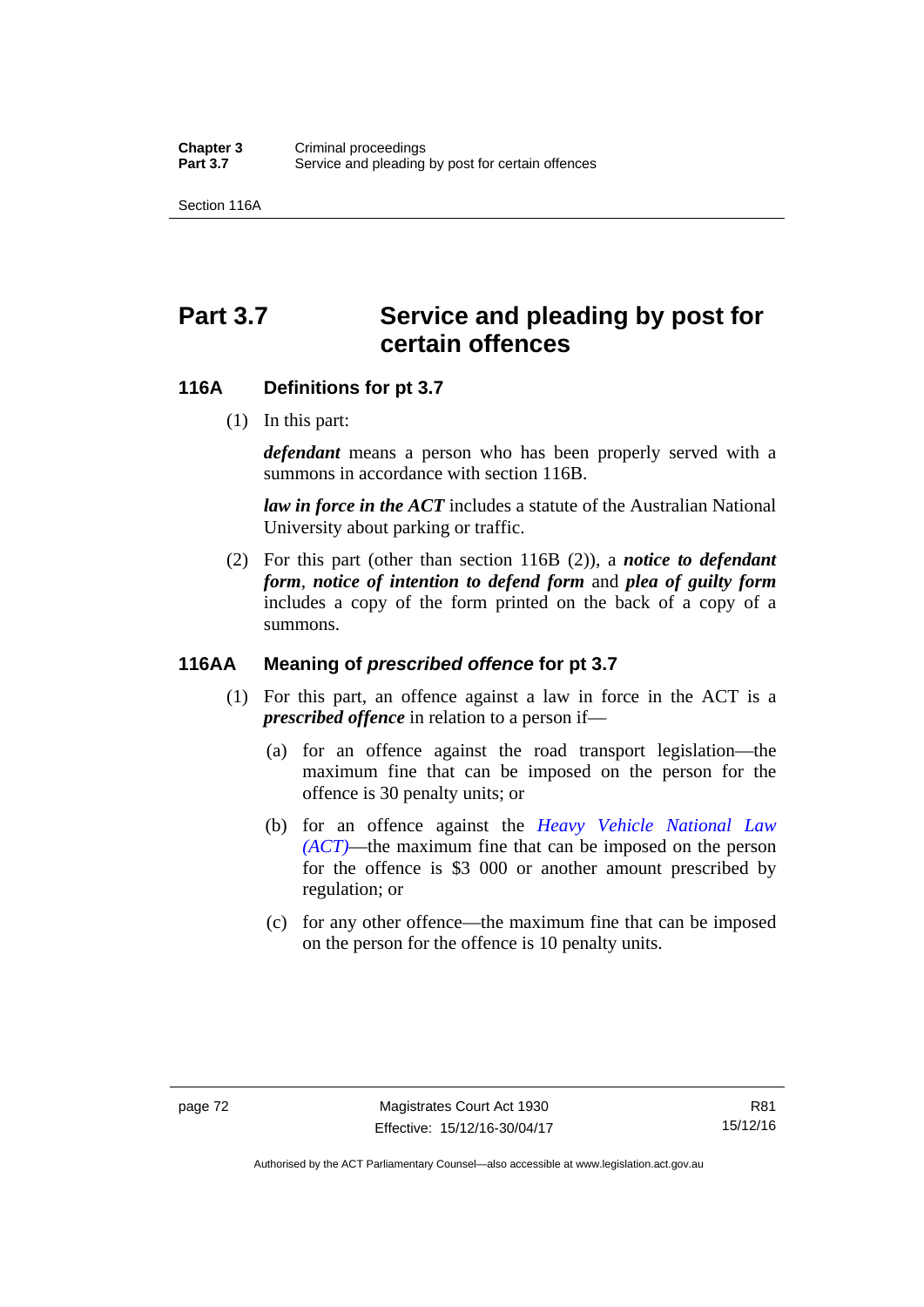# Part 3.7 Service and pleading by post for certain offences

## 116A Definitions for pt 3.7

(1) In this part:

***defendant*** means a person who has been properly served with a summons in accordance with section 116B.

***law in force in the ACT*** includes a statute of the Australian National University about parking or traffic.

(2) For this part (other than section 116B (2)), a ***notice to defendant form***, ***notice of intention to defend form*** and ***plea of guilty form*** includes a copy of the form printed on the back of a copy of a summons.

## 116AA Meaning of *prescribed offence* for pt 3.7

(1) For this part, an offence against a law in force in the ACT is a ***prescribed offence*** in relation to a person if—

(a) for an offence against the road transport legislation—the maximum fine that can be imposed on the person for the offence is 30 penalty units; or

(b) for an offence against the *Heavy Vehicle National Law (ACT)*—the maximum fine that can be imposed on the person for the offence is $3 000 or another amount prescribed by regulation; or

(c) for any other offence—the maximum fine that can be imposed on the person for the offence is 10 penalty units.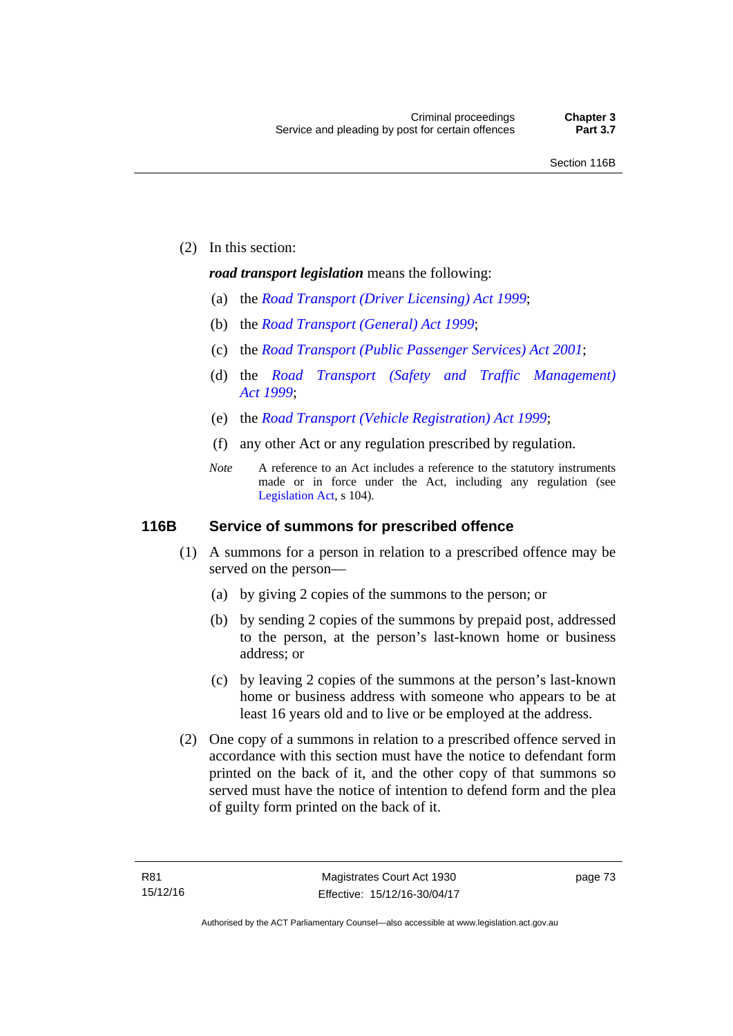(2) In this section:

***road transport legislation*** means the following:

(a) the *Road Transport (Driver Licensing) Act 1999*;

(b) the *Road Transport (General) Act 1999*;

(c) the *Road Transport (Public Passenger Services) Act 2001*;

(d) the *Road Transport (Safety and Traffic Management) Act 1999*;

(e) the *Road Transport (Vehicle Registration) Act 1999*;

(f) any other Act or any regulation prescribed by regulation.

*Note* A reference to an Act includes a reference to the statutory instruments made or in force under the Act, including any regulation (see Legislation Act, s 104).

## 116B Service of summons for prescribed offence

(1) A summons for a person in relation to a prescribed offence may be served on the person—

(a) by giving 2 copies of the summons to the person; or

(b) by sending 2 copies of the summons by prepaid post, addressed to the person, at the person's last-known home or business address; or

(c) by leaving 2 copies of the summons at the person's last-known home or business address with someone who appears to be at least 16 years old and to live or be employed at the address.

(2) One copy of a summons in relation to a prescribed offence served in accordance with this section must have the notice to defendant form printed on the back of it, and the other copy of that summons so served must have the notice of intention to defend form and the plea of guilty form printed on the back of it.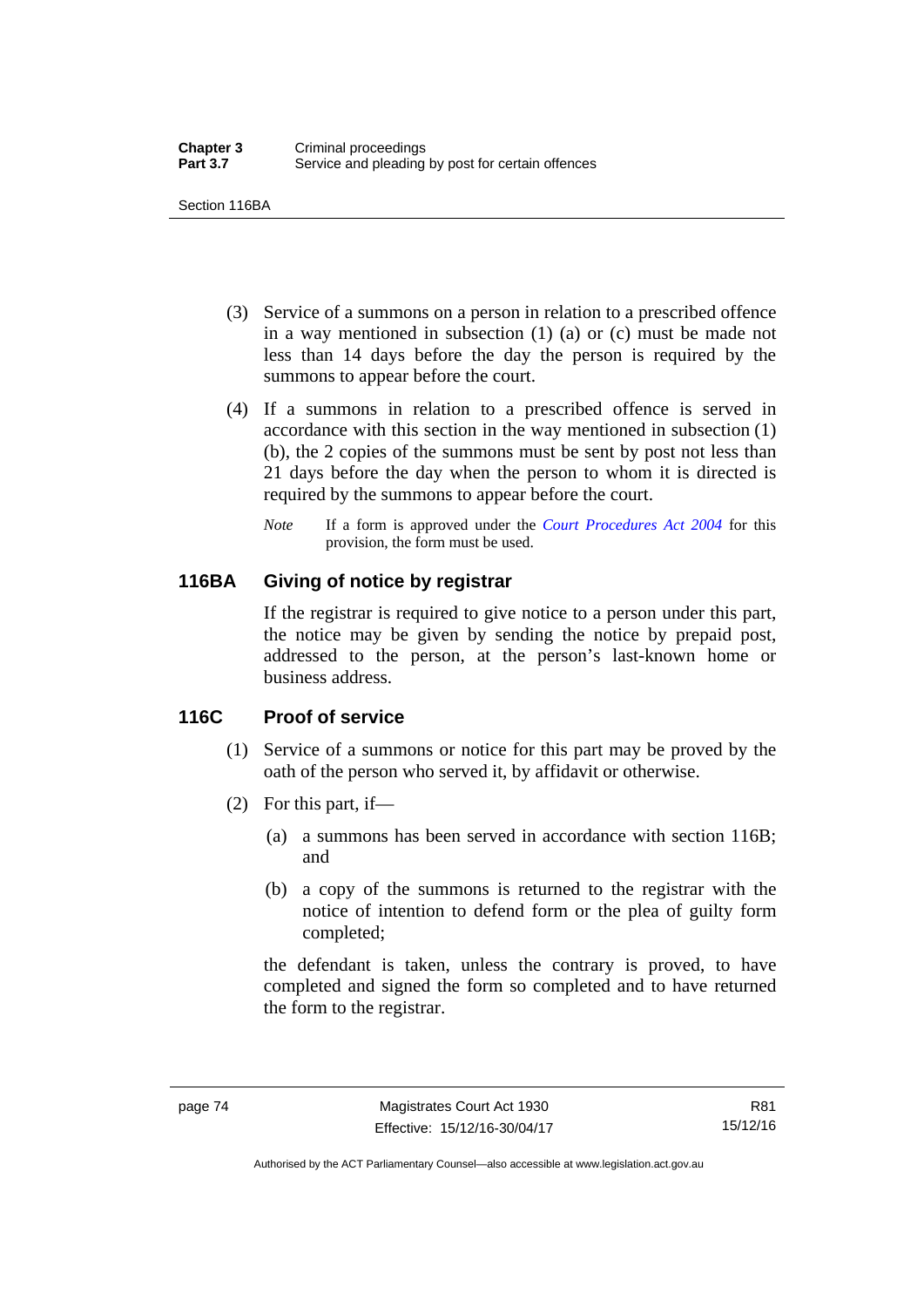(3) Service of a summons on a person in relation to a prescribed offence in a way mentioned in subsection (1) (a) or (c) must be made not less than 14 days before the day the person is required by the summons to appear before the court.

(4) If a summons in relation to a prescribed offence is served in accordance with this section in the way mentioned in subsection (1) (b), the 2 copies of the summons must be sent by post not less than 21 days before the day when the person to whom it is directed is required by the summons to appear before the court.

*Note* If a form is approved under the *Court Procedures Act 2004* for this provision, the form must be used.

### 116BA Giving of notice by registrar

If the registrar is required to give notice to a person under this part, the notice may be given by sending the notice by prepaid post, addressed to the person, at the person's last-known home or business address.

### 116C Proof of service

(1) Service of a summons or notice for this part may be proved by the oath of the person who served it, by affidavit or otherwise.

(2) For this part, if—

(a) a summons has been served in accordance with section 116B; and

(b) a copy of the summons is returned to the registrar with the notice of intention to defend form or the plea of guilty form completed;

the defendant is taken, unless the contrary is proved, to have completed and signed the form so completed and to have returned the form to the registrar.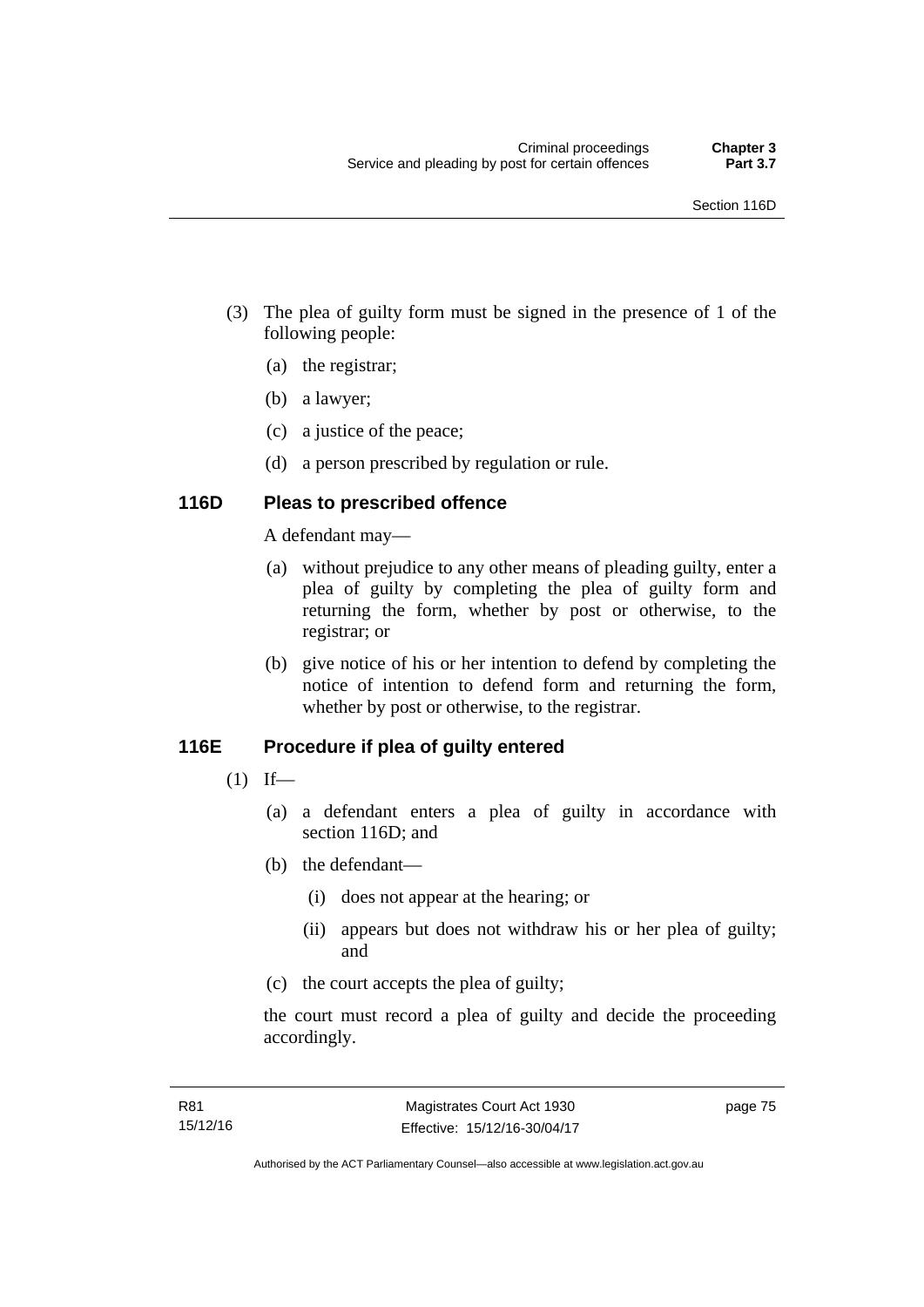(3) The plea of guilty form must be signed in the presence of 1 of the following people:

(a) the registrar;

(b) a lawyer;

(c) a justice of the peace;

(d) a person prescribed by regulation or rule.

### 116D Pleas to prescribed offence

A defendant may—

(a) without prejudice to any other means of pleading guilty, enter a plea of guilty by completing the plea of guilty form and returning the form, whether by post or otherwise, to the registrar; or

(b) give notice of his or her intention to defend by completing the notice of intention to defend form and returning the form, whether by post or otherwise, to the registrar.

### 116E Procedure if plea of guilty entered

(1) If—

(a) a defendant enters a plea of guilty in accordance with section 116D; and

(b) the defendant—

(i) does not appear at the hearing; or

(ii) appears but does not withdraw his or her plea of guilty; and

(c) the court accepts the plea of guilty;

the court must record a plea of guilty and decide the proceeding accordingly.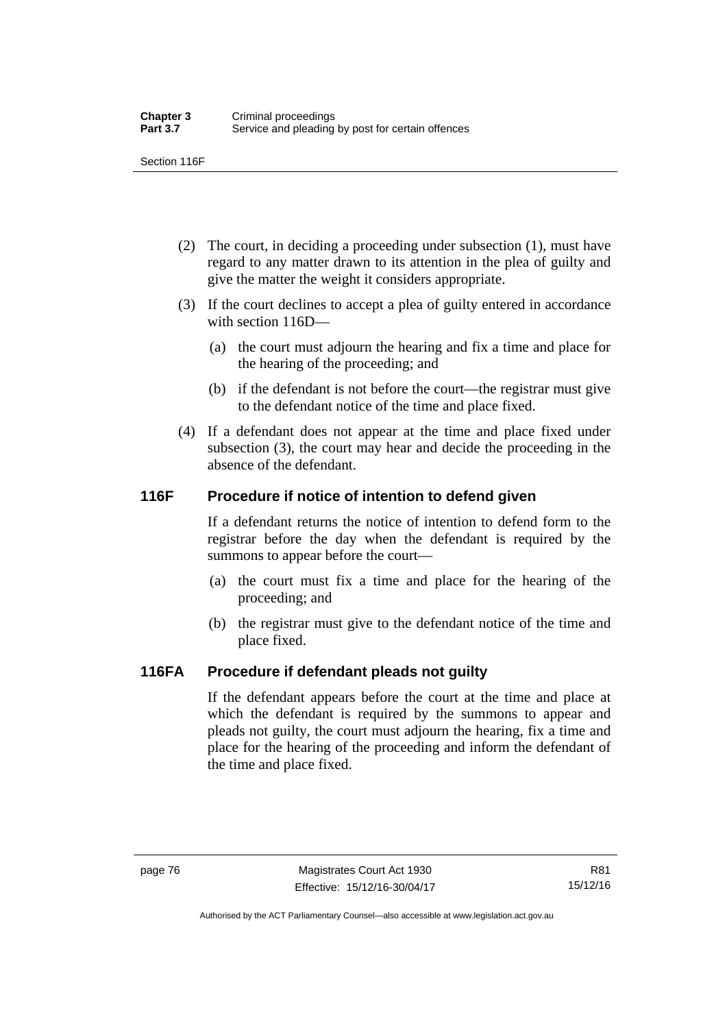(2) The court, in deciding a proceeding under subsection (1), must have regard to any matter drawn to its attention in the plea of guilty and give the matter the weight it considers appropriate.

(3) If the court declines to accept a plea of guilty entered in accordance with section 116D—

(a) the court must adjourn the hearing and fix a time and place for the hearing of the proceeding; and

(b) if the defendant is not before the court—the registrar must give to the defendant notice of the time and place fixed.

(4) If a defendant does not appear at the time and place fixed under subsection (3), the court may hear and decide the proceeding in the absence of the defendant.

## 116F Procedure if notice of intention to defend given

If a defendant returns the notice of intention to defend form to the registrar before the day when the defendant is required by the summons to appear before the court—

(a) the court must fix a time and place for the hearing of the proceeding; and

(b) the registrar must give to the defendant notice of the time and place fixed.

## 116FA Procedure if defendant pleads not guilty

If the defendant appears before the court at the time and place at which the defendant is required by the summons to appear and pleads not guilty, the court must adjourn the hearing, fix a time and place for the hearing of the proceeding and inform the defendant of the time and place fixed.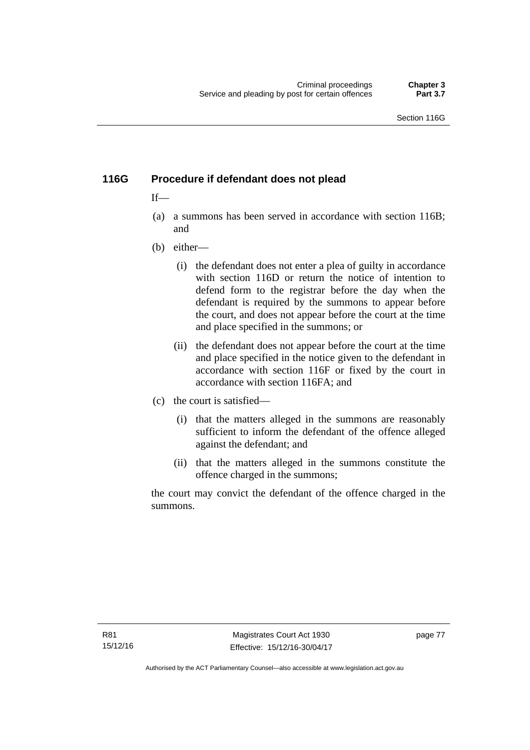### 116G Procedure if defendant does not plead

If—

(a) a summons has been served in accordance with section 116B; and

(b) either—

   (i) the defendant does not enter a plea of guilty in accordance with section 116D or return the notice of intention to defend form to the registrar before the day when the defendant is required by the summons to appear before the court, and does not appear before the court at the time and place specified in the summons; or

   (ii) the defendant does not appear before the court at the time and place specified in the notice given to the defendant in accordance with section 116F or fixed by the court in accordance with section 116FA; and

(c) the court is satisfied—

   (i) that the matters alleged in the summons are reasonably sufficient to inform the defendant of the offence alleged against the defendant; and

   (ii) that the matters alleged in the summons constitute the offence charged in the summons;

the court may convict the defendant of the offence charged in the summons.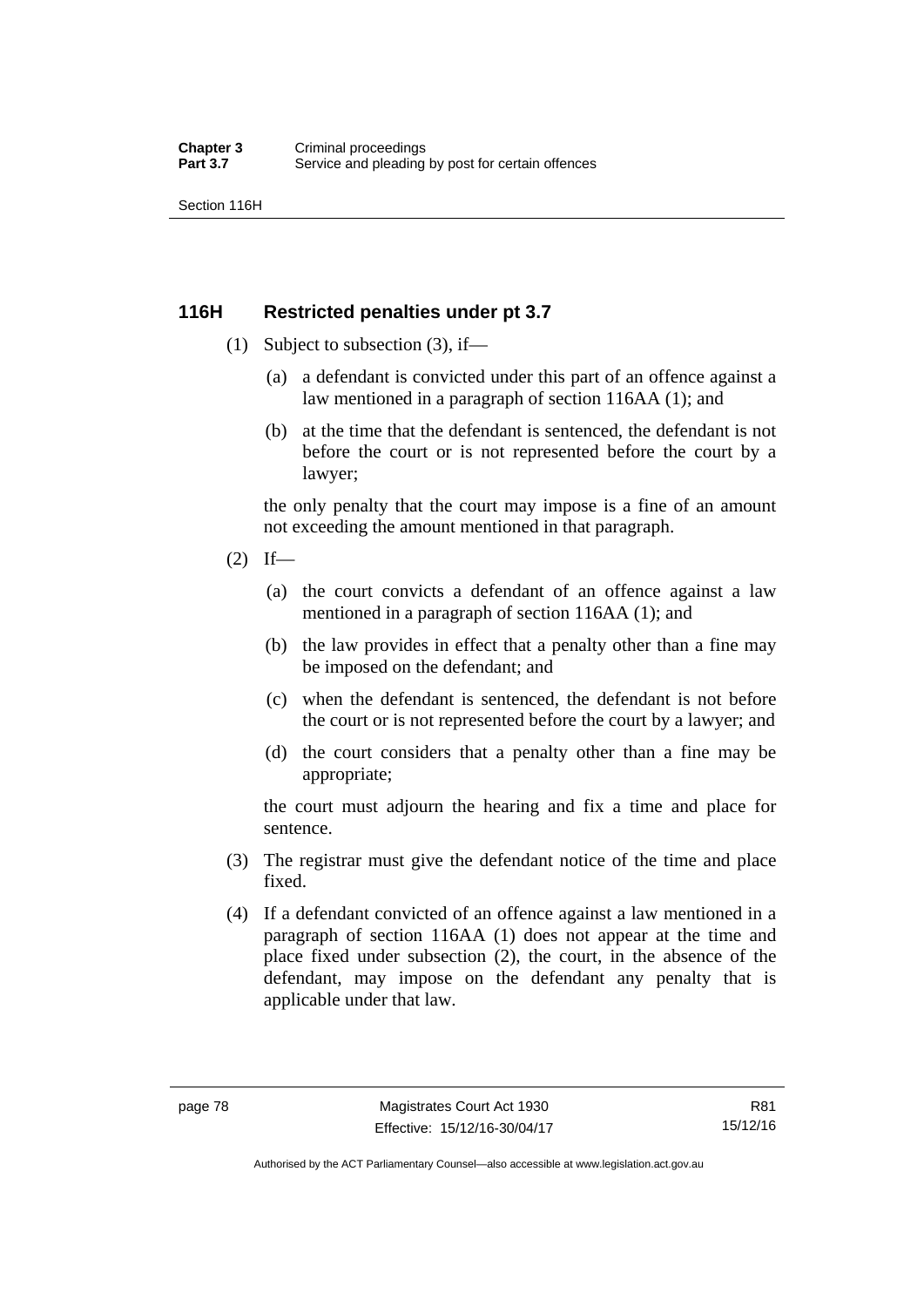## 116H Restricted penalties under pt 3.7

(1) Subject to subsection (3), if—

(a) a defendant is convicted under this part of an offence against a law mentioned in a paragraph of section 116AA (1); and

(b) at the time that the defendant is sentenced, the defendant is not before the court or is not represented before the court by a lawyer;

the only penalty that the court may impose is a fine of an amount not exceeding the amount mentioned in that paragraph.

(2) If—

(a) the court convicts a defendant of an offence against a law mentioned in a paragraph of section 116AA (1); and

(b) the law provides in effect that a penalty other than a fine may be imposed on the defendant; and

(c) when the defendant is sentenced, the defendant is not before the court or is not represented before the court by a lawyer; and

(d) the court considers that a penalty other than a fine may be appropriate;

the court must adjourn the hearing and fix a time and place for sentence.

(3) The registrar must give the defendant notice of the time and place fixed.

(4) If a defendant convicted of an offence against a law mentioned in a paragraph of section 116AA (1) does not appear at the time and place fixed under subsection (2), the court, in the absence of the defendant, may impose on the defendant any penalty that is applicable under that law.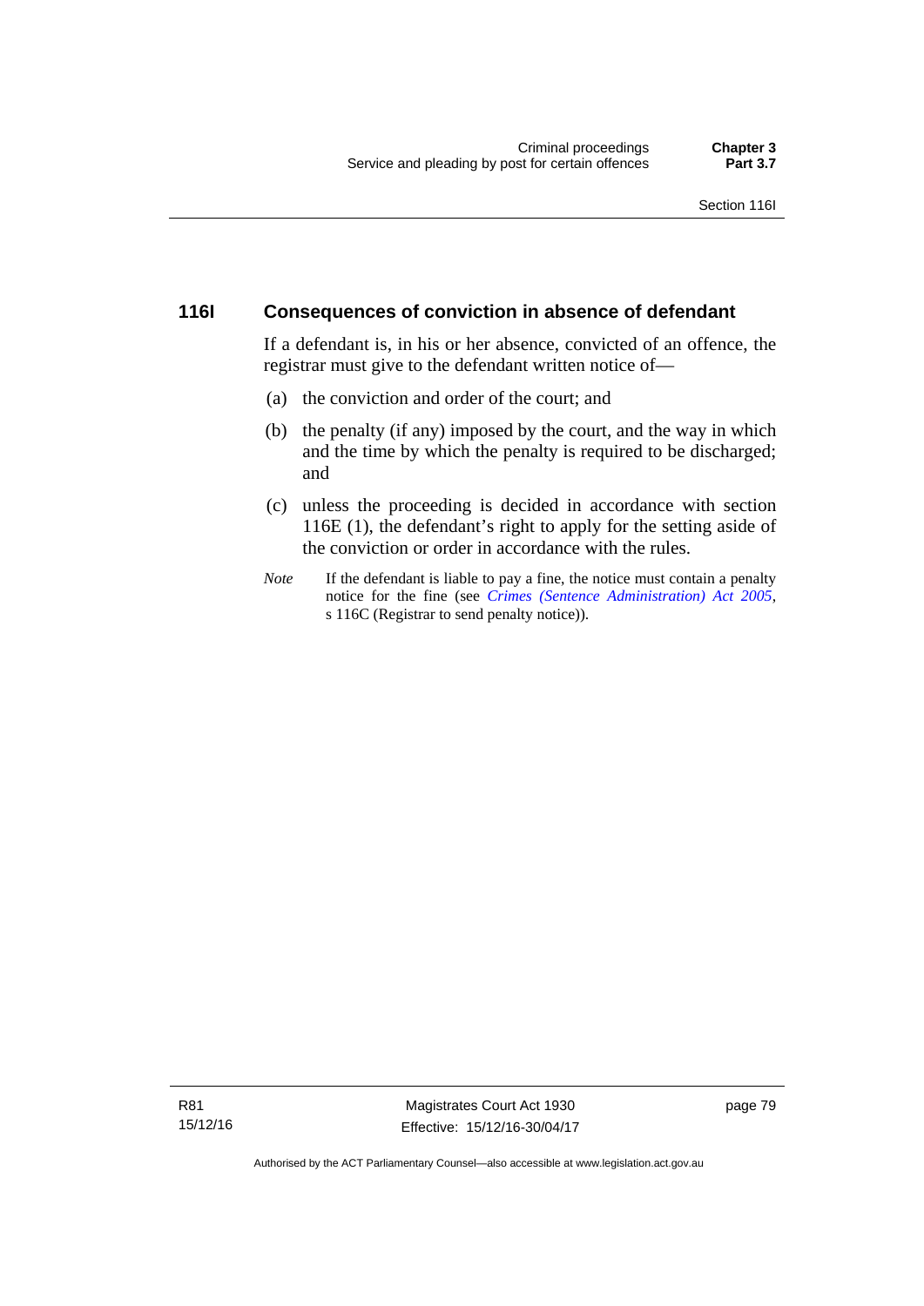## 116I Consequences of conviction in absence of defendant

If a defendant is, in his or her absence, convicted of an offence, the registrar must give to the defendant written notice of—

(a) the conviction and order of the court; and

(b) the penalty (if any) imposed by the court, and the way in which and the time by which the penalty is required to be discharged; and

(c) unless the proceeding is decided in accordance with section 116E (1), the defendant's right to apply for the setting aside of the conviction or order in accordance with the rules.

*Note* If the defendant is liable to pay a fine, the notice must contain a penalty notice for the fine (see *Crimes (Sentence Administration) Act 2005*, s 116C (Registrar to send penalty notice)).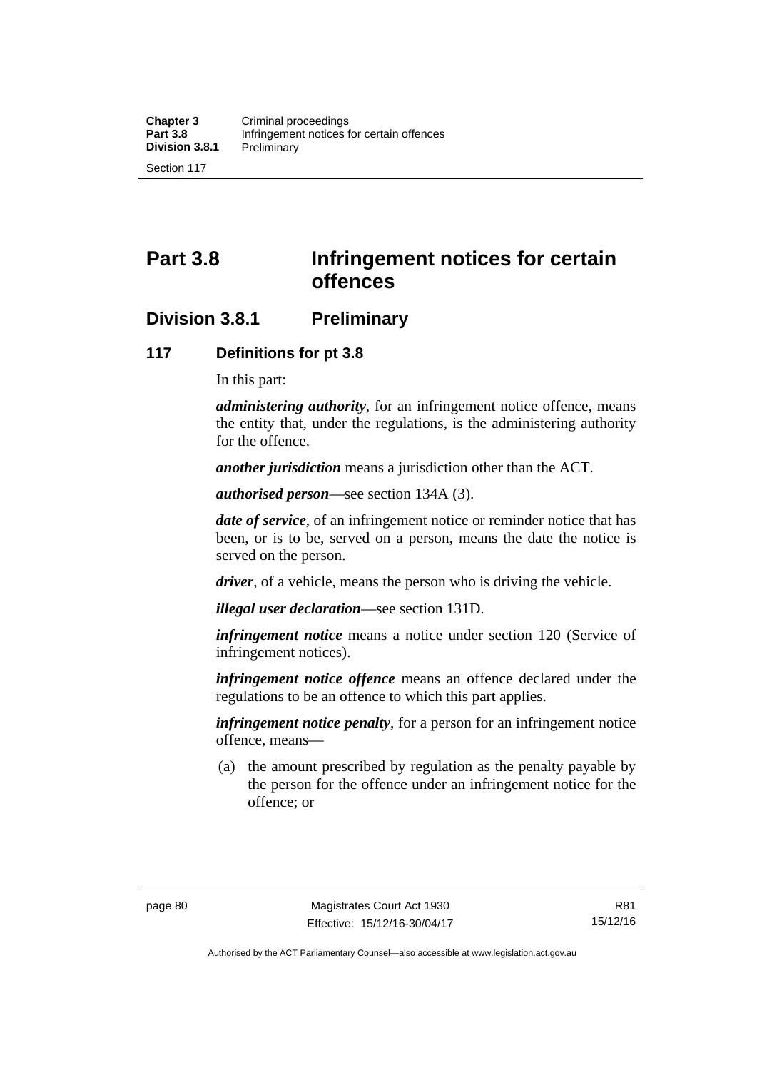# Part 3.8 Infringement notices for certain offences

## Division 3.8.1 Preliminary

### 117 Definitions for pt 3.8

In this part:

***administering authority***, for an infringement notice offence, means the entity that, under the regulations, is the administering authority for the offence.

***another jurisdiction*** means a jurisdiction other than the ACT.

***authorised person***—see section 134A (3).

***date of service***, of an infringement notice or reminder notice that has been, or is to be, served on a person, means the date the notice is served on the person.

***driver***, of a vehicle, means the person who is driving the vehicle.

***illegal user declaration***—see section 131D.

***infringement notice*** means a notice under section 120 (Service of infringement notices).

***infringement notice offence*** means an offence declared under the regulations to be an offence to which this part applies.

***infringement notice penalty***, for a person for an infringement notice offence, means—

(a) the amount prescribed by regulation as the penalty payable by the person for the offence under an infringement notice for the offence; or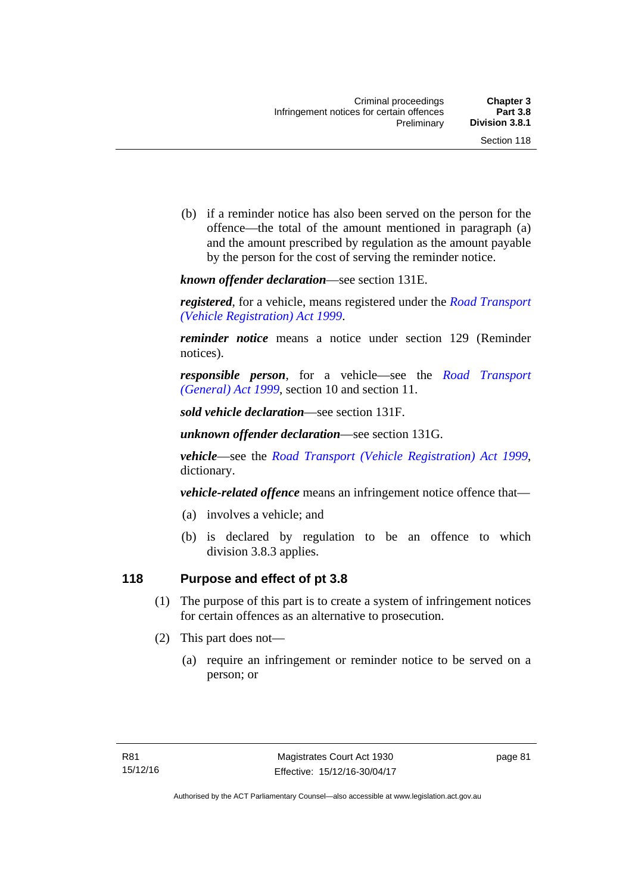(b) if a reminder notice has also been served on the person for the offence—the total of the amount mentioned in paragraph (a) and the amount prescribed by regulation as the amount payable by the person for the cost of serving the reminder notice.

***known offender declaration***—see section 131E.

***registered***, for a vehicle, means registered under the *Road Transport (Vehicle Registration) Act 1999*.

***reminder notice*** means a notice under section 129 (Reminder notices).

***responsible person***, for a vehicle—see the *Road Transport (General) Act 1999*, section 10 and section 11.

***sold vehicle declaration***—see section 131F.

***unknown offender declaration***—see section 131G.

***vehicle***—see the *Road Transport (Vehicle Registration) Act 1999*, dictionary.

***vehicle-related offence*** means an infringement notice offence that—

(a) involves a vehicle; and

(b) is declared by regulation to be an offence to which division 3.8.3 applies.

## 118 Purpose and effect of pt 3.8

(1) The purpose of this part is to create a system of infringement notices for certain offences as an alternative to prosecution.

(2) This part does not—

(a) require an infringement or reminder notice to be served on a person; or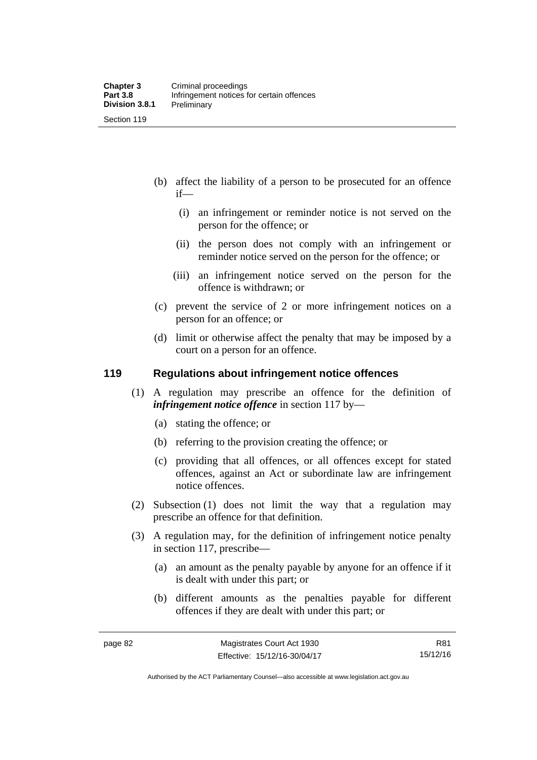(b) affect the liability of a person to be prosecuted for an offence if—

  (i) an infringement or reminder notice is not served on the person for the offence; or

  (ii) the person does not comply with an infringement or reminder notice served on the person for the offence; or

  (iii) an infringement notice served on the person for the offence is withdrawn; or

(c) prevent the service of 2 or more infringement notices on a person for an offence; or

(d) limit or otherwise affect the penalty that may be imposed by a court on a person for an offence.

## 119 Regulations about infringement notice offences

(1) A regulation may prescribe an offence for the definition of ***infringement notice offence*** in section 117 by—

  (a) stating the offence; or

  (b) referring to the provision creating the offence; or

  (c) providing that all offences, or all offences except for stated offences, against an Act or subordinate law are infringement notice offences.

(2) Subsection (1) does not limit the way that a regulation may prescribe an offence for that definition.

(3) A regulation may, for the definition of infringement notice penalty in section 117, prescribe—

  (a) an amount as the penalty payable by anyone for an offence if it is dealt with under this part; or

  (b) different amounts as the penalties payable for different offences if they are dealt with under this part; or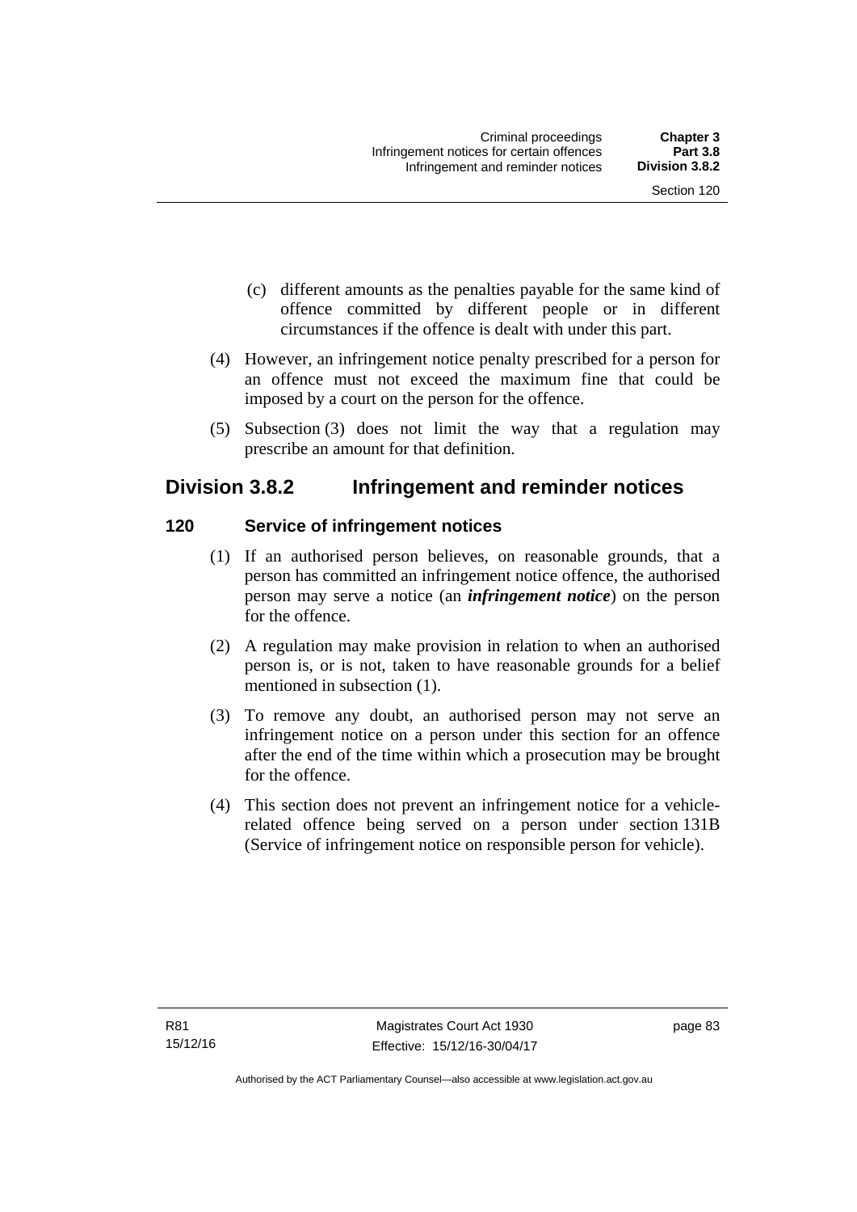(c) different amounts as the penalties payable for the same kind of offence committed by different people or in different circumstances if the offence is dealt with under this part.

(4) However, an infringement notice penalty prescribed for a person for an offence must not exceed the maximum fine that could be imposed by a court on the person for the offence.

(5) Subsection (3) does not limit the way that a regulation may prescribe an amount for that definition.

## Division 3.8.2 Infringement and reminder notices

### 120 Service of infringement notices

(1) If an authorised person believes, on reasonable grounds, that a person has committed an infringement notice offence, the authorised person may serve a notice (an ***infringement notice***) on the person for the offence.

(2) A regulation may make provision in relation to when an authorised person is, or is not, taken to have reasonable grounds for a belief mentioned in subsection (1).

(3) To remove any doubt, an authorised person may not serve an infringement notice on a person under this section for an offence after the end of the time within which a prosecution may be brought for the offence.

(4) This section does not prevent an infringement notice for a vehicle-related offence being served on a person under section 131B (Service of infringement notice on responsible person for vehicle).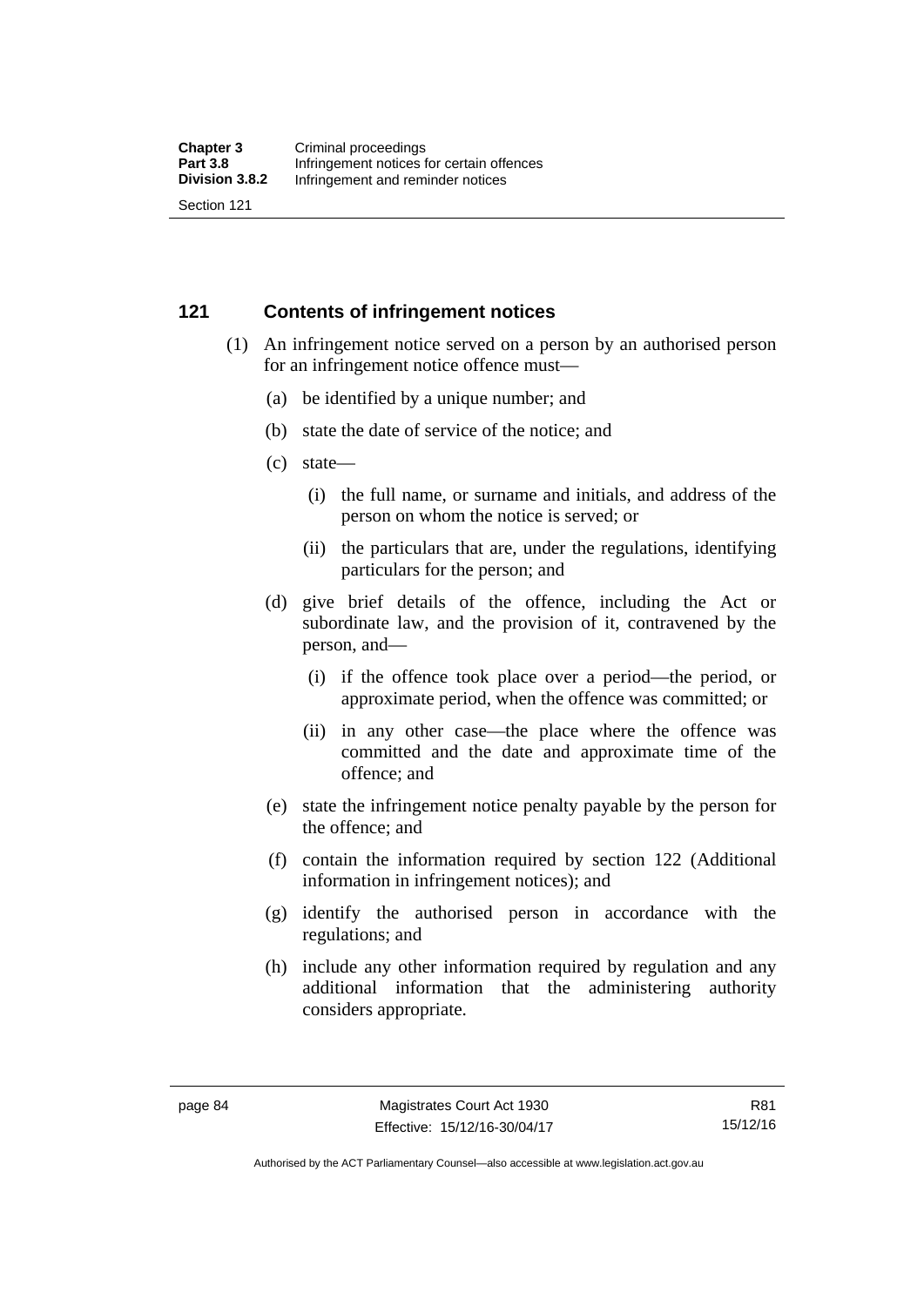## 121 Contents of infringement notices

(1) An infringement notice served on a person by an authorised person for an infringement notice offence must—

   (a) be identified by a unique number; and

   (b) state the date of service of the notice; and

   (c) state—

      (i) the full name, or surname and initials, and address of the person on whom the notice is served; or

      (ii) the particulars that are, under the regulations, identifying particulars for the person; and

   (d) give brief details of the offence, including the Act or subordinate law, and the provision of it, contravened by the person, and—

      (i) if the offence took place over a period—the period, or approximate period, when the offence was committed; or

      (ii) in any other case—the place where the offence was committed and the date and approximate time of the offence; and

   (e) state the infringement notice penalty payable by the person for the offence; and

   (f) contain the information required by section 122 (Additional information in infringement notices); and

   (g) identify the authorised person in accordance with the regulations; and

   (h) include any other information required by regulation and any additional information that the administering authority considers appropriate.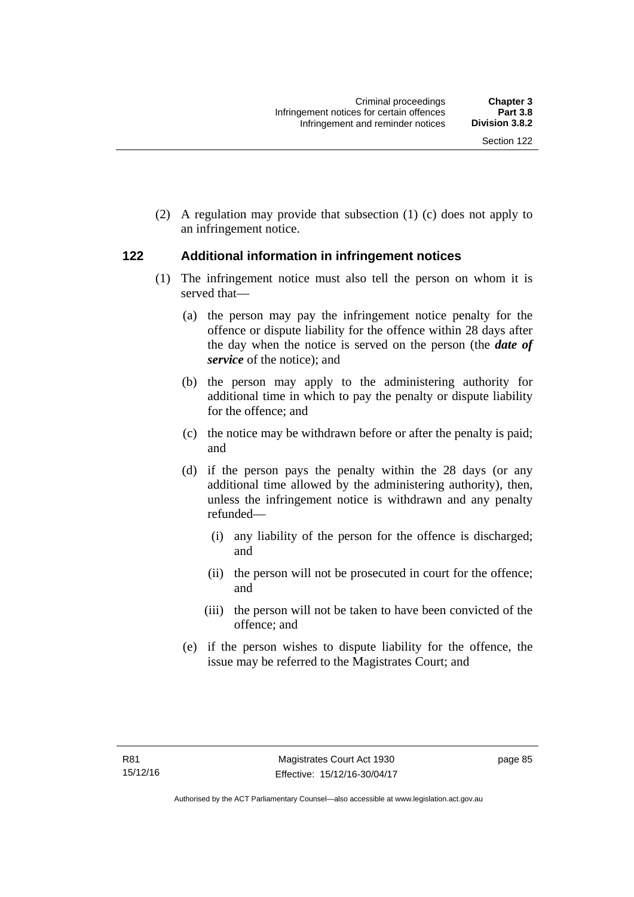(2) A regulation may provide that subsection (1) (c) does not apply to an infringement notice.

## 122 Additional information in infringement notices

(1) The infringement notice must also tell the person on whom it is served that—

(a) the person may pay the infringement notice penalty for the offence or dispute liability for the offence within 28 days after the day when the notice is served on the person (the ***date of service*** of the notice); and

(b) the person may apply to the administering authority for additional time in which to pay the penalty or dispute liability for the offence; and

(c) the notice may be withdrawn before or after the penalty is paid; and

(d) if the person pays the penalty within the 28 days (or any additional time allowed by the administering authority), then, unless the infringement notice is withdrawn and any penalty refunded—

(i) any liability of the person for the offence is discharged; and

(ii) the person will not be prosecuted in court for the offence; and

(iii) the person will not be taken to have been convicted of the offence; and

(e) if the person wishes to dispute liability for the offence, the issue may be referred to the Magistrates Court; and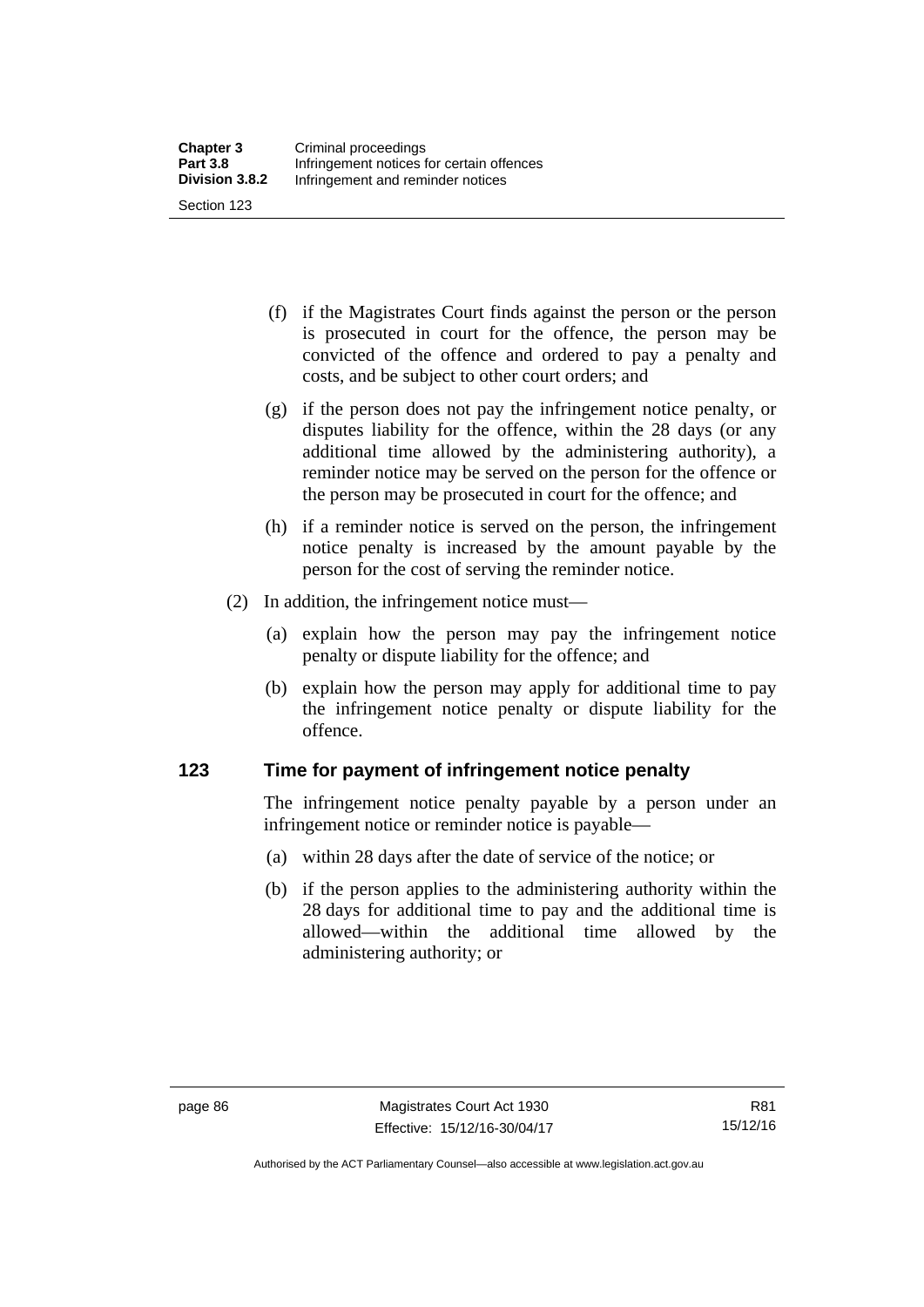(f) if the Magistrates Court finds against the person or the person is prosecuted in court for the offence, the person may be convicted of the offence and ordered to pay a penalty and costs, and be subject to other court orders; and

(g) if the person does not pay the infringement notice penalty, or disputes liability for the offence, within the 28 days (or any additional time allowed by the administering authority), a reminder notice may be served on the person for the offence or the person may be prosecuted in court for the offence; and

(h) if a reminder notice is served on the person, the infringement notice penalty is increased by the amount payable by the person for the cost of serving the reminder notice.

(2) In addition, the infringement notice must—

(a) explain how the person may pay the infringement notice penalty or dispute liability for the offence; and

(b) explain how the person may apply for additional time to pay the infringement notice penalty or dispute liability for the offence.

## 123 Time for payment of infringement notice penalty

The infringement notice penalty payable by a person under an infringement notice or reminder notice is payable—

(a) within 28 days after the date of service of the notice; or

(b) if the person applies to the administering authority within the 28 days for additional time to pay and the additional time is allowed—within the additional time allowed by the administering authority; or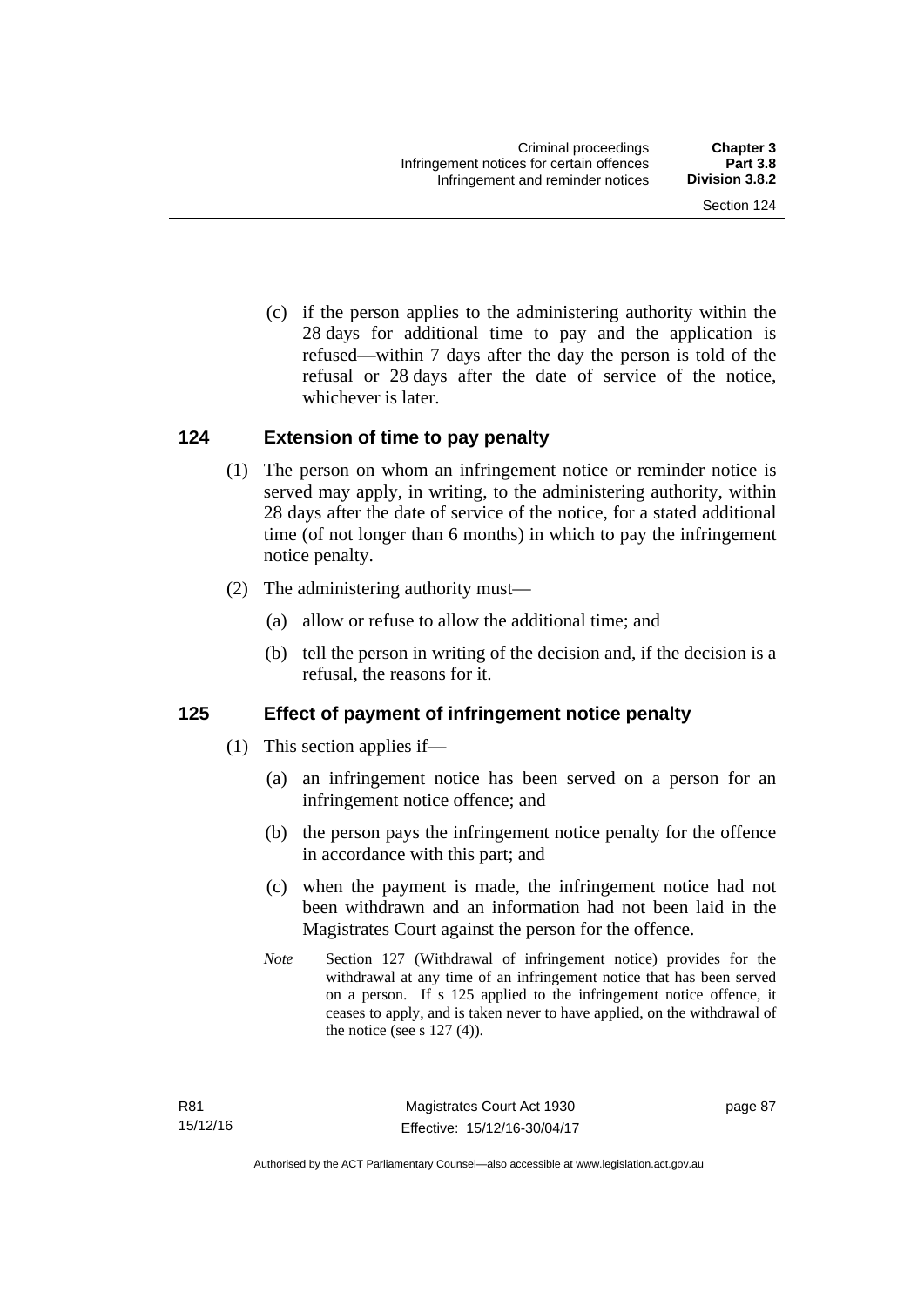(c) if the person applies to the administering authority within the 28 days for additional time to pay and the application is refused—within 7 days after the day the person is told of the refusal or 28 days after the date of service of the notice, whichever is later.

## 124 Extension of time to pay penalty

(1) The person on whom an infringement notice or reminder notice is served may apply, in writing, to the administering authority, within 28 days after the date of service of the notice, for a stated additional time (of not longer than 6 months) in which to pay the infringement notice penalty.

(2) The administering authority must—

(a) allow or refuse to allow the additional time; and

(b) tell the person in writing of the decision and, if the decision is a refusal, the reasons for it.

## 125 Effect of payment of infringement notice penalty

(1) This section applies if—

(a) an infringement notice has been served on a person for an infringement notice offence; and

(b) the person pays the infringement notice penalty for the offence in accordance with this part; and

(c) when the payment is made, the infringement notice had not been withdrawn and an information had not been laid in the Magistrates Court against the person for the offence.

*Note* Section 127 (Withdrawal of infringement notice) provides for the withdrawal at any time of an infringement notice that has been served on a person. If s 125 applied to the infringement notice offence, it ceases to apply, and is taken never to have applied, on the withdrawal of the notice (see s 127 (4)).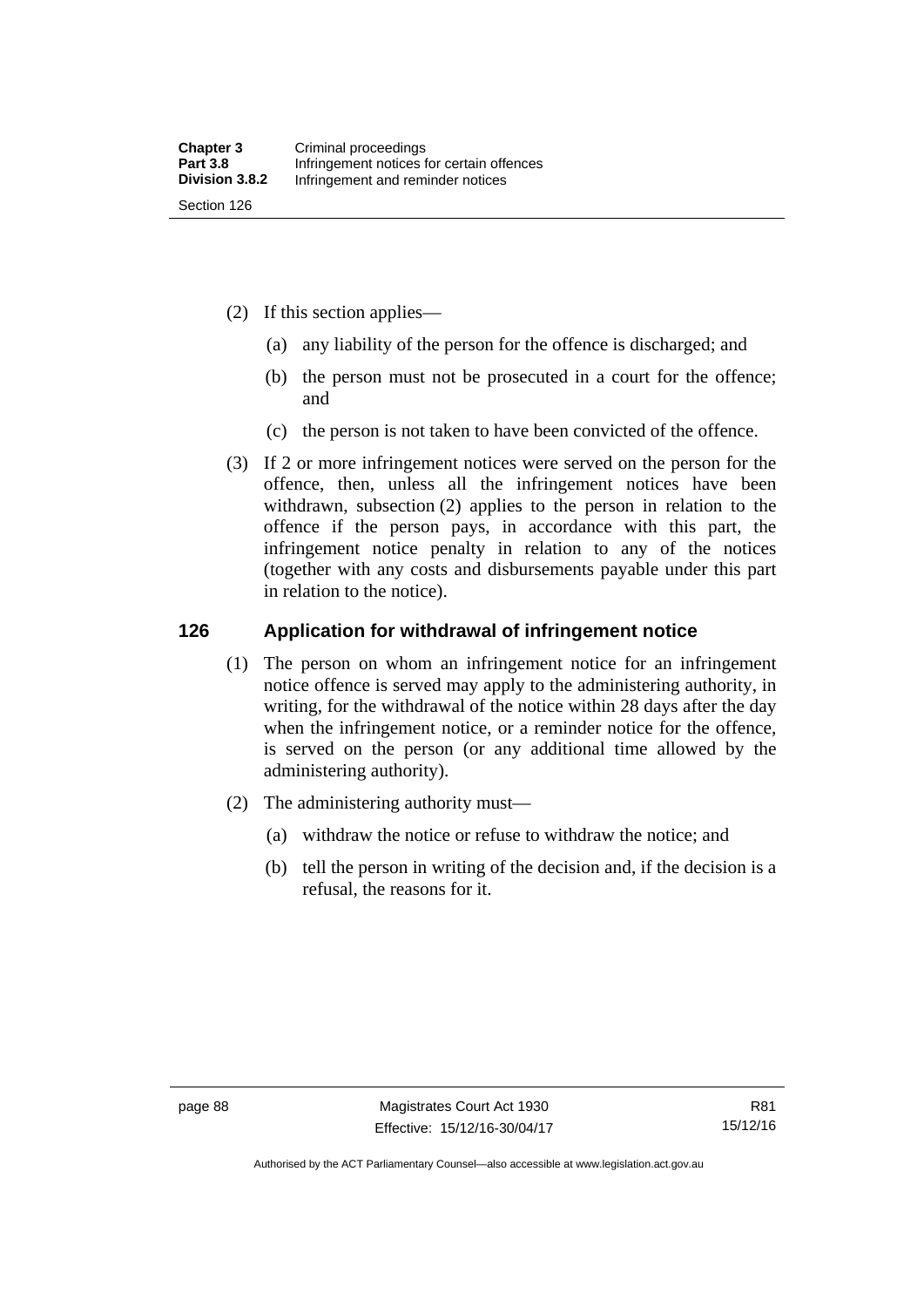(2) If this section applies—

(a) any liability of the person for the offence is discharged; and

(b) the person must not be prosecuted in a court for the offence; and

(c) the person is not taken to have been convicted of the offence.

(3) If 2 or more infringement notices were served on the person for the offence, then, unless all the infringement notices have been withdrawn, subsection (2) applies to the person in relation to the offence if the person pays, in accordance with this part, the infringement notice penalty in relation to any of the notices (together with any costs and disbursements payable under this part in relation to the notice).

## 126 Application for withdrawal of infringement notice

(1) The person on whom an infringement notice for an infringement notice offence is served may apply to the administering authority, in writing, for the withdrawal of the notice within 28 days after the day when the infringement notice, or a reminder notice for the offence, is served on the person (or any additional time allowed by the administering authority).

(2) The administering authority must—

(a) withdraw the notice or refuse to withdraw the notice; and

(b) tell the person in writing of the decision and, if the decision is a refusal, the reasons for it.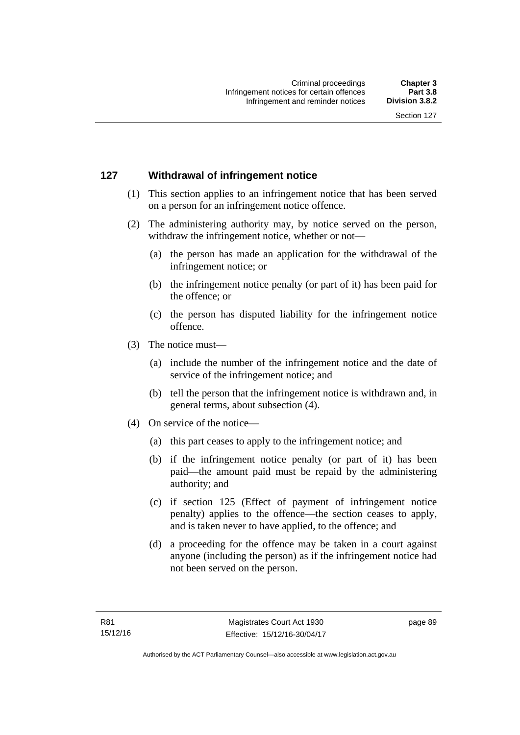## 127 Withdrawal of infringement notice

(1) This section applies to an infringement notice that has been served on a person for an infringement notice offence.

(2) The administering authority may, by notice served on the person, withdraw the infringement notice, whether or not—

- (a) the person has made an application for the withdrawal of the infringement notice; or
- (b) the infringement notice penalty (or part of it) has been paid for the offence; or
- (c) the person has disputed liability for the infringement notice offence.

(3) The notice must—

- (a) include the number of the infringement notice and the date of service of the infringement notice; and
- (b) tell the person that the infringement notice is withdrawn and, in general terms, about subsection (4).

(4) On service of the notice—

- (a) this part ceases to apply to the infringement notice; and
- (b) if the infringement notice penalty (or part of it) has been paid—the amount paid must be repaid by the administering authority; and
- (c) if section 125 (Effect of payment of infringement notice penalty) applies to the offence—the section ceases to apply, and is taken never to have applied, to the offence; and
- (d) a proceeding for the offence may be taken in a court against anyone (including the person) as if the infringement notice had not been served on the person.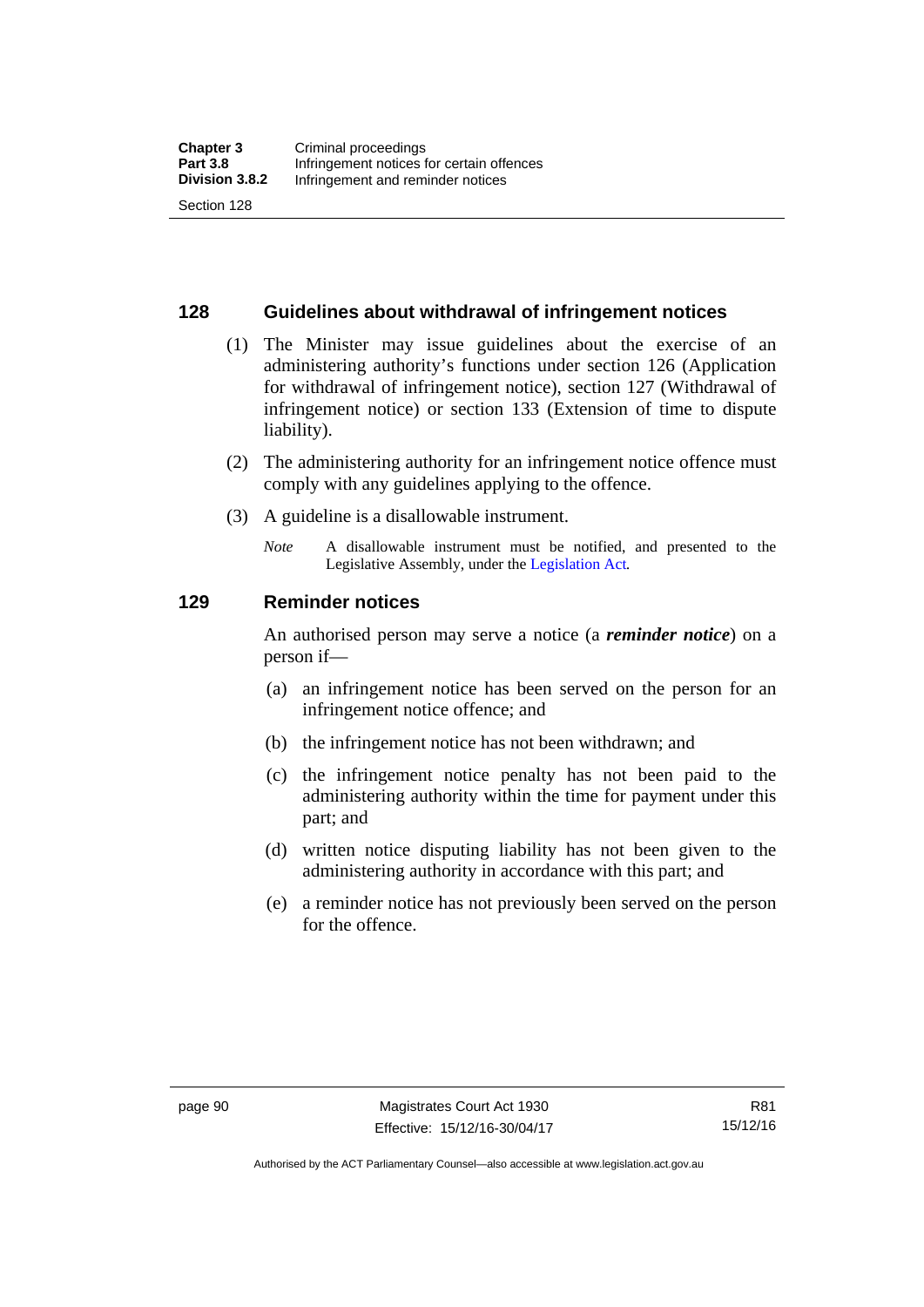## 128 Guidelines about withdrawal of infringement notices

(1) The Minister may issue guidelines about the exercise of an administering authority's functions under section 126 (Application for withdrawal of infringement notice), section 127 (Withdrawal of infringement notice) or section 133 (Extension of time to dispute liability).

(2) The administering authority for an infringement notice offence must comply with any guidelines applying to the offence.

(3) A guideline is a disallowable instrument.

*Note* A disallowable instrument must be notified, and presented to the Legislative Assembly, under the Legislation Act.

## 129 Reminder notices

An authorised person may serve a notice (a ***reminder notice***) on a person if—

(a) an infringement notice has been served on the person for an infringement notice offence; and

(b) the infringement notice has not been withdrawn; and

(c) the infringement notice penalty has not been paid to the administering authority within the time for payment under this part; and

(d) written notice disputing liability has not been given to the administering authority in accordance with this part; and

(e) a reminder notice has not previously been served on the person for the offence.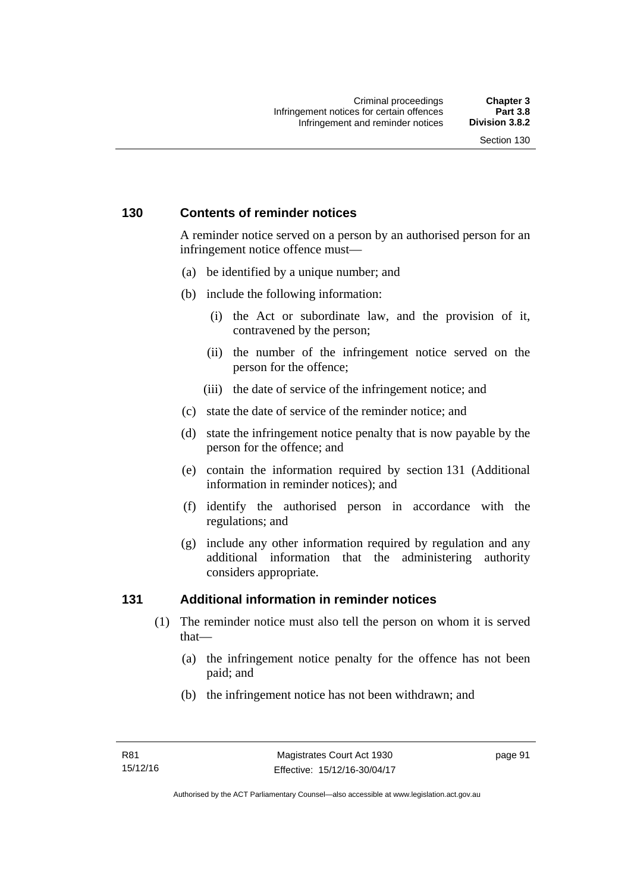### 130 Contents of reminder notices

A reminder notice served on a person by an authorised person for an infringement notice offence must—

(a) be identified by a unique number; and

(b) include the following information:

  (i) the Act or subordinate law, and the provision of it, contravened by the person;

  (ii) the number of the infringement notice served on the person for the offence;

  (iii) the date of service of the infringement notice; and

(c) state the date of service of the reminder notice; and

(d) state the infringement notice penalty that is now payable by the person for the offence; and

(e) contain the information required by section 131 (Additional information in reminder notices); and

(f) identify the authorised person in accordance with the regulations; and

(g) include any other information required by regulation and any additional information that the administering authority considers appropriate.

### 131 Additional information in reminder notices

(1) The reminder notice must also tell the person on whom it is served that—

  (a) the infringement notice penalty for the offence has not been paid; and

  (b) the infringement notice has not been withdrawn; and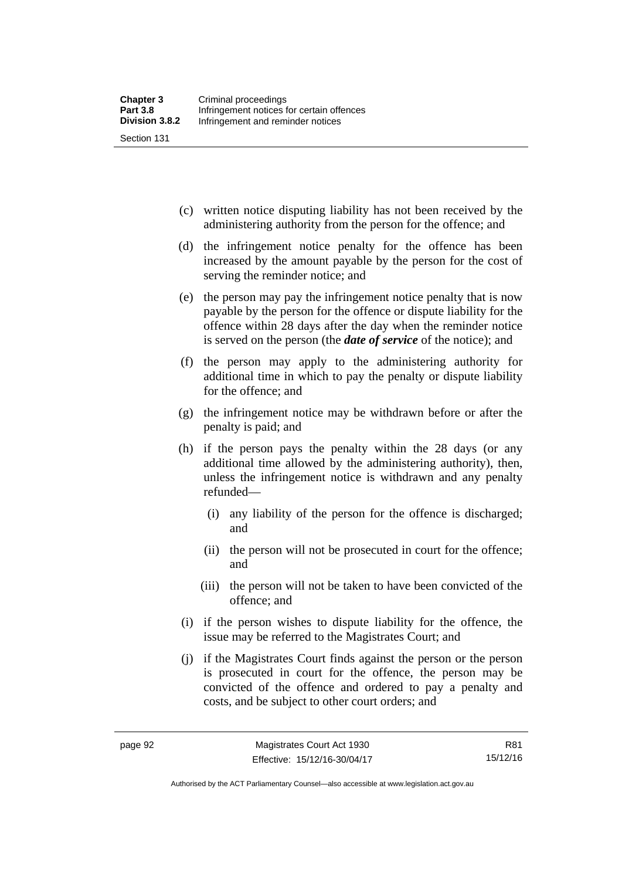(c) written notice disputing liability has not been received by the administering authority from the person for the offence; and

(d) the infringement notice penalty for the offence has been increased by the amount payable by the person for the cost of serving the reminder notice; and

(e) the person may pay the infringement notice penalty that is now payable by the person for the offence or dispute liability for the offence within 28 days after the day when the reminder notice is served on the person (the ***date of service*** of the notice); and

(f) the person may apply to the administering authority for additional time in which to pay the penalty or dispute liability for the offence; and

(g) the infringement notice may be withdrawn before or after the penalty is paid; and

(h) if the person pays the penalty within the 28 days (or any additional time allowed by the administering authority), then, unless the infringement notice is withdrawn and any penalty refunded—

 (i) any liability of the person for the offence is discharged; and

 (ii) the person will not be prosecuted in court for the offence; and

 (iii) the person will not be taken to have been convicted of the offence; and

(i) if the person wishes to dispute liability for the offence, the issue may be referred to the Magistrates Court; and

(j) if the Magistrates Court finds against the person or the person is prosecuted in court for the offence, the person may be convicted of the offence and ordered to pay a penalty and costs, and be subject to other court orders; and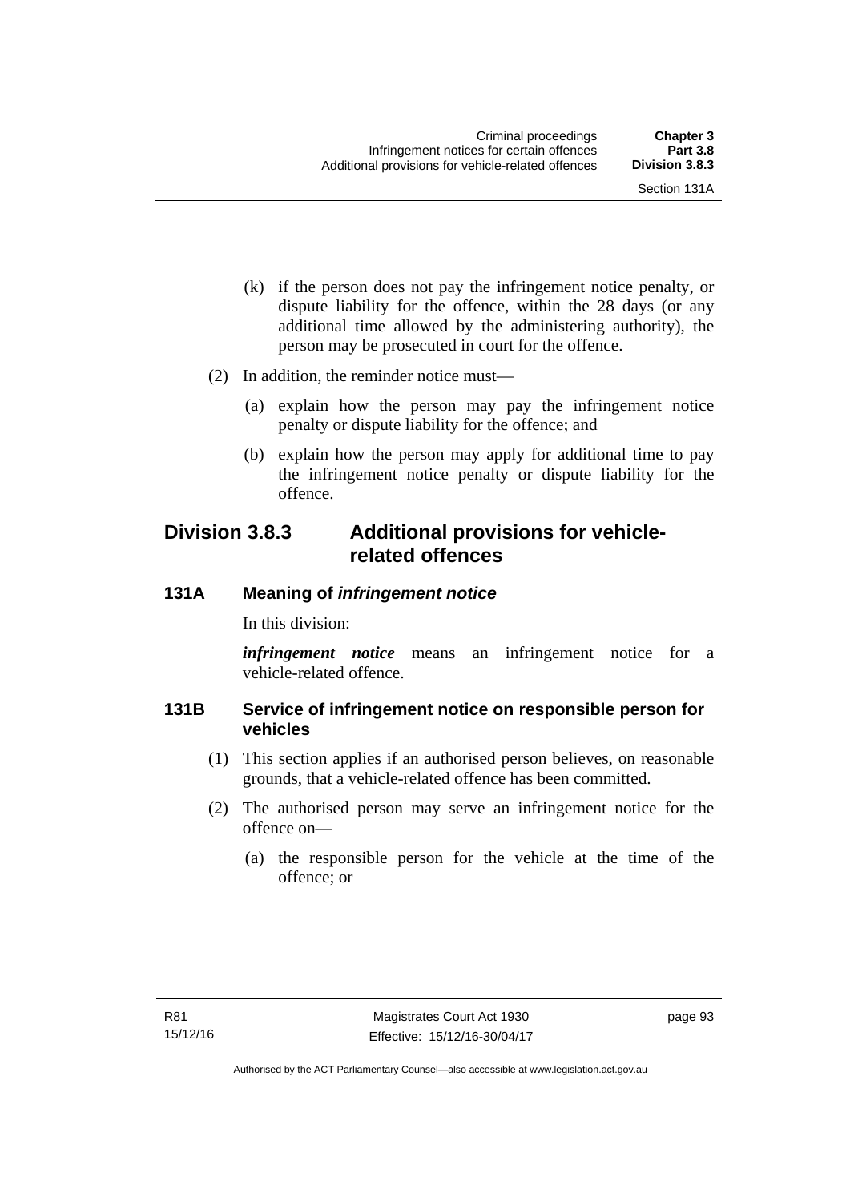(k) if the person does not pay the infringement notice penalty, or dispute liability for the offence, within the 28 days (or any additional time allowed by the administering authority), the person may be prosecuted in court for the offence.

(2) In addition, the reminder notice must—

(a) explain how the person may pay the infringement notice penalty or dispute liability for the offence; and

(b) explain how the person may apply for additional time to pay the infringement notice penalty or dispute liability for the offence.

## Division 3.8.3 Additional provisions for vehicle-related offences

### 131A Meaning of *infringement notice*

In this division:

***infringement notice*** means an infringement notice for a vehicle-related offence.

### 131B Service of infringement notice on responsible person for vehicles

(1) This section applies if an authorised person believes, on reasonable grounds, that a vehicle-related offence has been committed.

(2) The authorised person may serve an infringement notice for the offence on—

(a) the responsible person for the vehicle at the time of the offence; or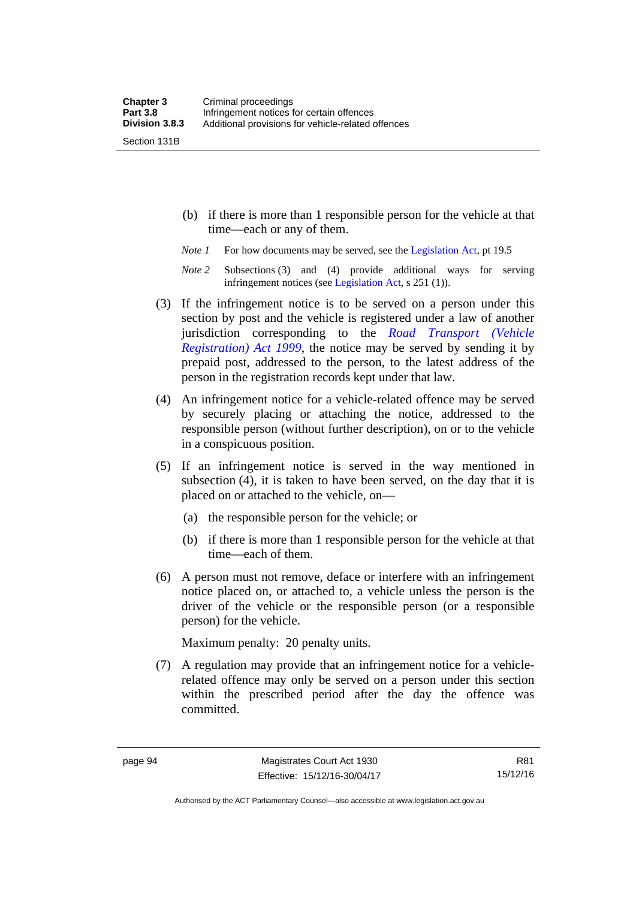(b) if there is more than 1 responsible person for the vehicle at that time—each or any of them.

*Note 1* For how documents may be served, see the Legislation Act, pt 19.5

*Note 2* Subsections (3) and (4) provide additional ways for serving infringement notices (see Legislation Act, s 251 (1)).

(3) If the infringement notice is to be served on a person under this section by post and the vehicle is registered under a law of another jurisdiction corresponding to the *Road Transport (Vehicle Registration) Act 1999*, the notice may be served by sending it by prepaid post, addressed to the person, to the latest address of the person in the registration records kept under that law.

(4) An infringement notice for a vehicle-related offence may be served by securely placing or attaching the notice, addressed to the responsible person (without further description), on or to the vehicle in a conspicuous position.

(5) If an infringement notice is served in the way mentioned in subsection (4), it is taken to have been served, on the day that it is placed on or attached to the vehicle, on—

(a) the responsible person for the vehicle; or

(b) if there is more than 1 responsible person for the vehicle at that time—each of them.

(6) A person must not remove, deface or interfere with an infringement notice placed on, or attached to, a vehicle unless the person is the driver of the vehicle or the responsible person (or a responsible person) for the vehicle.

Maximum penalty: 20 penalty units.

(7) A regulation may provide that an infringement notice for a vehicle-related offence may only be served on a person under this section within the prescribed period after the day the offence was committed.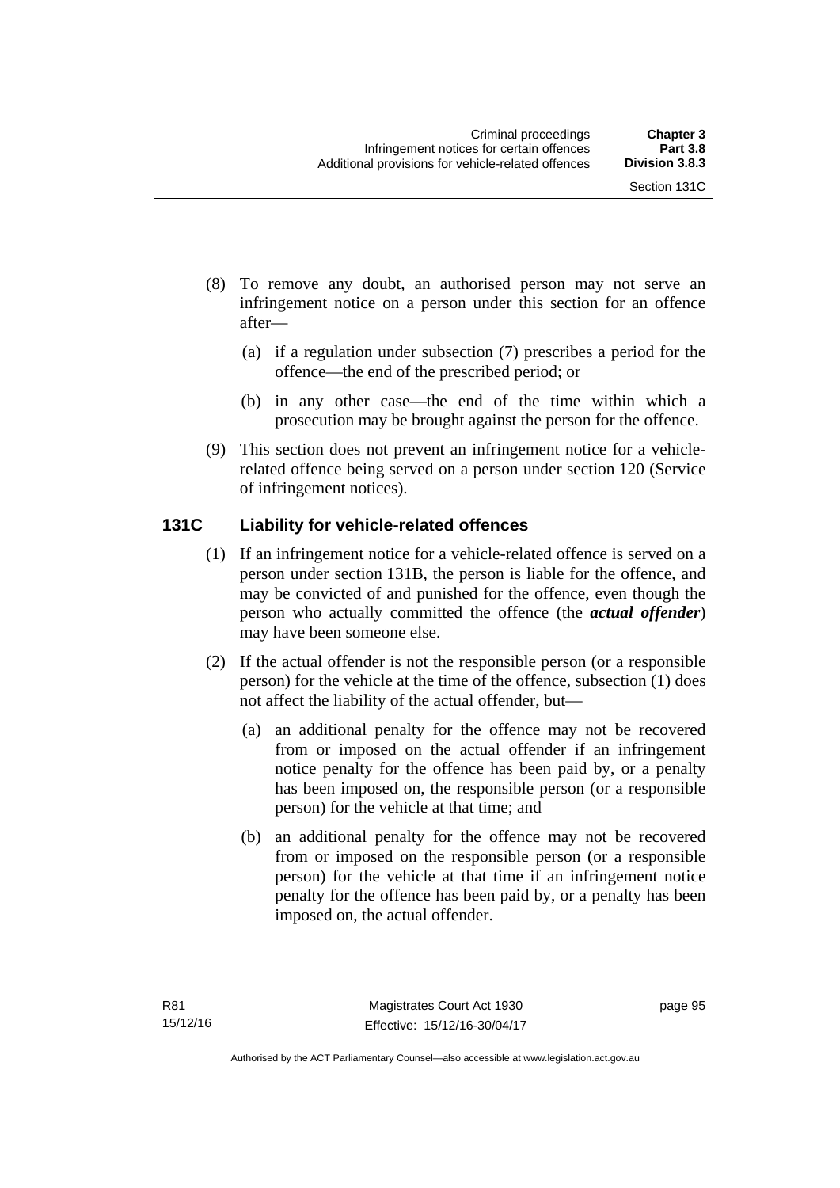(8) To remove any doubt, an authorised person may not serve an infringement notice on a person under this section for an offence after—

   (a) if a regulation under subsection (7) prescribes a period for the offence—the end of the prescribed period; or

   (b) in any other case—the end of the time within which a prosecution may be brought against the person for the offence.

(9) This section does not prevent an infringement notice for a vehicle-related offence being served on a person under section 120 (Service of infringement notices).

### 131C Liability for vehicle-related offences

(1) If an infringement notice for a vehicle-related offence is served on a person under section 131B, the person is liable for the offence, and may be convicted of and punished for the offence, even though the person who actually committed the offence (the ***actual offender***) may have been someone else.

(2) If the actual offender is not the responsible person (or a responsible person) for the vehicle at the time of the offence, subsection (1) does not affect the liability of the actual offender, but—

   (a) an additional penalty for the offence may not be recovered from or imposed on the actual offender if an infringement notice penalty for the offence has been paid by, or a penalty has been imposed on, the responsible person (or a responsible person) for the vehicle at that time; and

   (b) an additional penalty for the offence may not be recovered from or imposed on the responsible person (or a responsible person) for the vehicle at that time if an infringement notice penalty for the offence has been paid by, or a penalty has been imposed on, the actual offender.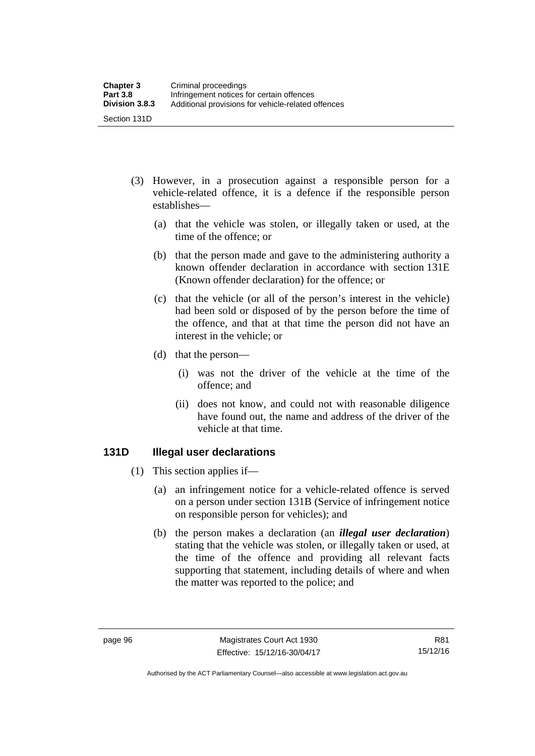(3) However, in a prosecution against a responsible person for a vehicle-related offence, it is a defence if the responsible person establishes—

(a) that the vehicle was stolen, or illegally taken or used, at the time of the offence; or

(b) that the person made and gave to the administering authority a known offender declaration in accordance with section 131E (Known offender declaration) for the offence; or

(c) that the vehicle (or all of the person's interest in the vehicle) had been sold or disposed of by the person before the time of the offence, and that at that time the person did not have an interest in the vehicle; or

(d) that the person—

(i) was not the driver of the vehicle at the time of the offence; and

(ii) does not know, and could not with reasonable diligence have found out, the name and address of the driver of the vehicle at that time.

### 131D Illegal user declarations

(1) This section applies if—

(a) an infringement notice for a vehicle-related offence is served on a person under section 131B (Service of infringement notice on responsible person for vehicles); and

(b) the person makes a declaration (an ***illegal user declaration***) stating that the vehicle was stolen, or illegally taken or used, at the time of the offence and providing all relevant facts supporting that statement, including details of where and when the matter was reported to the police; and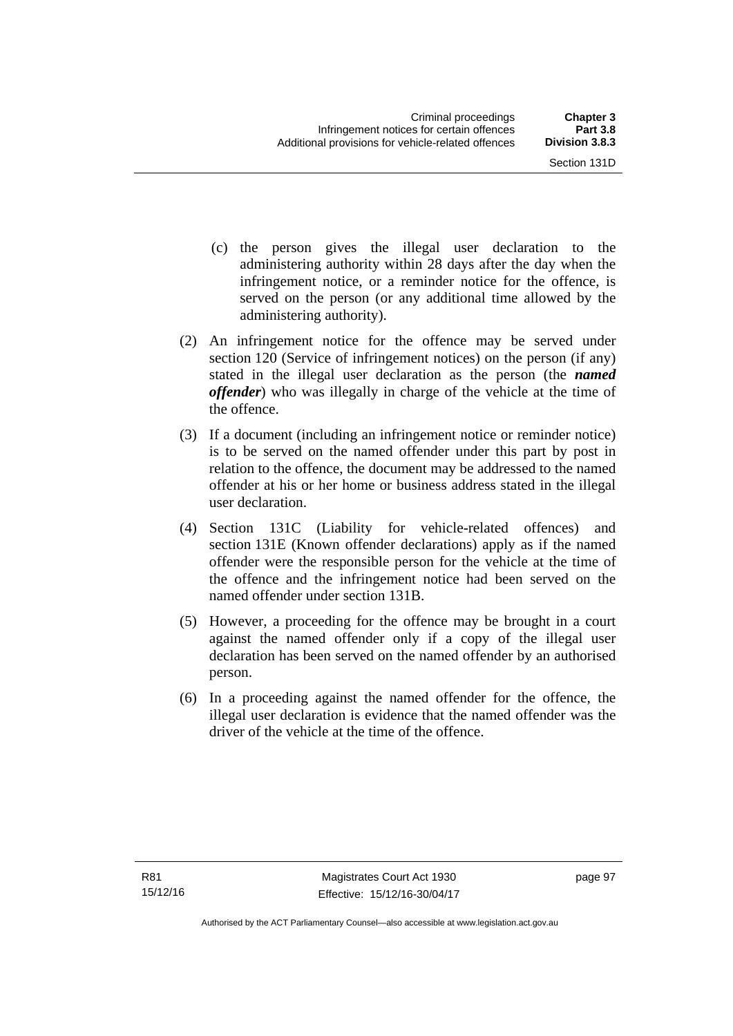(c) the person gives the illegal user declaration to the administering authority within 28 days after the day when the infringement notice, or a reminder notice for the offence, is served on the person (or any additional time allowed by the administering authority).

(2) An infringement notice for the offence may be served under section 120 (Service of infringement notices) on the person (if any) stated in the illegal user declaration as the person (the ***named offender***) who was illegally in charge of the vehicle at the time of the offence.

(3) If a document (including an infringement notice or reminder notice) is to be served on the named offender under this part by post in relation to the offence, the document may be addressed to the named offender at his or her home or business address stated in the illegal user declaration.

(4) Section 131C (Liability for vehicle-related offences) and section 131E (Known offender declarations) apply as if the named offender were the responsible person for the vehicle at the time of the offence and the infringement notice had been served on the named offender under section 131B.

(5) However, a proceeding for the offence may be brought in a court against the named offender only if a copy of the illegal user declaration has been served on the named offender by an authorised person.

(6) In a proceeding against the named offender for the offence, the illegal user declaration is evidence that the named offender was the driver of the vehicle at the time of the offence.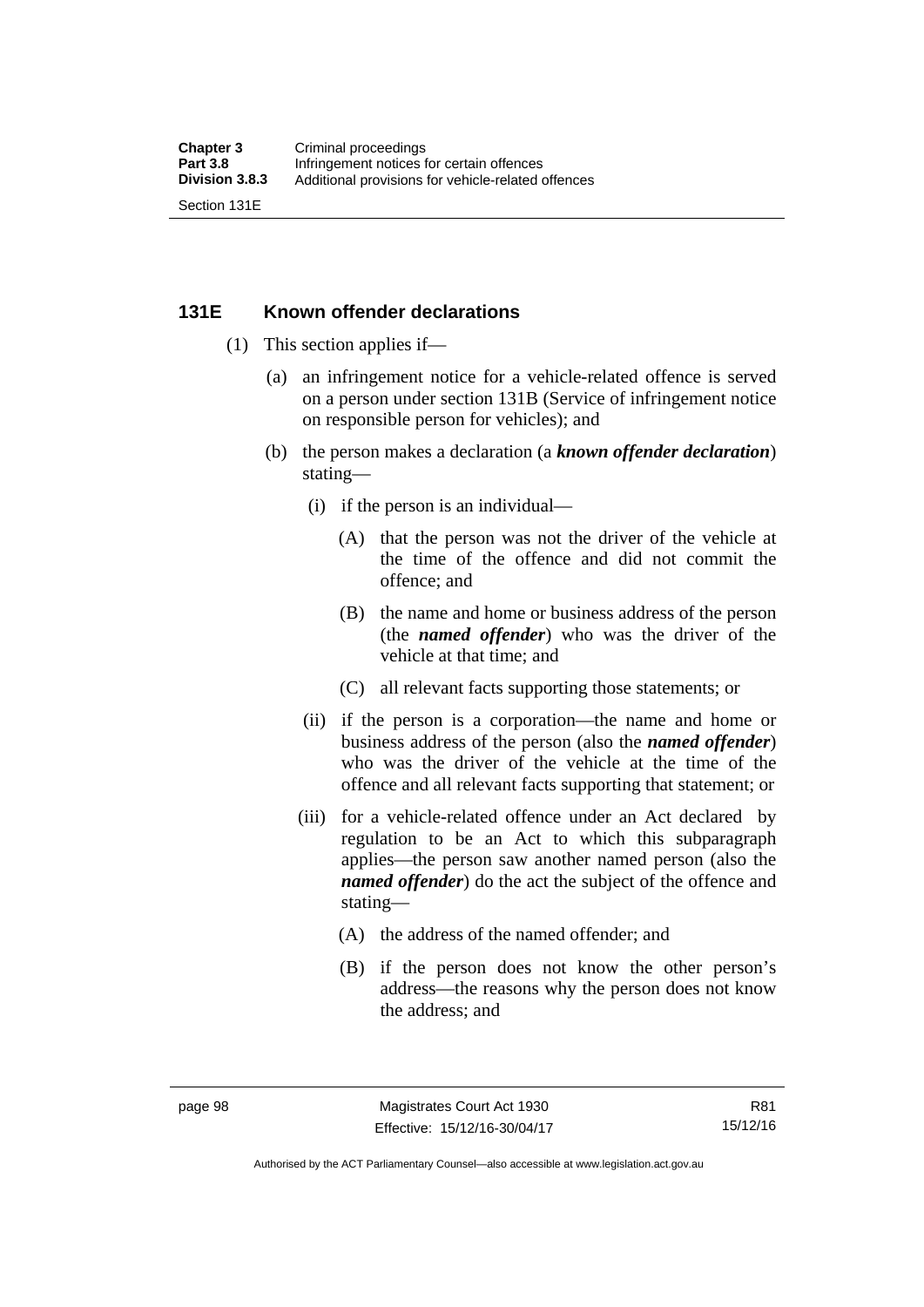## 131E Known offender declarations

(1) This section applies if—

(a) an infringement notice for a vehicle-related offence is served on a person under section 131B (Service of infringement notice on responsible person for vehicles); and

(b) the person makes a declaration (a ***known offender declaration***) stating—

(i) if the person is an individual—

(A) that the person was not the driver of the vehicle at the time of the offence and did not commit the offence; and

(B) the name and home or business address of the person (the ***named offender***) who was the driver of the vehicle at that time; and

(C) all relevant facts supporting those statements; or

(ii) if the person is a corporation—the name and home or business address of the person (also the ***named offender***) who was the driver of the vehicle at the time of the offence and all relevant facts supporting that statement; or

(iii) for a vehicle-related offence under an Act declared by regulation to be an Act to which this subparagraph applies—the person saw another named person (also the ***named offender***) do the act the subject of the offence and stating—

(A) the address of the named offender; and

(B) if the person does not know the other person's address—the reasons why the person does not know the address; and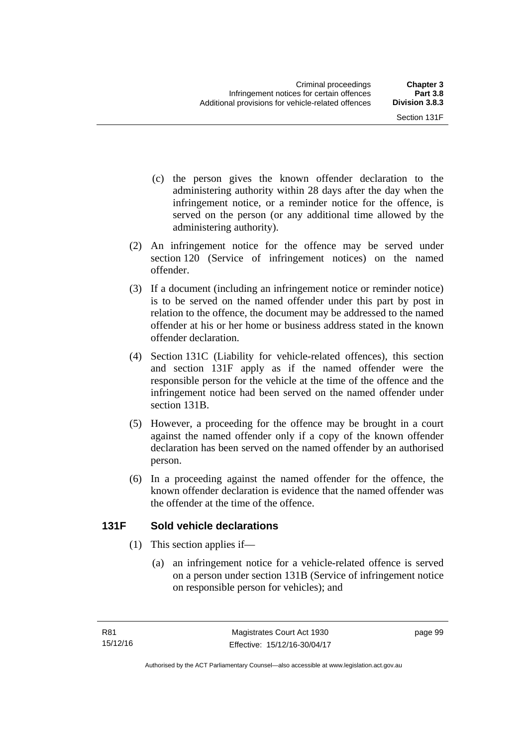(c) the person gives the known offender declaration to the administering authority within 28 days after the day when the infringement notice, or a reminder notice for the offence, is served on the person (or any additional time allowed by the administering authority).

(2) An infringement notice for the offence may be served under section 120 (Service of infringement notices) on the named offender.

(3) If a document (including an infringement notice or reminder notice) is to be served on the named offender under this part by post in relation to the offence, the document may be addressed to the named offender at his or her home or business address stated in the known offender declaration.

(4) Section 131C (Liability for vehicle-related offences), this section and section 131F apply as if the named offender were the responsible person for the vehicle at the time of the offence and the infringement notice had been served on the named offender under section 131B.

(5) However, a proceeding for the offence may be brought in a court against the named offender only if a copy of the known offender declaration has been served on the named offender by an authorised person.

(6) In a proceeding against the named offender for the offence, the known offender declaration is evidence that the named offender was the offender at the time of the offence.

## 131F Sold vehicle declarations

(1) This section applies if—

(a) an infringement notice for a vehicle-related offence is served on a person under section 131B (Service of infringement notice on responsible person for vehicles); and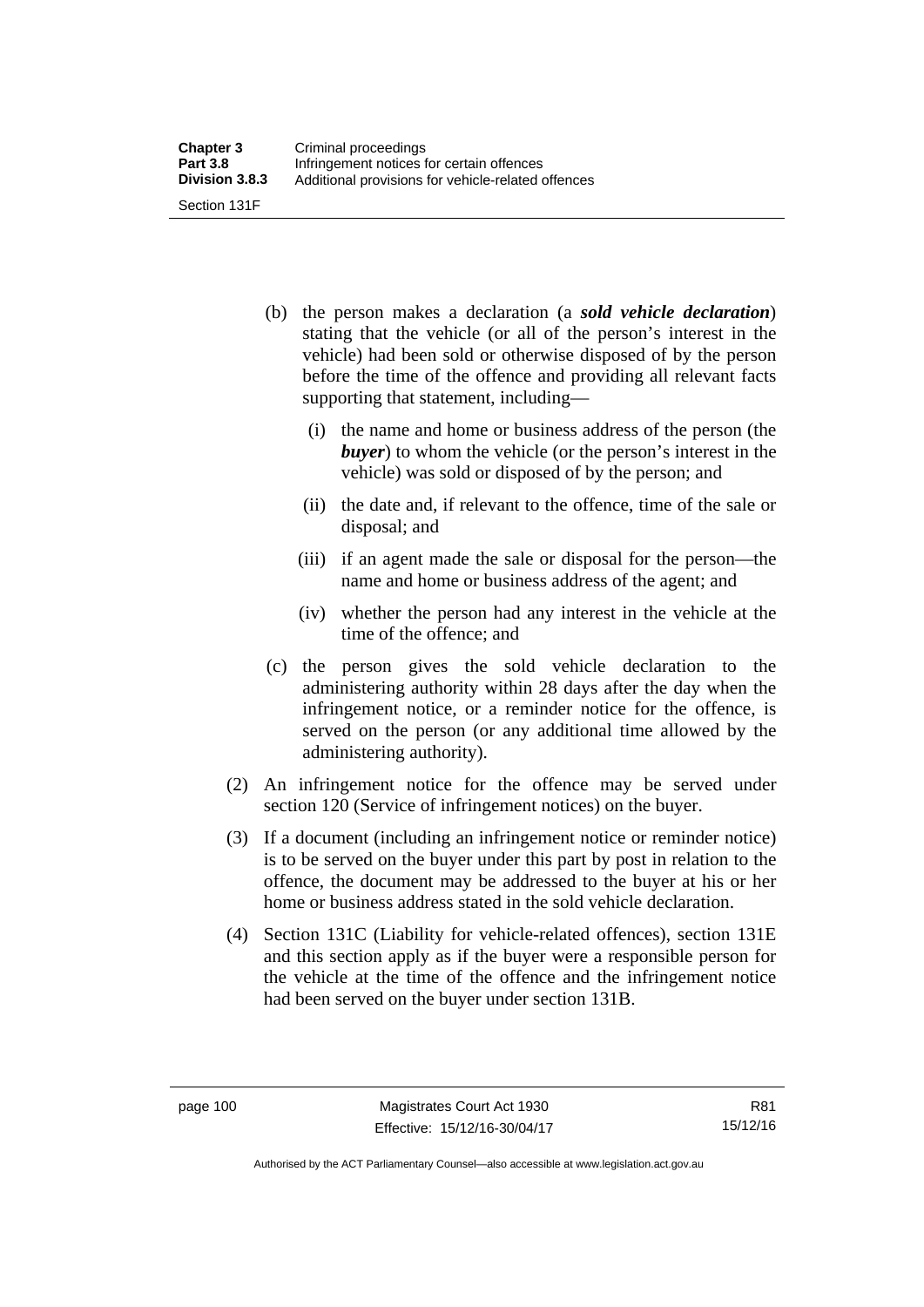(b) the person makes a declaration (a ***sold vehicle declaration***) stating that the vehicle (or all of the person's interest in the vehicle) had been sold or otherwise disposed of by the person before the time of the offence and providing all relevant facts supporting that statement, including—

  (i) the name and home or business address of the person (the ***buyer***) to whom the vehicle (or the person's interest in the vehicle) was sold or disposed of by the person; and

  (ii) the date and, if relevant to the offence, time of the sale or disposal; and

  (iii) if an agent made the sale or disposal for the person—the name and home or business address of the agent; and

  (iv) whether the person had any interest in the vehicle at the time of the offence; and

(c) the person gives the sold vehicle declaration to the administering authority within 28 days after the day when the infringement notice, or a reminder notice for the offence, is served on the person (or any additional time allowed by the administering authority).

(2) An infringement notice for the offence may be served under section 120 (Service of infringement notices) on the buyer.

(3) If a document (including an infringement notice or reminder notice) is to be served on the buyer under this part by post in relation to the offence, the document may be addressed to the buyer at his or her home or business address stated in the sold vehicle declaration.

(4) Section 131C (Liability for vehicle-related offences), section 131E and this section apply as if the buyer were a responsible person for the vehicle at the time of the offence and the infringement notice had been served on the buyer under section 131B.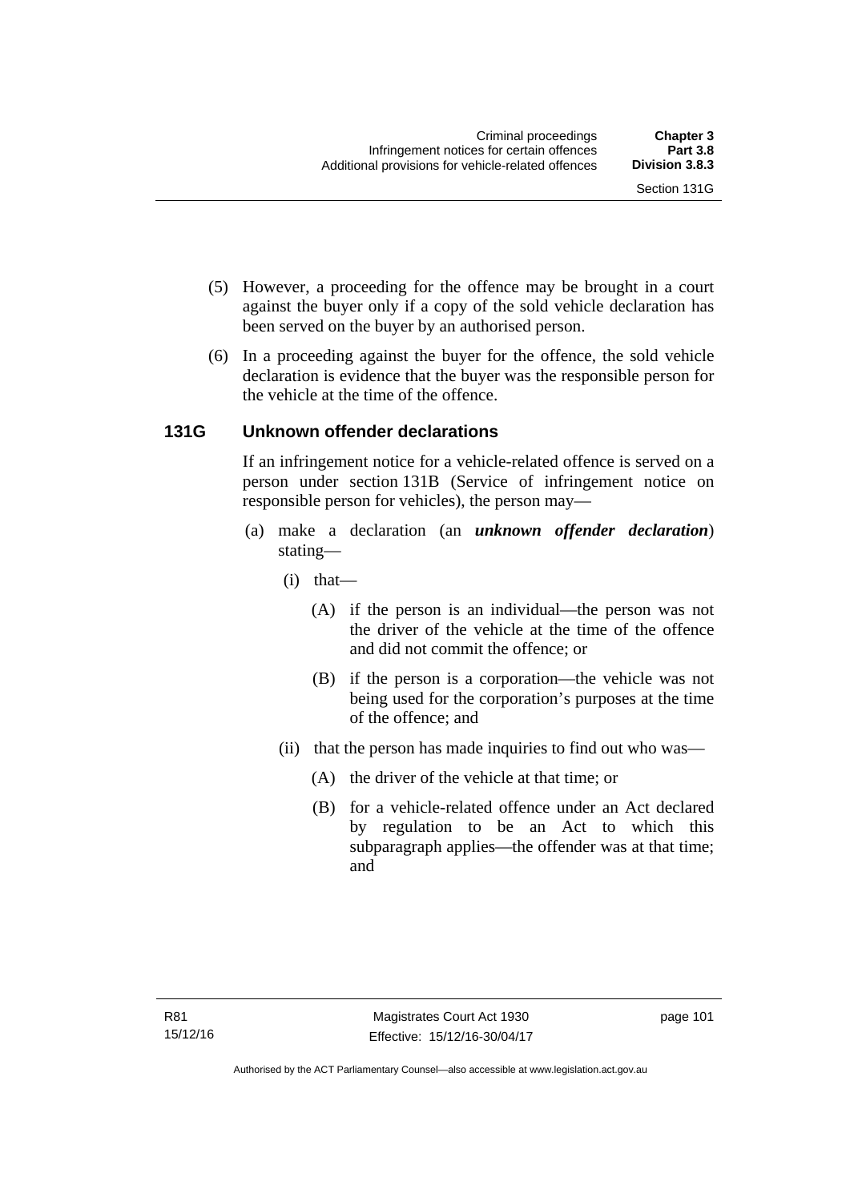(5) However, a proceeding for the offence may be brought in a court against the buyer only if a copy of the sold vehicle declaration has been served on the buyer by an authorised person.

(6) In a proceeding against the buyer for the offence, the sold vehicle declaration is evidence that the buyer was the responsible person for the vehicle at the time of the offence.

### 131G Unknown offender declarations

If an infringement notice for a vehicle-related offence is served on a person under section 131B (Service of infringement notice on responsible person for vehicles), the person may—

(a) make a declaration (an ***unknown offender declaration***) stating—

(i) that—

(A) if the person is an individual—the person was not the driver of the vehicle at the time of the offence and did not commit the offence; or

(B) if the person is a corporation—the vehicle was not being used for the corporation's purposes at the time of the offence; and

(ii) that the person has made inquiries to find out who was—

(A) the driver of the vehicle at that time; or

(B) for a vehicle-related offence under an Act declared by regulation to be an Act to which this subparagraph applies—the offender was at that time; and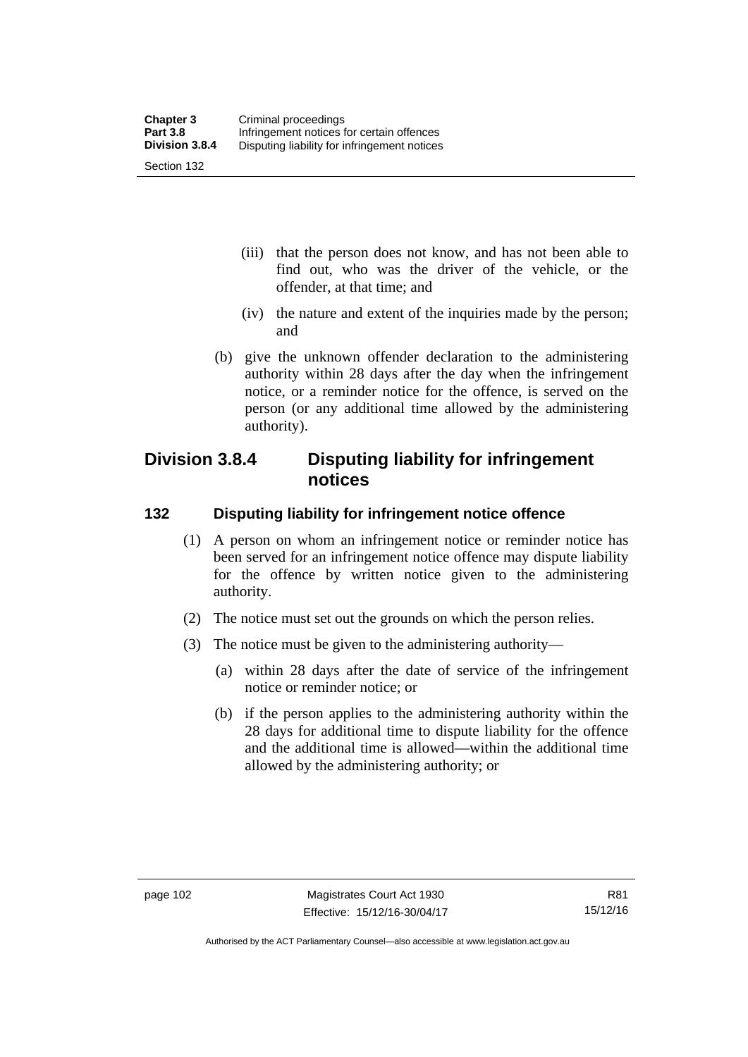(iii) that the person does not know, and has not been able to find out, who was the driver of the vehicle, or the offender, at that time; and

(iv) the nature and extent of the inquiries made by the person; and

(b) give the unknown offender declaration to the administering authority within 28 days after the day when the infringement notice, or a reminder notice for the offence, is served on the person (or any additional time allowed by the administering authority).

## Division 3.8.4 Disputing liability for infringement notices

### 132 Disputing liability for infringement notice offence

(1) A person on whom an infringement notice or reminder notice has been served for an infringement notice offence may dispute liability for the offence by written notice given to the administering authority.

(2) The notice must set out the grounds on which the person relies.

(3) The notice must be given to the administering authority—

(a) within 28 days after the date of service of the infringement notice or reminder notice; or

(b) if the person applies to the administering authority within the 28 days for additional time to dispute liability for the offence and the additional time is allowed—within the additional time allowed by the administering authority; or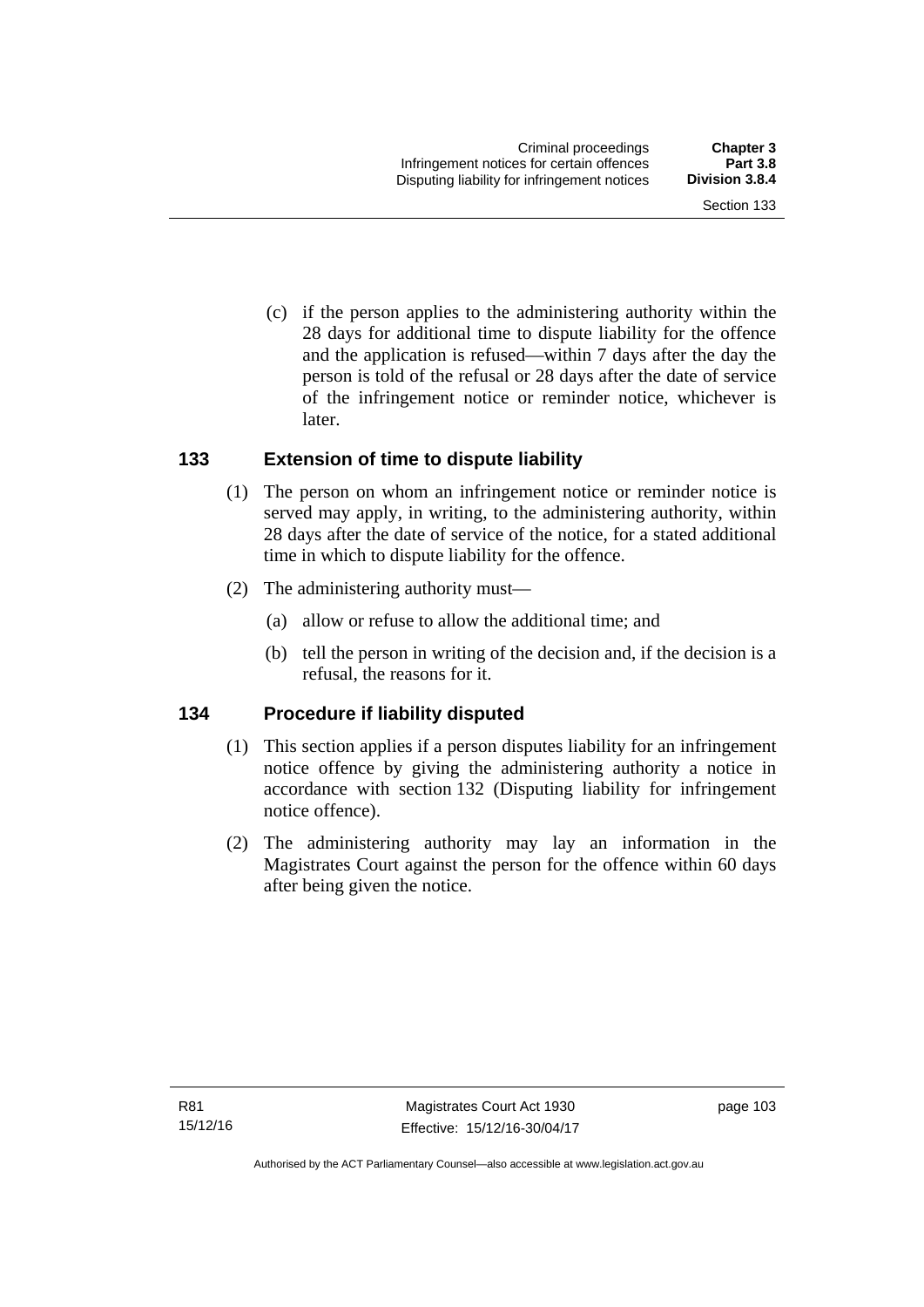(c) if the person applies to the administering authority within the 28 days for additional time to dispute liability for the offence and the application is refused—within 7 days after the day the person is told of the refusal or 28 days after the date of service of the infringement notice or reminder notice, whichever is later.

### 133 Extension of time to dispute liability

(1) The person on whom an infringement notice or reminder notice is served may apply, in writing, to the administering authority, within 28 days after the date of service of the notice, for a stated additional time in which to dispute liability for the offence.

(2) The administering authority must—

(a) allow or refuse to allow the additional time; and

(b) tell the person in writing of the decision and, if the decision is a refusal, the reasons for it.

### 134 Procedure if liability disputed

(1) This section applies if a person disputes liability for an infringement notice offence by giving the administering authority a notice in accordance with section 132 (Disputing liability for infringement notice offence).

(2) The administering authority may lay an information in the Magistrates Court against the person for the offence within 60 days after being given the notice.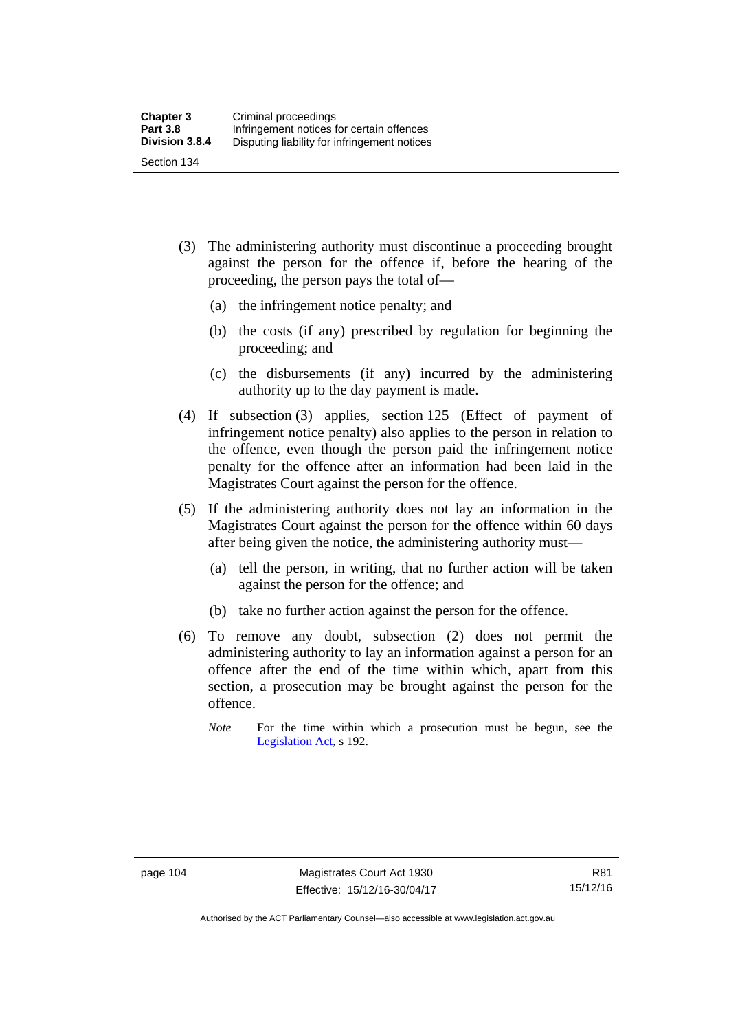(3) The administering authority must discontinue a proceeding brought against the person for the offence if, before the hearing of the proceeding, the person pays the total of—

(a) the infringement notice penalty; and

(b) the costs (if any) prescribed by regulation for beginning the proceeding; and

(c) the disbursements (if any) incurred by the administering authority up to the day payment is made.

(4) If subsection (3) applies, section 125 (Effect of payment of infringement notice penalty) also applies to the person in relation to the offence, even though the person paid the infringement notice penalty for the offence after an information had been laid in the Magistrates Court against the person for the offence.

(5) If the administering authority does not lay an information in the Magistrates Court against the person for the offence within 60 days after being given the notice, the administering authority must—

(a) tell the person, in writing, that no further action will be taken against the person for the offence; and

(b) take no further action against the person for the offence.

(6) To remove any doubt, subsection (2) does not permit the administering authority to lay an information against a person for an offence after the end of the time within which, apart from this section, a prosecution may be brought against the person for the offence.

*Note* For the time within which a prosecution must be begun, see the Legislation Act, s 192.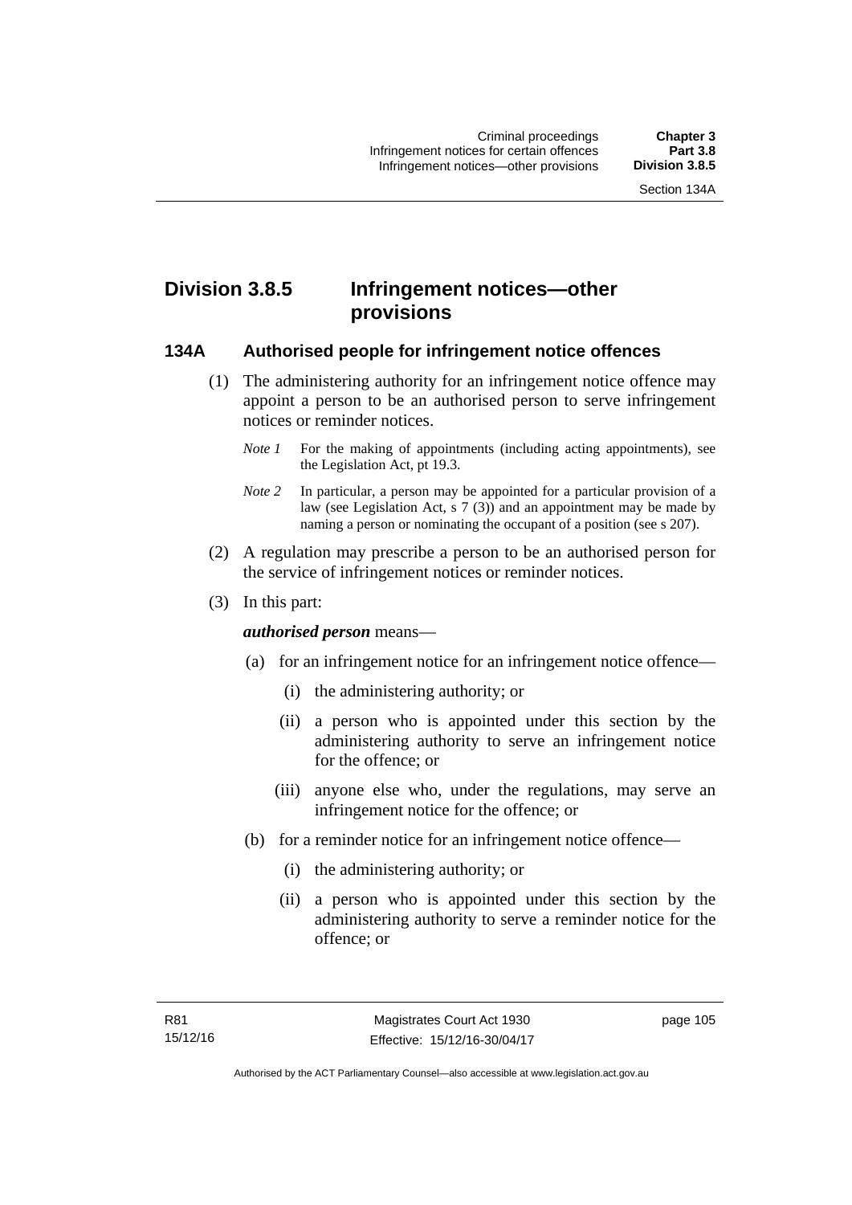## Division 3.8.5 Infringement notices—other provisions

### 134A Authorised people for infringement notice offences

(1) The administering authority for an infringement notice offence may appoint a person to be an authorised person to serve infringement notices or reminder notices.

*Note 1* For the making of appointments (including acting appointments), see the Legislation Act, pt 19.3.

*Note 2* In particular, a person may be appointed for a particular provision of a law (see Legislation Act, s 7 (3)) and an appointment may be made by naming a person or nominating the occupant of a position (see s 207).

(2) A regulation may prescribe a person to be an authorised person for the service of infringement notices or reminder notices.

(3) In this part:

***authorised person*** means—

(a) for an infringement notice for an infringement notice offence—

(i) the administering authority; or

(ii) a person who is appointed under this section by the administering authority to serve an infringement notice for the offence; or

(iii) anyone else who, under the regulations, may serve an infringement notice for the offence; or

(b) for a reminder notice for an infringement notice offence—

(i) the administering authority; or

(ii) a person who is appointed under this section by the administering authority to serve a reminder notice for the offence; or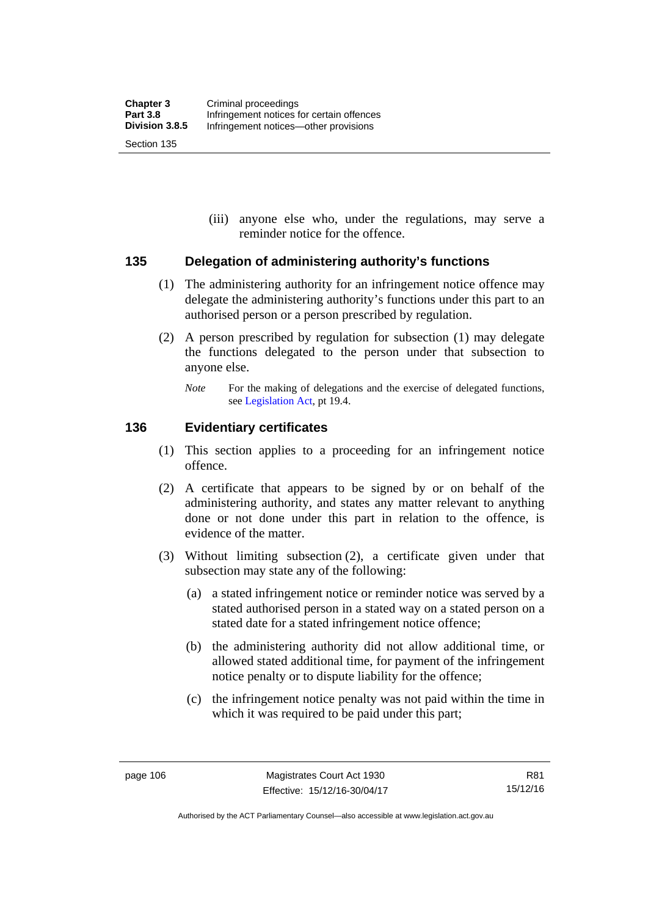(iii) anyone else who, under the regulations, may serve a reminder notice for the offence.

## 135 Delegation of administering authority's functions

(1) The administering authority for an infringement notice offence may delegate the administering authority's functions under this part to an authorised person or a person prescribed by regulation.

(2) A person prescribed by regulation for subsection (1) may delegate the functions delegated to the person under that subsection to anyone else.

*Note* For the making of delegations and the exercise of delegated functions, see Legislation Act, pt 19.4.

## 136 Evidentiary certificates

(1) This section applies to a proceeding for an infringement notice offence.

(2) A certificate that appears to be signed by or on behalf of the administering authority, and states any matter relevant to anything done or not done under this part in relation to the offence, is evidence of the matter.

(3) Without limiting subsection (2), a certificate given under that subsection may state any of the following:

(a) a stated infringement notice or reminder notice was served by a stated authorised person in a stated way on a stated person on a stated date for a stated infringement notice offence;

(b) the administering authority did not allow additional time, or allowed stated additional time, for payment of the infringement notice penalty or to dispute liability for the offence;

(c) the infringement notice penalty was not paid within the time in which it was required to be paid under this part;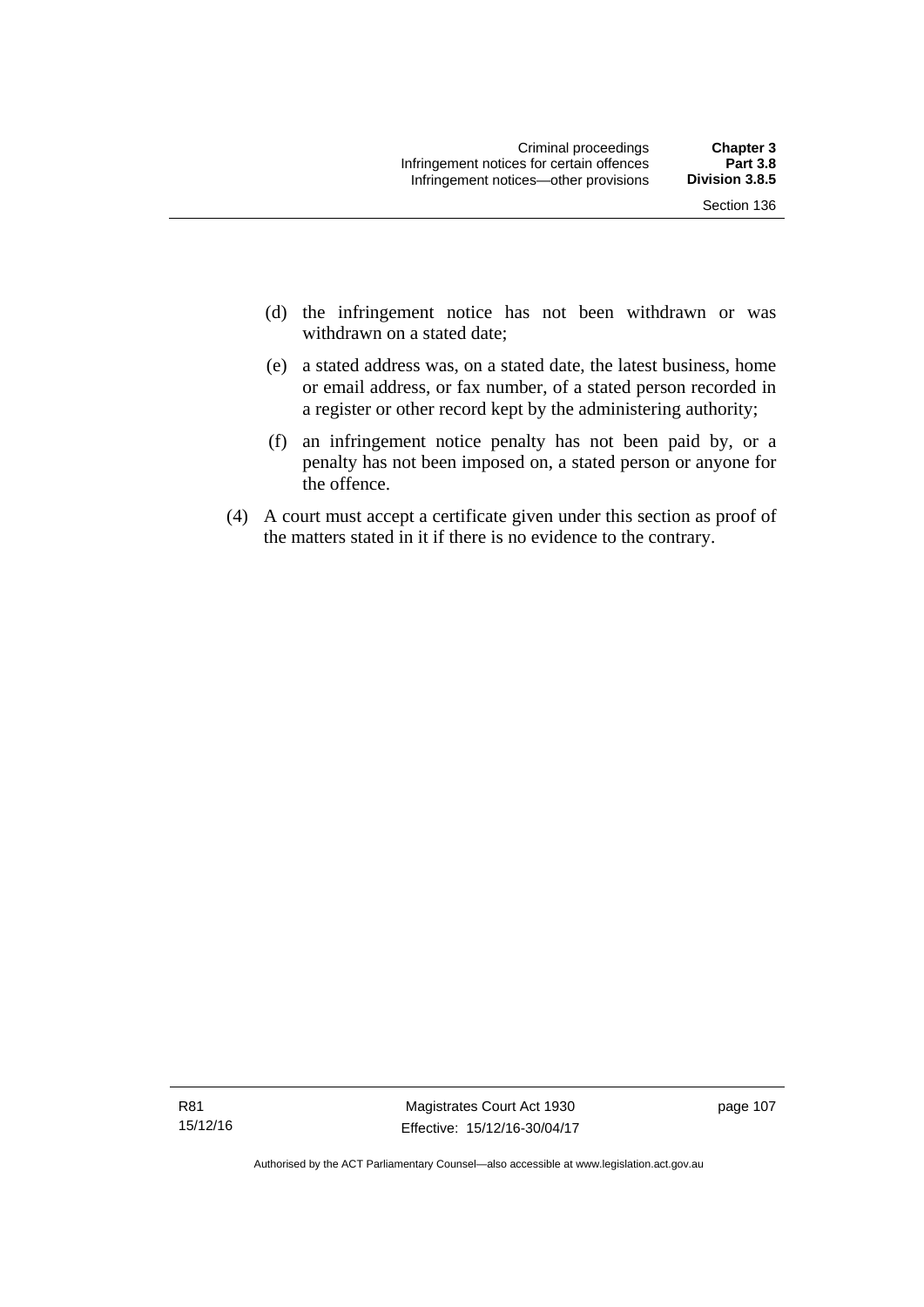(d) the infringement notice has not been withdrawn or was withdrawn on a stated date;

(e) a stated address was, on a stated date, the latest business, home or email address, or fax number, of a stated person recorded in a register or other record kept by the administering authority;

(f) an infringement notice penalty has not been paid by, or a penalty has not been imposed on, a stated person or anyone for the offence.

(4) A court must accept a certificate given under this section as proof of the matters stated in it if there is no evidence to the contrary.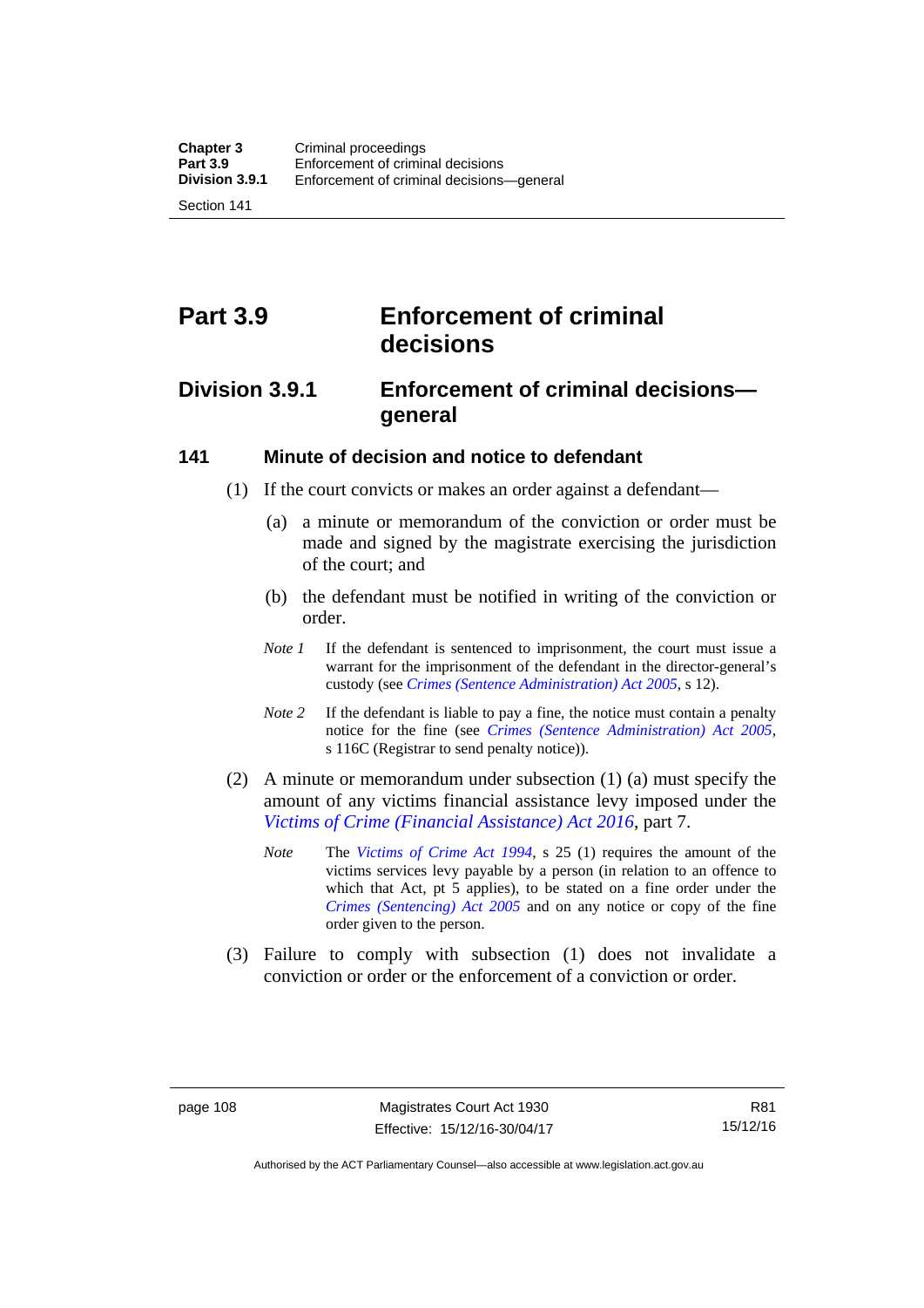# Part 3.9 Enforcement of criminal decisions

## Division 3.9.1 Enforcement of criminal decisions—general

### 141 Minute of decision and notice to defendant

(1) If the court convicts or makes an order against a defendant—

(a) a minute or memorandum of the conviction or order must be made and signed by the magistrate exercising the jurisdiction of the court; and

(b) the defendant must be notified in writing of the conviction or order.

*Note 1* If the defendant is sentenced to imprisonment, the court must issue a warrant for the imprisonment of the defendant in the director-general's custody (see *Crimes (Sentence Administration) Act 2005*, s 12).

*Note 2* If the defendant is liable to pay a fine, the notice must contain a penalty notice for the fine (see *Crimes (Sentence Administration) Act 2005*, s 116C (Registrar to send penalty notice)).

(2) A minute or memorandum under subsection (1) (a) must specify the amount of any victims financial assistance levy imposed under the *Victims of Crime (Financial Assistance) Act 2016*, part 7.

*Note* The *Victims of Crime Act 1994*, s 25 (1) requires the amount of the victims services levy payable by a person (in relation to an offence to which that Act, pt 5 applies), to be stated on a fine order under the *Crimes (Sentencing) Act 2005* and on any notice or copy of the fine order given to the person.

(3) Failure to comply with subsection (1) does not invalidate a conviction or order or the enforcement of a conviction or order.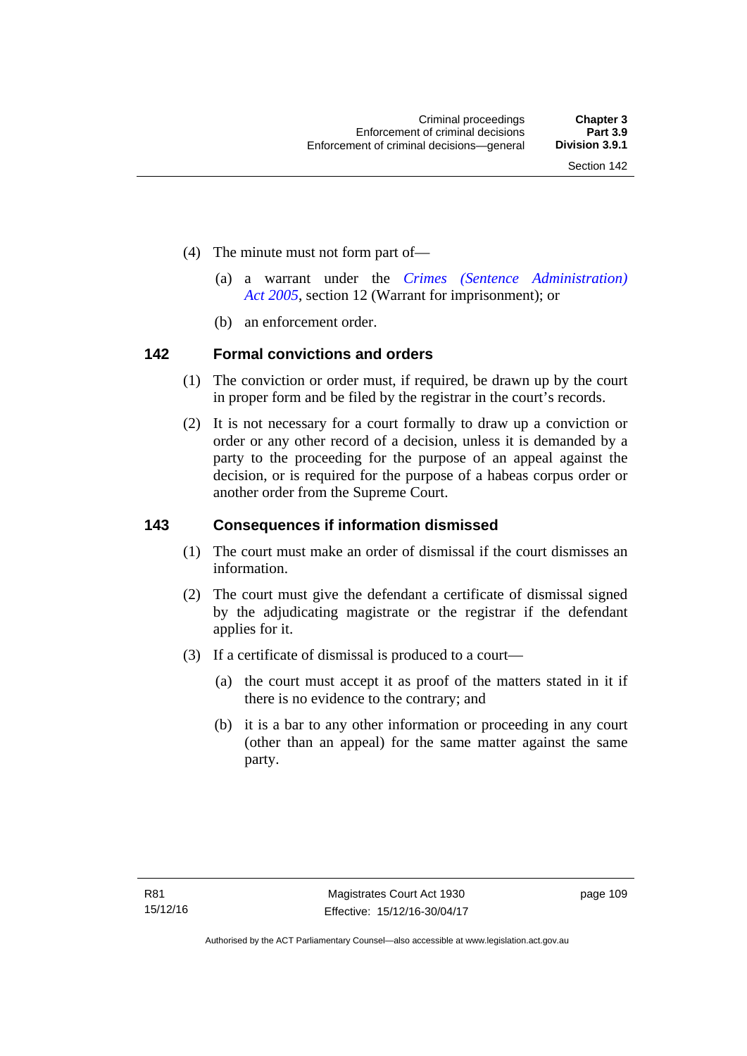(4) The minute must not form part of—

(a) a warrant under the *Crimes (Sentence Administration) Act 2005*, section 12 (Warrant for imprisonment); or

(b) an enforcement order.

## 142 Formal convictions and orders

(1) The conviction or order must, if required, be drawn up by the court in proper form and be filed by the registrar in the court's records.

(2) It is not necessary for a court formally to draw up a conviction or order or any other record of a decision, unless it is demanded by a party to the proceeding for the purpose of an appeal against the decision, or is required for the purpose of a habeas corpus order or another order from the Supreme Court.

## 143 Consequences if information dismissed

(1) The court must make an order of dismissal if the court dismisses an information.

(2) The court must give the defendant a certificate of dismissal signed by the adjudicating magistrate or the registrar if the defendant applies for it.

(3) If a certificate of dismissal is produced to a court—

(a) the court must accept it as proof of the matters stated in it if there is no evidence to the contrary; and

(b) it is a bar to any other information or proceeding in any court (other than an appeal) for the same matter against the same party.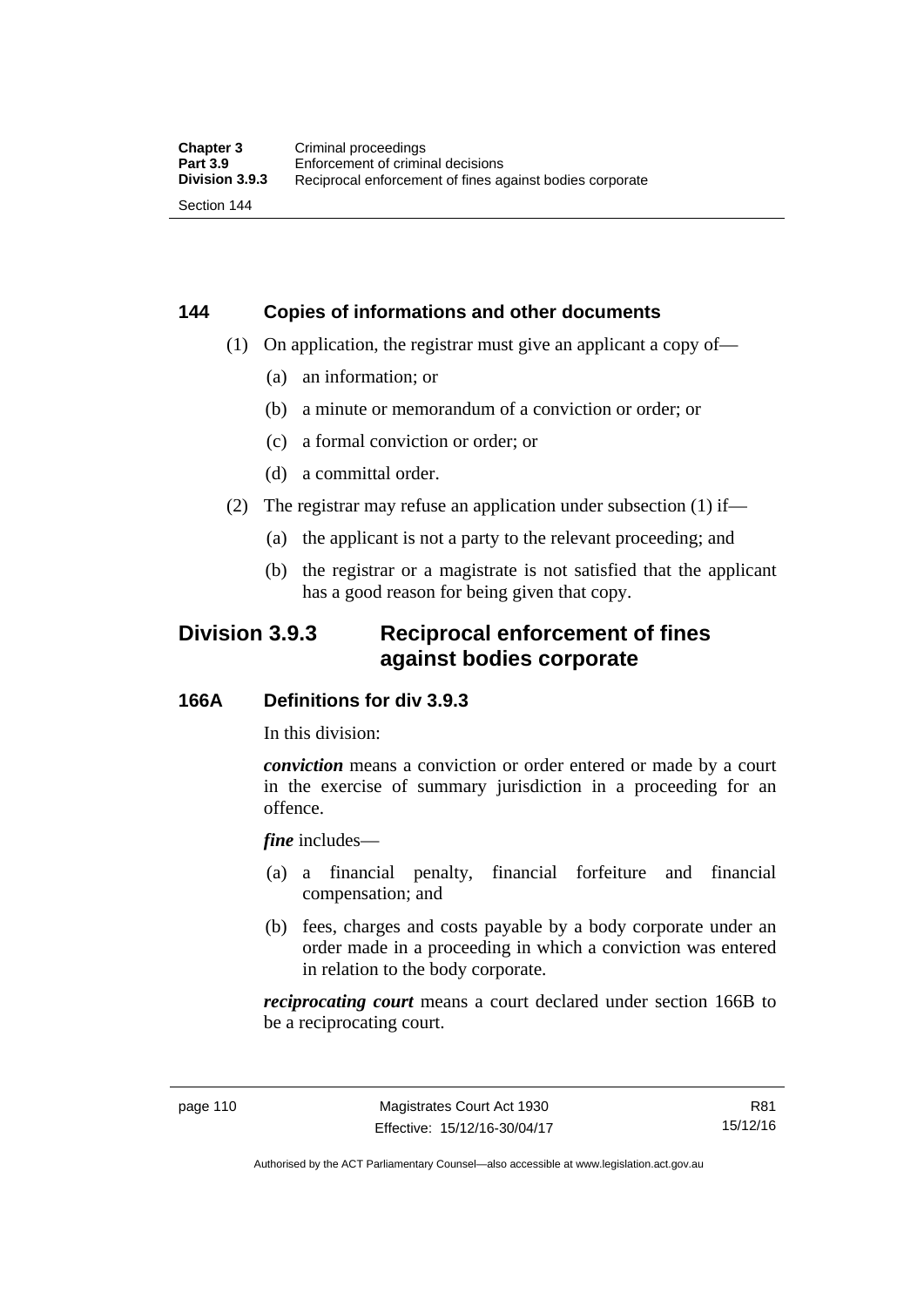### 144 Copies of informations and other documents

(1) On application, the registrar must give an applicant a copy of—

(a) an information; or

(b) a minute or memorandum of a conviction or order; or

(c) a formal conviction or order; or

(d) a committal order.

(2) The registrar may refuse an application under subsection (1) if—

(a) the applicant is not a party to the relevant proceeding; and

(b) the registrar or a magistrate is not satisfied that the applicant has a good reason for being given that copy.

## Division 3.9.3 Reciprocal enforcement of fines against bodies corporate

### 166A Definitions for div 3.9.3

In this division:

***conviction*** means a conviction or order entered or made by a court in the exercise of summary jurisdiction in a proceeding for an offence.

***fine*** includes—

(a) a financial penalty, financial forfeiture and financial compensation; and

(b) fees, charges and costs payable by a body corporate under an order made in a proceeding in which a conviction was entered in relation to the body corporate.

***reciprocating court*** means a court declared under section 166B to be a reciprocating court.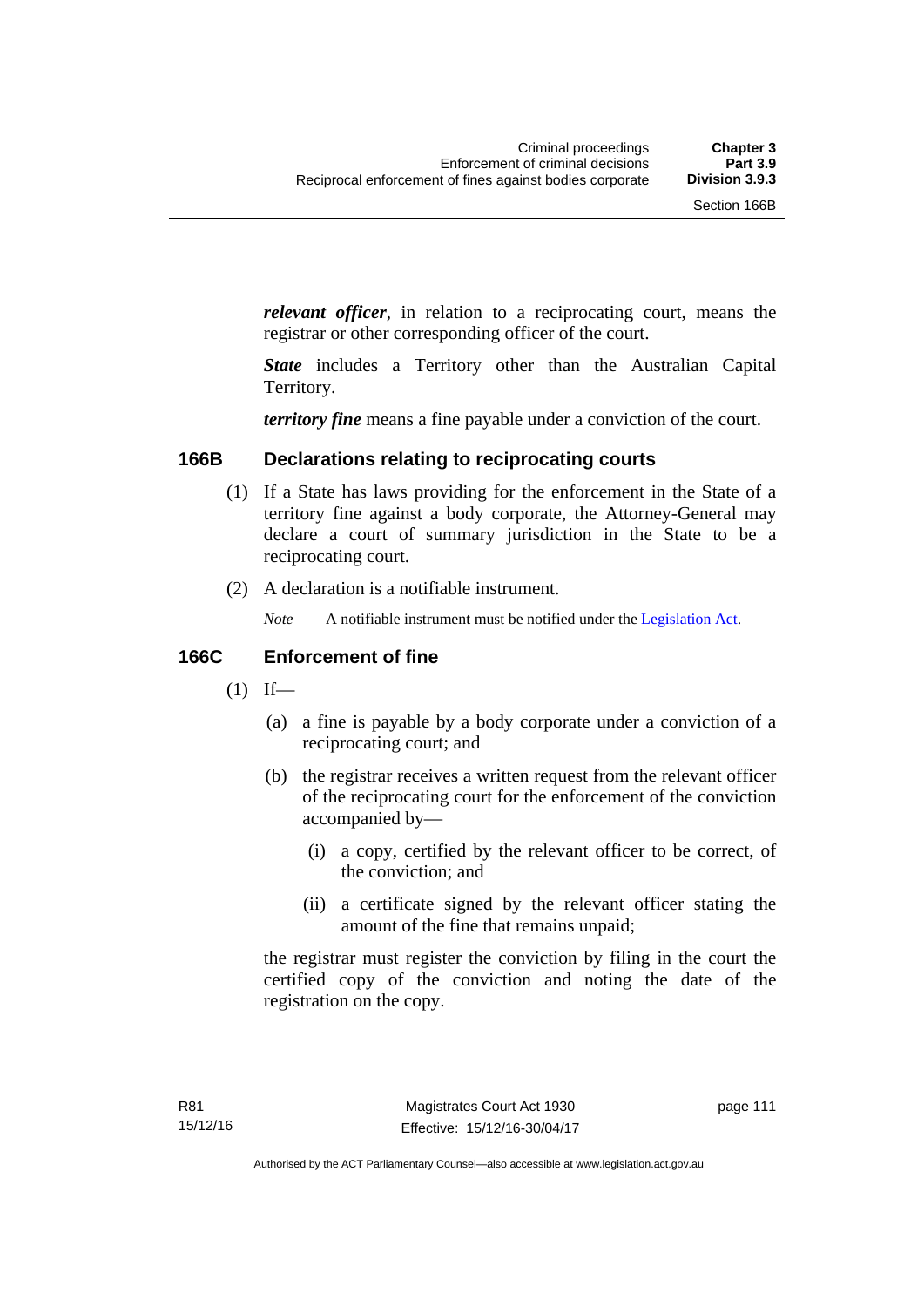***relevant officer***, in relation to a reciprocating court, means the registrar or other corresponding officer of the court.

***State*** includes a Territory other than the Australian Capital Territory.

***territory fine*** means a fine payable under a conviction of the court.

## 166B Declarations relating to reciprocating courts

(1) If a State has laws providing for the enforcement in the State of a territory fine against a body corporate, the Attorney-General may declare a court of summary jurisdiction in the State to be a reciprocating court.

(2) A declaration is a notifiable instrument.

*Note* A notifiable instrument must be notified under the Legislation Act.

## 166C Enforcement of fine

(1) If—

(a) a fine is payable by a body corporate under a conviction of a reciprocating court; and

(b) the registrar receives a written request from the relevant officer of the reciprocating court for the enforcement of the conviction accompanied by—

(i) a copy, certified by the relevant officer to be correct, of the conviction; and

(ii) a certificate signed by the relevant officer stating the amount of the fine that remains unpaid;

the registrar must register the conviction by filing in the court the certified copy of the conviction and noting the date of the registration on the copy.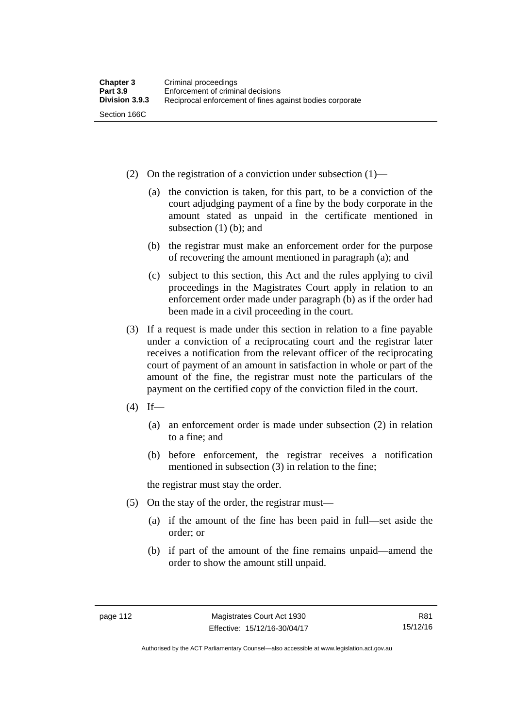(2) On the registration of a conviction under subsection (1)—

(a) the conviction is taken, for this part, to be a conviction of the court adjudging payment of a fine by the body corporate in the amount stated as unpaid in the certificate mentioned in subsection (1) (b); and

(b) the registrar must make an enforcement order for the purpose of recovering the amount mentioned in paragraph (a); and

(c) subject to this section, this Act and the rules applying to civil proceedings in the Magistrates Court apply in relation to an enforcement order made under paragraph (b) as if the order had been made in a civil proceeding in the court.

(3) If a request is made under this section in relation to a fine payable under a conviction of a reciprocating court and the registrar later receives a notification from the relevant officer of the reciprocating court of payment of an amount in satisfaction in whole or part of the amount of the fine, the registrar must note the particulars of the payment on the certified copy of the conviction filed in the court.

(4) If—

(a) an enforcement order is made under subsection (2) in relation to a fine; and

(b) before enforcement, the registrar receives a notification mentioned in subsection (3) in relation to the fine;

the registrar must stay the order.

(5) On the stay of the order, the registrar must—

(a) if the amount of the fine has been paid in full—set aside the order; or

(b) if part of the amount of the fine remains unpaid—amend the order to show the amount still unpaid.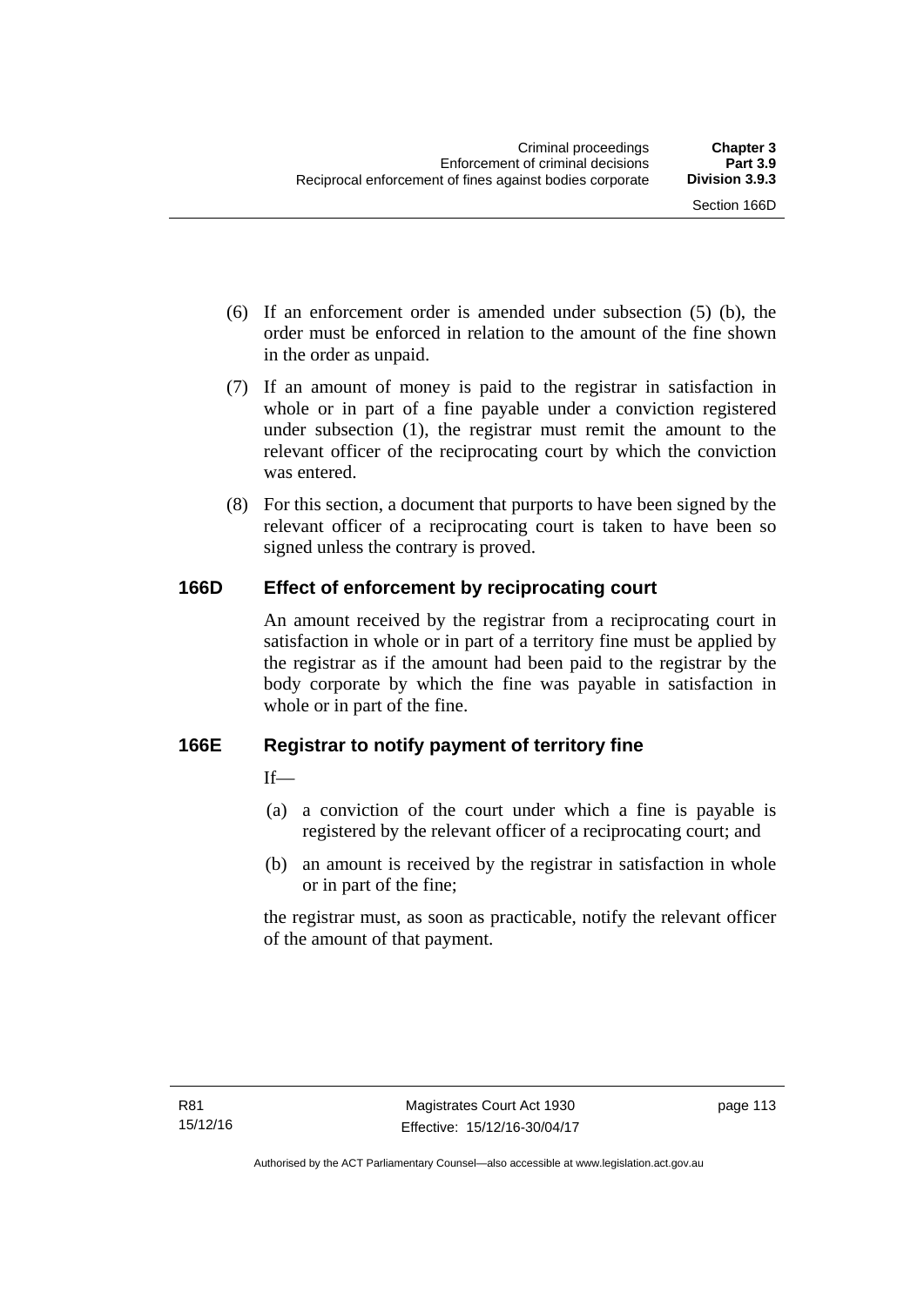(6) If an enforcement order is amended under subsection (5) (b), the order must be enforced in relation to the amount of the fine shown in the order as unpaid.

(7) If an amount of money is paid to the registrar in satisfaction in whole or in part of a fine payable under a conviction registered under subsection (1), the registrar must remit the amount to the relevant officer of the reciprocating court by which the conviction was entered.

(8) For this section, a document that purports to have been signed by the relevant officer of a reciprocating court is taken to have been so signed unless the contrary is proved.

### 166D Effect of enforcement by reciprocating court

An amount received by the registrar from a reciprocating court in satisfaction in whole or in part of a territory fine must be applied by the registrar as if the amount had been paid to the registrar by the body corporate by which the fine was payable in satisfaction in whole or in part of the fine.

### 166E Registrar to notify payment of territory fine

If—

(a) a conviction of the court under which a fine is payable is registered by the relevant officer of a reciprocating court; and

(b) an amount is received by the registrar in satisfaction in whole or in part of the fine;

the registrar must, as soon as practicable, notify the relevant officer of the amount of that payment.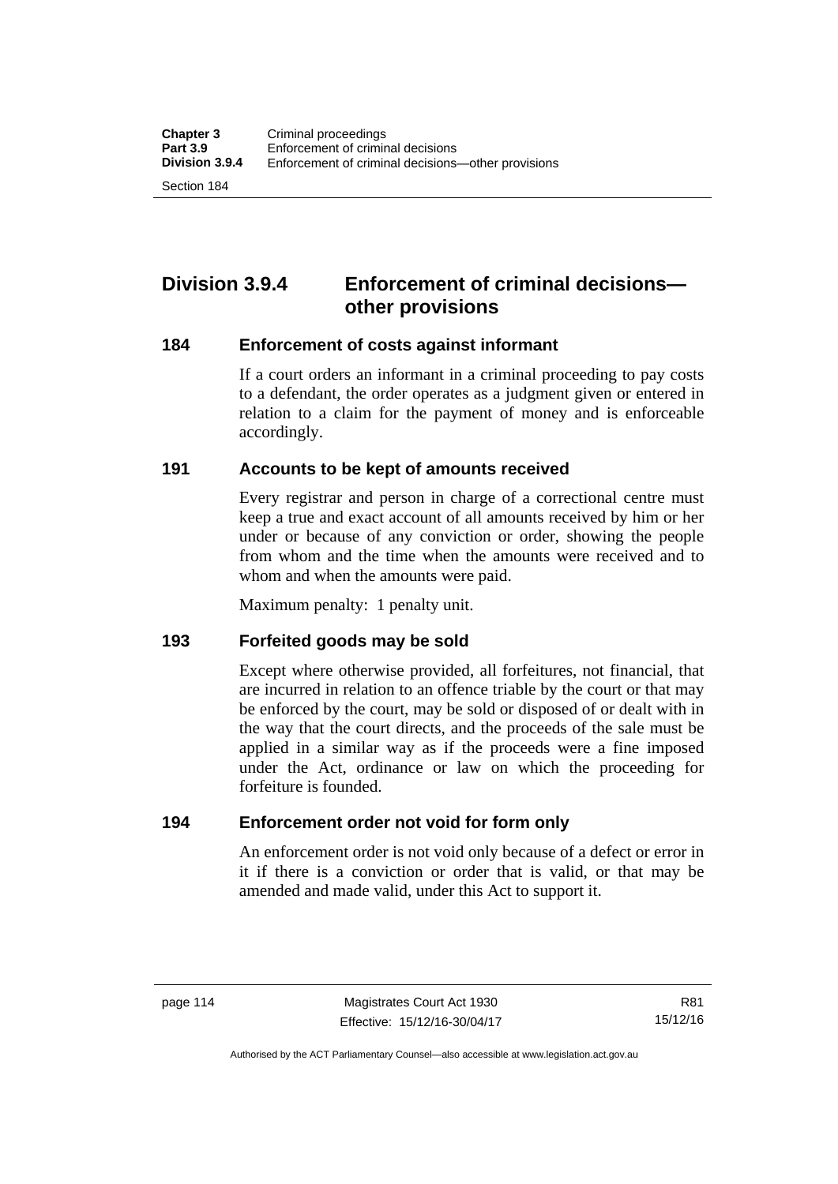## Division 3.9.4 Enforcement of criminal decisions—other provisions

### 184 Enforcement of costs against informant

If a court orders an informant in a criminal proceeding to pay costs to a defendant, the order operates as a judgment given or entered in relation to a claim for the payment of money and is enforceable accordingly.

### 191 Accounts to be kept of amounts received

Every registrar and person in charge of a correctional centre must keep a true and exact account of all amounts received by him or her under or because of any conviction or order, showing the people from whom and the time when the amounts were received and to whom and when the amounts were paid.

Maximum penalty: 1 penalty unit.

### 193 Forfeited goods may be sold

Except where otherwise provided, all forfeitures, not financial, that are incurred in relation to an offence triable by the court or that may be enforced by the court, may be sold or disposed of or dealt with in the way that the court directs, and the proceeds of the sale must be applied in a similar way as if the proceeds were a fine imposed under the Act, ordinance or law on which the proceeding for forfeiture is founded.

### 194 Enforcement order not void for form only

An enforcement order is not void only because of a defect or error in it if there is a conviction or order that is valid, or that may be amended and made valid, under this Act to support it.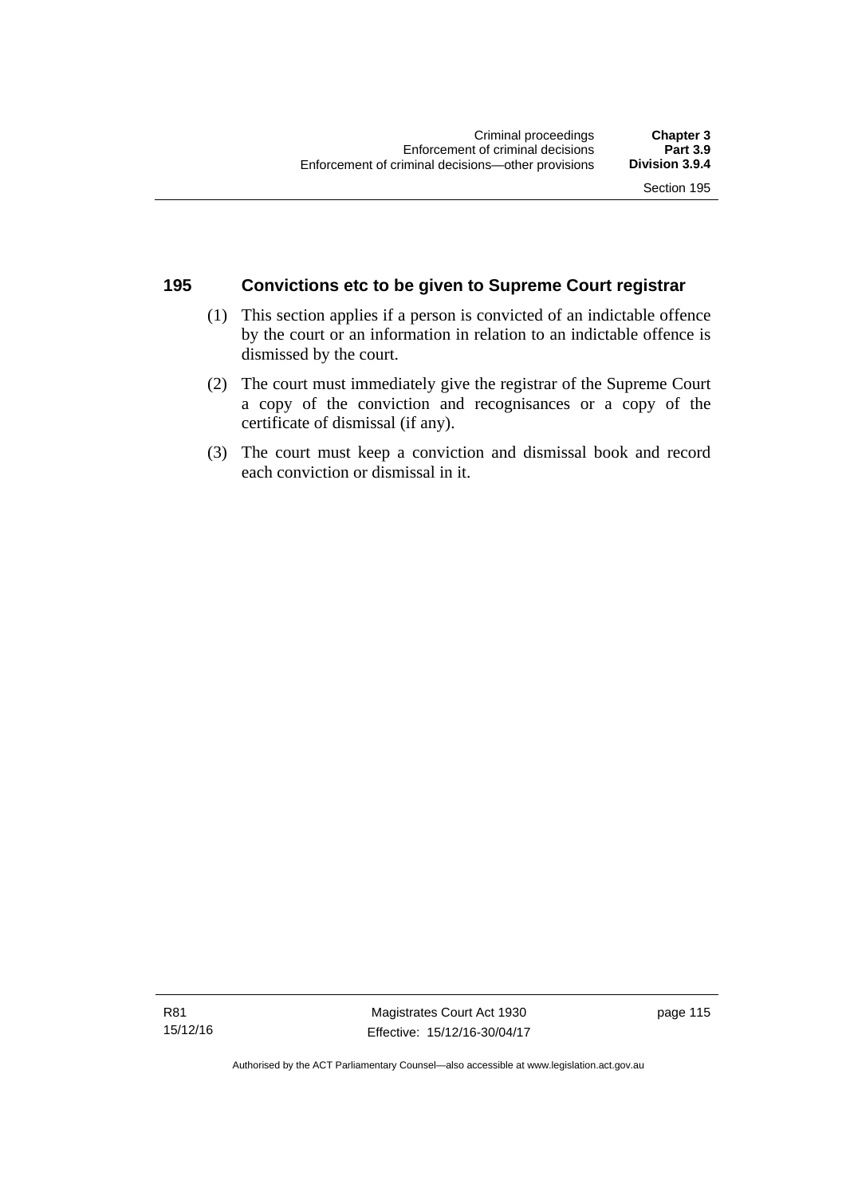## 195 Convictions etc to be given to Supreme Court registrar

(1) This section applies if a person is convicted of an indictable offence by the court or an information in relation to an indictable offence is dismissed by the court.

(2) The court must immediately give the registrar of the Supreme Court a copy of the conviction and recognisances or a copy of the certificate of dismissal (if any).

(3) The court must keep a conviction and dismissal book and record each conviction or dismissal in it.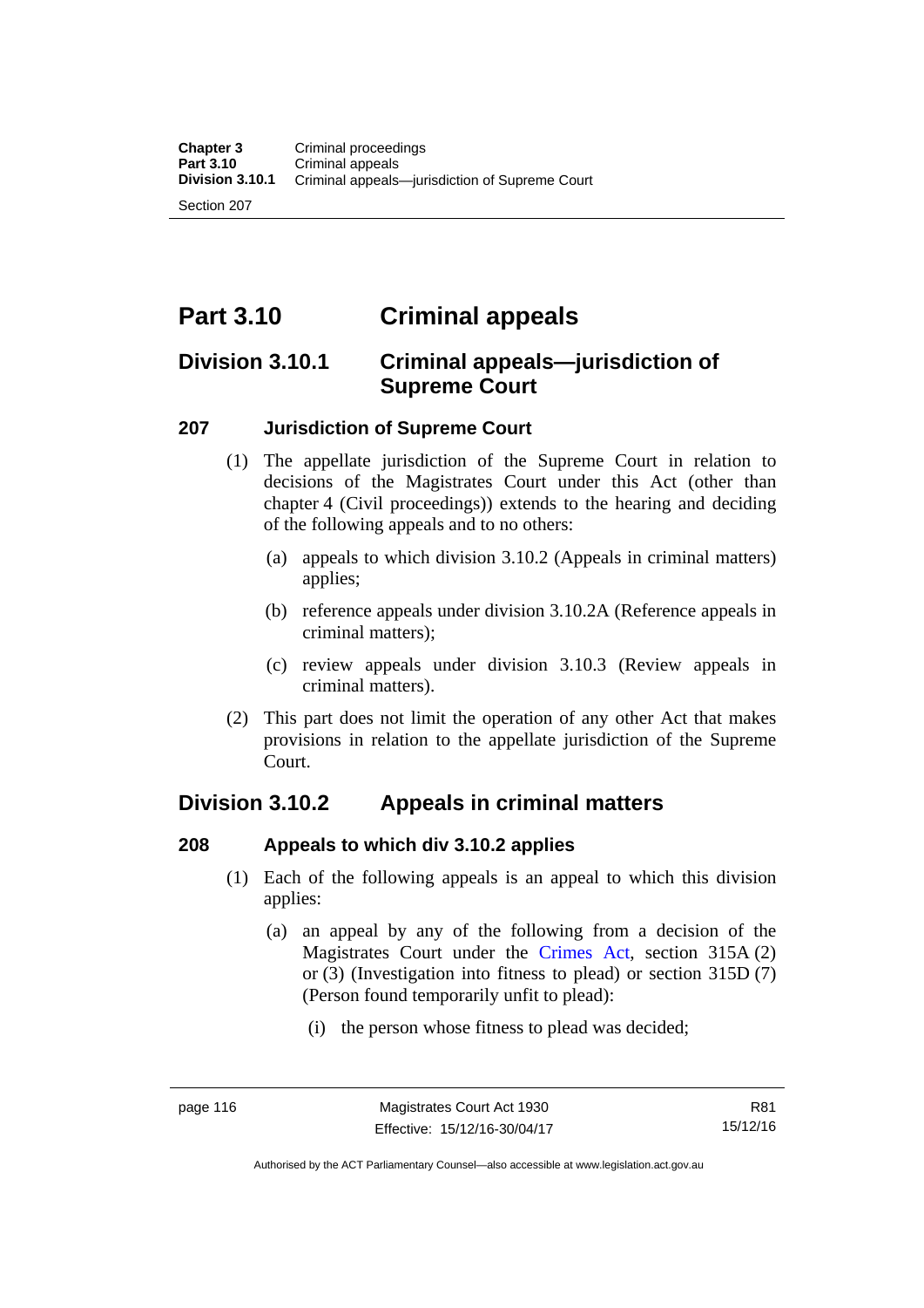# Part 3.10 Criminal appeals

## Division 3.10.1 Criminal appeals—jurisdiction of Supreme Court

### 207 Jurisdiction of Supreme Court

(1) The appellate jurisdiction of the Supreme Court in relation to decisions of the Magistrates Court under this Act (other than chapter 4 (Civil proceedings)) extends to the hearing and deciding of the following appeals and to no others:

(a) appeals to which division 3.10.2 (Appeals in criminal matters) applies;

(b) reference appeals under division 3.10.2A (Reference appeals in criminal matters);

(c) review appeals under division 3.10.3 (Review appeals in criminal matters).

(2) This part does not limit the operation of any other Act that makes provisions in relation to the appellate jurisdiction of the Supreme Court.

## Division 3.10.2 Appeals in criminal matters

### 208 Appeals to which div 3.10.2 applies

(1) Each of the following appeals is an appeal to which this division applies:

(a) an appeal by any of the following from a decision of the Magistrates Court under the Crimes Act, section 315A (2) or (3) (Investigation into fitness to plead) or section 315D (7) (Person found temporarily unfit to plead):

(i) the person whose fitness to plead was decided;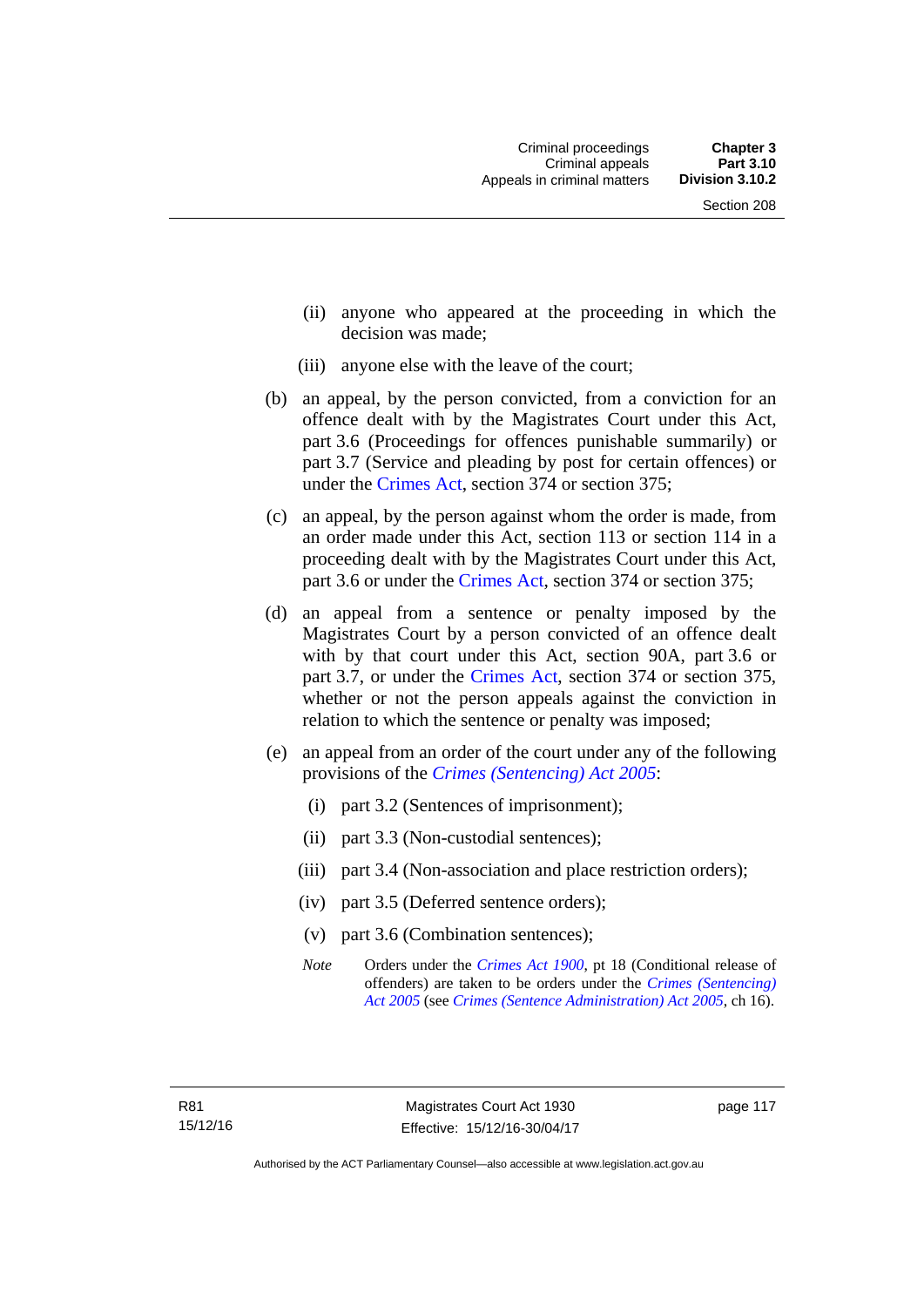(ii) anyone who appeared at the proceeding in which the decision was made;

(iii) anyone else with the leave of the court;

(b) an appeal, by the person convicted, from a conviction for an offence dealt with by the Magistrates Court under this Act, part 3.6 (Proceedings for offences punishable summarily) or part 3.7 (Service and pleading by post for certain offences) or under the Crimes Act, section 374 or section 375;

(c) an appeal, by the person against whom the order is made, from an order made under this Act, section 113 or section 114 in a proceeding dealt with by the Magistrates Court under this Act, part 3.6 or under the Crimes Act, section 374 or section 375;

(d) an appeal from a sentence or penalty imposed by the Magistrates Court by a person convicted of an offence dealt with by that court under this Act, section 90A, part 3.6 or part 3.7, or under the Crimes Act, section 374 or section 375, whether or not the person appeals against the conviction in relation to which the sentence or penalty was imposed;

(e) an appeal from an order of the court under any of the following provisions of the *Crimes (Sentencing) Act 2005*:

(i) part 3.2 (Sentences of imprisonment);

(ii) part 3.3 (Non-custodial sentences);

(iii) part 3.4 (Non-association and place restriction orders);

(iv) part 3.5 (Deferred sentence orders);

(v) part 3.6 (Combination sentences);

*Note* Orders under the *Crimes Act 1900*, pt 18 (Conditional release of offenders) are taken to be orders under the *Crimes (Sentencing) Act 2005* (see *Crimes (Sentence Administration) Act 2005*, ch 16).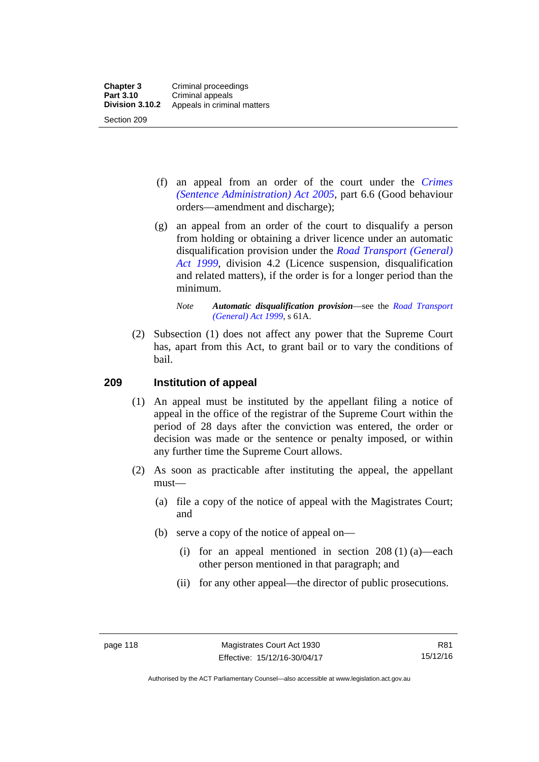(f) an appeal from an order of the court under the *Crimes (Sentence Administration) Act 2005*, part 6.6 (Good behaviour orders—amendment and discharge);

(g) an appeal from an order of the court to disqualify a person from holding or obtaining a driver licence under an automatic disqualification provision under the *Road Transport (General) Act 1999*, division 4.2 (Licence suspension, disqualification and related matters), if the order is for a longer period than the minimum.

*Note* ***Automatic disqualification provision***—see the *Road Transport (General) Act 1999*, s 61A.

(2) Subsection (1) does not affect any power that the Supreme Court has, apart from this Act, to grant bail or to vary the conditions of bail.

## 209 Institution of appeal

(1) An appeal must be instituted by the appellant filing a notice of appeal in the office of the registrar of the Supreme Court within the period of 28 days after the conviction was entered, the order or decision was made or the sentence or penalty imposed, or within any further time the Supreme Court allows.

(2) As soon as practicable after instituting the appeal, the appellant must—

(a) file a copy of the notice of appeal with the Magistrates Court; and

(b) serve a copy of the notice of appeal on—

(i) for an appeal mentioned in section 208 (1) (a)—each other person mentioned in that paragraph; and

(ii) for any other appeal—the director of public prosecutions.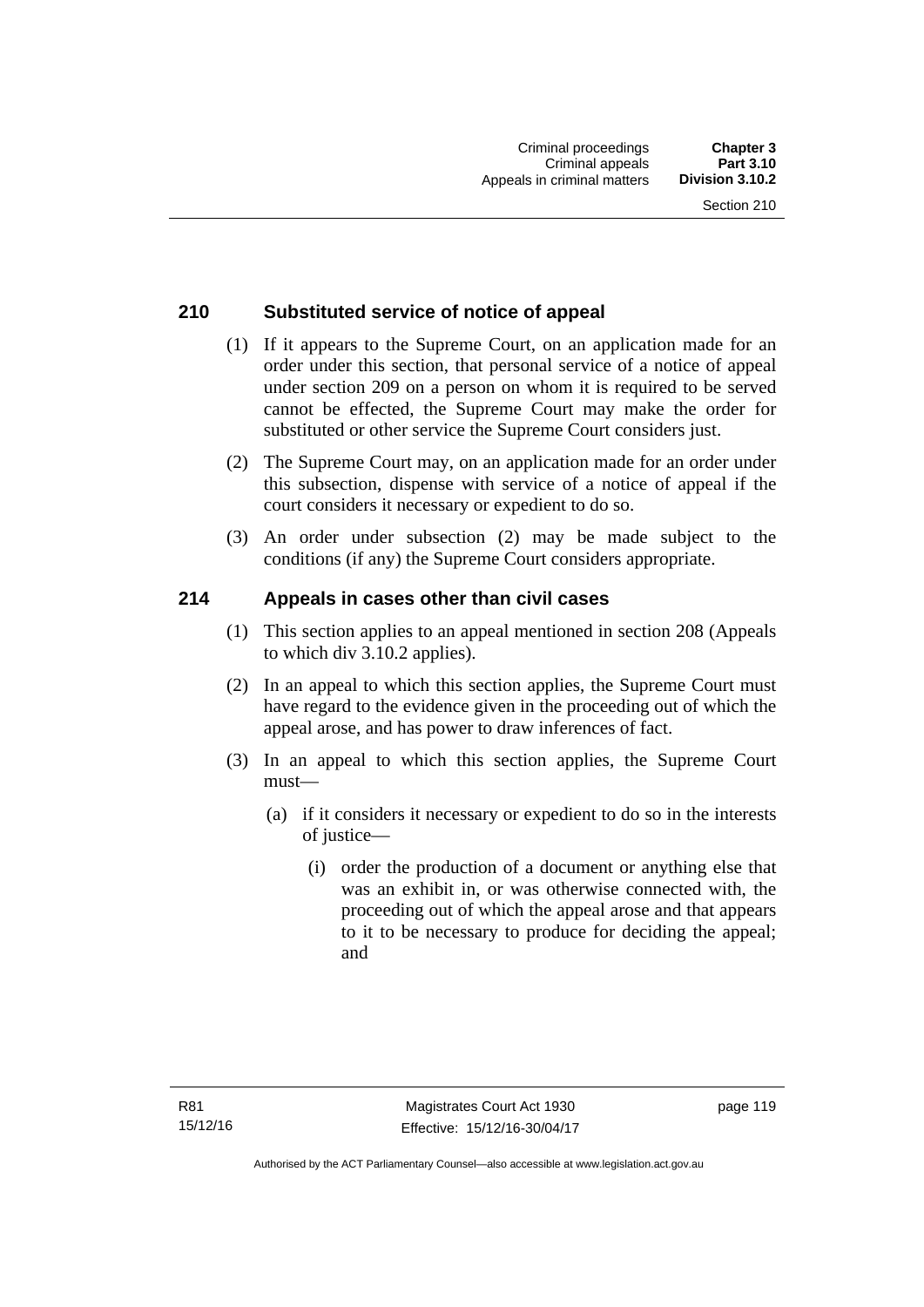## 210 Substituted service of notice of appeal

(1) If it appears to the Supreme Court, on an application made for an order under this section, that personal service of a notice of appeal under section 209 on a person on whom it is required to be served cannot be effected, the Supreme Court may make the order for substituted or other service the Supreme Court considers just.

(2) The Supreme Court may, on an application made for an order under this subsection, dispense with service of a notice of appeal if the court considers it necessary or expedient to do so.

(3) An order under subsection (2) may be made subject to the conditions (if any) the Supreme Court considers appropriate.

## 214 Appeals in cases other than civil cases

(1) This section applies to an appeal mentioned in section 208 (Appeals to which div 3.10.2 applies).

(2) In an appeal to which this section applies, the Supreme Court must have regard to the evidence given in the proceeding out of which the appeal arose, and has power to draw inferences of fact.

(3) In an appeal to which this section applies, the Supreme Court must—

(a) if it considers it necessary or expedient to do so in the interests of justice—

(i) order the production of a document or anything else that was an exhibit in, or was otherwise connected with, the proceeding out of which the appeal arose and that appears to it to be necessary to produce for deciding the appeal; and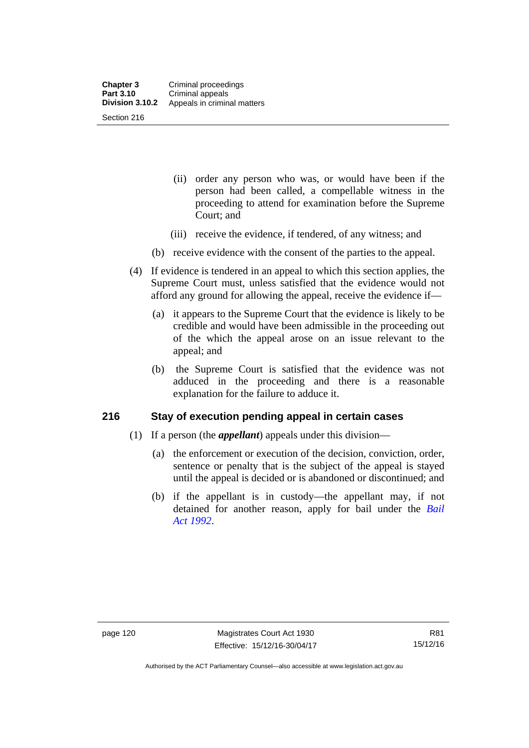(ii) order any person who was, or would have been if the person had been called, a compellable witness in the proceeding to attend for examination before the Supreme Court; and

(iii) receive the evidence, if tendered, of any witness; and

(b) receive evidence with the consent of the parties to the appeal.

(4) If evidence is tendered in an appeal to which this section applies, the Supreme Court must, unless satisfied that the evidence would not afford any ground for allowing the appeal, receive the evidence if—

(a) it appears to the Supreme Court that the evidence is likely to be credible and would have been admissible in the proceeding out of the which the appeal arose on an issue relevant to the appeal; and

(b) the Supreme Court is satisfied that the evidence was not adduced in the proceeding and there is a reasonable explanation for the failure to adduce it.

## 216 Stay of execution pending appeal in certain cases

(1) If a person (the ***appellant***) appeals under this division—

(a) the enforcement or execution of the decision, conviction, order, sentence or penalty that is the subject of the appeal is stayed until the appeal is decided or is abandoned or discontinued; and

(b) if the appellant is in custody—the appellant may, if not detained for another reason, apply for bail under the *Bail Act 1992*.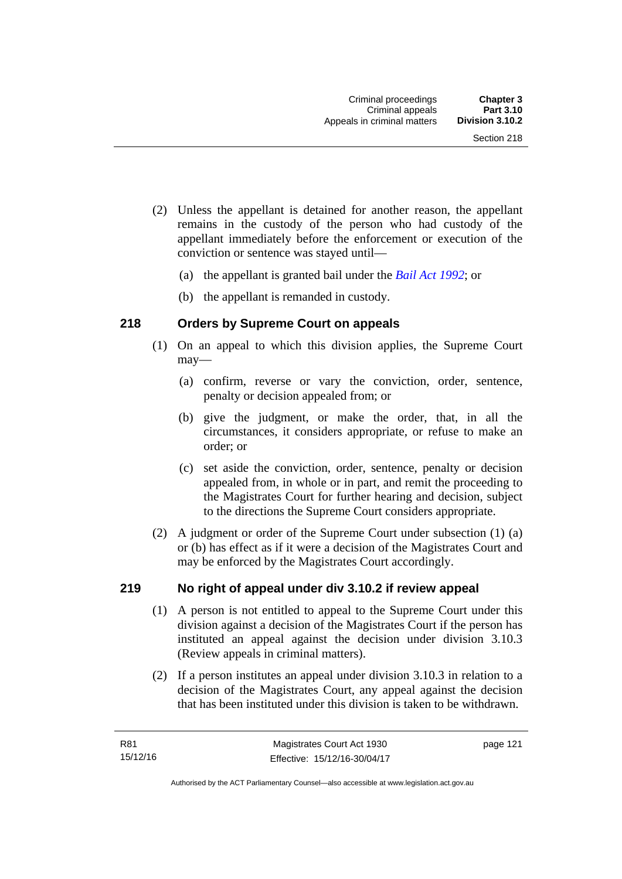(2) Unless the appellant is detained for another reason, the appellant remains in the custody of the person who had custody of the appellant immediately before the enforcement or execution of the conviction or sentence was stayed until—

(a) the appellant is granted bail under the *Bail Act 1992*; or

(b) the appellant is remanded in custody.

### 218 Orders by Supreme Court on appeals

(1) On an appeal to which this division applies, the Supreme Court may—

(a) confirm, reverse or vary the conviction, order, sentence, penalty or decision appealed from; or

(b) give the judgment, or make the order, that, in all the circumstances, it considers appropriate, or refuse to make an order; or

(c) set aside the conviction, order, sentence, penalty or decision appealed from, in whole or in part, and remit the proceeding to the Magistrates Court for further hearing and decision, subject to the directions the Supreme Court considers appropriate.

(2) A judgment or order of the Supreme Court under subsection (1) (a) or (b) has effect as if it were a decision of the Magistrates Court and may be enforced by the Magistrates Court accordingly.

### 219 No right of appeal under div 3.10.2 if review appeal

(1) A person is not entitled to appeal to the Supreme Court under this division against a decision of the Magistrates Court if the person has instituted an appeal against the decision under division 3.10.3 (Review appeals in criminal matters).

(2) If a person institutes an appeal under division 3.10.3 in relation to a decision of the Magistrates Court, any appeal against the decision that has been instituted under this division is taken to be withdrawn.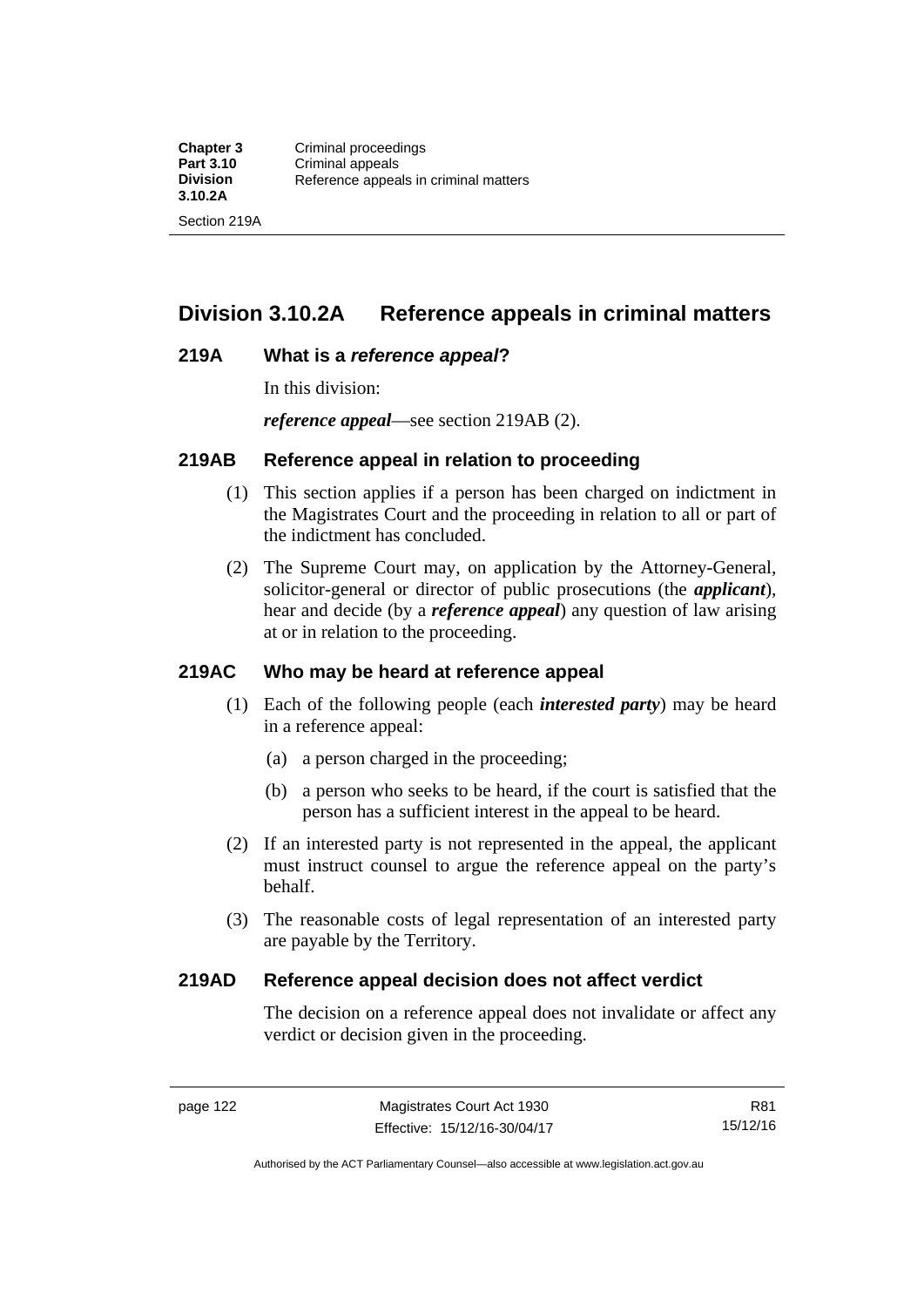## Division 3.10.2A Reference appeals in criminal matters

### 219A What is a *reference appeal*?

In this division:

***reference appeal***—see section 219AB (2).

### 219AB Reference appeal in relation to proceeding

(1) This section applies if a person has been charged on indictment in the Magistrates Court and the proceeding in relation to all or part of the indictment has concluded.

(2) The Supreme Court may, on application by the Attorney-General, solicitor-general or director of public prosecutions (the ***applicant***), hear and decide (by a ***reference appeal***) any question of law arising at or in relation to the proceeding.

### 219AC Who may be heard at reference appeal

(1) Each of the following people (each ***interested party***) may be heard in a reference appeal:

(a) a person charged in the proceeding;

(b) a person who seeks to be heard, if the court is satisfied that the person has a sufficient interest in the appeal to be heard.

(2) If an interested party is not represented in the appeal, the applicant must instruct counsel to argue the reference appeal on the party's behalf.

(3) The reasonable costs of legal representation of an interested party are payable by the Territory.

### 219AD Reference appeal decision does not affect verdict

The decision on a reference appeal does not invalidate or affect any verdict or decision given in the proceeding.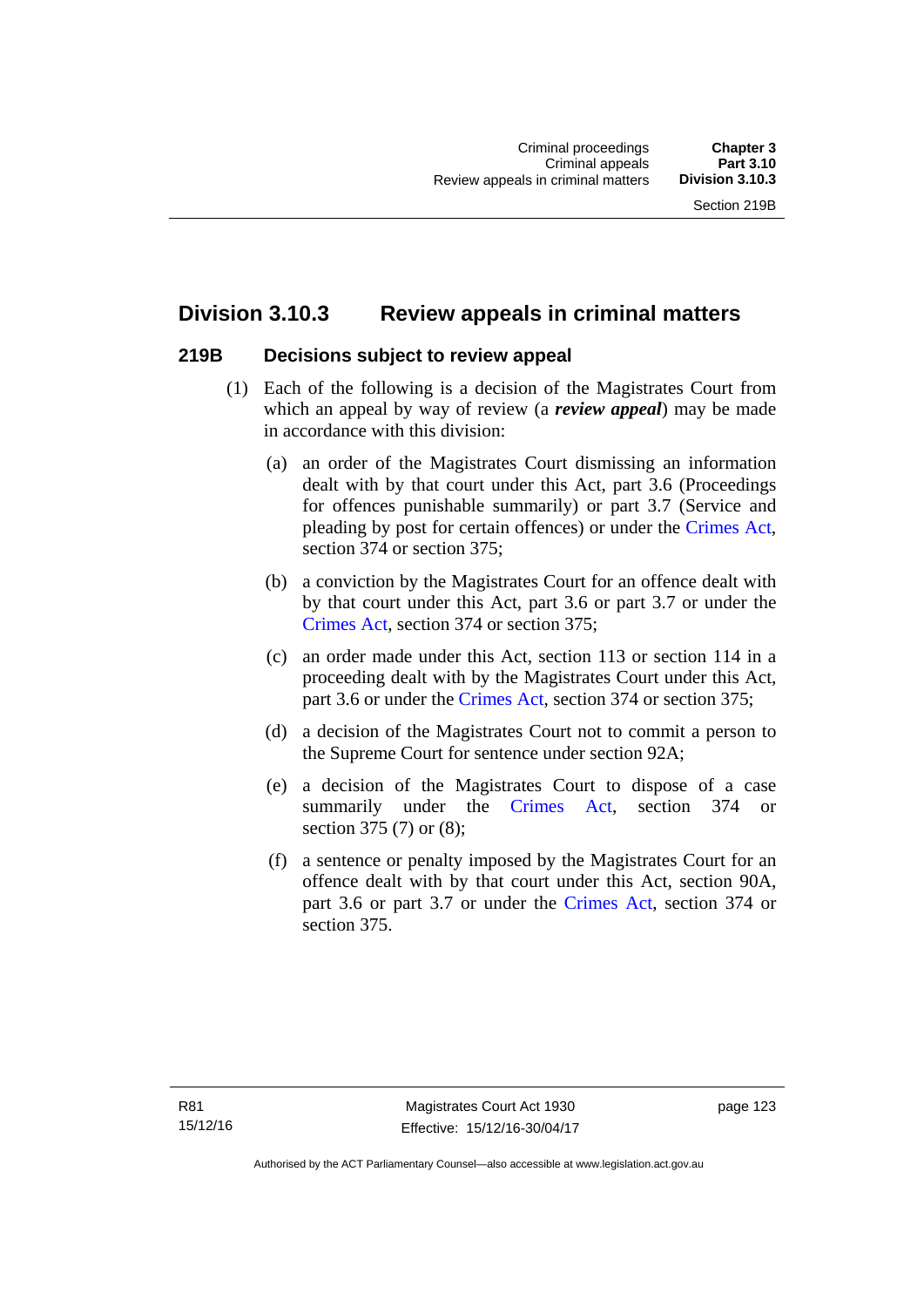## Division 3.10.3 Review appeals in criminal matters

### 219B Decisions subject to review appeal

(1) Each of the following is a decision of the Magistrates Court from which an appeal by way of review (a ***review appeal***) may be made in accordance with this division:

(a) an order of the Magistrates Court dismissing an information dealt with by that court under this Act, part 3.6 (Proceedings for offences punishable summarily) or part 3.7 (Service and pleading by post for certain offences) or under the Crimes Act, section 374 or section 375;

(b) a conviction by the Magistrates Court for an offence dealt with by that court under this Act, part 3.6 or part 3.7 or under the Crimes Act, section 374 or section 375;

(c) an order made under this Act, section 113 or section 114 in a proceeding dealt with by the Magistrates Court under this Act, part 3.6 or under the Crimes Act, section 374 or section 375;

(d) a decision of the Magistrates Court not to commit a person to the Supreme Court for sentence under section 92A;

(e) a decision of the Magistrates Court to dispose of a case summarily under the Crimes Act, section 374 or section 375 (7) or (8);

(f) a sentence or penalty imposed by the Magistrates Court for an offence dealt with by that court under this Act, section 90A, part 3.6 or part 3.7 or under the Crimes Act, section 374 or section 375.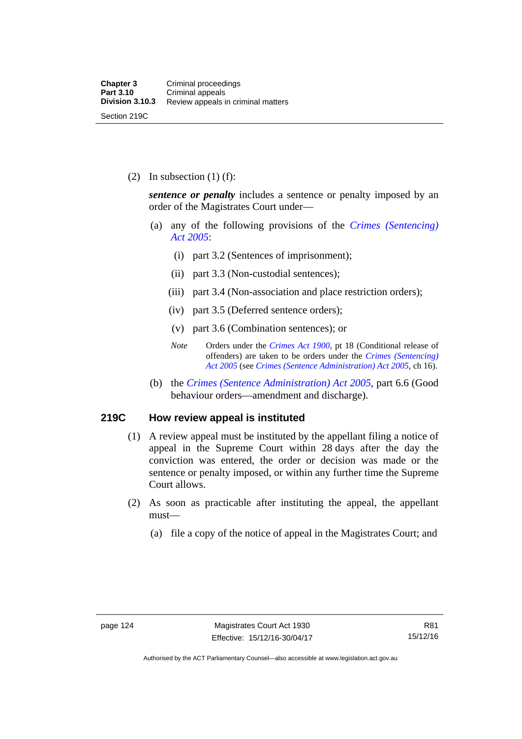(2) In subsection (1) (f):

***sentence or penalty*** includes a sentence or penalty imposed by an order of the Magistrates Court under—

(a) any of the following provisions of the *Crimes (Sentencing) Act 2005*:

(i) part 3.2 (Sentences of imprisonment);

(ii) part 3.3 (Non-custodial sentences);

(iii) part 3.4 (Non-association and place restriction orders);

(iv) part 3.5 (Deferred sentence orders);

(v) part 3.6 (Combination sentences); or

*Note* Orders under the *Crimes Act 1900*, pt 18 (Conditional release of offenders) are taken to be orders under the *Crimes (Sentencing) Act 2005* (see *Crimes (Sentence Administration) Act 2005*, ch 16).

(b) the *Crimes (Sentence Administration) Act 2005*, part 6.6 (Good behaviour orders—amendment and discharge).

### 219C How review appeal is instituted

(1) A review appeal must be instituted by the appellant filing a notice of appeal in the Supreme Court within 28 days after the day the conviction was entered, the order or decision was made or the sentence or penalty imposed, or within any further time the Supreme Court allows.

(2) As soon as practicable after instituting the appeal, the appellant must—

(a) file a copy of the notice of appeal in the Magistrates Court; and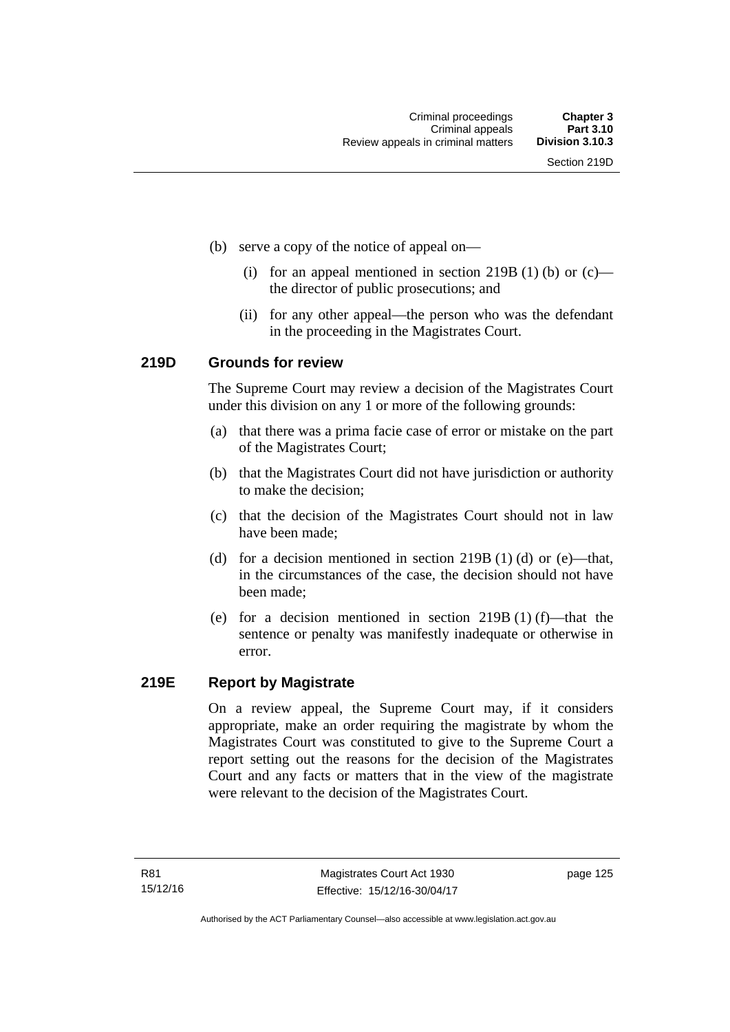(b) serve a copy of the notice of appeal on—

    (i) for an appeal mentioned in section 219B (1) (b) or (c)—the director of public prosecutions; and

    (ii) for any other appeal—the person who was the defendant in the proceeding in the Magistrates Court.

### 219D Grounds for review

The Supreme Court may review a decision of the Magistrates Court under this division on any 1 or more of the following grounds:

(a) that there was a prima facie case of error or mistake on the part of the Magistrates Court;

(b) that the Magistrates Court did not have jurisdiction or authority to make the decision;

(c) that the decision of the Magistrates Court should not in law have been made;

(d) for a decision mentioned in section 219B (1) (d) or (e)—that, in the circumstances of the case, the decision should not have been made;

(e) for a decision mentioned in section 219B (1) (f)—that the sentence or penalty was manifestly inadequate or otherwise in error.

### 219E Report by Magistrate

On a review appeal, the Supreme Court may, if it considers appropriate, make an order requiring the magistrate by whom the Magistrates Court was constituted to give to the Supreme Court a report setting out the reasons for the decision of the Magistrates Court and any facts or matters that in the view of the magistrate were relevant to the decision of the Magistrates Court.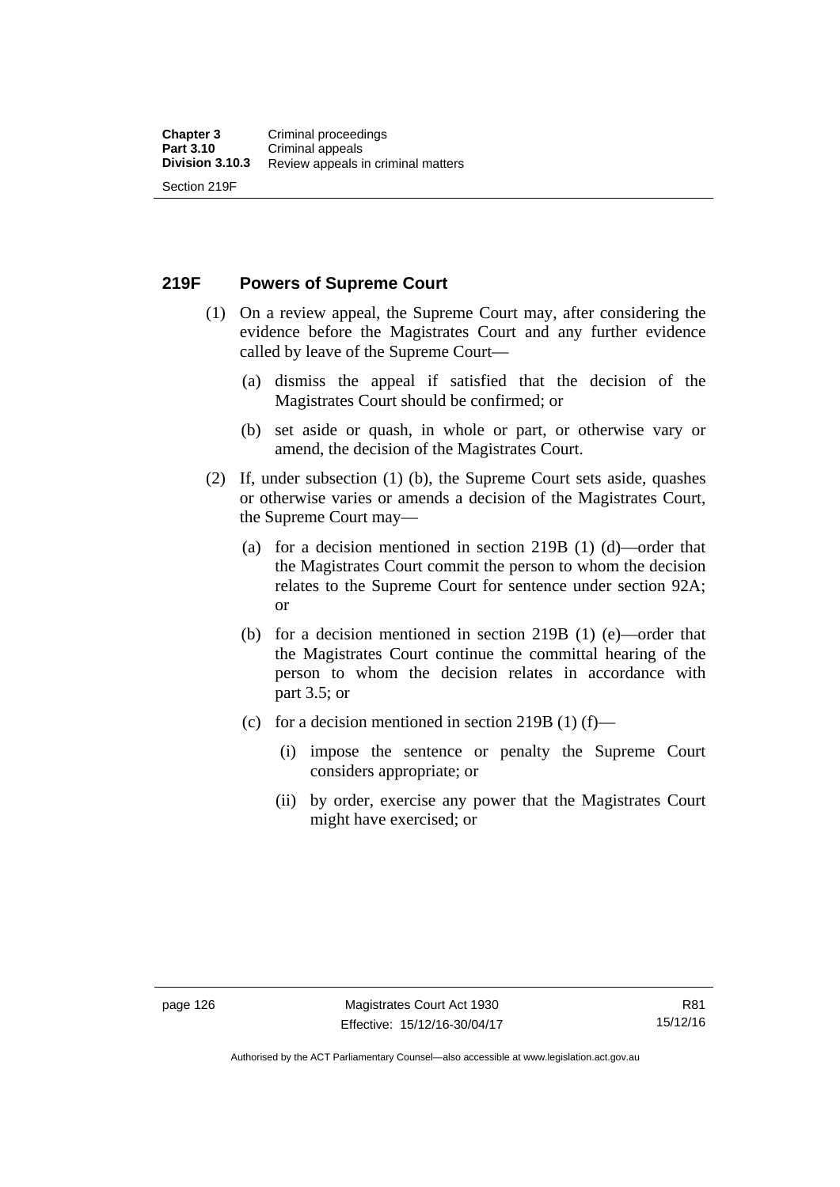## 219F Powers of Supreme Court

(1) On a review appeal, the Supreme Court may, after considering the evidence before the Magistrates Court and any further evidence called by leave of the Supreme Court—

(a) dismiss the appeal if satisfied that the decision of the Magistrates Court should be confirmed; or

(b) set aside or quash, in whole or part, or otherwise vary or amend, the decision of the Magistrates Court.

(2) If, under subsection (1) (b), the Supreme Court sets aside, quashes or otherwise varies or amends a decision of the Magistrates Court, the Supreme Court may—

(a) for a decision mentioned in section 219B (1) (d)—order that the Magistrates Court commit the person to whom the decision relates to the Supreme Court for sentence under section 92A; or

(b) for a decision mentioned in section 219B (1) (e)—order that the Magistrates Court continue the committal hearing of the person to whom the decision relates in accordance with part 3.5; or

(c) for a decision mentioned in section 219B (1) (f)—

(i) impose the sentence or penalty the Supreme Court considers appropriate; or

(ii) by order, exercise any power that the Magistrates Court might have exercised; or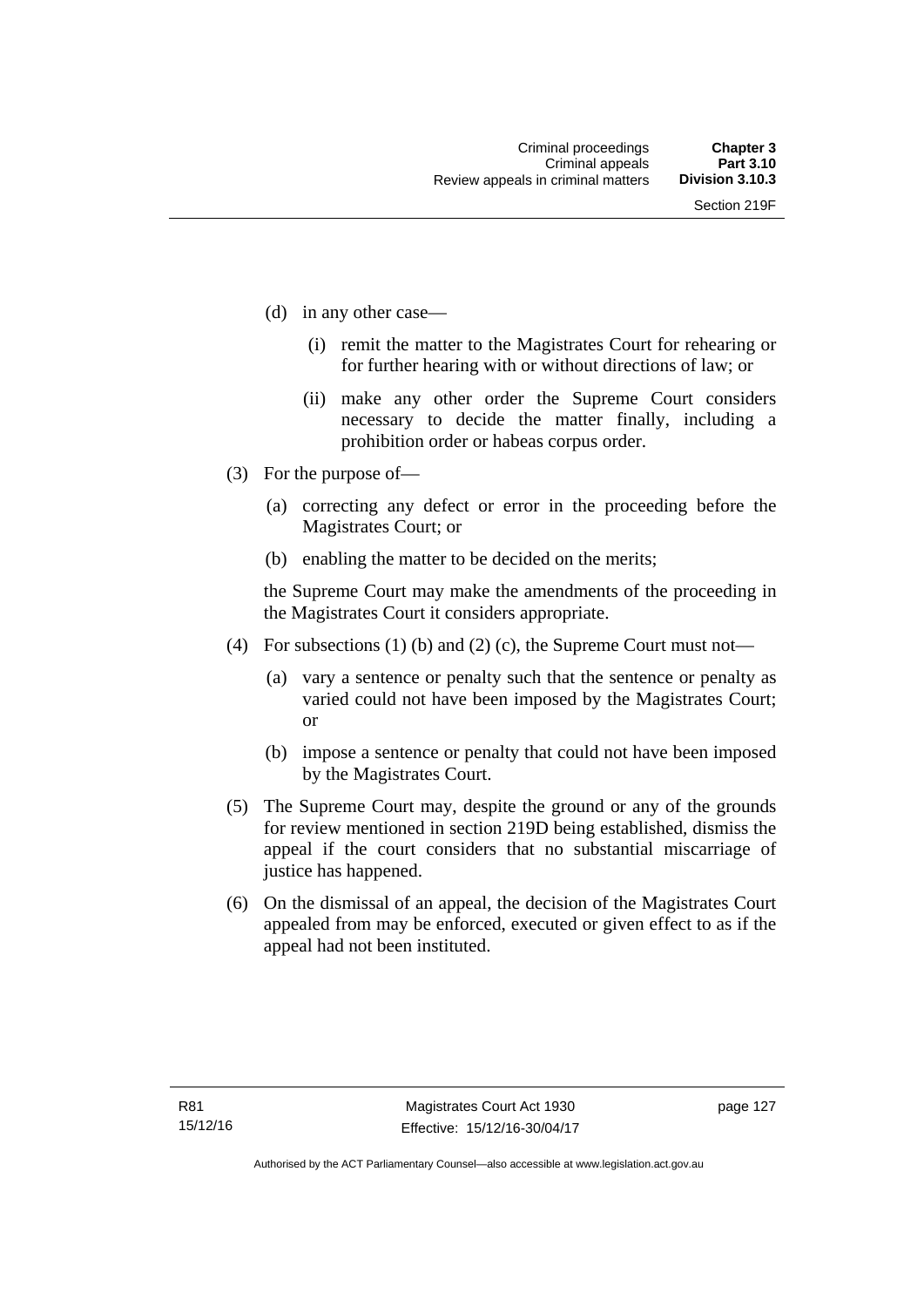(d) in any other case—

  (i) remit the matter to the Magistrates Court for rehearing or for further hearing with or without directions of law; or

  (ii) make any other order the Supreme Court considers necessary to decide the matter finally, including a prohibition order or habeas corpus order.

(3) For the purpose of—

  (a) correcting any defect or error in the proceeding before the Magistrates Court; or

  (b) enabling the matter to be decided on the merits;

  the Supreme Court may make the amendments of the proceeding in the Magistrates Court it considers appropriate.

(4) For subsections (1) (b) and (2) (c), the Supreme Court must not—

  (a) vary a sentence or penalty such that the sentence or penalty as varied could not have been imposed by the Magistrates Court; or

  (b) impose a sentence or penalty that could not have been imposed by the Magistrates Court.

(5) The Supreme Court may, despite the ground or any of the grounds for review mentioned in section 219D being established, dismiss the appeal if the court considers that no substantial miscarriage of justice has happened.

(6) On the dismissal of an appeal, the decision of the Magistrates Court appealed from may be enforced, executed or given effect to as if the appeal had not been instituted.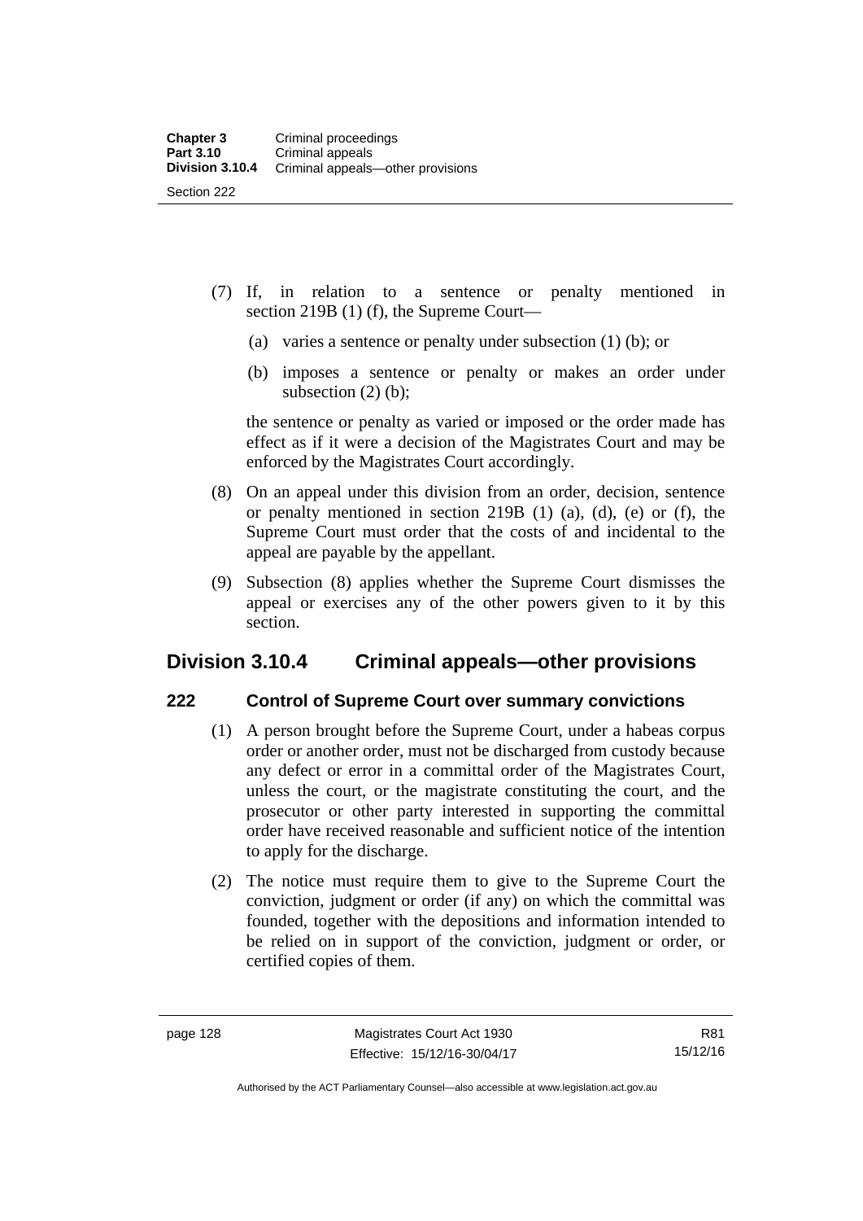(7) If, in relation to a sentence or penalty mentioned in section 219B (1) (f), the Supreme Court—

(a) varies a sentence or penalty under subsection (1) (b); or

(b) imposes a sentence or penalty or makes an order under subsection (2) (b);

the sentence or penalty as varied or imposed or the order made has effect as if it were a decision of the Magistrates Court and may be enforced by the Magistrates Court accordingly.

(8) On an appeal under this division from an order, decision, sentence or penalty mentioned in section 219B (1) (a), (d), (e) or (f), the Supreme Court must order that the costs of and incidental to the appeal are payable by the appellant.

(9) Subsection (8) applies whether the Supreme Court dismisses the appeal or exercises any of the other powers given to it by this section.

## Division 3.10.4 Criminal appeals—other provisions

### 222 Control of Supreme Court over summary convictions

(1) A person brought before the Supreme Court, under a habeas corpus order or another order, must not be discharged from custody because any defect or error in a committal order of the Magistrates Court, unless the court, or the magistrate constituting the court, and the prosecutor or other party interested in supporting the committal order have received reasonable and sufficient notice of the intention to apply for the discharge.

(2) The notice must require them to give to the Supreme Court the conviction, judgment or order (if any) on which the committal was founded, together with the depositions and information intended to be relied on in support of the conviction, judgment or order, or certified copies of them.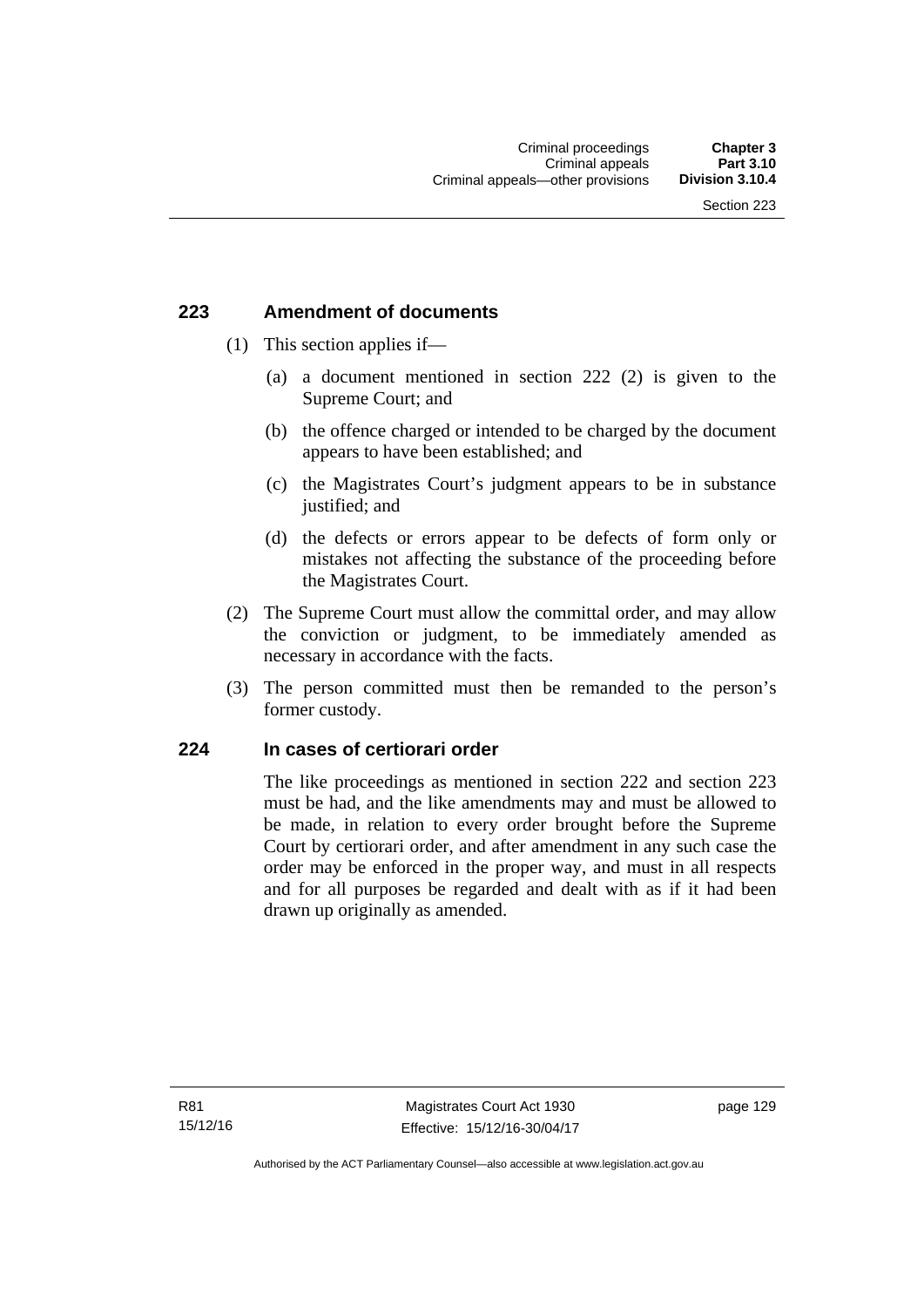## 223 Amendment of documents

(1) This section applies if—

(a) a document mentioned in section 222 (2) is given to the Supreme Court; and

(b) the offence charged or intended to be charged by the document appears to have been established; and

(c) the Magistrates Court's judgment appears to be in substance justified; and

(d) the defects or errors appear to be defects of form only or mistakes not affecting the substance of the proceeding before the Magistrates Court.

(2) The Supreme Court must allow the committal order, and may allow the conviction or judgment, to be immediately amended as necessary in accordance with the facts.

(3) The person committed must then be remanded to the person's former custody.

## 224 In cases of certiorari order

The like proceedings as mentioned in section 222 and section 223 must be had, and the like amendments may and must be allowed to be made, in relation to every order brought before the Supreme Court by certiorari order, and after amendment in any such case the order may be enforced in the proper way, and must in all respects and for all purposes be regarded and dealt with as if it had been drawn up originally as amended.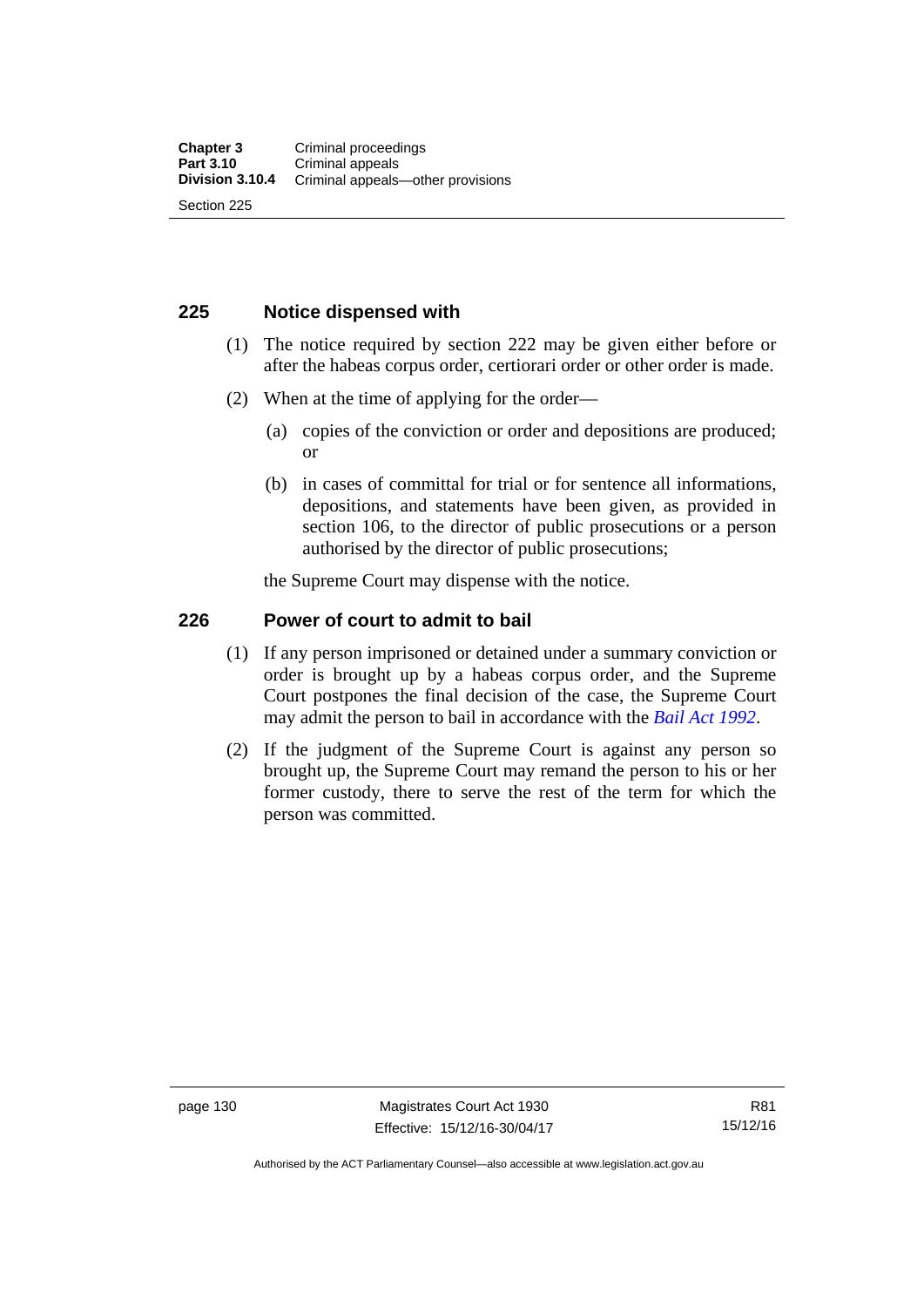## 225 Notice dispensed with

(1) The notice required by section 222 may be given either before or after the habeas corpus order, certiorari order or other order is made.

(2) When at the time of applying for the order—

(a) copies of the conviction or order and depositions are produced; or

(b) in cases of committal for trial or for sentence all informations, depositions, and statements have been given, as provided in section 106, to the director of public prosecutions or a person authorised by the director of public prosecutions;

the Supreme Court may dispense with the notice.

## 226 Power of court to admit to bail

(1) If any person imprisoned or detained under a summary conviction or order is brought up by a habeas corpus order, and the Supreme Court postpones the final decision of the case, the Supreme Court may admit the person to bail in accordance with the *Bail Act 1992*.

(2) If the judgment of the Supreme Court is against any person so brought up, the Supreme Court may remand the person to his or her former custody, there to serve the rest of the term for which the person was committed.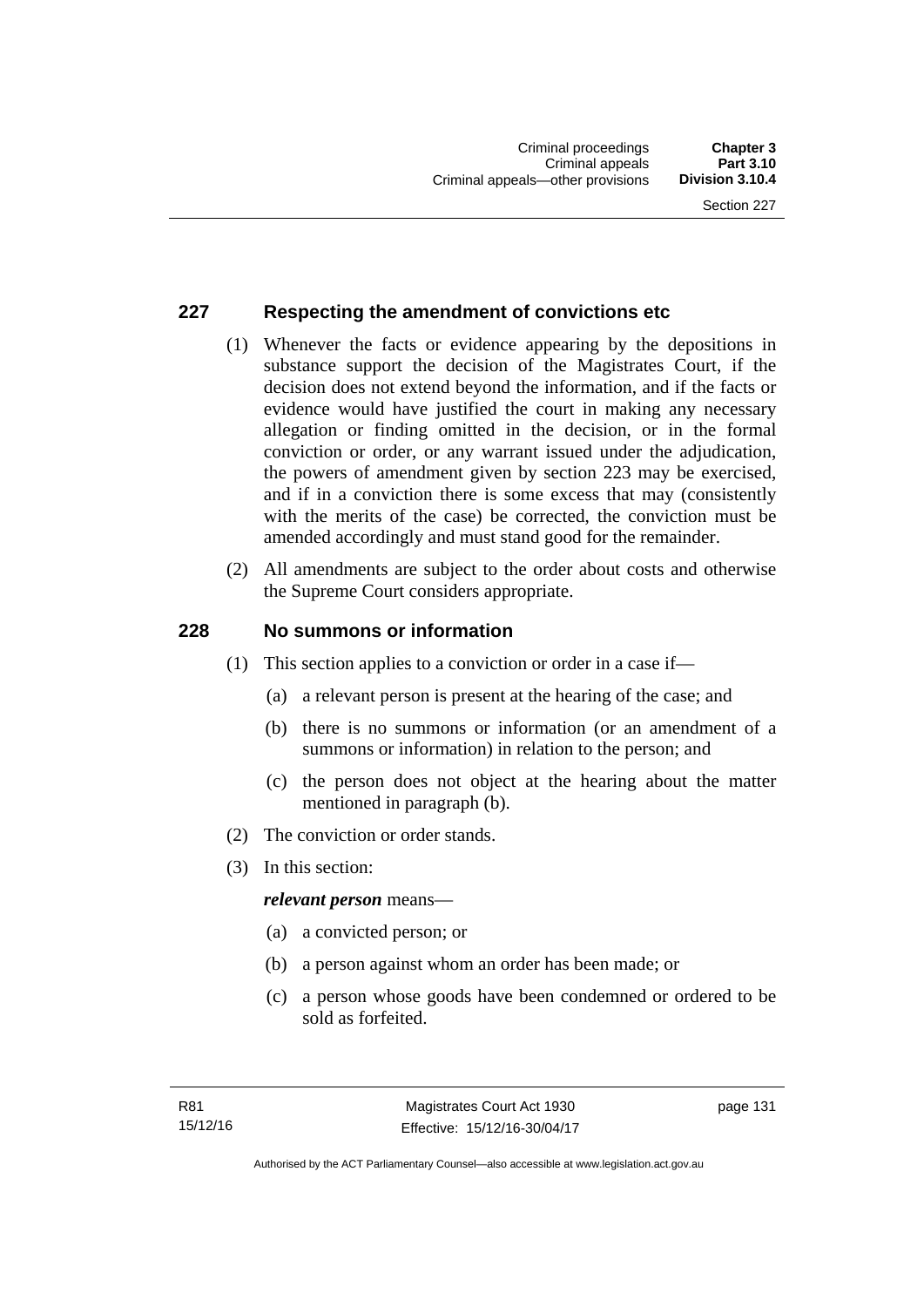## 227 Respecting the amendment of convictions etc

(1) Whenever the facts or evidence appearing by the depositions in substance support the decision of the Magistrates Court, if the decision does not extend beyond the information, and if the facts or evidence would have justified the court in making any necessary allegation or finding omitted in the decision, or in the formal conviction or order, or any warrant issued under the adjudication, the powers of amendment given by section 223 may be exercised, and if in a conviction there is some excess that may (consistently with the merits of the case) be corrected, the conviction must be amended accordingly and must stand good for the remainder.

(2) All amendments are subject to the order about costs and otherwise the Supreme Court considers appropriate.

## 228 No summons or information

(1) This section applies to a conviction or order in a case if—

- (a) a relevant person is present at the hearing of the case; and
- (b) there is no summons or information (or an amendment of a summons or information) in relation to the person; and
- (c) the person does not object at the hearing about the matter mentioned in paragraph (b).

(2) The conviction or order stands.

(3) In this section:

***relevant person*** means—

- (a) a convicted person; or
- (b) a person against whom an order has been made; or
- (c) a person whose goods have been condemned or ordered to be sold as forfeited.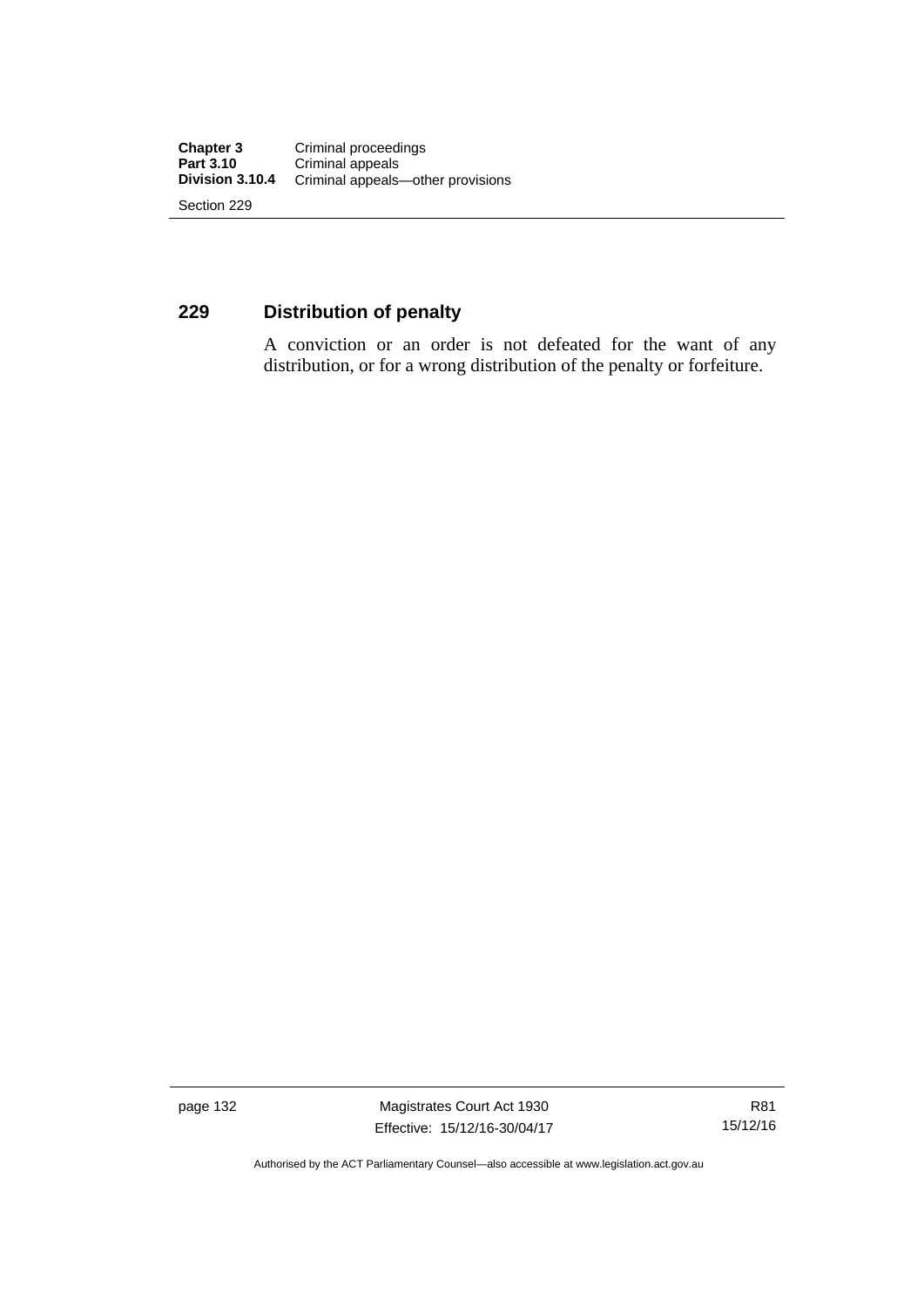## 229 Distribution of penalty

A conviction or an order is not defeated for the want of any distribution, or for a wrong distribution of the penalty or forfeiture.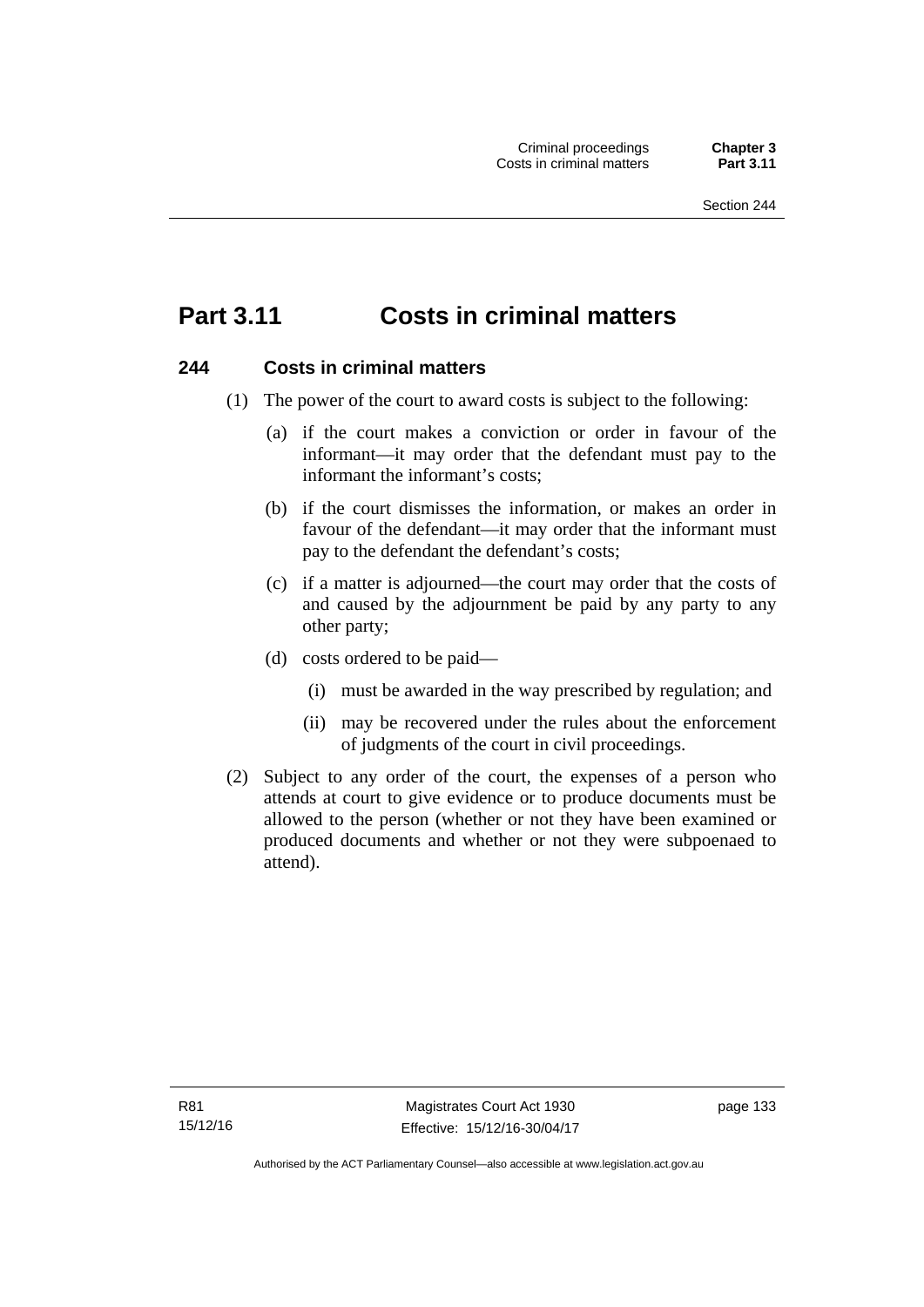# Part 3.11 Costs in criminal matters

### 244 Costs in criminal matters

(1) The power of the court to award costs is subject to the following:

(a) if the court makes a conviction or order in favour of the informant—it may order that the defendant must pay to the informant the informant's costs;

(b) if the court dismisses the information, or makes an order in favour of the defendant—it may order that the informant must pay to the defendant the defendant's costs;

(c) if a matter is adjourned—the court may order that the costs of and caused by the adjournment be paid by any party to any other party;

(d) costs ordered to be paid—

(i) must be awarded in the way prescribed by regulation; and

(ii) may be recovered under the rules about the enforcement of judgments of the court in civil proceedings.

(2) Subject to any order of the court, the expenses of a person who attends at court to give evidence or to produce documents must be allowed to the person (whether or not they have been examined or produced documents and whether or not they were subpoenaed to attend).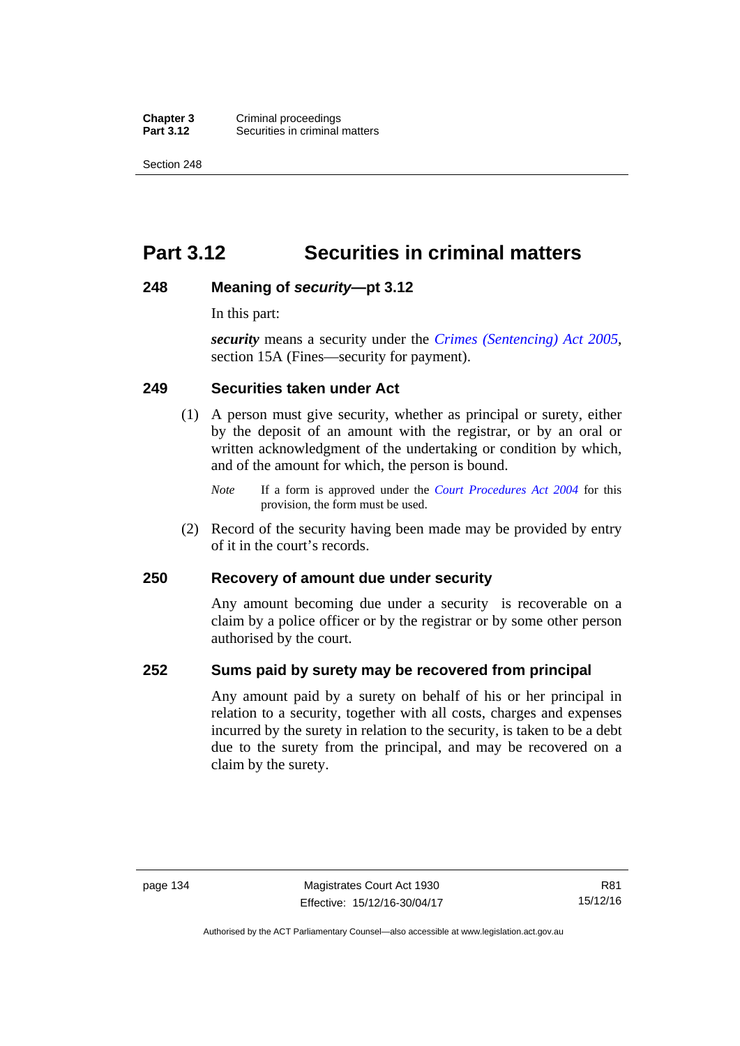# Part 3.12 Securities in criminal matters

## 248 Meaning of *security*—pt 3.12

In this part:

***security*** means a security under the *Crimes (Sentencing) Act 2005*, section 15A (Fines—security for payment).

## 249 Securities taken under Act

(1) A person must give security, whether as principal or surety, either by the deposit of an amount with the registrar, or by an oral or written acknowledgment of the undertaking or condition by which, and of the amount for which, the person is bound.

*Note* If a form is approved under the *Court Procedures Act 2004* for this provision, the form must be used.

(2) Record of the security having been made may be provided by entry of it in the court's records.

## 250 Recovery of amount due under security

Any amount becoming due under a security is recoverable on a claim by a police officer or by the registrar or by some other person authorised by the court.

## 252 Sums paid by surety may be recovered from principal

Any amount paid by a surety on behalf of his or her principal in relation to a security, together with all costs, charges and expenses incurred by the surety in relation to the security, is taken to be a debt due to the surety from the principal, and may be recovered on a claim by the surety.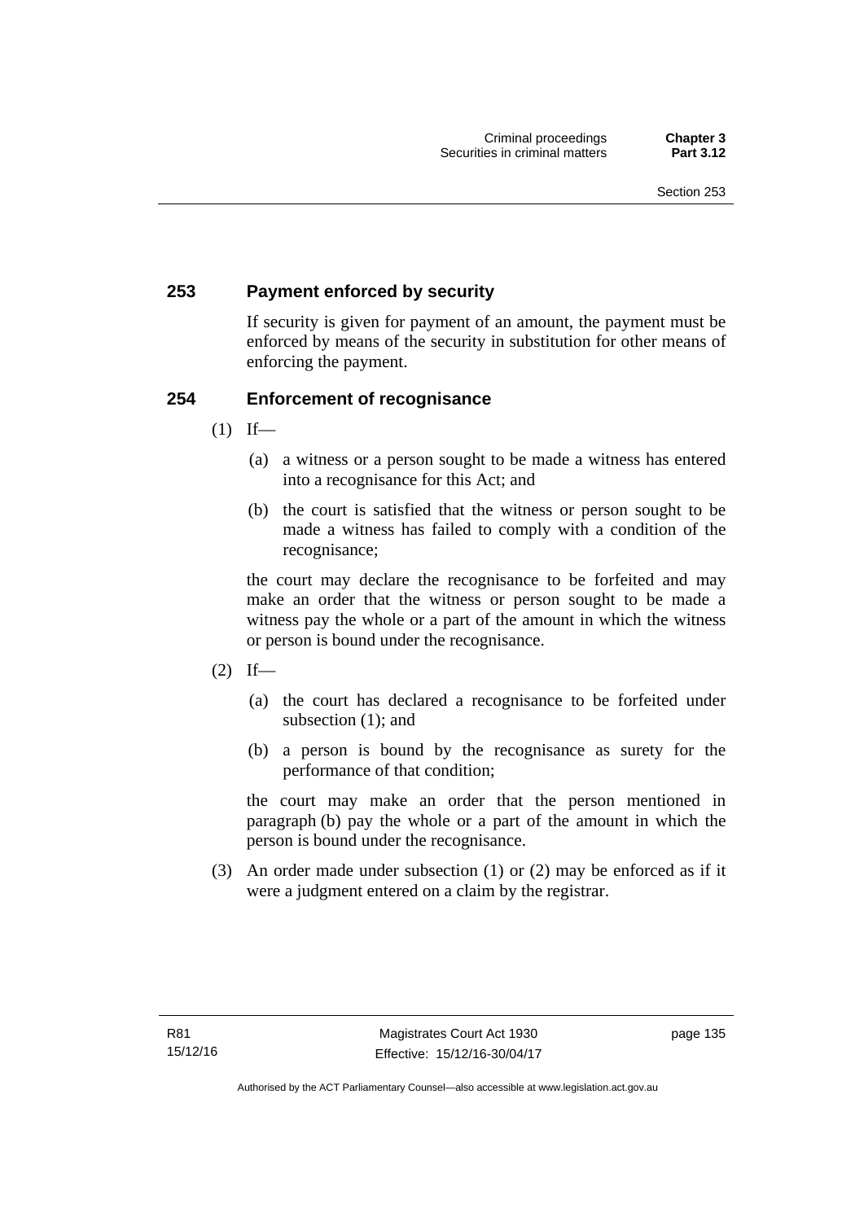### 253 Payment enforced by security

If security is given for payment of an amount, the payment must be enforced by means of the security in substitution for other means of enforcing the payment.

### 254 Enforcement of recognisance

(1) If—

(a) a witness or a person sought to be made a witness has entered into a recognisance for this Act; and

(b) the court is satisfied that the witness or person sought to be made a witness has failed to comply with a condition of the recognisance;

the court may declare the recognisance to be forfeited and may make an order that the witness or person sought to be made a witness pay the whole or a part of the amount in which the witness or person is bound under the recognisance.

(2) If—

(a) the court has declared a recognisance to be forfeited under subsection (1); and

(b) a person is bound by the recognisance as surety for the performance of that condition;

the court may make an order that the person mentioned in paragraph (b) pay the whole or a part of the amount in which the person is bound under the recognisance.

(3) An order made under subsection (1) or (2) may be enforced as if it were a judgment entered on a claim by the registrar.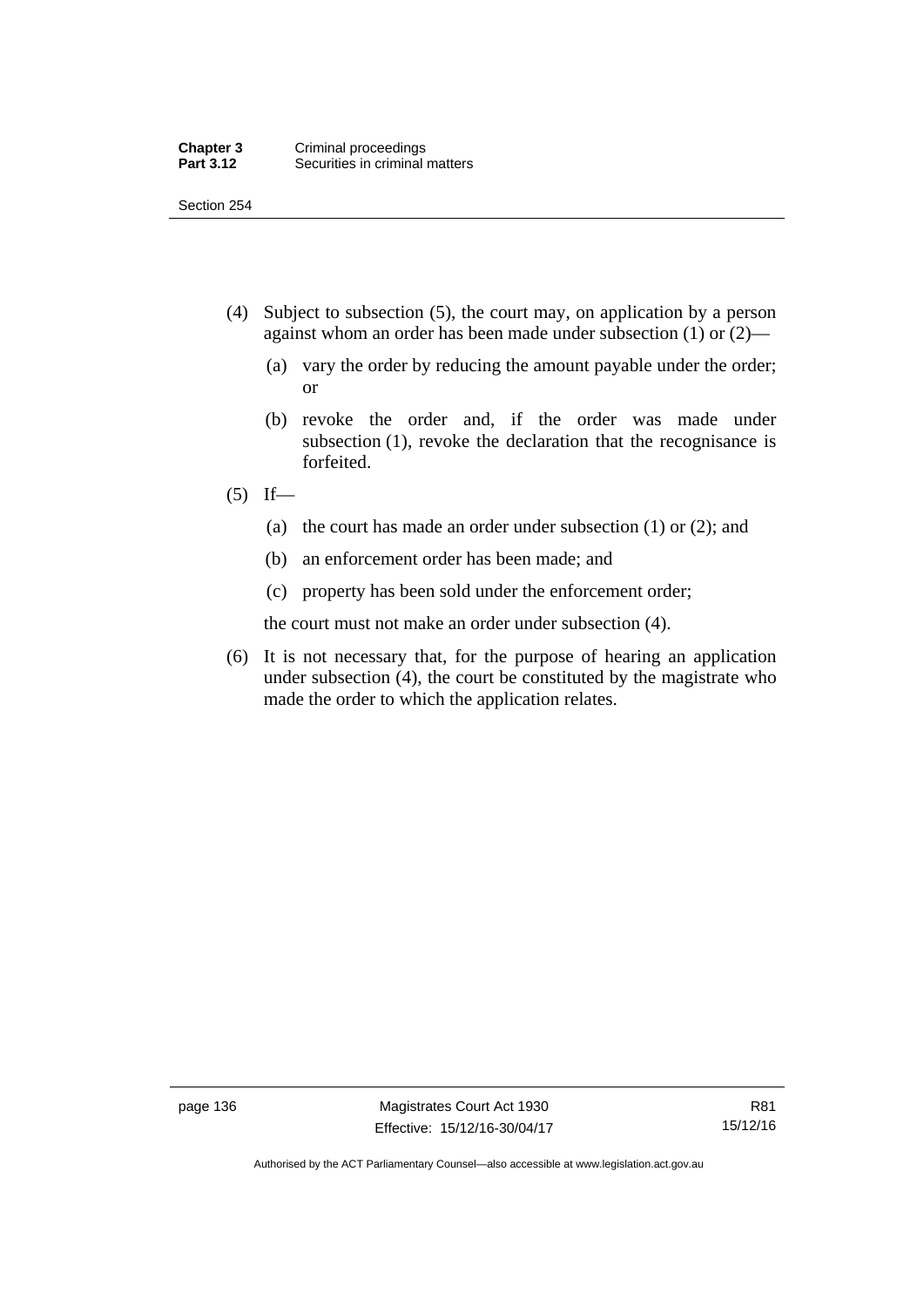(4) Subject to subsection (5), the court may, on application by a person against whom an order has been made under subsection (1) or (2)—

(a) vary the order by reducing the amount payable under the order; or

(b) revoke the order and, if the order was made under subsection (1), revoke the declaration that the recognisance is forfeited.

(5) If—

(a) the court has made an order under subsection (1) or (2); and

(b) an enforcement order has been made; and

(c) property has been sold under the enforcement order;

the court must not make an order under subsection (4).

(6) It is not necessary that, for the purpose of hearing an application under subsection (4), the court be constituted by the magistrate who made the order to which the application relates.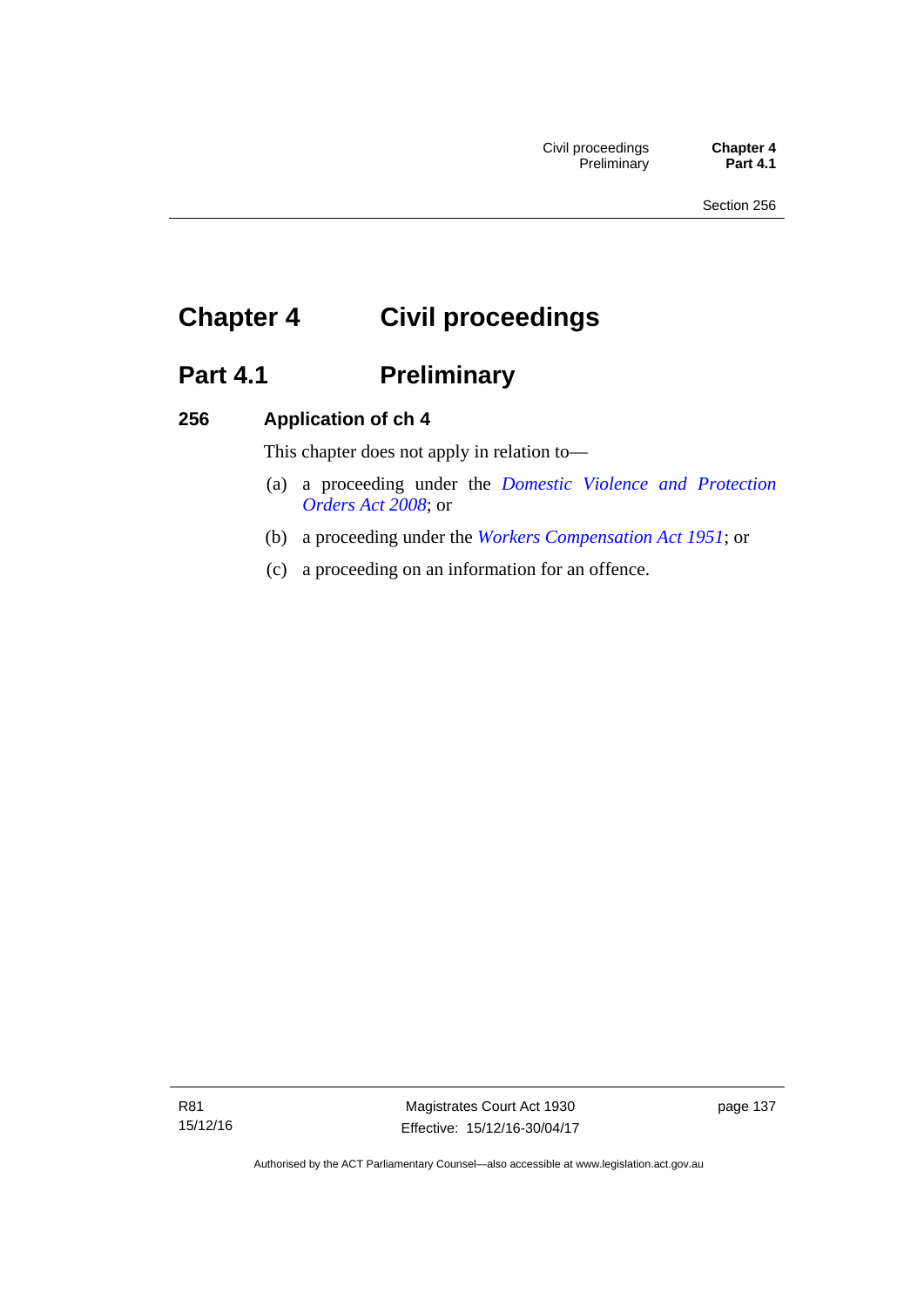# Chapter 4 Civil proceedings

## Part 4.1 Preliminary

### 256 Application of ch 4

This chapter does not apply in relation to—

(a) a proceeding under the *Domestic Violence and Protection Orders Act 2008*; or

(b) a proceeding under the *Workers Compensation Act 1951*; or

(c) a proceeding on an information for an offence.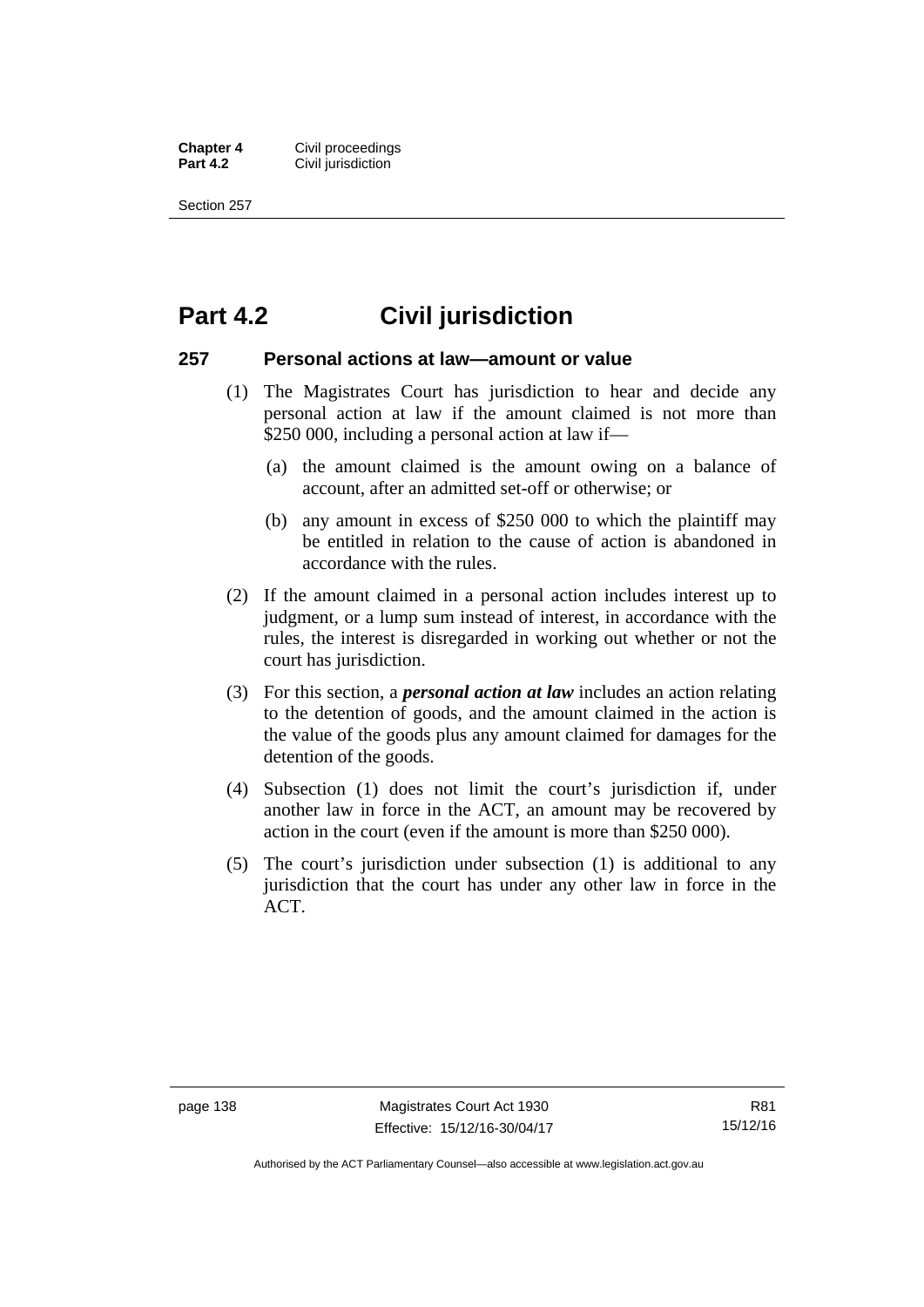# Part 4.2 Civil jurisdiction

## 257 Personal actions at law—amount or value

(1) The Magistrates Court has jurisdiction to hear and decide any personal action at law if the amount claimed is not more than $250 000, including a personal action at law if—

(a) the amount claimed is the amount owing on a balance of account, after an admitted set-off or otherwise; or

(b) any amount in excess of $250 000 to which the plaintiff may be entitled in relation to the cause of action is abandoned in accordance with the rules.

(2) If the amount claimed in a personal action includes interest up to judgment, or a lump sum instead of interest, in accordance with the rules, the interest is disregarded in working out whether or not the court has jurisdiction.

(3) For this section, a ***personal action at law*** includes an action relating to the detention of goods, and the amount claimed in the action is the value of the goods plus any amount claimed for damages for the detention of the goods.

(4) Subsection (1) does not limit the court's jurisdiction if, under another law in force in the ACT, an amount may be recovered by action in the court (even if the amount is more than $250 000).

(5) The court's jurisdiction under subsection (1) is additional to any jurisdiction that the court has under any other law in force in the ACT.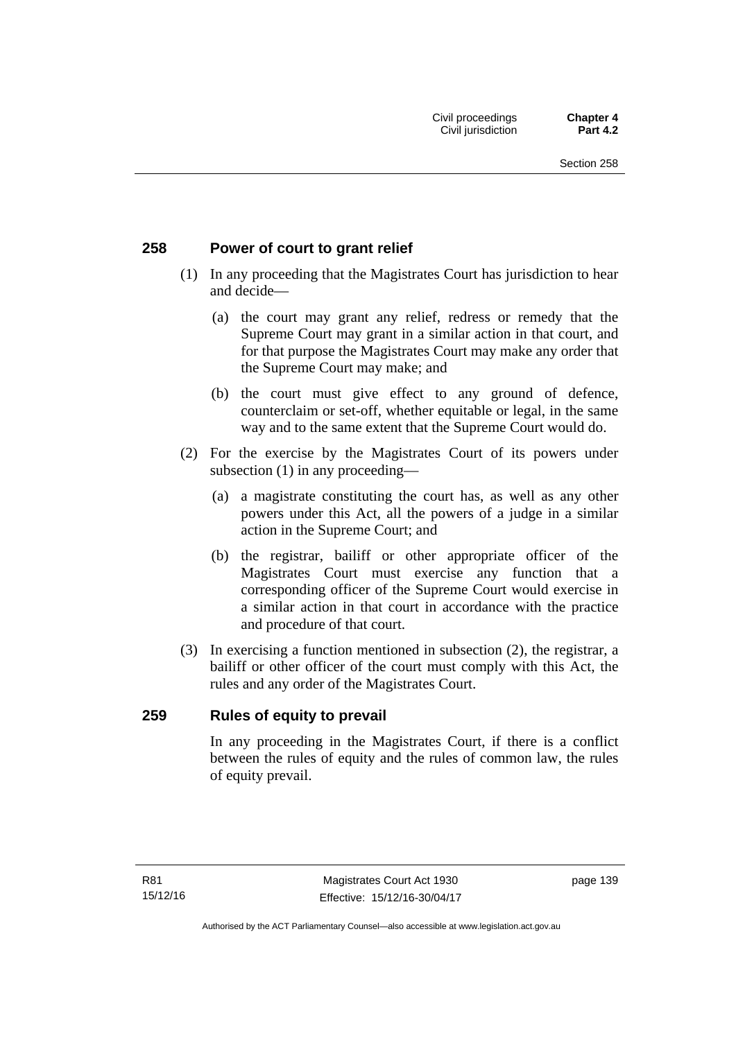## 258 Power of court to grant relief

(1) In any proceeding that the Magistrates Court has jurisdiction to hear and decide—

(a) the court may grant any relief, redress or remedy that the Supreme Court may grant in a similar action in that court, and for that purpose the Magistrates Court may make any order that the Supreme Court may make; and

(b) the court must give effect to any ground of defence, counterclaim or set-off, whether equitable or legal, in the same way and to the same extent that the Supreme Court would do.

(2) For the exercise by the Magistrates Court of its powers under subsection (1) in any proceeding—

(a) a magistrate constituting the court has, as well as any other powers under this Act, all the powers of a judge in a similar action in the Supreme Court; and

(b) the registrar, bailiff or other appropriate officer of the Magistrates Court must exercise any function that a corresponding officer of the Supreme Court would exercise in a similar action in that court in accordance with the practice and procedure of that court.

(3) In exercising a function mentioned in subsection (2), the registrar, a bailiff or other officer of the court must comply with this Act, the rules and any order of the Magistrates Court.

## 259 Rules of equity to prevail

In any proceeding in the Magistrates Court, if there is a conflict between the rules of equity and the rules of common law, the rules of equity prevail.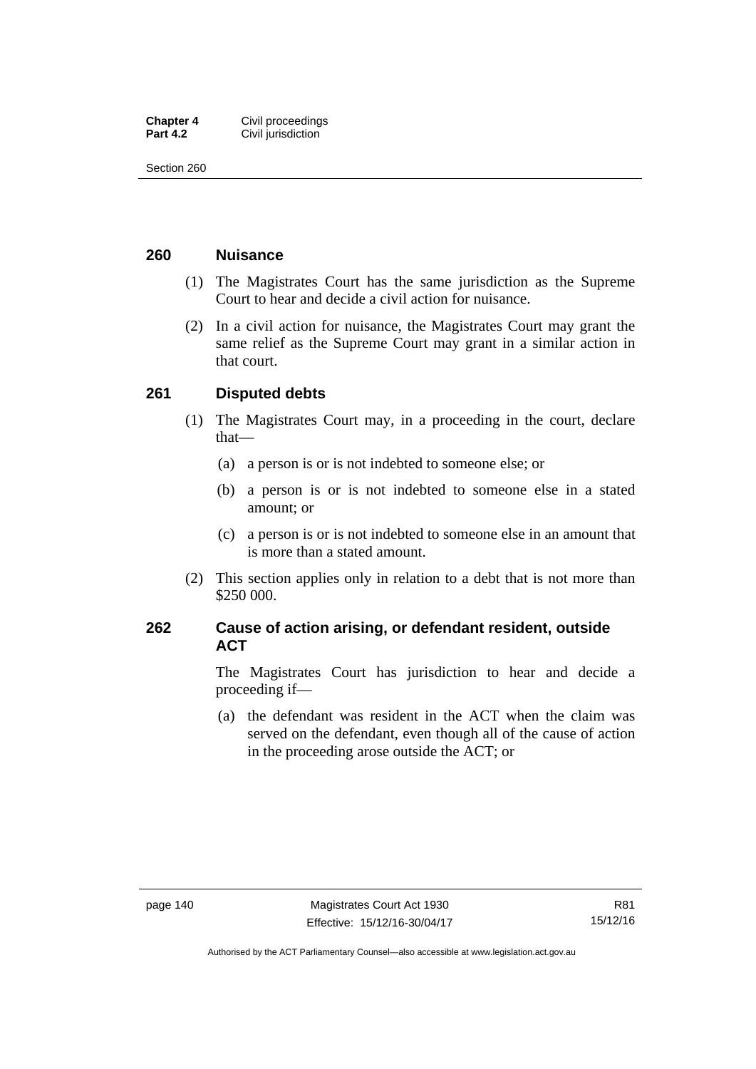## 260 Nuisance

(1) The Magistrates Court has the same jurisdiction as the Supreme Court to hear and decide a civil action for nuisance.

(2) In a civil action for nuisance, the Magistrates Court may grant the same relief as the Supreme Court may grant in a similar action in that court.

## 261 Disputed debts

(1) The Magistrates Court may, in a proceeding in the court, declare that—

(a) a person is or is not indebted to someone else; or

(b) a person is or is not indebted to someone else in a stated amount; or

(c) a person is or is not indebted to someone else in an amount that is more than a stated amount.

(2) This section applies only in relation to a debt that is not more than $250 000.

## 262 Cause of action arising, or defendant resident, outside ACT

The Magistrates Court has jurisdiction to hear and decide a proceeding if—

(a) the defendant was resident in the ACT when the claim was served on the defendant, even though all of the cause of action in the proceeding arose outside the ACT; or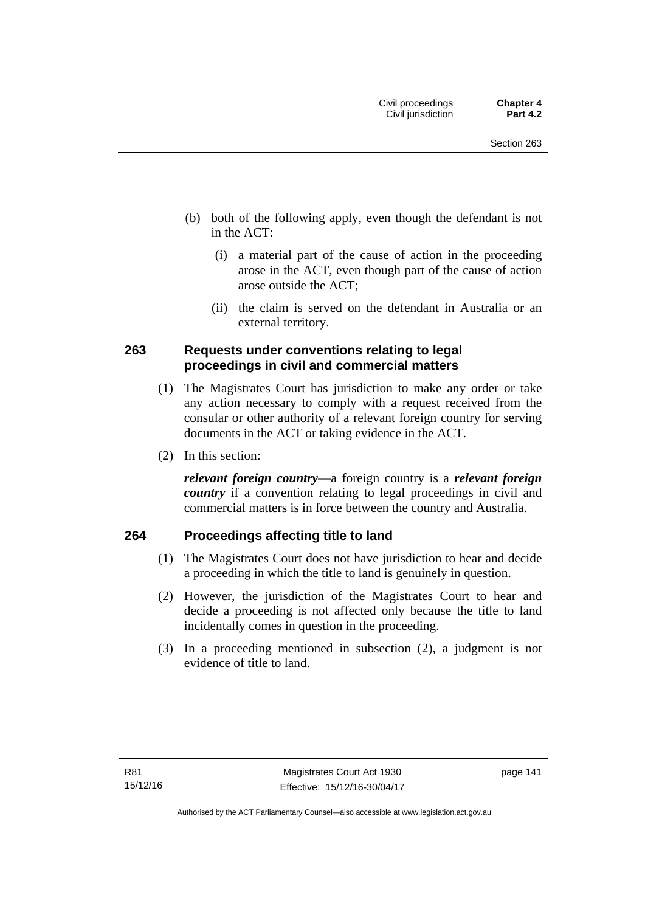(b) both of the following apply, even though the defendant is not in the ACT:

  (i) a material part of the cause of action in the proceeding arose in the ACT, even though part of the cause of action arose outside the ACT;

  (ii) the claim is served on the defendant in Australia or an external territory.

## 263 Requests under conventions relating to legal proceedings in civil and commercial matters

(1) The Magistrates Court has jurisdiction to make any order or take any action necessary to comply with a request received from the consular or other authority of a relevant foreign country for serving documents in the ACT or taking evidence in the ACT.

(2) In this section:

***relevant foreign country***—a foreign country is a ***relevant foreign country*** if a convention relating to legal proceedings in civil and commercial matters is in force between the country and Australia.

## 264 Proceedings affecting title to land

(1) The Magistrates Court does not have jurisdiction to hear and decide a proceeding in which the title to land is genuinely in question.

(2) However, the jurisdiction of the Magistrates Court to hear and decide a proceeding is not affected only because the title to land incidentally comes in question in the proceeding.

(3) In a proceeding mentioned in subsection (2), a judgment is not evidence of title to land.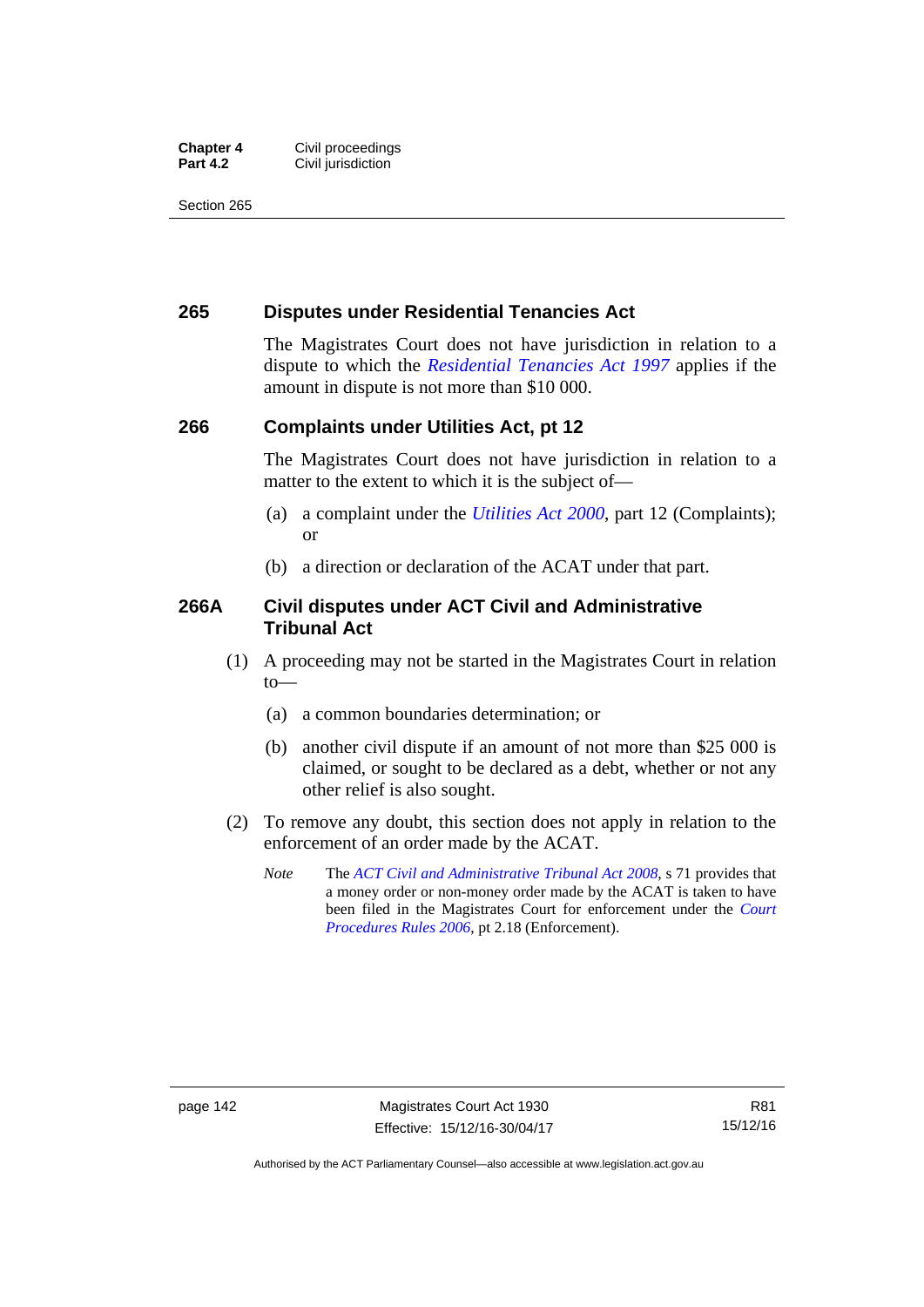## 265 Disputes under Residential Tenancies Act

The Magistrates Court does not have jurisdiction in relation to a dispute to which the *Residential Tenancies Act 1997* applies if the amount in dispute is not more than $10 000.

## 266 Complaints under Utilities Act, pt 12

The Magistrates Court does not have jurisdiction in relation to a matter to the extent to which it is the subject of—

(a) a complaint under the *Utilities Act 2000*, part 12 (Complaints); or

(b) a direction or declaration of the ACAT under that part.

## 266A Civil disputes under ACT Civil and Administrative Tribunal Act

(1) A proceeding may not be started in the Magistrates Court in relation to—

(a) a common boundaries determination; or

(b) another civil dispute if an amount of not more than $25 000 is claimed, or sought to be declared as a debt, whether or not any other relief is also sought.

(2) To remove any doubt, this section does not apply in relation to the enforcement of an order made by the ACAT.

*Note* The *ACT Civil and Administrative Tribunal Act 2008*, s 71 provides that a money order or non-money order made by the ACAT is taken to have been filed in the Magistrates Court for enforcement under the *Court Procedures Rules 2006*, pt 2.18 (Enforcement).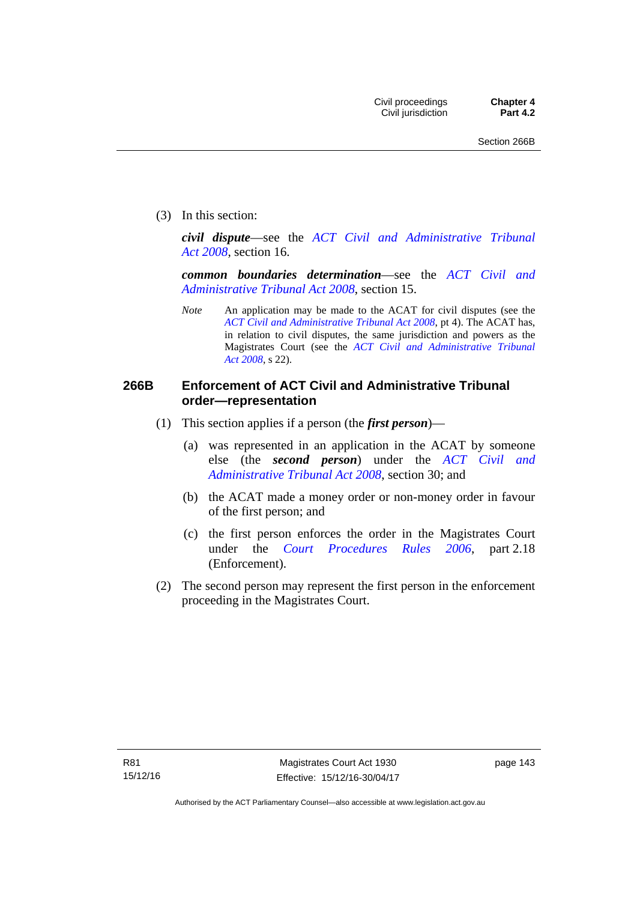(3) In this section:

***civil dispute***—see the *ACT Civil and Administrative Tribunal Act 2008*, section 16.

***common boundaries determination***—see the *ACT Civil and Administrative Tribunal Act 2008*, section 15.

*Note* An application may be made to the ACAT for civil disputes (see the *ACT Civil and Administrative Tribunal Act 2008*, pt 4). The ACAT has, in relation to civil disputes, the same jurisdiction and powers as the Magistrates Court (see the *ACT Civil and Administrative Tribunal Act 2008*, s 22).

## 266B Enforcement of ACT Civil and Administrative Tribunal order—representation

(1) This section applies if a person (the ***first person***)—

(a) was represented in an application in the ACAT by someone else (the ***second person***) under the *ACT Civil and Administrative Tribunal Act 2008*, section 30; and

(b) the ACAT made a money order or non-money order in favour of the first person; and

(c) the first person enforces the order in the Magistrates Court under the *Court Procedures Rules 2006*, part 2.18 (Enforcement).

(2) The second person may represent the first person in the enforcement proceeding in the Magistrates Court.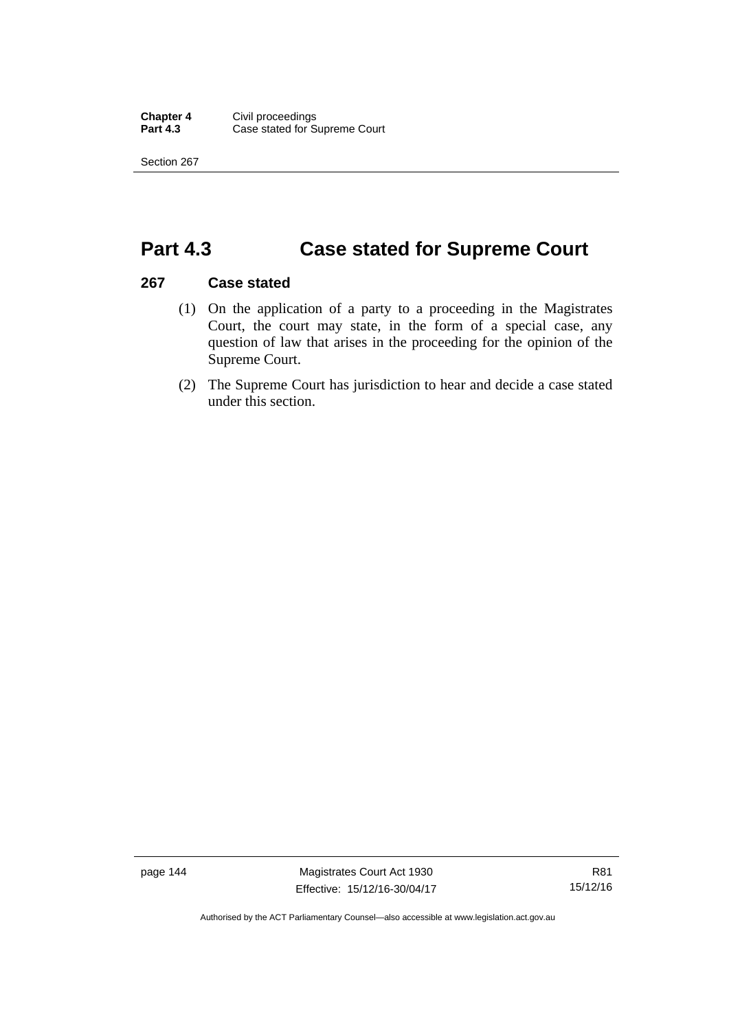# Part 4.3 Case stated for Supreme Court

### 267 Case stated

(1) On the application of a party to a proceeding in the Magistrates Court, the court may state, in the form of a special case, any question of law that arises in the proceeding for the opinion of the Supreme Court.

(2) The Supreme Court has jurisdiction to hear and decide a case stated under this section.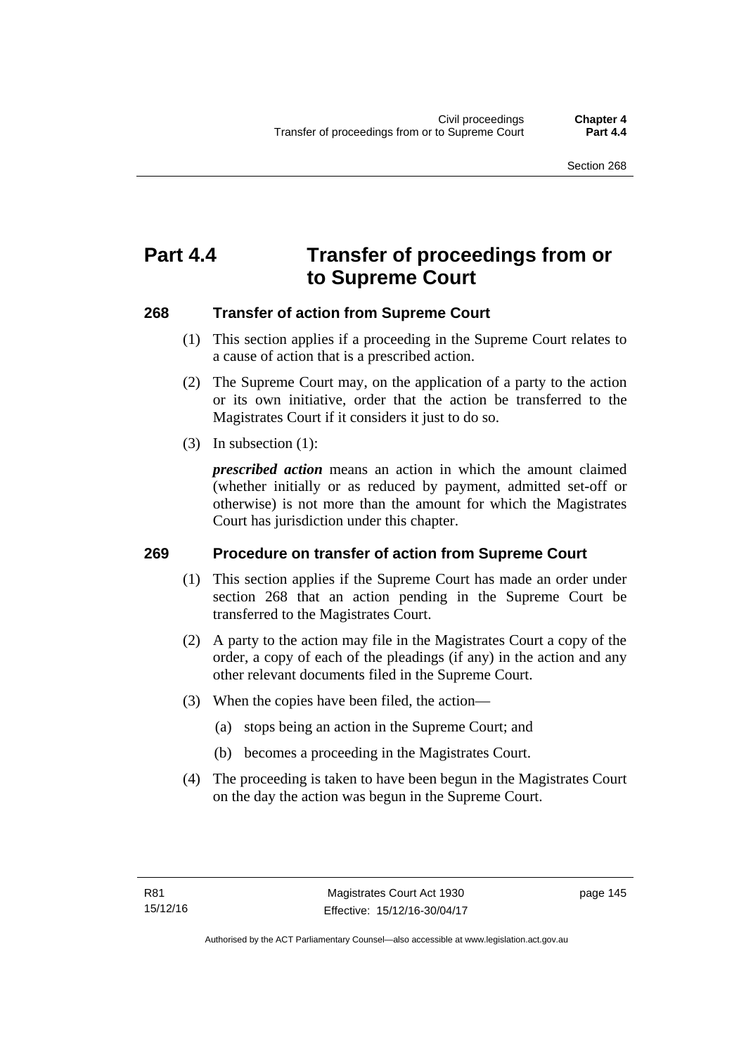# Part 4.4 Transfer of proceedings from or to Supreme Court

## 268 Transfer of action from Supreme Court

(1) This section applies if a proceeding in the Supreme Court relates to a cause of action that is a prescribed action.

(2) The Supreme Court may, on the application of a party to the action or its own initiative, order that the action be transferred to the Magistrates Court if it considers it just to do so.

(3) In subsection (1):

***prescribed action*** means an action in which the amount claimed (whether initially or as reduced by payment, admitted set-off or otherwise) is not more than the amount for which the Magistrates Court has jurisdiction under this chapter.

## 269 Procedure on transfer of action from Supreme Court

(1) This section applies if the Supreme Court has made an order under section 268 that an action pending in the Supreme Court be transferred to the Magistrates Court.

(2) A party to the action may file in the Magistrates Court a copy of the order, a copy of each of the pleadings (if any) in the action and any other relevant documents filed in the Supreme Court.

(3) When the copies have been filed, the action—

(a) stops being an action in the Supreme Court; and

(b) becomes a proceeding in the Magistrates Court.

(4) The proceeding is taken to have been begun in the Magistrates Court on the day the action was begun in the Supreme Court.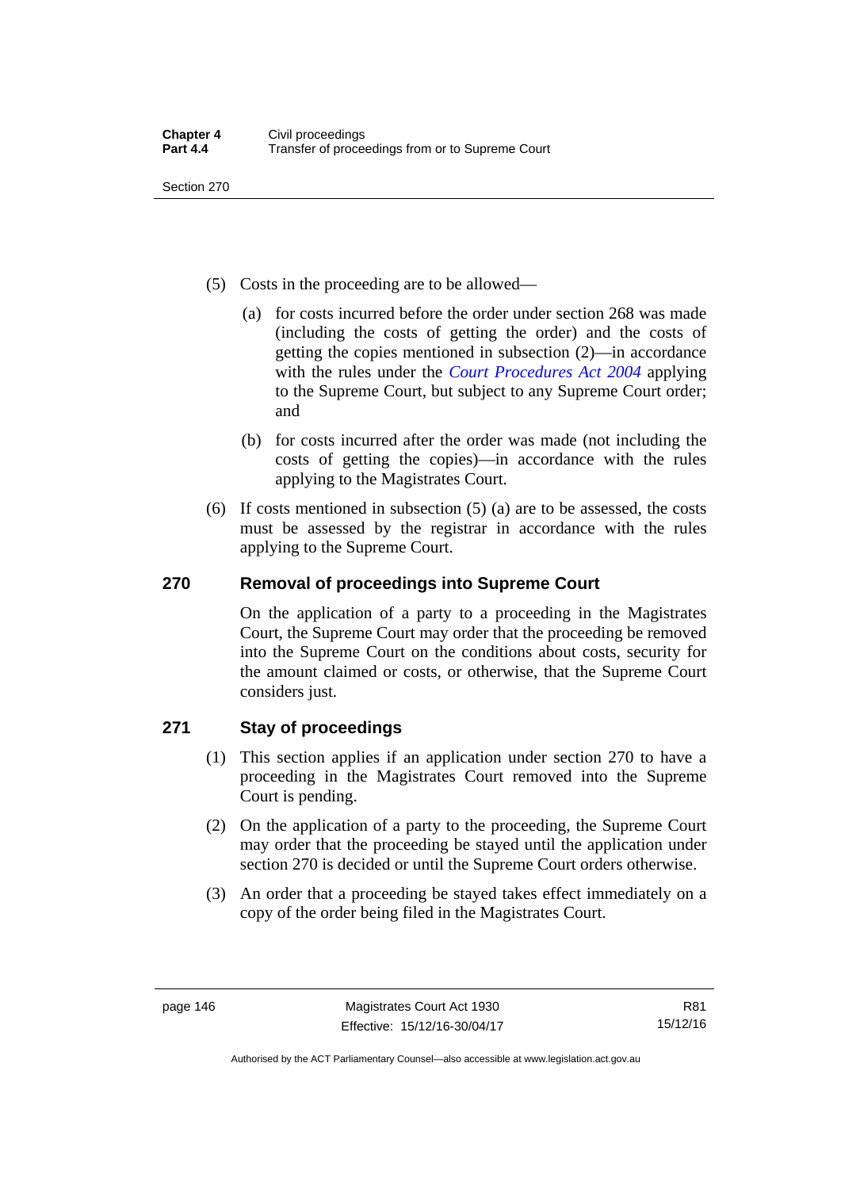(5) Costs in the proceeding are to be allowed—

(a) for costs incurred before the order under section 268 was made (including the costs of getting the order) and the costs of getting the copies mentioned in subsection (2)—in accordance with the rules under the *Court Procedures Act 2004* applying to the Supreme Court, but subject to any Supreme Court order; and

(b) for costs incurred after the order was made (not including the costs of getting the copies)—in accordance with the rules applying to the Magistrates Court.

(6) If costs mentioned in subsection (5) (a) are to be assessed, the costs must be assessed by the registrar in accordance with the rules applying to the Supreme Court.

## 270 Removal of proceedings into Supreme Court

On the application of a party to a proceeding in the Magistrates Court, the Supreme Court may order that the proceeding be removed into the Supreme Court on the conditions about costs, security for the amount claimed or costs, or otherwise, that the Supreme Court considers just.

## 271 Stay of proceedings

(1) This section applies if an application under section 270 to have a proceeding in the Magistrates Court removed into the Supreme Court is pending.

(2) On the application of a party to the proceeding, the Supreme Court may order that the proceeding be stayed until the application under section 270 is decided or until the Supreme Court orders otherwise.

(3) An order that a proceeding be stayed takes effect immediately on a copy of the order being filed in the Magistrates Court.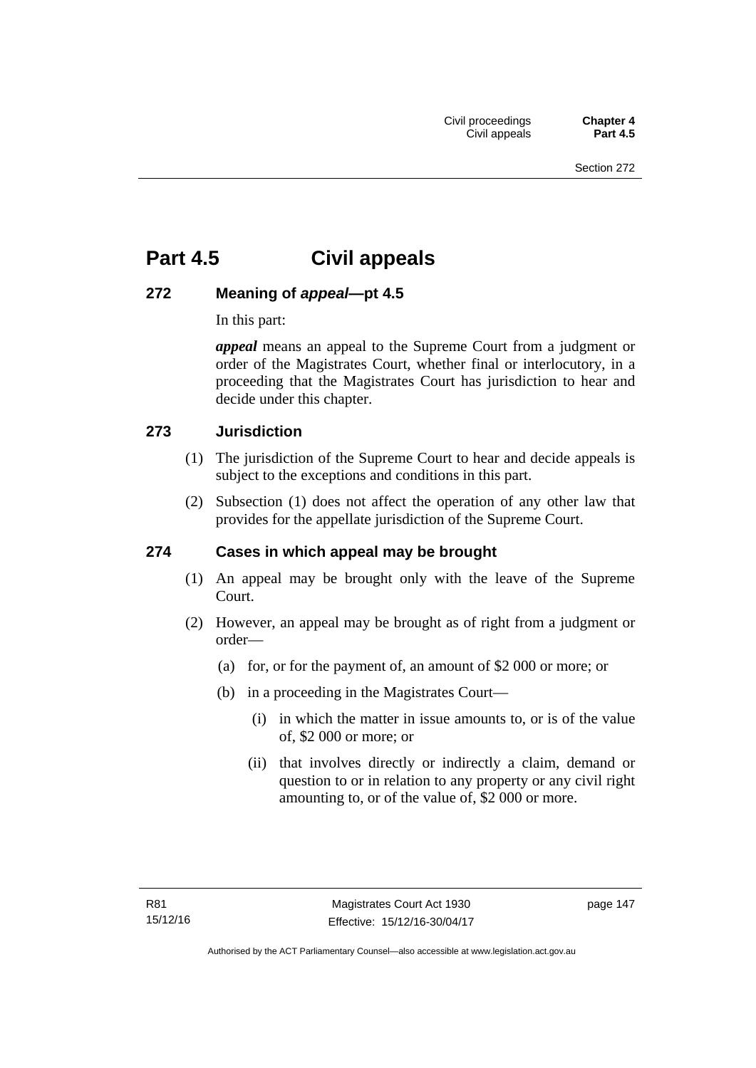# Part 4.5 Civil appeals

## 272 Meaning of *appeal*—pt 4.5

In this part:

***appeal*** means an appeal to the Supreme Court from a judgment or order of the Magistrates Court, whether final or interlocutory, in a proceeding that the Magistrates Court has jurisdiction to hear and decide under this chapter.

## 273 Jurisdiction

(1) The jurisdiction of the Supreme Court to hear and decide appeals is subject to the exceptions and conditions in this part.

(2) Subsection (1) does not affect the operation of any other law that provides for the appellate jurisdiction of the Supreme Court.

## 274 Cases in which appeal may be brought

(1) An appeal may be brought only with the leave of the Supreme Court.

(2) However, an appeal may be brought as of right from a judgment or order—

- (a) for, or for the payment of, an amount of $2 000 or more; or
- (b) in a proceeding in the Magistrates Court—
  - (i) in which the matter in issue amounts to, or is of the value of, $2 000 or more; or
  - (ii) that involves directly or indirectly a claim, demand or question to or in relation to any property or any civil right amounting to, or of the value of, $2 000 or more.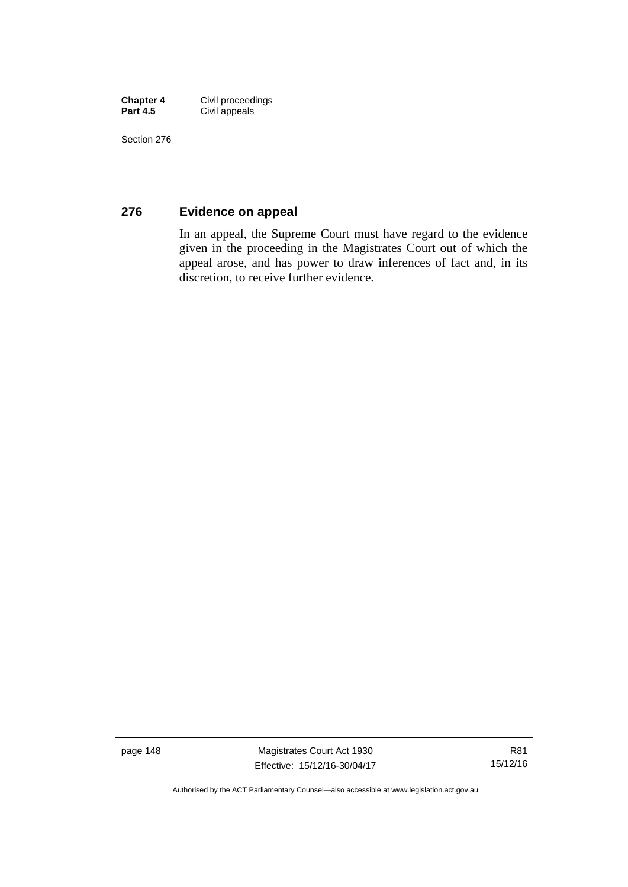## 276 Evidence on appeal

In an appeal, the Supreme Court must have regard to the evidence given in the proceeding in the Magistrates Court out of which the appeal arose, and has power to draw inferences of fact and, in its discretion, to receive further evidence.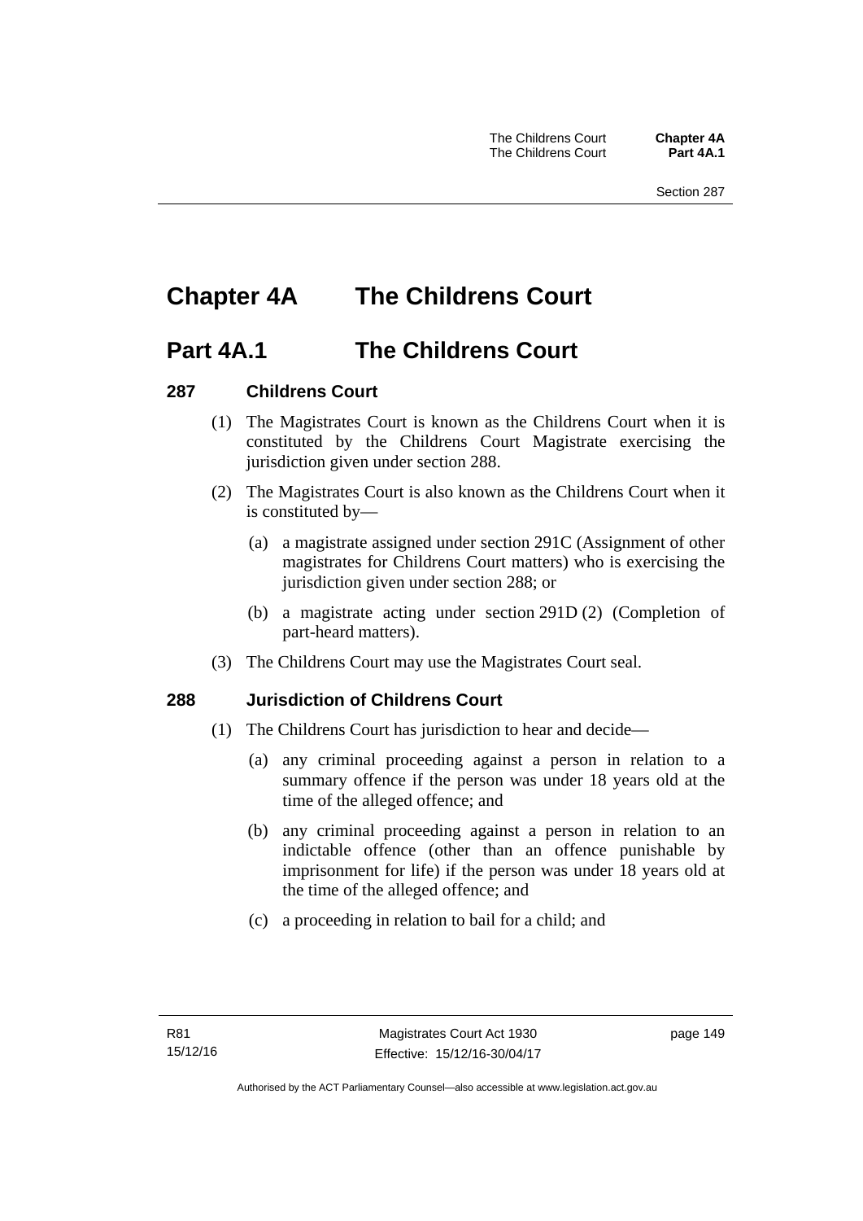# Chapter 4A The Childrens Court

## Part 4A.1 The Childrens Court

### 287 Childrens Court

(1) The Magistrates Court is known as the Childrens Court when it is constituted by the Childrens Court Magistrate exercising the jurisdiction given under section 288.

(2) The Magistrates Court is also known as the Childrens Court when it is constituted by—

(a) a magistrate assigned under section 291C (Assignment of other magistrates for Childrens Court matters) who is exercising the jurisdiction given under section 288; or

(b) a magistrate acting under section 291D (2) (Completion of part-heard matters).

(3) The Childrens Court may use the Magistrates Court seal.

### 288 Jurisdiction of Childrens Court

(1) The Childrens Court has jurisdiction to hear and decide—

(a) any criminal proceeding against a person in relation to a summary offence if the person was under 18 years old at the time of the alleged offence; and

(b) any criminal proceeding against a person in relation to an indictable offence (other than an offence punishable by imprisonment for life) if the person was under 18 years old at the time of the alleged offence; and

(c) a proceeding in relation to bail for a child; and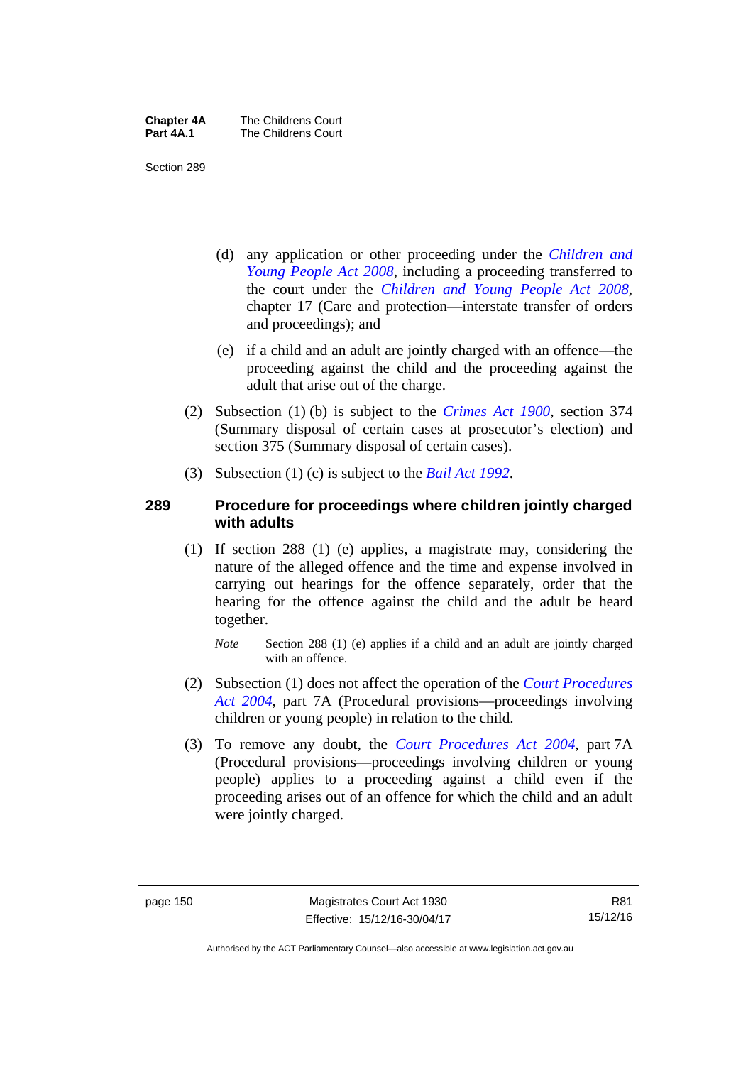(d) any application or other proceeding under the *Children and Young People Act 2008*, including a proceeding transferred to the court under the *Children and Young People Act 2008*, chapter 17 (Care and protection—interstate transfer of orders and proceedings); and

(e) if a child and an adult are jointly charged with an offence—the proceeding against the child and the proceeding against the adult that arise out of the charge.

(2) Subsection (1) (b) is subject to the *Crimes Act 1900*, section 374 (Summary disposal of certain cases at prosecutor's election) and section 375 (Summary disposal of certain cases).

(3) Subsection (1) (c) is subject to the *Bail Act 1992*.

## 289 Procedure for proceedings where children jointly charged with adults

(1) If section 288 (1) (e) applies, a magistrate may, considering the nature of the alleged offence and the time and expense involved in carrying out hearings for the offence separately, order that the hearing for the offence against the child and the adult be heard together.

*Note* Section 288 (1) (e) applies if a child and an adult are jointly charged with an offence.

(2) Subsection (1) does not affect the operation of the *Court Procedures Act 2004*, part 7A (Procedural provisions—proceedings involving children or young people) in relation to the child.

(3) To remove any doubt, the *Court Procedures Act 2004*, part 7A (Procedural provisions—proceedings involving children or young people) applies to a proceeding against a child even if the proceeding arises out of an offence for which the child and an adult were jointly charged.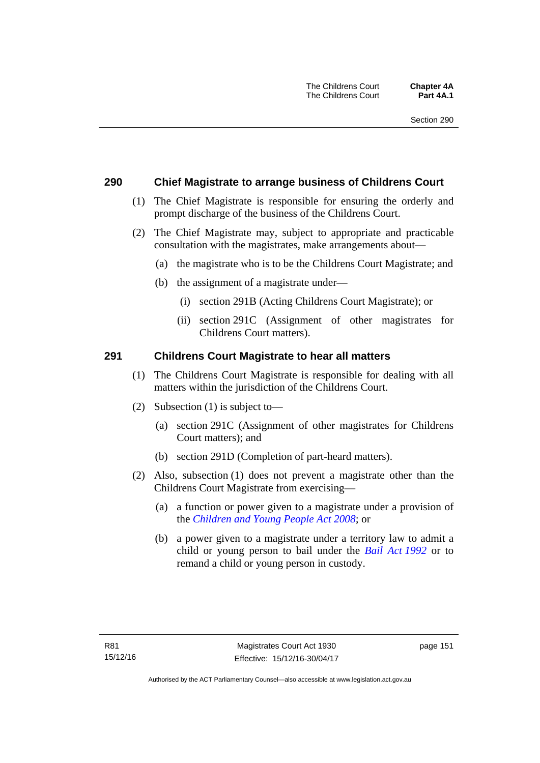## 290 Chief Magistrate to arrange business of Childrens Court

(1) The Chief Magistrate is responsible for ensuring the orderly and prompt discharge of the business of the Childrens Court.

(2) The Chief Magistrate may, subject to appropriate and practicable consultation with the magistrates, make arrangements about—

(a) the magistrate who is to be the Childrens Court Magistrate; and

(b) the assignment of a magistrate under—

(i) section 291B (Acting Childrens Court Magistrate); or

(ii) section 291C (Assignment of other magistrates for Childrens Court matters).

## 291 Childrens Court Magistrate to hear all matters

(1) The Childrens Court Magistrate is responsible for dealing with all matters within the jurisdiction of the Childrens Court.

(2) Subsection (1) is subject to—

(a) section 291C (Assignment of other magistrates for Childrens Court matters); and

(b) section 291D (Completion of part-heard matters).

(2) Also, subsection (1) does not prevent a magistrate other than the Childrens Court Magistrate from exercising—

(a) a function or power given to a magistrate under a provision of the *Children and Young People Act 2008*; or

(b) a power given to a magistrate under a territory law to admit a child or young person to bail under the *Bail Act 1992* or to remand a child or young person in custody.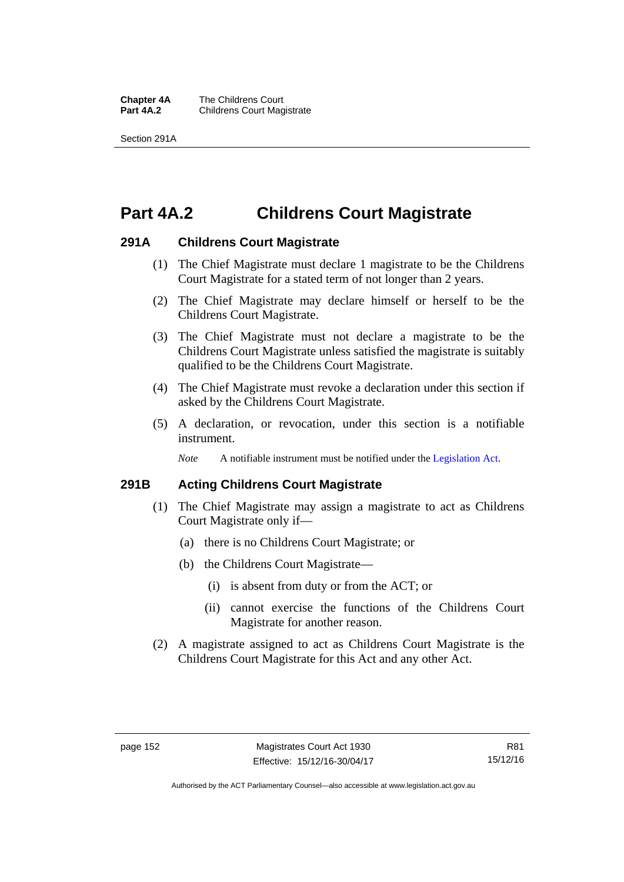# Part 4A.2 Childrens Court Magistrate

### 291A Childrens Court Magistrate

(1) The Chief Magistrate must declare 1 magistrate to be the Childrens Court Magistrate for a stated term of not longer than 2 years.

(2) The Chief Magistrate may declare himself or herself to be the Childrens Court Magistrate.

(3) The Chief Magistrate must not declare a magistrate to be the Childrens Court Magistrate unless satisfied the magistrate is suitably qualified to be the Childrens Court Magistrate.

(4) The Chief Magistrate must revoke a declaration under this section if asked by the Childrens Court Magistrate.

(5) A declaration, or revocation, under this section is a notifiable instrument.

*Note* A notifiable instrument must be notified under the Legislation Act.

### 291B Acting Childrens Court Magistrate

(1) The Chief Magistrate may assign a magistrate to act as Childrens Court Magistrate only if—

(a) there is no Childrens Court Magistrate; or

(b) the Childrens Court Magistrate—

(i) is absent from duty or from the ACT; or

(ii) cannot exercise the functions of the Childrens Court Magistrate for another reason.

(2) A magistrate assigned to act as Childrens Court Magistrate is the Childrens Court Magistrate for this Act and any other Act.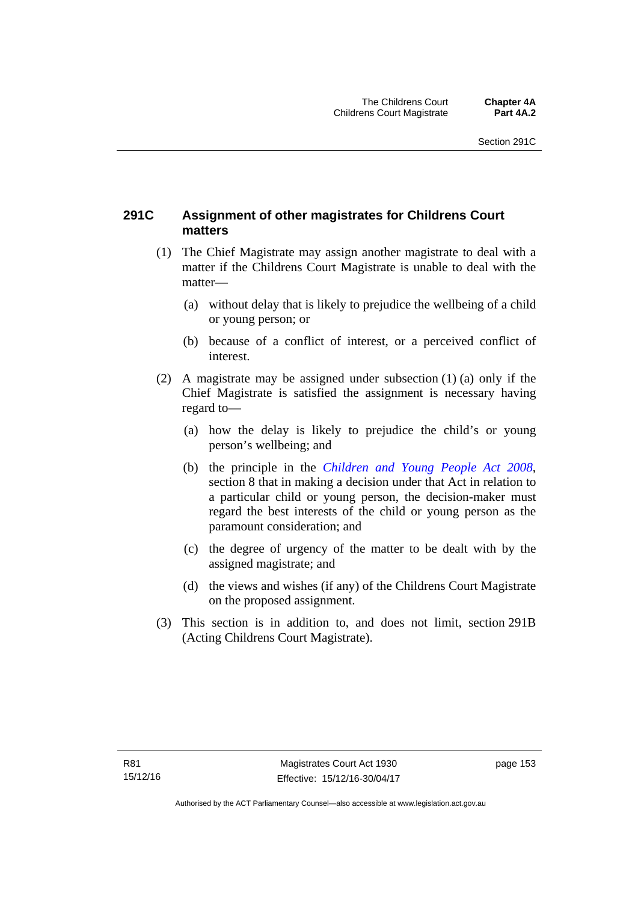## 291C Assignment of other magistrates for Childrens Court matters

(1) The Chief Magistrate may assign another magistrate to deal with a matter if the Childrens Court Magistrate is unable to deal with the matter—

(a) without delay that is likely to prejudice the wellbeing of a child or young person; or

(b) because of a conflict of interest, or a perceived conflict of interest.

(2) A magistrate may be assigned under subsection (1) (a) only if the Chief Magistrate is satisfied the assignment is necessary having regard to—

(a) how the delay is likely to prejudice the child's or young person's wellbeing; and

(b) the principle in the *Children and Young People Act 2008*, section 8 that in making a decision under that Act in relation to a particular child or young person, the decision-maker must regard the best interests of the child or young person as the paramount consideration; and

(c) the degree of urgency of the matter to be dealt with by the assigned magistrate; and

(d) the views and wishes (if any) of the Childrens Court Magistrate on the proposed assignment.

(3) This section is in addition to, and does not limit, section 291B (Acting Childrens Court Magistrate).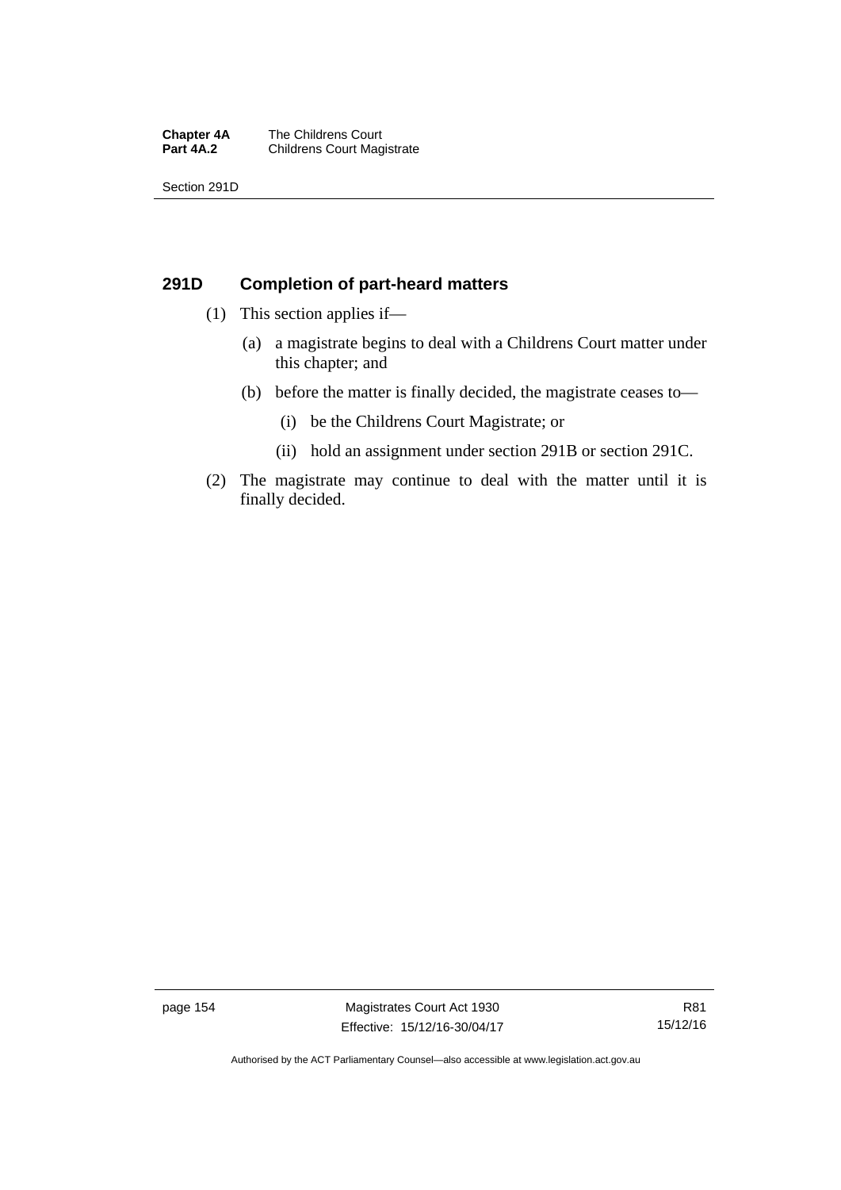## 291D Completion of part-heard matters

(1) This section applies if—

  (a) a magistrate begins to deal with a Childrens Court matter under this chapter; and

  (b) before the matter is finally decided, the magistrate ceases to—

    (i) be the Childrens Court Magistrate; or

    (ii) hold an assignment under section 291B or section 291C.

(2) The magistrate may continue to deal with the matter until it is finally decided.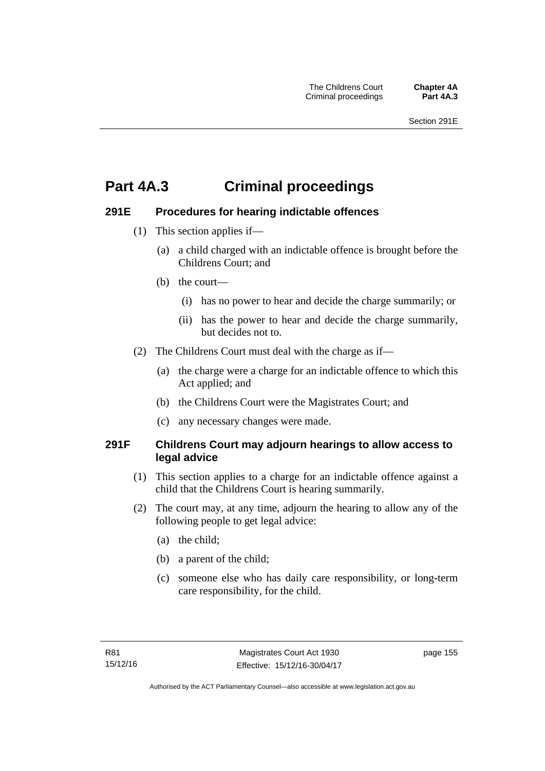# Part 4A.3 Criminal proceedings

### 291E Procedures for hearing indictable offences

(1) This section applies if—

(a) a child charged with an indictable offence is brought before the Childrens Court; and

(b) the court—

(i) has no power to hear and decide the charge summarily; or

(ii) has the power to hear and decide the charge summarily, but decides not to.

(2) The Childrens Court must deal with the charge as if—

(a) the charge were a charge for an indictable offence to which this Act applied; and

(b) the Childrens Court were the Magistrates Court; and

(c) any necessary changes were made.

### 291F Childrens Court may adjourn hearings to allow access to legal advice

(1) This section applies to a charge for an indictable offence against a child that the Childrens Court is hearing summarily.

(2) The court may, at any time, adjourn the hearing to allow any of the following people to get legal advice:

(a) the child;

(b) a parent of the child;

(c) someone else who has daily care responsibility, or long-term care responsibility, for the child.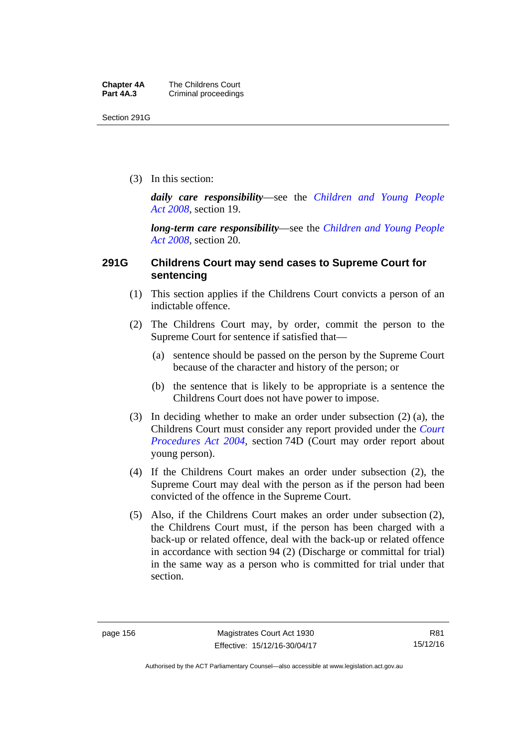(3) In this section:

***daily care responsibility***—see the *Children and Young People Act 2008*, section 19.

***long-term care responsibility***—see the *Children and Young People Act 2008*, section 20.

## 291G Childrens Court may send cases to Supreme Court for sentencing

(1) This section applies if the Childrens Court convicts a person of an indictable offence.

(2) The Childrens Court may, by order, commit the person to the Supreme Court for sentence if satisfied that—

(a) sentence should be passed on the person by the Supreme Court because of the character and history of the person; or

(b) the sentence that is likely to be appropriate is a sentence the Childrens Court does not have power to impose.

(3) In deciding whether to make an order under subsection (2) (a), the Childrens Court must consider any report provided under the *Court Procedures Act 2004*, section 74D (Court may order report about young person).

(4) If the Childrens Court makes an order under subsection (2), the Supreme Court may deal with the person as if the person had been convicted of the offence in the Supreme Court.

(5) Also, if the Childrens Court makes an order under subsection (2), the Childrens Court must, if the person has been charged with a back-up or related offence, deal with the back-up or related offence in accordance with section 94 (2) (Discharge or committal for trial) in the same way as a person who is committed for trial under that section.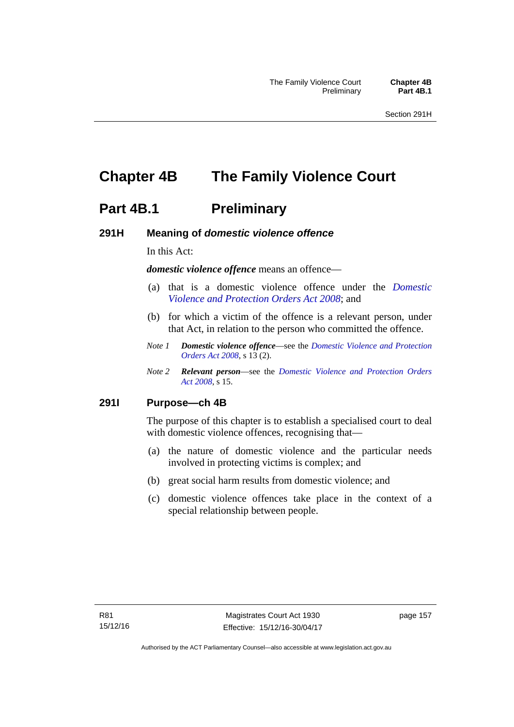# Chapter 4B The Family Violence Court

## Part 4B.1 Preliminary

### 291H Meaning of *domestic violence offence*

In this Act:

***domestic violence offence*** means an offence—

(a) that is a domestic violence offence under the *Domestic Violence and Protection Orders Act 2008*; and

(b) for which a victim of the offence is a relevant person, under that Act, in relation to the person who committed the offence.

*Note 1* ***Domestic violence offence***—see the *Domestic Violence and Protection Orders Act 2008*, s 13 (2).

*Note 2* ***Relevant person***—see the *Domestic Violence and Protection Orders Act 2008*, s 15.

### 291I Purpose—ch 4B

The purpose of this chapter is to establish a specialised court to deal with domestic violence offences, recognising that—

(a) the nature of domestic violence and the particular needs involved in protecting victims is complex; and

(b) great social harm results from domestic violence; and

(c) domestic violence offences take place in the context of a special relationship between people.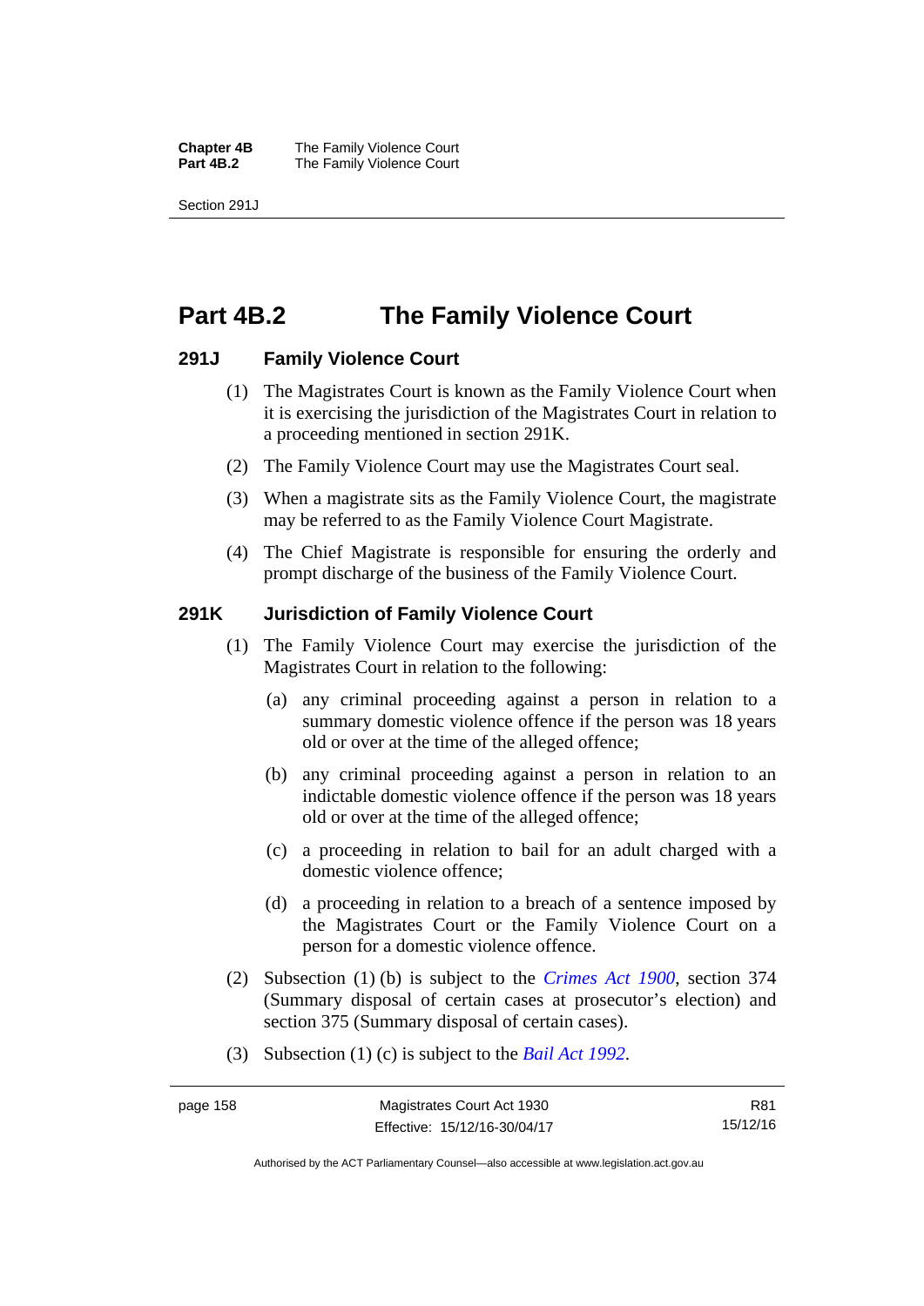# Part 4B.2 The Family Violence Court

## 291J Family Violence Court

(1) The Magistrates Court is known as the Family Violence Court when it is exercising the jurisdiction of the Magistrates Court in relation to a proceeding mentioned in section 291K.

(2) The Family Violence Court may use the Magistrates Court seal.

(3) When a magistrate sits as the Family Violence Court, the magistrate may be referred to as the Family Violence Court Magistrate.

(4) The Chief Magistrate is responsible for ensuring the orderly and prompt discharge of the business of the Family Violence Court.

## 291K Jurisdiction of Family Violence Court

(1) The Family Violence Court may exercise the jurisdiction of the Magistrates Court in relation to the following:

(a) any criminal proceeding against a person in relation to a summary domestic violence offence if the person was 18 years old or over at the time of the alleged offence;

(b) any criminal proceeding against a person in relation to an indictable domestic violence offence if the person was 18 years old or over at the time of the alleged offence;

(c) a proceeding in relation to bail for an adult charged with a domestic violence offence;

(d) a proceeding in relation to a breach of a sentence imposed by the Magistrates Court or the Family Violence Court on a person for a domestic violence offence.

(2) Subsection (1) (b) is subject to the *Crimes Act 1900*, section 374 (Summary disposal of certain cases at prosecutor's election) and section 375 (Summary disposal of certain cases).

(3) Subsection (1) (c) is subject to the *Bail Act 1992*.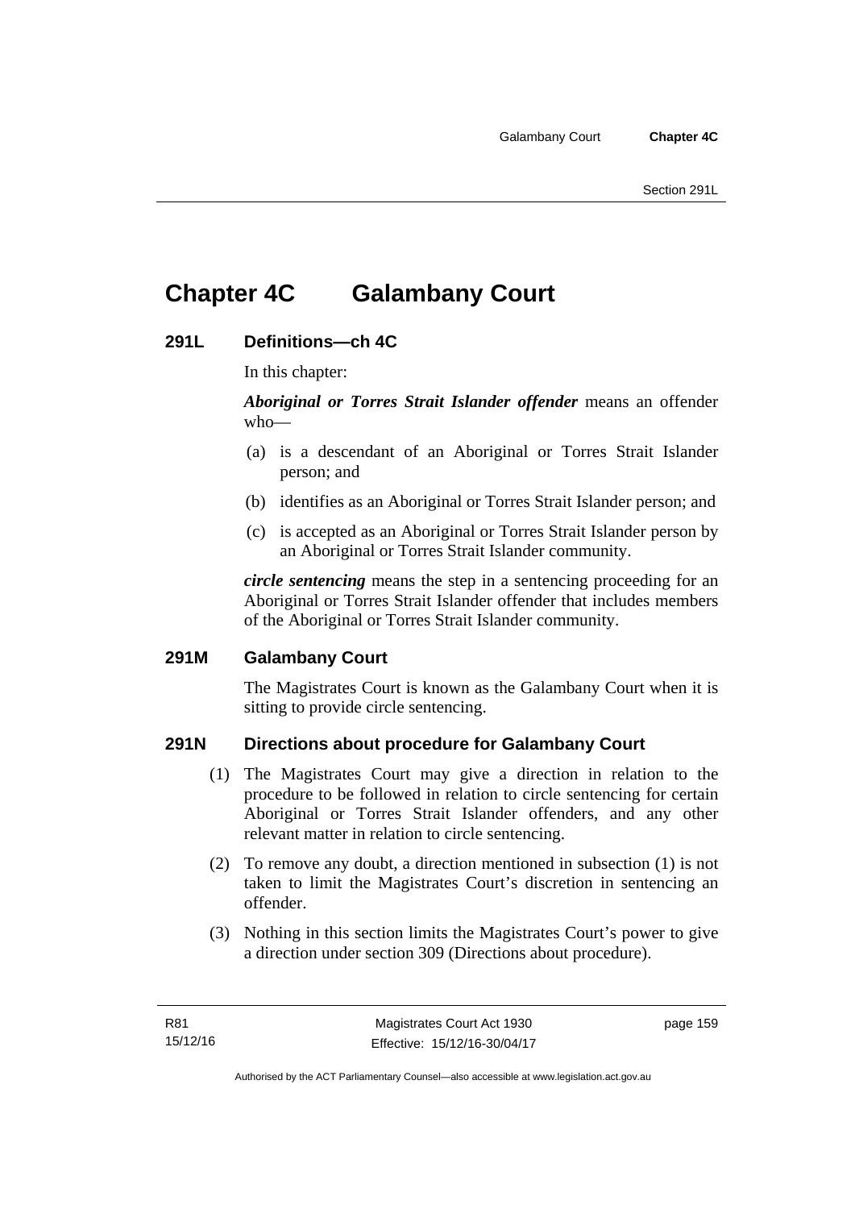# Chapter 4C Galambany Court

## 291L Definitions—ch 4C

In this chapter:

***Aboriginal or Torres Strait Islander offender*** means an offender who—

(a) is a descendant of an Aboriginal or Torres Strait Islander person; and

(b) identifies as an Aboriginal or Torres Strait Islander person; and

(c) is accepted as an Aboriginal or Torres Strait Islander person by an Aboriginal or Torres Strait Islander community.

***circle sentencing*** means the step in a sentencing proceeding for an Aboriginal or Torres Strait Islander offender that includes members of the Aboriginal or Torres Strait Islander community.

## 291M Galambany Court

The Magistrates Court is known as the Galambany Court when it is sitting to provide circle sentencing.

## 291N Directions about procedure for Galambany Court

(1) The Magistrates Court may give a direction in relation to the procedure to be followed in relation to circle sentencing for certain Aboriginal or Torres Strait Islander offenders, and any other relevant matter in relation to circle sentencing.

(2) To remove any doubt, a direction mentioned in subsection (1) is not taken to limit the Magistrates Court's discretion in sentencing an offender.

(3) Nothing in this section limits the Magistrates Court's power to give a direction under section 309 (Directions about procedure).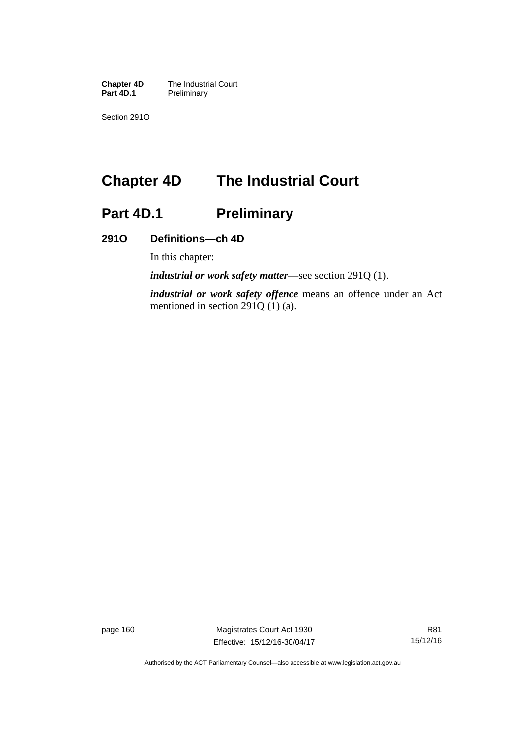# Chapter 4D The Industrial Court

## Part 4D.1 Preliminary

### 291O Definitions—ch 4D

In this chapter:

***industrial or work safety matter***—see section 291Q (1).

***industrial or work safety offence*** means an offence under an Act mentioned in section 291Q (1) (a).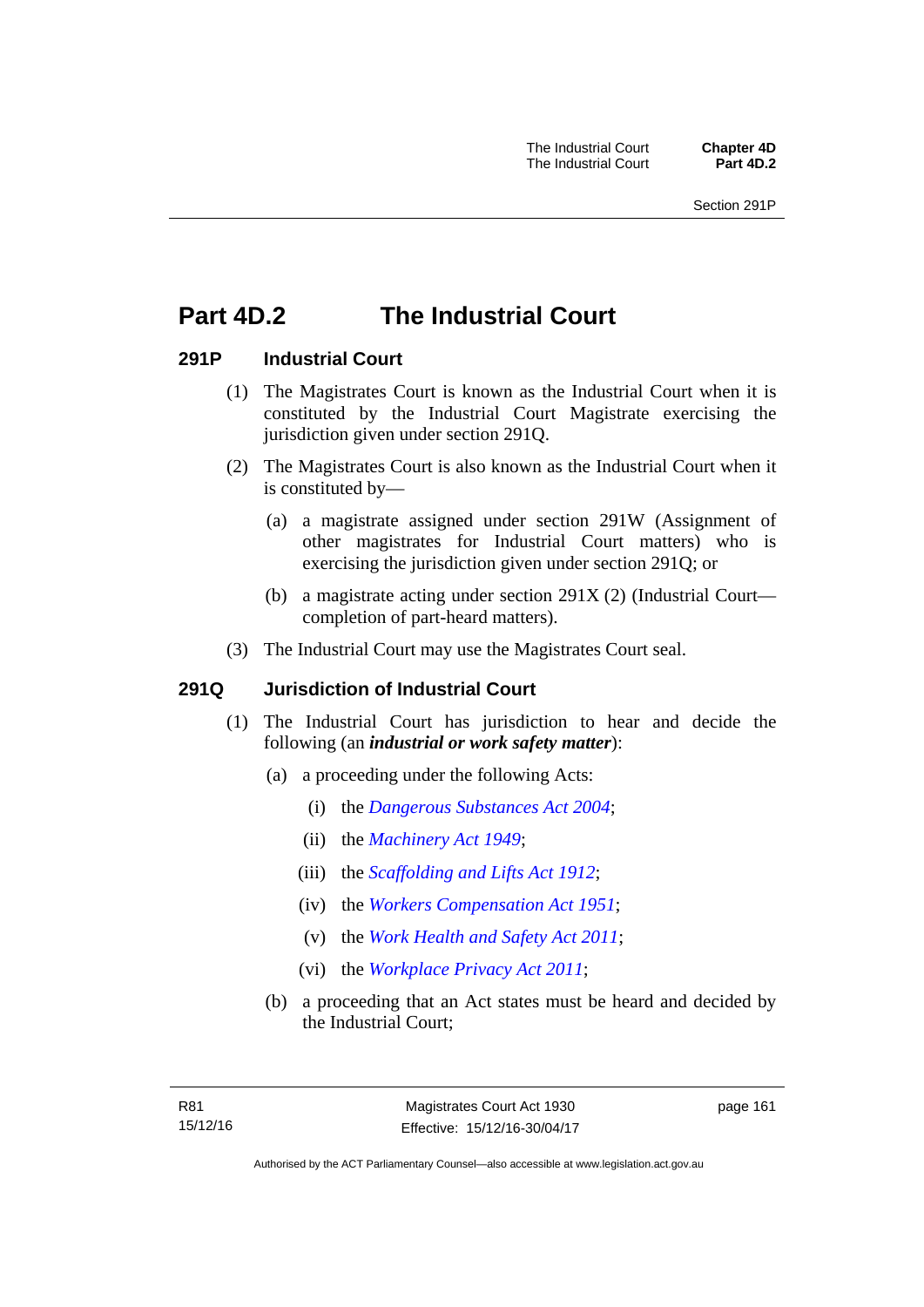# Part 4D.2 The Industrial Court

## 291P Industrial Court

(1) The Magistrates Court is known as the Industrial Court when it is constituted by the Industrial Court Magistrate exercising the jurisdiction given under section 291Q.

(2) The Magistrates Court is also known as the Industrial Court when it is constituted by—

(a) a magistrate assigned under section 291W (Assignment of other magistrates for Industrial Court matters) who is exercising the jurisdiction given under section 291Q; or

(b) a magistrate acting under section 291X (2) (Industrial Court—completion of part-heard matters).

(3) The Industrial Court may use the Magistrates Court seal.

## 291Q Jurisdiction of Industrial Court

(1) The Industrial Court has jurisdiction to hear and decide the following (an ***industrial or work safety matter***):

(a) a proceeding under the following Acts:

(i) the *Dangerous Substances Act 2004*;

(ii) the *Machinery Act 1949*;

(iii) the *Scaffolding and Lifts Act 1912*;

(iv) the *Workers Compensation Act 1951*;

(v) the *Work Health and Safety Act 2011*;

(vi) the *Workplace Privacy Act 2011*;

(b) a proceeding that an Act states must be heard and decided by the Industrial Court;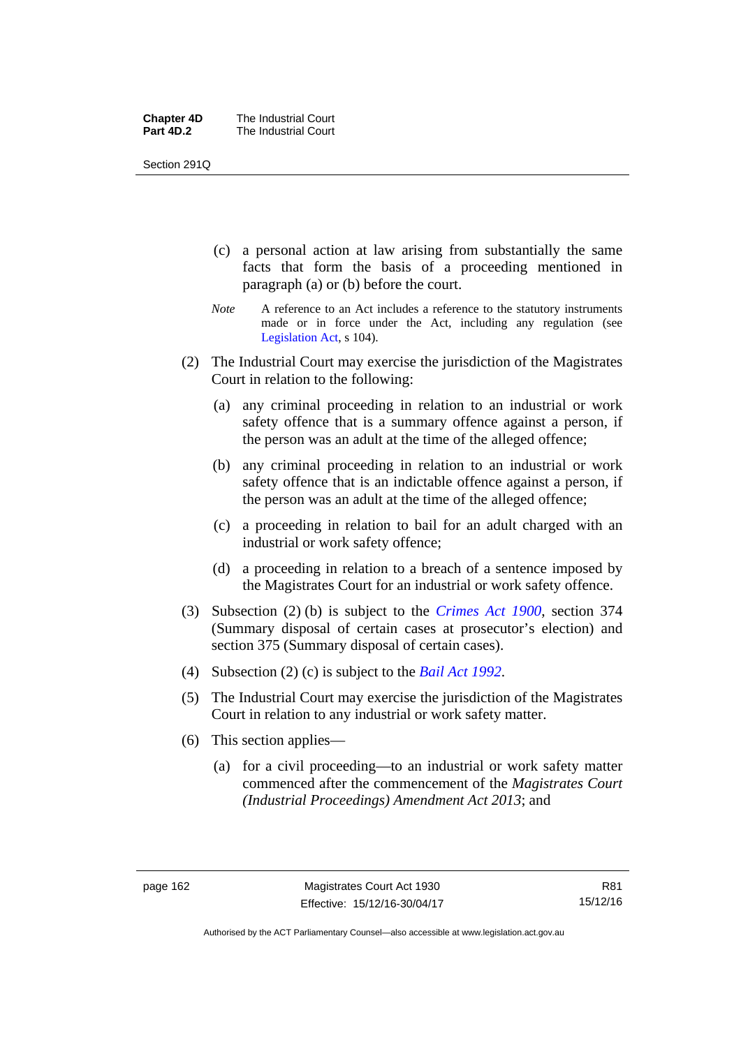(c) a personal action at law arising from substantially the same facts that form the basis of a proceeding mentioned in paragraph (a) or (b) before the court.

*Note* A reference to an Act includes a reference to the statutory instruments made or in force under the Act, including any regulation (see Legislation Act, s 104).

(2) The Industrial Court may exercise the jurisdiction of the Magistrates Court in relation to the following:

(a) any criminal proceeding in relation to an industrial or work safety offence that is a summary offence against a person, if the person was an adult at the time of the alleged offence;

(b) any criminal proceeding in relation to an industrial or work safety offence that is an indictable offence against a person, if the person was an adult at the time of the alleged offence;

(c) a proceeding in relation to bail for an adult charged with an industrial or work safety offence;

(d) a proceeding in relation to a breach of a sentence imposed by the Magistrates Court for an industrial or work safety offence.

(3) Subsection (2) (b) is subject to the *Crimes Act 1900*, section 374 (Summary disposal of certain cases at prosecutor's election) and section 375 (Summary disposal of certain cases).

(4) Subsection (2) (c) is subject to the *Bail Act 1992*.

(5) The Industrial Court may exercise the jurisdiction of the Magistrates Court in relation to any industrial or work safety matter.

(6) This section applies—

(a) for a civil proceeding—to an industrial or work safety matter commenced after the commencement of the *Magistrates Court (Industrial Proceedings) Amendment Act 2013*; and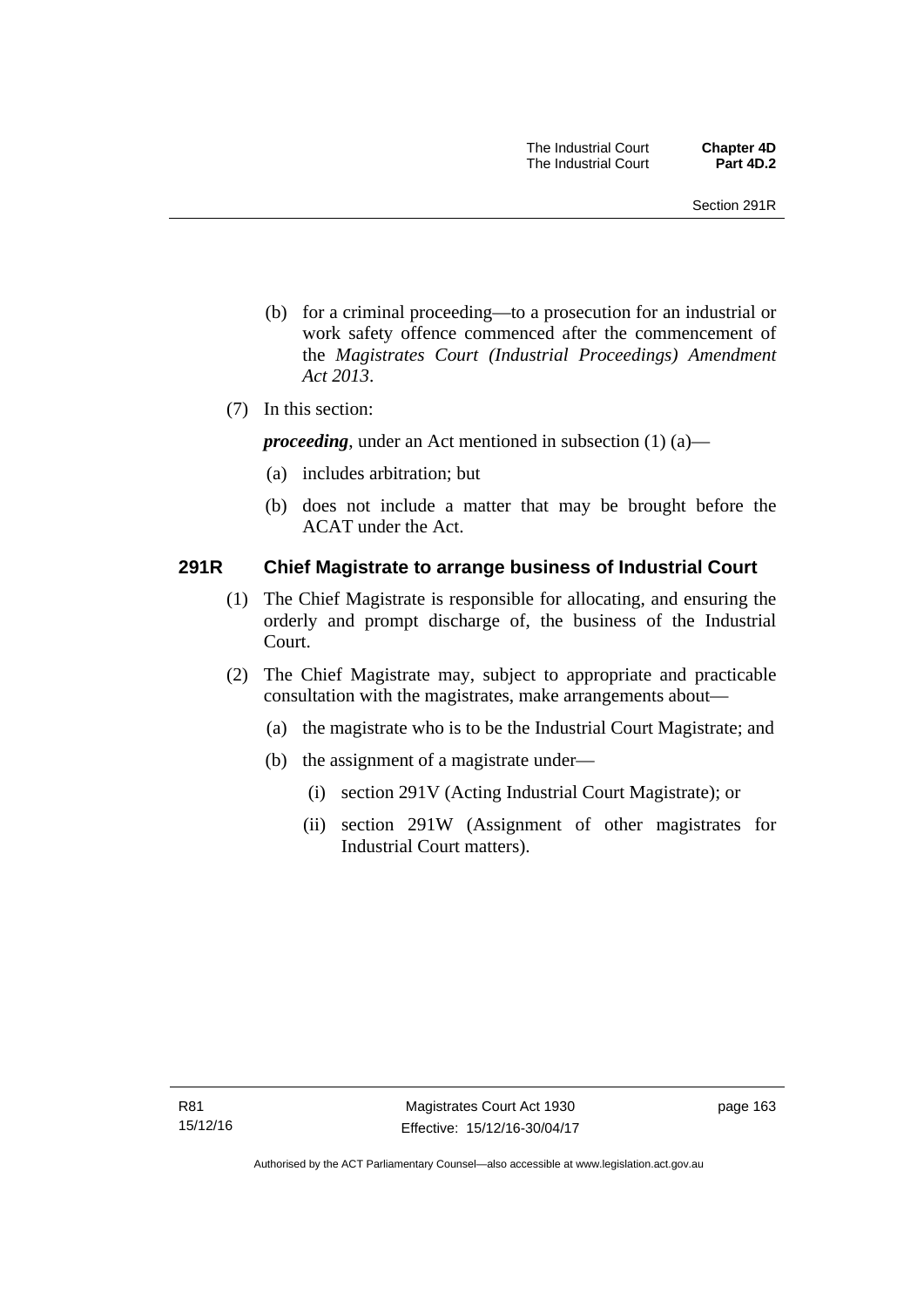(b) for a criminal proceeding—to a prosecution for an industrial or work safety offence commenced after the commencement of the *Magistrates Court (Industrial Proceedings) Amendment Act 2013*.

(7) In this section:

***proceeding***, under an Act mentioned in subsection (1) (a)—

(a) includes arbitration; but

(b) does not include a matter that may be brought before the ACAT under the Act.

## 291R Chief Magistrate to arrange business of Industrial Court

(1) The Chief Magistrate is responsible for allocating, and ensuring the orderly and prompt discharge of, the business of the Industrial Court.

(2) The Chief Magistrate may, subject to appropriate and practicable consultation with the magistrates, make arrangements about—

(a) the magistrate who is to be the Industrial Court Magistrate; and

(b) the assignment of a magistrate under—

(i) section 291V (Acting Industrial Court Magistrate); or

(ii) section 291W (Assignment of other magistrates for Industrial Court matters).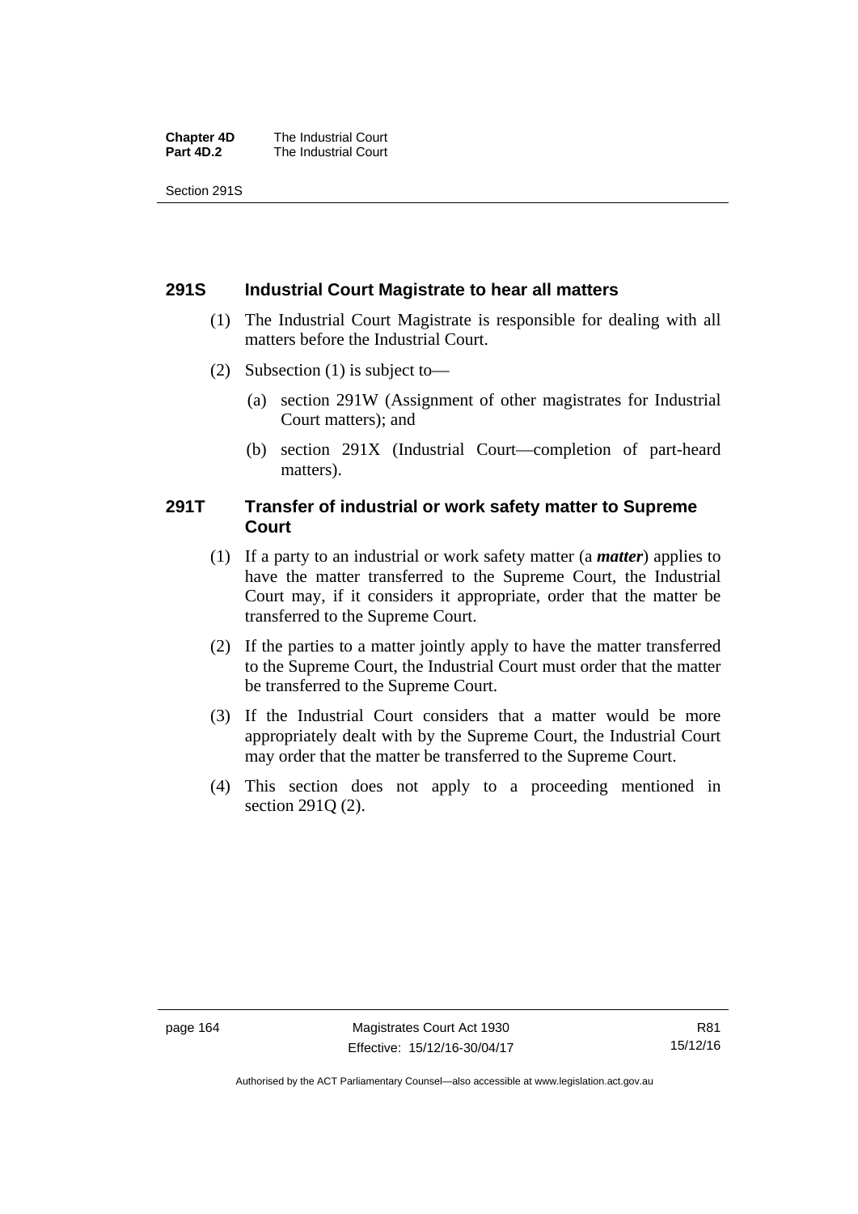## 291S Industrial Court Magistrate to hear all matters

(1) The Industrial Court Magistrate is responsible for dealing with all matters before the Industrial Court.

(2) Subsection (1) is subject to—

(a) section 291W (Assignment of other magistrates for Industrial Court matters); and

(b) section 291X (Industrial Court—completion of part-heard matters).

## 291T Transfer of industrial or work safety matter to Supreme Court

(1) If a party to an industrial or work safety matter (a ***matter***) applies to have the matter transferred to the Supreme Court, the Industrial Court may, if it considers it appropriate, order that the matter be transferred to the Supreme Court.

(2) If the parties to a matter jointly apply to have the matter transferred to the Supreme Court, the Industrial Court must order that the matter be transferred to the Supreme Court.

(3) If the Industrial Court considers that a matter would be more appropriately dealt with by the Supreme Court, the Industrial Court may order that the matter be transferred to the Supreme Court.

(4) This section does not apply to a proceeding mentioned in section 291Q (2).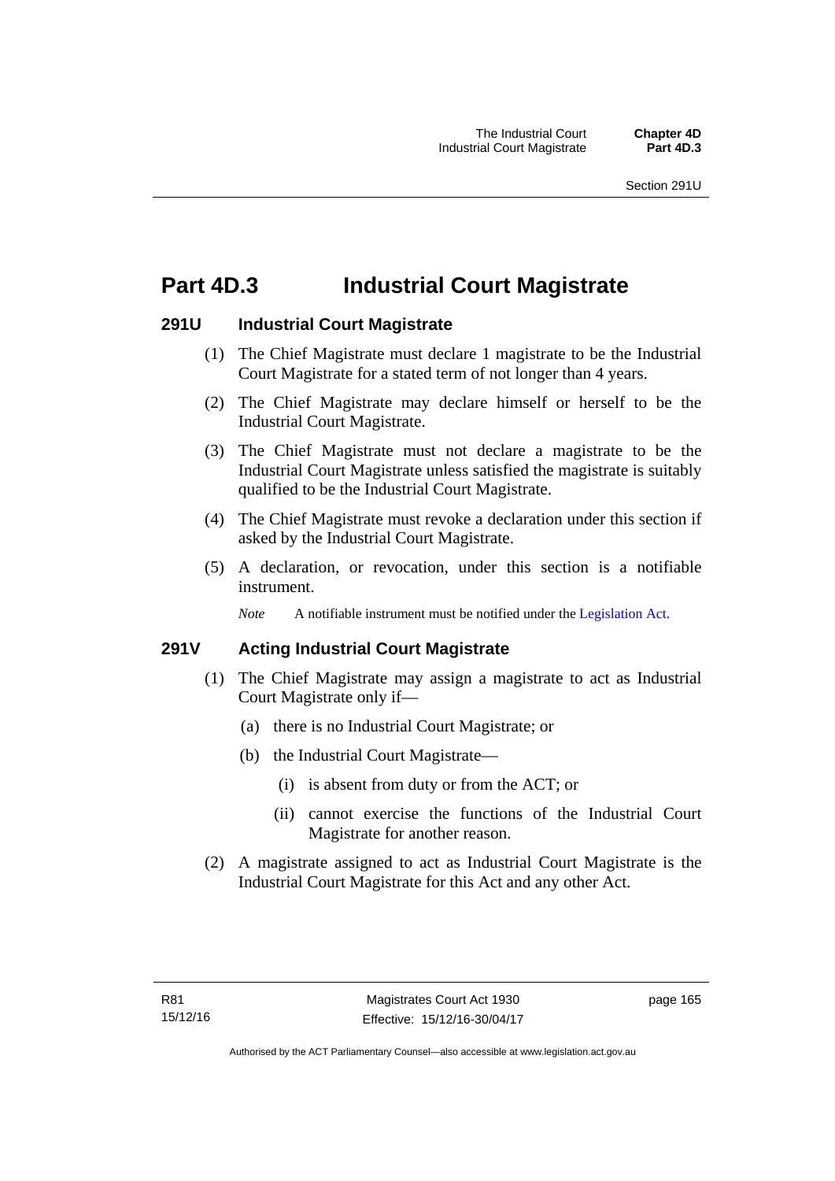# Part 4D.3 Industrial Court Magistrate

## 291U Industrial Court Magistrate

(1) The Chief Magistrate must declare 1 magistrate to be the Industrial Court Magistrate for a stated term of not longer than 4 years.

(2) The Chief Magistrate may declare himself or herself to be the Industrial Court Magistrate.

(3) The Chief Magistrate must not declare a magistrate to be the Industrial Court Magistrate unless satisfied the magistrate is suitably qualified to be the Industrial Court Magistrate.

(4) The Chief Magistrate must revoke a declaration under this section if asked by the Industrial Court Magistrate.

(5) A declaration, or revocation, under this section is a notifiable instrument.

*Note* A notifiable instrument must be notified under the Legislation Act.

## 291V Acting Industrial Court Magistrate

(1) The Chief Magistrate may assign a magistrate to act as Industrial Court Magistrate only if—

(a) there is no Industrial Court Magistrate; or

(b) the Industrial Court Magistrate—

(i) is absent from duty or from the ACT; or

(ii) cannot exercise the functions of the Industrial Court Magistrate for another reason.

(2) A magistrate assigned to act as Industrial Court Magistrate is the Industrial Court Magistrate for this Act and any other Act.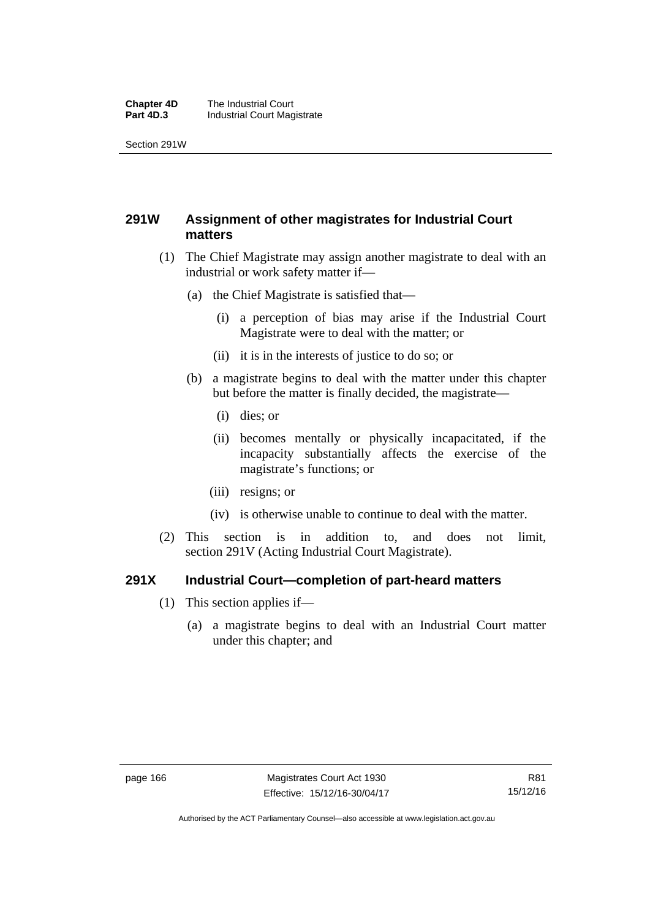### 291W Assignment of other magistrates for Industrial Court matters

(1) The Chief Magistrate may assign another magistrate to deal with an industrial or work safety matter if—

(a) the Chief Magistrate is satisfied that—

(i) a perception of bias may arise if the Industrial Court Magistrate were to deal with the matter; or

(ii) it is in the interests of justice to do so; or

(b) a magistrate begins to deal with the matter under this chapter but before the matter is finally decided, the magistrate—

(i) dies; or

(ii) becomes mentally or physically incapacitated, if the incapacity substantially affects the exercise of the magistrate's functions; or

(iii) resigns; or

(iv) is otherwise unable to continue to deal with the matter.

(2) This section is in addition to, and does not limit, section 291V (Acting Industrial Court Magistrate).

### 291X Industrial Court—completion of part-heard matters

(1) This section applies if—

(a) a magistrate begins to deal with an Industrial Court matter under this chapter; and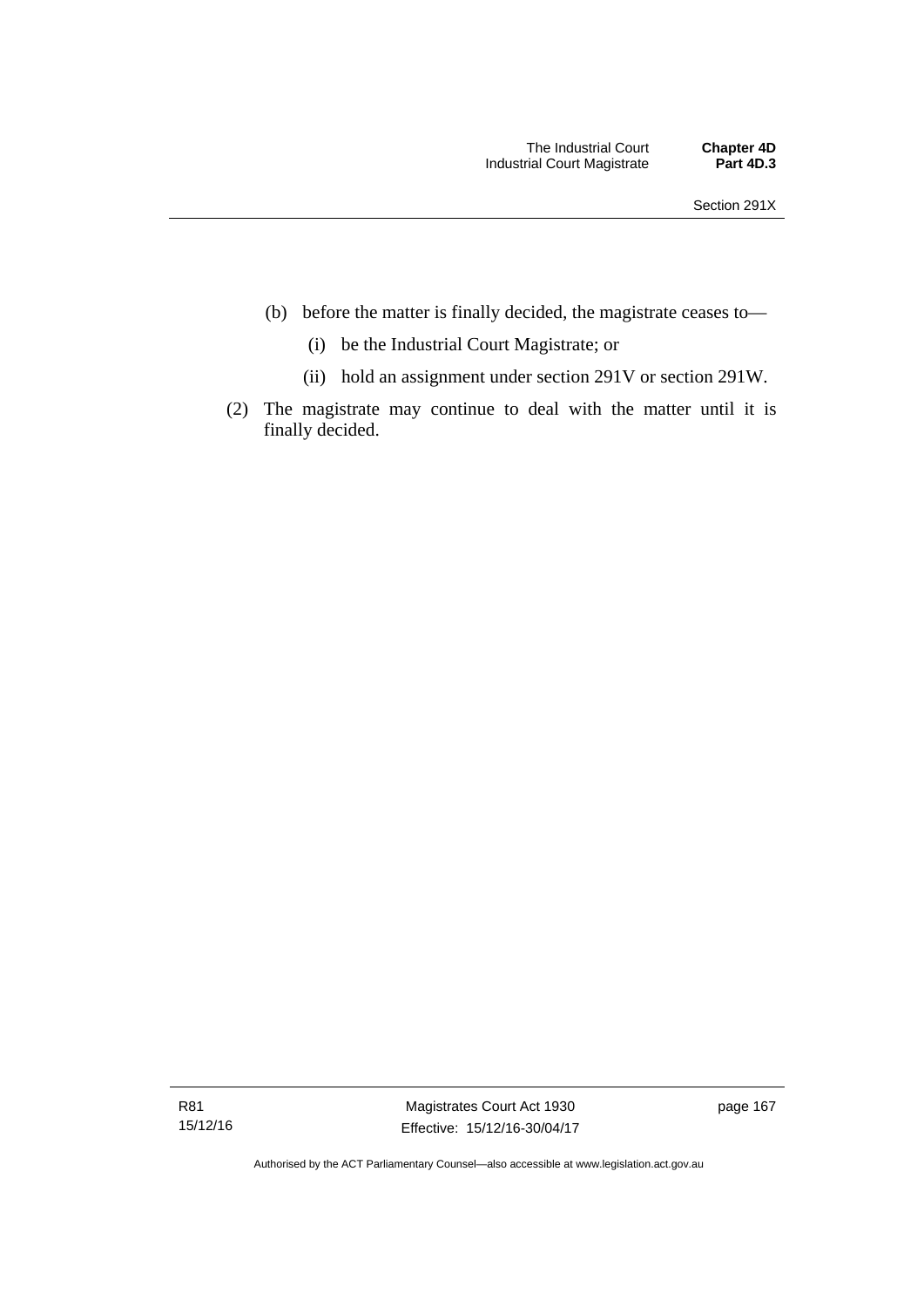(b) before the matter is finally decided, the magistrate ceases to—

  (i) be the Industrial Court Magistrate; or

  (ii) hold an assignment under section 291V or section 291W.

(2) The magistrate may continue to deal with the matter until it is finally decided.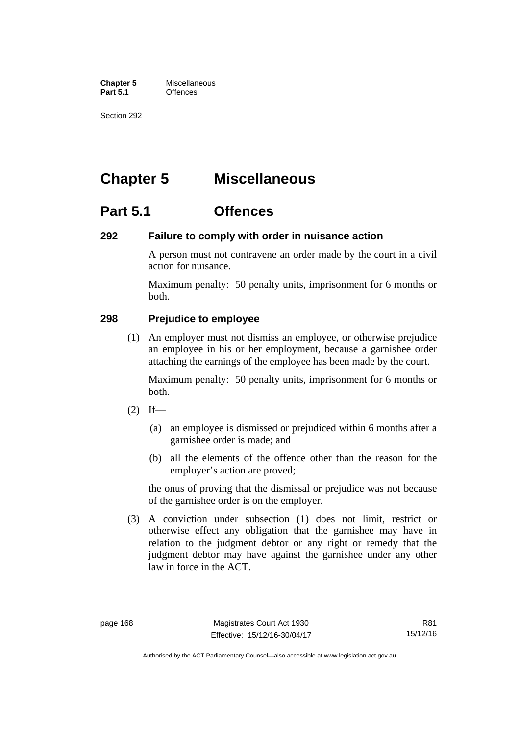# Chapter 5 Miscellaneous

## Part 5.1 Offences

### 292 Failure to comply with order in nuisance action

A person must not contravene an order made by the court in a civil action for nuisance.

Maximum penalty: 50 penalty units, imprisonment for 6 months or both.

### 298 Prejudice to employee

(1) An employer must not dismiss an employee, or otherwise prejudice an employee in his or her employment, because a garnishee order attaching the earnings of the employee has been made by the court.

Maximum penalty: 50 penalty units, imprisonment for 6 months or both.

(2) If—

(a) an employee is dismissed or prejudiced within 6 months after a garnishee order is made; and

(b) all the elements of the offence other than the reason for the employer's action are proved;

the onus of proving that the dismissal or prejudice was not because of the garnishee order is on the employer.

(3) A conviction under subsection (1) does not limit, restrict or otherwise effect any obligation that the garnishee may have in relation to the judgment debtor or any right or remedy that the judgment debtor may have against the garnishee under any other law in force in the ACT.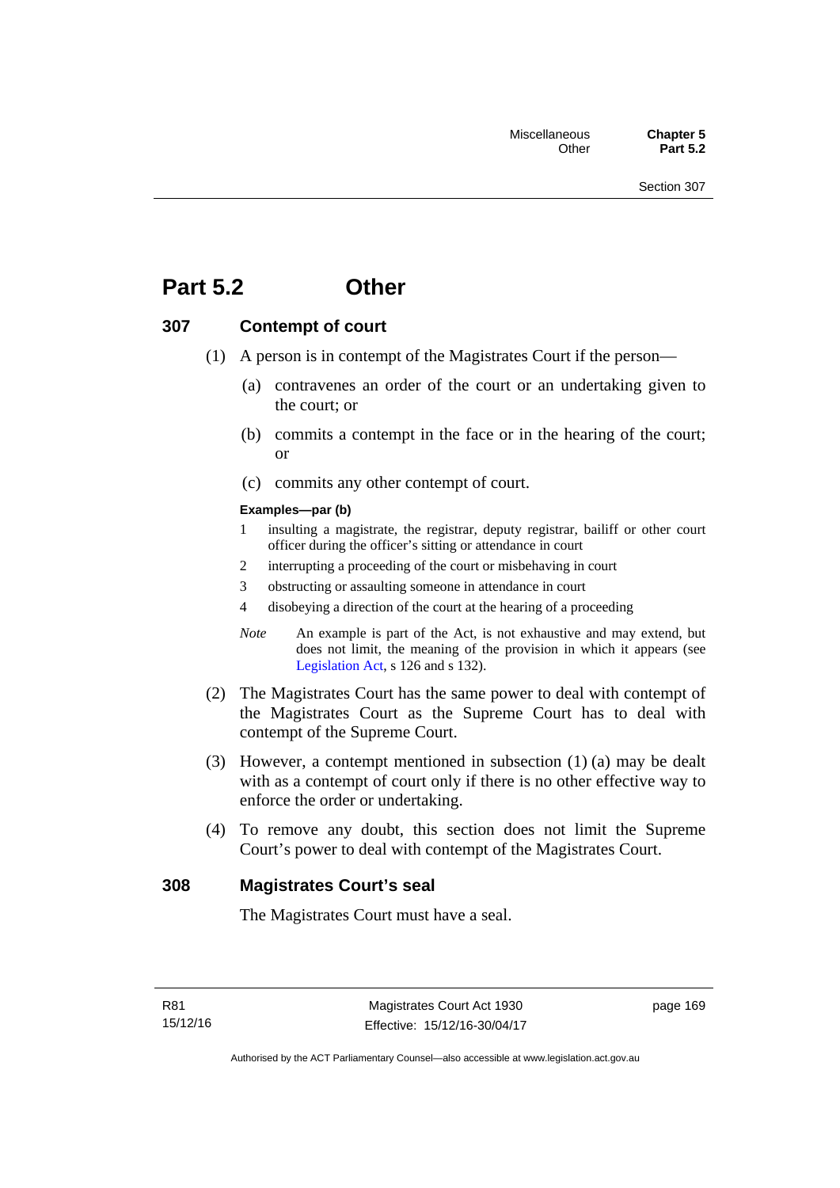# Part 5.2 Other

## 307 Contempt of court

(1) A person is in contempt of the Magistrates Court if the person—

(a) contravenes an order of the court or an undertaking given to the court; or

(b) commits a contempt in the face or in the hearing of the court; or

(c) commits any other contempt of court.

**Examples—par (b)**

1 insulting a magistrate, the registrar, deputy registrar, bailiff or other court officer during the officer's sitting or attendance in court

2 interrupting a proceeding of the court or misbehaving in court

3 obstructing or assaulting someone in attendance in court

4 disobeying a direction of the court at the hearing of a proceeding

*Note* An example is part of the Act, is not exhaustive and may extend, but does not limit, the meaning of the provision in which it appears (see Legislation Act, s 126 and s 132).

(2) The Magistrates Court has the same power to deal with contempt of the Magistrates Court as the Supreme Court has to deal with contempt of the Supreme Court.

(3) However, a contempt mentioned in subsection (1) (a) may be dealt with as a contempt of court only if there is no other effective way to enforce the order or undertaking.

(4) To remove any doubt, this section does not limit the Supreme Court's power to deal with contempt of the Magistrates Court.

## 308 Magistrates Court's seal

The Magistrates Court must have a seal.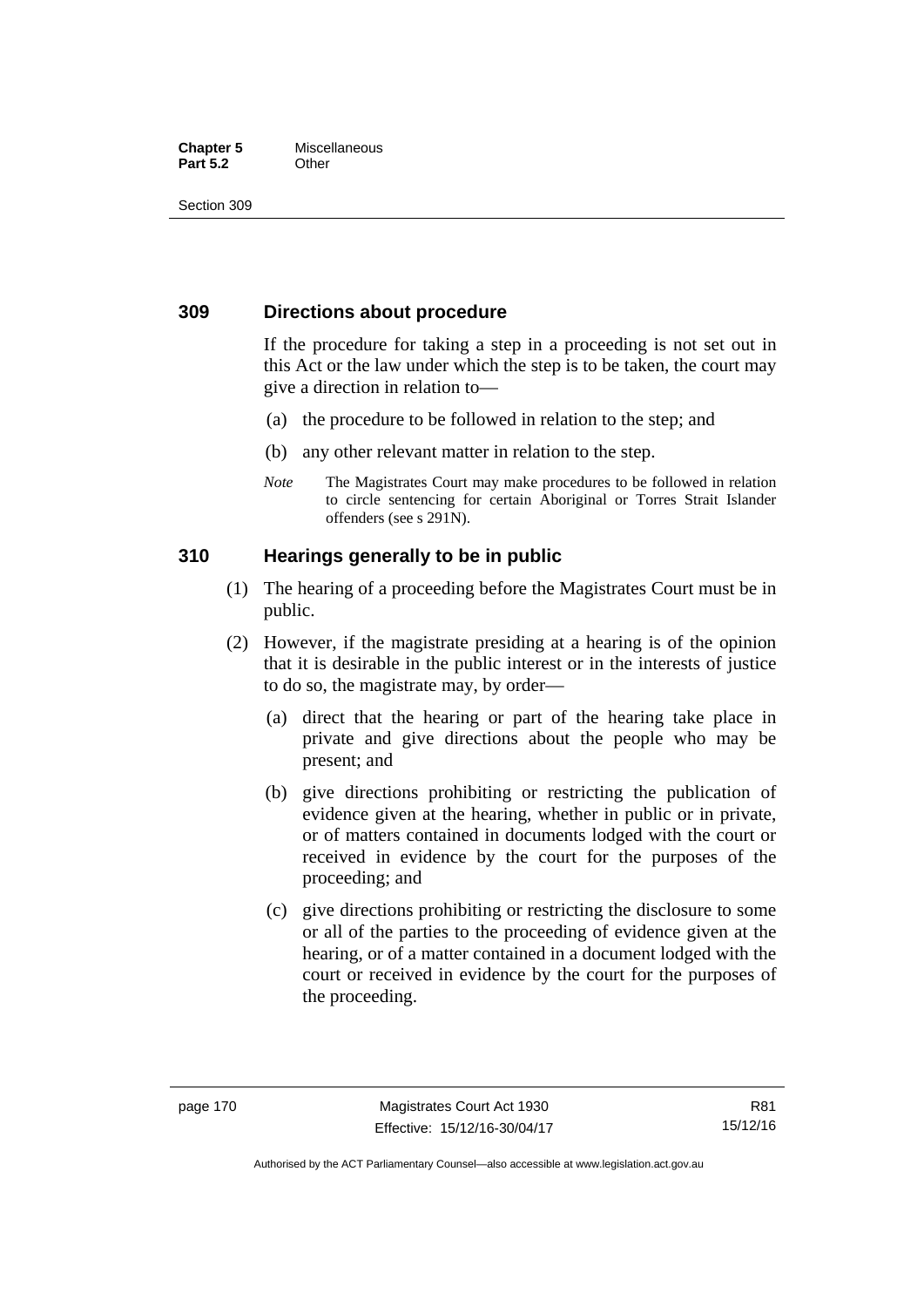## 309 Directions about procedure

If the procedure for taking a step in a proceeding is not set out in this Act or the law under which the step is to be taken, the court may give a direction in relation to—

(a) the procedure to be followed in relation to the step; and

(b) any other relevant matter in relation to the step.

*Note* The Magistrates Court may make procedures to be followed in relation to circle sentencing for certain Aboriginal or Torres Strait Islander offenders (see s 291N).

## 310 Hearings generally to be in public

(1) The hearing of a proceeding before the Magistrates Court must be in public.

(2) However, if the magistrate presiding at a hearing is of the opinion that it is desirable in the public interest or in the interests of justice to do so, the magistrate may, by order—

(a) direct that the hearing or part of the hearing take place in private and give directions about the people who may be present; and

(b) give directions prohibiting or restricting the publication of evidence given at the hearing, whether in public or in private, or of matters contained in documents lodged with the court or received in evidence by the court for the purposes of the proceeding; and

(c) give directions prohibiting or restricting the disclosure to some or all of the parties to the proceeding of evidence given at the hearing, or of a matter contained in a document lodged with the court or received in evidence by the court for the purposes of the proceeding.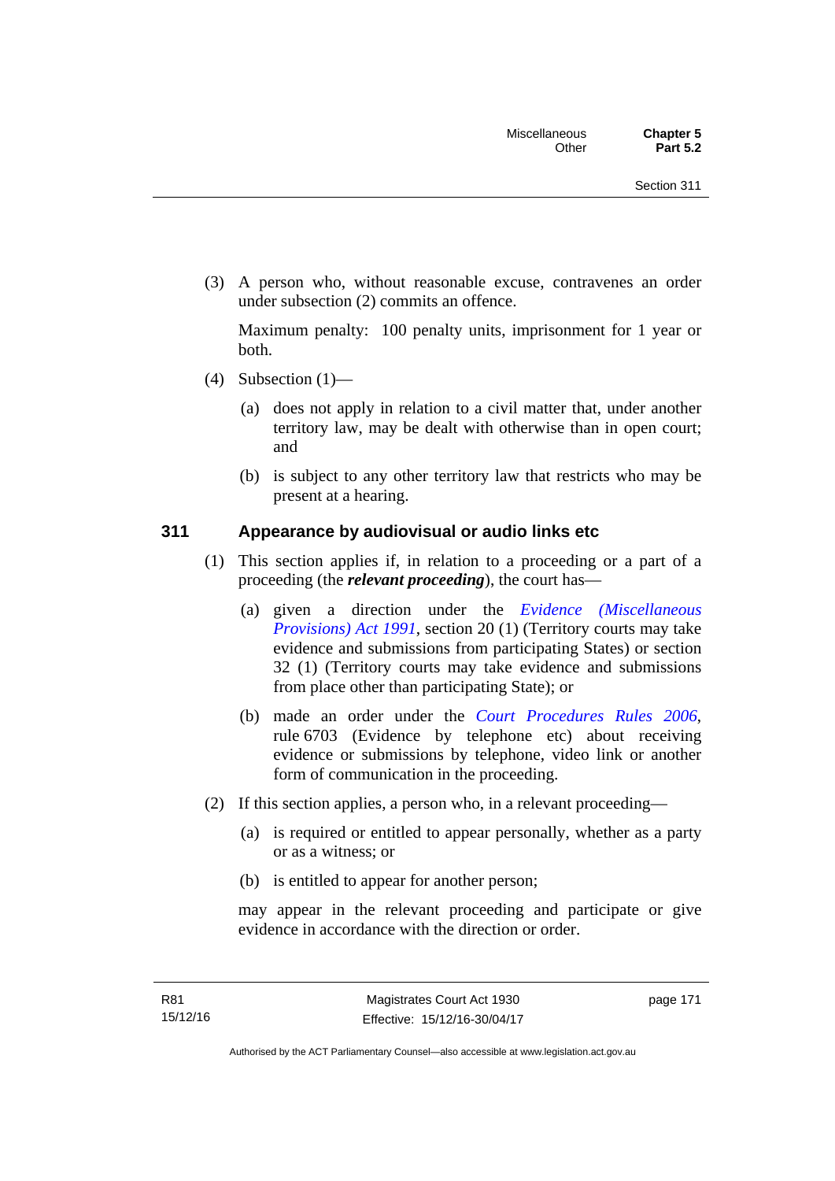(3) A person who, without reasonable excuse, contravenes an order under subsection (2) commits an offence.

Maximum penalty: 100 penalty units, imprisonment for 1 year or both.

(4) Subsection (1)—

(a) does not apply in relation to a civil matter that, under another territory law, may be dealt with otherwise than in open court; and

(b) is subject to any other territory law that restricts who may be present at a hearing.

### 311 Appearance by audiovisual or audio links etc

(1) This section applies if, in relation to a proceeding or a part of a proceeding (the ***relevant proceeding***), the court has—

(a) given a direction under the *Evidence (Miscellaneous Provisions) Act 1991*, section 20 (1) (Territory courts may take evidence and submissions from participating States) or section 32 (1) (Territory courts may take evidence and submissions from place other than participating State); or

(b) made an order under the *Court Procedures Rules 2006*, rule 6703 (Evidence by telephone etc) about receiving evidence or submissions by telephone, video link or another form of communication in the proceeding.

(2) If this section applies, a person who, in a relevant proceeding—

(a) is required or entitled to appear personally, whether as a party or as a witness; or

(b) is entitled to appear for another person;

may appear in the relevant proceeding and participate or give evidence in accordance with the direction or order.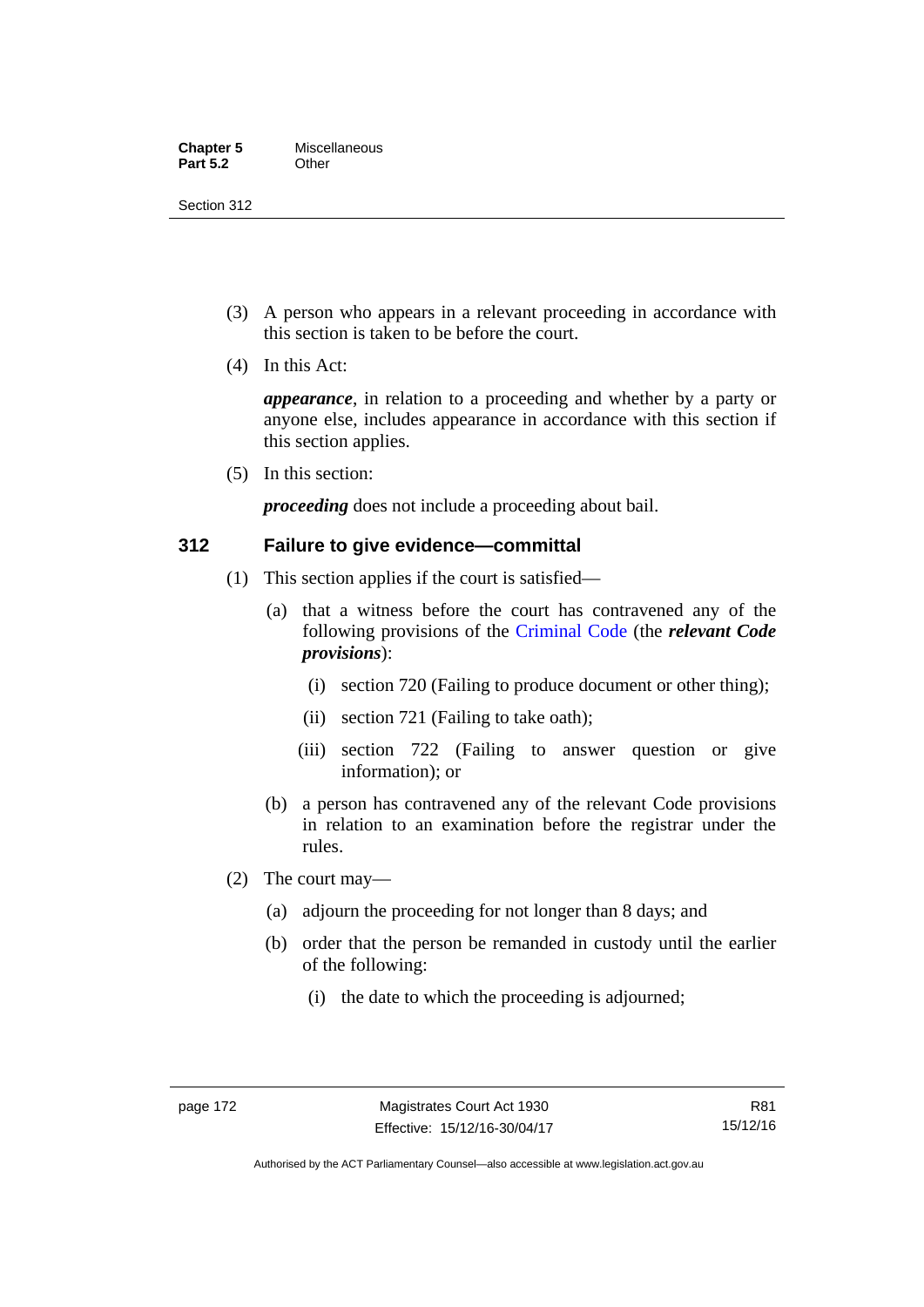(3) A person who appears in a relevant proceeding in accordance with this section is taken to be before the court.

(4) In this Act:

***appearance***, in relation to a proceeding and whether by a party or anyone else, includes appearance in accordance with this section if this section applies.

(5) In this section:

***proceeding*** does not include a proceeding about bail.

### 312 Failure to give evidence—committal

(1) This section applies if the court is satisfied—

(a) that a witness before the court has contravened any of the following provisions of the Criminal Code (the ***relevant Code provisions***):

(i) section 720 (Failing to produce document or other thing);

(ii) section 721 (Failing to take oath);

(iii) section 722 (Failing to answer question or give information); or

(b) a person has contravened any of the relevant Code provisions in relation to an examination before the registrar under the rules.

(2) The court may—

(a) adjourn the proceeding for not longer than 8 days; and

(b) order that the person be remanded in custody until the earlier of the following:

(i) the date to which the proceeding is adjourned;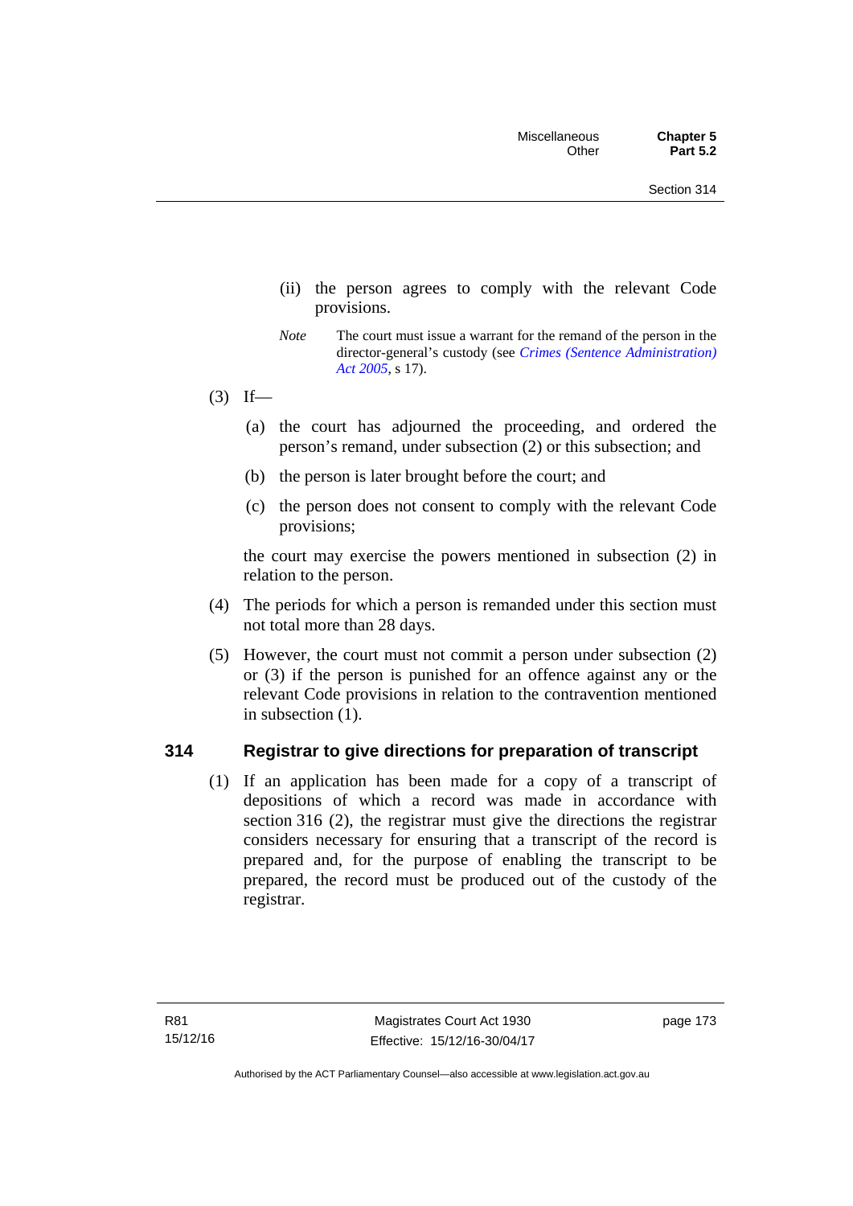(ii) the person agrees to comply with the relevant Code provisions.

*Note* The court must issue a warrant for the remand of the person in the director-general's custody (see *Crimes (Sentence Administration) Act 2005*, s 17).

(3) If—

(a) the court has adjourned the proceeding, and ordered the person's remand, under subsection (2) or this subsection; and

(b) the person is later brought before the court; and

(c) the person does not consent to comply with the relevant Code provisions;

the court may exercise the powers mentioned in subsection (2) in relation to the person.

(4) The periods for which a person is remanded under this section must not total more than 28 days.

(5) However, the court must not commit a person under subsection (2) or (3) if the person is punished for an offence against any or the relevant Code provisions in relation to the contravention mentioned in subsection (1).

## 314 Registrar to give directions for preparation of transcript

(1) If an application has been made for a copy of a transcript of depositions of which a record was made in accordance with section 316 (2), the registrar must give the directions the registrar considers necessary for ensuring that a transcript of the record is prepared and, for the purpose of enabling the transcript to be prepared, the record must be produced out of the custody of the registrar.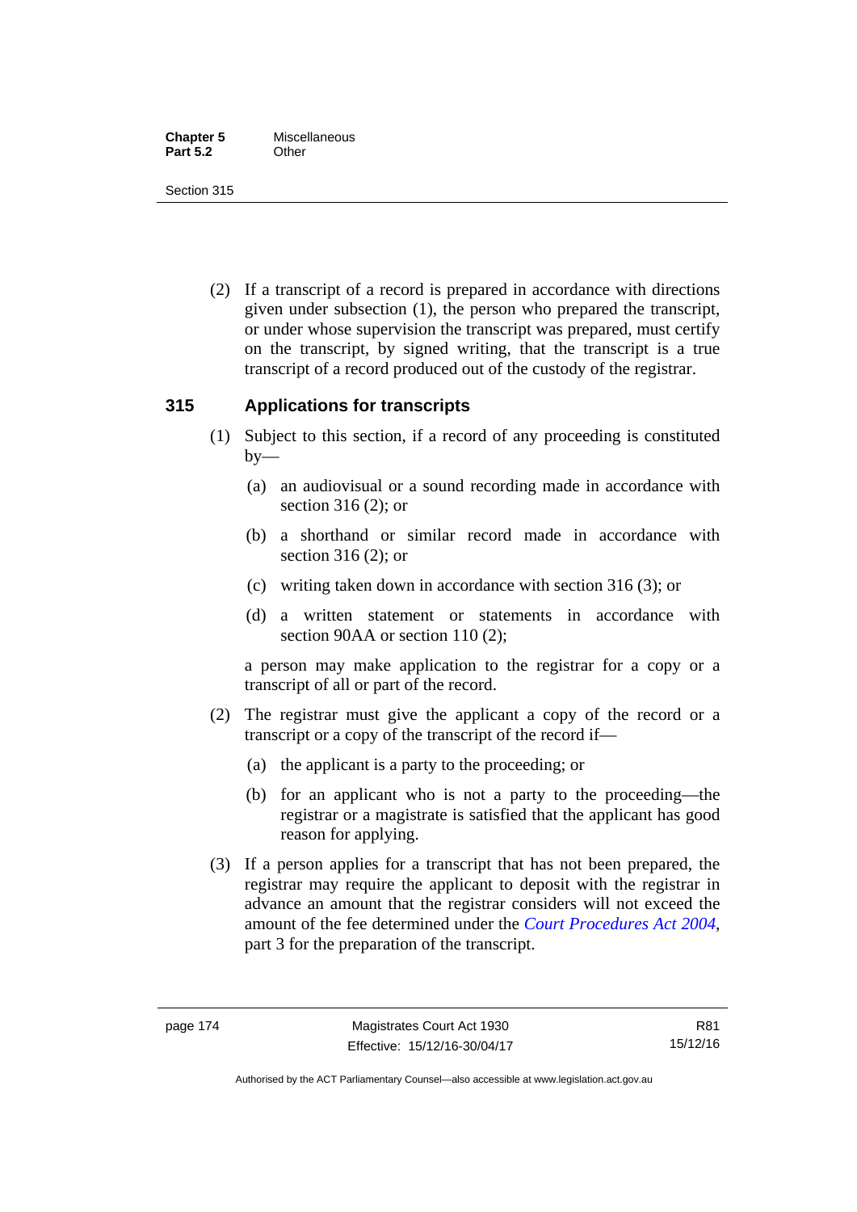(2) If a transcript of a record is prepared in accordance with directions given under subsection (1), the person who prepared the transcript, or under whose supervision the transcript was prepared, must certify on the transcript, by signed writing, that the transcript is a true transcript of a record produced out of the custody of the registrar.

### 315 Applications for transcripts

(1) Subject to this section, if a record of any proceeding is constituted by—

(a) an audiovisual or a sound recording made in accordance with section 316 (2); or

(b) a shorthand or similar record made in accordance with section 316 (2); or

(c) writing taken down in accordance with section 316 (3); or

(d) a written statement or statements in accordance with section 90AA or section 110 (2);

a person may make application to the registrar for a copy or a transcript of all or part of the record.

(2) The registrar must give the applicant a copy of the record or a transcript or a copy of the transcript of the record if—

(a) the applicant is a party to the proceeding; or

(b) for an applicant who is not a party to the proceeding—the registrar or a magistrate is satisfied that the applicant has good reason for applying.

(3) If a person applies for a transcript that has not been prepared, the registrar may require the applicant to deposit with the registrar in advance an amount that the registrar considers will not exceed the amount of the fee determined under the *Court Procedures Act 2004*, part 3 for the preparation of the transcript.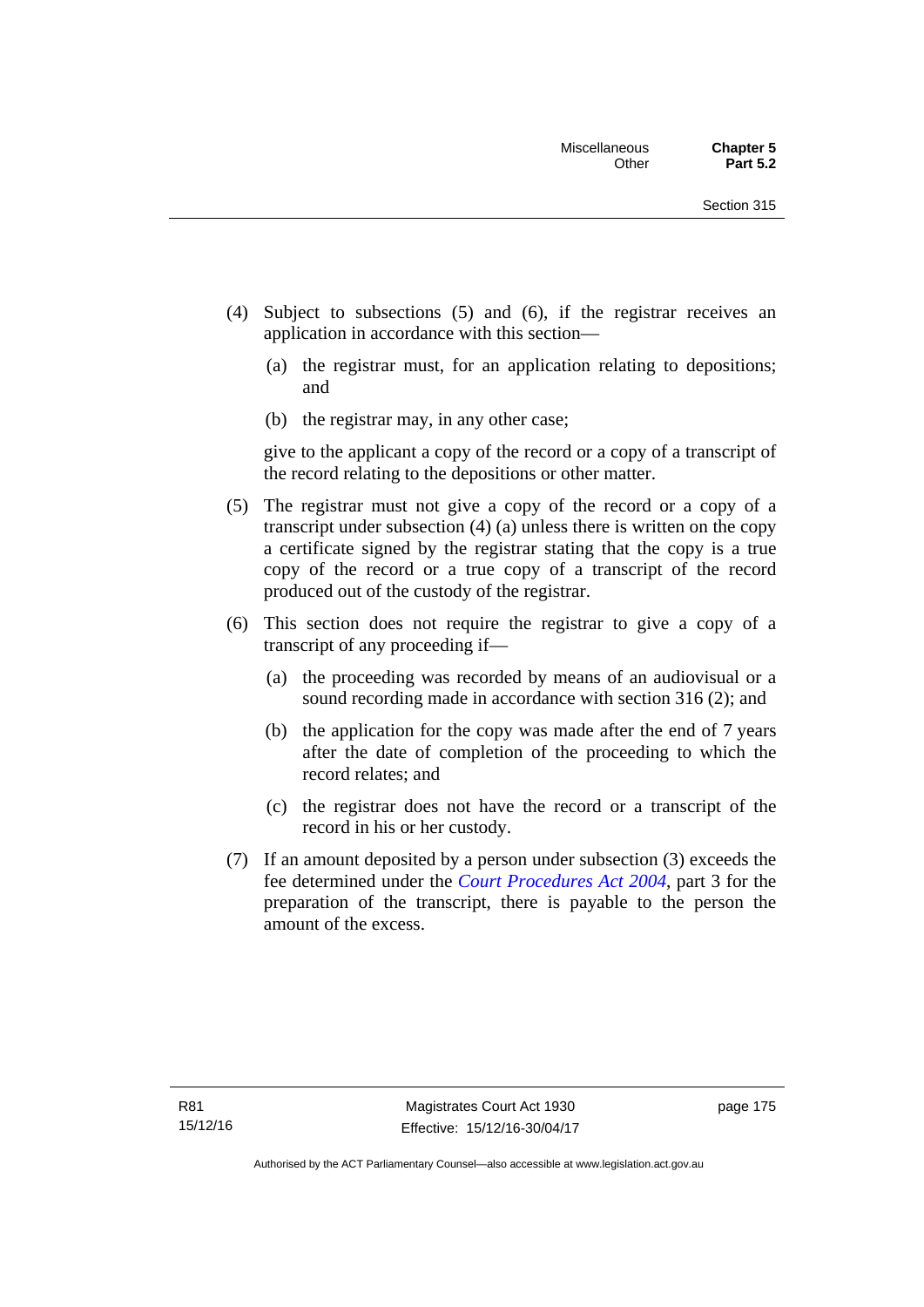(4) Subject to subsections (5) and (6), if the registrar receives an application in accordance with this section—

  (a) the registrar must, for an application relating to depositions; and

  (b) the registrar may, in any other case;

  give to the applicant a copy of the record or a copy of a transcript of the record relating to the depositions or other matter.

(5) The registrar must not give a copy of the record or a copy of a transcript under subsection (4) (a) unless there is written on the copy a certificate signed by the registrar stating that the copy is a true copy of the record or a true copy of a transcript of the record produced out of the custody of the registrar.

(6) This section does not require the registrar to give a copy of a transcript of any proceeding if—

  (a) the proceeding was recorded by means of an audiovisual or a sound recording made in accordance with section 316 (2); and

  (b) the application for the copy was made after the end of 7 years after the date of completion of the proceeding to which the record relates; and

  (c) the registrar does not have the record or a transcript of the record in his or her custody.

(7) If an amount deposited by a person under subsection (3) exceeds the fee determined under the *Court Procedures Act 2004*, part 3 for the preparation of the transcript, there is payable to the person the amount of the excess.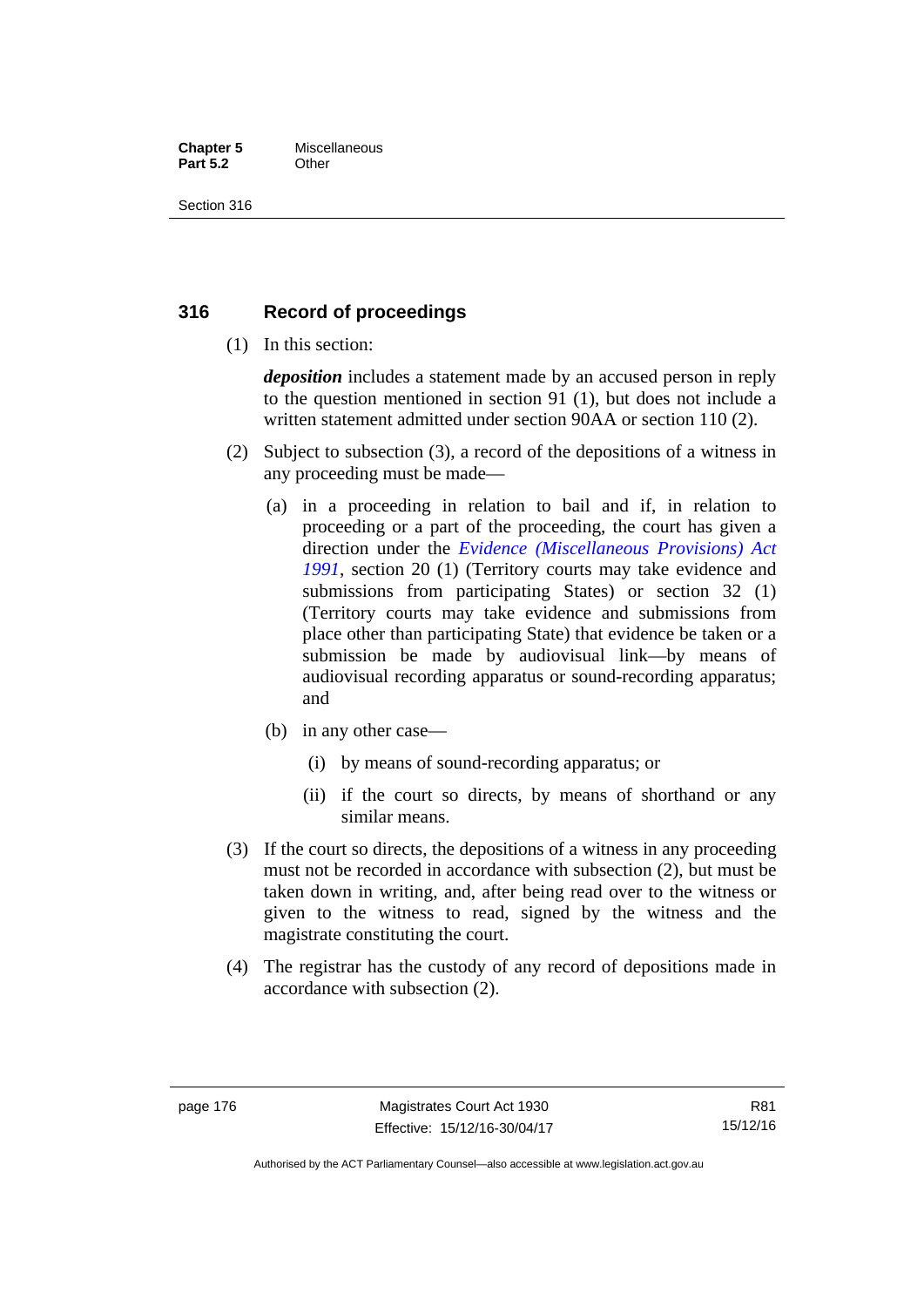## 316 Record of proceedings

(1) In this section:

***deposition*** includes a statement made by an accused person in reply to the question mentioned in section 91 (1), but does not include a written statement admitted under section 90AA or section 110 (2).

(2) Subject to subsection (3), a record of the depositions of a witness in any proceeding must be made—

(a) in a proceeding in relation to bail and if, in relation to proceeding or a part of the proceeding, the court has given a direction under the *Evidence (Miscellaneous Provisions) Act 1991*, section 20 (1) (Territory courts may take evidence and submissions from participating States) or section 32 (1) (Territory courts may take evidence and submissions from place other than participating State) that evidence be taken or a submission be made by audiovisual link—by means of audiovisual recording apparatus or sound-recording apparatus; and

(b) in any other case—

(i) by means of sound-recording apparatus; or

(ii) if the court so directs, by means of shorthand or any similar means.

(3) If the court so directs, the depositions of a witness in any proceeding must not be recorded in accordance with subsection (2), but must be taken down in writing, and, after being read over to the witness or given to the witness to read, signed by the witness and the magistrate constituting the court.

(4) The registrar has the custody of any record of depositions made in accordance with subsection (2).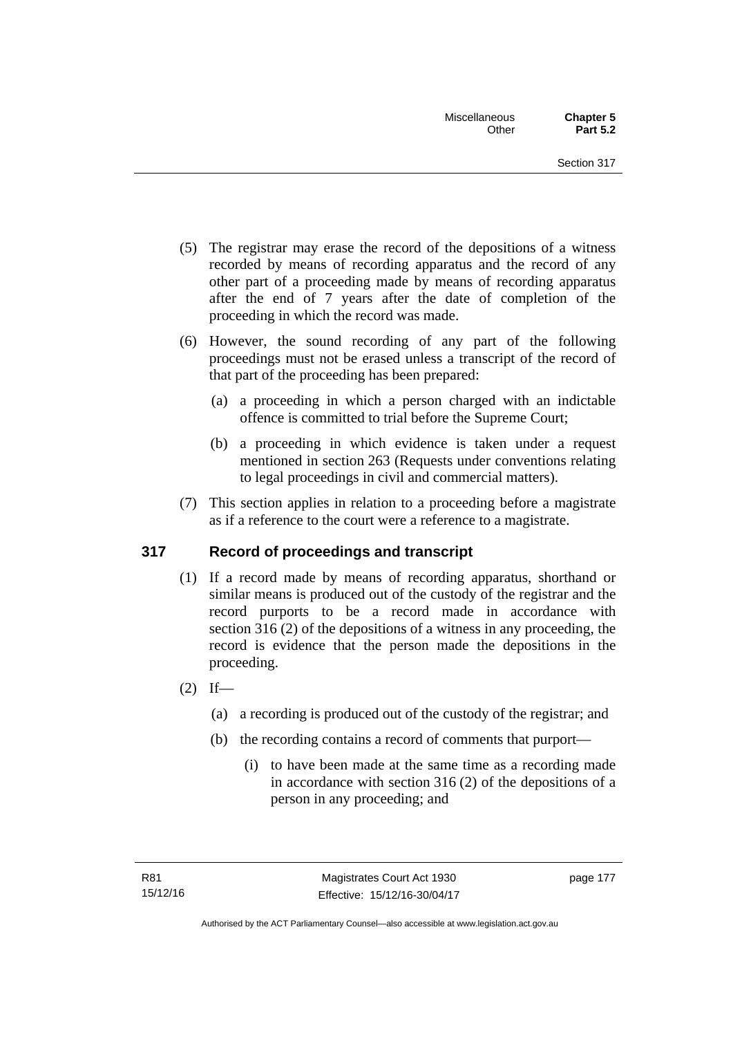(5) The registrar may erase the record of the depositions of a witness recorded by means of recording apparatus and the record of any other part of a proceeding made by means of recording apparatus after the end of 7 years after the date of completion of the proceeding in which the record was made.

(6) However, the sound recording of any part of the following proceedings must not be erased unless a transcript of the record of that part of the proceeding has been prepared:

   (a) a proceeding in which a person charged with an indictable offence is committed to trial before the Supreme Court;

   (b) a proceeding in which evidence is taken under a request mentioned in section 263 (Requests under conventions relating to legal proceedings in civil and commercial matters).

(7) This section applies in relation to a proceeding before a magistrate as if a reference to the court were a reference to a magistrate.

## 317 Record of proceedings and transcript

(1) If a record made by means of recording apparatus, shorthand or similar means is produced out of the custody of the registrar and the record purports to be a record made in accordance with section 316 (2) of the depositions of a witness in any proceeding, the record is evidence that the person made the depositions in the proceeding.

(2) If—

   (a) a recording is produced out of the custody of the registrar; and

   (b) the recording contains a record of comments that purport—

      (i) to have been made at the same time as a recording made in accordance with section 316 (2) of the depositions of a person in any proceeding; and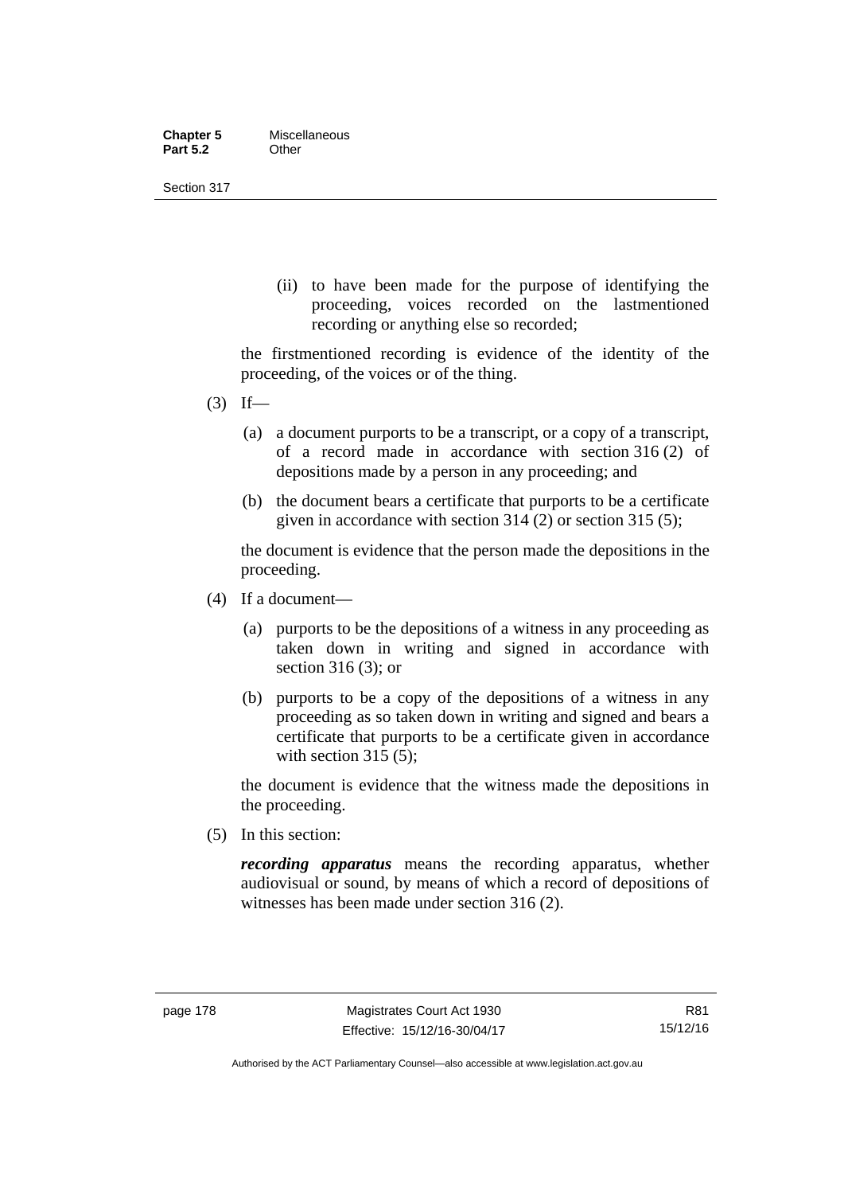(ii) to have been made for the purpose of identifying the proceeding, voices recorded on the lastmentioned recording or anything else so recorded;

the firstmentioned recording is evidence of the identity of the proceeding, of the voices or of the thing.

(3) If—

(a) a document purports to be a transcript, or a copy of a transcript, of a record made in accordance with section 316 (2) of depositions made by a person in any proceeding; and

(b) the document bears a certificate that purports to be a certificate given in accordance with section 314 (2) or section 315 (5);

the document is evidence that the person made the depositions in the proceeding.

(4) If a document—

(a) purports to be the depositions of a witness in any proceeding as taken down in writing and signed in accordance with section 316 (3); or

(b) purports to be a copy of the depositions of a witness in any proceeding as so taken down in writing and signed and bears a certificate that purports to be a certificate given in accordance with section 315 (5);

the document is evidence that the witness made the depositions in the proceeding.

(5) In this section:

***recording apparatus*** means the recording apparatus, whether audiovisual or sound, by means of which a record of depositions of witnesses has been made under section 316 (2).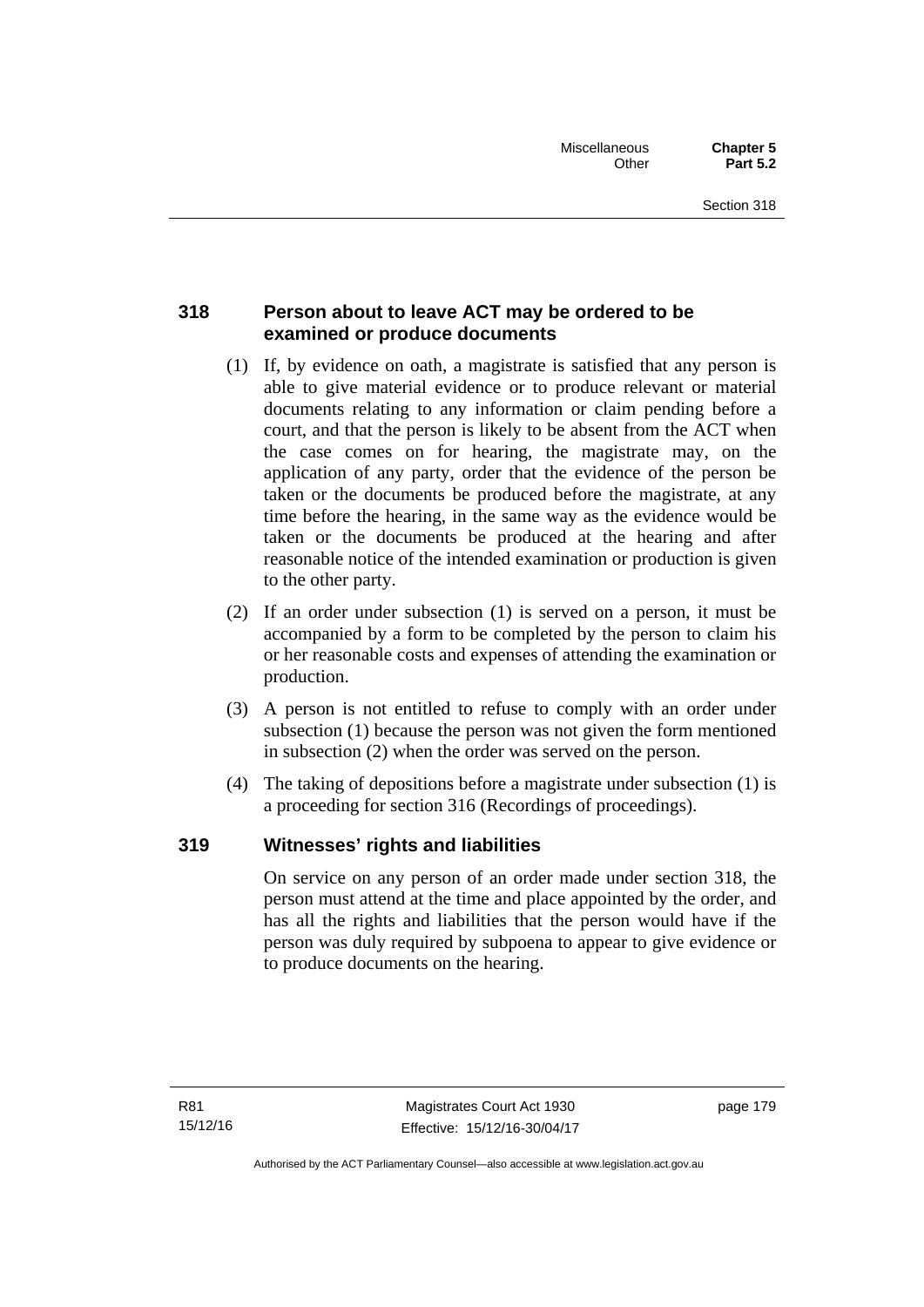### 318 Person about to leave ACT may be ordered to be examined or produce documents

(1) If, by evidence on oath, a magistrate is satisfied that any person is able to give material evidence or to produce relevant or material documents relating to any information or claim pending before a court, and that the person is likely to be absent from the ACT when the case comes on for hearing, the magistrate may, on the application of any party, order that the evidence of the person be taken or the documents be produced before the magistrate, at any time before the hearing, in the same way as the evidence would be taken or the documents be produced at the hearing and after reasonable notice of the intended examination or production is given to the other party.

(2) If an order under subsection (1) is served on a person, it must be accompanied by a form to be completed by the person to claim his or her reasonable costs and expenses of attending the examination or production.

(3) A person is not entitled to refuse to comply with an order under subsection (1) because the person was not given the form mentioned in subsection (2) when the order was served on the person.

(4) The taking of depositions before a magistrate under subsection (1) is a proceeding for section 316 (Recordings of proceedings).

### 319 Witnesses' rights and liabilities

On service on any person of an order made under section 318, the person must attend at the time and place appointed by the order, and has all the rights and liabilities that the person would have if the person was duly required by subpoena to appear to give evidence or to produce documents on the hearing.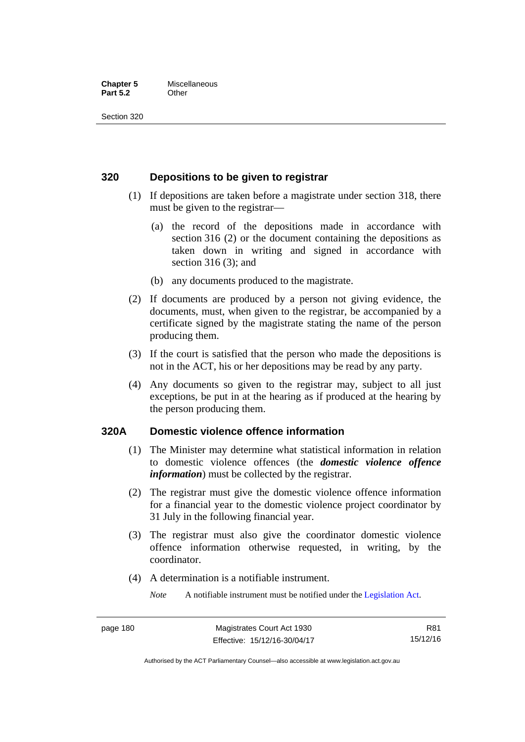## 320 Depositions to be given to registrar

(1) If depositions are taken before a magistrate under section 318, there must be given to the registrar—

(a) the record of the depositions made in accordance with section 316 (2) or the document containing the depositions as taken down in writing and signed in accordance with section 316 (3); and

(b) any documents produced to the magistrate.

(2) If documents are produced by a person not giving evidence, the documents, must, when given to the registrar, be accompanied by a certificate signed by the magistrate stating the name of the person producing them.

(3) If the court is satisfied that the person who made the depositions is not in the ACT, his or her depositions may be read by any party.

(4) Any documents so given to the registrar may, subject to all just exceptions, be put in at the hearing as if produced at the hearing by the person producing them.

## 320A Domestic violence offence information

(1) The Minister may determine what statistical information in relation to domestic violence offences (the ***domestic violence offence information***) must be collected by the registrar.

(2) The registrar must give the domestic violence offence information for a financial year to the domestic violence project coordinator by 31 July in the following financial year.

(3) The registrar must also give the coordinator domestic violence offence information otherwise requested, in writing, by the coordinator.

(4) A determination is a notifiable instrument.

*Note* A notifiable instrument must be notified under the Legislation Act.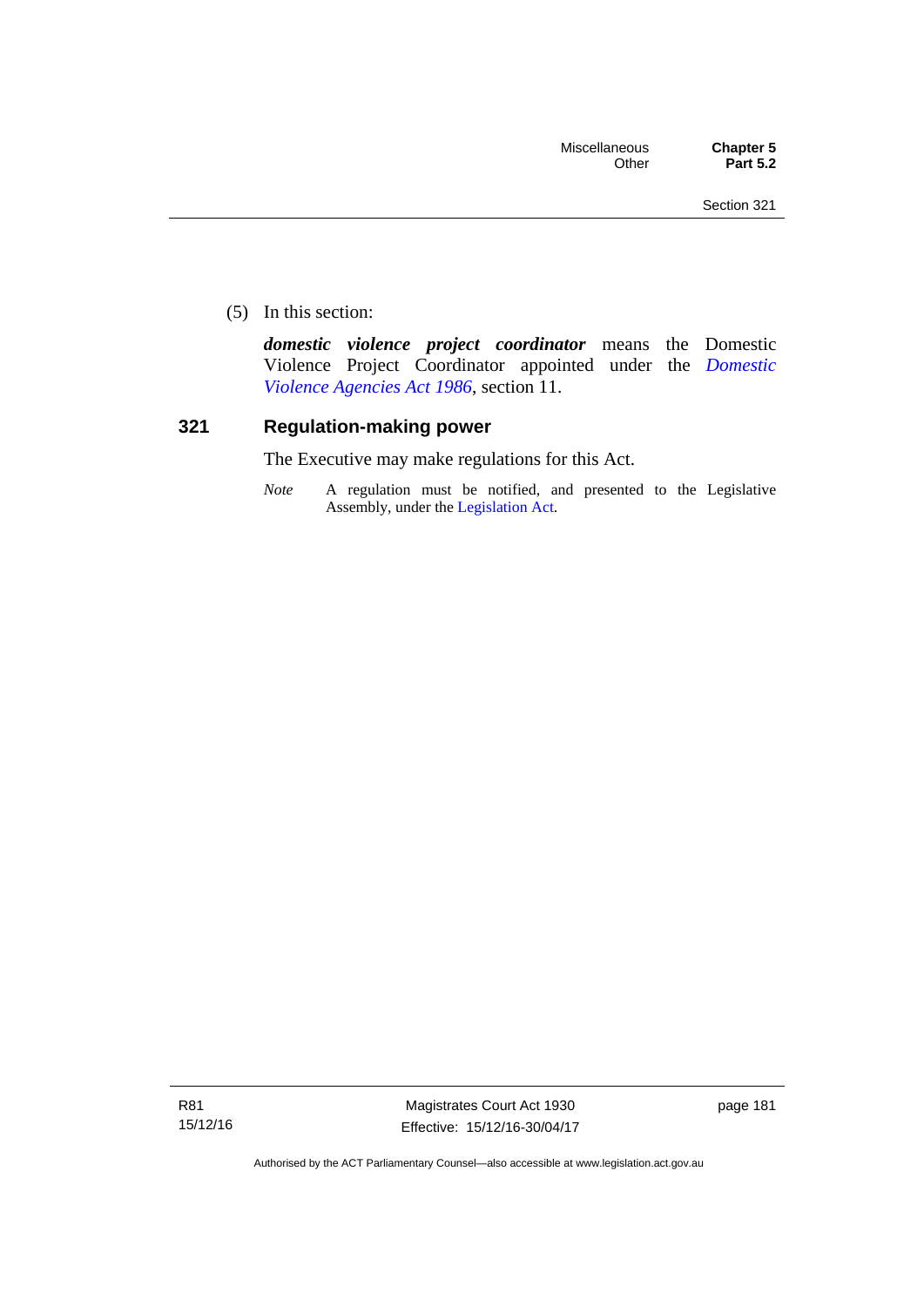(5) In this section:

***domestic violence project coordinator*** means the Domestic Violence Project Coordinator appointed under the *Domestic Violence Agencies Act 1986*, section 11.

## 321 Regulation-making power

The Executive may make regulations for this Act.

*Note* A regulation must be notified, and presented to the Legislative Assembly, under the Legislation Act.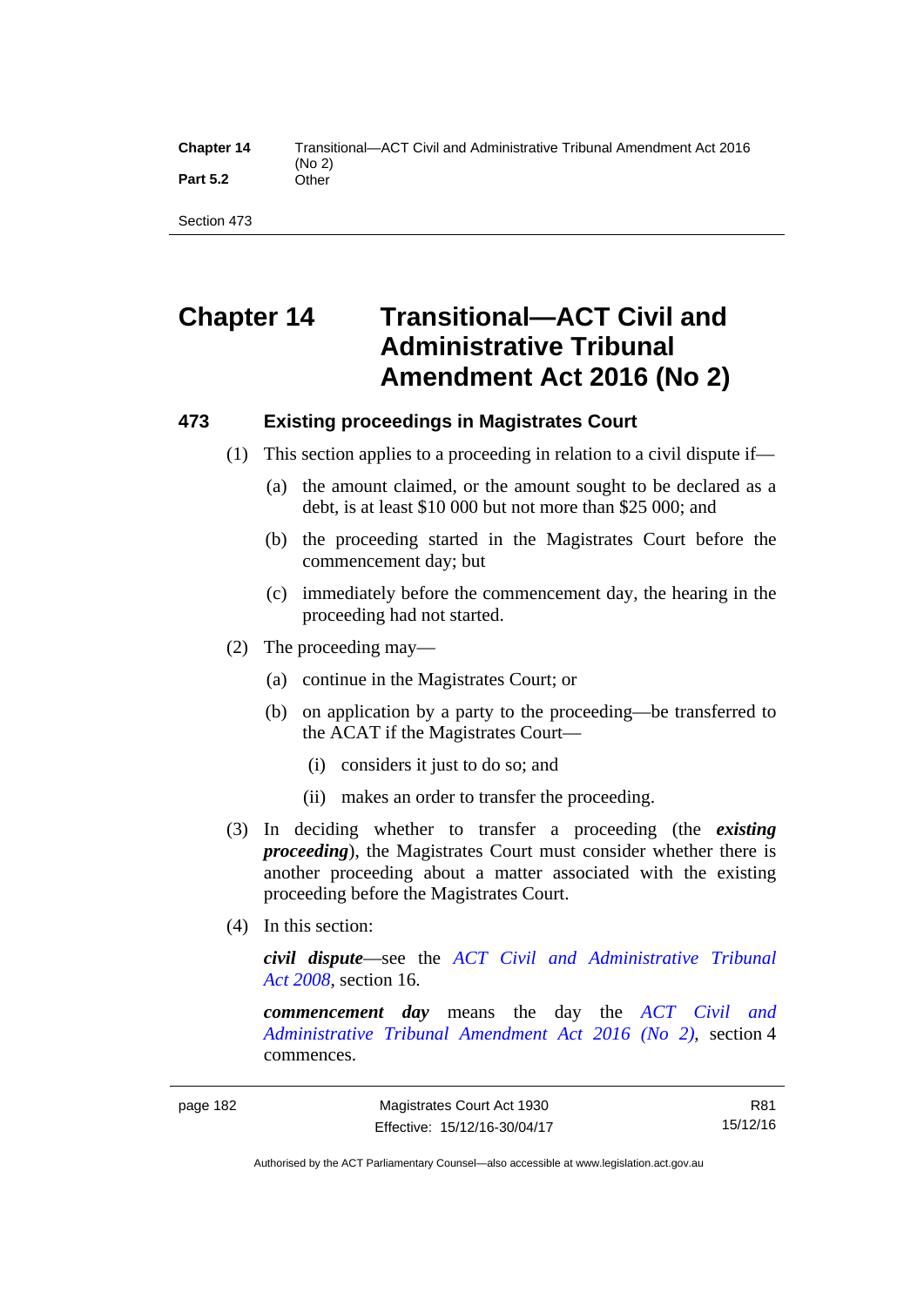# Chapter 14 Transitional—ACT Civil and Administrative Tribunal Amendment Act 2016 (No 2)

### 473 Existing proceedings in Magistrates Court

(1) This section applies to a proceeding in relation to a civil dispute if—

(a) the amount claimed, or the amount sought to be declared as a debt, is at least $10 000 but not more than $25 000; and

(b) the proceeding started in the Magistrates Court before the commencement day; but

(c) immediately before the commencement day, the hearing in the proceeding had not started.

(2) The proceeding may—

(a) continue in the Magistrates Court; or

(b) on application by a party to the proceeding—be transferred to the ACAT if the Magistrates Court—

(i) considers it just to do so; and

(ii) makes an order to transfer the proceeding.

(3) In deciding whether to transfer a proceeding (the ***existing proceeding***), the Magistrates Court must consider whether there is another proceeding about a matter associated with the existing proceeding before the Magistrates Court.

(4) In this section:

***civil dispute***—see the *ACT Civil and Administrative Tribunal Act 2008*, section 16.

***commencement day*** means the day the *ACT Civil and Administrative Tribunal Amendment Act 2016 (No 2)*, section 4 commences.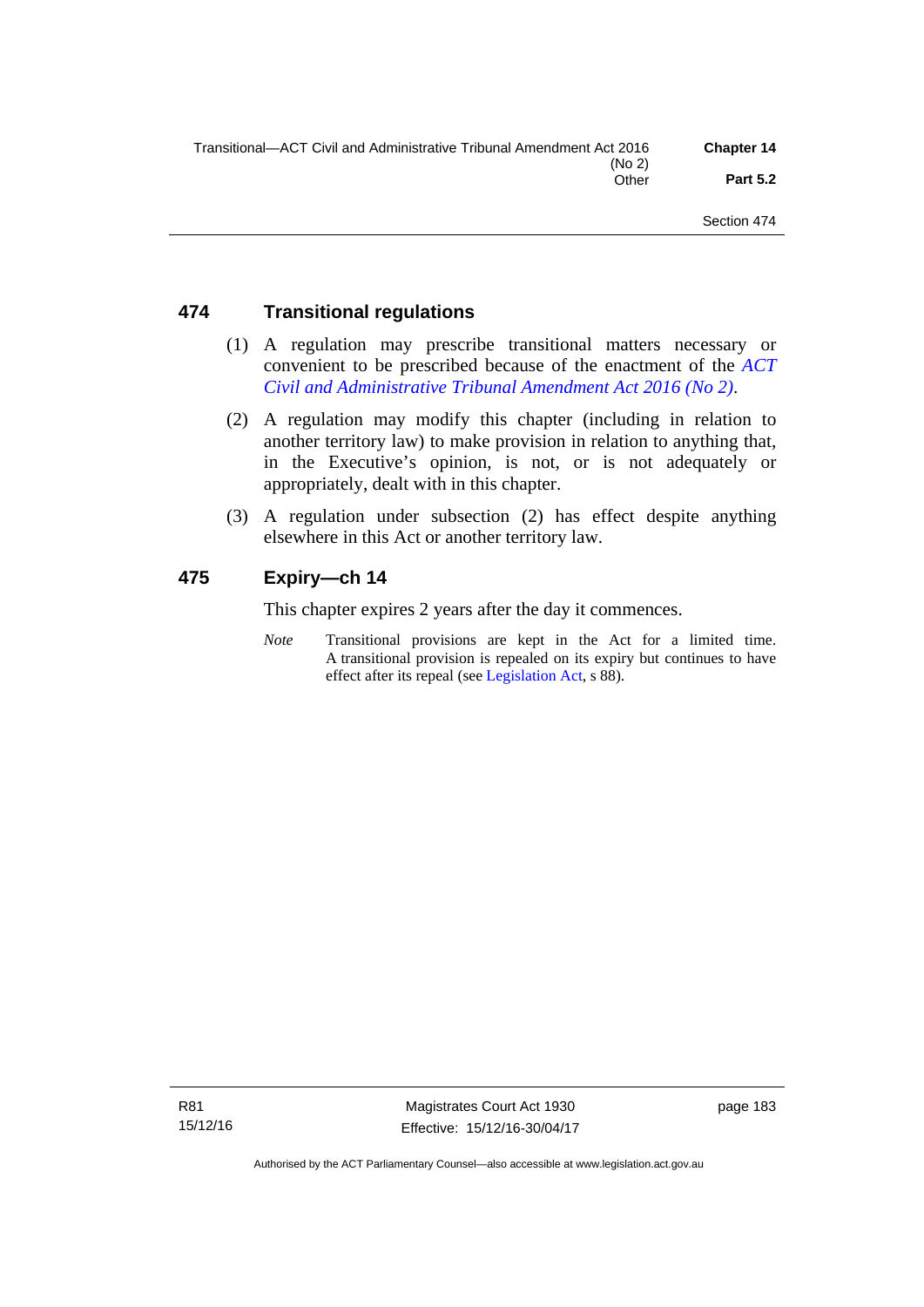### 474 Transitional regulations

(1) A regulation may prescribe transitional matters necessary or convenient to be prescribed because of the enactment of the *ACT Civil and Administrative Tribunal Amendment Act 2016 (No 2)*.

(2) A regulation may modify this chapter (including in relation to another territory law) to make provision in relation to anything that, in the Executive's opinion, is not, or is not adequately or appropriately, dealt with in this chapter.

(3) A regulation under subsection (2) has effect despite anything elsewhere in this Act or another territory law.

### 475 Expiry—ch 14

This chapter expires 2 years after the day it commences.

*Note* Transitional provisions are kept in the Act for a limited time. A transitional provision is repealed on its expiry but continues to have effect after its repeal (see Legislation Act, s 88).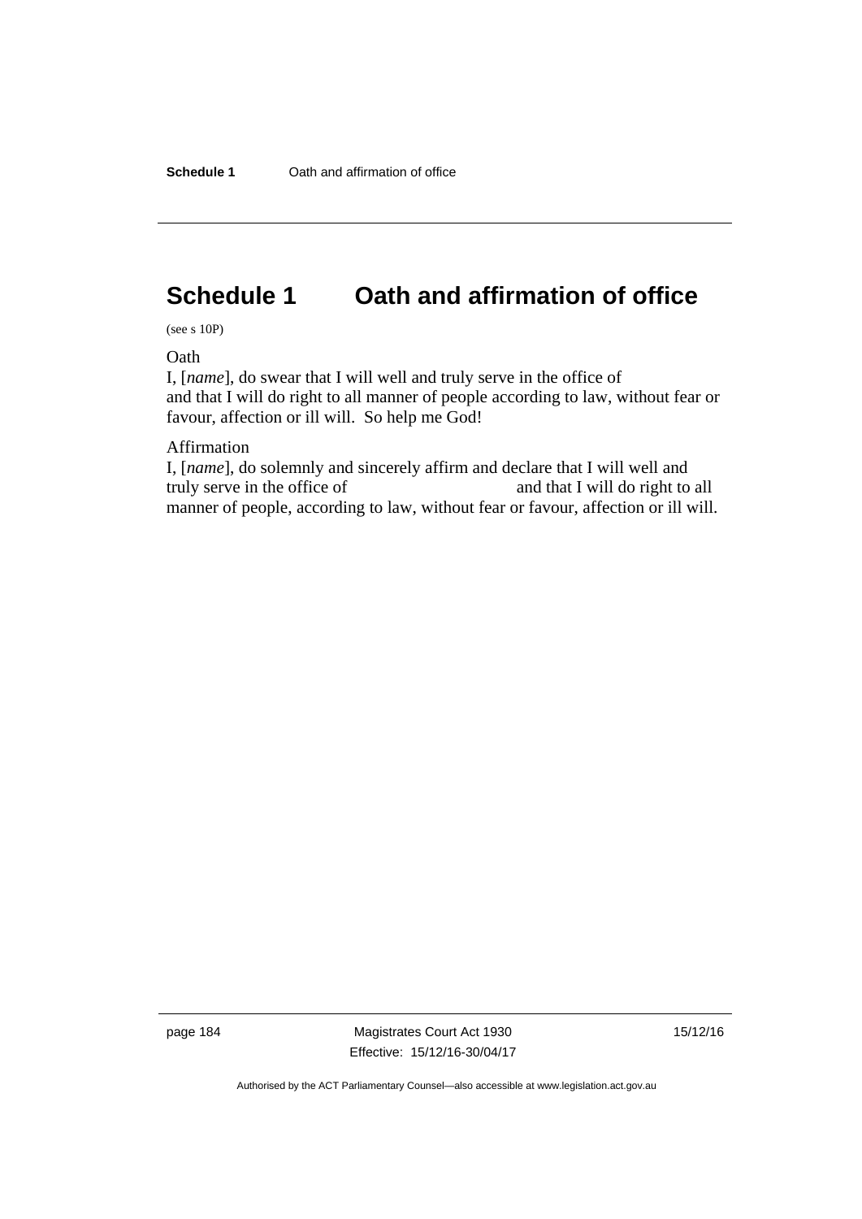# Schedule 1 Oath and affirmation of office

(see s 10P)

Oath

I, [*name*], do swear that I will well and truly serve in the office of and that I will do right to all manner of people according to law, without fear or favour, affection or ill will. So help me God!

Affirmation

I, [*name*], do solemnly and sincerely affirm and declare that I will well and truly serve in the office of and that I will do right to all manner of people, according to law, without fear or favour, affection or ill will.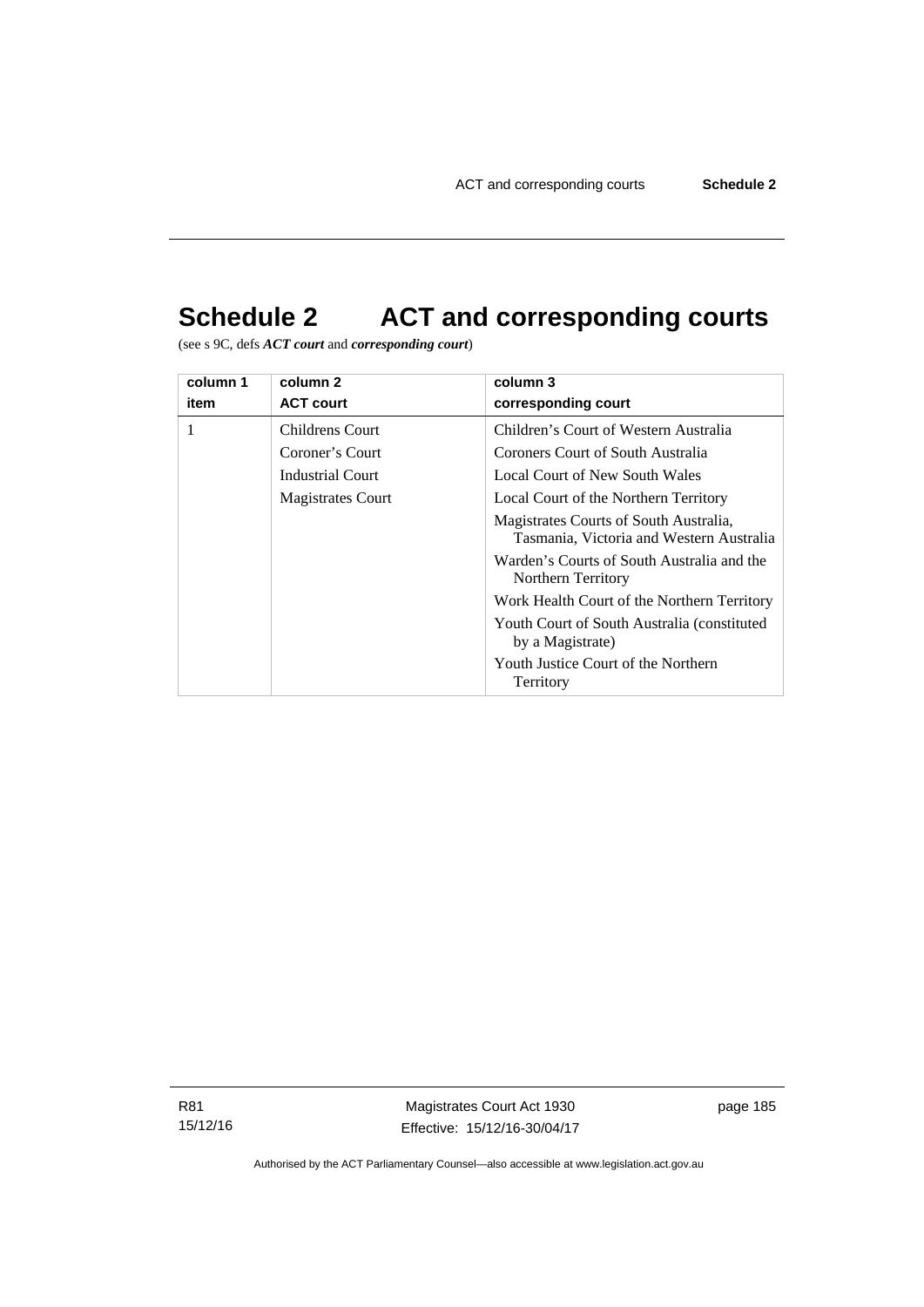# Schedule 2 ACT and corresponding courts

(see s 9C, defs ***ACT court*** and ***corresponding court***)

| column 1<br>item | column 2<br>ACT court | column 3<br>corresponding court |
|---|---|---|
| 1 | Childrens Court<br>Coroner's Court<br>Industrial Court<br>Magistrates Court | Children's Court of Western Australia<br>Coroners Court of South Australia<br>Local Court of New South Wales<br>Local Court of the Northern Territory<br>Magistrates Courts of South Australia, Tasmania, Victoria and Western Australia<br>Warden's Courts of South Australia and the Northern Territory<br>Work Health Court of the Northern Territory<br>Youth Court of South Australia (constituted by a Magistrate)<br>Youth Justice Court of the Northern Territory |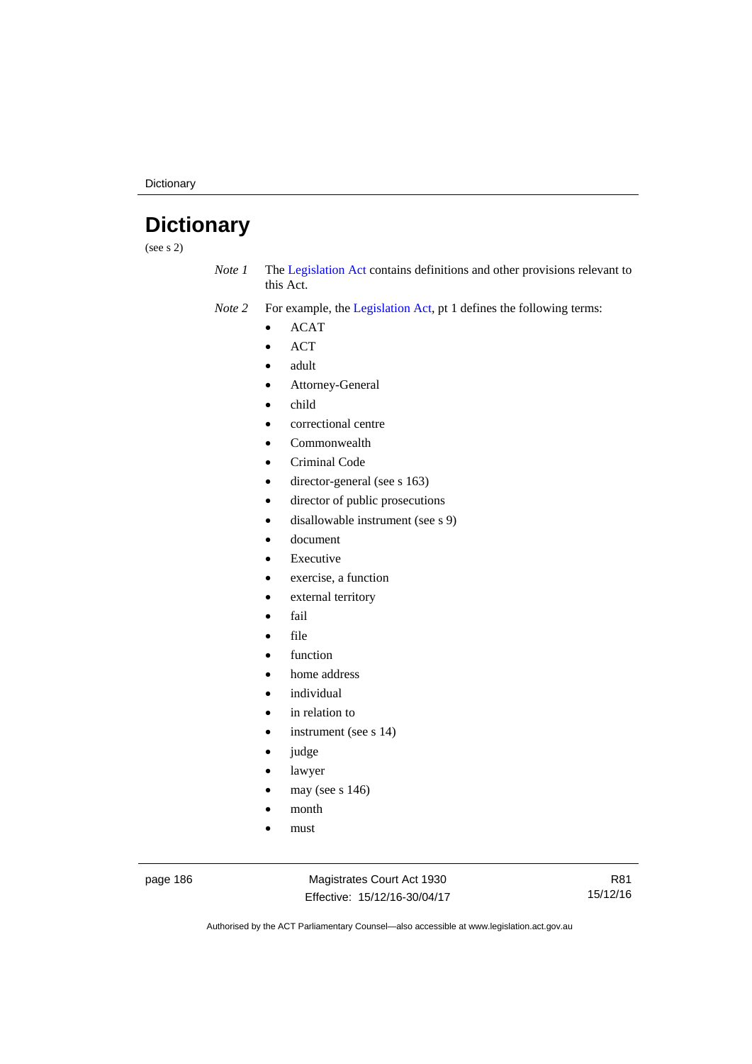# Dictionary

(see s 2)

*Note 1* The Legislation Act contains definitions and other provisions relevant to this Act.

*Note 2* For example, the Legislation Act, pt 1 defines the following terms:

- ACAT
- ACT
- adult
- Attorney-General
- child
- correctional centre
- Commonwealth
- Criminal Code
- director-general (see s 163)
- director of public prosecutions
- disallowable instrument (see s 9)
- document
- Executive
- exercise, a function
- external territory
- fail
- file
- function
- home address
- individual
- in relation to
- instrument (see s 14)
- judge
- lawyer
- may (see s 146)
- month
- must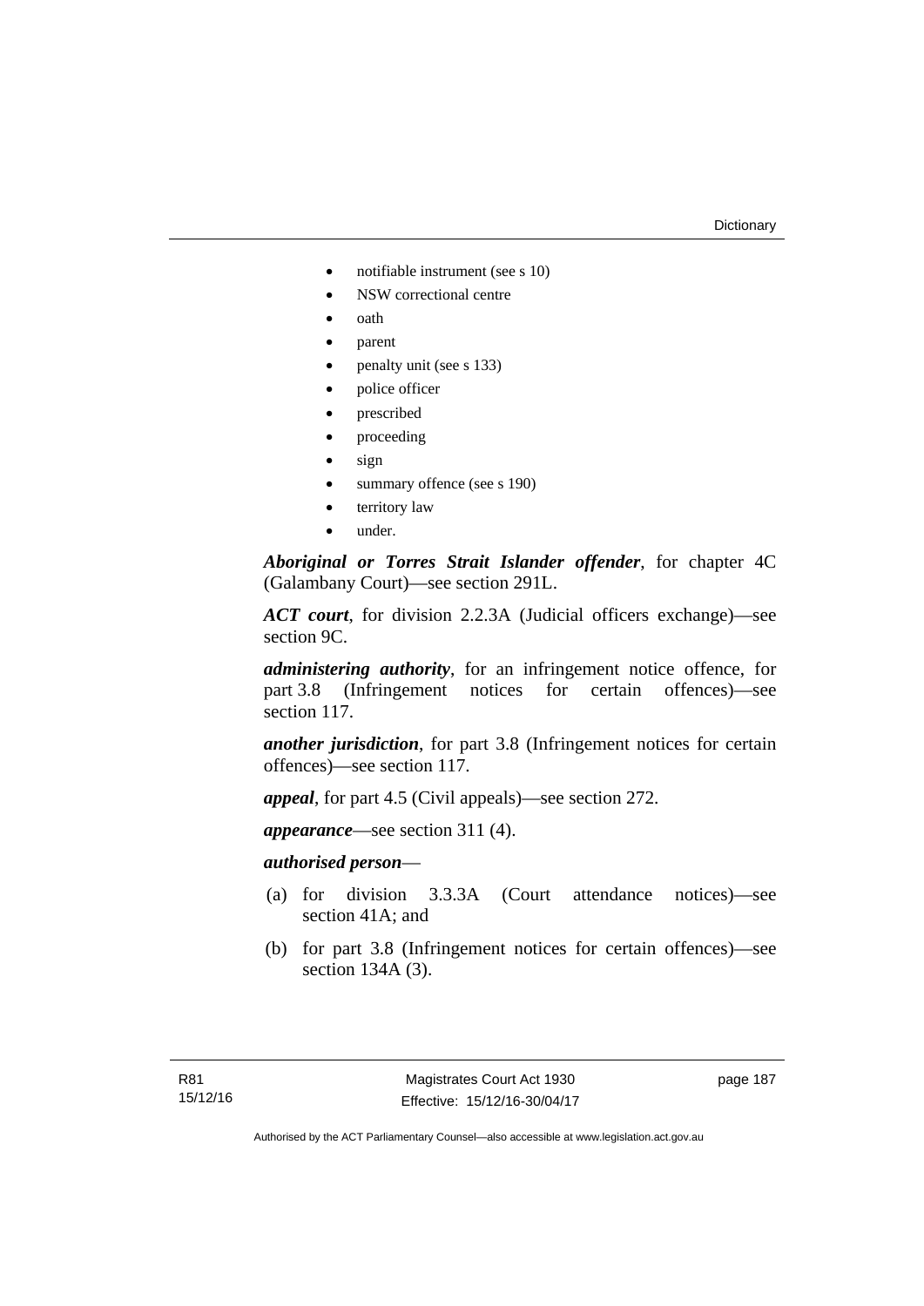- notifiable instrument (see s 10)
- NSW correctional centre
- oath
- parent
- penalty unit (see s 133)
- police officer
- prescribed
- proceeding
- sign
- summary offence (see s 190)
- territory law
- under.

***Aboriginal or Torres Strait Islander offender***, for chapter 4C (Galambany Court)—see section 291L.

***ACT court***, for division 2.2.3A (Judicial officers exchange)—see section 9C.

***administering authority***, for an infringement notice offence, for part 3.8 (Infringement notices for certain offences)—see section 117.

***another jurisdiction***, for part 3.8 (Infringement notices for certain offences)—see section 117.

***appeal***, for part 4.5 (Civil appeals)—see section 272.

***appearance***—see section 311 (4).

***authorised person***—

(a) for division 3.3.3A (Court attendance notices)—see section 41A; and

(b) for part 3.8 (Infringement notices for certain offences)—see section 134A (3).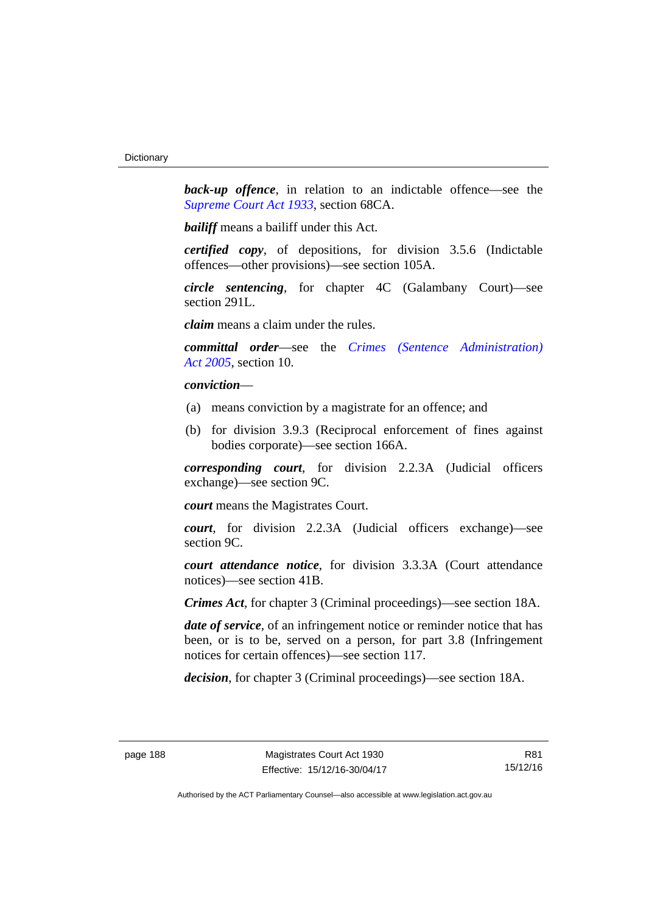***back-up offence***, in relation to an indictable offence—see the *Supreme Court Act 1933*, section 68CA.

***bailiff*** means a bailiff under this Act.

***certified copy***, of depositions, for division 3.5.6 (Indictable offences—other provisions)—see section 105A.

***circle sentencing***, for chapter 4C (Galambany Court)—see section 291L.

***claim*** means a claim under the rules.

***committal order***—see the *Crimes (Sentence Administration) Act 2005*, section 10.

***conviction***—

(a) means conviction by a magistrate for an offence; and

(b) for division 3.9.3 (Reciprocal enforcement of fines against bodies corporate)—see section 166A.

***corresponding court***, for division 2.2.3A (Judicial officers exchange)—see section 9C.

***court*** means the Magistrates Court.

***court***, for division 2.2.3A (Judicial officers exchange)—see section 9C.

***court attendance notice***, for division 3.3.3A (Court attendance notices)—see section 41B.

***Crimes Act***, for chapter 3 (Criminal proceedings)—see section 18A.

***date of service***, of an infringement notice or reminder notice that has been, or is to be, served on a person, for part 3.8 (Infringement notices for certain offences)—see section 117.

***decision***, for chapter 3 (Criminal proceedings)—see section 18A.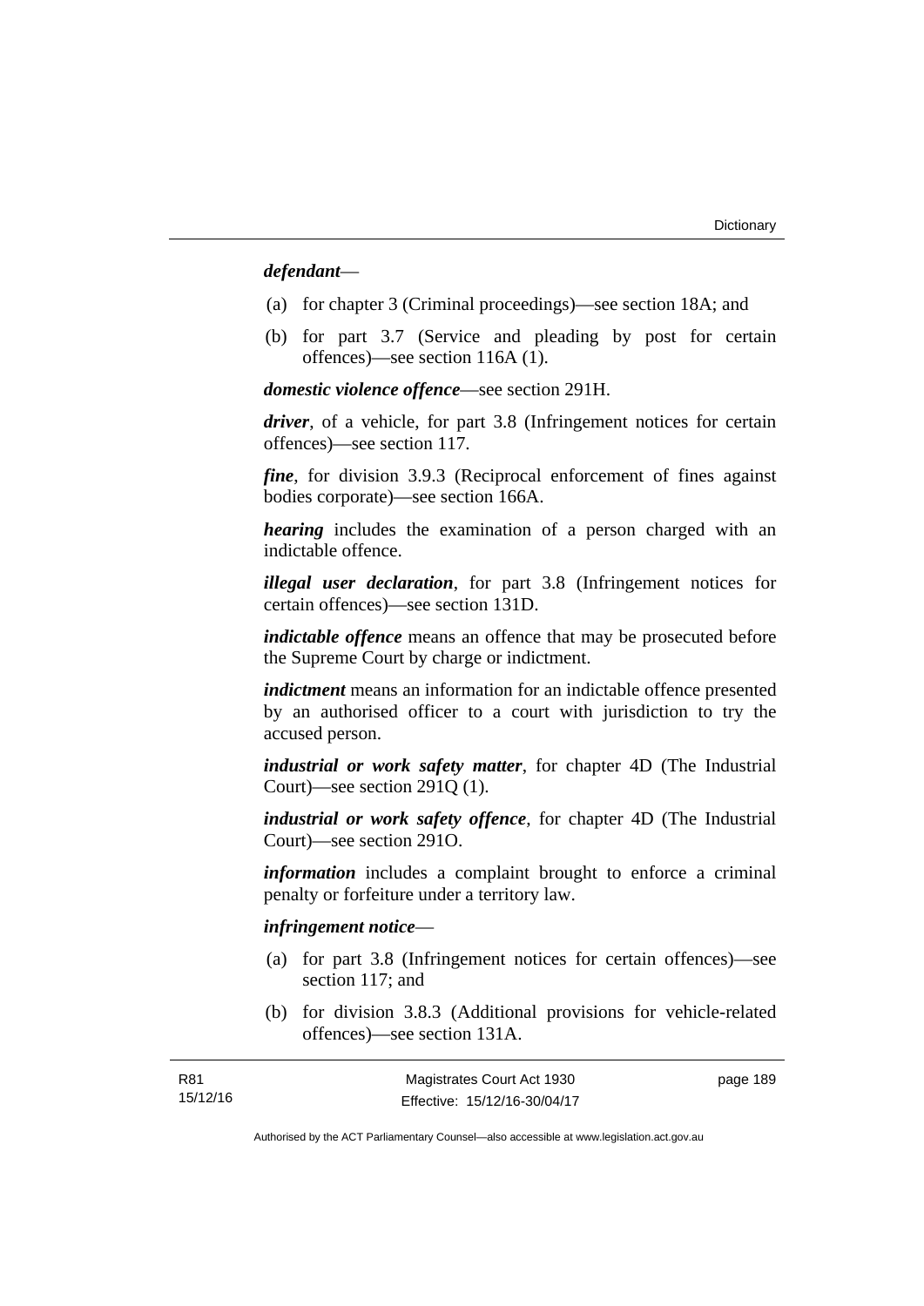***defendant***—

(a) for chapter 3 (Criminal proceedings)—see section 18A; and

(b) for part 3.7 (Service and pleading by post for certain offences)—see section 116A (1).

***domestic violence offence***—see section 291H.

***driver***, of a vehicle, for part 3.8 (Infringement notices for certain offences)—see section 117.

***fine***, for division 3.9.3 (Reciprocal enforcement of fines against bodies corporate)—see section 166A.

***hearing*** includes the examination of a person charged with an indictable offence.

***illegal user declaration***, for part 3.8 (Infringement notices for certain offences)—see section 131D.

***indictable offence*** means an offence that may be prosecuted before the Supreme Court by charge or indictment.

***indictment*** means an information for an indictable offence presented by an authorised officer to a court with jurisdiction to try the accused person.

***industrial or work safety matter***, for chapter 4D (The Industrial Court)—see section 291Q (1).

***industrial or work safety offence***, for chapter 4D (The Industrial Court)—see section 291O.

***information*** includes a complaint brought to enforce a criminal penalty or forfeiture under a territory law.

***infringement notice***—

(a) for part 3.8 (Infringement notices for certain offences)—see section 117; and

(b) for division 3.8.3 (Additional provisions for vehicle-related offences)—see section 131A.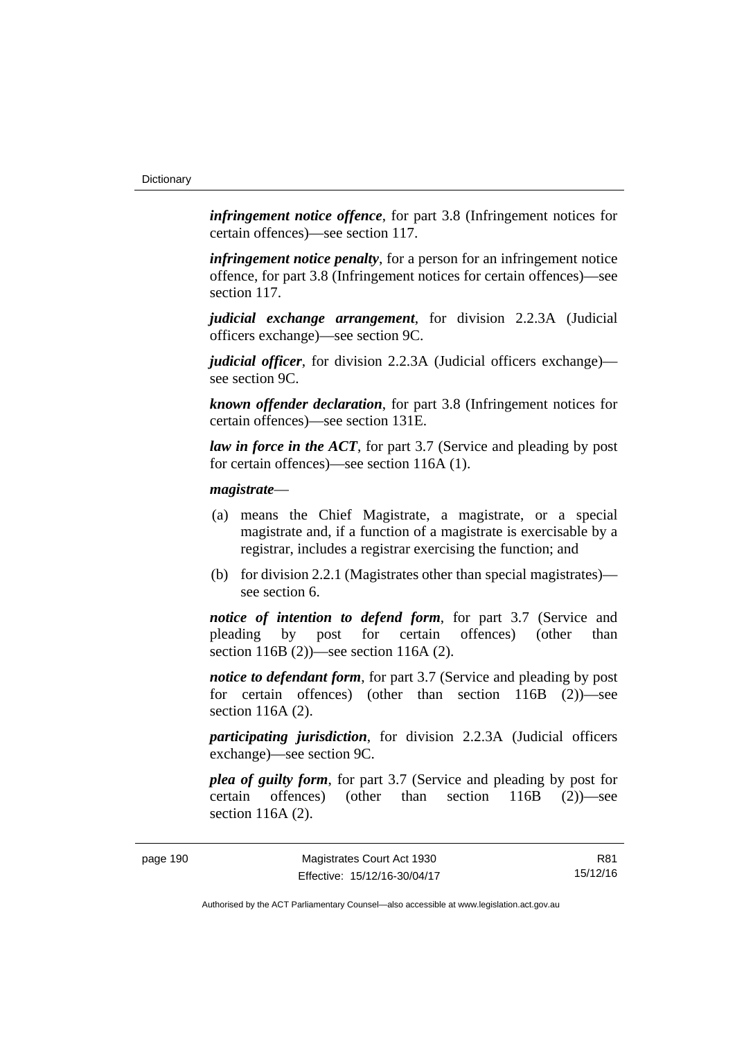***infringement notice offence***, for part 3.8 (Infringement notices for certain offences)—see section 117.

***infringement notice penalty***, for a person for an infringement notice offence, for part 3.8 (Infringement notices for certain offences)—see section 117.

***judicial exchange arrangement***, for division 2.2.3A (Judicial officers exchange)—see section 9C.

***judicial officer***, for division 2.2.3A (Judicial officers exchange)—see section 9C.

***known offender declaration***, for part 3.8 (Infringement notices for certain offences)—see section 131E.

***law in force in the ACT***, for part 3.7 (Service and pleading by post for certain offences)—see section 116A (1).

***magistrate***—

(a) means the Chief Magistrate, a magistrate, or a special magistrate and, if a function of a magistrate is exercisable by a registrar, includes a registrar exercising the function; and

(b) for division 2.2.1 (Magistrates other than special magistrates)—see section 6.

***notice of intention to defend form***, for part 3.7 (Service and pleading by post for certain offences) (other than section 116B (2))—see section 116A (2).

***notice to defendant form***, for part 3.7 (Service and pleading by post for certain offences) (other than section 116B (2))—see section 116A (2).

***participating jurisdiction***, for division 2.2.3A (Judicial officers exchange)—see section 9C.

***plea of guilty form***, for part 3.7 (Service and pleading by post for certain offences) (other than section 116B (2))—see section 116A (2).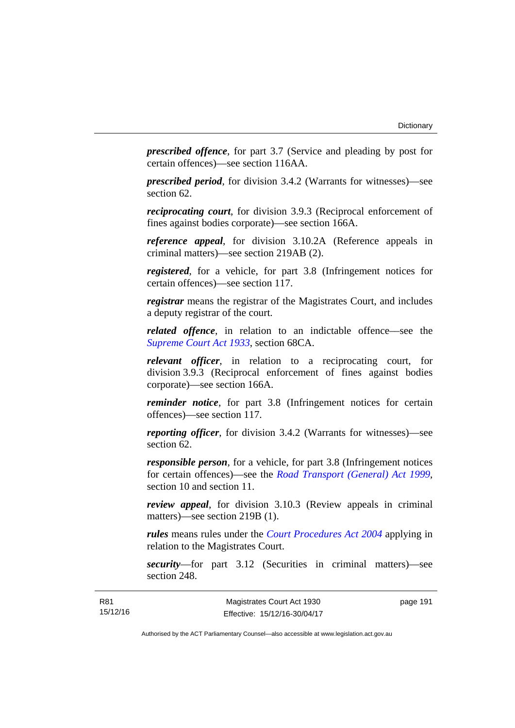***prescribed offence***, for part 3.7 (Service and pleading by post for certain offences)—see section 116AA.

***prescribed period***, for division 3.4.2 (Warrants for witnesses)—see section 62.

***reciprocating court***, for division 3.9.3 (Reciprocal enforcement of fines against bodies corporate)—see section 166A.

***reference appeal***, for division 3.10.2A (Reference appeals in criminal matters)—see section 219AB (2).

***registered***, for a vehicle, for part 3.8 (Infringement notices for certain offences)—see section 117.

***registrar*** means the registrar of the Magistrates Court, and includes a deputy registrar of the court.

***related offence***, in relation to an indictable offence—see the *Supreme Court Act 1933*, section 68CA.

***relevant officer***, in relation to a reciprocating court, for division 3.9.3 (Reciprocal enforcement of fines against bodies corporate)—see section 166A.

***reminder notice***, for part 3.8 (Infringement notices for certain offences)—see section 117.

***reporting officer***, for division 3.4.2 (Warrants for witnesses)—see section 62.

***responsible person***, for a vehicle, for part 3.8 (Infringement notices for certain offences)—see the *Road Transport (General) Act 1999*, section 10 and section 11.

***review appeal***, for division 3.10.3 (Review appeals in criminal matters)—see section 219B (1).

***rules*** means rules under the *Court Procedures Act 2004* applying in relation to the Magistrates Court.

***security***—for part 3.12 (Securities in criminal matters)—see section 248.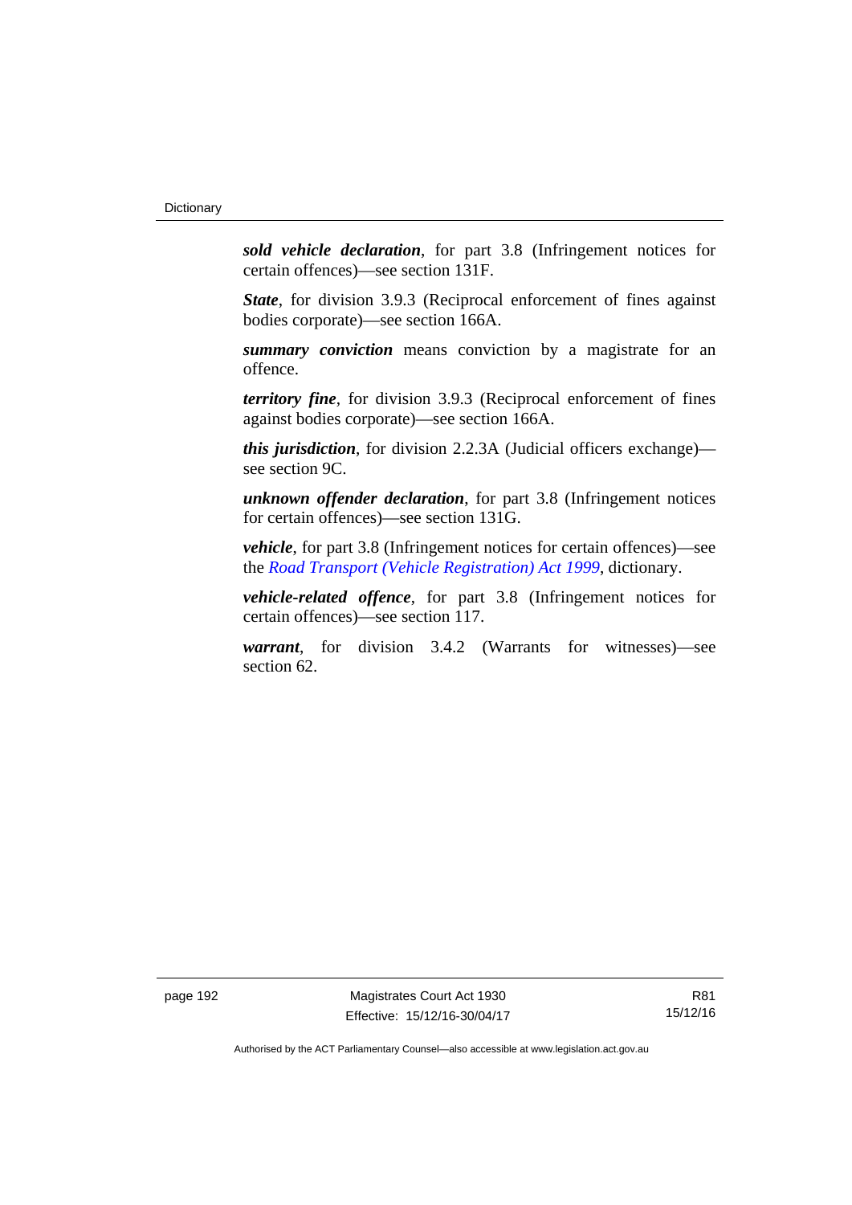***sold vehicle declaration***, for part 3.8 (Infringement notices for certain offences)—see section 131F.

***State***, for division 3.9.3 (Reciprocal enforcement of fines against bodies corporate)—see section 166A.

***summary conviction*** means conviction by a magistrate for an offence.

***territory fine***, for division 3.9.3 (Reciprocal enforcement of fines against bodies corporate)—see section 166A.

***this jurisdiction***, for division 2.2.3A (Judicial officers exchange)—see section 9C.

***unknown offender declaration***, for part 3.8 (Infringement notices for certain offences)—see section 131G.

***vehicle***, for part 3.8 (Infringement notices for certain offences)—see the *Road Transport (Vehicle Registration) Act 1999*, dictionary.

***vehicle-related offence***, for part 3.8 (Infringement notices for certain offences)—see section 117.

***warrant***, for division 3.4.2 (Warrants for witnesses)—see section 62.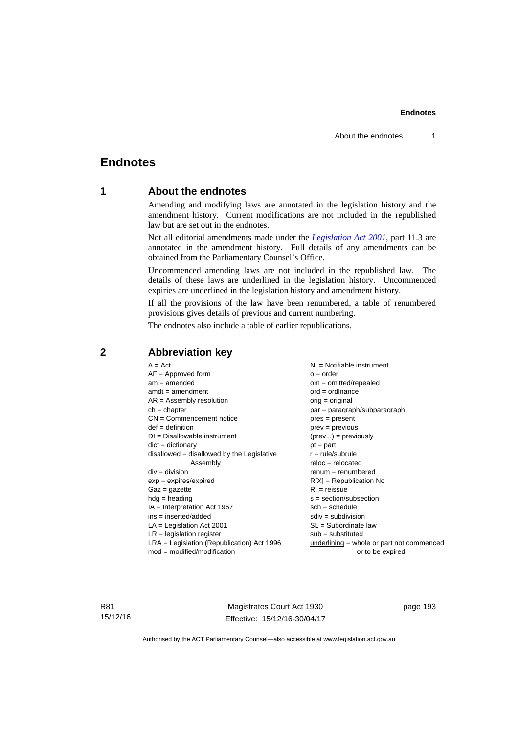# Endnotes

## 1 About the endnotes

Amending and modifying laws are annotated in the legislation history and the amendment history. Current modifications are not included in the republished law but are set out in the endnotes.

Not all editorial amendments made under the *Legislation Act 2001*, part 11.3 are annotated in the amendment history. Full details of any amendments can be obtained from the Parliamentary Counsel's Office.

Uncommenced amending laws are not included in the republished law. The details of these laws are underlined in the legislation history. Uncommenced expiries are underlined in the legislation history and amendment history.

If all the provisions of the law have been renumbered, a table of renumbered provisions gives details of previous and current numbering.

The endnotes also include a table of earlier republications.

## 2 Abbreviation key

A = Act
AF = Approved form
am = amended
amdt = amendment
AR = Assembly resolution
ch = chapter
CN = Commencement notice
def = definition
DI = Disallowable instrument
dict = dictionary
disallowed = disallowed by the Legislative Assembly
div = division
exp = expires/expired
Gaz = gazette
hdg = heading
IA = Interpretation Act 1967
ins = inserted/added
LA = Legislation Act 2001
LR = legislation register
LRA = Legislation (Republication) Act 1996
mod = modified/modification
NI = Notifiable instrument
o = order
om = omitted/repealed
ord = ordinance
orig = original
par = paragraph/subparagraph
pres = present
prev = previous
(prev...) = previously
pt = part
r = rule/subrule
reloc = relocated
renum = renumbered
R[X] = Republication No
RI = reissue
s = section/subsection
sch = schedule
sdiv = subdivision
SL = Subordinate law
sub = substituted
underlining = whole or part not commenced or to be expired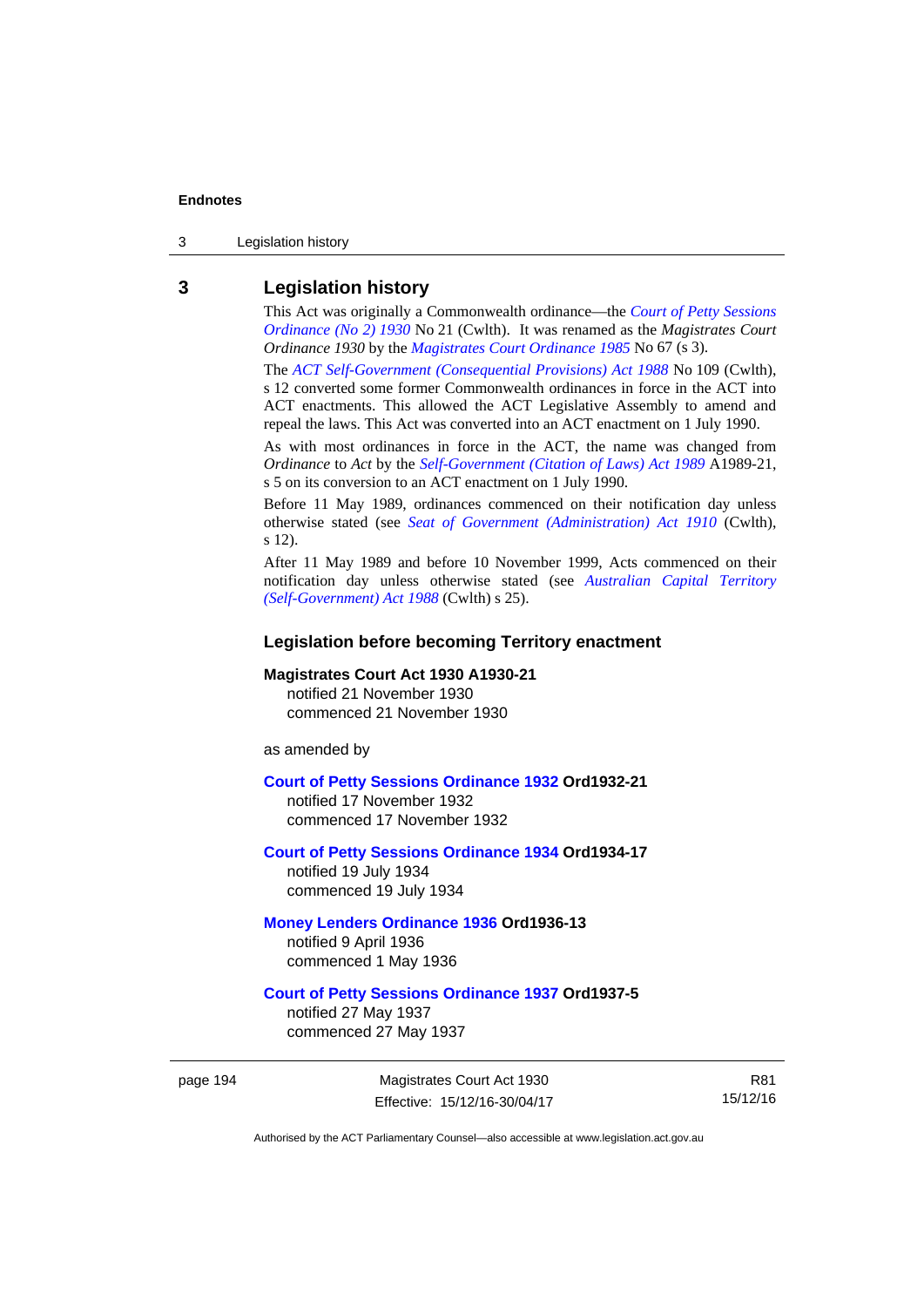## 3 Legislation history

This Act was originally a Commonwealth ordinance—the *Court of Petty Sessions Ordinance (No 2) 1930* No 21 (Cwlth). It was renamed as the *Magistrates Court Ordinance 1930* by the *Magistrates Court Ordinance 1985* No 67 (s 3).

The *ACT Self-Government (Consequential Provisions) Act 1988* No 109 (Cwlth), s 12 converted some former Commonwealth ordinances in force in the ACT into ACT enactments. This allowed the ACT Legislative Assembly to amend and repeal the laws. This Act was converted into an ACT enactment on 1 July 1990.

As with most ordinances in force in the ACT, the name was changed from *Ordinance* to *Act* by the *Self-Government (Citation of Laws) Act 1989* A1989-21, s 5 on its conversion to an ACT enactment on 1 July 1990.

Before 11 May 1989, ordinances commenced on their notification day unless otherwise stated (see *Seat of Government (Administration) Act 1910* (Cwlth), s 12).

After 11 May 1989 and before 10 November 1999, Acts commenced on their notification day unless otherwise stated (see *Australian Capital Territory (Self-Government) Act 1988* (Cwlth) s 25).

### Legislation before becoming Territory enactment

**Magistrates Court Act 1930 A1930-21**
notified 21 November 1930
commenced 21 November 1930

as amended by

**Court of Petty Sessions Ordinance 1932 Ord1932-21**
notified 17 November 1932
commenced 17 November 1932

**Court of Petty Sessions Ordinance 1934 Ord1934-17**
notified 19 July 1934
commenced 19 July 1934

**Money Lenders Ordinance 1936 Ord1936-13**
notified 9 April 1936
commenced 1 May 1936

**Court of Petty Sessions Ordinance 1937 Ord1937-5**
notified 27 May 1937
commenced 27 May 1937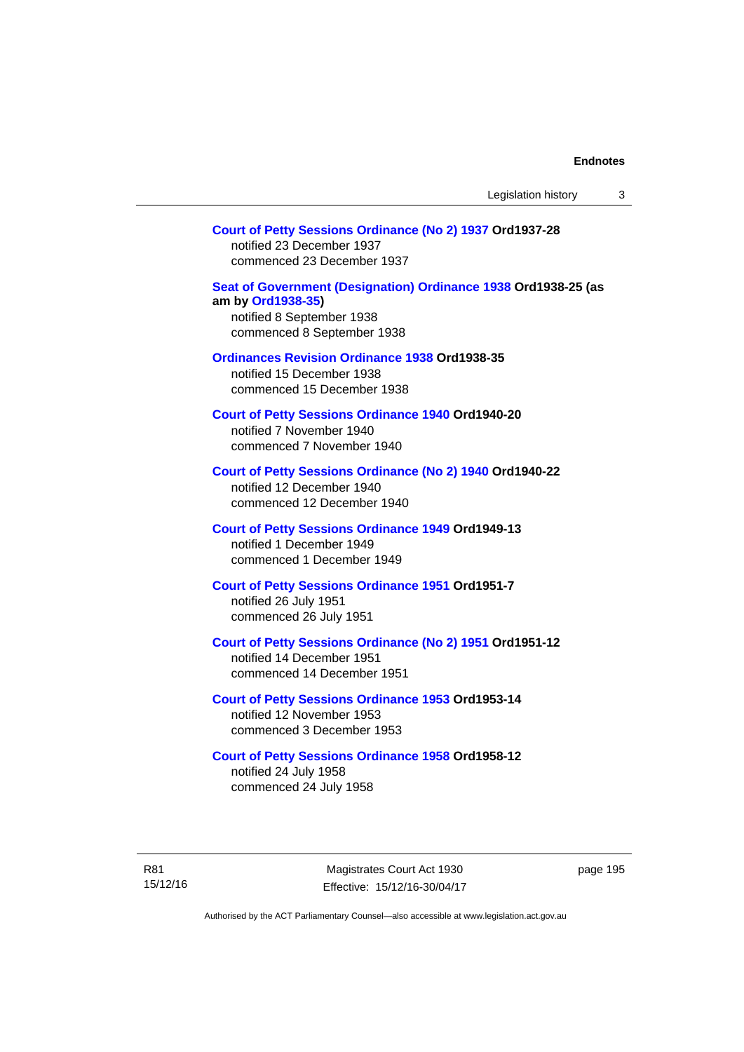**Court of Petty Sessions Ordinance (No 2) 1937 Ord1937-28**
notified 23 December 1937
commenced 23 December 1937

**Seat of Government (Designation) Ordinance 1938 Ord1938-25 (as am by Ord1938-35)**
notified 8 September 1938
commenced 8 September 1938

**Ordinances Revision Ordinance 1938 Ord1938-35**
notified 15 December 1938
commenced 15 December 1938

**Court of Petty Sessions Ordinance 1940 Ord1940-20**
notified 7 November 1940
commenced 7 November 1940

**Court of Petty Sessions Ordinance (No 2) 1940 Ord1940-22**
notified 12 December 1940
commenced 12 December 1940

**Court of Petty Sessions Ordinance 1949 Ord1949-13**
notified 1 December 1949
commenced 1 December 1949

**Court of Petty Sessions Ordinance 1951 Ord1951-7**
notified 26 July 1951
commenced 26 July 1951

**Court of Petty Sessions Ordinance (No 2) 1951 Ord1951-12**
notified 14 December 1951
commenced 14 December 1951

**Court of Petty Sessions Ordinance 1953 Ord1953-14**
notified 12 November 1953
commenced 3 December 1953

**Court of Petty Sessions Ordinance 1958 Ord1958-12**
notified 24 July 1958
commenced 24 July 1958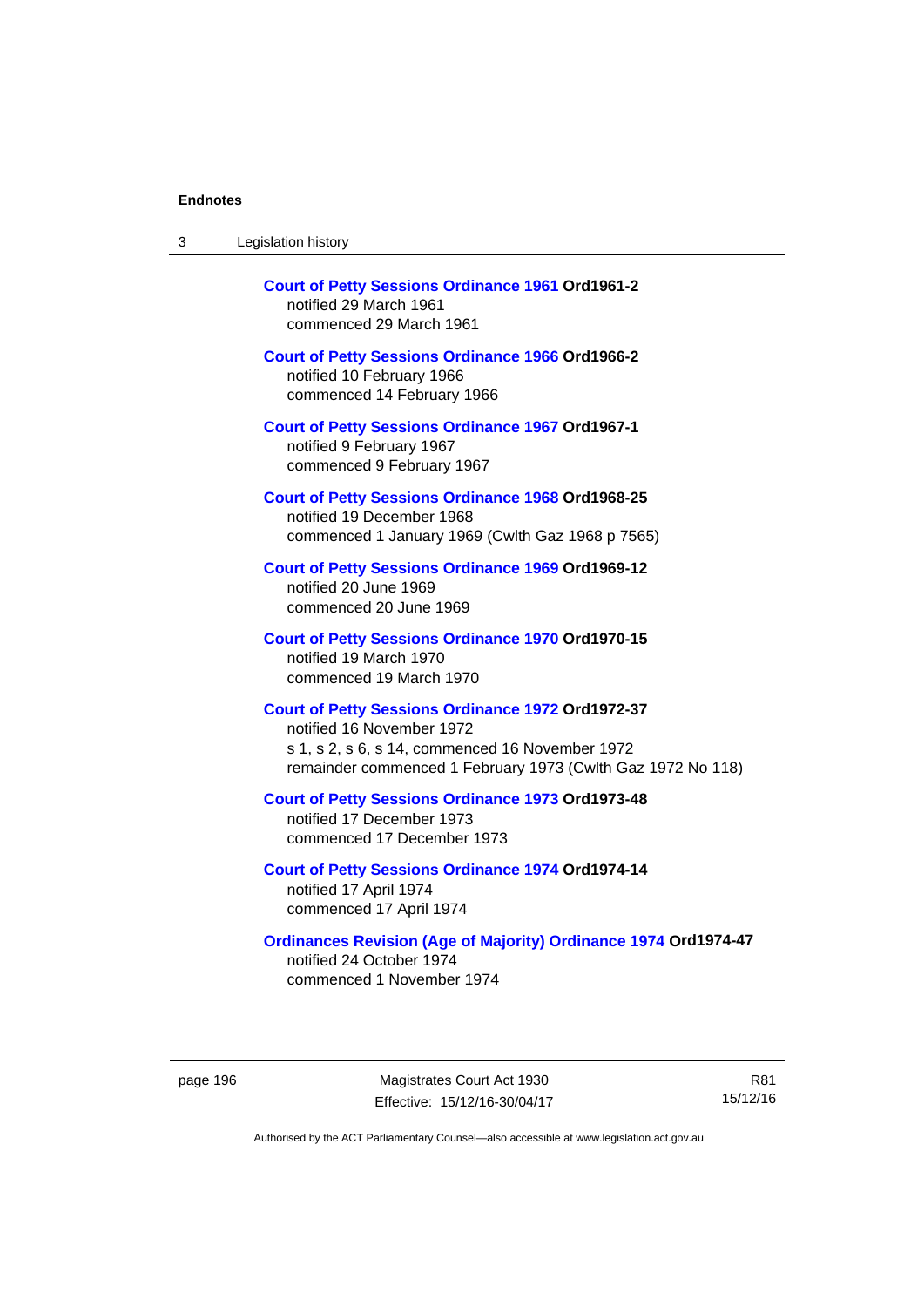**Court of Petty Sessions Ordinance 1961 Ord1961-2**
notified 29 March 1961
commenced 29 March 1961

**Court of Petty Sessions Ordinance 1966 Ord1966-2**
notified 10 February 1966
commenced 14 February 1966

**Court of Petty Sessions Ordinance 1967 Ord1967-1**
notified 9 February 1967
commenced 9 February 1967

**Court of Petty Sessions Ordinance 1968 Ord1968-25**
notified 19 December 1968
commenced 1 January 1969 (Cwlth Gaz 1968 p 7565)

**Court of Petty Sessions Ordinance 1969 Ord1969-12**
notified 20 June 1969
commenced 20 June 1969

**Court of Petty Sessions Ordinance 1970 Ord1970-15**
notified 19 March 1970
commenced 19 March 1970

**Court of Petty Sessions Ordinance 1972 Ord1972-37**
notified 16 November 1972
s 1, s 2, s 6, s 14, commenced 16 November 1972
remainder commenced 1 February 1973 (Cwlth Gaz 1972 No 118)

**Court of Petty Sessions Ordinance 1973 Ord1973-48**
notified 17 December 1973
commenced 17 December 1973

**Court of Petty Sessions Ordinance 1974 Ord1974-14**
notified 17 April 1974
commenced 17 April 1974

**Ordinances Revision (Age of Majority) Ordinance 1974 Ord1974-47**
notified 24 October 1974
commenced 1 November 1974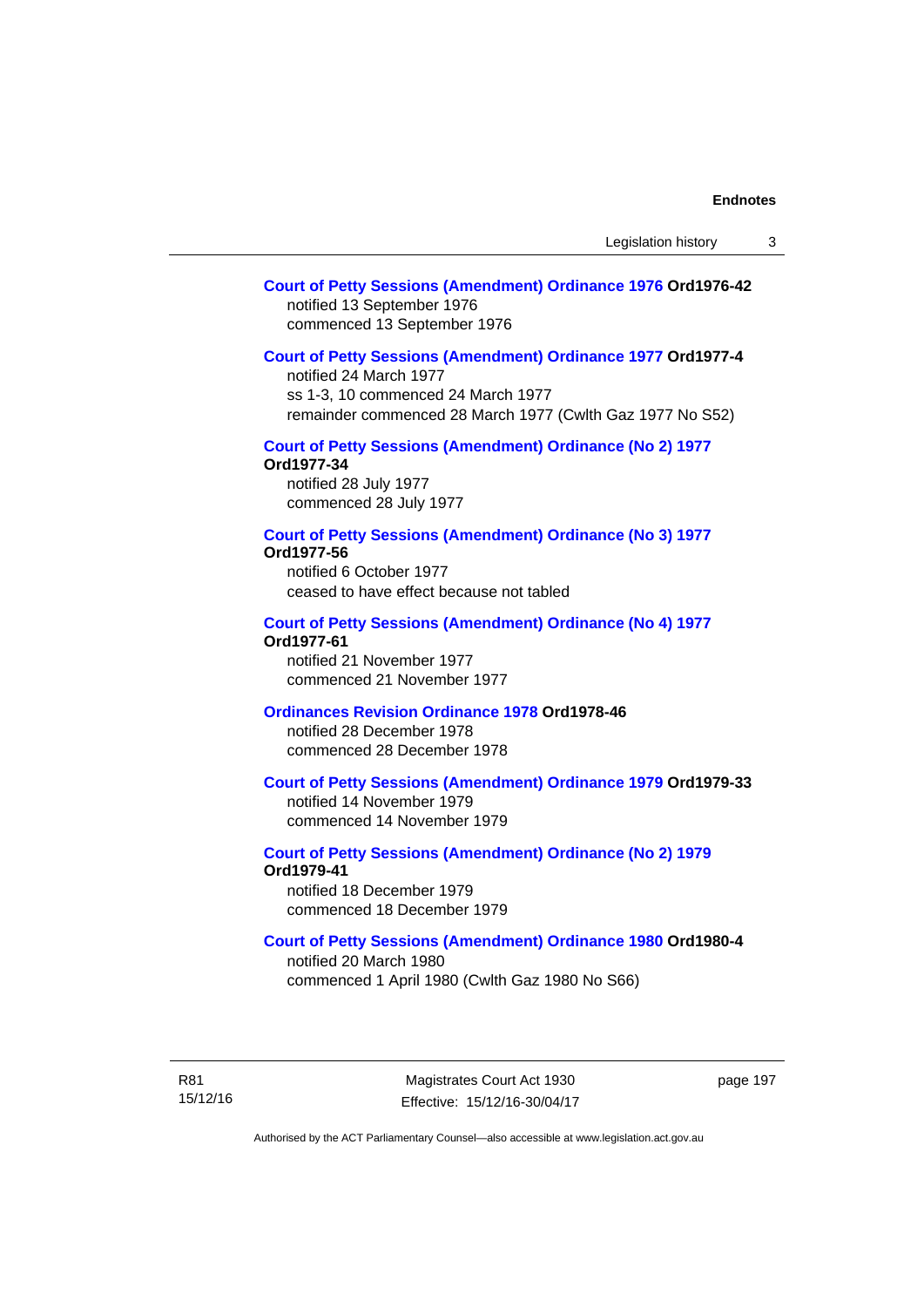**Court of Petty Sessions (Amendment) Ordinance 1976 Ord1976-42**
notified 13 September 1976
commenced 13 September 1976

**Court of Petty Sessions (Amendment) Ordinance 1977 Ord1977-4**
notified 24 March 1977
ss 1-3, 10 commenced 24 March 1977
remainder commenced 28 March 1977 (Cwlth Gaz 1977 No S52)

**Court of Petty Sessions (Amendment) Ordinance (No 2) 1977 Ord1977-34**
notified 28 July 1977
commenced 28 July 1977

**Court of Petty Sessions (Amendment) Ordinance (No 3) 1977 Ord1977-56**
notified 6 October 1977
ceased to have effect because not tabled

**Court of Petty Sessions (Amendment) Ordinance (No 4) 1977 Ord1977-61**
notified 21 November 1977
commenced 21 November 1977

**Ordinances Revision Ordinance 1978 Ord1978-46**
notified 28 December 1978
commenced 28 December 1978

**Court of Petty Sessions (Amendment) Ordinance 1979 Ord1979-33**
notified 14 November 1979
commenced 14 November 1979

**Court of Petty Sessions (Amendment) Ordinance (No 2) 1979 Ord1979-41**
notified 18 December 1979
commenced 18 December 1979

**Court of Petty Sessions (Amendment) Ordinance 1980 Ord1980-4**
notified 20 March 1980
commenced 1 April 1980 (Cwlth Gaz 1980 No S66)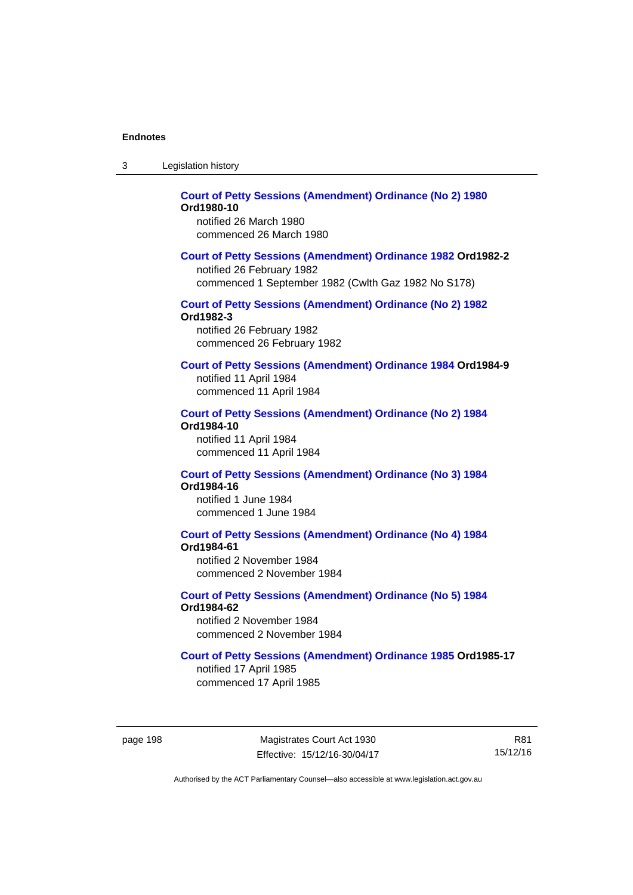**Court of Petty Sessions (Amendment) Ordinance (No 2) 1980 Ord1980-10**

notified 26 March 1980
commenced 26 March 1980

**Court of Petty Sessions (Amendment) Ordinance 1982 Ord1982-2**

notified 26 February 1982
commenced 1 September 1982 (Cwlth Gaz 1982 No S178)

**Court of Petty Sessions (Amendment) Ordinance (No 2) 1982 Ord1982-3**

notified 26 February 1982
commenced 26 February 1982

**Court of Petty Sessions (Amendment) Ordinance 1984 Ord1984-9**

notified 11 April 1984
commenced 11 April 1984

**Court of Petty Sessions (Amendment) Ordinance (No 2) 1984 Ord1984-10**

notified 11 April 1984
commenced 11 April 1984

**Court of Petty Sessions (Amendment) Ordinance (No 3) 1984 Ord1984-16**

notified 1 June 1984
commenced 1 June 1984

**Court of Petty Sessions (Amendment) Ordinance (No 4) 1984 Ord1984-61**

notified 2 November 1984
commenced 2 November 1984

**Court of Petty Sessions (Amendment) Ordinance (No 5) 1984 Ord1984-62**

notified 2 November 1984
commenced 2 November 1984

**Court of Petty Sessions (Amendment) Ordinance 1985 Ord1985-17**

notified 17 April 1985
commenced 17 April 1985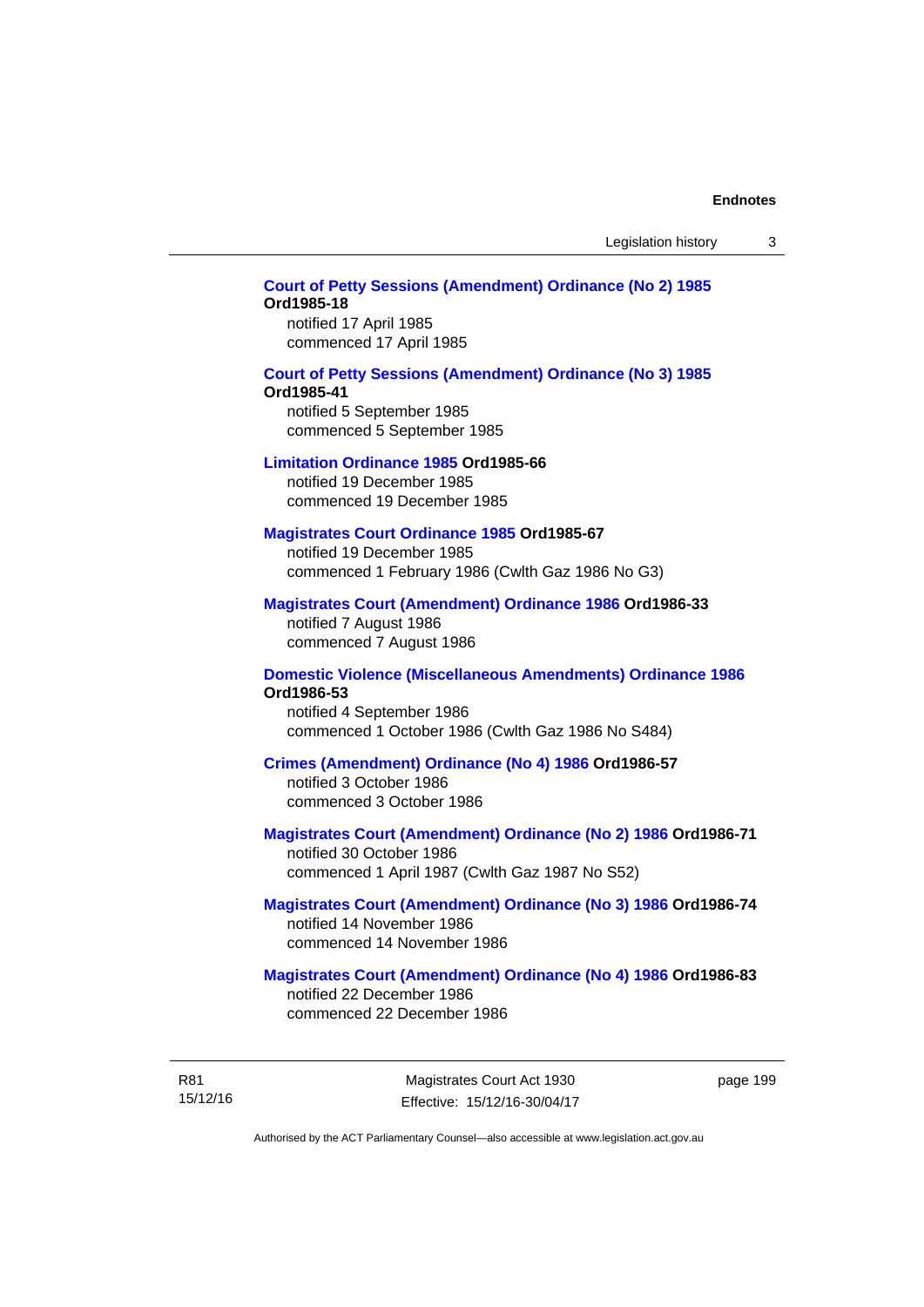**Court of Petty Sessions (Amendment) Ordinance (No 2) 1985 Ord1985-18**
notified 17 April 1985
commenced 17 April 1985

**Court of Petty Sessions (Amendment) Ordinance (No 3) 1985 Ord1985-41**
notified 5 September 1985
commenced 5 September 1985

**Limitation Ordinance 1985 Ord1985-66**
notified 19 December 1985
commenced 19 December 1985

**Magistrates Court Ordinance 1985 Ord1985-67**
notified 19 December 1985
commenced 1 February 1986 (Cwlth Gaz 1986 No G3)

**Magistrates Court (Amendment) Ordinance 1986 Ord1986-33**
notified 7 August 1986
commenced 7 August 1986

**Domestic Violence (Miscellaneous Amendments) Ordinance 1986 Ord1986-53**
notified 4 September 1986
commenced 1 October 1986 (Cwlth Gaz 1986 No S484)

**Crimes (Amendment) Ordinance (No 4) 1986 Ord1986-57**
notified 3 October 1986
commenced 3 October 1986

**Magistrates Court (Amendment) Ordinance (No 2) 1986 Ord1986-71**
notified 30 October 1986
commenced 1 April 1987 (Cwlth Gaz 1987 No S52)

**Magistrates Court (Amendment) Ordinance (No 3) 1986 Ord1986-74**
notified 14 November 1986
commenced 14 November 1986

**Magistrates Court (Amendment) Ordinance (No 4) 1986 Ord1986-83**
notified 22 December 1986
commenced 22 December 1986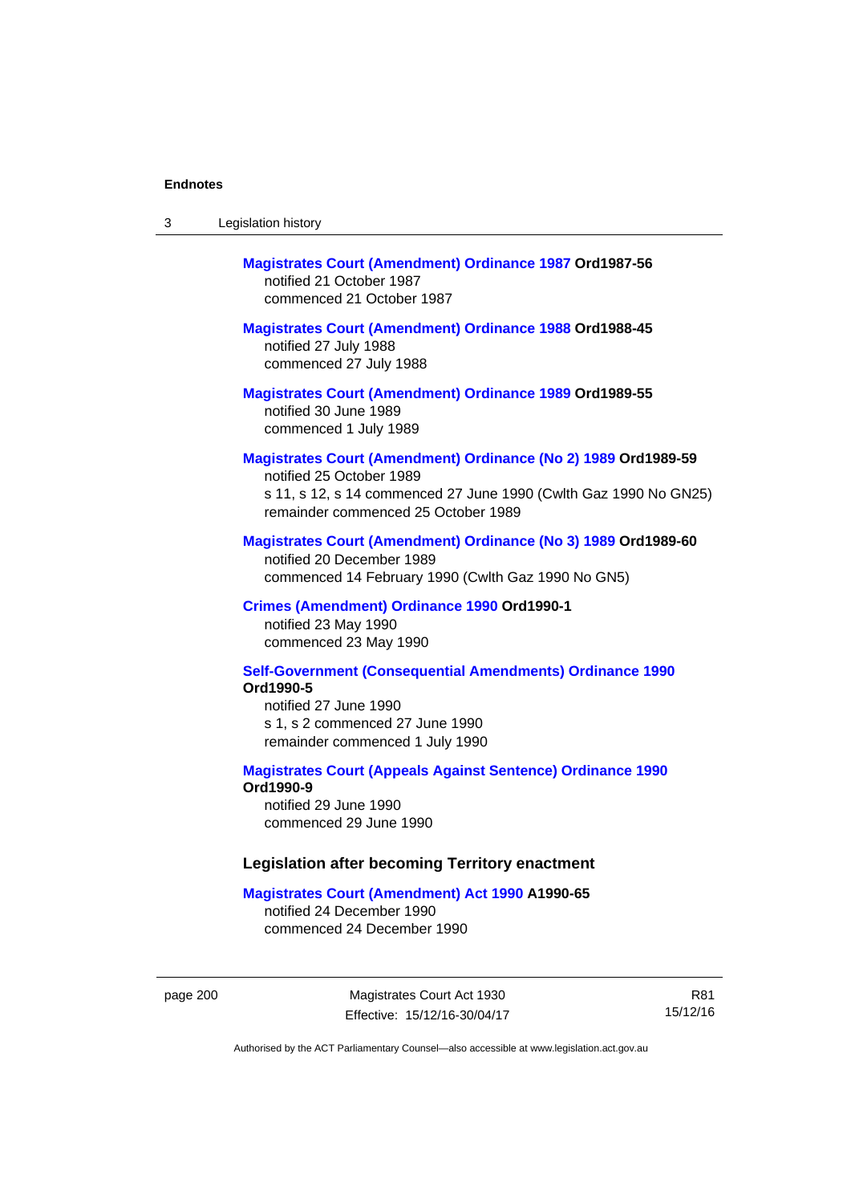**Magistrates Court (Amendment) Ordinance 1987 Ord1987-56**
notified 21 October 1987
commenced 21 October 1987

**Magistrates Court (Amendment) Ordinance 1988 Ord1988-45**
notified 27 July 1988
commenced 27 July 1988

**Magistrates Court (Amendment) Ordinance 1989 Ord1989-55**
notified 30 June 1989
commenced 1 July 1989

**Magistrates Court (Amendment) Ordinance (No 2) 1989 Ord1989-59**
notified 25 October 1989
s 11, s 12, s 14 commenced 27 June 1990 (Cwlth Gaz 1990 No GN25)
remainder commenced 25 October 1989

**Magistrates Court (Amendment) Ordinance (No 3) 1989 Ord1989-60**
notified 20 December 1989
commenced 14 February 1990 (Cwlth Gaz 1990 No GN5)

**Crimes (Amendment) Ordinance 1990 Ord1990-1**
notified 23 May 1990
commenced 23 May 1990

**Self-Government (Consequential Amendments) Ordinance 1990 Ord1990-5**
notified 27 June 1990
s 1, s 2 commenced 27 June 1990
remainder commenced 1 July 1990

**Magistrates Court (Appeals Against Sentence) Ordinance 1990 Ord1990-9**
notified 29 June 1990
commenced 29 June 1990

### Legislation after becoming Territory enactment

**Magistrates Court (Amendment) Act 1990 A1990-65**
notified 24 December 1990
commenced 24 December 1990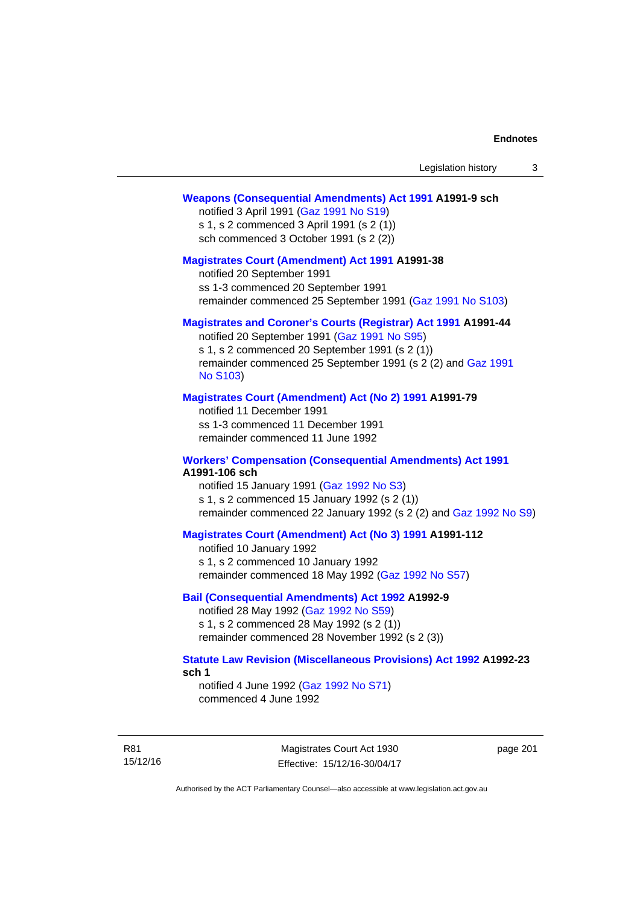**Weapons (Consequential Amendments) Act 1991 A1991-9 sch**

notified 3 April 1991 (Gaz 1991 No S19)
s 1, s 2 commenced 3 April 1991 (s 2 (1))
sch commenced 3 October 1991 (s 2 (2))

**Magistrates Court (Amendment) Act 1991 A1991-38**

notified 20 September 1991
ss 1-3 commenced 20 September 1991
remainder commenced 25 September 1991 (Gaz 1991 No S103)

**Magistrates and Coroner's Courts (Registrar) Act 1991 A1991-44**

notified 20 September 1991 (Gaz 1991 No S95)
s 1, s 2 commenced 20 September 1991 (s 2 (1))
remainder commenced 25 September 1991 (s 2 (2) and Gaz 1991 No S103)

**Magistrates Court (Amendment) Act (No 2) 1991 A1991-79**

notified 11 December 1991
ss 1-3 commenced 11 December 1991
remainder commenced 11 June 1992

**Workers' Compensation (Consequential Amendments) Act 1991 A1991-106 sch**

notified 15 January 1991 (Gaz 1992 No S3)
s 1, s 2 commenced 15 January 1992 (s 2 (1))
remainder commenced 22 January 1992 (s 2 (2) and Gaz 1992 No S9)

**Magistrates Court (Amendment) Act (No 3) 1991 A1991-112**

notified 10 January 1992
s 1, s 2 commenced 10 January 1992
remainder commenced 18 May 1992 (Gaz 1992 No S57)

**Bail (Consequential Amendments) Act 1992 A1992-9**

notified 28 May 1992 (Gaz 1992 No S59)
s 1, s 2 commenced 28 May 1992 (s 2 (1))
remainder commenced 28 November 1992 (s 2 (3))

**Statute Law Revision (Miscellaneous Provisions) Act 1992 A1992-23 sch 1**

notified 4 June 1992 (Gaz 1992 No S71)
commenced 4 June 1992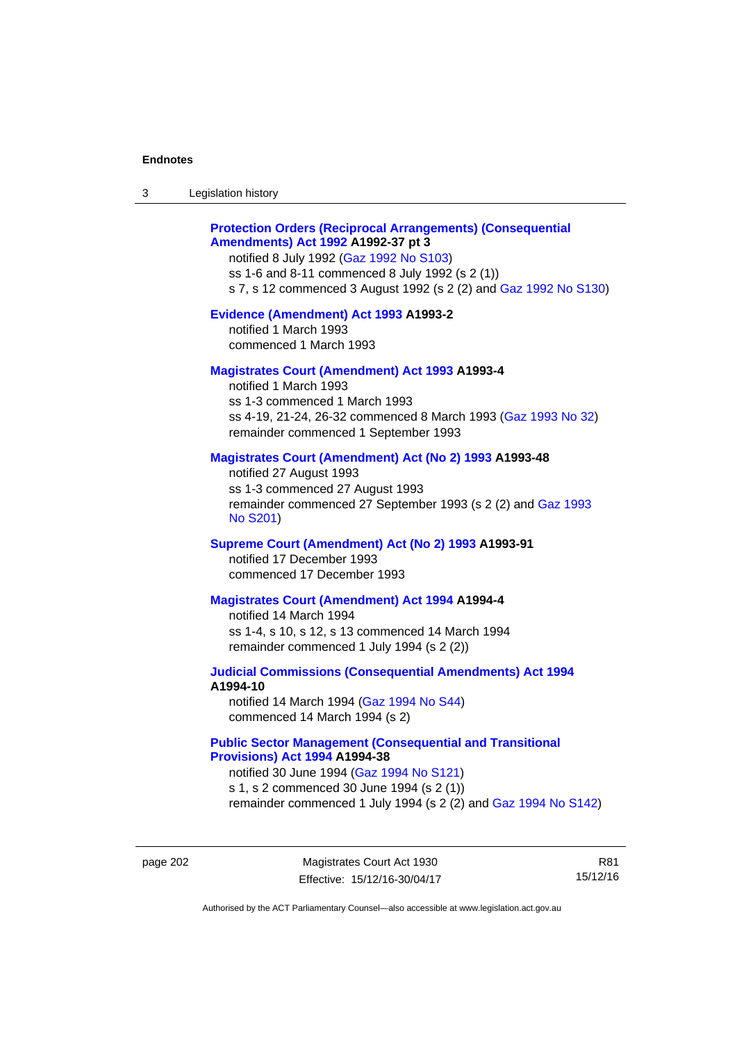**Protection Orders (Reciprocal Arrangements) (Consequential Amendments) Act 1992 A1992-37 pt 3**

notified 8 July 1992 (Gaz 1992 No S103)
ss 1-6 and 8-11 commenced 8 July 1992 (s 2 (1))
s 7, s 12 commenced 3 August 1992 (s 2 (2) and Gaz 1992 No S130)

**Evidence (Amendment) Act 1993 A1993-2**

notified 1 March 1993
commenced 1 March 1993

**Magistrates Court (Amendment) Act 1993 A1993-4**

notified 1 March 1993
ss 1-3 commenced 1 March 1993
ss 4-19, 21-24, 26-32 commenced 8 March 1993 (Gaz 1993 No 32)
remainder commenced 1 September 1993

**Magistrates Court (Amendment) Act (No 2) 1993 A1993-48**

notified 27 August 1993
ss 1-3 commenced 27 August 1993
remainder commenced 27 September 1993 (s 2 (2) and Gaz 1993 No S201)

**Supreme Court (Amendment) Act (No 2) 1993 A1993-91**

notified 17 December 1993
commenced 17 December 1993

**Magistrates Court (Amendment) Act 1994 A1994-4**

notified 14 March 1994
ss 1-4, s 10, s 12, s 13 commenced 14 March 1994
remainder commenced 1 July 1994 (s 2 (2))

**Judicial Commissions (Consequential Amendments) Act 1994 A1994-10**

notified 14 March 1994 (Gaz 1994 No S44)
commenced 14 March 1994 (s 2)

**Public Sector Management (Consequential and Transitional Provisions) Act 1994 A1994-38**

notified 30 June 1994 (Gaz 1994 No S121)
s 1, s 2 commenced 30 June 1994 (s 2 (1))
remainder commenced 1 July 1994 (s 2 (2) and Gaz 1994 No S142)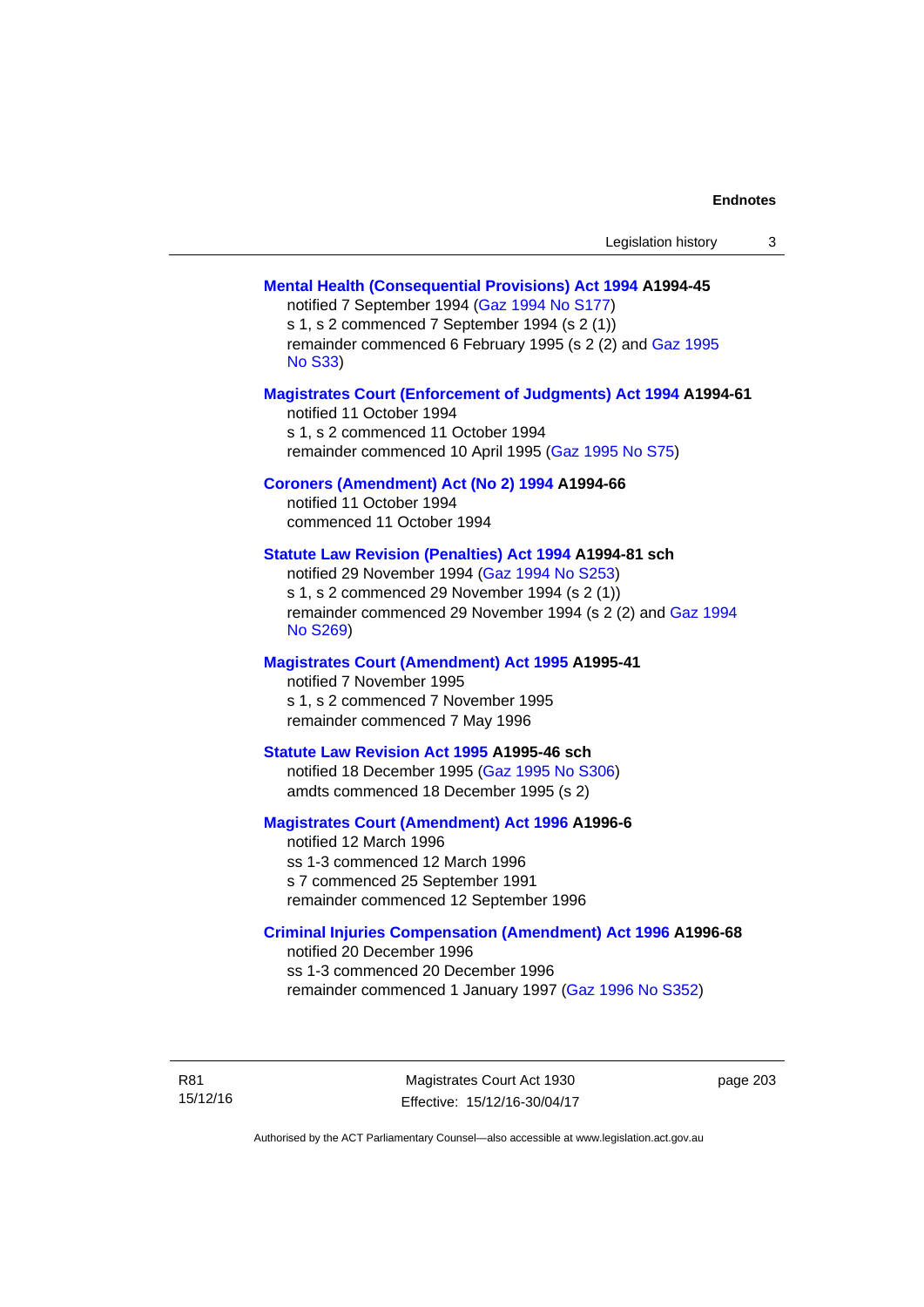**Mental Health (Consequential Provisions) Act 1994 A1994-45**
notified 7 September 1994 (Gaz 1994 No S177)
s 1, s 2 commenced 7 September 1994 (s 2 (1))
remainder commenced 6 February 1995 (s 2 (2) and Gaz 1995 No S33)

**Magistrates Court (Enforcement of Judgments) Act 1994 A1994-61**
notified 11 October 1994
s 1, s 2 commenced 11 October 1994
remainder commenced 10 April 1995 (Gaz 1995 No S75)

**Coroners (Amendment) Act (No 2) 1994 A1994-66**
notified 11 October 1994
commenced 11 October 1994

**Statute Law Revision (Penalties) Act 1994 A1994-81 sch**
notified 29 November 1994 (Gaz 1994 No S253)
s 1, s 2 commenced 29 November 1994 (s 2 (1))
remainder commenced 29 November 1994 (s 2 (2) and Gaz 1994 No S269)

**Magistrates Court (Amendment) Act 1995 A1995-41**
notified 7 November 1995
s 1, s 2 commenced 7 November 1995
remainder commenced 7 May 1996

**Statute Law Revision Act 1995 A1995-46 sch**
notified 18 December 1995 (Gaz 1995 No S306)
amdts commenced 18 December 1995 (s 2)

**Magistrates Court (Amendment) Act 1996 A1996-6**
notified 12 March 1996
ss 1-3 commenced 12 March 1996
s 7 commenced 25 September 1991
remainder commenced 12 September 1996

**Criminal Injuries Compensation (Amendment) Act 1996 A1996-68**
notified 20 December 1996
ss 1-3 commenced 20 December 1996
remainder commenced 1 January 1997 (Gaz 1996 No S352)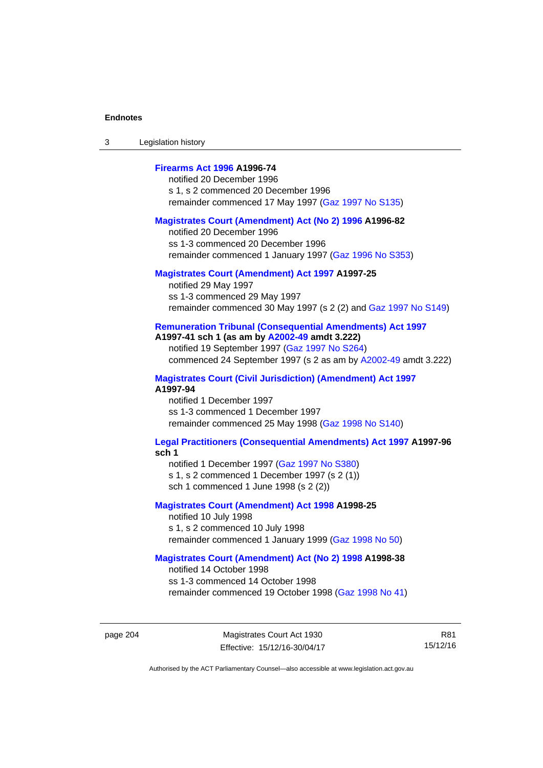**Firearms Act 1996 A1996-74**
notified 20 December 1996
s 1, s 2 commenced 20 December 1996
remainder commenced 17 May 1997 (Gaz 1997 No S135)

**Magistrates Court (Amendment) Act (No 2) 1996 A1996-82**
notified 20 December 1996
ss 1-3 commenced 20 December 1996
remainder commenced 1 January 1997 (Gaz 1996 No S353)

**Magistrates Court (Amendment) Act 1997 A1997-25**
notified 29 May 1997
ss 1-3 commenced 29 May 1997
remainder commenced 30 May 1997 (s 2 (2) and Gaz 1997 No S149)

**Remuneration Tribunal (Consequential Amendments) Act 1997 A1997-41 sch 1 (as am by A2002-49 amdt 3.222)**
notified 19 September 1997 (Gaz 1997 No S264)
commenced 24 September 1997 (s 2 as am by A2002-49 amdt 3.222)

**Magistrates Court (Civil Jurisdiction) (Amendment) Act 1997 A1997-94**
notified 1 December 1997
ss 1-3 commenced 1 December 1997
remainder commenced 25 May 1998 (Gaz 1998 No S140)

**Legal Practitioners (Consequential Amendments) Act 1997 A1997-96 sch 1**
notified 1 December 1997 (Gaz 1997 No S380)
s 1, s 2 commenced 1 December 1997 (s 2 (1))
sch 1 commenced 1 June 1998 (s 2 (2))

**Magistrates Court (Amendment) Act 1998 A1998-25**
notified 10 July 1998
s 1, s 2 commenced 10 July 1998
remainder commenced 1 January 1999 (Gaz 1998 No 50)

**Magistrates Court (Amendment) Act (No 2) 1998 A1998-38**
notified 14 October 1998
ss 1-3 commenced 14 October 1998
remainder commenced 19 October 1998 (Gaz 1998 No 41)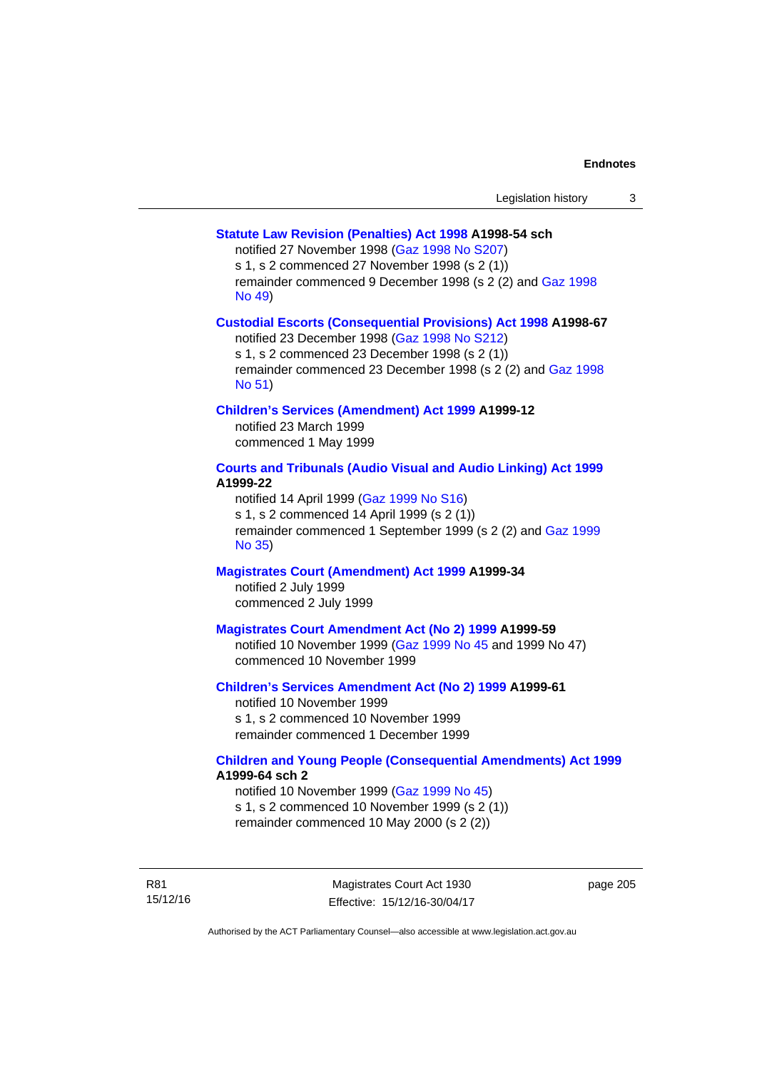**Statute Law Revision (Penalties) Act 1998 A1998-54 sch**

notified 27 November 1998 (Gaz 1998 No S207)
s 1, s 2 commenced 27 November 1998 (s 2 (1))
remainder commenced 9 December 1998 (s 2 (2) and Gaz 1998 No 49)

**Custodial Escorts (Consequential Provisions) Act 1998 A1998-67**

notified 23 December 1998 (Gaz 1998 No S212)
s 1, s 2 commenced 23 December 1998 (s 2 (1))
remainder commenced 23 December 1998 (s 2 (2) and Gaz 1998 No 51)

**Children's Services (Amendment) Act 1999 A1999-12**

notified 23 March 1999
commenced 1 May 1999

**Courts and Tribunals (Audio Visual and Audio Linking) Act 1999 A1999-22**

notified 14 April 1999 (Gaz 1999 No S16)
s 1, s 2 commenced 14 April 1999 (s 2 (1))
remainder commenced 1 September 1999 (s 2 (2) and Gaz 1999 No 35)

**Magistrates Court (Amendment) Act 1999 A1999-34**

notified 2 July 1999
commenced 2 July 1999

**Magistrates Court Amendment Act (No 2) 1999 A1999-59**

notified 10 November 1999 (Gaz 1999 No 45 and 1999 No 47)
commenced 10 November 1999

**Children's Services Amendment Act (No 2) 1999 A1999-61**

notified 10 November 1999
s 1, s 2 commenced 10 November 1999
remainder commenced 1 December 1999

**Children and Young People (Consequential Amendments) Act 1999 A1999-64 sch 2**

notified 10 November 1999 (Gaz 1999 No 45)
s 1, s 2 commenced 10 November 1999 (s 2 (1))
remainder commenced 10 May 2000 (s 2 (2))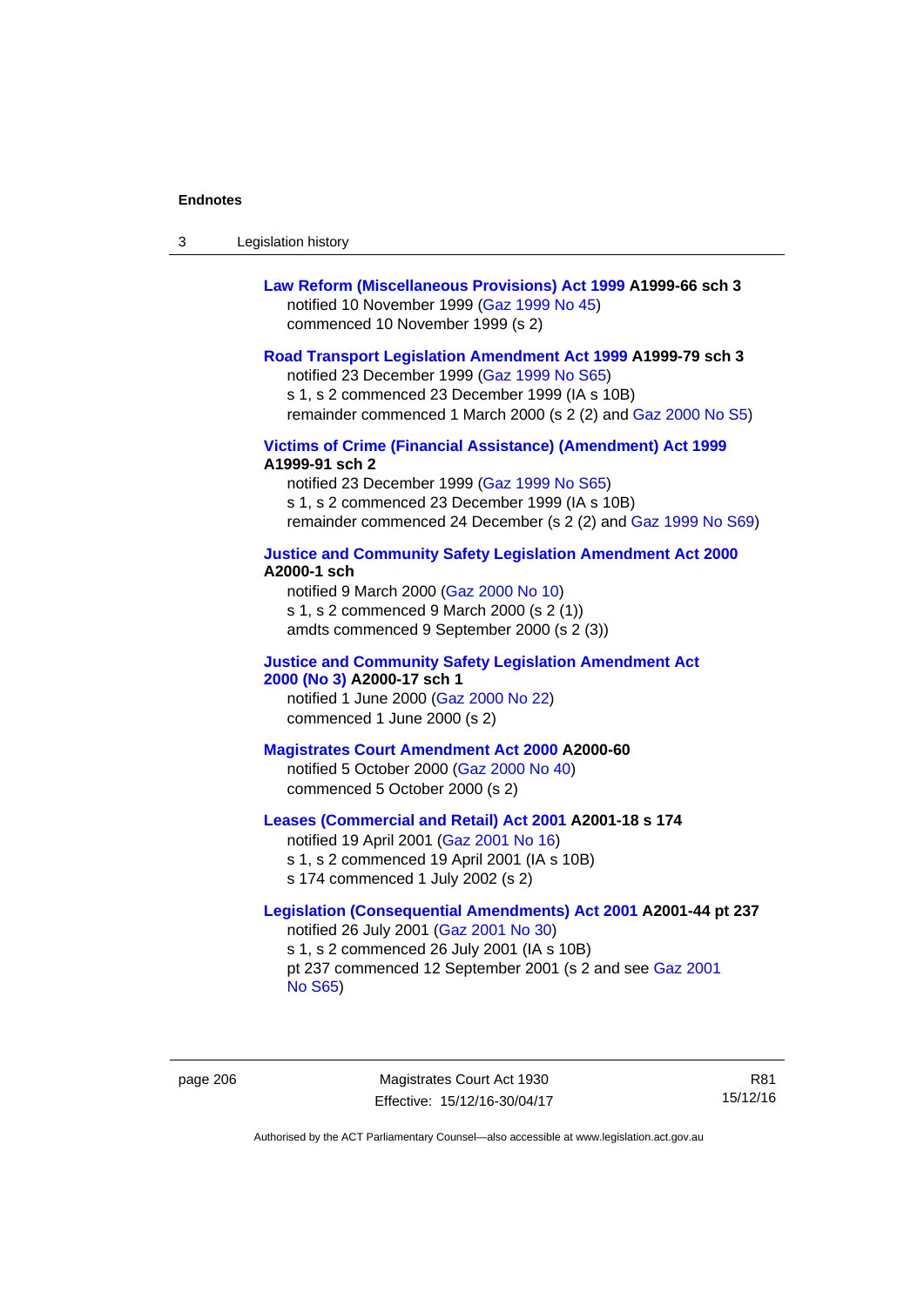**Law Reform (Miscellaneous Provisions) Act 1999 A1999-66 sch 3**
notified 10 November 1999 (Gaz 1999 No 45)
commenced 10 November 1999 (s 2)

**Road Transport Legislation Amendment Act 1999 A1999-79 sch 3**
notified 23 December 1999 (Gaz 1999 No S65)
s 1, s 2 commenced 23 December 1999 (IA s 10B)
remainder commenced 1 March 2000 (s 2 (2) and Gaz 2000 No S5)

**Victims of Crime (Financial Assistance) (Amendment) Act 1999 A1999-91 sch 2**
notified 23 December 1999 (Gaz 1999 No S65)
s 1, s 2 commenced 23 December 1999 (IA s 10B)
remainder commenced 24 December (s 2 (2) and Gaz 1999 No S69)

**Justice and Community Safety Legislation Amendment Act 2000 A2000-1 sch**
notified 9 March 2000 (Gaz 2000 No 10)
s 1, s 2 commenced 9 March 2000 (s 2 (1))
amdts commenced 9 September 2000 (s 2 (3))

**Justice and Community Safety Legislation Amendment Act 2000 (No 3) A2000-17 sch 1**
notified 1 June 2000 (Gaz 2000 No 22)
commenced 1 June 2000 (s 2)

**Magistrates Court Amendment Act 2000 A2000-60**
notified 5 October 2000 (Gaz 2000 No 40)
commenced 5 October 2000 (s 2)

**Leases (Commercial and Retail) Act 2001 A2001-18 s 174**
notified 19 April 2001 (Gaz 2001 No 16)
s 1, s 2 commenced 19 April 2001 (IA s 10B)
s 174 commenced 1 July 2002 (s 2)

**Legislation (Consequential Amendments) Act 2001 A2001-44 pt 237**
notified 26 July 2001 (Gaz 2001 No 30)
s 1, s 2 commenced 26 July 2001 (IA s 10B)
pt 237 commenced 12 September 2001 (s 2 and see Gaz 2001 No S65)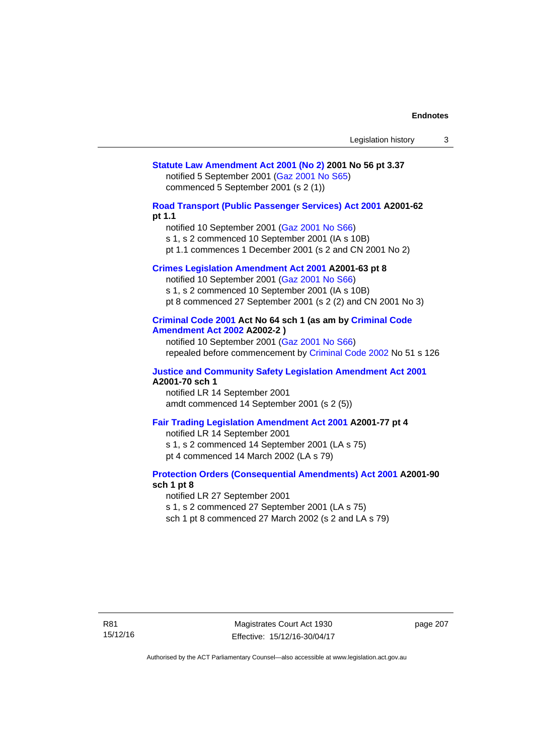**Statute Law Amendment Act 2001 (No 2) 2001 No 56 pt 3.37**

notified 5 September 2001 (Gaz 2001 No S65)
commenced 5 September 2001 (s 2 (1))

**Road Transport (Public Passenger Services) Act 2001 A2001-62 pt 1.1**

notified 10 September 2001 (Gaz 2001 No S66)
s 1, s 2 commenced 10 September 2001 (IA s 10B)
pt 1.1 commences 1 December 2001 (s 2 and CN 2001 No 2)

**Crimes Legislation Amendment Act 2001 A2001-63 pt 8**

notified 10 September 2001 (Gaz 2001 No S66)
s 1, s 2 commenced 10 September 2001 (IA s 10B)
pt 8 commenced 27 September 2001 (s 2 (2) and CN 2001 No 3)

**Criminal Code 2001 Act No 64 sch 1 (as am by Criminal Code Amendment Act 2002 A2002-2 )**

notified 10 September 2001 (Gaz 2001 No S66)
repealed before commencement by Criminal Code 2002 No 51 s 126

**Justice and Community Safety Legislation Amendment Act 2001 A2001-70 sch 1**

notified LR 14 September 2001
amdt commenced 14 September 2001 (s 2 (5))

**Fair Trading Legislation Amendment Act 2001 A2001-77 pt 4**

notified LR 14 September 2001
s 1, s 2 commenced 14 September 2001 (LA s 75)
pt 4 commenced 14 March 2002 (LA s 79)

**Protection Orders (Consequential Amendments) Act 2001 A2001-90 sch 1 pt 8**

notified LR 27 September 2001
s 1, s 2 commenced 27 September 2001 (LA s 75)
sch 1 pt 8 commenced 27 March 2002 (s 2 and LA s 79)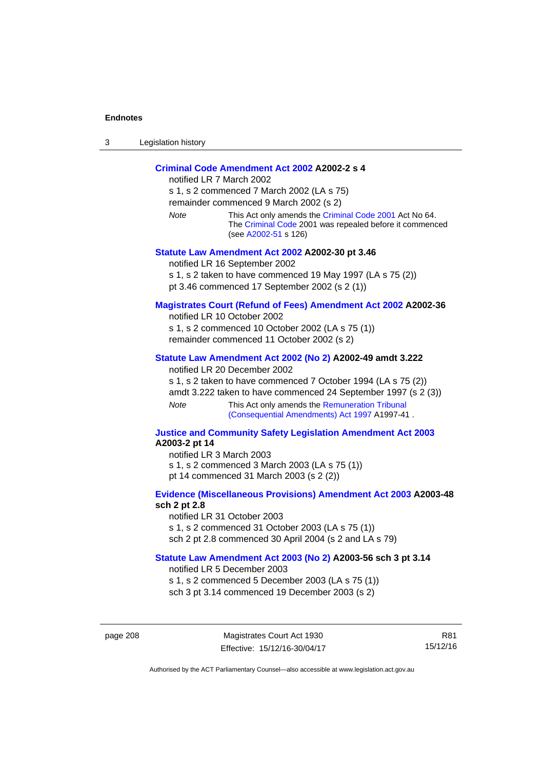**Criminal Code Amendment Act 2002 A2002-2 s 4**

notified LR 7 March 2002

s 1, s 2 commenced 7 March 2002 (LA s 75)

remainder commenced 9 March 2002 (s 2)

*Note* This Act only amends the Criminal Code 2001 Act No 64. The Criminal Code 2001 was repealed before it commenced (see A2002-51 s 126)

**Statute Law Amendment Act 2002 A2002-30 pt 3.46**

notified LR 16 September 2002

s 1, s 2 taken to have commenced 19 May 1997 (LA s 75 (2))

pt 3.46 commenced 17 September 2002 (s 2 (1))

**Magistrates Court (Refund of Fees) Amendment Act 2002 A2002-36**

notified LR 10 October 2002

s 1, s 2 commenced 10 October 2002 (LA s 75 (1))

remainder commenced 11 October 2002 (s 2)

**Statute Law Amendment Act 2002 (No 2) A2002-49 amdt 3.222**

notified LR 20 December 2002

s 1, s 2 taken to have commenced 7 October 1994 (LA s 75 (2))

amdt 3.222 taken to have commenced 24 September 1997 (s 2 (3))

*Note* This Act only amends the Remuneration Tribunal (Consequential Amendments) Act 1997 A1997-41 .

**Justice and Community Safety Legislation Amendment Act 2003 A2003-2 pt 14**

notified LR 3 March 2003

s 1, s 2 commenced 3 March 2003 (LA s 75 (1))

pt 14 commenced 31 March 2003 (s 2 (2))

**Evidence (Miscellaneous Provisions) Amendment Act 2003 A2003-48 sch 2 pt 2.8**

notified LR 31 October 2003

s 1, s 2 commenced 31 October 2003 (LA s 75 (1))

sch 2 pt 2.8 commenced 30 April 2004 (s 2 and LA s 79)

**Statute Law Amendment Act 2003 (No 2) A2003-56 sch 3 pt 3.14**

notified LR 5 December 2003

s 1, s 2 commenced 5 December 2003 (LA s 75 (1))

sch 3 pt 3.14 commenced 19 December 2003 (s 2)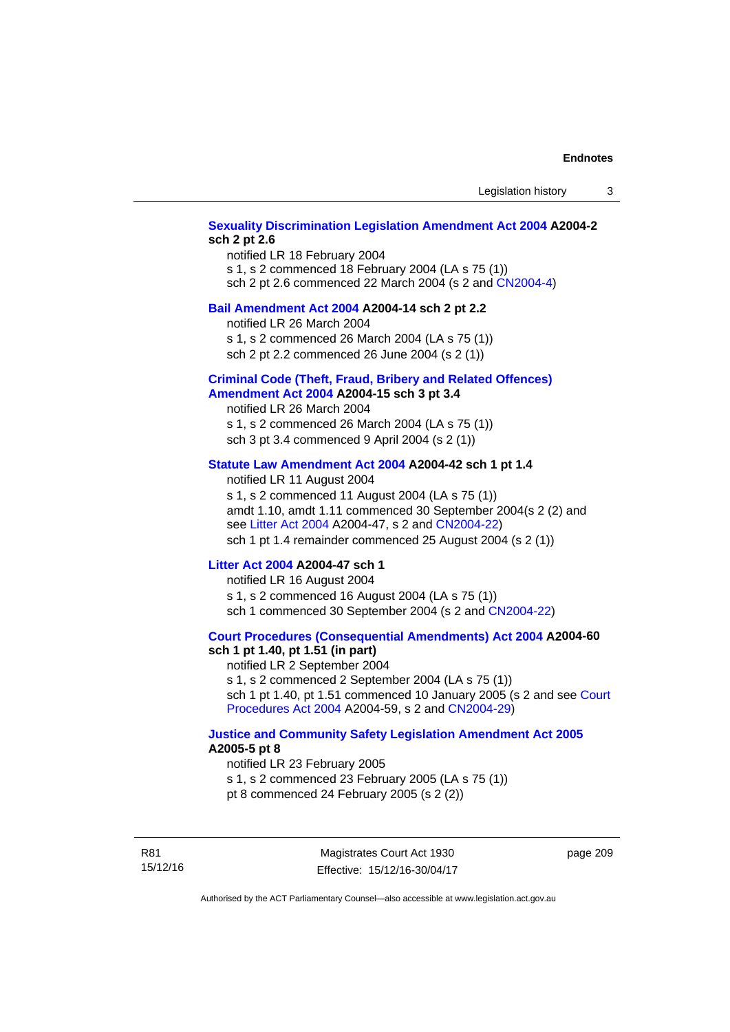**Sexuality Discrimination Legislation Amendment Act 2004 A2004-2 sch 2 pt 2.6**

notified LR 18 February 2004
s 1, s 2 commenced 18 February 2004 (LA s 75 (1))
sch 2 pt 2.6 commenced 22 March 2004 (s 2 and CN2004-4)

**Bail Amendment Act 2004 A2004-14 sch 2 pt 2.2**

notified LR 26 March 2004
s 1, s 2 commenced 26 March 2004 (LA s 75 (1))
sch 2 pt 2.2 commenced 26 June 2004 (s 2 (1))

**Criminal Code (Theft, Fraud, Bribery and Related Offences) Amendment Act 2004 A2004-15 sch 3 pt 3.4**

notified LR 26 March 2004
s 1, s 2 commenced 26 March 2004 (LA s 75 (1))
sch 3 pt 3.4 commenced 9 April 2004 (s 2 (1))

**Statute Law Amendment Act 2004 A2004-42 sch 1 pt 1.4**

notified LR 11 August 2004
s 1, s 2 commenced 11 August 2004 (LA s 75 (1))
amdt 1.10, amdt 1.11 commenced 30 September 2004(s 2 (2) and see Litter Act 2004 A2004-47, s 2 and CN2004-22)
sch 1 pt 1.4 remainder commenced 25 August 2004 (s 2 (1))

**Litter Act 2004 A2004-47 sch 1**

notified LR 16 August 2004
s 1, s 2 commenced 16 August 2004 (LA s 75 (1))
sch 1 commenced 30 September 2004 (s 2 and CN2004-22)

**Court Procedures (Consequential Amendments) Act 2004 A2004-60 sch 1 pt 1.40, pt 1.51 (in part)**

notified LR 2 September 2004
s 1, s 2 commenced 2 September 2004 (LA s 75 (1))
sch 1 pt 1.40, pt 1.51 commenced 10 January 2005 (s 2 and see Court Procedures Act 2004 A2004-59, s 2 and CN2004-29)

**Justice and Community Safety Legislation Amendment Act 2005 A2005-5 pt 8**

notified LR 23 February 2005
s 1, s 2 commenced 23 February 2005 (LA s 75 (1))
pt 8 commenced 24 February 2005 (s 2 (2))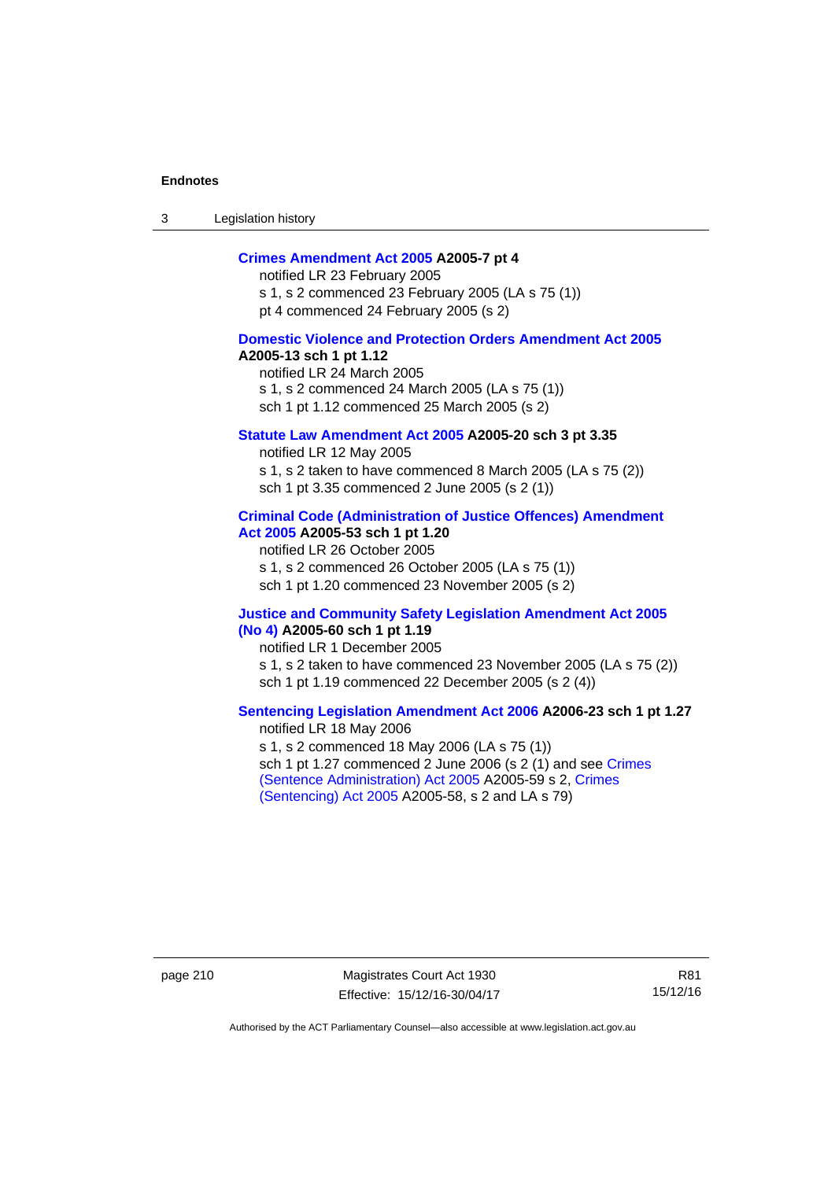**Crimes Amendment Act 2005 A2005-7 pt 4**
notified LR 23 February 2005
s 1, s 2 commenced 23 February 2005 (LA s 75 (1))
pt 4 commenced 24 February 2005 (s 2)

**Domestic Violence and Protection Orders Amendment Act 2005 A2005-13 sch 1 pt 1.12**
notified LR 24 March 2005
s 1, s 2 commenced 24 March 2005 (LA s 75 (1))
sch 1 pt 1.12 commenced 25 March 2005 (s 2)

**Statute Law Amendment Act 2005 A2005-20 sch 3 pt 3.35**
notified LR 12 May 2005
s 1, s 2 taken to have commenced 8 March 2005 (LA s 75 (2))
sch 1 pt 3.35 commenced 2 June 2005 (s 2 (1))

**Criminal Code (Administration of Justice Offences) Amendment Act 2005 A2005-53 sch 1 pt 1.20**
notified LR 26 October 2005
s 1, s 2 commenced 26 October 2005 (LA s 75 (1))
sch 1 pt 1.20 commenced 23 November 2005 (s 2)

**Justice and Community Safety Legislation Amendment Act 2005 (No 4) A2005-60 sch 1 pt 1.19**
notified LR 1 December 2005
s 1, s 2 taken to have commenced 23 November 2005 (LA s 75 (2))
sch 1 pt 1.19 commenced 22 December 2005 (s 2 (4))

**Sentencing Legislation Amendment Act 2006 A2006-23 sch 1 pt 1.27**
notified LR 18 May 2006
s 1, s 2 commenced 18 May 2006 (LA s 75 (1))
sch 1 pt 1.27 commenced 2 June 2006 (s 2 (1) and see Crimes (Sentence Administration) Act 2005 A2005-59 s 2, Crimes (Sentencing) Act 2005 A2005-58, s 2 and LA s 79)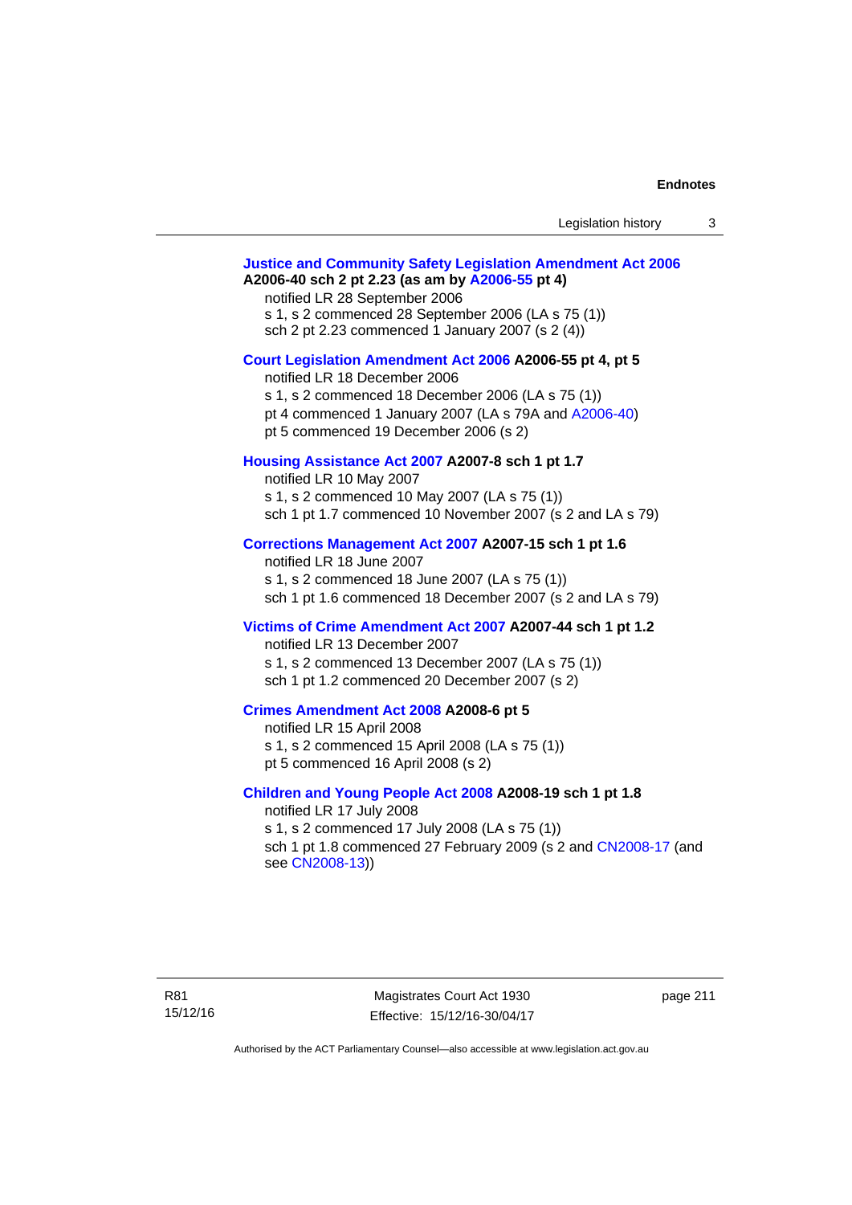**Justice and Community Safety Legislation Amendment Act 2006 A2006-40 sch 2 pt 2.23 (as am by A2006-55 pt 4)**

notified LR 28 September 2006
s 1, s 2 commenced 28 September 2006 (LA s 75 (1))
sch 2 pt 2.23 commenced 1 January 2007 (s 2 (4))

**Court Legislation Amendment Act 2006 A2006-55 pt 4, pt 5**

notified LR 18 December 2006
s 1, s 2 commenced 18 December 2006 (LA s 75 (1))
pt 4 commenced 1 January 2007 (LA s 79A and A2006-40)
pt 5 commenced 19 December 2006 (s 2)

**Housing Assistance Act 2007 A2007-8 sch 1 pt 1.7**

notified LR 10 May 2007
s 1, s 2 commenced 10 May 2007 (LA s 75 (1))
sch 1 pt 1.7 commenced 10 November 2007 (s 2 and LA s 79)

**Corrections Management Act 2007 A2007-15 sch 1 pt 1.6**

notified LR 18 June 2007
s 1, s 2 commenced 18 June 2007 (LA s 75 (1))
sch 1 pt 1.6 commenced 18 December 2007 (s 2 and LA s 79)

**Victims of Crime Amendment Act 2007 A2007-44 sch 1 pt 1.2**

notified LR 13 December 2007
s 1, s 2 commenced 13 December 2007 (LA s 75 (1))
sch 1 pt 1.2 commenced 20 December 2007 (s 2)

**Crimes Amendment Act 2008 A2008-6 pt 5**

notified LR 15 April 2008
s 1, s 2 commenced 15 April 2008 (LA s 75 (1))
pt 5 commenced 16 April 2008 (s 2)

**Children and Young People Act 2008 A2008-19 sch 1 pt 1.8**

notified LR 17 July 2008
s 1, s 2 commenced 17 July 2008 (LA s 75 (1))
sch 1 pt 1.8 commenced 27 February 2009 (s 2 and CN2008-17 (and see CN2008-13))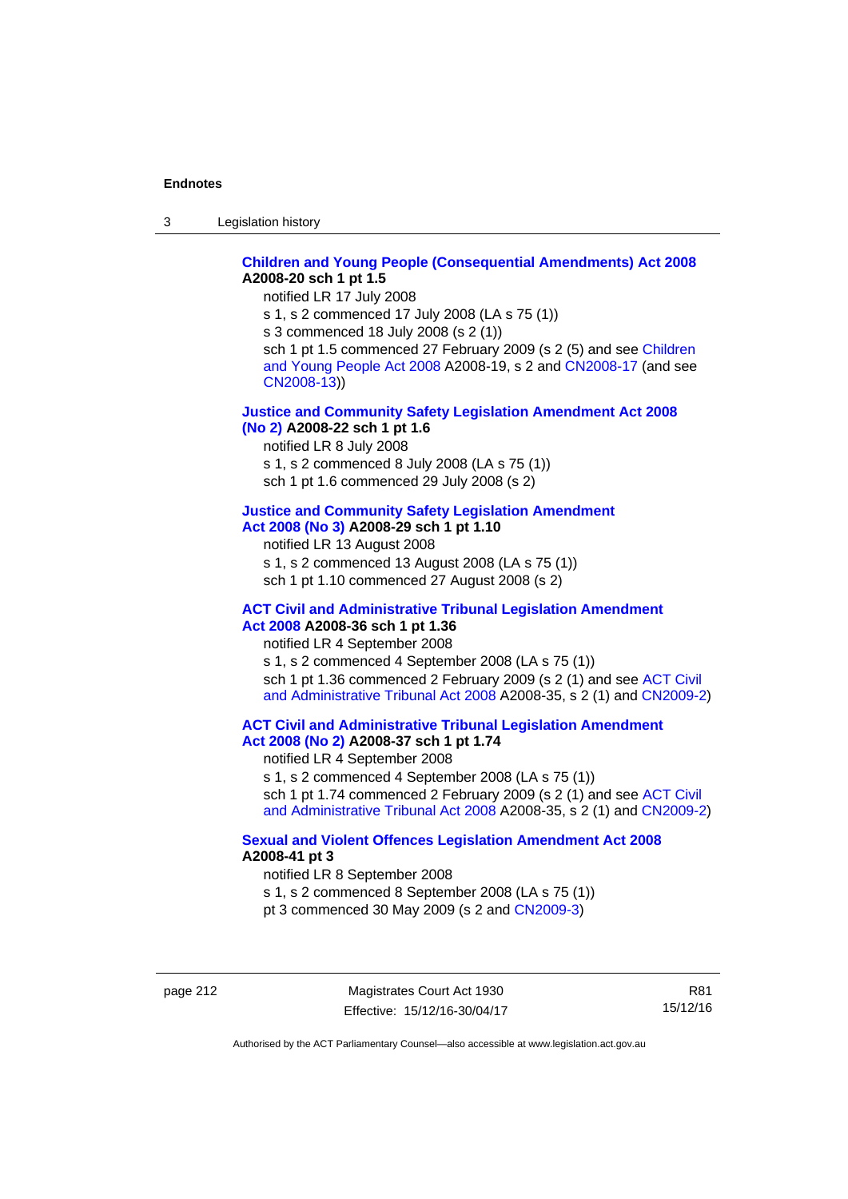**Children and Young People (Consequential Amendments) Act 2008 A2008-20 sch 1 pt 1.5**

notified LR 17 July 2008

s 1, s 2 commenced 17 July 2008 (LA s 75 (1))

s 3 commenced 18 July 2008 (s 2 (1))

sch 1 pt 1.5 commenced 27 February 2009 (s 2 (5) and see Children and Young People Act 2008 A2008-19, s 2 and CN2008-17 (and see CN2008-13))

**Justice and Community Safety Legislation Amendment Act 2008 (No 2) A2008-22 sch 1 pt 1.6**

notified LR 8 July 2008

s 1, s 2 commenced 8 July 2008 (LA s 75 (1))

sch 1 pt 1.6 commenced 29 July 2008 (s 2)

**Justice and Community Safety Legislation Amendment Act 2008 (No 3) A2008-29 sch 1 pt 1.10**

notified LR 13 August 2008

s 1, s 2 commenced 13 August 2008 (LA s 75 (1))

sch 1 pt 1.10 commenced 27 August 2008 (s 2)

**ACT Civil and Administrative Tribunal Legislation Amendment Act 2008 A2008-36 sch 1 pt 1.36**

notified LR 4 September 2008

s 1, s 2 commenced 4 September 2008 (LA s 75 (1))

sch 1 pt 1.36 commenced 2 February 2009 (s 2 (1) and see ACT Civil and Administrative Tribunal Act 2008 A2008-35, s 2 (1) and CN2009-2)

**ACT Civil and Administrative Tribunal Legislation Amendment Act 2008 (No 2) A2008-37 sch 1 pt 1.74**

notified LR 4 September 2008

s 1, s 2 commenced 4 September 2008 (LA s 75 (1))

sch 1 pt 1.74 commenced 2 February 2009 (s 2 (1) and see ACT Civil and Administrative Tribunal Act 2008 A2008-35, s 2 (1) and CN2009-2)

**Sexual and Violent Offences Legislation Amendment Act 2008 A2008-41 pt 3**

notified LR 8 September 2008

s 1, s 2 commenced 8 September 2008 (LA s 75 (1))

pt 3 commenced 30 May 2009 (s 2 and CN2009-3)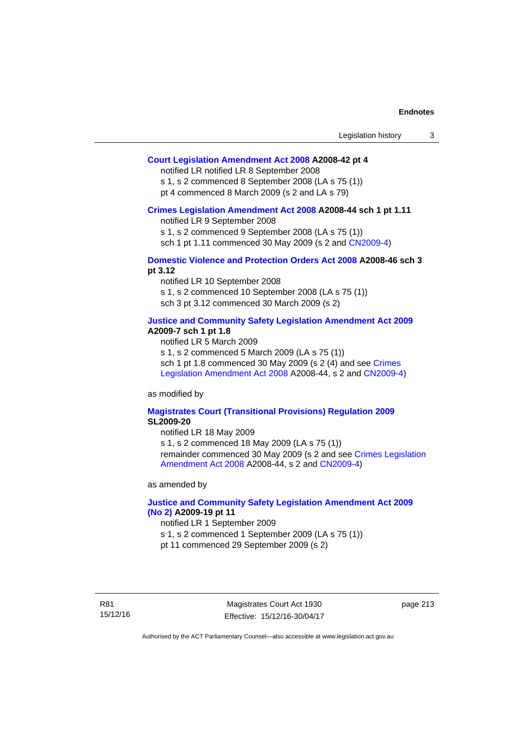**Court Legislation Amendment Act 2008 A2008-42 pt 4**

notified LR notified LR 8 September 2008

s 1, s 2 commenced 8 September 2008 (LA s 75 (1))

pt 4 commenced 8 March 2009 (s 2 and LA s 79)

**Crimes Legislation Amendment Act 2008 A2008-44 sch 1 pt 1.11**

notified LR 9 September 2008

s 1, s 2 commenced 9 September 2008 (LA s 75 (1))

sch 1 pt 1.11 commenced 30 May 2009 (s 2 and CN2009-4)

**Domestic Violence and Protection Orders Act 2008 A2008-46 sch 3 pt 3.12**

notified LR 10 September 2008

s 1, s 2 commenced 10 September 2008 (LA s 75 (1))

sch 3 pt 3.12 commenced 30 March 2009 (s 2)

**Justice and Community Safety Legislation Amendment Act 2009 A2009-7 sch 1 pt 1.8**

notified LR 5 March 2009

s 1, s 2 commenced 5 March 2009 (LA s 75 (1))

sch 1 pt 1.8 commenced 30 May 2009 (s 2 (4) and see Crimes Legislation Amendment Act 2008 A2008-44, s 2 and CN2009-4)

as modified by

**Magistrates Court (Transitional Provisions) Regulation 2009 SL2009-20**

notified LR 18 May 2009

s 1, s 2 commenced 18 May 2009 (LA s 75 (1))

remainder commenced 30 May 2009 (s 2 and see Crimes Legislation Amendment Act 2008 A2008-44, s 2 and CN2009-4)

as amended by

**Justice and Community Safety Legislation Amendment Act 2009 (No 2) A2009-19 pt 11**

notified LR 1 September 2009

s 1, s 2 commenced 1 September 2009 (LA s 75 (1))

pt 11 commenced 29 September 2009 (s 2)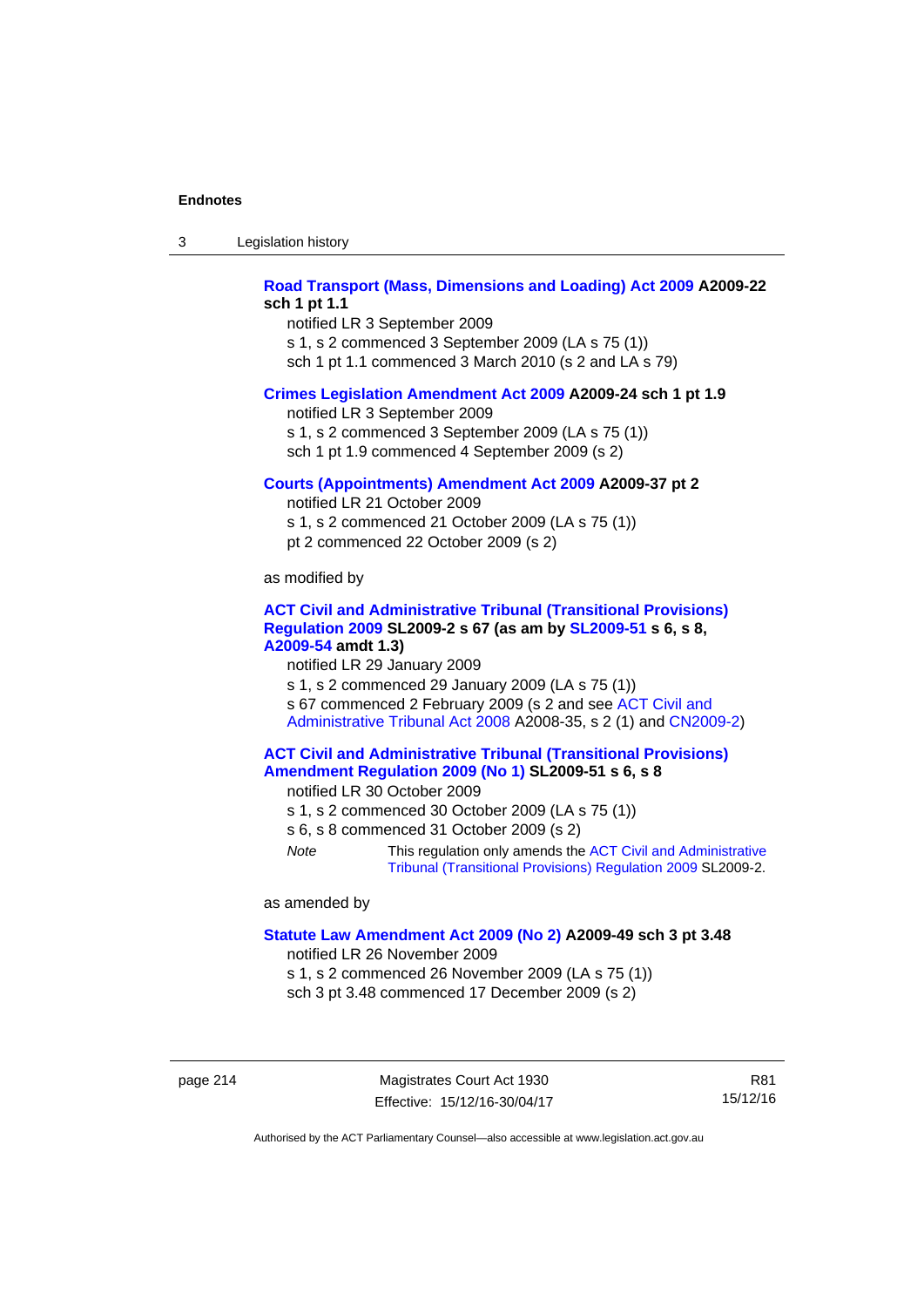**Road Transport (Mass, Dimensions and Loading) Act 2009 A2009-22 sch 1 pt 1.1**

notified LR 3 September 2009

s 1, s 2 commenced 3 September 2009 (LA s 75 (1))

sch 1 pt 1.1 commenced 3 March 2010 (s 2 and LA s 79)

**Crimes Legislation Amendment Act 2009 A2009-24 sch 1 pt 1.9**

notified LR 3 September 2009

s 1, s 2 commenced 3 September 2009 (LA s 75 (1))

sch 1 pt 1.9 commenced 4 September 2009 (s 2)

**Courts (Appointments) Amendment Act 2009 A2009-37 pt 2**

notified LR 21 October 2009

s 1, s 2 commenced 21 October 2009 (LA s 75 (1))

pt 2 commenced 22 October 2009 (s 2)

as modified by

**ACT Civil and Administrative Tribunal (Transitional Provisions) Regulation 2009 SL2009-2 s 67 (as am by SL2009-51 s 6, s 8, A2009-54 amdt 1.3)**

notified LR 29 January 2009

s 1, s 2 commenced 29 January 2009 (LA s 75 (1))

s 67 commenced 2 February 2009 (s 2 and see ACT Civil and Administrative Tribunal Act 2008 A2008-35, s 2 (1) and CN2009-2)

**ACT Civil and Administrative Tribunal (Transitional Provisions) Amendment Regulation 2009 (No 1) SL2009-51 s 6, s 8**

notified LR 30 October 2009

s 1, s 2 commenced 30 October 2009 (LA s 75 (1))

s 6, s 8 commenced 31 October 2009 (s 2)

*Note* This regulation only amends the ACT Civil and Administrative Tribunal (Transitional Provisions) Regulation 2009 SL2009-2.

as amended by

**Statute Law Amendment Act 2009 (No 2) A2009-49 sch 3 pt 3.48**

notified LR 26 November 2009

s 1, s 2 commenced 26 November 2009 (LA s 75 (1))

sch 3 pt 3.48 commenced 17 December 2009 (s 2)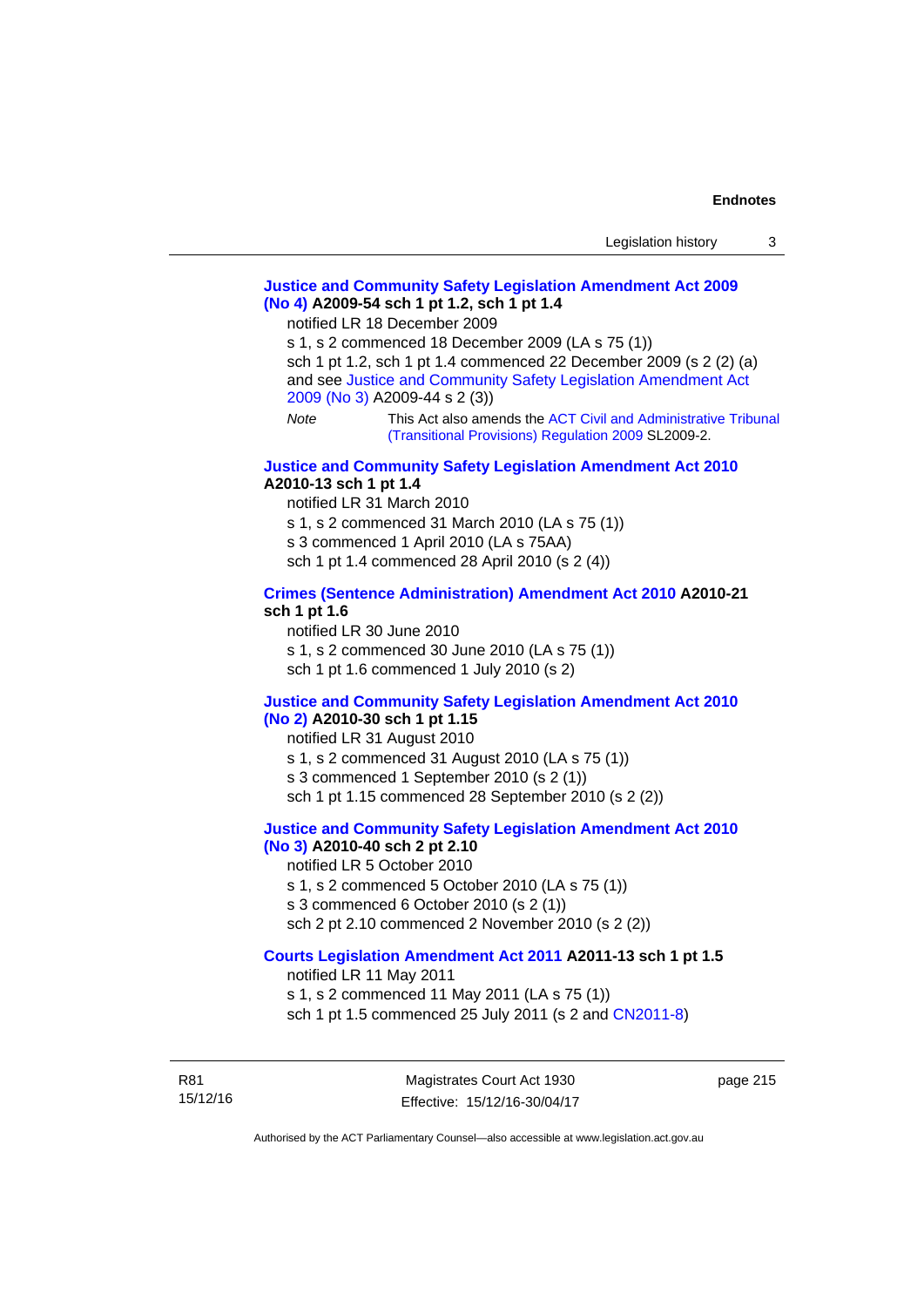**Justice and Community Safety Legislation Amendment Act 2009 (No 4) A2009-54 sch 1 pt 1.2, sch 1 pt 1.4**

notified LR 18 December 2009

s 1, s 2 commenced 18 December 2009 (LA s 75 (1))

sch 1 pt 1.2, sch 1 pt 1.4 commenced 22 December 2009 (s 2 (2) (a) and see Justice and Community Safety Legislation Amendment Act 2009 (No 3) A2009-44 s 2 (3))

*Note* This Act also amends the ACT Civil and Administrative Tribunal (Transitional Provisions) Regulation 2009 SL2009-2.

**Justice and Community Safety Legislation Amendment Act 2010 A2010-13 sch 1 pt 1.4**

notified LR 31 March 2010

s 1, s 2 commenced 31 March 2010 (LA s 75 (1))

s 3 commenced 1 April 2010 (LA s 75AA)

sch 1 pt 1.4 commenced 28 April 2010 (s 2 (4))

**Crimes (Sentence Administration) Amendment Act 2010 A2010-21 sch 1 pt 1.6**

notified LR 30 June 2010

s 1, s 2 commenced 30 June 2010 (LA s 75 (1))

sch 1 pt 1.6 commenced 1 July 2010 (s 2)

**Justice and Community Safety Legislation Amendment Act 2010 (No 2) A2010-30 sch 1 pt 1.15**

notified LR 31 August 2010

s 1, s 2 commenced 31 August 2010 (LA s 75 (1))

s 3 commenced 1 September 2010 (s 2 (1))

sch 1 pt 1.15 commenced 28 September 2010 (s 2 (2))

**Justice and Community Safety Legislation Amendment Act 2010 (No 3) A2010-40 sch 2 pt 2.10**

notified LR 5 October 2010

s 1, s 2 commenced 5 October 2010 (LA s 75 (1))

s 3 commenced 6 October 2010 (s 2 (1))

sch 2 pt 2.10 commenced 2 November 2010 (s 2 (2))

**Courts Legislation Amendment Act 2011 A2011-13 sch 1 pt 1.5**

notified LR 11 May 2011

s 1, s 2 commenced 11 May 2011 (LA s 75 (1))

sch 1 pt 1.5 commenced 25 July 2011 (s 2 and CN2011-8)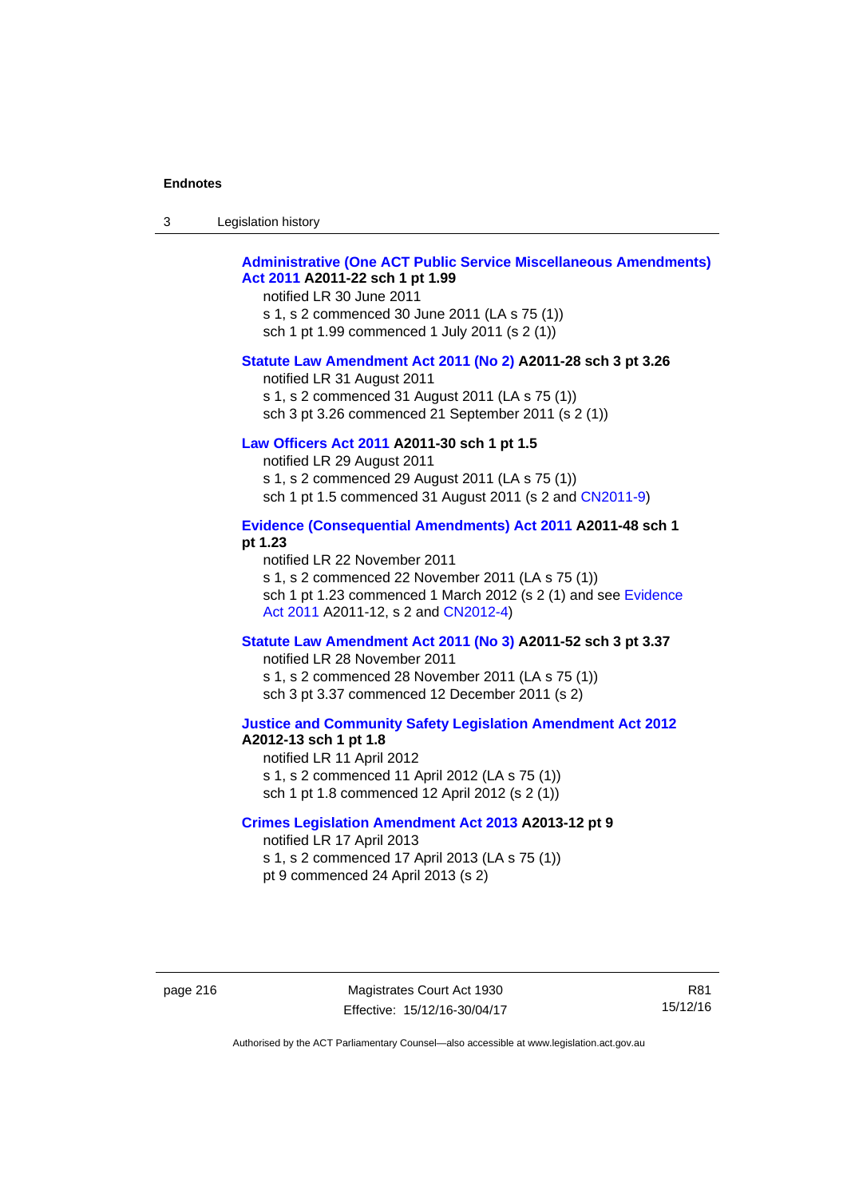**Administrative (One ACT Public Service Miscellaneous Amendments) Act 2011 A2011-22 sch 1 pt 1.99**

notified LR 30 June 2011

s 1, s 2 commenced 30 June 2011 (LA s 75 (1))

sch 1 pt 1.99 commenced 1 July 2011 (s 2 (1))

**Statute Law Amendment Act 2011 (No 2) A2011-28 sch 3 pt 3.26**

notified LR 31 August 2011

s 1, s 2 commenced 31 August 2011 (LA s 75 (1))

sch 3 pt 3.26 commenced 21 September 2011 (s 2 (1))

**Law Officers Act 2011 A2011-30 sch 1 pt 1.5**

notified LR 29 August 2011

s 1, s 2 commenced 29 August 2011 (LA s 75 (1))

sch 1 pt 1.5 commenced 31 August 2011 (s 2 and CN2011-9)

**Evidence (Consequential Amendments) Act 2011 A2011-48 sch 1 pt 1.23**

notified LR 22 November 2011

s 1, s 2 commenced 22 November 2011 (LA s 75 (1))

sch 1 pt 1.23 commenced 1 March 2012 (s 2 (1) and see Evidence Act 2011 A2011-12, s 2 and CN2012-4)

**Statute Law Amendment Act 2011 (No 3) A2011-52 sch 3 pt 3.37**

notified LR 28 November 2011

s 1, s 2 commenced 28 November 2011 (LA s 75 (1))

sch 3 pt 3.37 commenced 12 December 2011 (s 2)

**Justice and Community Safety Legislation Amendment Act 2012 A2012-13 sch 1 pt 1.8**

notified LR 11 April 2012

s 1, s 2 commenced 11 April 2012 (LA s 75 (1))

sch 1 pt 1.8 commenced 12 April 2012 (s 2 (1))

**Crimes Legislation Amendment Act 2013 A2013-12 pt 9**

notified LR 17 April 2013

s 1, s 2 commenced 17 April 2013 (LA s 75 (1))

pt 9 commenced 24 April 2013 (s 2)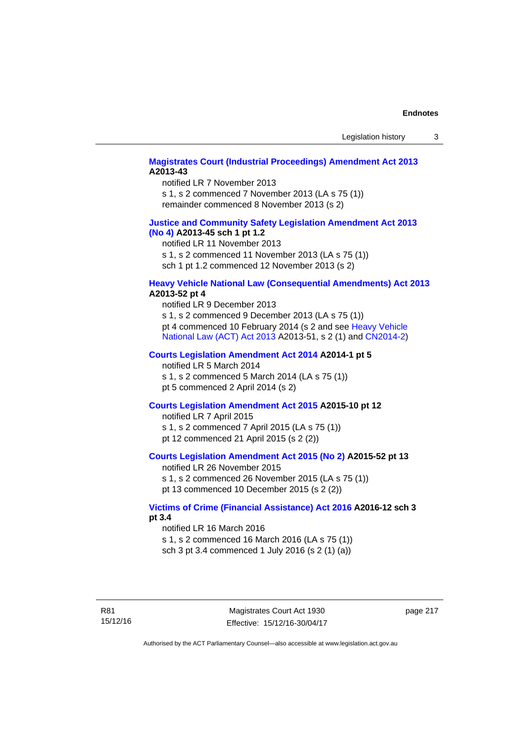**Magistrates Court (Industrial Proceedings) Amendment Act 2013 A2013-43**

notified LR 7 November 2013
s 1, s 2 commenced 7 November 2013 (LA s 75 (1))
remainder commenced 8 November 2013 (s 2)

**Justice and Community Safety Legislation Amendment Act 2013 (No 4) A2013-45 sch 1 pt 1.2**

notified LR 11 November 2013
s 1, s 2 commenced 11 November 2013 (LA s 75 (1))
sch 1 pt 1.2 commenced 12 November 2013 (s 2)

**Heavy Vehicle National Law (Consequential Amendments) Act 2013 A2013-52 pt 4**

notified LR 9 December 2013
s 1, s 2 commenced 9 December 2013 (LA s 75 (1))
pt 4 commenced 10 February 2014 (s 2 and see Heavy Vehicle National Law (ACT) Act 2013 A2013-51, s 2 (1) and CN2014-2)

**Courts Legislation Amendment Act 2014 A2014-1 pt 5**

notified LR 5 March 2014
s 1, s 2 commenced 5 March 2014 (LA s 75 (1))
pt 5 commenced 2 April 2014 (s 2)

**Courts Legislation Amendment Act 2015 A2015-10 pt 12**

notified LR 7 April 2015
s 1, s 2 commenced 7 April 2015 (LA s 75 (1))
pt 12 commenced 21 April 2015 (s 2 (2))

**Courts Legislation Amendment Act 2015 (No 2) A2015-52 pt 13**

notified LR 26 November 2015
s 1, s 2 commenced 26 November 2015 (LA s 75 (1))
pt 13 commenced 10 December 2015 (s 2 (2))

**Victims of Crime (Financial Assistance) Act 2016 A2016-12 sch 3 pt 3.4**

notified LR 16 March 2016
s 1, s 2 commenced 16 March 2016 (LA s 75 (1))
sch 3 pt 3.4 commenced 1 July 2016 (s 2 (1) (a))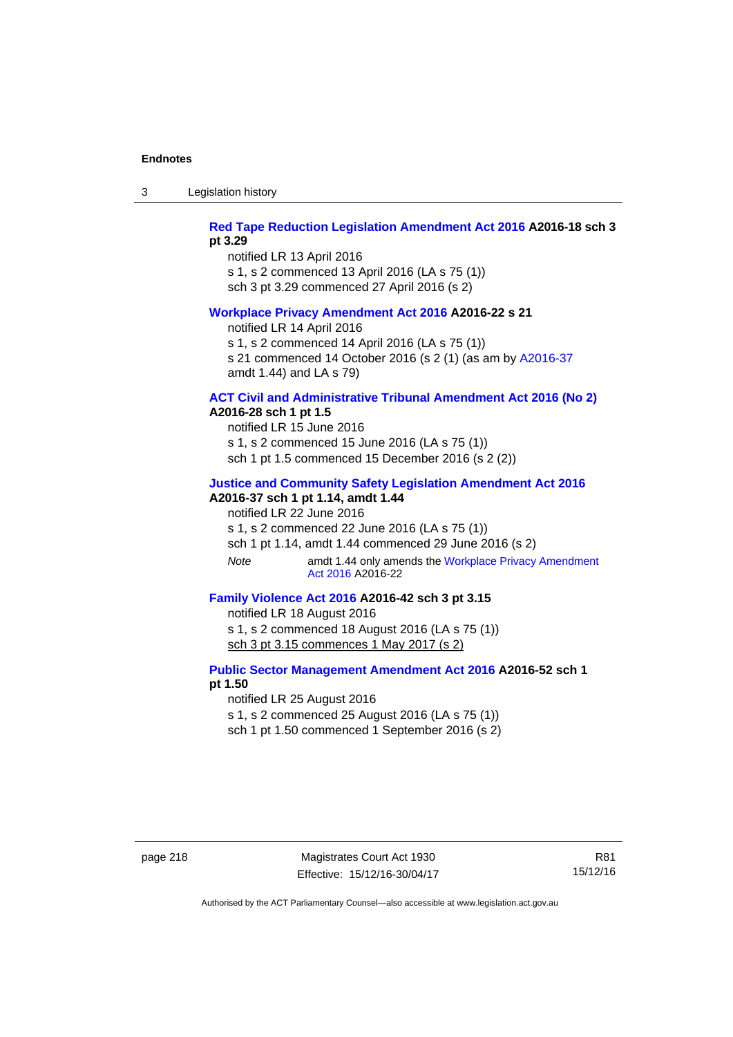**Red Tape Reduction Legislation Amendment Act 2016 A2016-18 sch 3 pt 3.29**

notified LR 13 April 2016
s 1, s 2 commenced 13 April 2016 (LA s 75 (1))
sch 3 pt 3.29 commenced 27 April 2016 (s 2)

**Workplace Privacy Amendment Act 2016 A2016-22 s 21**

notified LR 14 April 2016
s 1, s 2 commenced 14 April 2016 (LA s 75 (1))
s 21 commenced 14 October 2016 (s 2 (1) (as am by A2016-37 amdt 1.44) and LA s 79)

**ACT Civil and Administrative Tribunal Amendment Act 2016 (No 2) A2016-28 sch 1 pt 1.5**

notified LR 15 June 2016
s 1, s 2 commenced 15 June 2016 (LA s 75 (1))
sch 1 pt 1.5 commenced 15 December 2016 (s 2 (2))

**Justice and Community Safety Legislation Amendment Act 2016 A2016-37 sch 1 pt 1.14, amdt 1.44**

notified LR 22 June 2016
s 1, s 2 commenced 22 June 2016 (LA s 75 (1))
sch 1 pt 1.14, amdt 1.44 commenced 29 June 2016 (s 2)

*Note* amdt 1.44 only amends the Workplace Privacy Amendment Act 2016 A2016-22

**Family Violence Act 2016 A2016-42 sch 3 pt 3.15**

notified LR 18 August 2016
s 1, s 2 commenced 18 August 2016 (LA s 75 (1))
sch 3 pt 3.15 commences 1 May 2017 (s 2)

**Public Sector Management Amendment Act 2016 A2016-52 sch 1 pt 1.50**

notified LR 25 August 2016
s 1, s 2 commenced 25 August 2016 (LA s 75 (1))
sch 1 pt 1.50 commenced 1 September 2016 (s 2)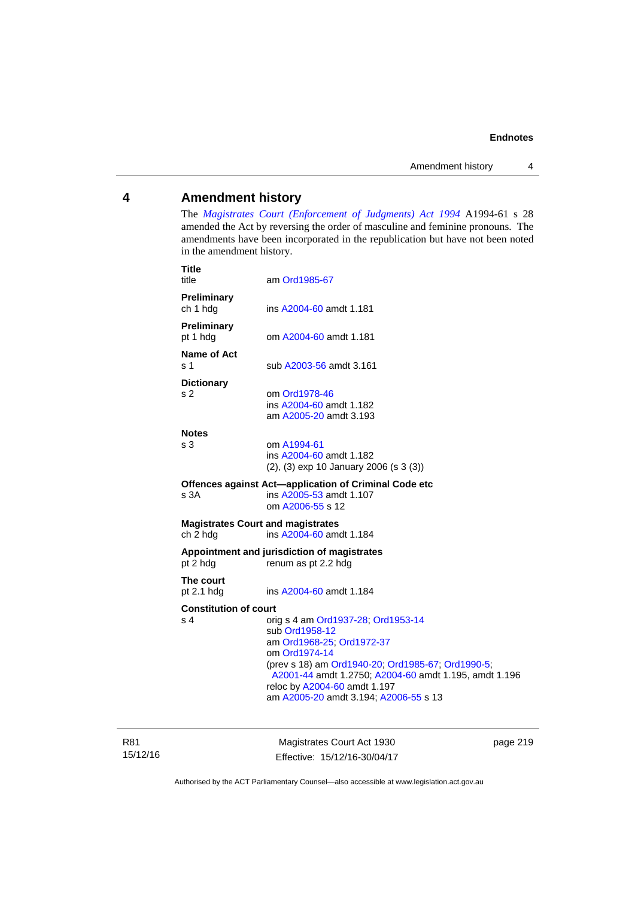## 4 Amendment history

The *Magistrates Court (Enforcement of Judgments) Act 1994* A1994-61 s 28 amended the Act by reversing the order of masculine and feminine pronouns. The amendments have been incorporated in the republication but have not been noted in the amendment history.

**Title**
title — am Ord1985-67

**Preliminary**
ch 1 hdg — ins A2004-60 amdt 1.181

**Preliminary**
pt 1 hdg — om A2004-60 amdt 1.181

**Name of Act**
s 1 — sub A2003-56 amdt 3.161

**Dictionary**
s 2 — om Ord1978-46
ins A2004-60 amdt 1.182
am A2005-20 amdt 3.193

**Notes**
s 3 — om A1994-61
ins A2004-60 amdt 1.182
(2), (3) exp 10 January 2006 (s 3 (3))

**Offences against Act—application of Criminal Code etc**
s 3A — ins A2005-53 amdt 1.107
om A2006-55 s 12

**Magistrates Court and magistrates**
ch 2 hdg — ins A2004-60 amdt 1.184

**Appointment and jurisdiction of magistrates**
pt 2 hdg — renum as pt 2.2 hdg

**The court**
pt 2.1 hdg — ins A2004-60 amdt 1.184

**Constitution of court**
s 4 — orig s 4 am Ord1937-28; Ord1953-14
sub Ord1958-12
am Ord1968-25; Ord1972-37
om Ord1974-14
(prev s 18) am Ord1940-20; Ord1985-67; Ord1990-5; A2001-44 amdt 1.2750; A2004-60 amdt 1.195, amdt 1.196
reloc by A2004-60 amdt 1.197
am A2005-20 amdt 3.194; A2006-55 s 13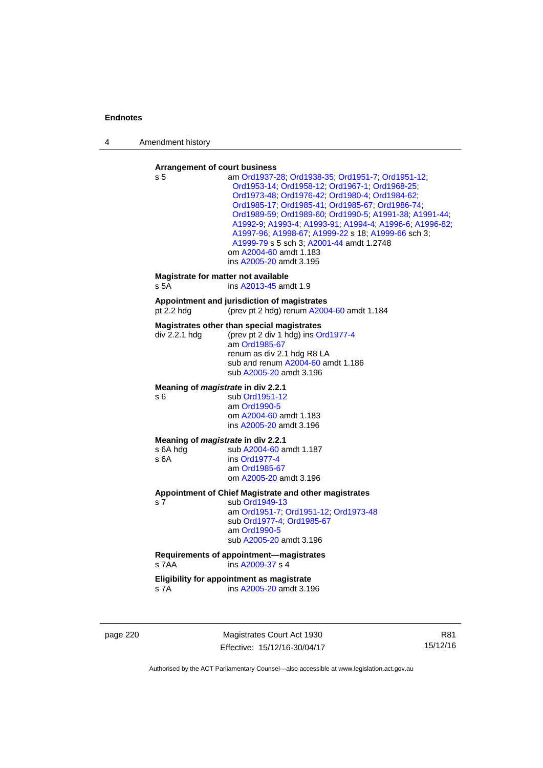**Arrangement of court business**

s 5 am Ord1937-28; Ord1938-35; Ord1951-7; Ord1951-12; Ord1953-14; Ord1958-12; Ord1967-1; Ord1968-25; Ord1973-48; Ord1976-42; Ord1980-4; Ord1984-62; Ord1985-17; Ord1985-41; Ord1985-67; Ord1986-74; Ord1989-59; Ord1989-60; Ord1990-5; A1991-38; A1991-44; A1992-9; A1993-4; A1993-91; A1994-4; A1996-6; A1996-82; A1997-96; A1998-67; A1999-22 s 18; A1999-66 sch 3; A1999-79 s 5 sch 3; A2001-44 amdt 1.2748
om A2004-60 amdt 1.183
ins A2005-20 amdt 3.195

**Magistrate for matter not available**

s 5A ins A2013-45 amdt 1.9

**Appointment and jurisdiction of magistrates**

pt 2.2 hdg (prev pt 2 hdg) renum A2004-60 amdt 1.184

**Magistrates other than special magistrates**

div 2.2.1 hdg (prev pt 2 div 1 hdg) ins Ord1977-4
am Ord1985-67
renum as div 2.1 hdg R8 LA
sub and renum A2004-60 amdt 1.186
sub A2005-20 amdt 3.196

**Meaning of *magistrate* in div 2.2.1**

s 6 sub Ord1951-12
am Ord1990-5
om A2004-60 amdt 1.183
ins A2005-20 amdt 3.196

**Meaning of *magistrate* in div 2.2.1**

s 6A hdg sub A2004-60 amdt 1.187
s 6A ins Ord1977-4
am Ord1985-67
om A2005-20 amdt 3.196

**Appointment of Chief Magistrate and other magistrates**

s 7 sub Ord1949-13
am Ord1951-7; Ord1951-12; Ord1973-48
sub Ord1977-4; Ord1985-67
am Ord1990-5
sub A2005-20 amdt 3.196

**Requirements of appointment—magistrates**

s 7AA ins A2009-37 s 4

**Eligibility for appointment as magistrate**

s 7A ins A2005-20 amdt 3.196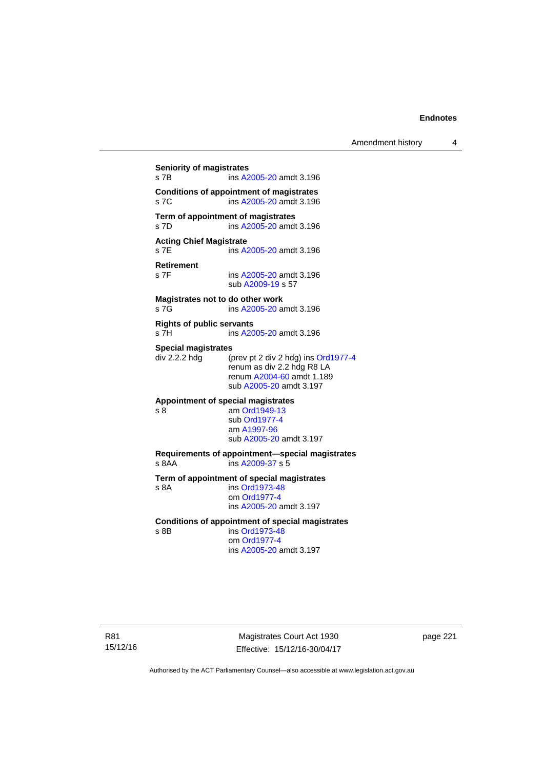**Seniority of magistrates**
s 7B ins A2005-20 amdt 3.196

**Conditions of appointment of magistrates**
s 7C ins A2005-20 amdt 3.196

**Term of appointment of magistrates**
s 7D ins A2005-20 amdt 3.196

**Acting Chief Magistrate**
s 7E ins A2005-20 amdt 3.196

**Retirement**
s 7F ins A2005-20 amdt 3.196
sub A2009-19 s 57

**Magistrates not to do other work**
s 7G ins A2005-20 amdt 3.196

**Rights of public servants**
s 7H ins A2005-20 amdt 3.196

**Special magistrates**
div 2.2.2 hdg (prev pt 2 div 2 hdg) ins Ord1977-4
renum as div 2.2 hdg R8 LA
renum A2004-60 amdt 1.189
sub A2005-20 amdt 3.197

**Appointment of special magistrates**
s 8 am Ord1949-13
sub Ord1977-4
am A1997-96
sub A2005-20 amdt 3.197

**Requirements of appointment—special magistrates**
s 8AA ins A2009-37 s 5

**Term of appointment of special magistrates**
s 8A ins Ord1973-48
om Ord1977-4
ins A2005-20 amdt 3.197

**Conditions of appointment of special magistrates**
s 8B ins Ord1973-48
om Ord1977-4
ins A2005-20 amdt 3.197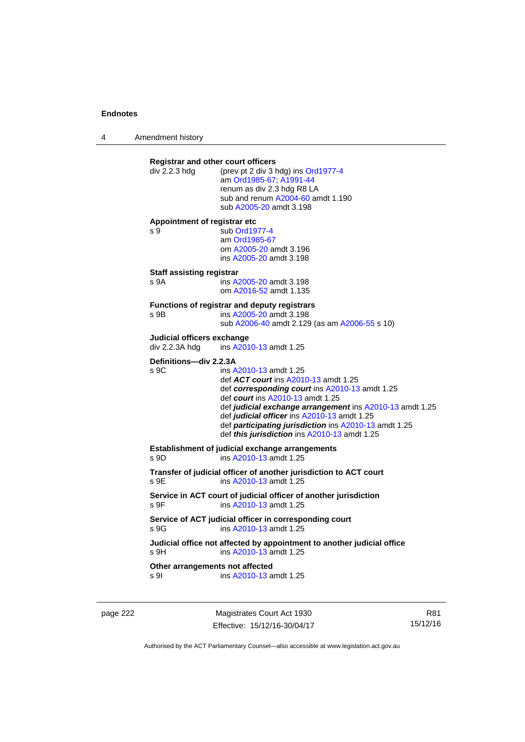**Registrar and other court officers**

div 2.2.3 hdg (prev pt 2 div 3 hdg) ins Ord1977-4
am Ord1985-67; A1991-44
renum as div 2.3 hdg R8 LA
sub and renum A2004-60 amdt 1.190
sub A2005-20 amdt 3.198

**Appointment of registrar etc**

s 9 sub Ord1977-4
am Ord1985-67
om A2005-20 amdt 3.196
ins A2005-20 amdt 3.198

**Staff assisting registrar**

s 9A ins A2005-20 amdt 3.198
om A2016-52 amdt 1.135

**Functions of registrar and deputy registrars**

s 9B ins A2005-20 amdt 3.198
sub A2006-40 amdt 2.129 (as am A2006-55 s 10)

**Judicial officers exchange**

div 2.2.3A hdg ins A2010-13 amdt 1.25

**Definitions—div 2.2.3A**

s 9C ins A2010-13 amdt 1.25
def ***ACT court*** ins A2010-13 amdt 1.25
def ***corresponding court*** ins A2010-13 amdt 1.25
def ***court*** ins A2010-13 amdt 1.25
def ***judicial exchange arrangement*** ins A2010-13 amdt 1.25
def ***judicial officer*** ins A2010-13 amdt 1.25
def ***participating jurisdiction*** ins A2010-13 amdt 1.25
def ***this jurisdiction*** ins A2010-13 amdt 1.25

**Establishment of judicial exchange arrangements**

s 9D ins A2010-13 amdt 1.25

**Transfer of judicial officer of another jurisdiction to ACT court**

s 9E ins A2010-13 amdt 1.25

**Service in ACT court of judicial officer of another jurisdiction**

s 9F ins A2010-13 amdt 1.25

**Service of ACT judicial officer in corresponding court**

s 9G ins A2010-13 amdt 1.25

**Judicial office not affected by appointment to another judicial office**

s 9H ins A2010-13 amdt 1.25

**Other arrangements not affected**

s 9I ins A2010-13 amdt 1.25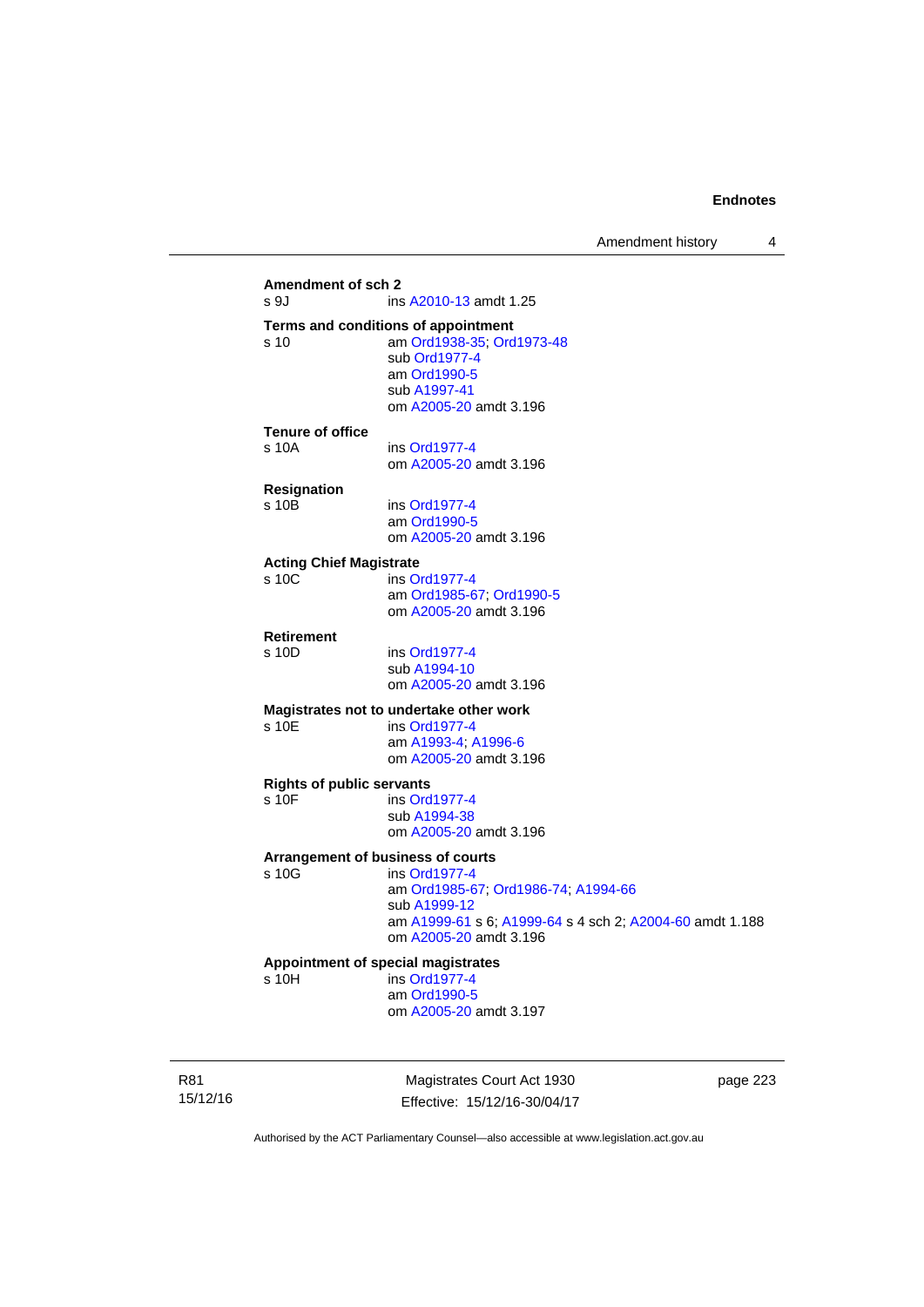**Amendment of sch 2**
s 9J ins A2010-13 amdt 1.25

**Terms and conditions of appointment**
s 10 am Ord1938-35; Ord1973-48
sub Ord1977-4
am Ord1990-5
sub A1997-41
om A2005-20 amdt 3.196

**Tenure of office**
s 10A ins Ord1977-4
om A2005-20 amdt 3.196

**Resignation**
s 10B ins Ord1977-4
am Ord1990-5
om A2005-20 amdt 3.196

**Acting Chief Magistrate**
s 10C ins Ord1977-4
am Ord1985-67; Ord1990-5
om A2005-20 amdt 3.196

**Retirement**
s 10D ins Ord1977-4
sub A1994-10
om A2005-20 amdt 3.196

**Magistrates not to undertake other work**
s 10E ins Ord1977-4
am A1993-4; A1996-6
om A2005-20 amdt 3.196

**Rights of public servants**
s 10F ins Ord1977-4
sub A1994-38
om A2005-20 amdt 3.196

**Arrangement of business of courts**
s 10G ins Ord1977-4
am Ord1985-67; Ord1986-74; A1994-66
sub A1999-12
am A1999-61 s 6; A1999-64 s 4 sch 2; A2004-60 amdt 1.188
om A2005-20 amdt 3.196

**Appointment of special magistrates**
s 10H ins Ord1977-4
am Ord1990-5
om A2005-20 amdt 3.197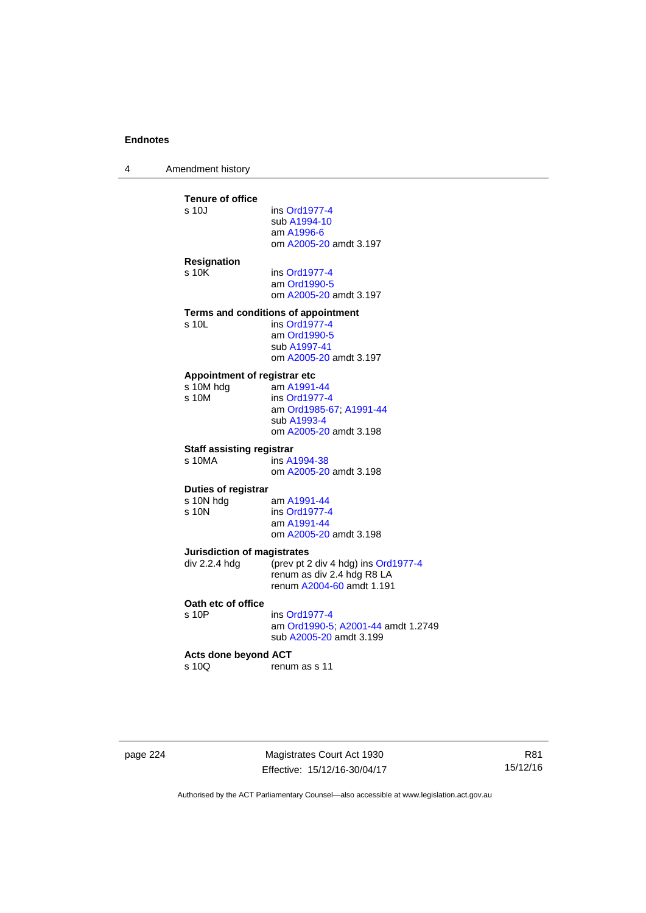**Tenure of office**

s 10J — ins Ord1977-4
sub A1994-10
am A1996-6
om A2005-20 amdt 3.197

**Resignation**

s 10K — ins Ord1977-4
am Ord1990-5
om A2005-20 amdt 3.197

**Terms and conditions of appointment**

s 10L — ins Ord1977-4
am Ord1990-5
sub A1997-41
om A2005-20 amdt 3.197

**Appointment of registrar etc**

s 10M hdg — am A1991-44

s 10M — ins Ord1977-4
am Ord1985-67; A1991-44
sub A1993-4
om A2005-20 amdt 3.198

**Staff assisting registrar**

s 10MA — ins A1994-38
om A2005-20 amdt 3.198

**Duties of registrar**

s 10N hdg — am A1991-44

s 10N — ins Ord1977-4
am A1991-44
om A2005-20 amdt 3.198

**Jurisdiction of magistrates**

div 2.2.4 hdg — (prev pt 2 div 4 hdg) ins Ord1977-4
renum as div 2.4 hdg R8 LA
renum A2004-60 amdt 1.191

**Oath etc of office**

s 10P — ins Ord1977-4
am Ord1990-5; A2001-44 amdt 1.2749
sub A2005-20 amdt 3.199

**Acts done beyond ACT**

s 10Q — renum as s 11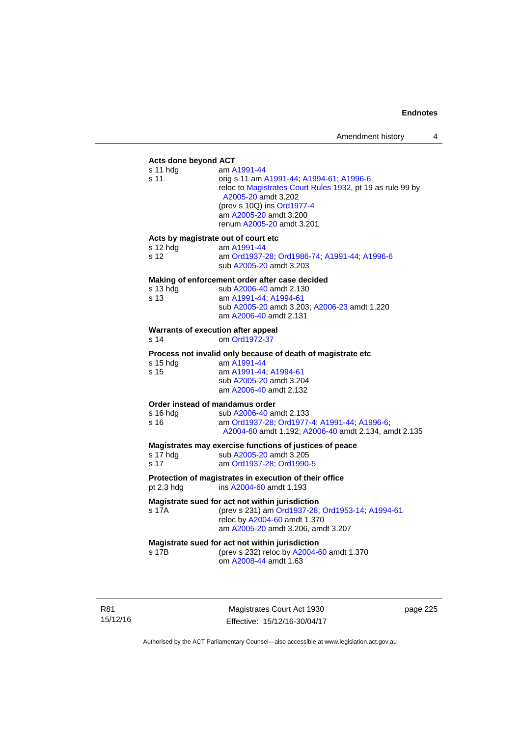**Acts done beyond ACT**

s 11 hdg — am A1991-44

s 11 — orig s 11 am A1991-44; A1994-61; A1996-6
reloc to Magistrates Court Rules 1932, pt 19 as rule 99 by A2005-20 amdt 3.202
(prev s 10Q) ins Ord1977-4
am A2005-20 amdt 3.200
renum A2005-20 amdt 3.201

**Acts by magistrate out of court etc**

s 12 hdg — am A1991-44

s 12 — am Ord1937-28; Ord1986-74; A1991-44; A1996-6
sub A2005-20 amdt 3.203

**Making of enforcement order after case decided**

s 13 hdg — sub A2006-40 amdt 2.130

s 13 — am A1991-44; A1994-61
sub A2005-20 amdt 3.203; A2006-23 amdt 1.220
am A2006-40 amdt 2.131

**Warrants of execution after appeal**

s 14 — om Ord1972-37

**Process not invalid only because of death of magistrate etc**

s 15 hdg — am A1991-44

s 15 — am A1991-44; A1994-61
sub A2005-20 amdt 3.204
am A2006-40 amdt 2.132

**Order instead of mandamus order**

s 16 hdg — sub A2006-40 amdt 2.133

s 16 — am Ord1937-28; Ord1977-4; A1991-44; A1996-6; A2004-60 amdt 1.192; A2006-40 amdt 2.134, amdt 2.135

**Magistrates may exercise functions of justices of peace**

s 17 hdg — sub A2005-20 amdt 3.205

s 17 — am Ord1937-28; Ord1990-5

**Protection of magistrates in execution of their office**

pt 2.3 hdg — ins A2004-60 amdt 1.193

**Magistrate sued for act not within jurisdiction**

s 17A — (prev s 231) am Ord1937-28; Ord1953-14; A1994-61
reloc by A2004-60 amdt 1.370
am A2005-20 amdt 3.206, amdt 3.207

**Magistrate sued for act not within jurisdiction**

s 17B — (prev s 232) reloc by A2004-60 amdt 1.370
om A2008-44 amdt 1.63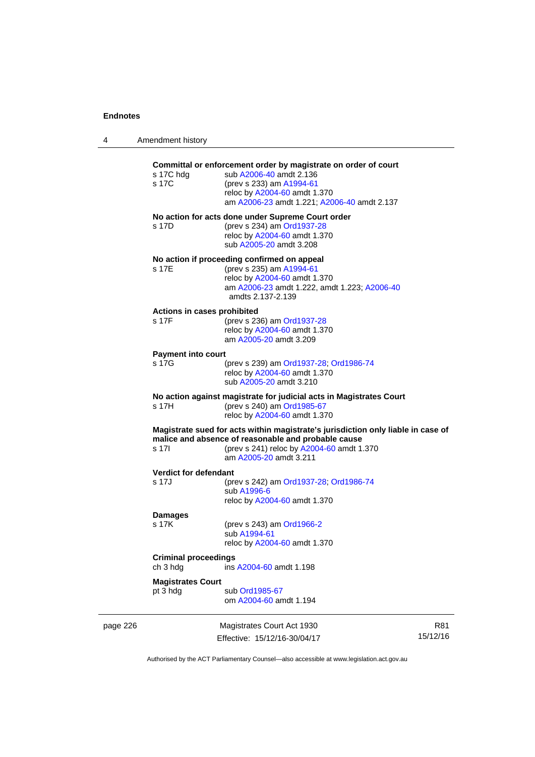**Committal or enforcement order by magistrate on order of court**

s 17C hdg — sub A2006-40 amdt 2.136

s 17C — (prev s 233) am A1994-61
reloc by A2004-60 amdt 1.370
am A2006-23 amdt 1.221; A2006-40 amdt 2.137

**No action for acts done under Supreme Court order**

s 17D — (prev s 234) am Ord1937-28
reloc by A2004-60 amdt 1.370
sub A2005-20 amdt 3.208

**No action if proceeding confirmed on appeal**

s 17E — (prev s 235) am A1994-61
reloc by A2004-60 amdt 1.370
am A2006-23 amdt 1.222, amdt 1.223; A2006-40 amdts 2.137-2.139

**Actions in cases prohibited**

s 17F — (prev s 236) am Ord1937-28
reloc by A2004-60 amdt 1.370
am A2005-20 amdt 3.209

**Payment into court**

s 17G — (prev s 239) am Ord1937-28; Ord1986-74
reloc by A2004-60 amdt 1.370
sub A2005-20 amdt 3.210

**No action against magistrate for judicial acts in Magistrates Court**

s 17H — (prev s 240) am Ord1985-67
reloc by A2004-60 amdt 1.370

**Magistrate sued for acts within magistrate's jurisdiction only liable in case of malice and absence of reasonable and probable cause**

s 17I — (prev s 241) reloc by A2004-60 amdt 1.370
am A2005-20 amdt 3.211

**Verdict for defendant**

s 17J — (prev s 242) am Ord1937-28; Ord1986-74
sub A1996-6
reloc by A2004-60 amdt 1.370

**Damages**

s 17K — (prev s 243) am Ord1966-2
sub A1994-61
reloc by A2004-60 amdt 1.370

**Criminal proceedings**

ch 3 hdg — ins A2004-60 amdt 1.198

**Magistrates Court**

pt 3 hdg — sub Ord1985-67
om A2004-60 amdt 1.194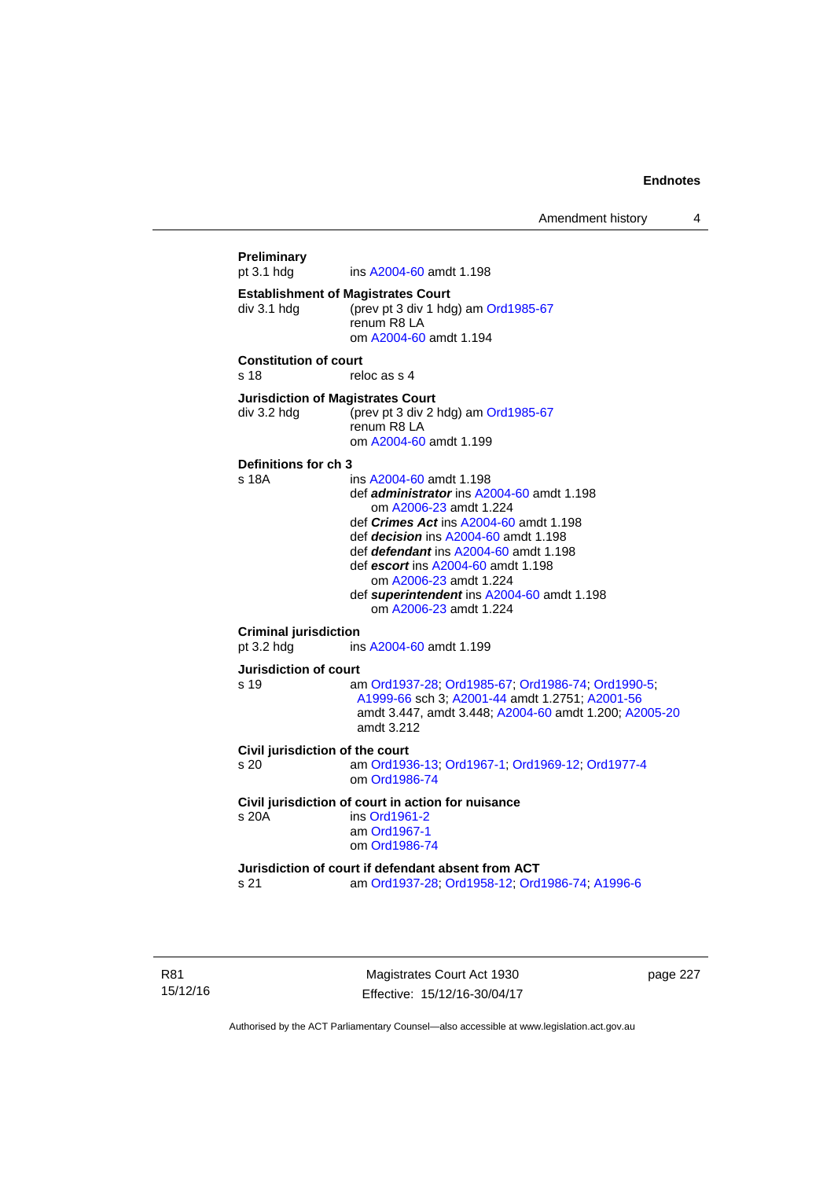**Preliminary**

pt 3.1 hdg ins A2004-60 amdt 1.198

**Establishment of Magistrates Court**

div 3.1 hdg (prev pt 3 div 1 hdg) am Ord1985-67
renum R8 LA
om A2004-60 amdt 1.194

**Constitution of court**

s 18 reloc as s 4

**Jurisdiction of Magistrates Court**

div 3.2 hdg (prev pt 3 div 2 hdg) am Ord1985-67
renum R8 LA
om A2004-60 amdt 1.199

**Definitions for ch 3**

s 18A ins A2004-60 amdt 1.198
def ***administrator*** ins A2004-60 amdt 1.198
om A2006-23 amdt 1.224
def ***Crimes Act*** ins A2004-60 amdt 1.198
def ***decision*** ins A2004-60 amdt 1.198
def ***defendant*** ins A2004-60 amdt 1.198
def ***escort*** ins A2004-60 amdt 1.198
om A2006-23 amdt 1.224
def ***superintendent*** ins A2004-60 amdt 1.198
om A2006-23 amdt 1.224

**Criminal jurisdiction**

pt 3.2 hdg ins A2004-60 amdt 1.199

**Jurisdiction of court**

s 19 am Ord1937-28; Ord1985-67; Ord1986-74; Ord1990-5; A1999-66 sch 3; A2001-44 amdt 1.2751; A2001-56 amdt 3.447, amdt 3.448; A2004-60 amdt 1.200; A2005-20 amdt 3.212

**Civil jurisdiction of the court**

s 20 am Ord1936-13; Ord1967-1; Ord1969-12; Ord1977-4
om Ord1986-74

**Civil jurisdiction of court in action for nuisance**

s 20A ins Ord1961-2
am Ord1967-1
om Ord1986-74

**Jurisdiction of court if defendant absent from ACT**

s 21 am Ord1937-28; Ord1958-12; Ord1986-74; A1996-6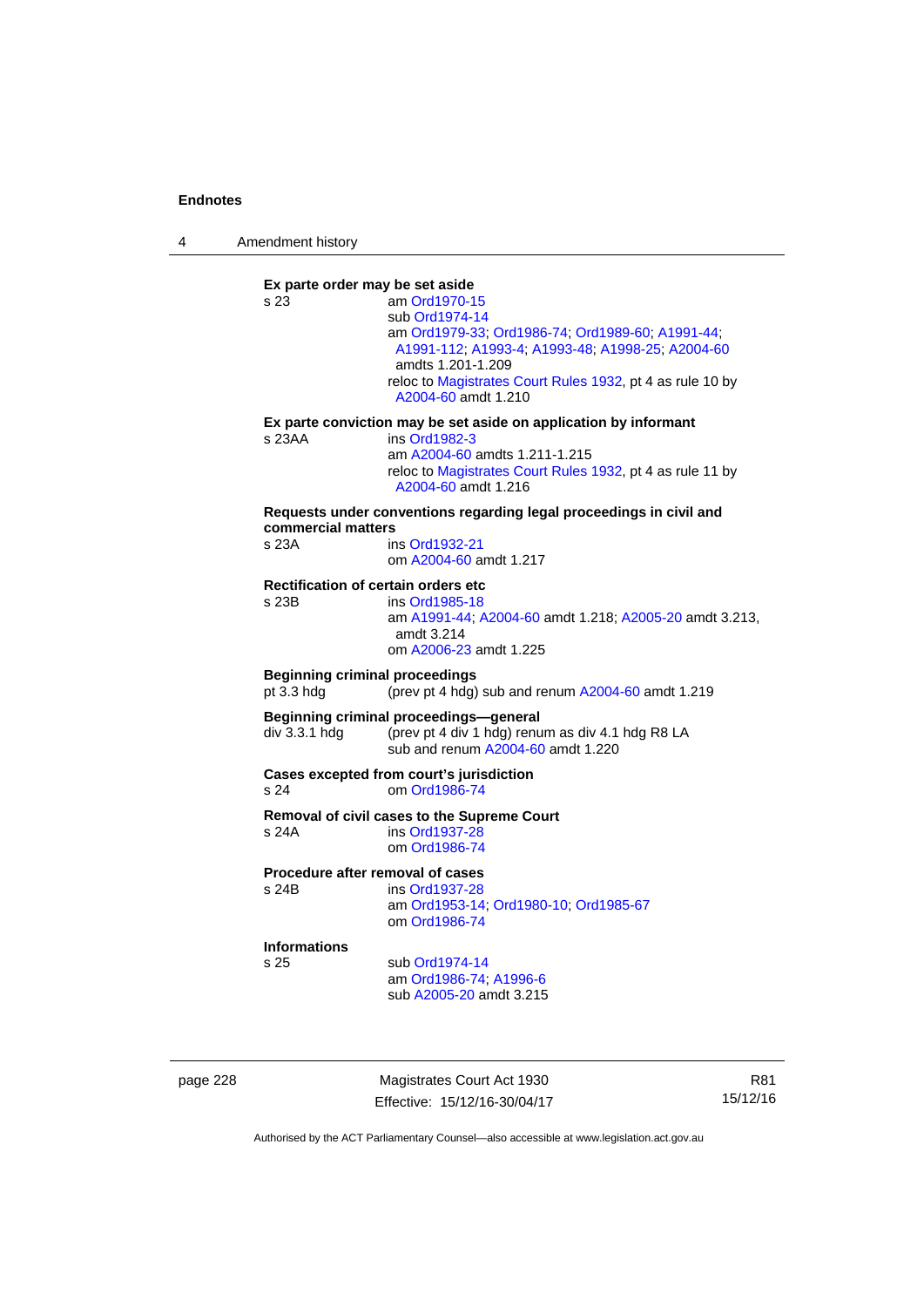**Ex parte order may be set aside**

s 23 am Ord1970-15
sub Ord1974-14
am Ord1979-33; Ord1986-74; Ord1989-60; A1991-44; A1991-112; A1993-4; A1993-48; A1998-25; A2004-60 amdts 1.201-1.209
reloc to Magistrates Court Rules 1932, pt 4 as rule 10 by A2004-60 amdt 1.210

**Ex parte conviction may be set aside on application by informant**

s 23AA ins Ord1982-3
am A2004-60 amdts 1.211-1.215
reloc to Magistrates Court Rules 1932, pt 4 as rule 11 by A2004-60 amdt 1.216

**Requests under conventions regarding legal proceedings in civil and commercial matters**

s 23A ins Ord1932-21
om A2004-60 amdt 1.217

**Rectification of certain orders etc**

s 23B ins Ord1985-18
am A1991-44; A2004-60 amdt 1.218; A2005-20 amdt 3.213, amdt 3.214
om A2006-23 amdt 1.225

**Beginning criminal proceedings**

pt 3.3 hdg (prev pt 4 hdg) sub and renum A2004-60 amdt 1.219

**Beginning criminal proceedings—general**

div 3.3.1 hdg (prev pt 4 div 1 hdg) renum as div 4.1 hdg R8 LA
sub and renum A2004-60 amdt 1.220

**Cases excepted from court's jurisdiction**

s 24 om Ord1986-74

**Removal of civil cases to the Supreme Court**

s 24A ins Ord1937-28
om Ord1986-74

**Procedure after removal of cases**

s 24B ins Ord1937-28
am Ord1953-14; Ord1980-10; Ord1985-67
om Ord1986-74

**Informations**

s 25 sub Ord1974-14
am Ord1986-74; A1996-6
sub A2005-20 amdt 3.215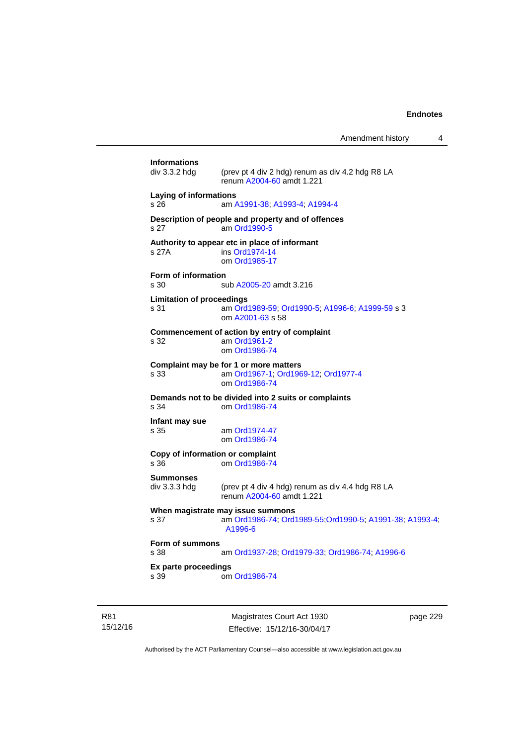**Informations**

div 3.3.2 hdg (prev pt 4 div 2 hdg) renum as div 4.2 hdg R8 LA
renum A2004-60 amdt 1.221

**Laying of informations**

s 26 am A1991-38; A1993-4; A1994-4

**Description of people and property and of offences**

s 27 am Ord1990-5

**Authority to appear etc in place of informant**

s 27A ins Ord1974-14
om Ord1985-17

**Form of information**

s 30 sub A2005-20 amdt 3.216

**Limitation of proceedings**

s 31 am Ord1989-59; Ord1990-5; A1996-6; A1999-59 s 3
om A2001-63 s 58

**Commencement of action by entry of complaint**

s 32 am Ord1961-2
om Ord1986-74

**Complaint may be for 1 or more matters**

s 33 am Ord1967-1; Ord1969-12; Ord1977-4
om Ord1986-74

**Demands not to be divided into 2 suits or complaints**

s 34 om Ord1986-74

**Infant may sue**

s 35 am Ord1974-47
om Ord1986-74

**Copy of information or complaint**

s 36 om Ord1986-74

**Summonses**

div 3.3.3 hdg (prev pt 4 div 4 hdg) renum as div 4.4 hdg R8 LA
renum A2004-60 amdt 1.221

**When magistrate may issue summons**

s 37 am Ord1986-74; Ord1989-55;Ord1990-5; A1991-38; A1993-4; A1996-6

**Form of summons**

s 38 am Ord1937-28; Ord1979-33; Ord1986-74; A1996-6

**Ex parte proceedings**

s 39 om Ord1986-74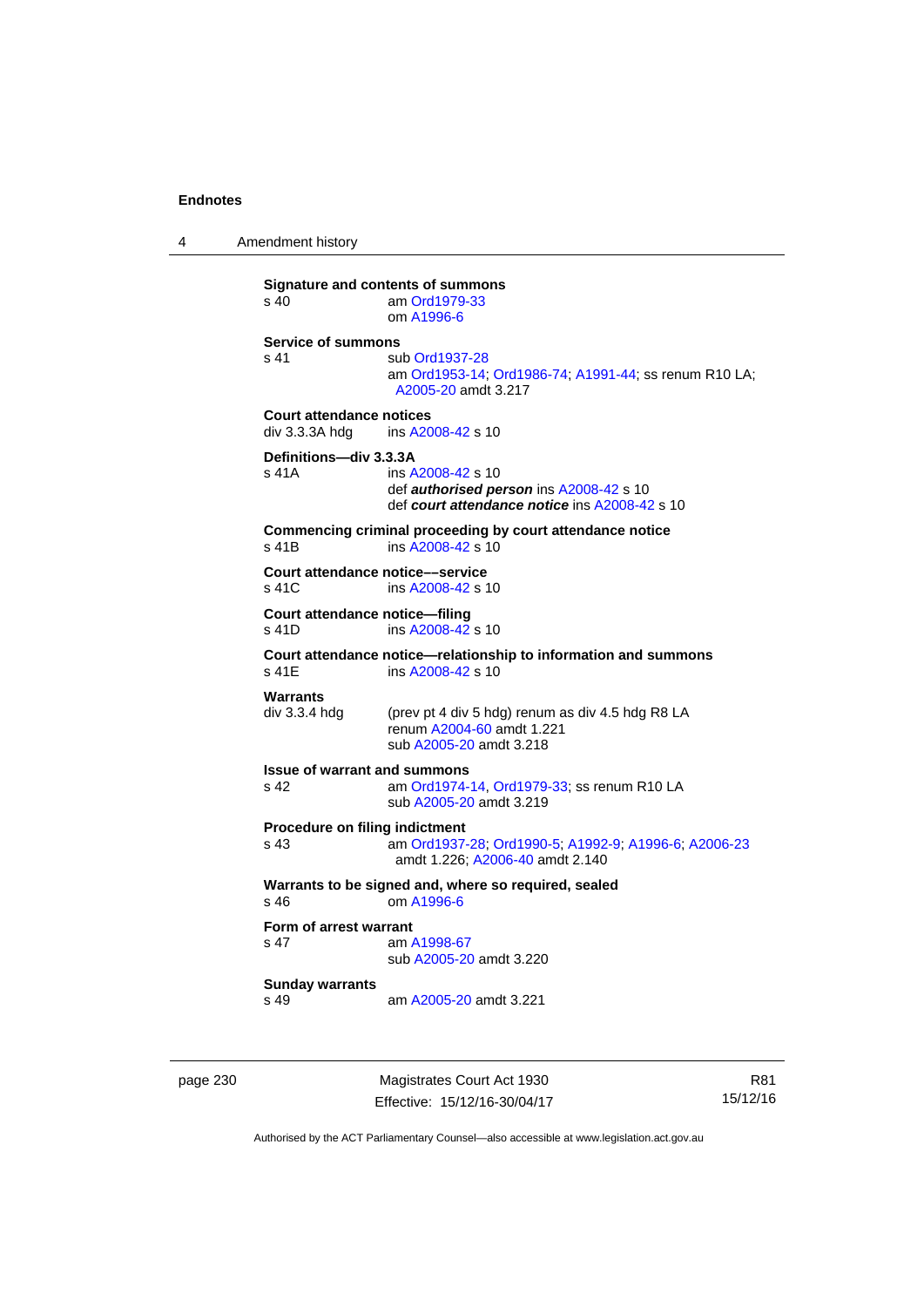**Signature and contents of summons**

s 40 am Ord1979-33
om A1996-6

**Service of summons**

s 41 sub Ord1937-28
am Ord1953-14; Ord1986-74; A1991-44; ss renum R10 LA; A2005-20 amdt 3.217

**Court attendance notices**

div 3.3.3A hdg ins A2008-42 s 10

**Definitions—div 3.3.3A**

s 41A ins A2008-42 s 10
def ***authorised person*** ins A2008-42 s 10
def ***court attendance notice*** ins A2008-42 s 10

**Commencing criminal proceeding by court attendance notice**

s 41B ins A2008-42 s 10

**Court attendance notice––service**

s 41C ins A2008-42 s 10

**Court attendance notice—filing**

s 41D ins A2008-42 s 10

**Court attendance notice—relationship to information and summons**

s 41E ins A2008-42 s 10

**Warrants**

div 3.3.4 hdg (prev pt 4 div 5 hdg) renum as div 4.5 hdg R8 LA
renum A2004-60 amdt 1.221
sub A2005-20 amdt 3.218

**Issue of warrant and summons**

s 42 am Ord1974-14, Ord1979-33; ss renum R10 LA
sub A2005-20 amdt 3.219

**Procedure on filing indictment**

s 43 am Ord1937-28; Ord1990-5; A1992-9; A1996-6; A2006-23 amdt 1.226; A2006-40 amdt 2.140

**Warrants to be signed and, where so required, sealed**

s 46 om A1996-6

**Form of arrest warrant**

s 47 am A1998-67
sub A2005-20 amdt 3.220

**Sunday warrants**

s 49 am A2005-20 amdt 3.221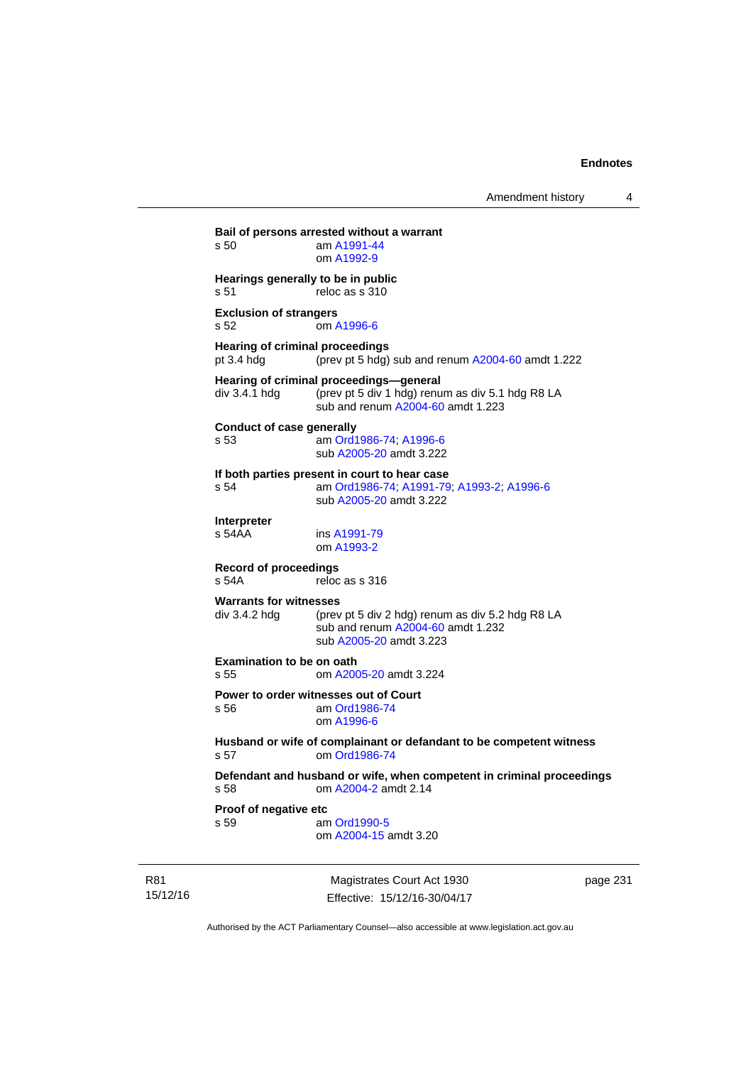**Bail of persons arrested without a warrant**
s 50 am A1991-44
om A1992-9

**Hearings generally to be in public**
s 51 reloc as s 310

**Exclusion of strangers**
s 52 om A1996-6

**Hearing of criminal proceedings**
pt 3.4 hdg (prev pt 5 hdg) sub and renum A2004-60 amdt 1.222

**Hearing of criminal proceedings—general**
div 3.4.1 hdg (prev pt 5 div 1 hdg) renum as div 5.1 hdg R8 LA
sub and renum A2004-60 amdt 1.223

**Conduct of case generally**
s 53 am Ord1986-74; A1996-6
sub A2005-20 amdt 3.222

**If both parties present in court to hear case**
s 54 am Ord1986-74; A1991-79; A1993-2; A1996-6
sub A2005-20 amdt 3.222

**Interpreter**
s 54AA ins A1991-79
om A1993-2

**Record of proceedings**
s 54A reloc as s 316

**Warrants for witnesses**
div 3.4.2 hdg (prev pt 5 div 2 hdg) renum as div 5.2 hdg R8 LA
sub and renum A2004-60 amdt 1.232
sub A2005-20 amdt 3.223

**Examination to be on oath**
s 55 om A2005-20 amdt 3.224

**Power to order witnesses out of Court**
s 56 am Ord1986-74
om A1996-6

**Husband or wife of complainant or defandant to be competent witness**
s 57 om Ord1986-74

**Defendant and husband or wife, when competent in criminal proceedings**
s 58 om A2004-2 amdt 2.14

**Proof of negative etc**
s 59 am Ord1990-5
om A2004-15 amdt 3.20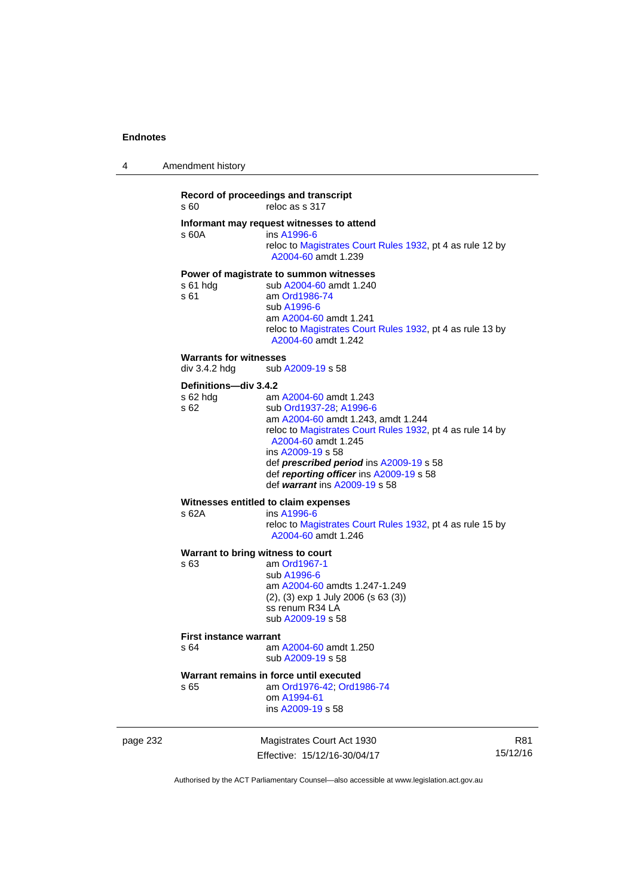**Record of proceedings and transcript**
s 60 reloc as s 317

**Informant may request witnesses to attend**
s 60A ins A1996-6
reloc to Magistrates Court Rules 1932, pt 4 as rule 12 by A2004-60 amdt 1.239

**Power of magistrate to summon witnesses**
s 61 hdg sub A2004-60 amdt 1.240
s 61 am Ord1986-74
sub A1996-6
am A2004-60 amdt 1.241
reloc to Magistrates Court Rules 1932, pt 4 as rule 13 by A2004-60 amdt 1.242

**Warrants for witnesses**
div 3.4.2 hdg sub A2009-19 s 58

**Definitions—div 3.4.2**
s 62 hdg am A2004-60 amdt 1.243
s 62 sub Ord1937-28; A1996-6
am A2004-60 amdt 1.243, amdt 1.244
reloc to Magistrates Court Rules 1932, pt 4 as rule 14 by A2004-60 amdt 1.245
ins A2009-19 s 58
def ***prescribed period*** ins A2009-19 s 58
def ***reporting officer*** ins A2009-19 s 58
def ***warrant*** ins A2009-19 s 58

**Witnesses entitled to claim expenses**
s 62A ins A1996-6
reloc to Magistrates Court Rules 1932, pt 4 as rule 15 by A2004-60 amdt 1.246

**Warrant to bring witness to court**
s 63 am Ord1967-1
sub A1996-6
am A2004-60 amdts 1.247-1.249
(2), (3) exp 1 July 2006 (s 63 (3))
ss renum R34 LA
sub A2009-19 s 58

**First instance warrant**
s 64 am A2004-60 amdt 1.250
sub A2009-19 s 58

**Warrant remains in force until executed**
s 65 am Ord1976-42; Ord1986-74
om A1994-61
ins A2009-19 s 58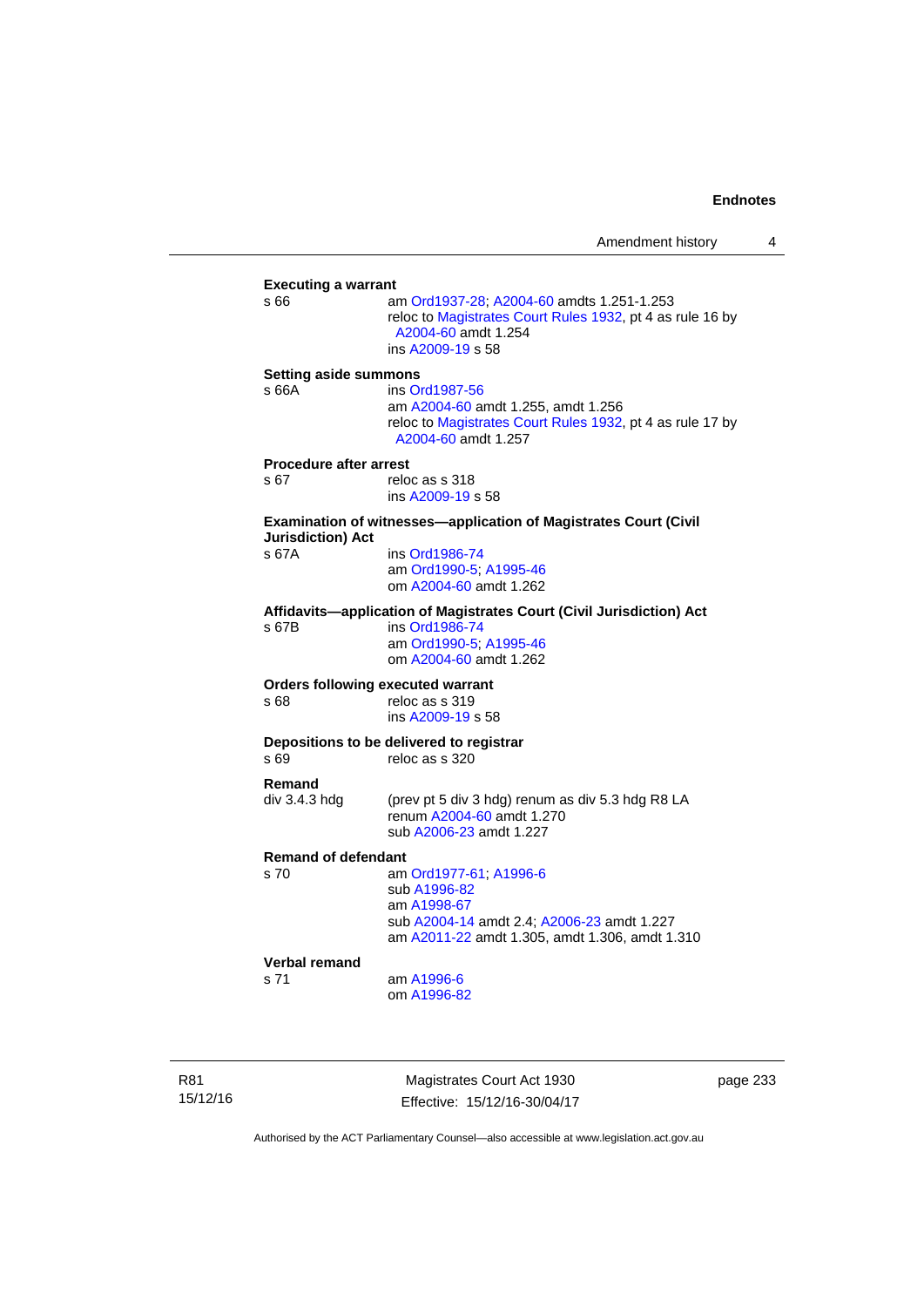**Executing a warrant**

s 66 — am Ord1937-28; A2004-60 amdts 1.251-1.253
reloc to Magistrates Court Rules 1932, pt 4 as rule 16 by A2004-60 amdt 1.254
ins A2009-19 s 58

**Setting aside summons**

s 66A — ins Ord1987-56
am A2004-60 amdt 1.255, amdt 1.256
reloc to Magistrates Court Rules 1932, pt 4 as rule 17 by A2004-60 amdt 1.257

**Procedure after arrest**

s 67 — reloc as s 318
ins A2009-19 s 58

**Examination of witnesses—application of Magistrates Court (Civil Jurisdiction) Act**

s 67A — ins Ord1986-74
am Ord1990-5; A1995-46
om A2004-60 amdt 1.262

**Affidavits—application of Magistrates Court (Civil Jurisdiction) Act**

s 67B — ins Ord1986-74
am Ord1990-5; A1995-46
om A2004-60 amdt 1.262

**Orders following executed warrant**

s 68 — reloc as s 319
ins A2009-19 s 58

**Depositions to be delivered to registrar**

s 69 — reloc as s 320

**Remand**

div 3.4.3 hdg — (prev pt 5 div 3 hdg) renum as div 5.3 hdg R8 LA
renum A2004-60 amdt 1.270
sub A2006-23 amdt 1.227

**Remand of defendant**

s 70 — am Ord1977-61; A1996-6
sub A1996-82
am A1998-67
sub A2004-14 amdt 2.4; A2006-23 amdt 1.227
am A2011-22 amdt 1.305, amdt 1.306, amdt 1.310

**Verbal remand**

s 71 — am A1996-6
om A1996-82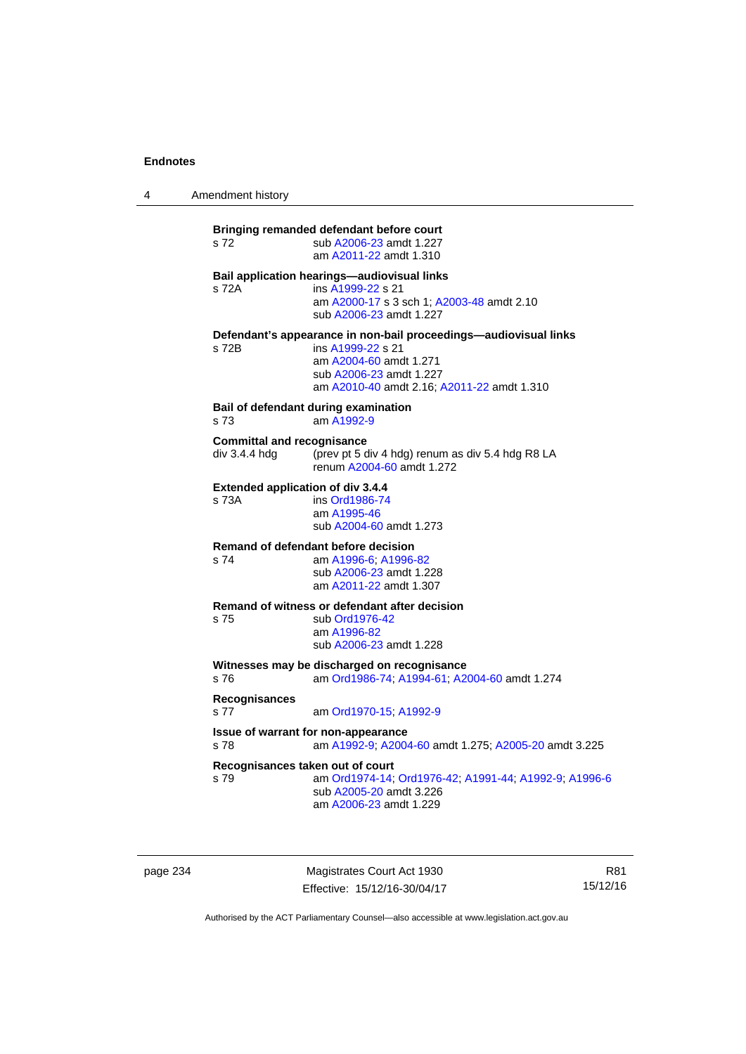**Bringing remanded defendant before court**

s 72 — sub A2006-23 amdt 1.227
am A2011-22 amdt 1.310

**Bail application hearings—audiovisual links**

s 72A — ins A1999-22 s 21
am A2000-17 s 3 sch 1; A2003-48 amdt 2.10
sub A2006-23 amdt 1.227

**Defendant's appearance in non-bail proceedings—audiovisual links**

s 72B — ins A1999-22 s 21
am A2004-60 amdt 1.271
sub A2006-23 amdt 1.227
am A2010-40 amdt 2.16; A2011-22 amdt 1.310

**Bail of defendant during examination**

s 73 — am A1992-9

**Committal and recognisance**

div 3.4.4 hdg — (prev pt 5 div 4 hdg) renum as div 5.4 hdg R8 LA
renum A2004-60 amdt 1.272

**Extended application of div 3.4.4**

s 73A — ins Ord1986-74
am A1995-46
sub A2004-60 amdt 1.273

**Remand of defendant before decision**

s 74 — am A1996-6; A1996-82
sub A2006-23 amdt 1.228
am A2011-22 amdt 1.307

**Remand of witness or defendant after decision**

s 75 — sub Ord1976-42
am A1996-82
sub A2006-23 amdt 1.228

**Witnesses may be discharged on recognisance**

s 76 — am Ord1986-74; A1994-61; A2004-60 amdt 1.274

**Recognisances**

s 77 — am Ord1970-15; A1992-9

**Issue of warrant for non-appearance**

s 78 — am A1992-9; A2004-60 amdt 1.275; A2005-20 amdt 3.225

**Recognisances taken out of court**

s 79 — am Ord1974-14; Ord1976-42; A1991-44; A1992-9; A1996-6
sub A2005-20 amdt 3.226
am A2006-23 amdt 1.229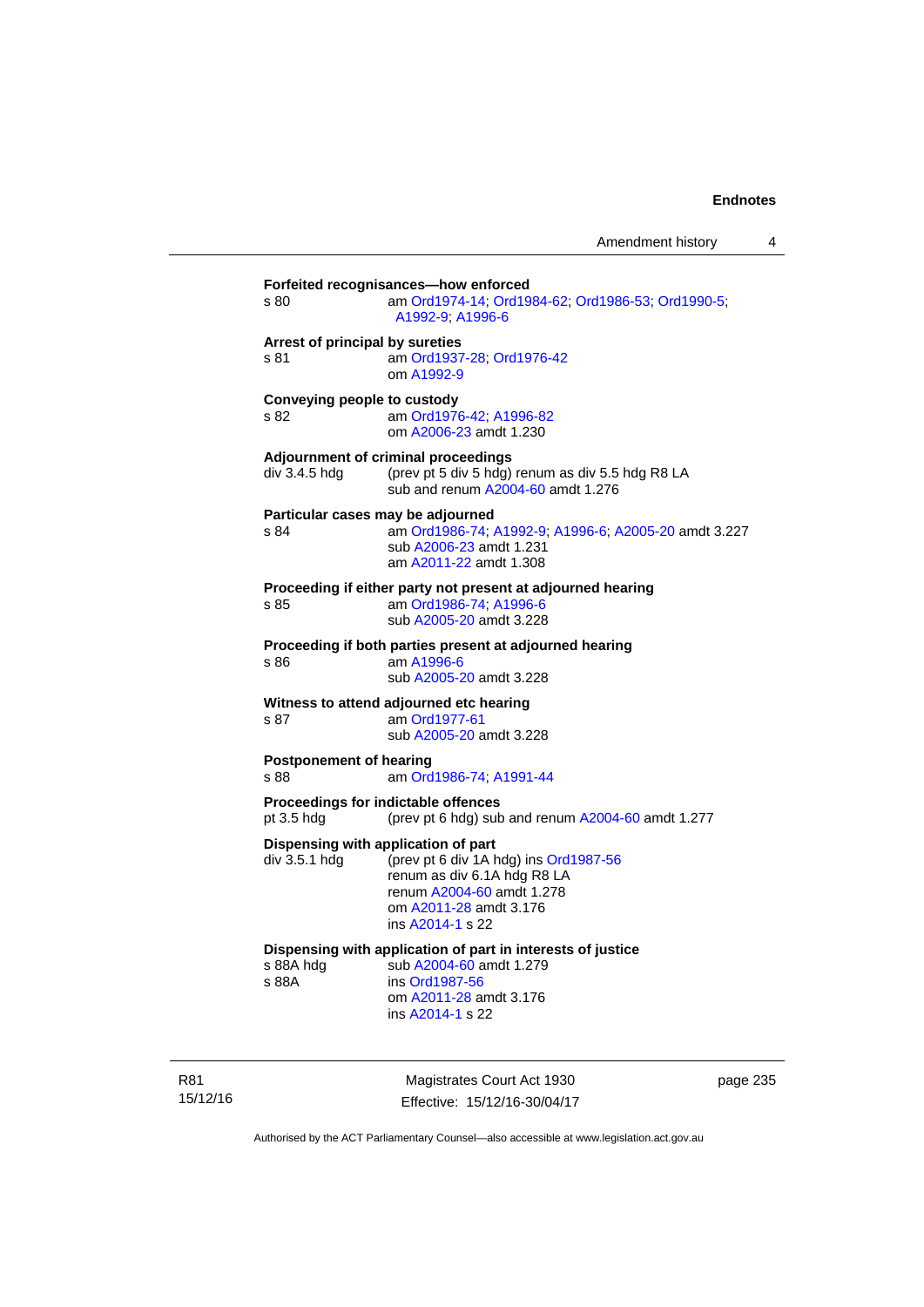**Forfeited recognisances—how enforced**

s 80 am Ord1974-14; Ord1984-62; Ord1986-53; Ord1990-5; A1992-9; A1996-6

**Arrest of principal by sureties**

s 81 am Ord1937-28; Ord1976-42
om A1992-9

**Conveying people to custody**

s 82 am Ord1976-42; A1996-82
om A2006-23 amdt 1.230

**Adjournment of criminal proceedings**

div 3.4.5 hdg (prev pt 5 div 5 hdg) renum as div 5.5 hdg R8 LA
sub and renum A2004-60 amdt 1.276

**Particular cases may be adjourned**

s 84 am Ord1986-74; A1992-9; A1996-6; A2005-20 amdt 3.227
sub A2006-23 amdt 1.231
am A2011-22 amdt 1.308

**Proceeding if either party not present at adjourned hearing**

s 85 am Ord1986-74; A1996-6
sub A2005-20 amdt 3.228

**Proceeding if both parties present at adjourned hearing**

s 86 am A1996-6
sub A2005-20 amdt 3.228

**Witness to attend adjourned etc hearing**

s 87 am Ord1977-61
sub A2005-20 amdt 3.228

**Postponement of hearing**

s 88 am Ord1986-74; A1991-44

**Proceedings for indictable offences**

pt 3.5 hdg (prev pt 6 hdg) sub and renum A2004-60 amdt 1.277

**Dispensing with application of part**

div 3.5.1 hdg (prev pt 6 div 1A hdg) ins Ord1987-56
renum as div 6.1A hdg R8 LA
renum A2004-60 amdt 1.278
om A2011-28 amdt 3.176
ins A2014-1 s 22

**Dispensing with application of part in interests of justice**

s 88A hdg sub A2004-60 amdt 1.279
s 88A ins Ord1987-56
om A2011-28 amdt 3.176
ins A2014-1 s 22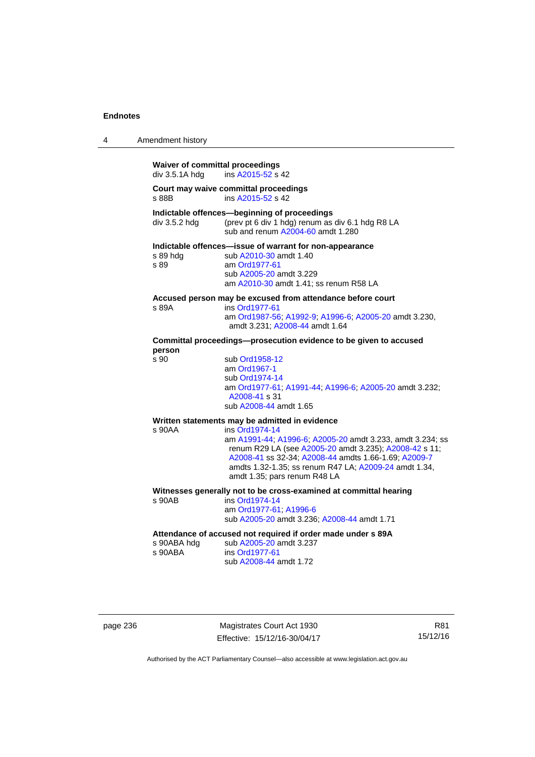**Waiver of committal proceedings**

div 3.5.1A hdg ins A2015-52 s 42

**Court may waive committal proceedings**

s 88B ins A2015-52 s 42

**Indictable offences—beginning of proceedings**

div 3.5.2 hdg (prev pt 6 div 1 hdg) renum as div 6.1 hdg R8 LA
sub and renum A2004-60 amdt 1.280

**Indictable offences—issue of warrant for non-appearance**

s 89 hdg sub A2010-30 amdt 1.40

s 89 am Ord1977-61
sub A2005-20 amdt 3.229
am A2010-30 amdt 1.41; ss renum R58 LA

**Accused person may be excused from attendance before court**

s 89A ins Ord1977-61
am Ord1987-56; A1992-9; A1996-6; A2005-20 amdt 3.230, amdt 3.231; A2008-44 amdt 1.64

**Committal proceedings—prosecution evidence to be given to accused person**

s 90 sub Ord1958-12
am Ord1967-1
sub Ord1974-14
am Ord1977-61; A1991-44; A1996-6; A2005-20 amdt 3.232; A2008-41 s 31
sub A2008-44 amdt 1.65

**Written statements may be admitted in evidence**

s 90AA ins Ord1974-14
am A1991-44; A1996-6; A2005-20 amdt 3.233, amdt 3.234; ss renum R29 LA (see A2005-20 amdt 3.235); A2008-42 s 11; A2008-41 ss 32-34; A2008-44 amdts 1.66-1.69; A2009-7 amdts 1.32-1.35; ss renum R47 LA; A2009-24 amdt 1.34, amdt 1.35; pars renum R48 LA

**Witnesses generally not to be cross-examined at committal hearing**

s 90AB ins Ord1974-14
am Ord1977-61; A1996-6
sub A2005-20 amdt 3.236; A2008-44 amdt 1.71

**Attendance of accused not required if order made under s 89A**

s 90ABA hdg sub A2005-20 amdt 3.237

s 90ABA ins Ord1977-61
sub A2008-44 amdt 1.72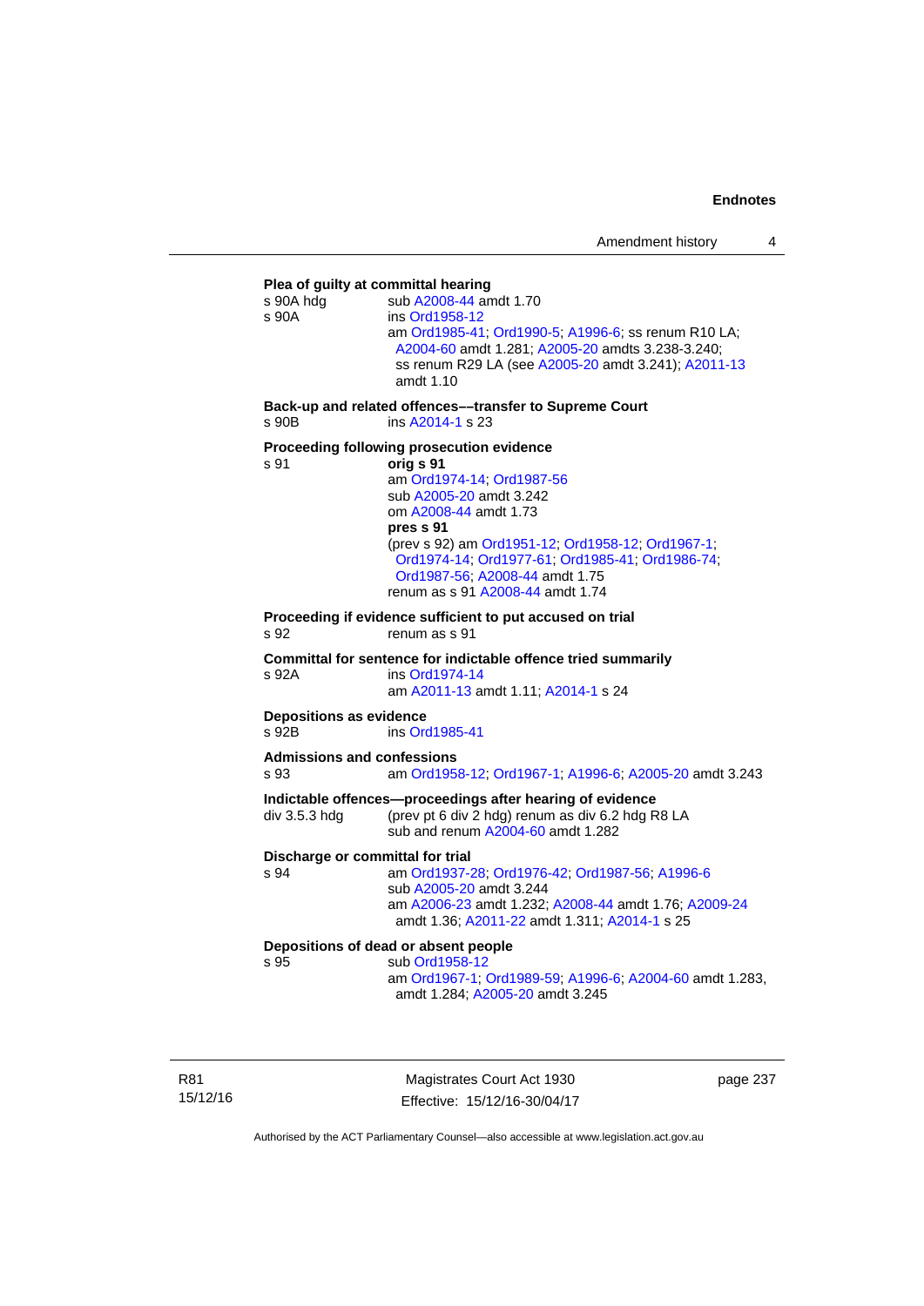**Plea of guilty at committal hearing**

s 90A hdg sub A2008-44 amdt 1.70

s 90A ins Ord1958-12
am Ord1985-41; Ord1990-5; A1996-6; ss renum R10 LA; A2004-60 amdt 1.281; A2005-20 amdts 3.238-3.240; ss renum R29 LA (see A2005-20 amdt 3.241); A2011-13 amdt 1.10

**Back-up and related offences––transfer to Supreme Court**

s 90B ins A2014-1 s 23

**Proceeding following prosecution evidence**

s 91 **orig s 91**
am Ord1974-14; Ord1987-56
sub A2005-20 amdt 3.242
om A2008-44 amdt 1.73
**pres s 91**
(prev s 92) am Ord1951-12; Ord1958-12; Ord1967-1; Ord1974-14; Ord1977-61; Ord1985-41; Ord1986-74; Ord1987-56; A2008-44 amdt 1.75
renum as s 91 A2008-44 amdt 1.74

**Proceeding if evidence sufficient to put accused on trial**

s 92 renum as s 91

**Committal for sentence for indictable offence tried summarily**

s 92A ins Ord1974-14
am A2011-13 amdt 1.11; A2014-1 s 24

**Depositions as evidence**

s 92B ins Ord1985-41

**Admissions and confessions**

s 93 am Ord1958-12; Ord1967-1; A1996-6; A2005-20 amdt 3.243

**Indictable offences—proceedings after hearing of evidence**

div 3.5.3 hdg (prev pt 6 div 2 hdg) renum as div 6.2 hdg R8 LA
sub and renum A2004-60 amdt 1.282

**Discharge or committal for trial**

s 94 am Ord1937-28; Ord1976-42; Ord1987-56; A1996-6
sub A2005-20 amdt 3.244
am A2006-23 amdt 1.232; A2008-44 amdt 1.76; A2009-24 amdt 1.36; A2011-22 amdt 1.311; A2014-1 s 25

**Depositions of dead or absent people**

s 95 sub Ord1958-12
am Ord1967-1; Ord1989-59; A1996-6; A2004-60 amdt 1.283, amdt 1.284; A2005-20 amdt 3.245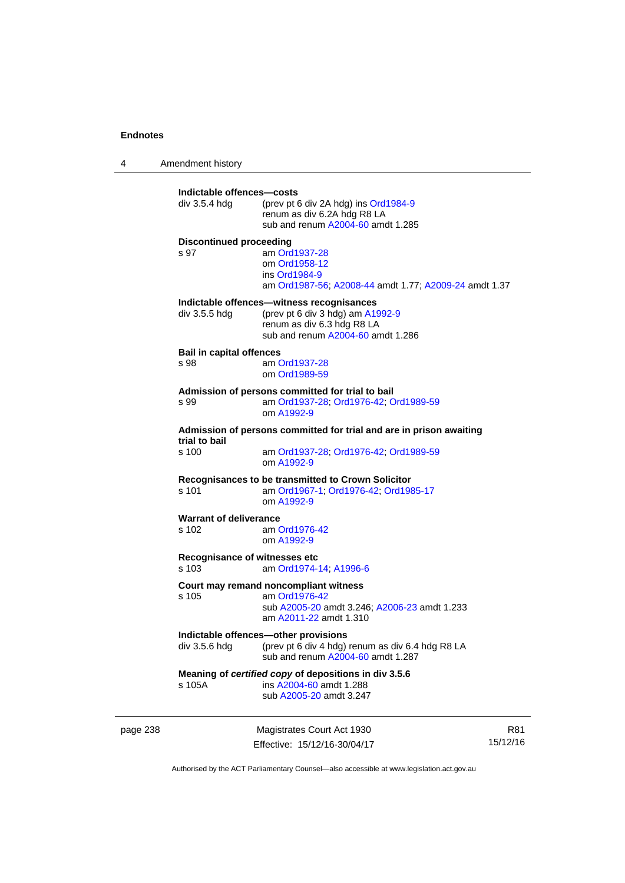**Indictable offences—costs**

div 3.5.4 hdg (prev pt 6 div 2A hdg) ins Ord1984-9
renum as div 6.2A hdg R8 LA
sub and renum A2004-60 amdt 1.285

**Discontinued proceeding**

s 97 am Ord1937-28
om Ord1958-12
ins Ord1984-9
am Ord1987-56; A2008-44 amdt 1.77; A2009-24 amdt 1.37

**Indictable offences—witness recognisances**

div 3.5.5 hdg (prev pt 6 div 3 hdg) am A1992-9
renum as div 6.3 hdg R8 LA
sub and renum A2004-60 amdt 1.286

**Bail in capital offences**

s 98 am Ord1937-28
om Ord1989-59

**Admission of persons committed for trial to bail**

s 99 am Ord1937-28; Ord1976-42; Ord1989-59
om A1992-9

**Admission of persons committed for trial and are in prison awaiting trial to bail**

s 100 am Ord1937-28; Ord1976-42; Ord1989-59
om A1992-9

**Recognisances to be transmitted to Crown Solicitor**

s 101 am Ord1967-1; Ord1976-42; Ord1985-17
om A1992-9

**Warrant of deliverance**

s 102 am Ord1976-42
om A1992-9

**Recognisance of witnesses etc**

s 103 am Ord1974-14; A1996-6

**Court may remand noncompliant witness**

s 105 am Ord1976-42
sub A2005-20 amdt 3.246; A2006-23 amdt 1.233
am A2011-22 amdt 1.310

**Indictable offences—other provisions**

div 3.5.6 hdg (prev pt 6 div 4 hdg) renum as div 6.4 hdg R8 LA
sub and renum A2004-60 amdt 1.287

**Meaning of *certified copy* of depositions in div 3.5.6**

s 105A ins A2004-60 amdt 1.288
sub A2005-20 amdt 3.247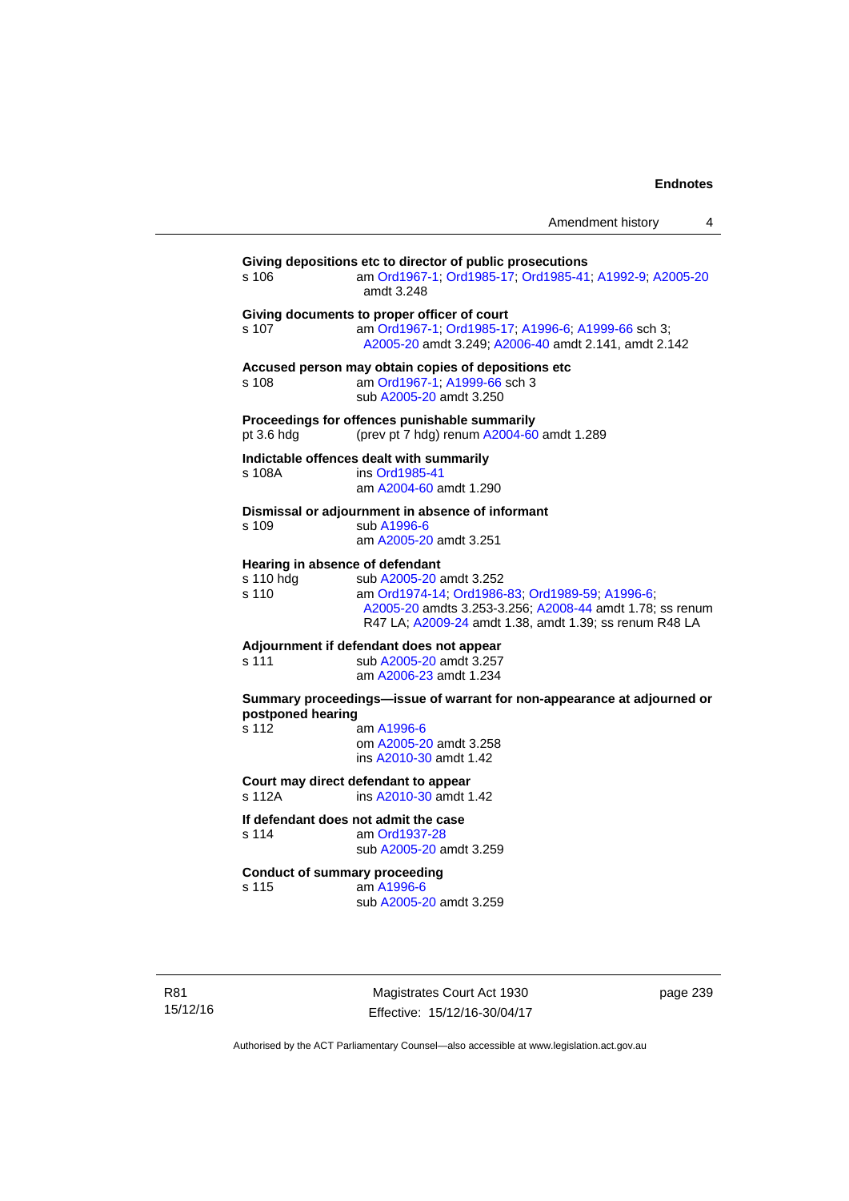**Giving depositions etc to director of public prosecutions**

s 106 am Ord1967-1; Ord1985-17; Ord1985-41; A1992-9; A2005-20 amdt 3.248

**Giving documents to proper officer of court**

s 107 am Ord1967-1; Ord1985-17; A1996-6; A1999-66 sch 3; A2005-20 amdt 3.249; A2006-40 amdt 2.141, amdt 2.142

**Accused person may obtain copies of depositions etc**

s 108 am Ord1967-1; A1999-66 sch 3
sub A2005-20 amdt 3.250

**Proceedings for offences punishable summarily**

pt 3.6 hdg (prev pt 7 hdg) renum A2004-60 amdt 1.289

**Indictable offences dealt with summarily**

s 108A ins Ord1985-41
am A2004-60 amdt 1.290

**Dismissal or adjournment in absence of informant**

s 109 sub A1996-6
am A2005-20 amdt 3.251

**Hearing in absence of defendant**

s 110 hdg sub A2005-20 amdt 3.252

s 110 am Ord1974-14; Ord1986-83; Ord1989-59; A1996-6; A2005-20 amdts 3.253-3.256; A2008-44 amdt 1.78; ss renum R47 LA; A2009-24 amdt 1.38, amdt 1.39; ss renum R48 LA

**Adjournment if defendant does not appear**

s 111 sub A2005-20 amdt 3.257
am A2006-23 amdt 1.234

**Summary proceedings—issue of warrant for non-appearance at adjourned or postponed hearing**

s 112 am A1996-6
om A2005-20 amdt 3.258
ins A2010-30 amdt 1.42

**Court may direct defendant to appear**

s 112A ins A2010-30 amdt 1.42

**If defendant does not admit the case**

s 114 am Ord1937-28
sub A2005-20 amdt 3.259

**Conduct of summary proceeding**

s 115 am A1996-6
sub A2005-20 amdt 3.259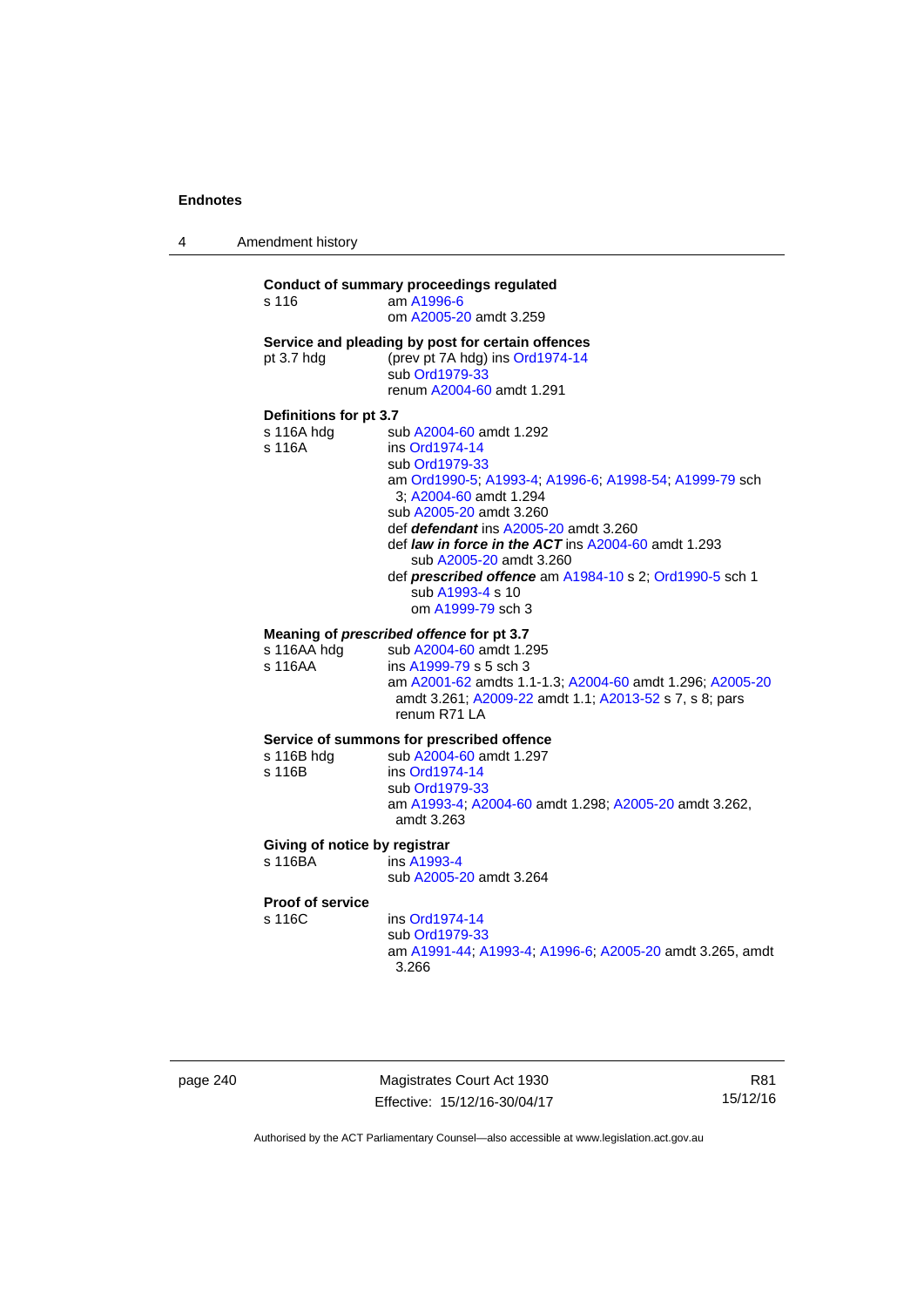**Conduct of summary proceedings regulated**

s 116 — am A1996-6
om A2005-20 amdt 3.259

**Service and pleading by post for certain offences**

pt 3.7 hdg — (prev pt 7A hdg) ins Ord1974-14
sub Ord1979-33
renum A2004-60 amdt 1.291

**Definitions for pt 3.7**

s 116A hdg — sub A2004-60 amdt 1.292

s 116A — ins Ord1974-14
sub Ord1979-33
am Ord1990-5; A1993-4; A1996-6; A1998-54; A1999-79 sch 3; A2004-60 amdt 1.294
sub A2005-20 amdt 3.260
def ***defendant*** ins A2005-20 amdt 3.260
def ***law in force in the ACT*** ins A2004-60 amdt 1.293
sub A2005-20 amdt 3.260
def ***prescribed offence*** am A1984-10 s 2; Ord1990-5 sch 1
sub A1993-4 s 10
om A1999-79 sch 3

**Meaning of *prescribed offence* for pt 3.7**

s 116AA hdg — sub A2004-60 amdt 1.295

s 116AA — ins A1999-79 s 5 sch 3
am A2001-62 amdts 1.1-1.3; A2004-60 amdt 1.296; A2005-20 amdt 3.261; A2009-22 amdt 1.1; A2013-52 s 7, s 8; pars renum R71 LA

**Service of summons for prescribed offence**

s 116B hdg — sub A2004-60 amdt 1.297

s 116B — ins Ord1974-14
sub Ord1979-33
am A1993-4; A2004-60 amdt 1.298; A2005-20 amdt 3.262, amdt 3.263

**Giving of notice by registrar**

s 116BA — ins A1993-4
sub A2005-20 amdt 3.264

**Proof of service**

s 116C — ins Ord1974-14
sub Ord1979-33
am A1991-44; A1993-4; A1996-6; A2005-20 amdt 3.265, amdt 3.266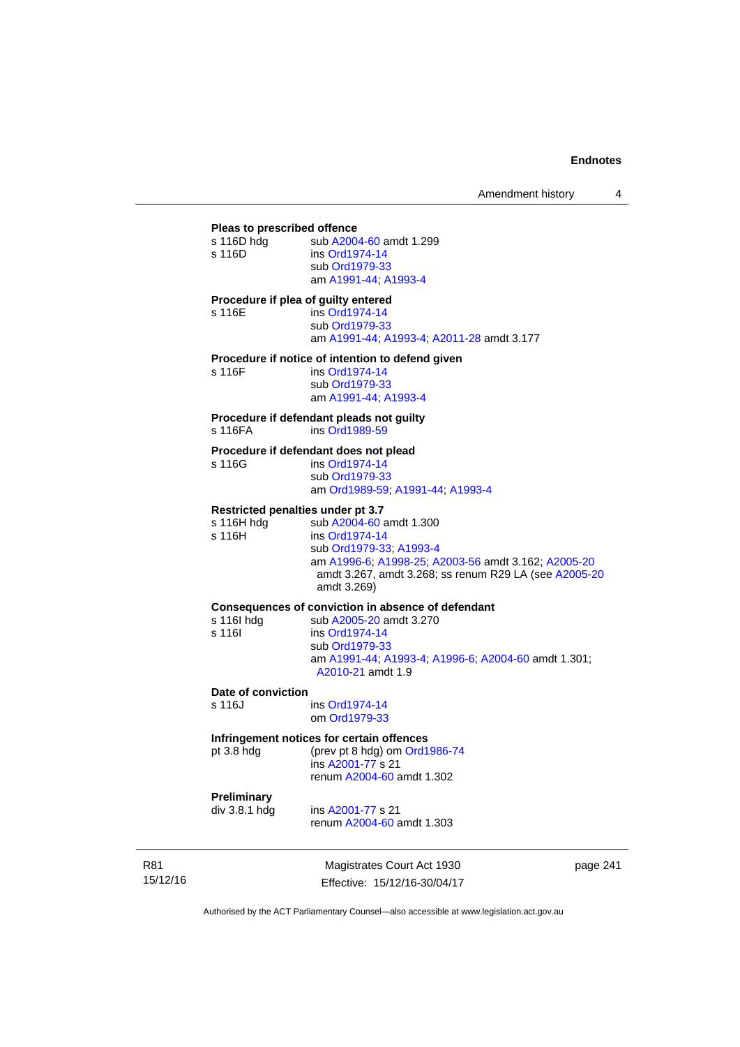**Pleas to prescribed offence**

s 116D hdg sub A2004-60 amdt 1.299
s 116D ins Ord1974-14
sub Ord1979-33
am A1991-44; A1993-4

**Procedure if plea of guilty entered**

s 116E ins Ord1974-14
sub Ord1979-33
am A1991-44; A1993-4; A2011-28 amdt 3.177

**Procedure if notice of intention to defend given**

s 116F ins Ord1974-14
sub Ord1979-33
am A1991-44; A1993-4

**Procedure if defendant pleads not guilty**

s 116FA ins Ord1989-59

**Procedure if defendant does not plead**

s 116G ins Ord1974-14
sub Ord1979-33
am Ord1989-59; A1991-44; A1993-4

**Restricted penalties under pt 3.7**

s 116H hdg sub A2004-60 amdt 1.300
s 116H ins Ord1974-14
sub Ord1979-33; A1993-4
am A1996-6; A1998-25; A2003-56 amdt 3.162; A2005-20 amdt 3.267, amdt 3.268; ss renum R29 LA (see A2005-20 amdt 3.269)

**Consequences of conviction in absence of defendant**

s 116I hdg sub A2005-20 amdt 3.270
s 116I ins Ord1974-14
sub Ord1979-33
am A1991-44; A1993-4; A1996-6; A2004-60 amdt 1.301; A2010-21 amdt 1.9

**Date of conviction**

s 116J ins Ord1974-14
om Ord1979-33

**Infringement notices for certain offences**

pt 3.8 hdg (prev pt 8 hdg) om Ord1986-74
ins A2001-77 s 21
renum A2004-60 amdt 1.302

**Preliminary**

div 3.8.1 hdg ins A2001-77 s 21
renum A2004-60 amdt 1.303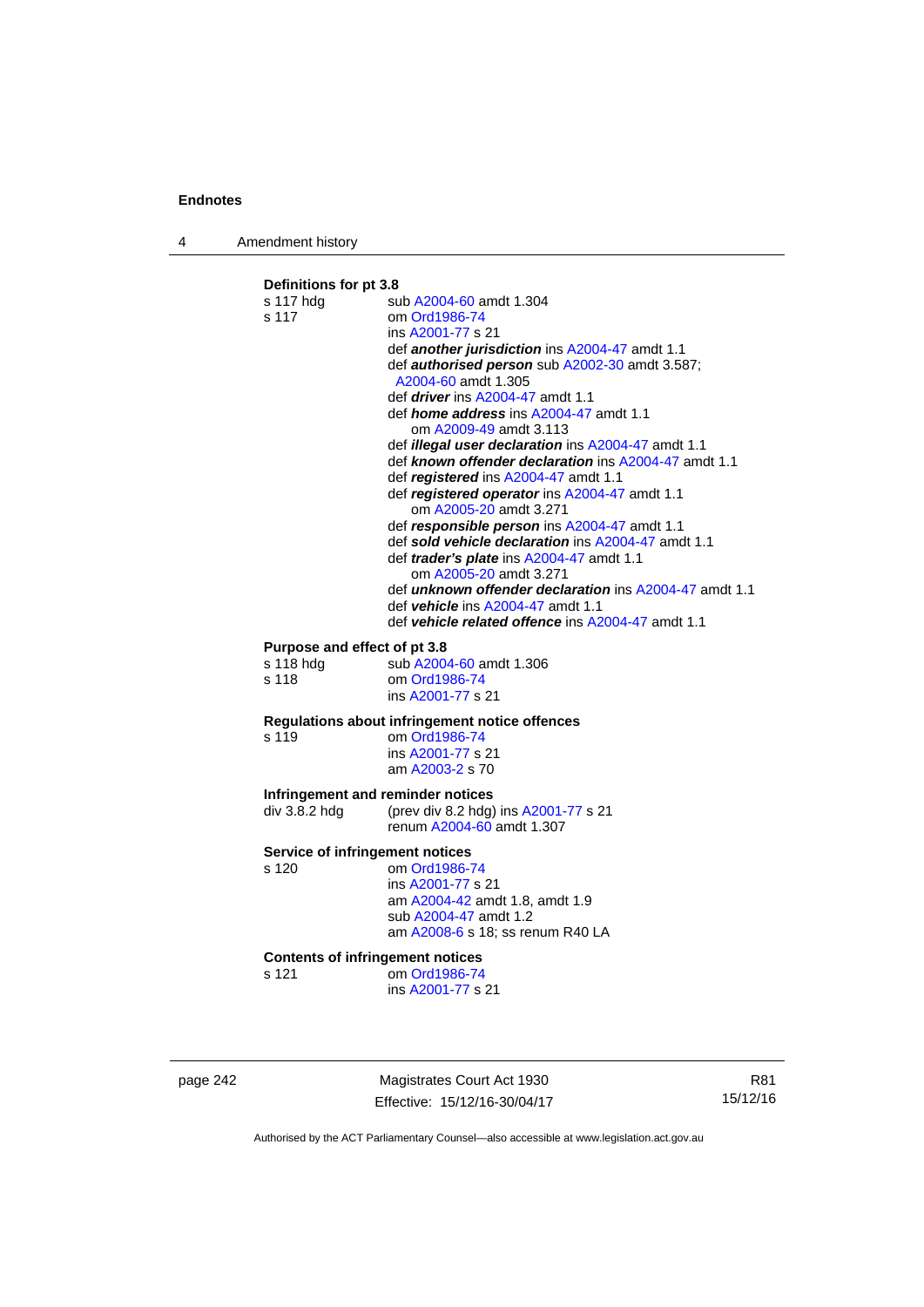**Definitions for pt 3.8**

s 117 hdg sub A2004-60 amdt 1.304

s 117 om Ord1986-74
ins A2001-77 s 21
def ***another jurisdiction*** ins A2004-47 amdt 1.1
def ***authorised person*** sub A2002-30 amdt 3.587; A2004-60 amdt 1.305
def ***driver*** ins A2004-47 amdt 1.1
def ***home address*** ins A2004-47 amdt 1.1
om A2009-49 amdt 3.113
def ***illegal user declaration*** ins A2004-47 amdt 1.1
def ***known offender declaration*** ins A2004-47 amdt 1.1
def ***registered*** ins A2004-47 amdt 1.1
def ***registered operator*** ins A2004-47 amdt 1.1
om A2005-20 amdt 3.271
def ***responsible person*** ins A2004-47 amdt 1.1
def ***sold vehicle declaration*** ins A2004-47 amdt 1.1
def ***trader's plate*** ins A2004-47 amdt 1.1
om A2005-20 amdt 3.271
def ***unknown offender declaration*** ins A2004-47 amdt 1.1
def ***vehicle*** ins A2004-47 amdt 1.1
def ***vehicle related offence*** ins A2004-47 amdt 1.1

**Purpose and effect of pt 3.8**

s 118 hdg sub A2004-60 amdt 1.306

s 118 om Ord1986-74
ins A2001-77 s 21

**Regulations about infringement notice offences**

s 119 om Ord1986-74
ins A2001-77 s 21
am A2003-2 s 70

**Infringement and reminder notices**

div 3.8.2 hdg (prev div 8.2 hdg) ins A2001-77 s 21
renum A2004-60 amdt 1.307

**Service of infringement notices**

s 120 om Ord1986-74
ins A2001-77 s 21
am A2004-42 amdt 1.8, amdt 1.9
sub A2004-47 amdt 1.2
am A2008-6 s 18; ss renum R40 LA

**Contents of infringement notices**

s 121 om Ord1986-74
ins A2001-77 s 21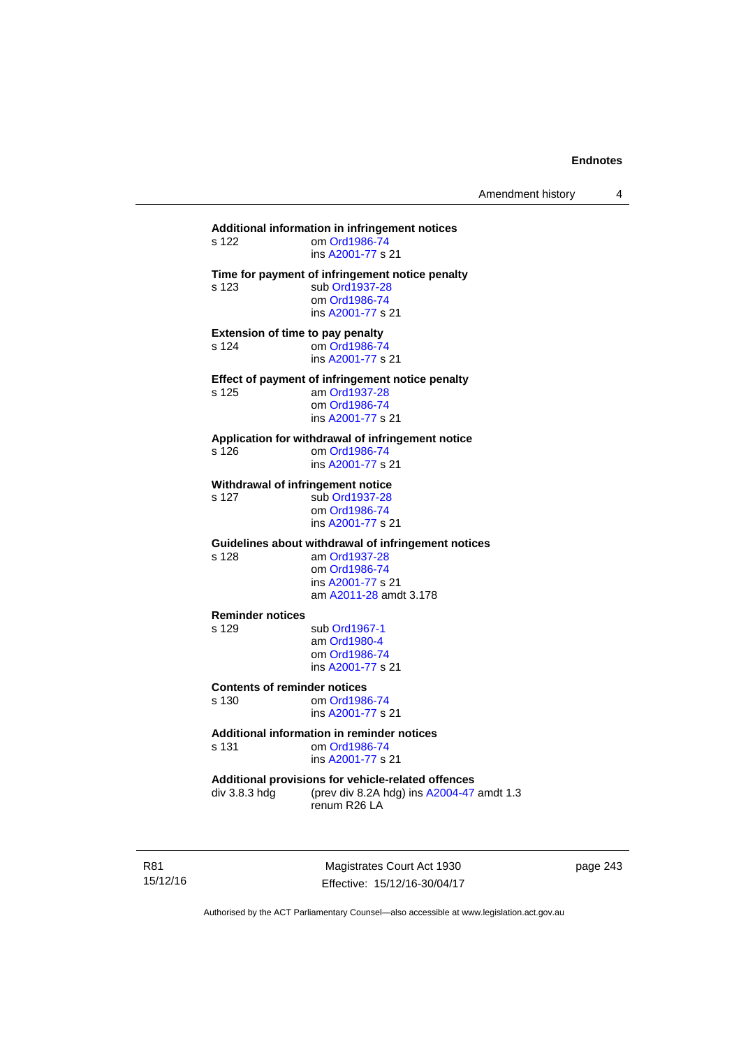**Additional information in infringement notices**

s 122 om Ord1986-74
ins A2001-77 s 21

**Time for payment of infringement notice penalty**

s 123 sub Ord1937-28
om Ord1986-74
ins A2001-77 s 21

**Extension of time to pay penalty**

s 124 om Ord1986-74
ins A2001-77 s 21

**Effect of payment of infringement notice penalty**

s 125 am Ord1937-28
om Ord1986-74
ins A2001-77 s 21

**Application for withdrawal of infringement notice**

s 126 om Ord1986-74
ins A2001-77 s 21

**Withdrawal of infringement notice**

s 127 sub Ord1937-28
om Ord1986-74
ins A2001-77 s 21

**Guidelines about withdrawal of infringement notices**

s 128 am Ord1937-28
om Ord1986-74
ins A2001-77 s 21
am A2011-28 amdt 3.178

**Reminder notices**

s 129 sub Ord1967-1
am Ord1980-4
om Ord1986-74
ins A2001-77 s 21

**Contents of reminder notices**

s 130 om Ord1986-74
ins A2001-77 s 21

**Additional information in reminder notices**

s 131 om Ord1986-74
ins A2001-77 s 21

**Additional provisions for vehicle-related offences**

div 3.8.3 hdg (prev div 8.2A hdg) ins A2004-47 amdt 1.3
renum R26 LA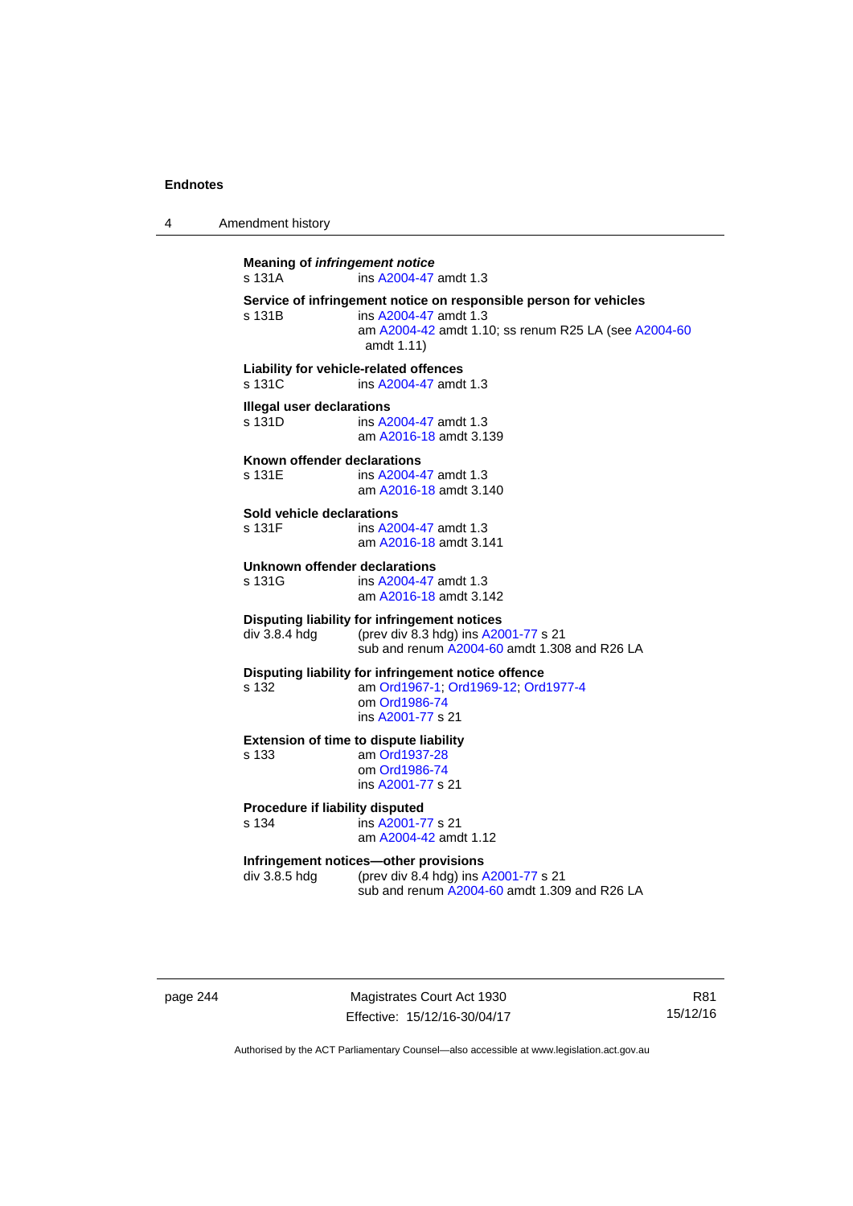**Meaning of *infringement notice***
s 131A — ins A2004-47 amdt 1.3

**Service of infringement notice on responsible person for vehicles**
s 131B — ins A2004-47 amdt 1.3
am A2004-42 amdt 1.10; ss renum R25 LA (see A2004-60 amdt 1.11)

**Liability for vehicle-related offences**
s 131C — ins A2004-47 amdt 1.3

**Illegal user declarations**
s 131D — ins A2004-47 amdt 1.3
am A2016-18 amdt 3.139

**Known offender declarations**
s 131E — ins A2004-47 amdt 1.3
am A2016-18 amdt 3.140

**Sold vehicle declarations**
s 131F — ins A2004-47 amdt 1.3
am A2016-18 amdt 3.141

**Unknown offender declarations**
s 131G — ins A2004-47 amdt 1.3
am A2016-18 amdt 3.142

**Disputing liability for infringement notices**
div 3.8.4 hdg — (prev div 8.3 hdg) ins A2001-77 s 21
sub and renum A2004-60 amdt 1.308 and R26 LA

**Disputing liability for infringement notice offence**
s 132 — am Ord1967-1; Ord1969-12; Ord1977-4
om Ord1986-74
ins A2001-77 s 21

**Extension of time to dispute liability**
s 133 — am Ord1937-28
om Ord1986-74
ins A2001-77 s 21

**Procedure if liability disputed**
s 134 — ins A2001-77 s 21
am A2004-42 amdt 1.12

**Infringement notices—other provisions**
div 3.8.5 hdg — (prev div 8.4 hdg) ins A2001-77 s 21
sub and renum A2004-60 amdt 1.309 and R26 LA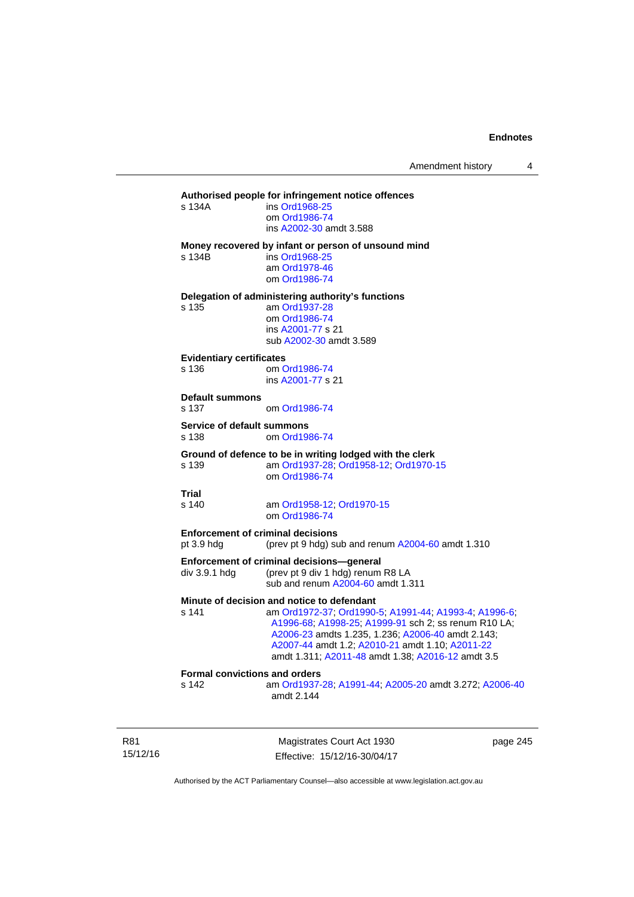**Authorised people for infringement notice offences**

s 134A ins Ord1968-25
om Ord1986-74
ins A2002-30 amdt 3.588

**Money recovered by infant or person of unsound mind**

s 134B ins Ord1968-25
am Ord1978-46
om Ord1986-74

**Delegation of administering authority's functions**

s 135 am Ord1937-28
om Ord1986-74
ins A2001-77 s 21
sub A2002-30 amdt 3.589

**Evidentiary certificates**

s 136 om Ord1986-74
ins A2001-77 s 21

**Default summons**

s 137 om Ord1986-74

**Service of default summons**

s 138 om Ord1986-74

**Ground of defence to be in writing lodged with the clerk**

s 139 am Ord1937-28; Ord1958-12; Ord1970-15
om Ord1986-74

**Trial**

s 140 am Ord1958-12; Ord1970-15
om Ord1986-74

**Enforcement of criminal decisions**

pt 3.9 hdg (prev pt 9 hdg) sub and renum A2004-60 amdt 1.310

**Enforcement of criminal decisions—general**

div 3.9.1 hdg (prev pt 9 div 1 hdg) renum R8 LA
sub and renum A2004-60 amdt 1.311

**Minute of decision and notice to defendant**

s 141 am Ord1972-37; Ord1990-5; A1991-44; A1993-4; A1996-6; A1996-68; A1998-25; A1999-91 sch 2; ss renum R10 LA; A2006-23 amdts 1.235, 1.236; A2006-40 amdt 2.143; A2007-44 amdt 1.2; A2010-21 amdt 1.10; A2011-22 amdt 1.311; A2011-48 amdt 1.38; A2016-12 amdt 3.5

**Formal convictions and orders**

s 142 am Ord1937-28; A1991-44; A2005-20 amdt 3.272; A2006-40 amdt 2.144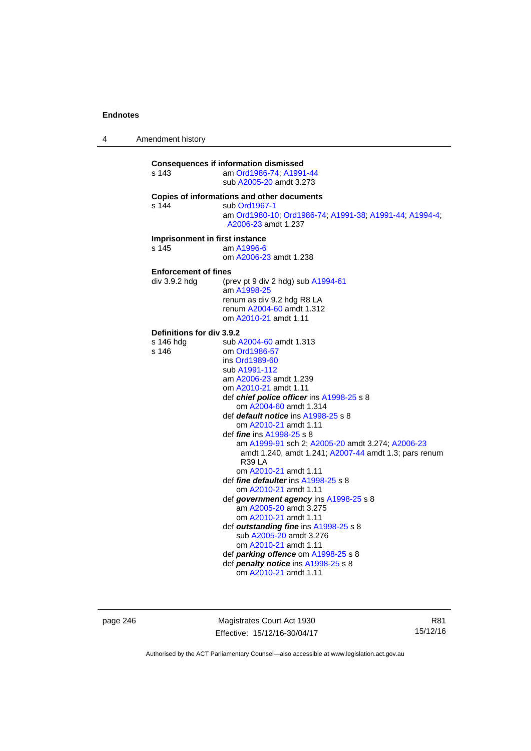**Consequences if information dismissed**

s 143 am Ord1986-74; A1991-44
sub A2005-20 amdt 3.273

**Copies of informations and other documents**

s 144 sub Ord1967-1
am Ord1980-10; Ord1986-74; A1991-38; A1991-44; A1994-4; A2006-23 amdt 1.237

**Imprisonment in first instance**

s 145 am A1996-6
om A2006-23 amdt 1.238

**Enforcement of fines**

div 3.9.2 hdg (prev pt 9 div 2 hdg) sub A1994-61
am A1998-25
renum as div 9.2 hdg R8 LA
renum A2004-60 amdt 1.312
om A2010-21 amdt 1.11

**Definitions for div 3.9.2**

s 146 hdg sub A2004-60 amdt 1.313

s 146 om Ord1986-57
ins Ord1989-60
sub A1991-112
am A2006-23 amdt 1.239
om A2010-21 amdt 1.11
def ***chief police officer*** ins A1998-25 s 8
om A2004-60 amdt 1.314
def ***default notice*** ins A1998-25 s 8
om A2010-21 amdt 1.11
def ***fine*** ins A1998-25 s 8
am A1999-91 sch 2; A2005-20 amdt 3.274; A2006-23 amdt 1.240, amdt 1.241; A2007-44 amdt 1.3; pars renum R39 LA
om A2010-21 amdt 1.11
def ***fine defaulter*** ins A1998-25 s 8
om A2010-21 amdt 1.11
def ***government agency*** ins A1998-25 s 8
am A2005-20 amdt 3.275
om A2010-21 amdt 1.11
def ***outstanding fine*** ins A1998-25 s 8
sub A2005-20 amdt 3.276
om A2010-21 amdt 1.11
def ***parking offence*** om A1998-25 s 8
def ***penalty notice*** ins A1998-25 s 8
om A2010-21 amdt 1.11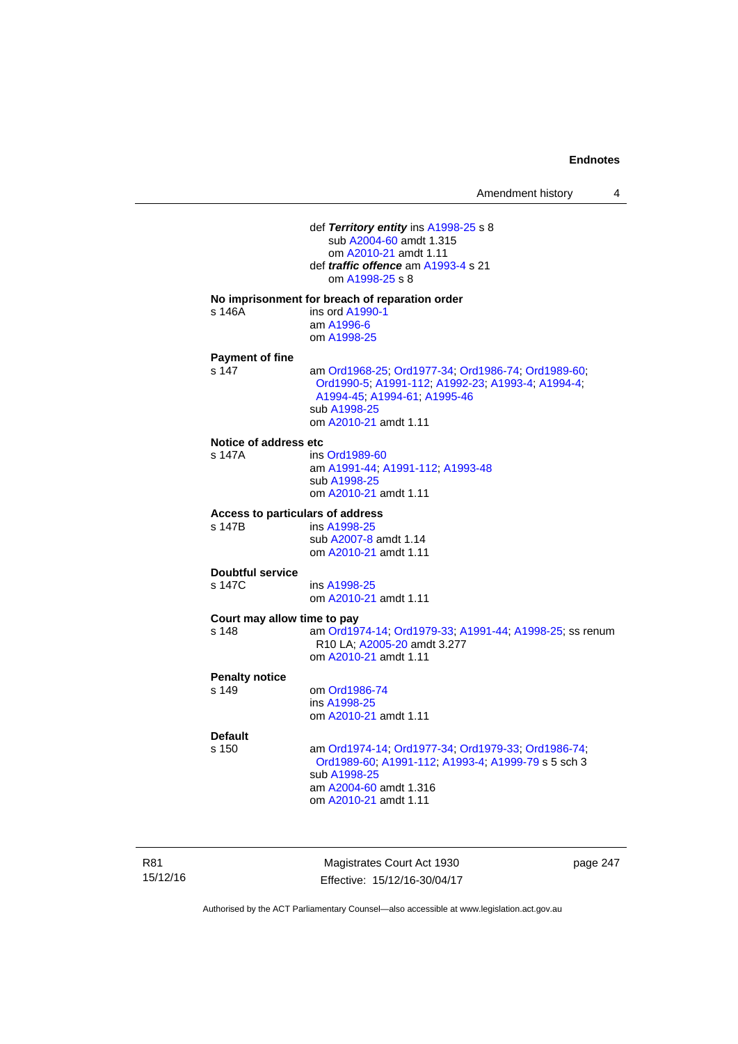def ***Territory entity*** ins A1998-25 s 8
sub A2004-60 amdt 1.315
om A2010-21 amdt 1.11
def ***traffic offence*** am A1993-4 s 21
om A1998-25 s 8

**No imprisonment for breach of reparation order**
s 146A ins ord A1990-1
am A1996-6
om A1998-25

**Payment of fine**
s 147 am Ord1968-25; Ord1977-34; Ord1986-74; Ord1989-60; Ord1990-5; A1991-112; A1992-23; A1993-4; A1994-4; A1994-45; A1994-61; A1995-46
sub A1998-25
om A2010-21 amdt 1.11

**Notice of address etc**
s 147A ins Ord1989-60
am A1991-44; A1991-112; A1993-48
sub A1998-25
om A2010-21 amdt 1.11

**Access to particulars of address**
s 147B ins A1998-25
sub A2007-8 amdt 1.14
om A2010-21 amdt 1.11

**Doubtful service**
s 147C ins A1998-25
om A2010-21 amdt 1.11

**Court may allow time to pay**
s 148 am Ord1974-14; Ord1979-33; A1991-44; A1998-25; ss renum R10 LA; A2005-20 amdt 3.277
om A2010-21 amdt 1.11

**Penalty notice**
s 149 om Ord1986-74
ins A1998-25
om A2010-21 amdt 1.11

**Default**
s 150 am Ord1974-14; Ord1977-34; Ord1979-33; Ord1986-74; Ord1989-60; A1991-112; A1993-4; A1999-79 s 5 sch 3
sub A1998-25
am A2004-60 amdt 1.316
om A2010-21 amdt 1.11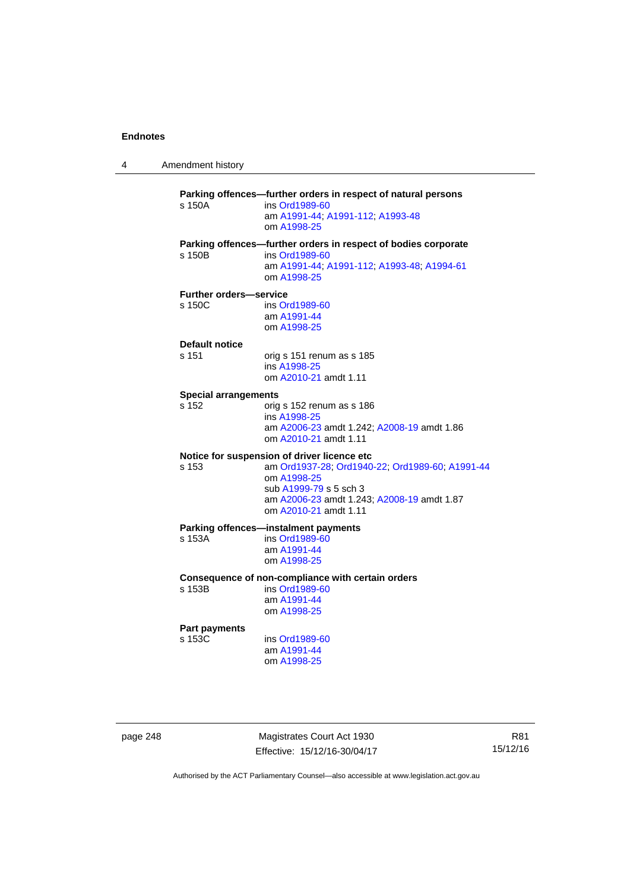**Parking offences—further orders in respect of natural persons**

s 150A ins Ord1989-60
am A1991-44; A1991-112; A1993-48
om A1998-25

**Parking offences—further orders in respect of bodies corporate**

s 150B ins Ord1989-60
am A1991-44; A1991-112; A1993-48; A1994-61
om A1998-25

**Further orders—service**

s 150C ins Ord1989-60
am A1991-44
om A1998-25

**Default notice**

s 151 orig s 151 renum as s 185
ins A1998-25
om A2010-21 amdt 1.11

**Special arrangements**

s 152 orig s 152 renum as s 186
ins A1998-25
am A2006-23 amdt 1.242; A2008-19 amdt 1.86
om A2010-21 amdt 1.11

**Notice for suspension of driver licence etc**

s 153 am Ord1937-28; Ord1940-22; Ord1989-60; A1991-44
om A1998-25
sub A1999-79 s 5 sch 3
am A2006-23 amdt 1.243; A2008-19 amdt 1.87
om A2010-21 amdt 1.11

**Parking offences—instalment payments**

s 153A ins Ord1989-60
am A1991-44
om A1998-25

**Consequence of non-compliance with certain orders**

s 153B ins Ord1989-60
am A1991-44
om A1998-25

**Part payments**

s 153C ins Ord1989-60
am A1991-44
om A1998-25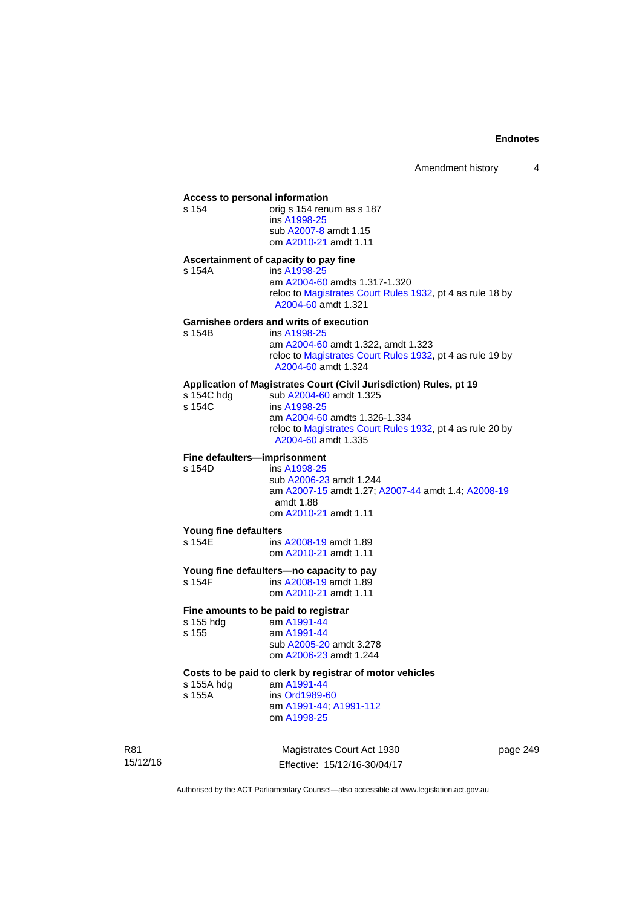**Access to personal information**

s 154 orig s 154 renum as s 187
ins A1998-25
sub A2007-8 amdt 1.15
om A2010-21 amdt 1.11

**Ascertainment of capacity to pay fine**

s 154A ins A1998-25
am A2004-60 amdts 1.317-1.320
reloc to Magistrates Court Rules 1932, pt 4 as rule 18 by A2004-60 amdt 1.321

**Garnishee orders and writs of execution**

s 154B ins A1998-25
am A2004-60 amdt 1.322, amdt 1.323
reloc to Magistrates Court Rules 1932, pt 4 as rule 19 by A2004-60 amdt 1.324

**Application of Magistrates Court (Civil Jurisdiction) Rules, pt 19**

s 154C hdg sub A2004-60 amdt 1.325
s 154C ins A1998-25
am A2004-60 amdts 1.326-1.334
reloc to Magistrates Court Rules 1932, pt 4 as rule 20 by A2004-60 amdt 1.335

**Fine defaulters—imprisonment**

s 154D ins A1998-25
sub A2006-23 amdt 1.244
am A2007-15 amdt 1.27; A2007-44 amdt 1.4; A2008-19 amdt 1.88
om A2010-21 amdt 1.11

**Young fine defaulters**

s 154E ins A2008-19 amdt 1.89
om A2010-21 amdt 1.11

**Young fine defaulters—no capacity to pay**

s 154F ins A2008-19 amdt 1.89
om A2010-21 amdt 1.11

**Fine amounts to be paid to registrar**

s 155 hdg am A1991-44
s 155 am A1991-44
sub A2005-20 amdt 3.278
om A2006-23 amdt 1.244

**Costs to be paid to clerk by registrar of motor vehicles**

s 155A hdg am A1991-44
s 155A ins Ord1989-60
am A1991-44; A1991-112
om A1998-25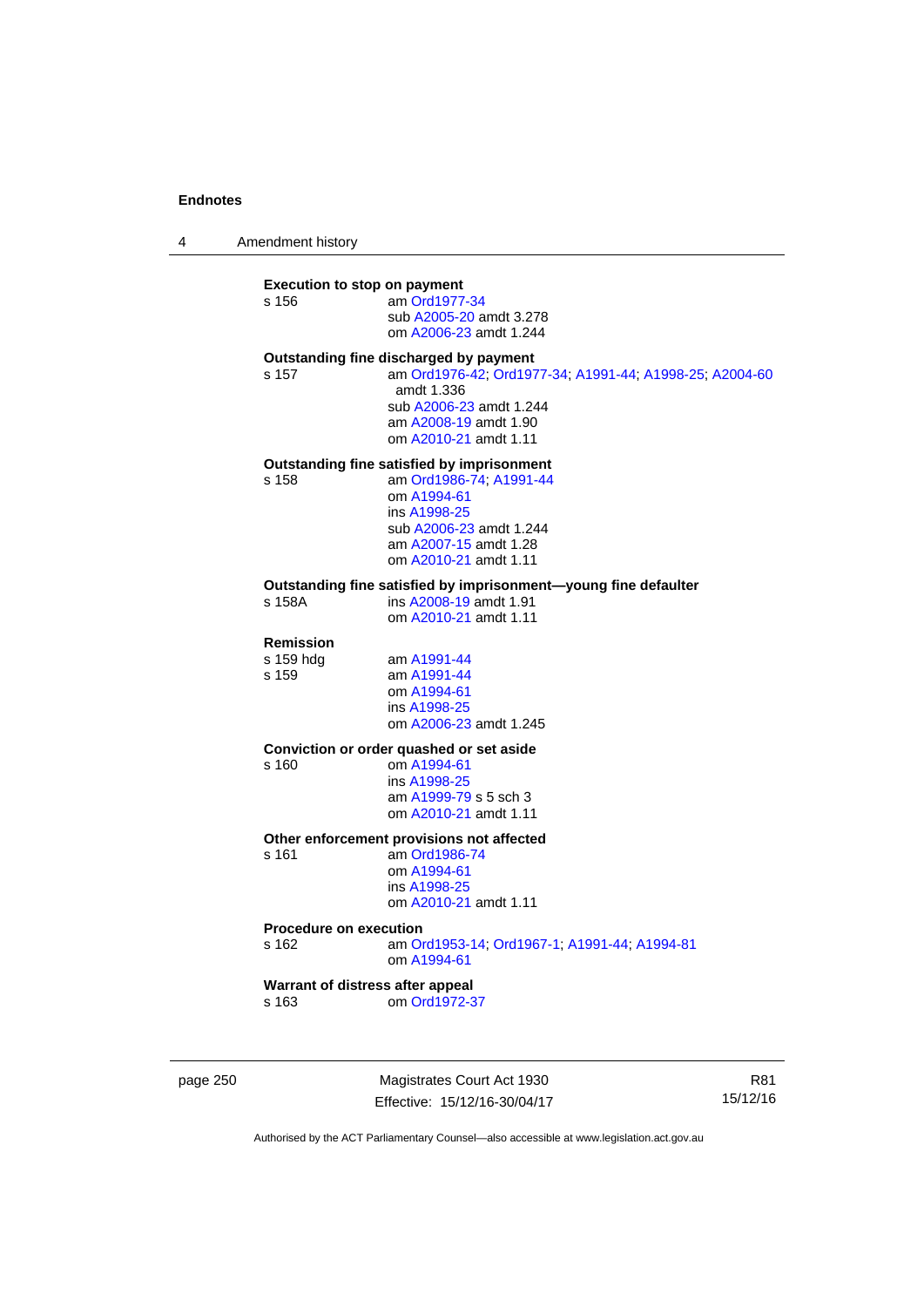**Execution to stop on payment**

s 156 — am Ord1977-34
sub A2005-20 amdt 3.278
om A2006-23 amdt 1.244

**Outstanding fine discharged by payment**

s 157 — am Ord1976-42; Ord1977-34; A1991-44; A1998-25; A2004-60 amdt 1.336
sub A2006-23 amdt 1.244
am A2008-19 amdt 1.90
om A2010-21 amdt 1.11

**Outstanding fine satisfied by imprisonment**

s 158 — am Ord1986-74; A1991-44
om A1994-61
ins A1998-25
sub A2006-23 amdt 1.244
am A2007-15 amdt 1.28
om A2010-21 amdt 1.11

**Outstanding fine satisfied by imprisonment—young fine defaulter**

s 158A — ins A2008-19 amdt 1.91
om A2010-21 amdt 1.11

**Remission**

s 159 hdg — am A1991-44
s 159 — am A1991-44
om A1994-61
ins A1998-25
om A2006-23 amdt 1.245

**Conviction or order quashed or set aside**

s 160 — om A1994-61
ins A1998-25
am A1999-79 s 5 sch 3
om A2010-21 amdt 1.11

**Other enforcement provisions not affected**

s 161 — am Ord1986-74
om A1994-61
ins A1998-25
om A2010-21 amdt 1.11

**Procedure on execution**

s 162 — am Ord1953-14; Ord1967-1; A1991-44; A1994-81
om A1994-61

**Warrant of distress after appeal**

s 163 — om Ord1972-37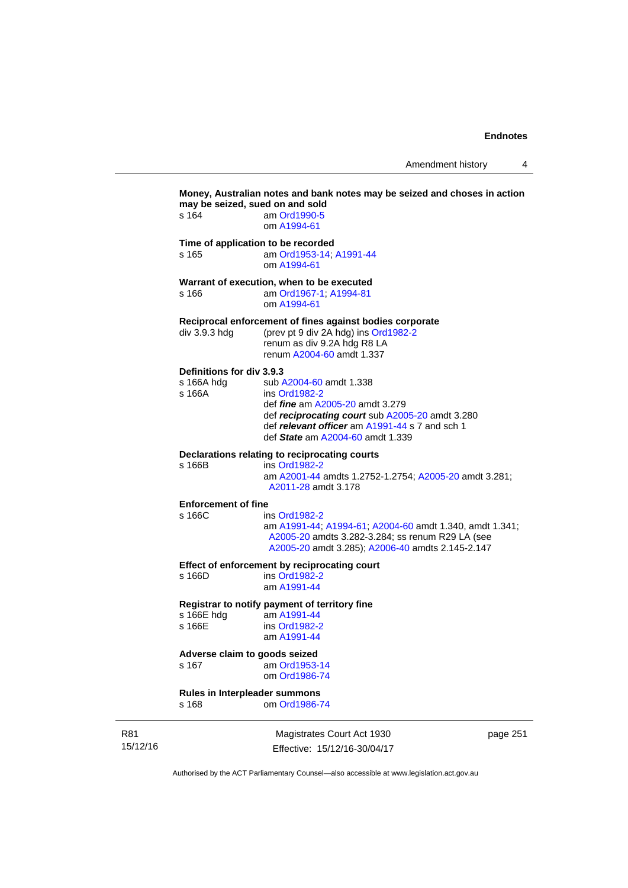**Money, Australian notes and bank notes may be seized and choses in action may be seized, sued on and sold**

s 164 am Ord1990-5
om A1994-61

**Time of application to be recorded**

s 165 am Ord1953-14; A1991-44
om A1994-61

**Warrant of execution, when to be executed**

s 166 am Ord1967-1; A1994-81
om A1994-61

**Reciprocal enforcement of fines against bodies corporate**

div 3.9.3 hdg (prev pt 9 div 2A hdg) ins Ord1982-2
renum as div 9.2A hdg R8 LA
renum A2004-60 amdt 1.337

**Definitions for div 3.9.3**

s 166A hdg sub A2004-60 amdt 1.338

s 166A ins Ord1982-2
def ***fine*** am A2005-20 amdt 3.279
def ***reciprocating court*** sub A2005-20 amdt 3.280
def ***relevant officer*** am A1991-44 s 7 and sch 1
def ***State*** am A2004-60 amdt 1.339

**Declarations relating to reciprocating courts**

s 166B ins Ord1982-2
am A2001-44 amdts 1.2752-1.2754; A2005-20 amdt 3.281; A2011-28 amdt 3.178

**Enforcement of fine**

s 166C ins Ord1982-2
am A1991-44; A1994-61; A2004-60 amdt 1.340, amdt 1.341; A2005-20 amdts 3.282-3.284; ss renum R29 LA (see A2005-20 amdt 3.285); A2006-40 amdts 2.145-2.147

**Effect of enforcement by reciprocating court**

s 166D ins Ord1982-2
am A1991-44

**Registrar to notify payment of territory fine**

s 166E hdg am A1991-44

s 166E ins Ord1982-2
am A1991-44

**Adverse claim to goods seized**

s 167 am Ord1953-14
om Ord1986-74

**Rules in Interpleader summons**

s 168 om Ord1986-74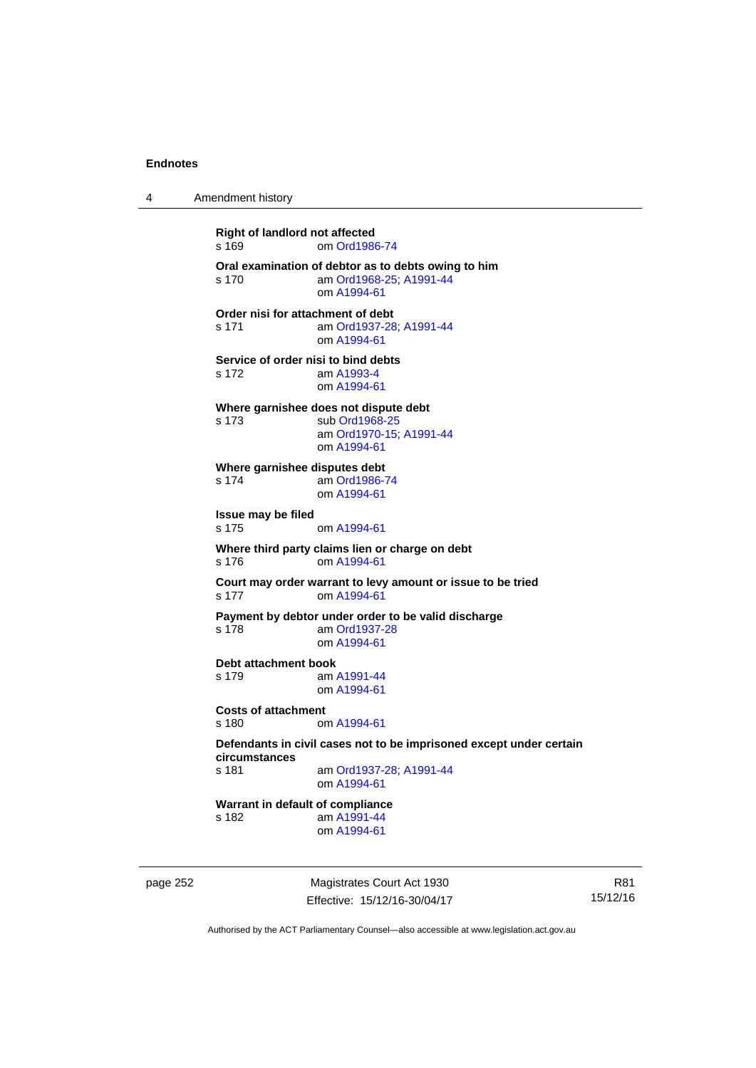**Right of landlord not affected**
s 169 om Ord1986-74

**Oral examination of debtor as to debts owing to him**
s 170 am Ord1968-25; A1991-44
om A1994-61

**Order nisi for attachment of debt**
s 171 am Ord1937-28; A1991-44
om A1994-61

**Service of order nisi to bind debts**
s 172 am A1993-4
om A1994-61

**Where garnishee does not dispute debt**
s 173 sub Ord1968-25
am Ord1970-15; A1991-44
om A1994-61

**Where garnishee disputes debt**
s 174 am Ord1986-74
om A1994-61

**Issue may be filed**
s 175 om A1994-61

**Where third party claims lien or charge on debt**
s 176 om A1994-61

**Court may order warrant to levy amount or issue to be tried**
s 177 om A1994-61

**Payment by debtor under order to be valid discharge**
s 178 am Ord1937-28
om A1994-61

**Debt attachment book**
s 179 am A1991-44
om A1994-61

**Costs of attachment**
s 180 om A1994-61

**Defendants in civil cases not to be imprisoned except under certain circumstances**
s 181 am Ord1937-28; A1991-44
om A1994-61

**Warrant in default of compliance**
s 182 am A1991-44
om A1994-61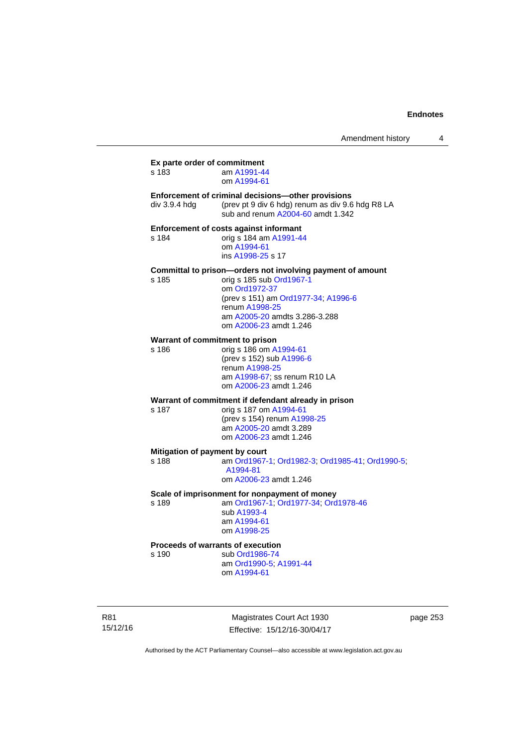**Ex parte order of commitment**

s 183 am A1991-44
om A1994-61

**Enforcement of criminal decisions—other provisions**

div 3.9.4 hdg (prev pt 9 div 6 hdg) renum as div 9.6 hdg R8 LA
sub and renum A2004-60 amdt 1.342

**Enforcement of costs against informant**

s 184 orig s 184 am A1991-44
om A1994-61
ins A1998-25 s 17

**Committal to prison—orders not involving payment of amount**

s 185 orig s 185 sub Ord1967-1
om Ord1972-37
(prev s 151) am Ord1977-34; A1996-6
renum A1998-25
am A2005-20 amdts 3.286-3.288
om A2006-23 amdt 1.246

**Warrant of commitment to prison**

s 186 orig s 186 om A1994-61
(prev s 152) sub A1996-6
renum A1998-25
am A1998-67; ss renum R10 LA
om A2006-23 amdt 1.246

**Warrant of commitment if defendant already in prison**

s 187 orig s 187 om A1994-61
(prev s 154) renum A1998-25
am A2005-20 amdt 3.289
om A2006-23 amdt 1.246

**Mitigation of payment by court**

s 188 am Ord1967-1; Ord1982-3; Ord1985-41; Ord1990-5; A1994-81
om A2006-23 amdt 1.246

**Scale of imprisonment for nonpayment of money**

s 189 am Ord1967-1; Ord1977-34; Ord1978-46
sub A1993-4
am A1994-61
om A1998-25

**Proceeds of warrants of execution**

s 190 sub Ord1986-74
am Ord1990-5; A1991-44
om A1994-61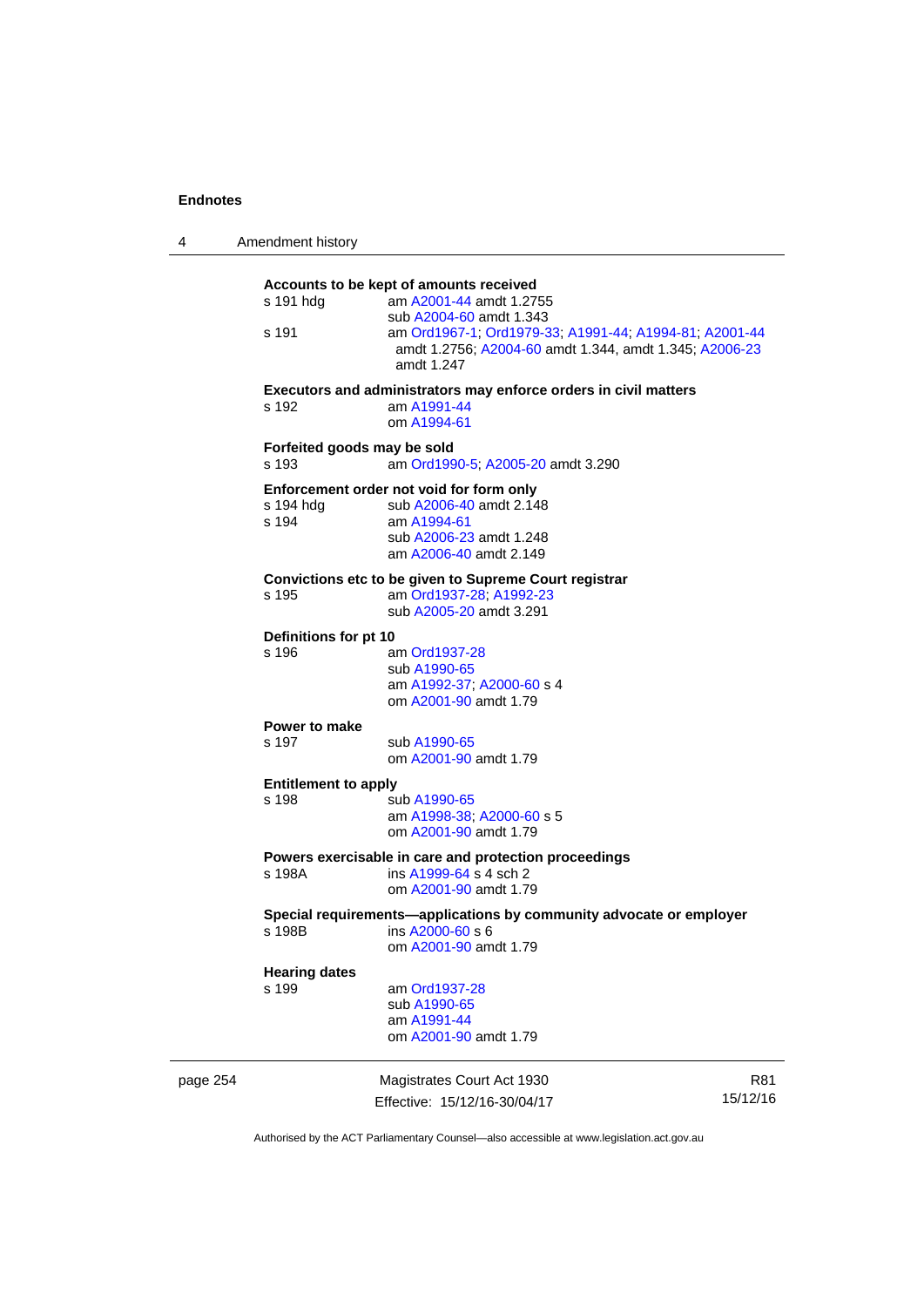**Accounts to be kept of amounts received**

s 191 hdg am A2001-44 amdt 1.2755
sub A2004-60 amdt 1.343

s 191 am Ord1967-1; Ord1979-33; A1991-44; A1994-81; A2001-44 amdt 1.2756; A2004-60 amdt 1.344, amdt 1.345; A2006-23 amdt 1.247

**Executors and administrators may enforce orders in civil matters**

s 192 am A1991-44
om A1994-61

**Forfeited goods may be sold**

s 193 am Ord1990-5; A2005-20 amdt 3.290

**Enforcement order not void for form only**

s 194 hdg sub A2006-40 amdt 2.148

s 194 am A1994-61
sub A2006-23 amdt 1.248
am A2006-40 amdt 2.149

**Convictions etc to be given to Supreme Court registrar**

s 195 am Ord1937-28; A1992-23
sub A2005-20 amdt 3.291

**Definitions for pt 10**

s 196 am Ord1937-28
sub A1990-65
am A1992-37; A2000-60 s 4
om A2001-90 amdt 1.79

**Power to make**

s 197 sub A1990-65
om A2001-90 amdt 1.79

**Entitlement to apply**

s 198 sub A1990-65
am A1998-38; A2000-60 s 5
om A2001-90 amdt 1.79

**Powers exercisable in care and protection proceedings**

s 198A ins A1999-64 s 4 sch 2
om A2001-90 amdt 1.79

**Special requirements—applications by community advocate or employer**

s 198B ins A2000-60 s 6
om A2001-90 amdt 1.79

**Hearing dates**

s 199 am Ord1937-28
sub A1990-65
am A1991-44
om A2001-90 amdt 1.79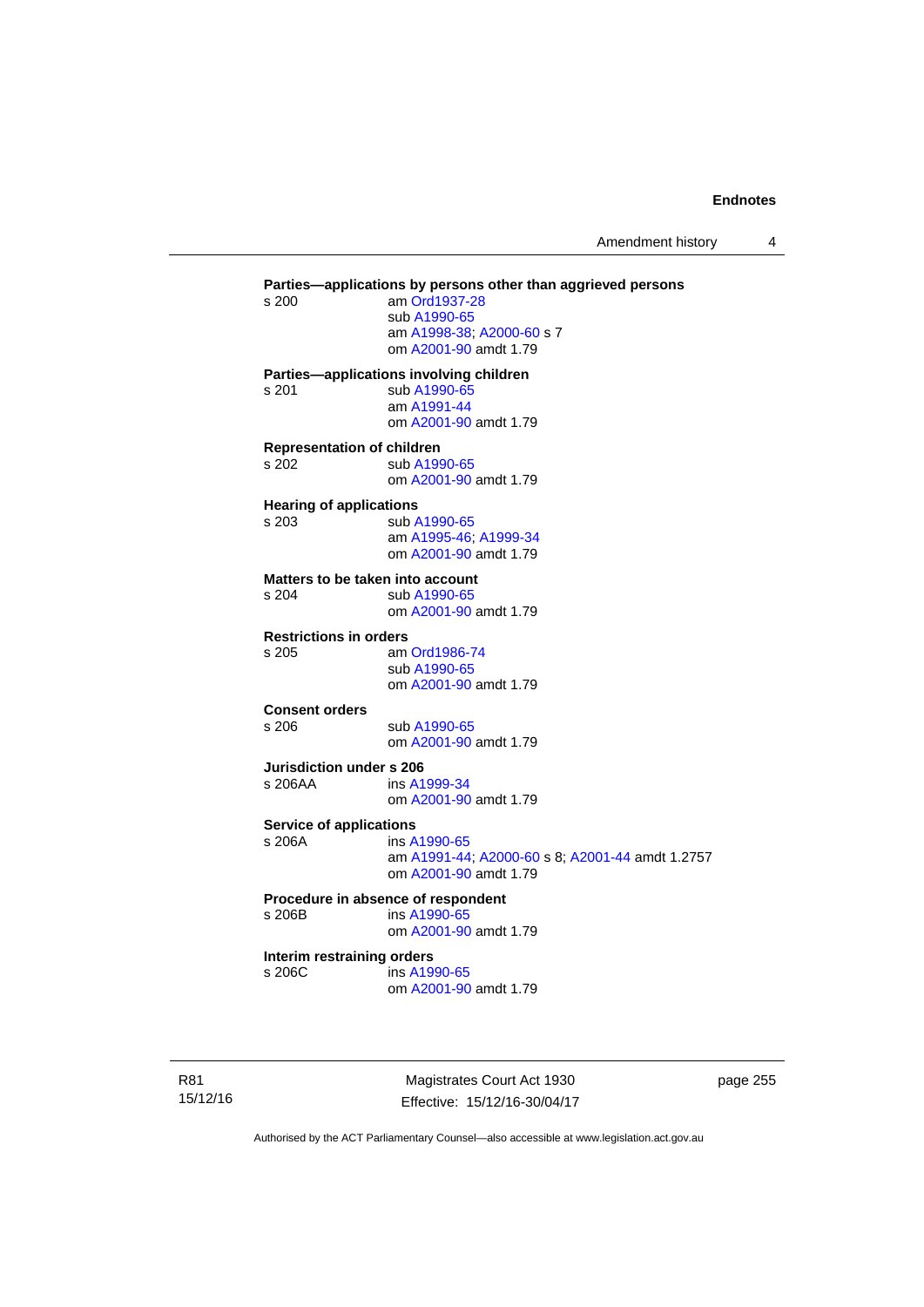**Parties—applications by persons other than aggrieved persons**

s 200 am Ord1937-28
sub A1990-65
am A1998-38; A2000-60 s 7
om A2001-90 amdt 1.79

**Parties—applications involving children**

s 201 sub A1990-65
am A1991-44
om A2001-90 amdt 1.79

**Representation of children**

s 202 sub A1990-65
om A2001-90 amdt 1.79

**Hearing of applications**

s 203 sub A1990-65
am A1995-46; A1999-34
om A2001-90 amdt 1.79

**Matters to be taken into account**

s 204 sub A1990-65
om A2001-90 amdt 1.79

**Restrictions in orders**

s 205 am Ord1986-74
sub A1990-65
om A2001-90 amdt 1.79

**Consent orders**

s 206 sub A1990-65
om A2001-90 amdt 1.79

**Jurisdiction under s 206**

s 206AA ins A1999-34
om A2001-90 amdt 1.79

**Service of applications**

s 206A ins A1990-65
am A1991-44; A2000-60 s 8; A2001-44 amdt 1.2757
om A2001-90 amdt 1.79

**Procedure in absence of respondent**

s 206B ins A1990-65
om A2001-90 amdt 1.79

**Interim restraining orders**

s 206C ins A1990-65
om A2001-90 amdt 1.79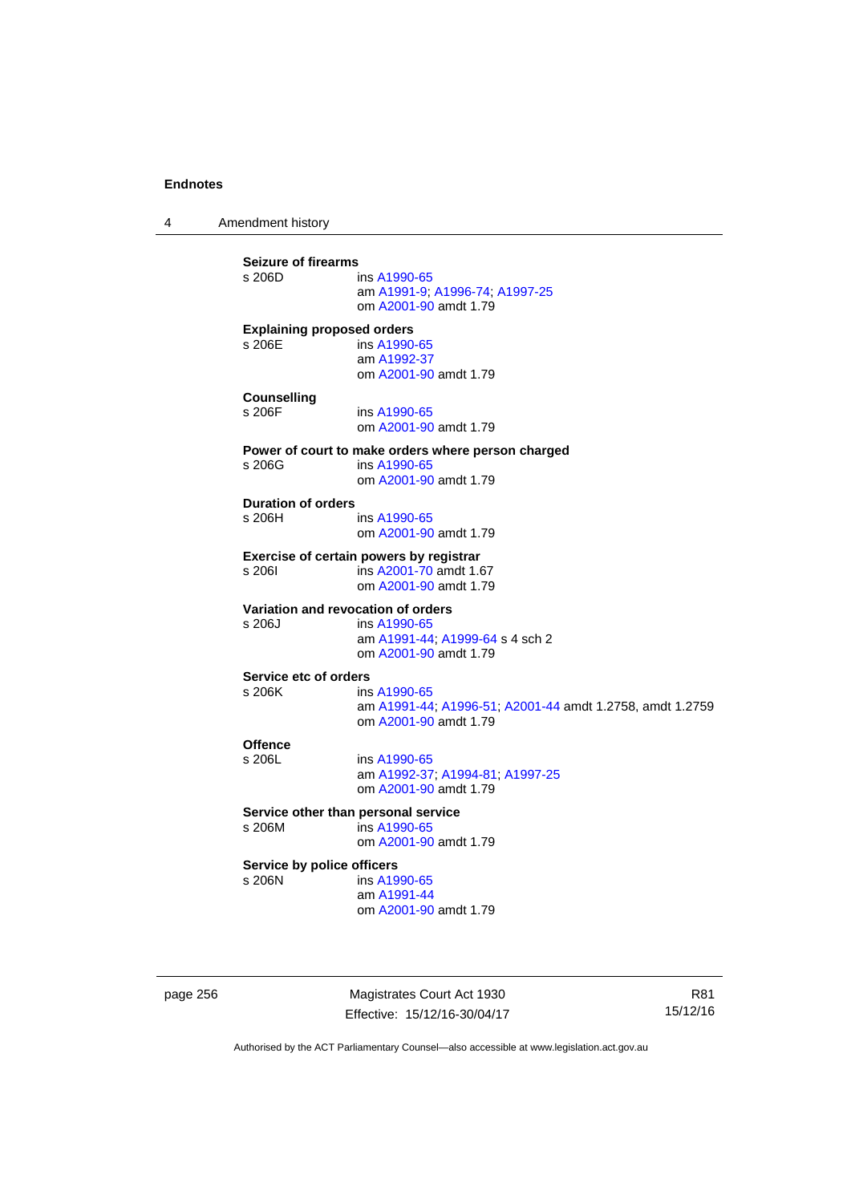**Seizure of firearms**
s 206D ins A1990-65
am A1991-9; A1996-74; A1997-25
om A2001-90 amdt 1.79

**Explaining proposed orders**
s 206E ins A1990-65
am A1992-37
om A2001-90 amdt 1.79

**Counselling**
s 206F ins A1990-65
om A2001-90 amdt 1.79

**Power of court to make orders where person charged**
s 206G ins A1990-65
om A2001-90 amdt 1.79

**Duration of orders**
s 206H ins A1990-65
om A2001-90 amdt 1.79

**Exercise of certain powers by registrar**
s 206I ins A2001-70 amdt 1.67
om A2001-90 amdt 1.79

**Variation and revocation of orders**
s 206J ins A1990-65
am A1991-44; A1999-64 s 4 sch 2
om A2001-90 amdt 1.79

**Service etc of orders**
s 206K ins A1990-65
am A1991-44; A1996-51; A2001-44 amdt 1.2758, amdt 1.2759
om A2001-90 amdt 1.79

**Offence**
s 206L ins A1990-65
am A1992-37; A1994-81; A1997-25
om A2001-90 amdt 1.79

**Service other than personal service**
s 206M ins A1990-65
om A2001-90 amdt 1.79

**Service by police officers**
s 206N ins A1990-65
am A1991-44
om A2001-90 amdt 1.79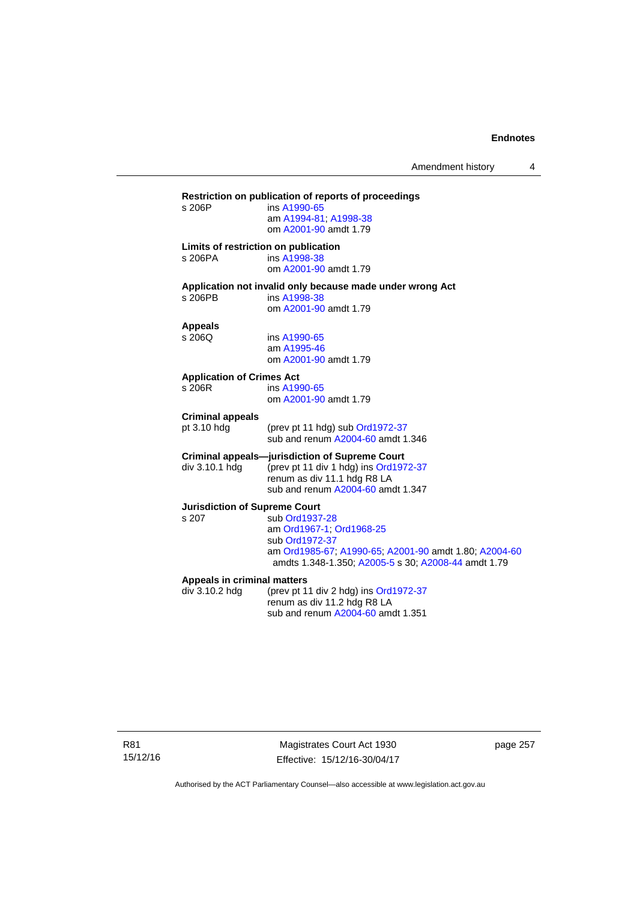**Restriction on publication of reports of proceedings**

s 206P ins A1990-65
am A1994-81; A1998-38
om A2001-90 amdt 1.79

**Limits of restriction on publication**

s 206PA ins A1998-38
om A2001-90 amdt 1.79

**Application not invalid only because made under wrong Act**

s 206PB ins A1998-38
om A2001-90 amdt 1.79

**Appeals**

s 206Q ins A1990-65
am A1995-46
om A2001-90 amdt 1.79

**Application of Crimes Act**

s 206R ins A1990-65
om A2001-90 amdt 1.79

**Criminal appeals**

pt 3.10 hdg (prev pt 11 hdg) sub Ord1972-37
sub and renum A2004-60 amdt 1.346

**Criminal appeals—jurisdiction of Supreme Court**

div 3.10.1 hdg (prev pt 11 div 1 hdg) ins Ord1972-37
renum as div 11.1 hdg R8 LA
sub and renum A2004-60 amdt 1.347

**Jurisdiction of Supreme Court**

s 207 sub Ord1937-28
am Ord1967-1; Ord1968-25
sub Ord1972-37
am Ord1985-67; A1990-65; A2001-90 amdt 1.80; A2004-60 amdts 1.348-1.350; A2005-5 s 30; A2008-44 amdt 1.79

**Appeals in criminal matters**

div 3.10.2 hdg (prev pt 11 div 2 hdg) ins Ord1972-37
renum as div 11.2 hdg R8 LA
sub and renum A2004-60 amdt 1.351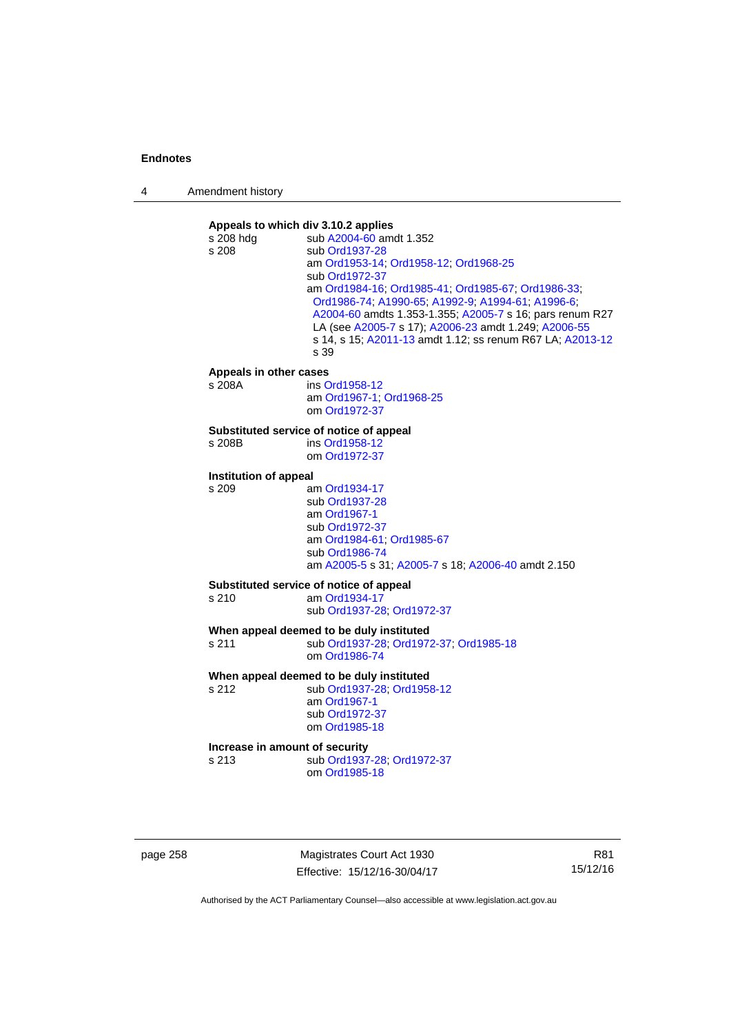**Appeals to which div 3.10.2 applies**

s 208 hdg sub A2004-60 amdt 1.352

s 208 sub Ord1937-28
am Ord1953-14; Ord1958-12; Ord1968-25
sub Ord1972-37
am Ord1984-16; Ord1985-41; Ord1985-67; Ord1986-33; Ord1986-74; A1990-65; A1992-9; A1994-61; A1996-6; A2004-60 amdts 1.353-1.355; A2005-7 s 16; pars renum R27 LA (see A2005-7 s 17); A2006-23 amdt 1.249; A2006-55 s 14, s 15; A2011-13 amdt 1.12; ss renum R67 LA; A2013-12 s 39

**Appeals in other cases**

s 208A ins Ord1958-12
am Ord1967-1; Ord1968-25
om Ord1972-37

**Substituted service of notice of appeal**

s 208B ins Ord1958-12
om Ord1972-37

**Institution of appeal**

s 209 am Ord1934-17
sub Ord1937-28
am Ord1967-1
sub Ord1972-37
am Ord1984-61; Ord1985-67
sub Ord1986-74
am A2005-5 s 31; A2005-7 s 18; A2006-40 amdt 2.150

**Substituted service of notice of appeal**

s 210 am Ord1934-17
sub Ord1937-28; Ord1972-37

**When appeal deemed to be duly instituted**

s 211 sub Ord1937-28; Ord1972-37; Ord1985-18
om Ord1986-74

**When appeal deemed to be duly instituted**

s 212 sub Ord1937-28; Ord1958-12
am Ord1967-1
sub Ord1972-37
om Ord1985-18

**Increase in amount of security**

s 213 sub Ord1937-28; Ord1972-37
om Ord1985-18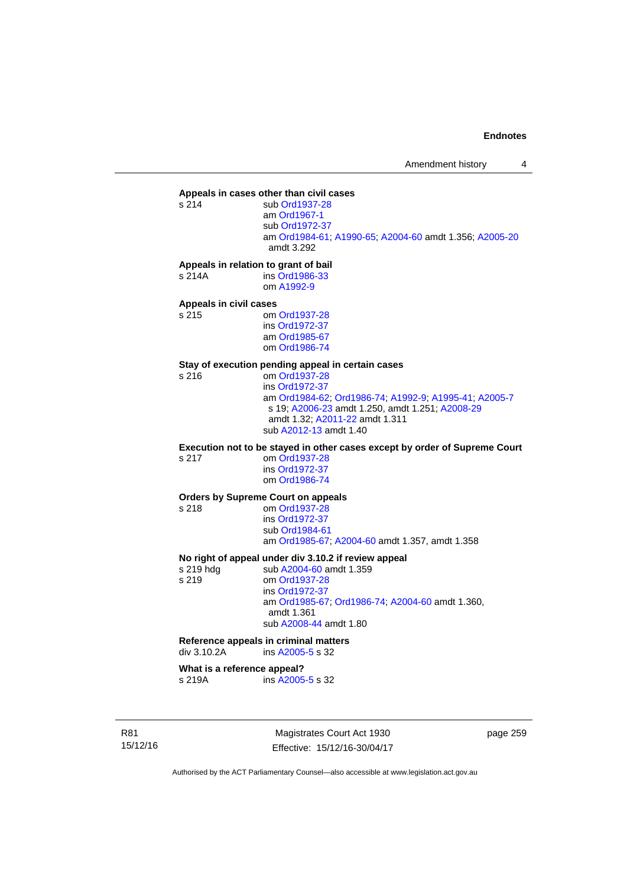**Appeals in cases other than civil cases**

s 214 sub Ord1937-28
am Ord1967-1
sub Ord1972-37
am Ord1984-61; A1990-65; A2004-60 amdt 1.356; A2005-20 amdt 3.292

**Appeals in relation to grant of bail**

s 214A ins Ord1986-33
om A1992-9

**Appeals in civil cases**

s 215 om Ord1937-28
ins Ord1972-37
am Ord1985-67
om Ord1986-74

**Stay of execution pending appeal in certain cases**

s 216 om Ord1937-28
ins Ord1972-37
am Ord1984-62; Ord1986-74; A1992-9; A1995-41; A2005-7 s 19; A2006-23 amdt 1.250, amdt 1.251; A2008-29 amdt 1.32; A2011-22 amdt 1.311
sub A2012-13 amdt 1.40

**Execution not to be stayed in other cases except by order of Supreme Court**

s 217 om Ord1937-28
ins Ord1972-37
om Ord1986-74

**Orders by Supreme Court on appeals**

s 218 om Ord1937-28
ins Ord1972-37
sub Ord1984-61
am Ord1985-67; A2004-60 amdt 1.357, amdt 1.358

**No right of appeal under div 3.10.2 if review appeal**

s 219 hdg sub A2004-60 amdt 1.359

s 219 om Ord1937-28
ins Ord1972-37
am Ord1985-67; Ord1986-74; A2004-60 amdt 1.360, amdt 1.361
sub A2008-44 amdt 1.80

**Reference appeals in criminal matters**

div 3.10.2A ins A2005-5 s 32

**What is a reference appeal?**

s 219A ins A2005-5 s 32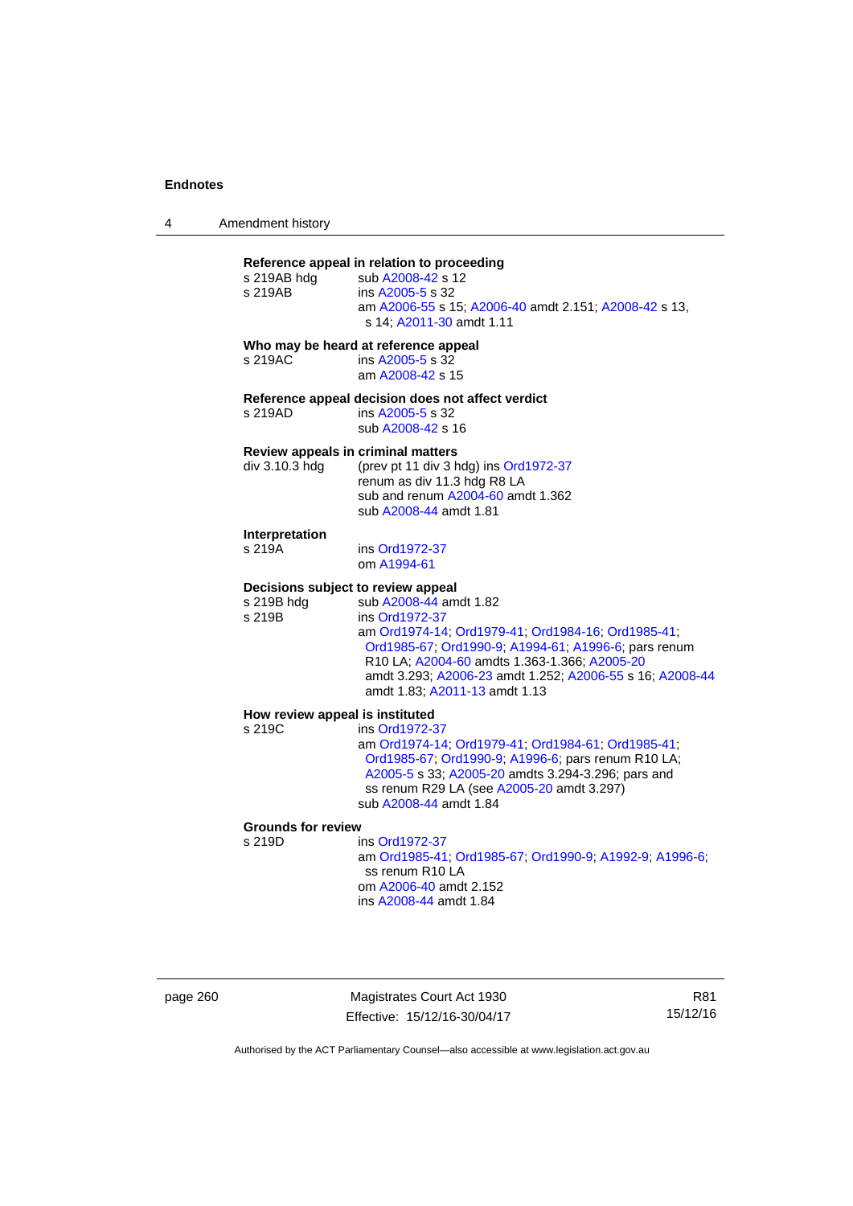**Reference appeal in relation to proceeding**

s 219AB hdg sub A2008-42 s 12

s 219AB ins A2005-5 s 32
am A2006-55 s 15; A2006-40 amdt 2.151; A2008-42 s 13, s 14; A2011-30 amdt 1.11

**Who may be heard at reference appeal**

s 219AC ins A2005-5 s 32
am A2008-42 s 15

**Reference appeal decision does not affect verdict**

s 219AD ins A2005-5 s 32
sub A2008-42 s 16

**Review appeals in criminal matters**

div 3.10.3 hdg (prev pt 11 div 3 hdg) ins Ord1972-37
renum as div 11.3 hdg R8 LA
sub and renum A2004-60 amdt 1.362
sub A2008-44 amdt 1.81

**Interpretation**

s 219A ins Ord1972-37
om A1994-61

**Decisions subject to review appeal**

s 219B hdg sub A2008-44 amdt 1.82

s 219B ins Ord1972-37
am Ord1974-14; Ord1979-41; Ord1984-16; Ord1985-41; Ord1985-67; Ord1990-9; A1994-61; A1996-6; pars renum R10 LA; A2004-60 amdts 1.363-1.366; A2005-20 amdt 3.293; A2006-23 amdt 1.252; A2006-55 s 16; A2008-44 amdt 1.83; A2011-13 amdt 1.13

**How review appeal is instituted**

s 219C ins Ord1972-37
am Ord1974-14; Ord1979-41; Ord1984-61; Ord1985-41; Ord1985-67; Ord1990-9; A1996-6; pars renum R10 LA; A2005-5 s 33; A2005-20 amdts 3.294-3.296; pars and ss renum R29 LA (see A2005-20 amdt 3.297)
sub A2008-44 amdt 1.84

**Grounds for review**

s 219D ins Ord1972-37
am Ord1985-41; Ord1985-67; Ord1990-9; A1992-9; A1996-6; ss renum R10 LA
om A2006-40 amdt 2.152
ins A2008-44 amdt 1.84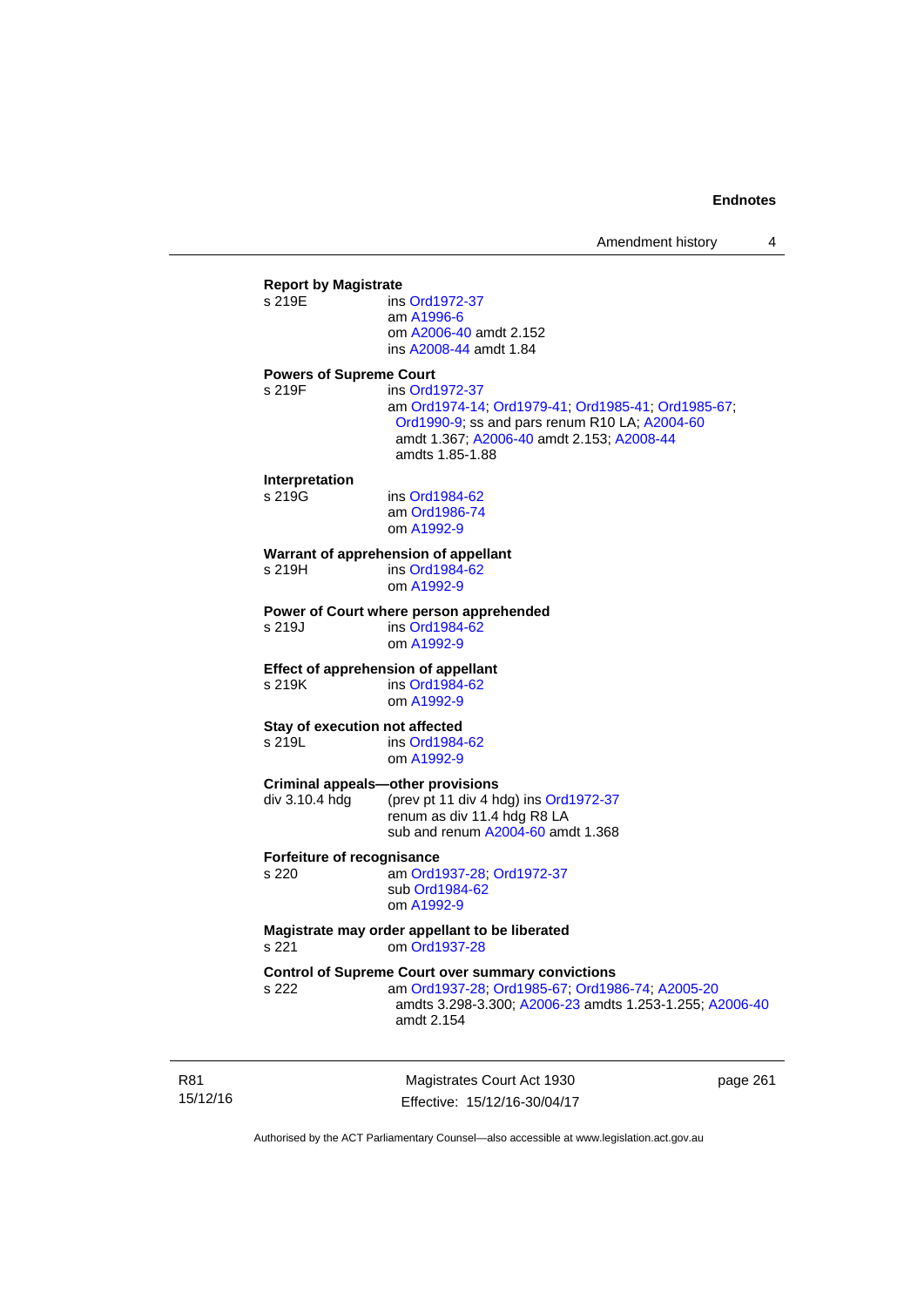**Report by Magistrate**

s 219E ins Ord1972-37
am A1996-6
om A2006-40 amdt 2.152
ins A2008-44 amdt 1.84

**Powers of Supreme Court**

s 219F ins Ord1972-37
am Ord1974-14; Ord1979-41; Ord1985-41; Ord1985-67; Ord1990-9; ss and pars renum R10 LA; A2004-60 amdt 1.367; A2006-40 amdt 2.153; A2008-44 amdts 1.85-1.88

**Interpretation**

s 219G ins Ord1984-62
am Ord1986-74
om A1992-9

**Warrant of apprehension of appellant**

s 219H ins Ord1984-62
om A1992-9

**Power of Court where person apprehended**

s 219J ins Ord1984-62
om A1992-9

**Effect of apprehension of appellant**

s 219K ins Ord1984-62
om A1992-9

**Stay of execution not affected**

s 219L ins Ord1984-62
om A1992-9

**Criminal appeals—other provisions**

div 3.10.4 hdg (prev pt 11 div 4 hdg) ins Ord1972-37
renum as div 11.4 hdg R8 LA
sub and renum A2004-60 amdt 1.368

**Forfeiture of recognisance**

s 220 am Ord1937-28; Ord1972-37
sub Ord1984-62
om A1992-9

**Magistrate may order appellant to be liberated**

s 221 om Ord1937-28

**Control of Supreme Court over summary convictions**

s 222 am Ord1937-28; Ord1985-67; Ord1986-74; A2005-20 amdts 3.298-3.300; A2006-23 amdts 1.253-1.255; A2006-40 amdt 2.154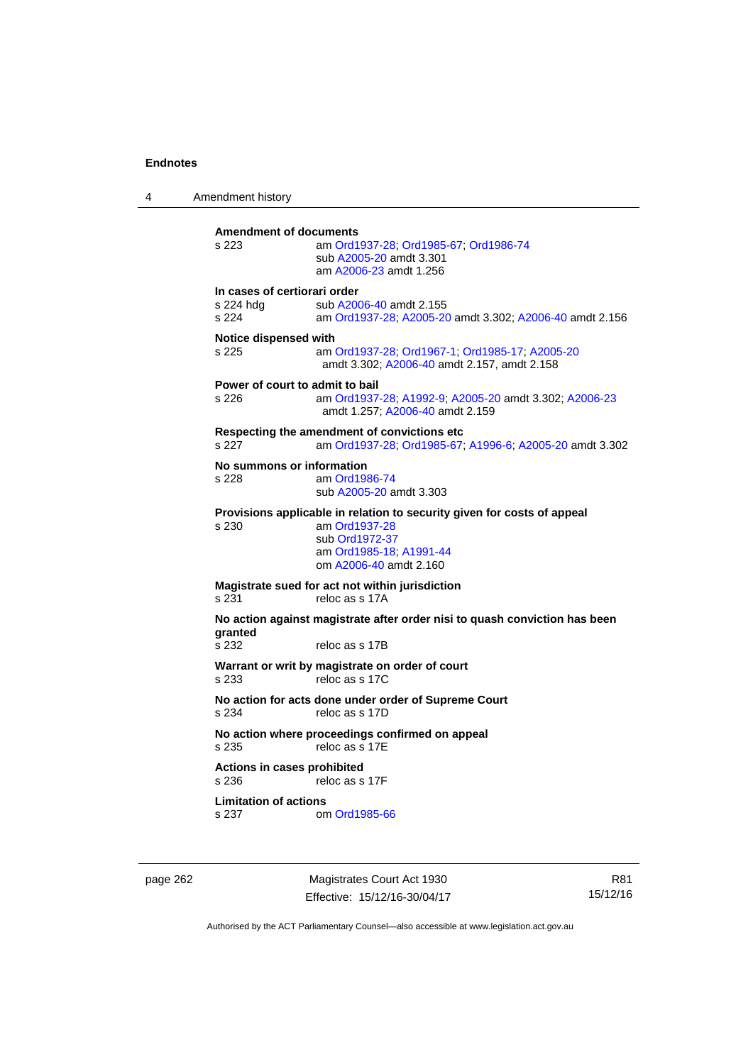**Amendment of documents**

s 223 am Ord1937-28; Ord1985-67; Ord1986-74
sub A2005-20 amdt 3.301
am A2006-23 amdt 1.256

**In cases of certiorari order**

s 224 hdg sub A2006-40 amdt 2.155
s 224 am Ord1937-28; A2005-20 amdt 3.302; A2006-40 amdt 2.156

**Notice dispensed with**

s 225 am Ord1937-28; Ord1967-1; Ord1985-17; A2005-20 amdt 3.302; A2006-40 amdt 2.157, amdt 2.158

**Power of court to admit to bail**

s 226 am Ord1937-28; A1992-9; A2005-20 amdt 3.302; A2006-23 amdt 1.257; A2006-40 amdt 2.159

**Respecting the amendment of convictions etc**

s 227 am Ord1937-28; Ord1985-67; A1996-6; A2005-20 amdt 3.302

**No summons or information**

s 228 am Ord1986-74
sub A2005-20 amdt 3.303

**Provisions applicable in relation to security given for costs of appeal**

s 230 am Ord1937-28
sub Ord1972-37
am Ord1985-18; A1991-44
om A2006-40 amdt 2.160

**Magistrate sued for act not within jurisdiction**

s 231 reloc as s 17A

**No action against magistrate after order nisi to quash conviction has been granted**

s 232 reloc as s 17B

**Warrant or writ by magistrate on order of court**

s 233 reloc as s 17C

**No action for acts done under order of Supreme Court**

s 234 reloc as s 17D

**No action where proceedings confirmed on appeal**

s 235 reloc as s 17E

**Actions in cases prohibited**

s 236 reloc as s 17F

**Limitation of actions**

s 237 om Ord1985-66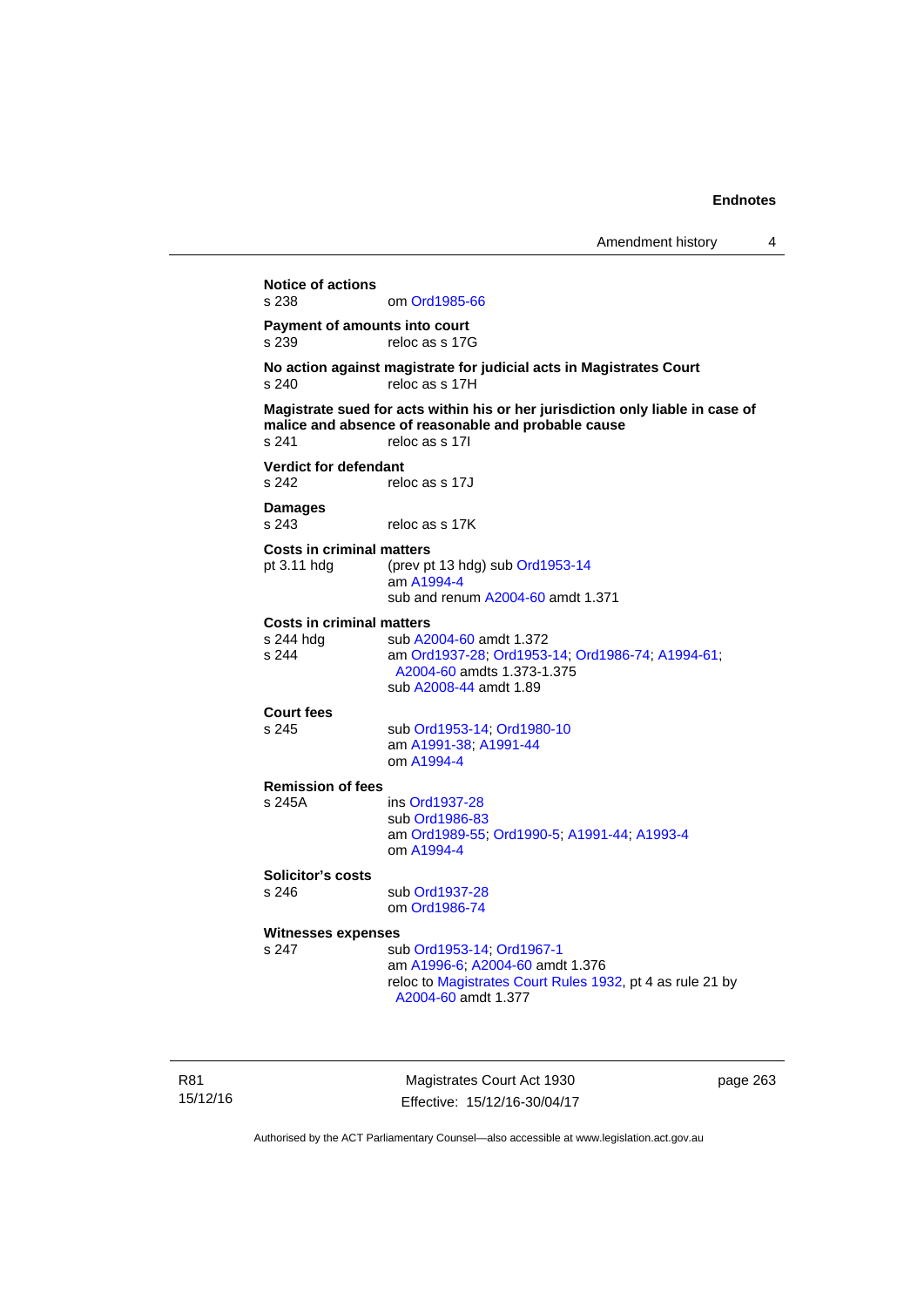**Notice of actions**
s 238 om Ord1985-66

**Payment of amounts into court**
s 239 reloc as s 17G

**No action against magistrate for judicial acts in Magistrates Court**
s 240 reloc as s 17H

**Magistrate sued for acts within his or her jurisdiction only liable in case of malice and absence of reasonable and probable cause**
s 241 reloc as s 17I

**Verdict for defendant**
s 242 reloc as s 17J

**Damages**
s 243 reloc as s 17K

**Costs in criminal matters**
pt 3.11 hdg (prev pt 13 hdg) sub Ord1953-14
am A1994-4
sub and renum A2004-60 amdt 1.371

**Costs in criminal matters**
s 244 hdg sub A2004-60 amdt 1.372
s 244 am Ord1937-28; Ord1953-14; Ord1986-74; A1994-61; A2004-60 amdts 1.373-1.375
sub A2008-44 amdt 1.89

**Court fees**
s 245 sub Ord1953-14; Ord1980-10
am A1991-38; A1991-44
om A1994-4

**Remission of fees**
s 245A ins Ord1937-28
sub Ord1986-83
am Ord1989-55; Ord1990-5; A1991-44; A1993-4
om A1994-4

**Solicitor's costs**
s 246 sub Ord1937-28
om Ord1986-74

**Witnesses expenses**
s 247 sub Ord1953-14; Ord1967-1
am A1996-6; A2004-60 amdt 1.376
reloc to Magistrates Court Rules 1932, pt 4 as rule 21 by A2004-60 amdt 1.377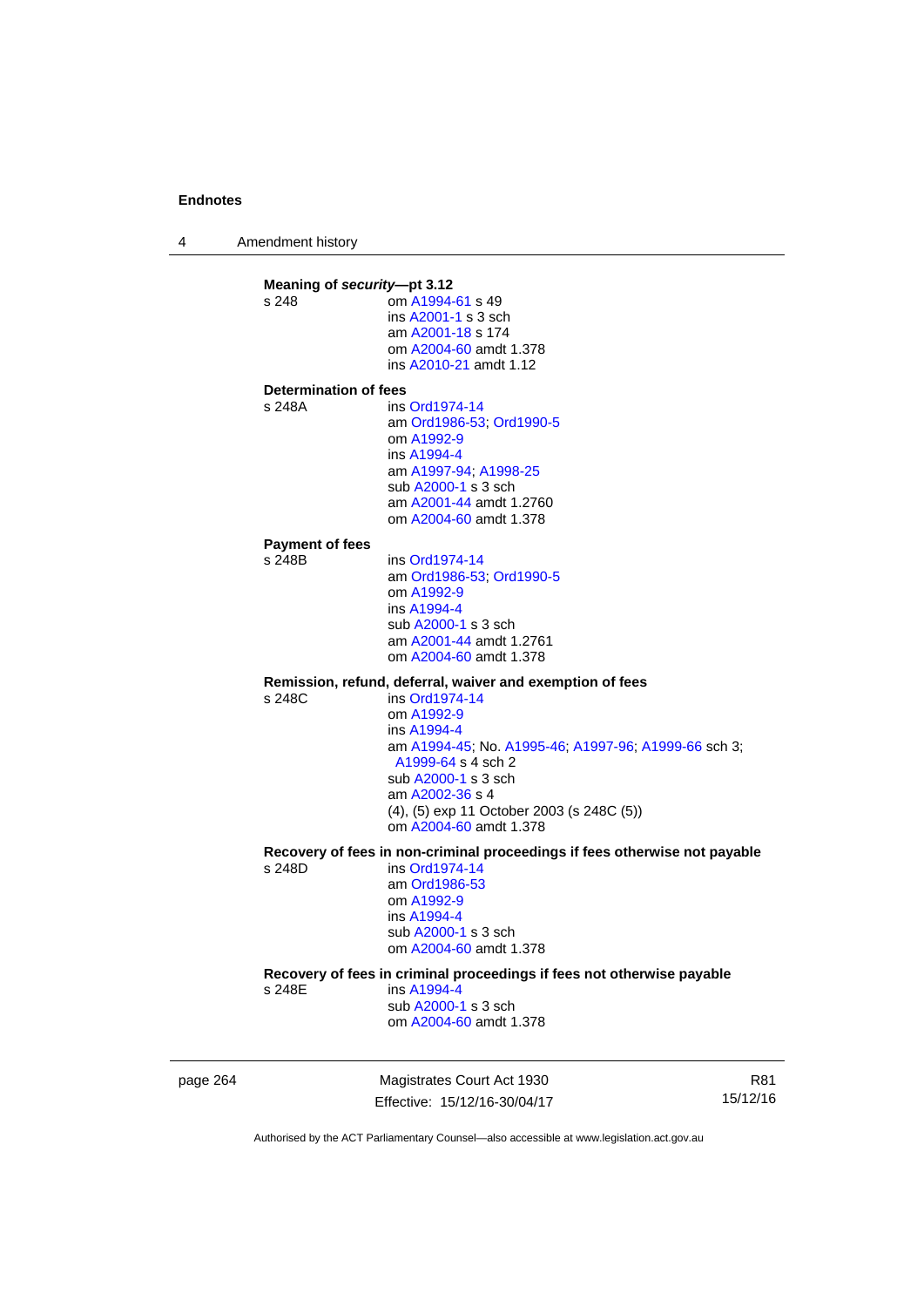**Meaning of *security*—pt 3.12**

s 248 om A1994-61 s 49
ins A2001-1 s 3 sch
am A2001-18 s 174
om A2004-60 amdt 1.378
ins A2010-21 amdt 1.12

**Determination of fees**

s 248A ins Ord1974-14
am Ord1986-53; Ord1990-5
om A1992-9
ins A1994-4
am A1997-94; A1998-25
sub A2000-1 s 3 sch
am A2001-44 amdt 1.2760
om A2004-60 amdt 1.378

**Payment of fees**

s 248B ins Ord1974-14
am Ord1986-53; Ord1990-5
om A1992-9
ins A1994-4
sub A2000-1 s 3 sch
am A2001-44 amdt 1.2761
om A2004-60 amdt 1.378

**Remission, refund, deferral, waiver and exemption of fees**

s 248C ins Ord1974-14
om A1992-9
ins A1994-4
am A1994-45; No. A1995-46; A1997-96; A1999-66 sch 3; A1999-64 s 4 sch 2
sub A2000-1 s 3 sch
am A2002-36 s 4
(4), (5) exp 11 October 2003 (s 248C (5))
om A2004-60 amdt 1.378

**Recovery of fees in non-criminal proceedings if fees otherwise not payable**

s 248D ins Ord1974-14
am Ord1986-53
om A1992-9
ins A1994-4
sub A2000-1 s 3 sch
om A2004-60 amdt 1.378

**Recovery of fees in criminal proceedings if fees not otherwise payable**

s 248E ins A1994-4
sub A2000-1 s 3 sch
om A2004-60 amdt 1.378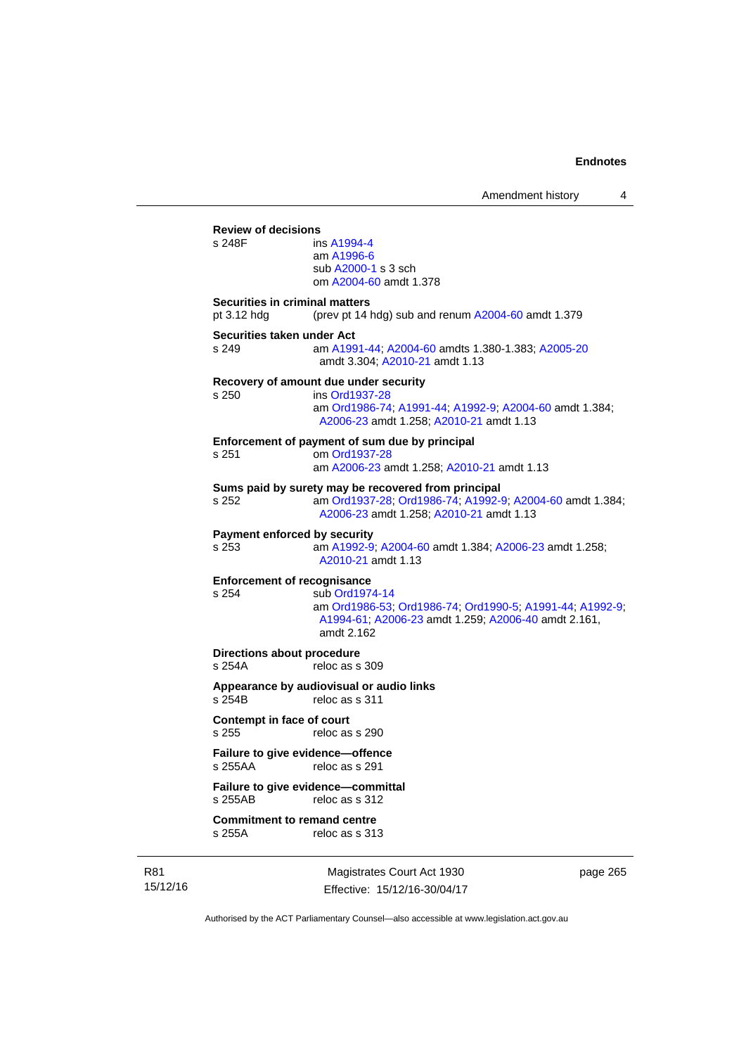**Review of decisions**

s 248F ins A1994-4
am A1996-6
sub A2000-1 s 3 sch
om A2004-60 amdt 1.378

**Securities in criminal matters**

pt 3.12 hdg (prev pt 14 hdg) sub and renum A2004-60 amdt 1.379

**Securities taken under Act**

s 249 am A1991-44; A2004-60 amdts 1.380-1.383; A2005-20 amdt 3.304; A2010-21 amdt 1.13

**Recovery of amount due under security**

s 250 ins Ord1937-28
am Ord1986-74; A1991-44; A1992-9; A2004-60 amdt 1.384; A2006-23 amdt 1.258; A2010-21 amdt 1.13

**Enforcement of payment of sum due by principal**

s 251 om Ord1937-28
am A2006-23 amdt 1.258; A2010-21 amdt 1.13

**Sums paid by surety may be recovered from principal**

s 252 am Ord1937-28; Ord1986-74; A1992-9; A2004-60 amdt 1.384; A2006-23 amdt 1.258; A2010-21 amdt 1.13

**Payment enforced by security**

s 253 am A1992-9; A2004-60 amdt 1.384; A2006-23 amdt 1.258; A2010-21 amdt 1.13

**Enforcement of recognisance**

s 254 sub Ord1974-14
am Ord1986-53; Ord1986-74; Ord1990-5; A1991-44; A1992-9; A1994-61; A2006-23 amdt 1.259; A2006-40 amdt 2.161, amdt 2.162

**Directions about procedure**

s 254A reloc as s 309

**Appearance by audiovisual or audio links**

s 254B reloc as s 311

**Contempt in face of court**

s 255 reloc as s 290

**Failure to give evidence—offence**

s 255AA reloc as s 291

**Failure to give evidence—committal**

s 255AB reloc as s 312

**Commitment to remand centre**

s 255A reloc as s 313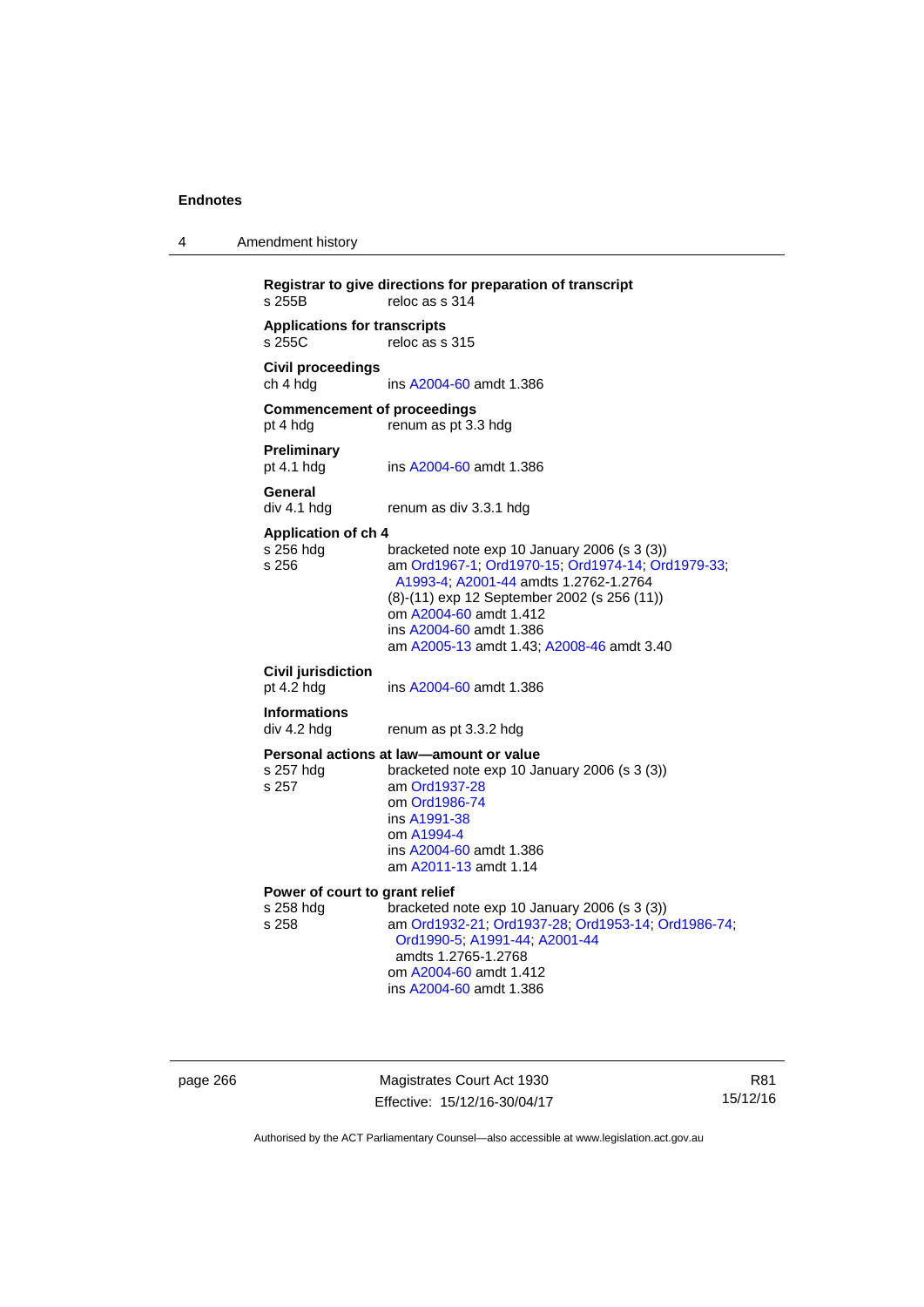**Registrar to give directions for preparation of transcript**
s 255B reloc as s 314

**Applications for transcripts**
s 255C reloc as s 315

**Civil proceedings**
ch 4 hdg ins A2004-60 amdt 1.386

**Commencement of proceedings**
pt 4 hdg renum as pt 3.3 hdg

**Preliminary**
pt 4.1 hdg ins A2004-60 amdt 1.386

**General**
div 4.1 hdg renum as div 3.3.1 hdg

**Application of ch 4**
s 256 hdg bracketed note exp 10 January 2006 (s 3 (3))
s 256 am Ord1967-1; Ord1970-15; Ord1974-14; Ord1979-33; A1993-4; A2001-44 amdts 1.2762-1.2764
(8)-(11) exp 12 September 2002 (s 256 (11))
om A2004-60 amdt 1.412
ins A2004-60 amdt 1.386
am A2005-13 amdt 1.43; A2008-46 amdt 3.40

**Civil jurisdiction**
pt 4.2 hdg ins A2004-60 amdt 1.386

**Informations**
div 4.2 hdg renum as pt 3.3.2 hdg

**Personal actions at law—amount or value**
s 257 hdg bracketed note exp 10 January 2006 (s 3 (3))
s 257 am Ord1937-28
om Ord1986-74
ins A1991-38
om A1994-4
ins A2004-60 amdt 1.386
am A2011-13 amdt 1.14

**Power of court to grant relief**
s 258 hdg bracketed note exp 10 January 2006 (s 3 (3))
s 258 am Ord1932-21; Ord1937-28; Ord1953-14; Ord1986-74; Ord1990-5; A1991-44; A2001-44 amdts 1.2765-1.2768
om A2004-60 amdt 1.412
ins A2004-60 amdt 1.386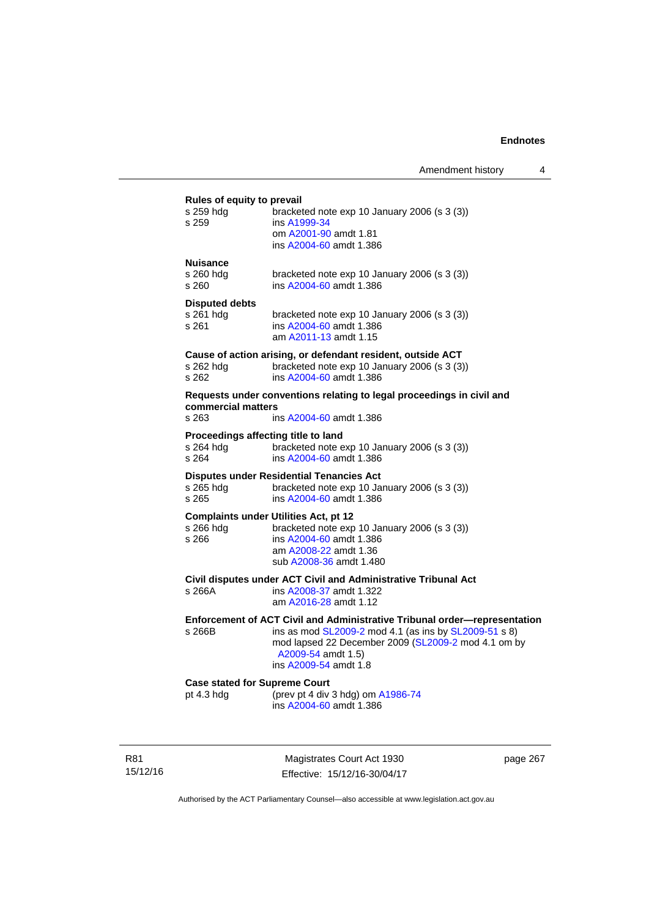**Rules of equity to prevail**

s 259 hdg bracketed note exp 10 January 2006 (s 3 (3))
s 259 ins A1999-34
om A2001-90 amdt 1.81
ins A2004-60 amdt 1.386

**Nuisance**

s 260 hdg bracketed note exp 10 January 2006 (s 3 (3))
s 260 ins A2004-60 amdt 1.386

**Disputed debts**

s 261 hdg bracketed note exp 10 January 2006 (s 3 (3))
s 261 ins A2004-60 amdt 1.386
am A2011-13 amdt 1.15

**Cause of action arising, or defendant resident, outside ACT**

s 262 hdg bracketed note exp 10 January 2006 (s 3 (3))
s 262 ins A2004-60 amdt 1.386

**Requests under conventions relating to legal proceedings in civil and commercial matters**

s 263 ins A2004-60 amdt 1.386

**Proceedings affecting title to land**

s 264 hdg bracketed note exp 10 January 2006 (s 3 (3))
s 264 ins A2004-60 amdt 1.386

**Disputes under Residential Tenancies Act**

s 265 hdg bracketed note exp 10 January 2006 (s 3 (3))
s 265 ins A2004-60 amdt 1.386

**Complaints under Utilities Act, pt 12**

s 266 hdg bracketed note exp 10 January 2006 (s 3 (3))
s 266 ins A2004-60 amdt 1.386
am A2008-22 amdt 1.36
sub A2008-36 amdt 1.480

**Civil disputes under ACT Civil and Administrative Tribunal Act**

s 266A ins A2008-37 amdt 1.322
am A2016-28 amdt 1.12

**Enforcement of ACT Civil and Administrative Tribunal order—representation**

s 266B ins as mod SL2009-2 mod 4.1 (as ins by SL2009-51 s 8)
mod lapsed 22 December 2009 (SL2009-2 mod 4.1 om by A2009-54 amdt 1.5)
ins A2009-54 amdt 1.8

**Case stated for Supreme Court**

pt 4.3 hdg (prev pt 4 div 3 hdg) om A1986-74
ins A2004-60 amdt 1.386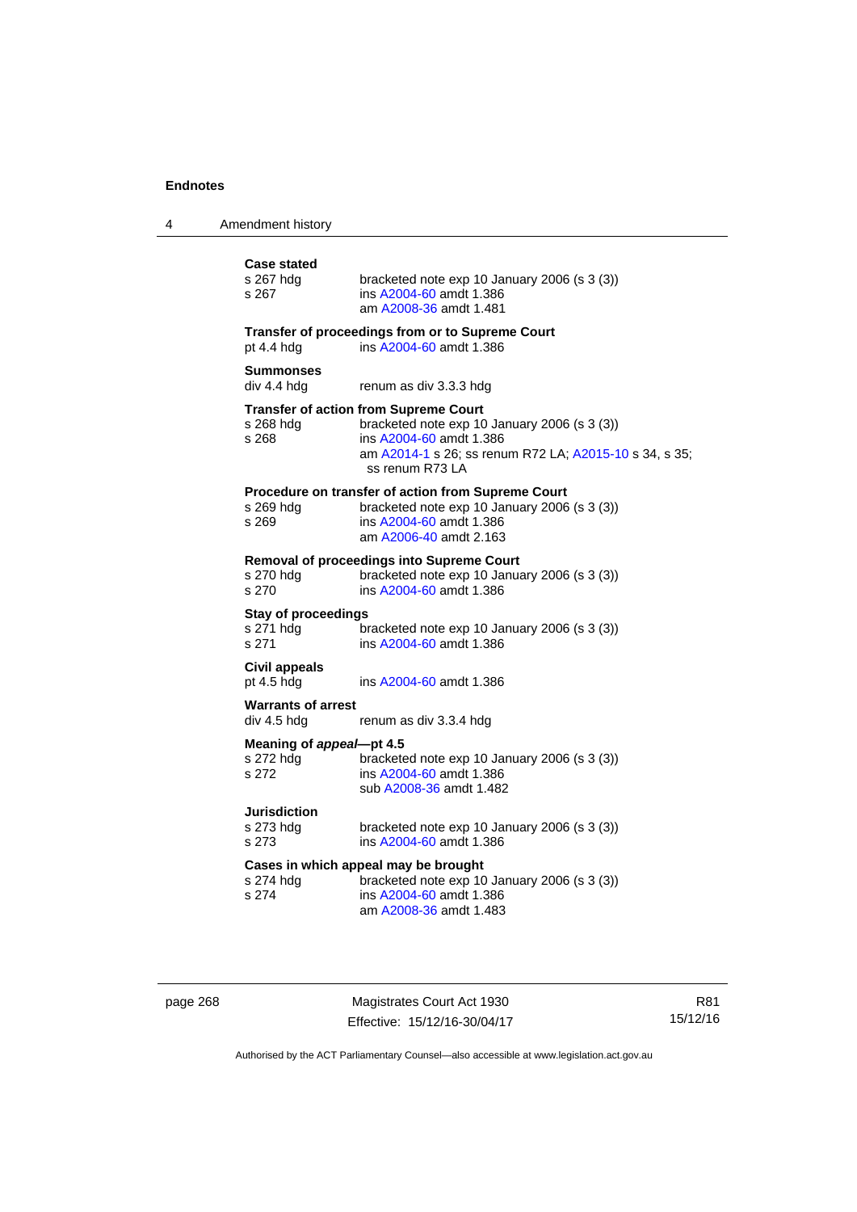**Case stated**
s 267 hdg bracketed note exp 10 January 2006 (s 3 (3))
s 267 ins A2004-60 amdt 1.386
am A2008-36 amdt 1.481

**Transfer of proceedings from or to Supreme Court**
pt 4.4 hdg ins A2004-60 amdt 1.386

**Summonses**
div 4.4 hdg renum as div 3.3.3 hdg

**Transfer of action from Supreme Court**
s 268 hdg bracketed note exp 10 January 2006 (s 3 (3))
s 268 ins A2004-60 amdt 1.386
am A2014-1 s 26; ss renum R72 LA; A2015-10 s 34, s 35; ss renum R73 LA

**Procedure on transfer of action from Supreme Court**
s 269 hdg bracketed note exp 10 January 2006 (s 3 (3))
s 269 ins A2004-60 amdt 1.386
am A2006-40 amdt 2.163

**Removal of proceedings into Supreme Court**
s 270 hdg bracketed note exp 10 January 2006 (s 3 (3))
s 270 ins A2004-60 amdt 1.386

**Stay of proceedings**
s 271 hdg bracketed note exp 10 January 2006 (s 3 (3))
s 271 ins A2004-60 amdt 1.386

**Civil appeals**
pt 4.5 hdg ins A2004-60 amdt 1.386

**Warrants of arrest**
div 4.5 hdg renum as div 3.3.4 hdg

**Meaning of *appeal*—pt 4.5**
s 272 hdg bracketed note exp 10 January 2006 (s 3 (3))
s 272 ins A2004-60 amdt 1.386
sub A2008-36 amdt 1.482

**Jurisdiction**
s 273 hdg bracketed note exp 10 January 2006 (s 3 (3))
s 273 ins A2004-60 amdt 1.386

**Cases in which appeal may be brought**
s 274 hdg bracketed note exp 10 January 2006 (s 3 (3))
s 274 ins A2004-60 amdt 1.386
am A2008-36 amdt 1.483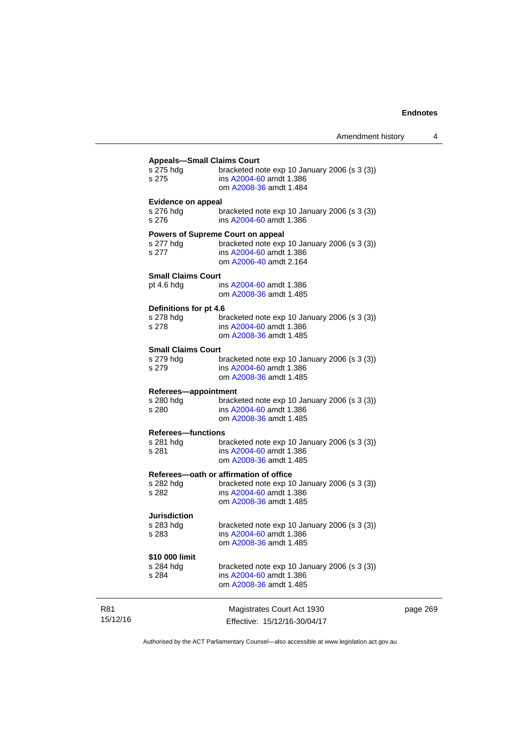**Appeals—Small Claims Court**

s 275 hdg bracketed note exp 10 January 2006 (s 3 (3))
s 275 ins A2004-60 amdt 1.386
om A2008-36 amdt 1.484

**Evidence on appeal**

s 276 hdg bracketed note exp 10 January 2006 (s 3 (3))
s 276 ins A2004-60 amdt 1.386

**Powers of Supreme Court on appeal**

s 277 hdg bracketed note exp 10 January 2006 (s 3 (3))
s 277 ins A2004-60 amdt 1.386
om A2006-40 amdt 2.164

**Small Claims Court**

pt 4.6 hdg ins A2004-60 amdt 1.386
om A2008-36 amdt 1.485

**Definitions for pt 4.6**

s 278 hdg bracketed note exp 10 January 2006 (s 3 (3))
s 278 ins A2004-60 amdt 1.386
om A2008-36 amdt 1.485

**Small Claims Court**

s 279 hdg bracketed note exp 10 January 2006 (s 3 (3))
s 279 ins A2004-60 amdt 1.386
om A2008-36 amdt 1.485

**Referees—appointment**

s 280 hdg bracketed note exp 10 January 2006 (s 3 (3))
s 280 ins A2004-60 amdt 1.386
om A2008-36 amdt 1.485

**Referees—functions**

s 281 hdg bracketed note exp 10 January 2006 (s 3 (3))
s 281 ins A2004-60 amdt 1.386
om A2008-36 amdt 1.485

**Referees—oath or affirmation of office**

s 282 hdg bracketed note exp 10 January 2006 (s 3 (3))
s 282 ins A2004-60 amdt 1.386
om A2008-36 amdt 1.485

**Jurisdiction**

s 283 hdg bracketed note exp 10 January 2006 (s 3 (3))
s 283 ins A2004-60 amdt 1.386
om A2008-36 amdt 1.485

**$10 000 limit**

s 284 hdg bracketed note exp 10 January 2006 (s 3 (3))
s 284 ins A2004-60 amdt 1.386
om A2008-36 amdt 1.485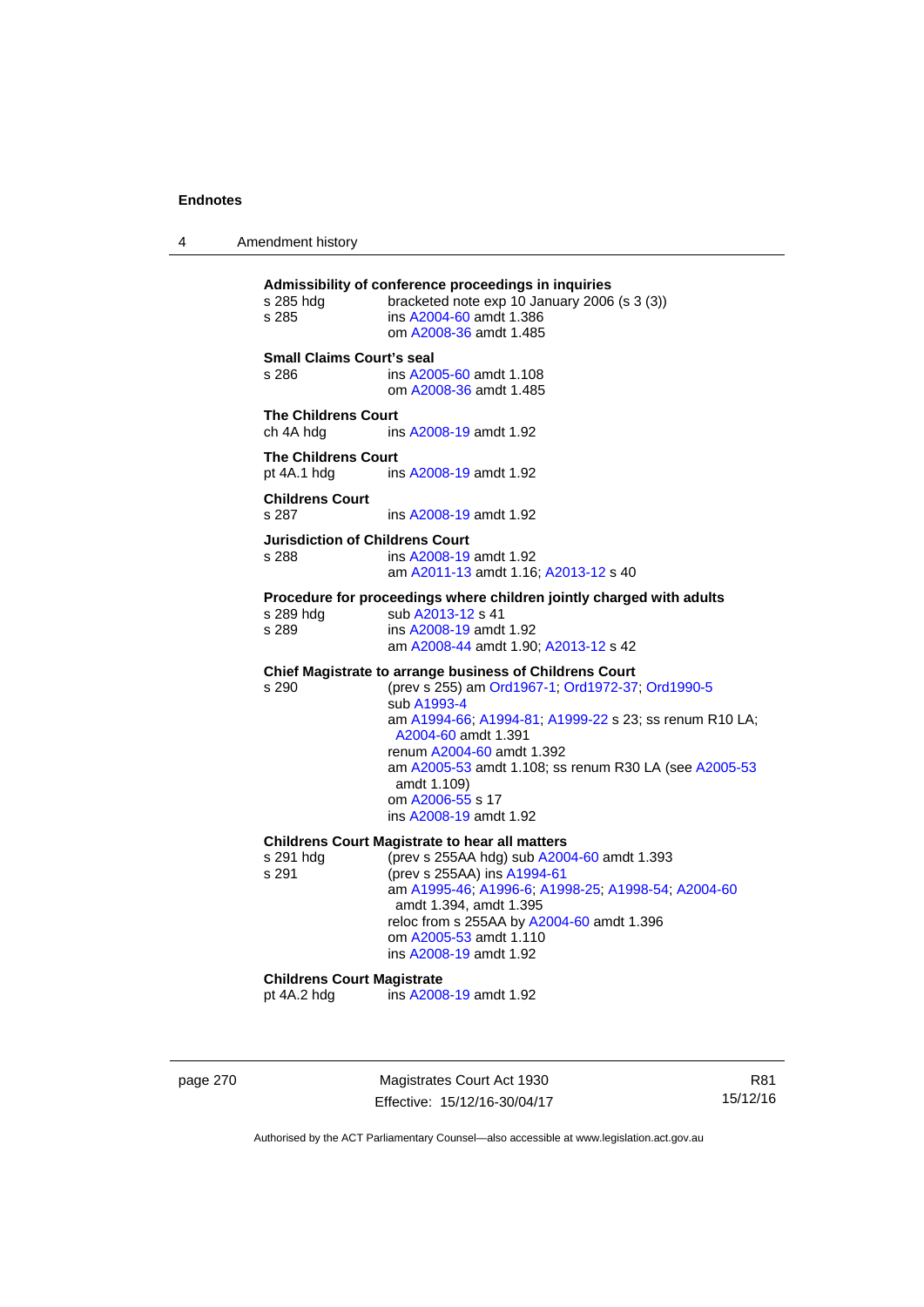**Admissibility of conference proceedings in inquiries**

s 285 hdg bracketed note exp 10 January 2006 (s 3 (3))
s 285 ins A2004-60 amdt 1.386
om A2008-36 amdt 1.485

**Small Claims Court's seal**

s 286 ins A2005-60 amdt 1.108
om A2008-36 amdt 1.485

**The Childrens Court**

ch 4A hdg ins A2008-19 amdt 1.92

**The Childrens Court**

pt 4A.1 hdg ins A2008-19 amdt 1.92

**Childrens Court**

s 287 ins A2008-19 amdt 1.92

**Jurisdiction of Childrens Court**

s 288 ins A2008-19 amdt 1.92
am A2011-13 amdt 1.16; A2013-12 s 40

**Procedure for proceedings where children jointly charged with adults**

s 289 hdg sub A2013-12 s 41
s 289 ins A2008-19 amdt 1.92
am A2008-44 amdt 1.90; A2013-12 s 42

**Chief Magistrate to arrange business of Childrens Court**

s 290 (prev s 255) am Ord1967-1; Ord1972-37; Ord1990-5
sub A1993-4
am A1994-66; A1994-81; A1999-22 s 23; ss renum R10 LA; A2004-60 amdt 1.391
renum A2004-60 amdt 1.392
am A2005-53 amdt 1.108; ss renum R30 LA (see A2005-53 amdt 1.109)
om A2006-55 s 17
ins A2008-19 amdt 1.92

**Childrens Court Magistrate to hear all matters**

s 291 hdg (prev s 255AA hdg) sub A2004-60 amdt 1.393
s 291 (prev s 255AA) ins A1994-61
am A1995-46; A1996-6; A1998-25; A1998-54; A2004-60 amdt 1.394, amdt 1.395
reloc from s 255AA by A2004-60 amdt 1.396
om A2005-53 amdt 1.110
ins A2008-19 amdt 1.92

**Childrens Court Magistrate**

pt 4A.2 hdg ins A2008-19 amdt 1.92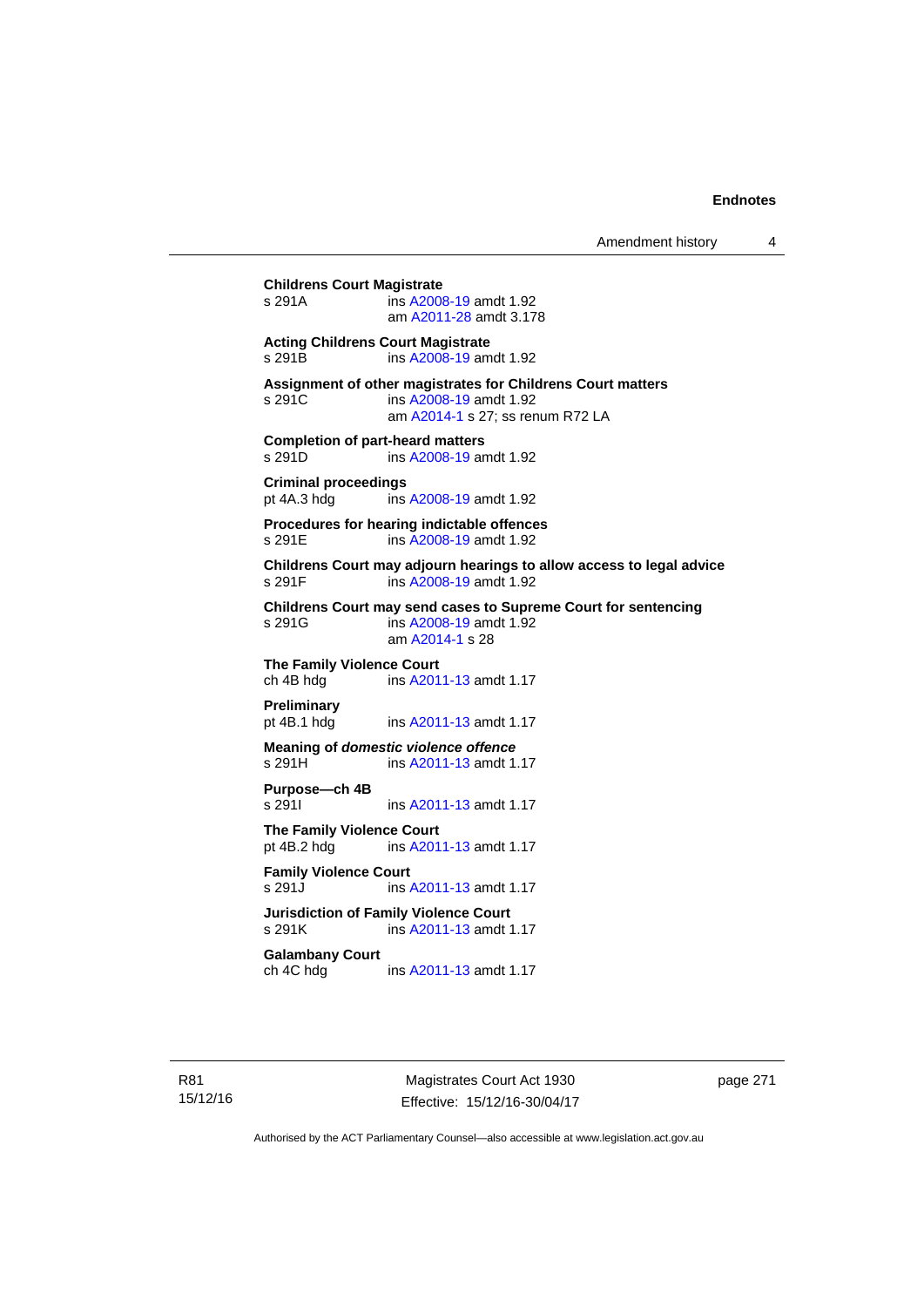**Childrens Court Magistrate**
s 291A ins A2008-19 amdt 1.92
am A2011-28 amdt 3.178

**Acting Childrens Court Magistrate**
s 291B ins A2008-19 amdt 1.92

**Assignment of other magistrates for Childrens Court matters**
s 291C ins A2008-19 amdt 1.92
am A2014-1 s 27; ss renum R72 LA

**Completion of part-heard matters**
s 291D ins A2008-19 amdt 1.92

**Criminal proceedings**
pt 4A.3 hdg ins A2008-19 amdt 1.92

**Procedures for hearing indictable offences**
s 291E ins A2008-19 amdt 1.92

**Childrens Court may adjourn hearings to allow access to legal advice**
s 291F ins A2008-19 amdt 1.92

**Childrens Court may send cases to Supreme Court for sentencing**
s 291G ins A2008-19 amdt 1.92
am A2014-1 s 28

**The Family Violence Court**
ch 4B hdg ins A2011-13 amdt 1.17

**Preliminary**
pt 4B.1 hdg ins A2011-13 amdt 1.17

**Meaning of *domestic violence offence***
s 291H ins A2011-13 amdt 1.17

**Purpose—ch 4B**
s 291I ins A2011-13 amdt 1.17

**The Family Violence Court**
pt 4B.2 hdg ins A2011-13 amdt 1.17

**Family Violence Court**
s 291J ins A2011-13 amdt 1.17

**Jurisdiction of Family Violence Court**
s 291K ins A2011-13 amdt 1.17

**Galambany Court**
ch 4C hdg ins A2011-13 amdt 1.17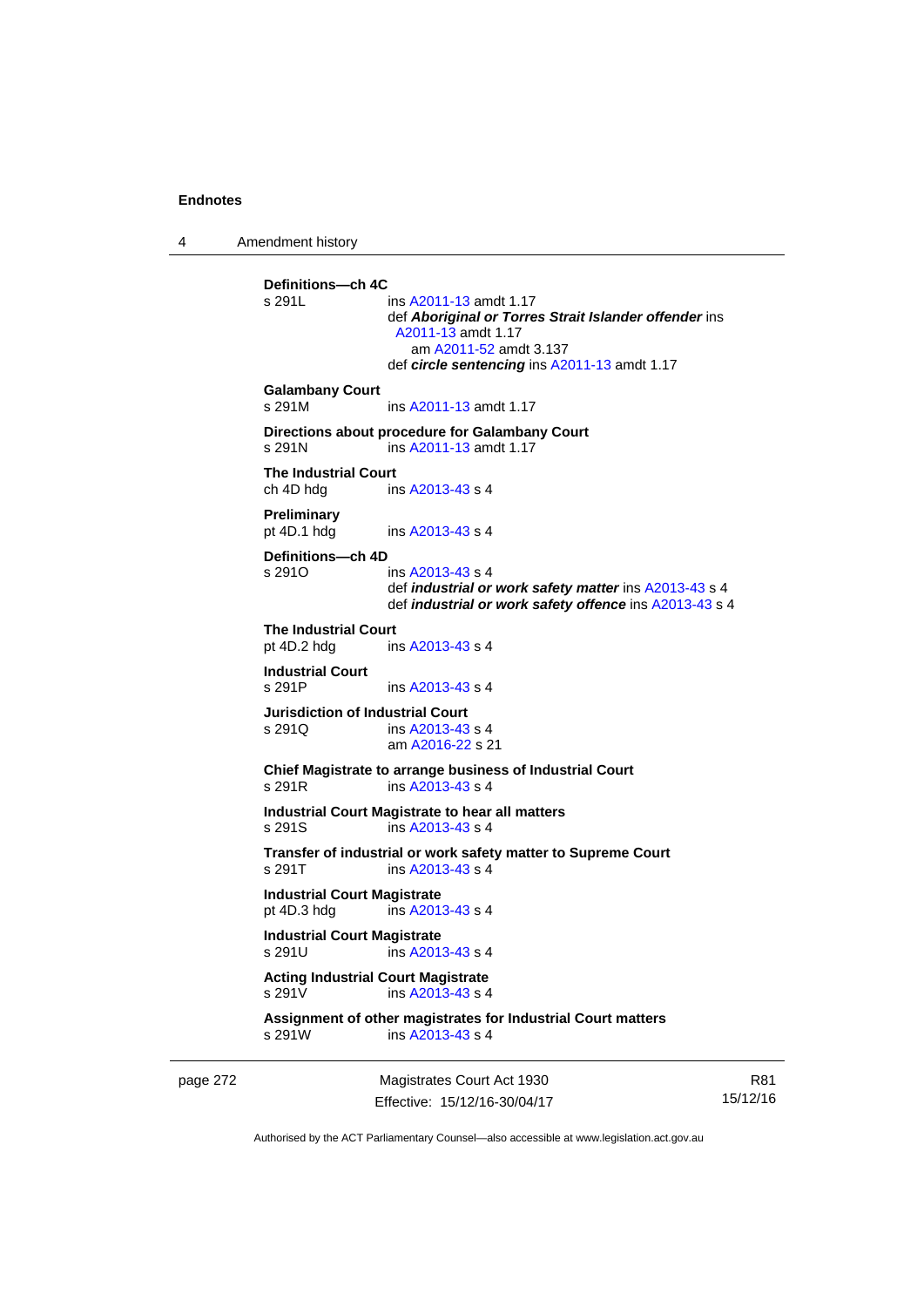**Definitions—ch 4C**

s 291L ins A2011-13 amdt 1.17
def ***Aboriginal or Torres Strait Islander offender*** ins A2011-13 amdt 1.17
am A2011-52 amdt 3.137
def ***circle sentencing*** ins A2011-13 amdt 1.17

**Galambany Court**

s 291M ins A2011-13 amdt 1.17

**Directions about procedure for Galambany Court**

s 291N ins A2011-13 amdt 1.17

**The Industrial Court**

ch 4D hdg ins A2013-43 s 4

**Preliminary**

pt 4D.1 hdg ins A2013-43 s 4

**Definitions—ch 4D**

s 291O ins A2013-43 s 4
def ***industrial or work safety matter*** ins A2013-43 s 4
def ***industrial or work safety offence*** ins A2013-43 s 4

**The Industrial Court**

pt 4D.2 hdg ins A2013-43 s 4

**Industrial Court**

s 291P ins A2013-43 s 4

**Jurisdiction of Industrial Court**

s 291Q ins A2013-43 s 4
am A2016-22 s 21

**Chief Magistrate to arrange business of Industrial Court**

s 291R ins A2013-43 s 4

**Industrial Court Magistrate to hear all matters**

s 291S ins A2013-43 s 4

**Transfer of industrial or work safety matter to Supreme Court**

s 291T ins A2013-43 s 4

**Industrial Court Magistrate**

pt 4D.3 hdg ins A2013-43 s 4

**Industrial Court Magistrate**

s 291U ins A2013-43 s 4

**Acting Industrial Court Magistrate**

s 291V ins A2013-43 s 4

**Assignment of other magistrates for Industrial Court matters**

s 291W ins A2013-43 s 4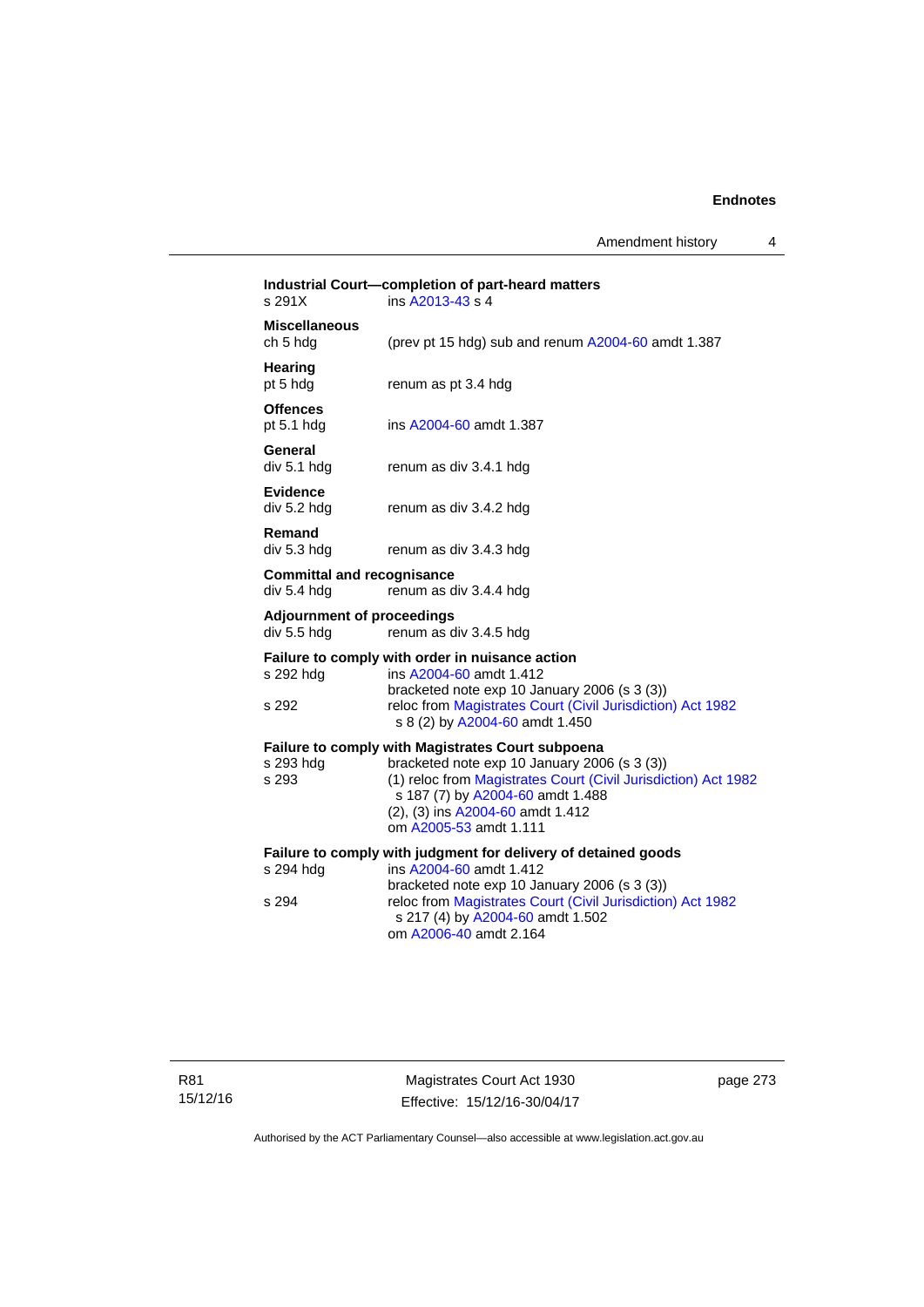**Industrial Court—completion of part-heard matters**

s 291X ins A2013-43 s 4

**Miscellaneous**

ch 5 hdg (prev pt 15 hdg) sub and renum A2004-60 amdt 1.387

**Hearing**

pt 5 hdg renum as pt 3.4 hdg

**Offences**

pt 5.1 hdg ins A2004-60 amdt 1.387

**General**

div 5.1 hdg renum as div 3.4.1 hdg

**Evidence**

div 5.2 hdg renum as div 3.4.2 hdg

**Remand**

div 5.3 hdg renum as div 3.4.3 hdg

**Committal and recognisance**

div 5.4 hdg renum as div 3.4.4 hdg

**Adjournment of proceedings**

div 5.5 hdg renum as div 3.4.5 hdg

**Failure to comply with order in nuisance action**

s 292 hdg ins A2004-60 amdt 1.412
bracketed note exp 10 January 2006 (s 3 (3))

s 292 reloc from Magistrates Court (Civil Jurisdiction) Act 1982 s 8 (2) by A2004-60 amdt 1.450

**Failure to comply with Magistrates Court subpoena**

s 293 hdg bracketed note exp 10 January 2006 (s 3 (3))

s 293 (1) reloc from Magistrates Court (Civil Jurisdiction) Act 1982 s 187 (7) by A2004-60 amdt 1.488
(2), (3) ins A2004-60 amdt 1.412
om A2005-53 amdt 1.111

**Failure to comply with judgment for delivery of detained goods**

s 294 hdg ins A2004-60 amdt 1.412
bracketed note exp 10 January 2006 (s 3 (3))

s 294 reloc from Magistrates Court (Civil Jurisdiction) Act 1982 s 217 (4) by A2004-60 amdt 1.502
om A2006-40 amdt 2.164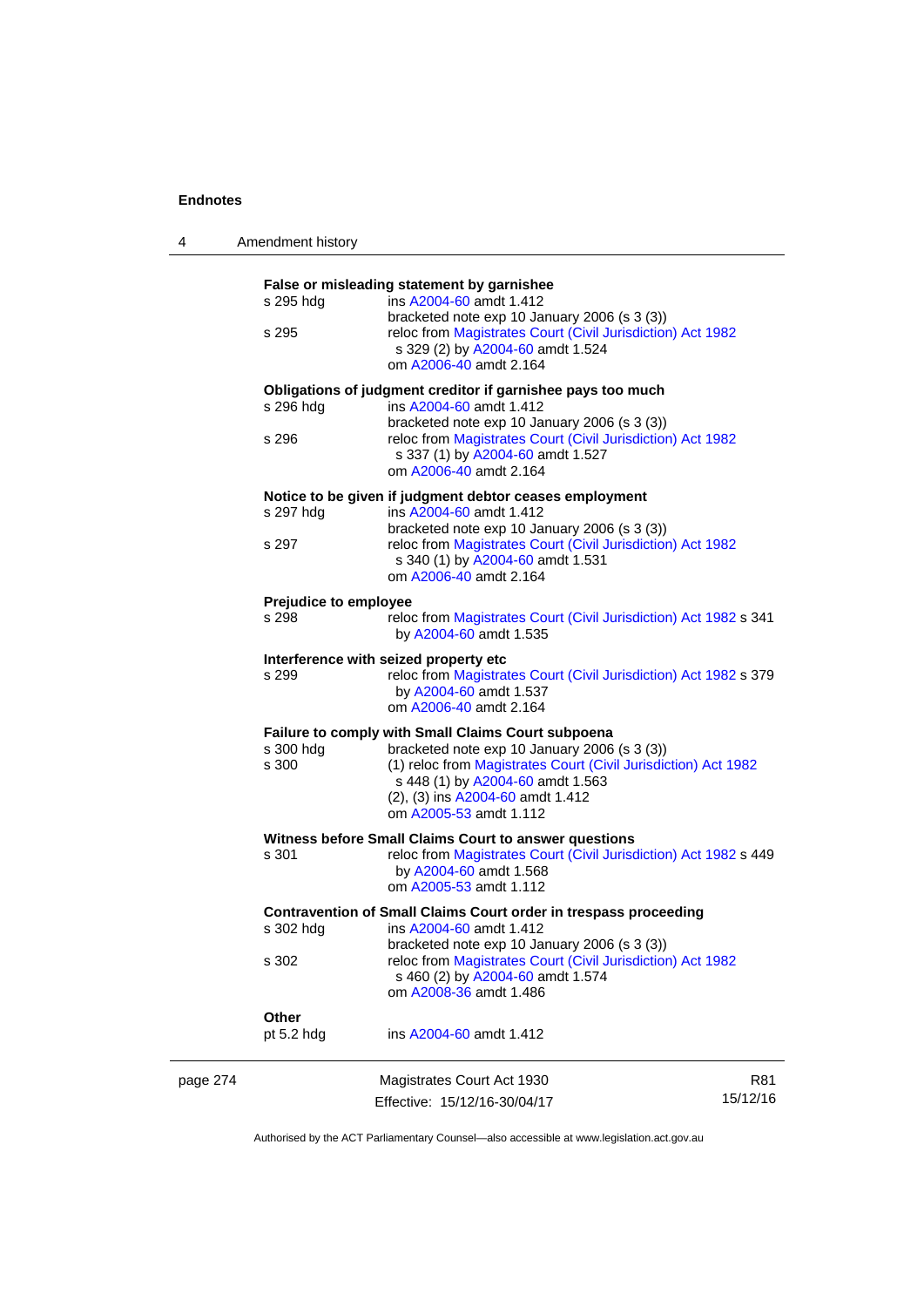**False or misleading statement by garnishee**

s 295 hdg — ins A2004-60 amdt 1.412
bracketed note exp 10 January 2006 (s 3 (3))

s 295 — reloc from Magistrates Court (Civil Jurisdiction) Act 1982 s 329 (2) by A2004-60 amdt 1.524
om A2006-40 amdt 2.164

**Obligations of judgment creditor if garnishee pays too much**

s 296 hdg — ins A2004-60 amdt 1.412
bracketed note exp 10 January 2006 (s 3 (3))

s 296 — reloc from Magistrates Court (Civil Jurisdiction) Act 1982 s 337 (1) by A2004-60 amdt 1.527
om A2006-40 amdt 2.164

**Notice to be given if judgment debtor ceases employment**

s 297 hdg — ins A2004-60 amdt 1.412
bracketed note exp 10 January 2006 (s 3 (3))

s 297 — reloc from Magistrates Court (Civil Jurisdiction) Act 1982 s 340 (1) by A2004-60 amdt 1.531
om A2006-40 amdt 2.164

**Prejudice to employee**

s 298 — reloc from Magistrates Court (Civil Jurisdiction) Act 1982 s 341 by A2004-60 amdt 1.535

**Interference with seized property etc**

s 299 — reloc from Magistrates Court (Civil Jurisdiction) Act 1982 s 379 by A2004-60 amdt 1.537
om A2006-40 amdt 2.164

**Failure to comply with Small Claims Court subpoena**

s 300 hdg — bracketed note exp 10 January 2006 (s 3 (3))

s 300 — (1) reloc from Magistrates Court (Civil Jurisdiction) Act 1982 s 448 (1) by A2004-60 amdt 1.563
(2), (3) ins A2004-60 amdt 1.412
om A2005-53 amdt 1.112

**Witness before Small Claims Court to answer questions**

s 301 — reloc from Magistrates Court (Civil Jurisdiction) Act 1982 s 449 by A2004-60 amdt 1.568
om A2005-53 amdt 1.112

**Contravention of Small Claims Court order in trespass proceeding**

s 302 hdg — ins A2004-60 amdt 1.412
bracketed note exp 10 January 2006 (s 3 (3))

s 302 — reloc from Magistrates Court (Civil Jurisdiction) Act 1982 s 460 (2) by A2004-60 amdt 1.574
om A2008-36 amdt 1.486

**Other**

pt 5.2 hdg — ins A2004-60 amdt 1.412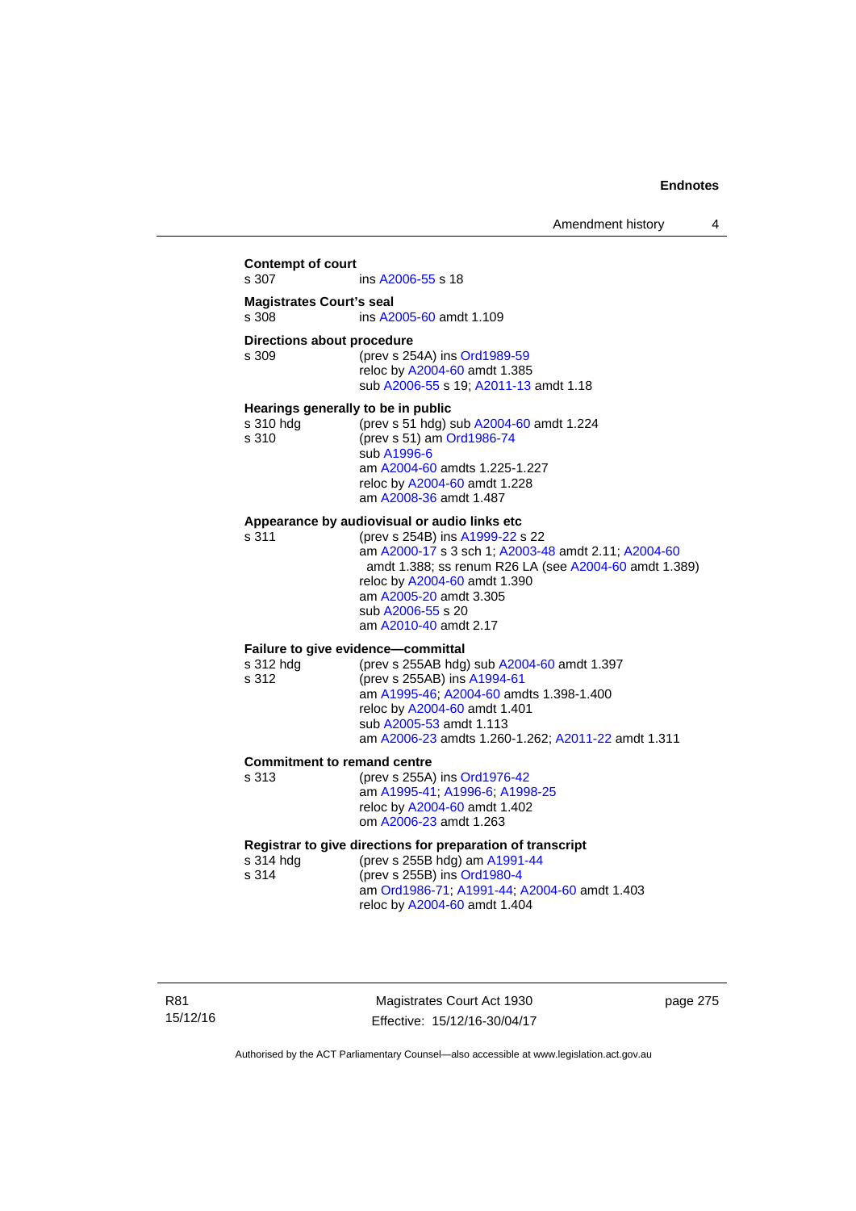**Contempt of court**

s 307 ins A2006-55 s 18

**Magistrates Court's seal**

s 308 ins A2005-60 amdt 1.109

**Directions about procedure**

s 309 (prev s 254A) ins Ord1989-59
reloc by A2004-60 amdt 1.385
sub A2006-55 s 19; A2011-13 amdt 1.18

**Hearings generally to be in public**

s 310 hdg (prev s 51 hdg) sub A2004-60 amdt 1.224

s 310 (prev s 51) am Ord1986-74
sub A1996-6
am A2004-60 amdts 1.225-1.227
reloc by A2004-60 amdt 1.228
am A2008-36 amdt 1.487

**Appearance by audiovisual or audio links etc**

s 311 (prev s 254B) ins A1999-22 s 22
am A2000-17 s 3 sch 1; A2003-48 amdt 2.11; A2004-60 amdt 1.388; ss renum R26 LA (see A2004-60 amdt 1.389)
reloc by A2004-60 amdt 1.390
am A2005-20 amdt 3.305
sub A2006-55 s 20
am A2010-40 amdt 2.17

**Failure to give evidence—committal**

s 312 hdg (prev s 255AB hdg) sub A2004-60 amdt 1.397

s 312 (prev s 255AB) ins A1994-61
am A1995-46; A2004-60 amdts 1.398-1.400
reloc by A2004-60 amdt 1.401
sub A2005-53 amdt 1.113
am A2006-23 amdts 1.260-1.262; A2011-22 amdt 1.311

**Commitment to remand centre**

s 313 (prev s 255A) ins Ord1976-42
am A1995-41; A1996-6; A1998-25
reloc by A2004-60 amdt 1.402
om A2006-23 amdt 1.263

**Registrar to give directions for preparation of transcript**

s 314 hdg (prev s 255B hdg) am A1991-44

s 314 (prev s 255B) ins Ord1980-4
am Ord1986-71; A1991-44; A2004-60 amdt 1.403
reloc by A2004-60 amdt 1.404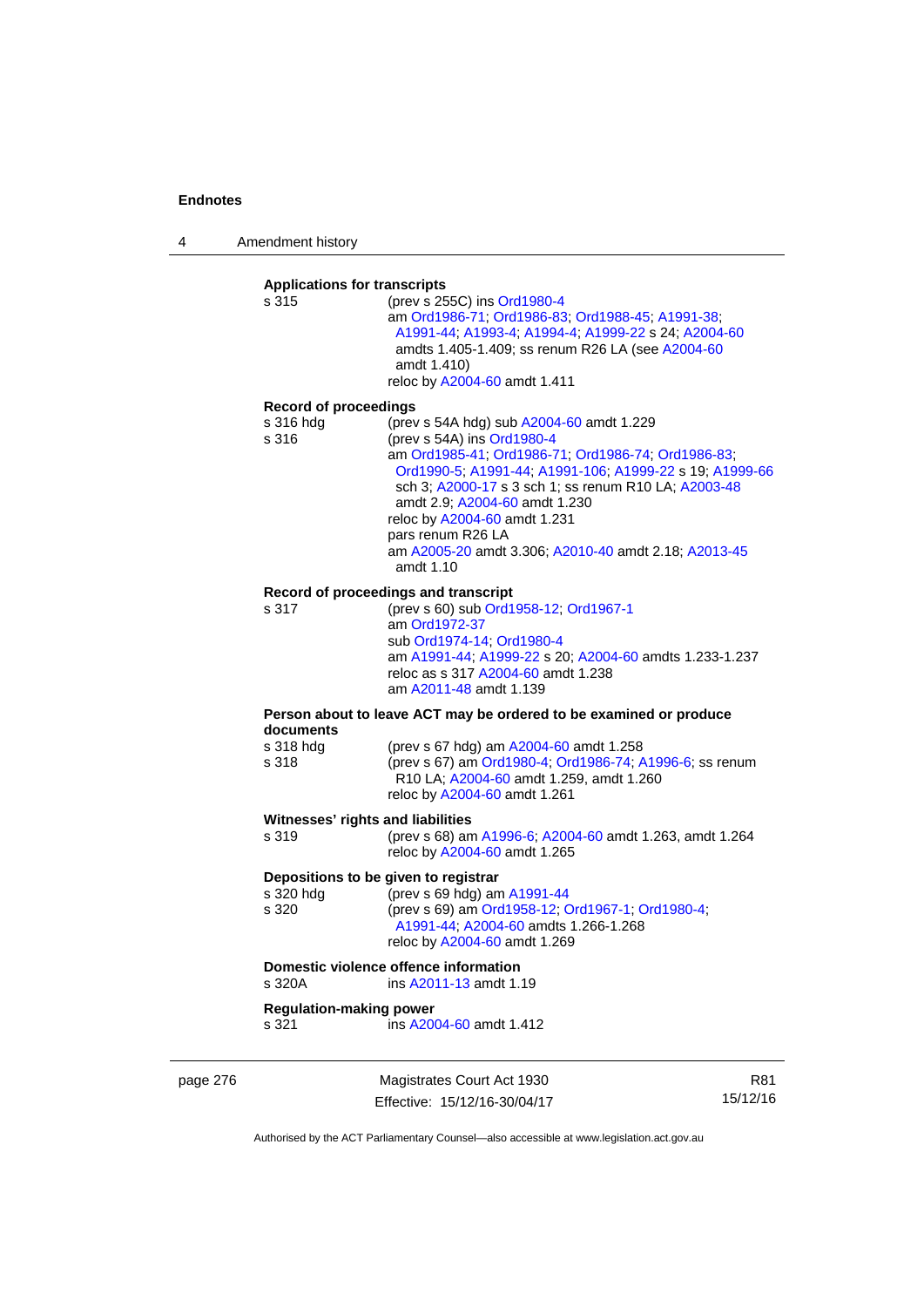**Applications for transcripts**

s 315 (prev s 255C) ins Ord1980-4
am Ord1986-71; Ord1986-83; Ord1988-45; A1991-38; A1991-44; A1993-4; A1994-4; A1999-22 s 24; A2004-60 amdts 1.405-1.409; ss renum R26 LA (see A2004-60 amdt 1.410)
reloc by A2004-60 amdt 1.411

**Record of proceedings**

s 316 hdg (prev s 54A hdg) sub A2004-60 amdt 1.229

s 316 (prev s 54A) ins Ord1980-4
am Ord1985-41; Ord1986-71; Ord1986-74; Ord1986-83; Ord1990-5; A1991-44; A1991-106; A1999-22 s 19; A1999-66 sch 3; A2000-17 s 3 sch 1; ss renum R10 LA; A2003-48 amdt 2.9; A2004-60 amdt 1.230
reloc by A2004-60 amdt 1.231
pars renum R26 LA
am A2005-20 amdt 3.306; A2010-40 amdt 2.18; A2013-45 amdt 1.10

**Record of proceedings and transcript**

s 317 (prev s 60) sub Ord1958-12; Ord1967-1
am Ord1972-37
sub Ord1974-14; Ord1980-4
am A1991-44; A1999-22 s 20; A2004-60 amdts 1.233-1.237
reloc as s 317 A2004-60 amdt 1.238
am A2011-48 amdt 1.139

**Person about to leave ACT may be ordered to be examined or produce documents**

s 318 hdg (prev s 67 hdg) am A2004-60 amdt 1.258

s 318 (prev s 67) am Ord1980-4; Ord1986-74; A1996-6; ss renum R10 LA; A2004-60 amdt 1.259, amdt 1.260
reloc by A2004-60 amdt 1.261

**Witnesses' rights and liabilities**

s 319 (prev s 68) am A1996-6; A2004-60 amdt 1.263, amdt 1.264
reloc by A2004-60 amdt 1.265

**Depositions to be given to registrar**

s 320 hdg (prev s 69 hdg) am A1991-44

s 320 (prev s 69) am Ord1958-12; Ord1967-1; Ord1980-4; A1991-44; A2004-60 amdts 1.266-1.268
reloc by A2004-60 amdt 1.269

**Domestic violence offence information**

s 320A ins A2011-13 amdt 1.19

**Regulation-making power**

s 321 ins A2004-60 amdt 1.412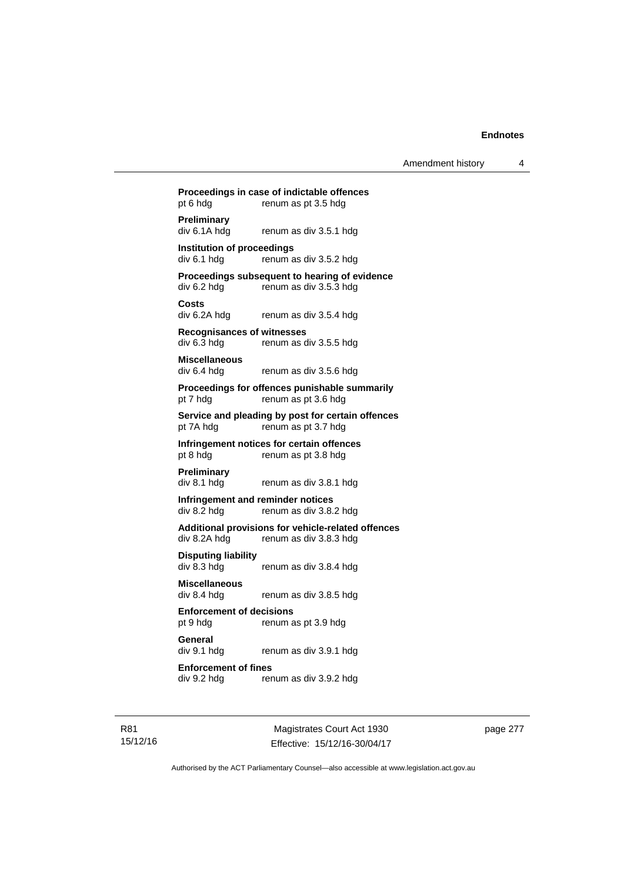**Proceedings in case of indictable offences**
pt 6 hdg renum as pt 3.5 hdg

**Preliminary**
div 6.1A hdg renum as div 3.5.1 hdg

**Institution of proceedings**
div 6.1 hdg renum as div 3.5.2 hdg

**Proceedings subsequent to hearing of evidence**
div 6.2 hdg renum as div 3.5.3 hdg

**Costs**
div 6.2A hdg renum as div 3.5.4 hdg

**Recognisances of witnesses**
div 6.3 hdg renum as div 3.5.5 hdg

**Miscellaneous**
div 6.4 hdg renum as div 3.5.6 hdg

**Proceedings for offences punishable summarily**
pt 7 hdg renum as pt 3.6 hdg

**Service and pleading by post for certain offences**
pt 7A hdg renum as pt 3.7 hdg

**Infringement notices for certain offences**
pt 8 hdg renum as pt 3.8 hdg

**Preliminary**
div 8.1 hdg renum as div 3.8.1 hdg

**Infringement and reminder notices**
div 8.2 hdg renum as div 3.8.2 hdg

**Additional provisions for vehicle-related offences**
div 8.2A hdg renum as div 3.8.3 hdg

**Disputing liability**
div 8.3 hdg renum as div 3.8.4 hdg

**Miscellaneous**
div 8.4 hdg renum as div 3.8.5 hdg

**Enforcement of decisions**
pt 9 hdg renum as pt 3.9 hdg

**General**
div 9.1 hdg renum as div 3.9.1 hdg

**Enforcement of fines**
div 9.2 hdg renum as div 3.9.2 hdg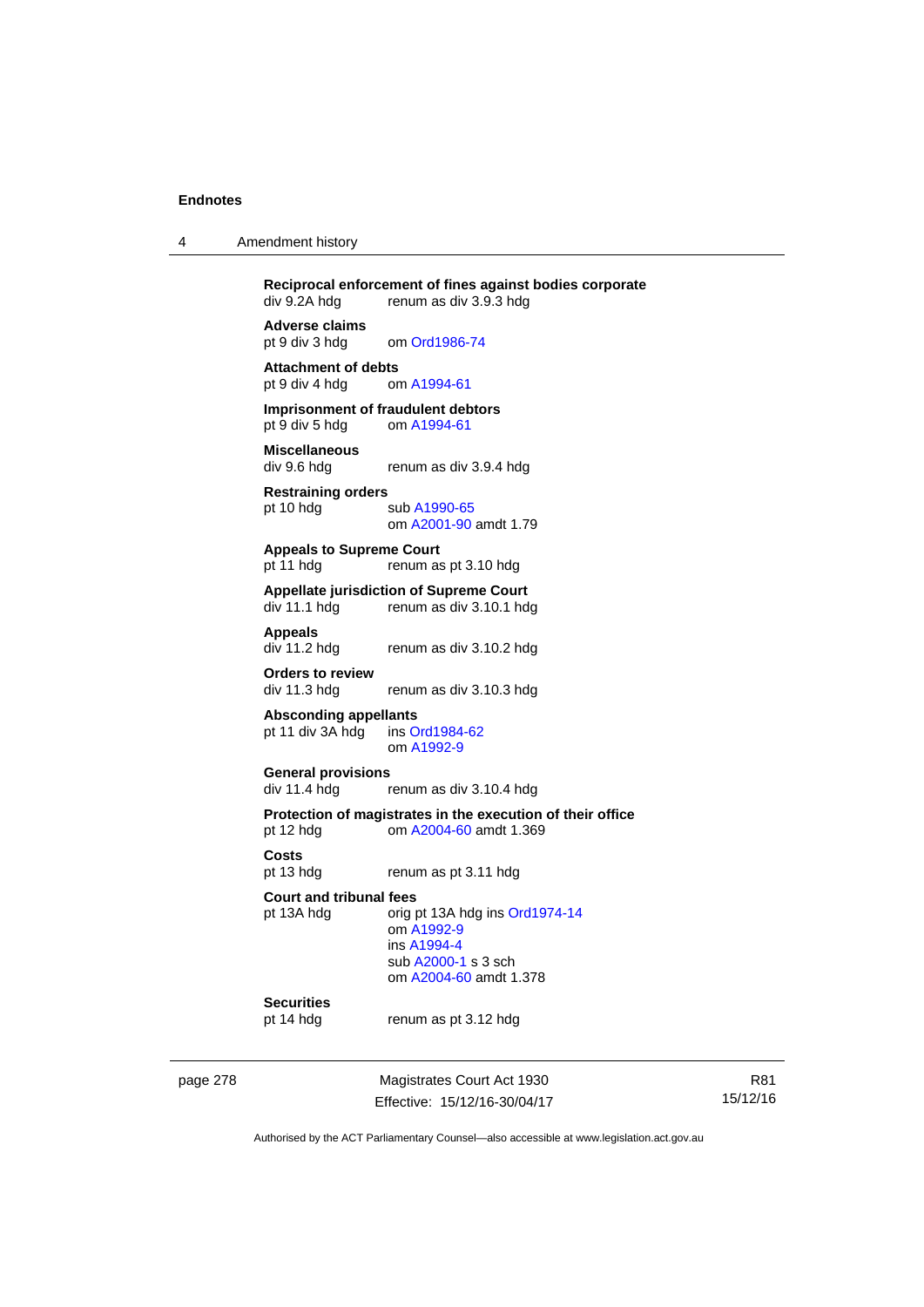**Reciprocal enforcement of fines against bodies corporate**
div 9.2A hdg renum as div 3.9.3 hdg

**Adverse claims**
pt 9 div 3 hdg om Ord1986-74

**Attachment of debts**
pt 9 div 4 hdg om A1994-61

**Imprisonment of fraudulent debtors**
pt 9 div 5 hdg om A1994-61

**Miscellaneous**
div 9.6 hdg renum as div 3.9.4 hdg

**Restraining orders**
pt 10 hdg sub A1990-65
om A2001-90 amdt 1.79

**Appeals to Supreme Court**
pt 11 hdg renum as pt 3.10 hdg

**Appellate jurisdiction of Supreme Court**
div 11.1 hdg renum as div 3.10.1 hdg

**Appeals**
div 11.2 hdg renum as div 3.10.2 hdg

**Orders to review**
div 11.3 hdg renum as div 3.10.3 hdg

**Absconding appellants**
pt 11 div 3A hdg ins Ord1984-62
om A1992-9

**General provisions**
div 11.4 hdg renum as div 3.10.4 hdg

**Protection of magistrates in the execution of their office**
pt 12 hdg om A2004-60 amdt 1.369

**Costs**
pt 13 hdg renum as pt 3.11 hdg

**Court and tribunal fees**
pt 13A hdg orig pt 13A hdg ins Ord1974-14
om A1992-9
ins A1994-4
sub A2000-1 s 3 sch
om A2004-60 amdt 1.378

**Securities**
pt 14 hdg renum as pt 3.12 hdg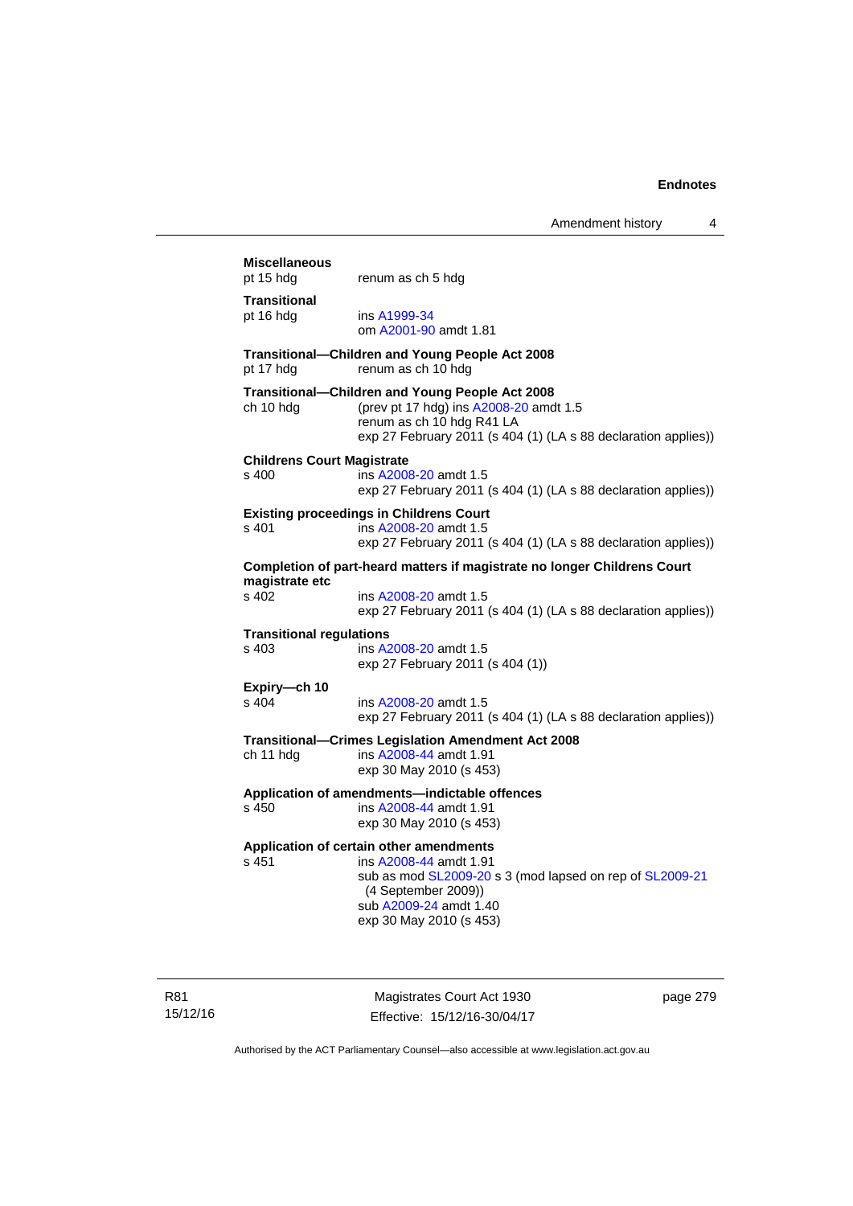**Miscellaneous**
pt 15 hdg renum as ch 5 hdg

**Transitional**
pt 16 hdg ins A1999-34
om A2001-90 amdt 1.81

**Transitional—Children and Young People Act 2008**
pt 17 hdg renum as ch 10 hdg

**Transitional—Children and Young People Act 2008**
ch 10 hdg (prev pt 17 hdg) ins A2008-20 amdt 1.5
renum as ch 10 hdg R41 LA
exp 27 February 2011 (s 404 (1) (LA s 88 declaration applies))

**Childrens Court Magistrate**
s 400 ins A2008-20 amdt 1.5
exp 27 February 2011 (s 404 (1) (LA s 88 declaration applies))

**Existing proceedings in Childrens Court**
s 401 ins A2008-20 amdt 1.5
exp 27 February 2011 (s 404 (1) (LA s 88 declaration applies))

**Completion of part-heard matters if magistrate no longer Childrens Court magistrate etc**
s 402 ins A2008-20 amdt 1.5
exp 27 February 2011 (s 404 (1) (LA s 88 declaration applies))

**Transitional regulations**
s 403 ins A2008-20 amdt 1.5
exp 27 February 2011 (s 404 (1))

**Expiry—ch 10**
s 404 ins A2008-20 amdt 1.5
exp 27 February 2011 (s 404 (1) (LA s 88 declaration applies))

**Transitional—Crimes Legislation Amendment Act 2008**
ch 11 hdg ins A2008-44 amdt 1.91
exp 30 May 2010 (s 453)

**Application of amendments—indictable offences**
s 450 ins A2008-44 amdt 1.91
exp 30 May 2010 (s 453)

**Application of certain other amendments**
s 451 ins A2008-44 amdt 1.91
sub as mod SL2009-20 s 3 (mod lapsed on rep of SL2009-21 (4 September 2009))
sub A2009-24 amdt 1.40
exp 30 May 2010 (s 453)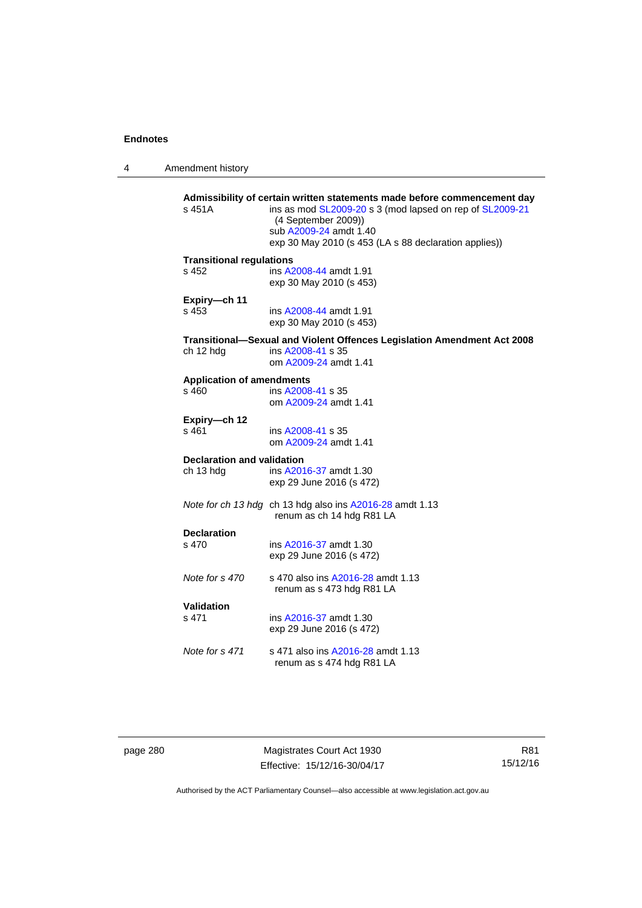**Admissibility of certain written statements made before commencement day**

s 451A — ins as mod SL2009-20 s 3 (mod lapsed on rep of SL2009-21 (4 September 2009))
sub A2009-24 amdt 1.40
exp 30 May 2010 (s 453 (LA s 88 declaration applies))

**Transitional regulations**

s 452 — ins A2008-44 amdt 1.91
exp 30 May 2010 (s 453)

**Expiry—ch 11**

s 453 — ins A2008-44 amdt 1.91
exp 30 May 2010 (s 453)

**Transitional—Sexual and Violent Offences Legislation Amendment Act 2008**

ch 12 hdg — ins A2008-41 s 35
om A2009-24 amdt 1.41

**Application of amendments**

s 460 — ins A2008-41 s 35
om A2009-24 amdt 1.41

**Expiry—ch 12**

s 461 — ins A2008-41 s 35
om A2009-24 amdt 1.41

**Declaration and validation**

ch 13 hdg — ins A2016-37 amdt 1.30
exp 29 June 2016 (s 472)

*Note for ch 13 hdg* — ch 13 hdg also ins A2016-28 amdt 1.13
renum as ch 14 hdg R81 LA

**Declaration**

s 470 — ins A2016-37 amdt 1.30
exp 29 June 2016 (s 472)

*Note for s 470* — s 470 also ins A2016-28 amdt 1.13
renum as s 473 hdg R81 LA

**Validation**

s 471 — ins A2016-37 amdt 1.30
exp 29 June 2016 (s 472)

*Note for s 471* — s 471 also ins A2016-28 amdt 1.13
renum as s 474 hdg R81 LA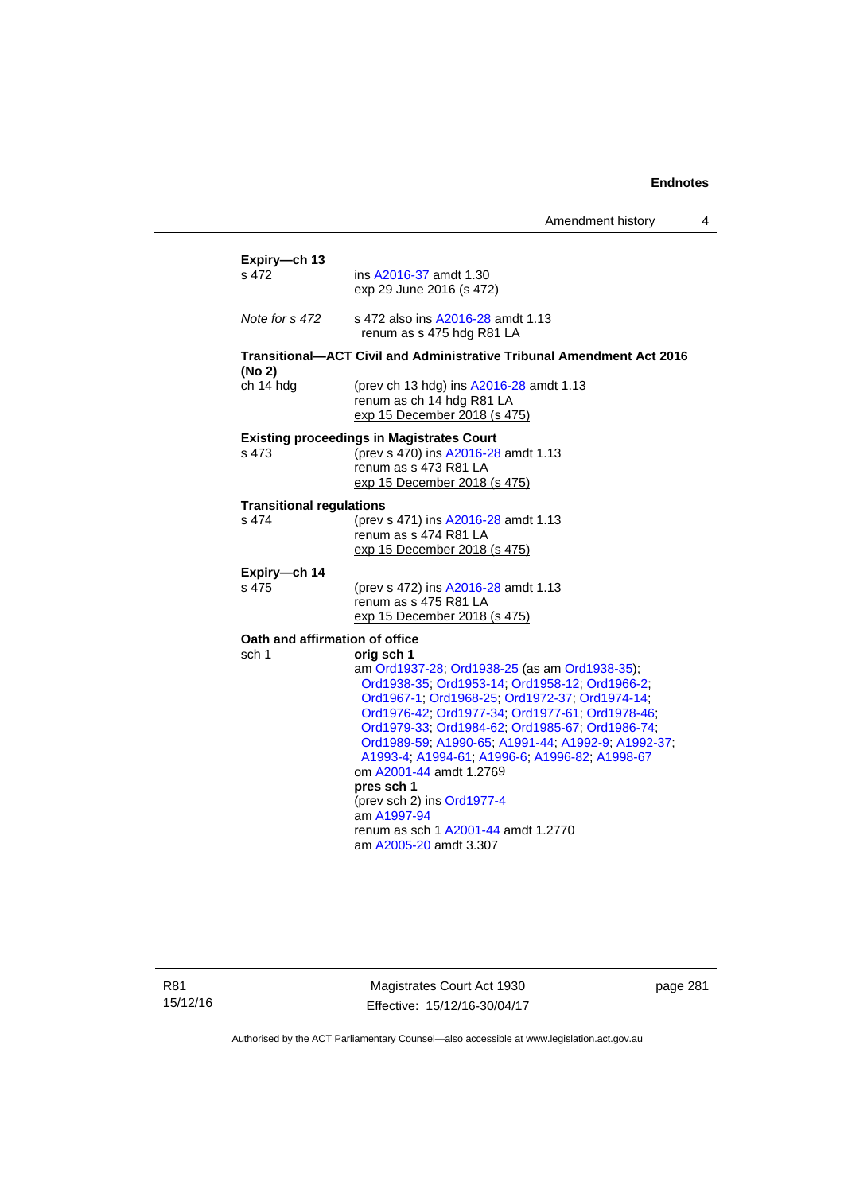**Expiry—ch 13**

s 472 ins A2016-37 amdt 1.30
exp 29 June 2016 (s 472)

*Note for s 472* s 472 also ins A2016-28 amdt 1.13
renum as s 475 hdg R81 LA

**Transitional—ACT Civil and Administrative Tribunal Amendment Act 2016 (No 2)**

ch 14 hdg (prev ch 13 hdg) ins A2016-28 amdt 1.13
renum as ch 14 hdg R81 LA
exp 15 December 2018 (s 475)

**Existing proceedings in Magistrates Court**

s 473 (prev s 470) ins A2016-28 amdt 1.13
renum as s 473 R81 LA
exp 15 December 2018 (s 475)

**Transitional regulations**

s 474 (prev s 471) ins A2016-28 amdt 1.13
renum as s 474 R81 LA
exp 15 December 2018 (s 475)

**Expiry—ch 14**

s 475 (prev s 472) ins A2016-28 amdt 1.13
renum as s 475 R81 LA
exp 15 December 2018 (s 475)

**Oath and affirmation of office**

sch 1 **orig sch 1**
am Ord1937-28; Ord1938-25 (as am Ord1938-35); Ord1938-35; Ord1953-14; Ord1958-12; Ord1966-2; Ord1967-1; Ord1968-25; Ord1972-37; Ord1974-14; Ord1976-42; Ord1977-34; Ord1977-61; Ord1978-46; Ord1979-33; Ord1984-62; Ord1985-67; Ord1986-74; Ord1989-59; A1990-65; A1991-44; A1992-9; A1992-37; A1993-4; A1994-61; A1996-6; A1996-82; A1998-67
om A2001-44 amdt 1.2769
**pres sch 1**
(prev sch 2) ins Ord1977-4
am A1997-94
renum as sch 1 A2001-44 amdt 1.2770
am A2005-20 amdt 3.307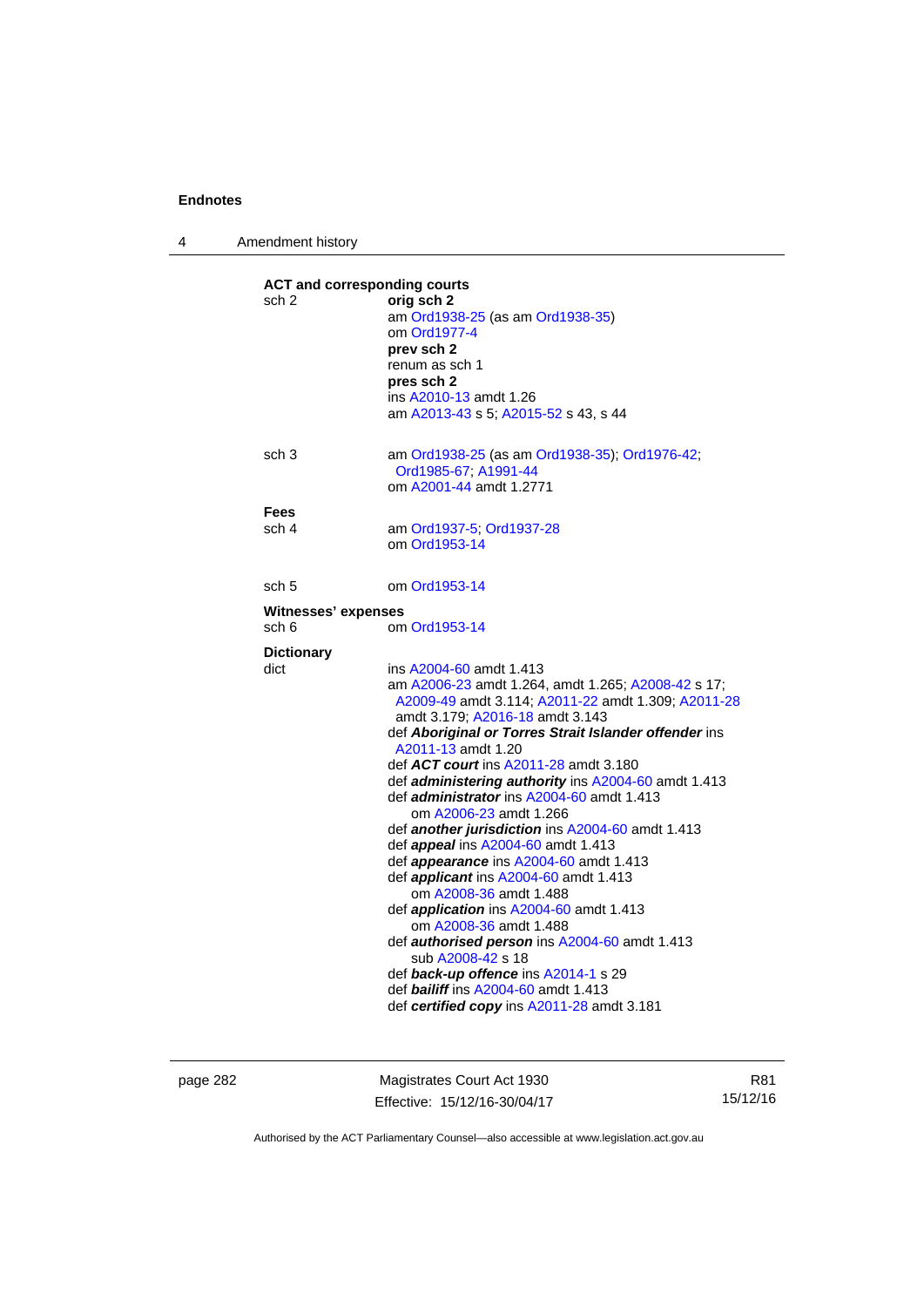**ACT and corresponding courts**

sch 2 — **orig sch 2**
am Ord1938-25 (as am Ord1938-35)
om Ord1977-4
**prev sch 2**
renum as sch 1
**pres sch 2**
ins A2010-13 amdt 1.26
am A2013-43 s 5; A2015-52 s 43, s 44

sch 3 — am Ord1938-25 (as am Ord1938-35); Ord1976-42; Ord1985-67; A1991-44
om A2001-44 amdt 1.2771

**Fees**

sch 4 — am Ord1937-5; Ord1937-28
om Ord1953-14

sch 5 — om Ord1953-14

**Witnesses' expenses**

sch 6 — om Ord1953-14

**Dictionary**

dict — ins A2004-60 amdt 1.413
am A2006-23 amdt 1.264, amdt 1.265; A2008-42 s 17; A2009-49 amdt 3.114; A2011-22 amdt 1.309; A2011-28 amdt 3.179; A2016-18 amdt 3.143
def ***Aboriginal or Torres Strait Islander offender*** ins A2011-13 amdt 1.20
def ***ACT court*** ins A2011-28 amdt 3.180
def ***administering authority*** ins A2004-60 amdt 1.413
def ***administrator*** ins A2004-60 amdt 1.413
om A2006-23 amdt 1.266
def ***another jurisdiction*** ins A2004-60 amdt 1.413
def ***appeal*** ins A2004-60 amdt 1.413
def ***appearance*** ins A2004-60 amdt 1.413
def ***applicant*** ins A2004-60 amdt 1.413
om A2008-36 amdt 1.488
def ***application*** ins A2004-60 amdt 1.413
om A2008-36 amdt 1.488
def ***authorised person*** ins A2004-60 amdt 1.413
sub A2008-42 s 18
def ***back-up offence*** ins A2014-1 s 29
def ***bailiff*** ins A2004-60 amdt 1.413
def ***certified copy*** ins A2011-28 amdt 3.181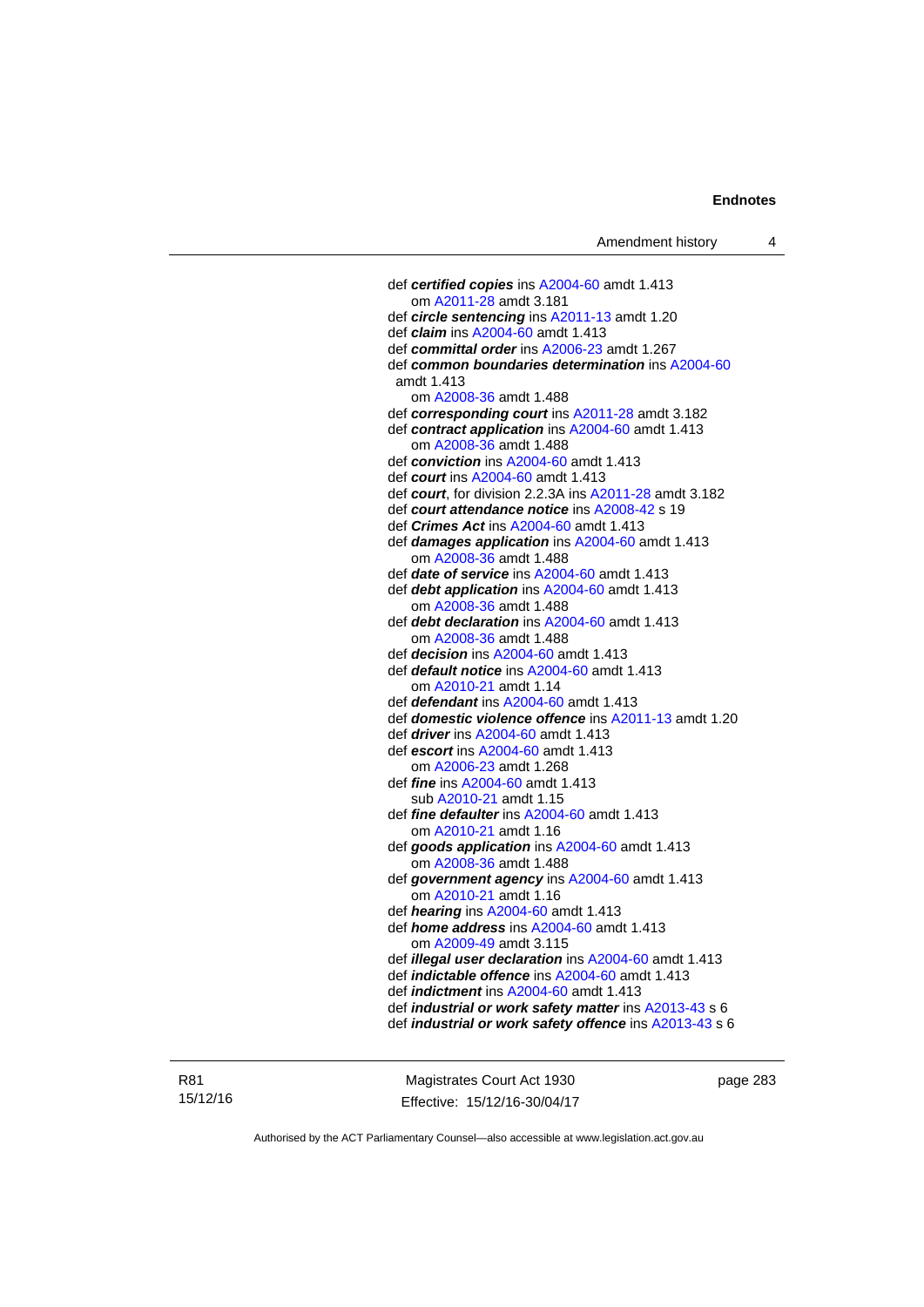def ***certified copies*** ins A2004-60 amdt 1.413
om A2011-28 amdt 3.181
def ***circle sentencing*** ins A2011-13 amdt 1.20
def ***claim*** ins A2004-60 amdt 1.413
def ***committal order*** ins A2006-23 amdt 1.267
def ***common boundaries determination*** ins A2004-60 amdt 1.413
om A2008-36 amdt 1.488
def ***corresponding court*** ins A2011-28 amdt 3.182
def ***contract application*** ins A2004-60 amdt 1.413
om A2008-36 amdt 1.488
def ***conviction*** ins A2004-60 amdt 1.413
def ***court*** ins A2004-60 amdt 1.413
def ***court***, for division 2.2.3A ins A2011-28 amdt 3.182
def ***court attendance notice*** ins A2008-42 s 19
def ***Crimes Act*** ins A2004-60 amdt 1.413
def ***damages application*** ins A2004-60 amdt 1.413
om A2008-36 amdt 1.488
def ***date of service*** ins A2004-60 amdt 1.413
def ***debt application*** ins A2004-60 amdt 1.413
om A2008-36 amdt 1.488
def ***debt declaration*** ins A2004-60 amdt 1.413
om A2008-36 amdt 1.488
def ***decision*** ins A2004-60 amdt 1.413
def ***default notice*** ins A2004-60 amdt 1.413
om A2010-21 amdt 1.14
def ***defendant*** ins A2004-60 amdt 1.413
def ***domestic violence offence*** ins A2011-13 amdt 1.20
def ***driver*** ins A2004-60 amdt 1.413
def ***escort*** ins A2004-60 amdt 1.413
om A2006-23 amdt 1.268
def ***fine*** ins A2004-60 amdt 1.413
sub A2010-21 amdt 1.15
def ***fine defaulter*** ins A2004-60 amdt 1.413
om A2010-21 amdt 1.16
def ***goods application*** ins A2004-60 amdt 1.413
om A2008-36 amdt 1.488
def ***government agency*** ins A2004-60 amdt 1.413
om A2010-21 amdt 1.16
def ***hearing*** ins A2004-60 amdt 1.413
def ***home address*** ins A2004-60 amdt 1.413
om A2009-49 amdt 3.115
def ***illegal user declaration*** ins A2004-60 amdt 1.413
def ***indictable offence*** ins A2004-60 amdt 1.413
def ***indictment*** ins A2004-60 amdt 1.413
def ***industrial or work safety matter*** ins A2013-43 s 6
def ***industrial or work safety offence*** ins A2013-43 s 6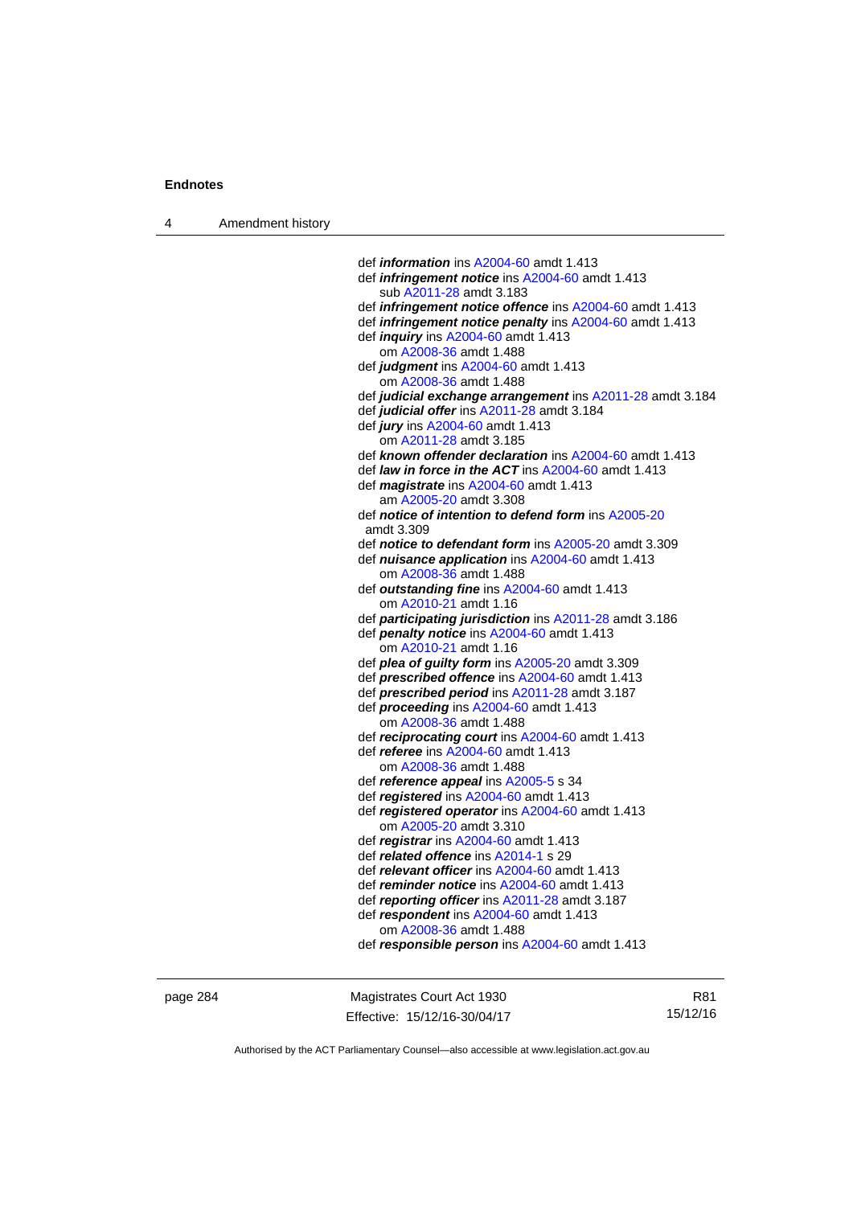def ***information*** ins A2004-60 amdt 1.413
def ***infringement notice*** ins A2004-60 amdt 1.413
  sub A2011-28 amdt 3.183
def ***infringement notice offence*** ins A2004-60 amdt 1.413
def ***infringement notice penalty*** ins A2004-60 amdt 1.413
def ***inquiry*** ins A2004-60 amdt 1.413
  om A2008-36 amdt 1.488
def ***judgment*** ins A2004-60 amdt 1.413
  om A2008-36 amdt 1.488
def ***judicial exchange arrangement*** ins A2011-28 amdt 3.184
def ***judicial offer*** ins A2011-28 amdt 3.184
def ***jury*** ins A2004-60 amdt 1.413
  om A2011-28 amdt 3.185
def ***known offender declaration*** ins A2004-60 amdt 1.413
def ***law in force in the ACT*** ins A2004-60 amdt 1.413
def ***magistrate*** ins A2004-60 amdt 1.413
  am A2005-20 amdt 3.308
def ***notice of intention to defend form*** ins A2005-20 amdt 3.309
def ***notice to defendant form*** ins A2005-20 amdt 3.309
def ***nuisance application*** ins A2004-60 amdt 1.413
  om A2008-36 amdt 1.488
def ***outstanding fine*** ins A2004-60 amdt 1.413
  om A2010-21 amdt 1.16
def ***participating jurisdiction*** ins A2011-28 amdt 3.186
def ***penalty notice*** ins A2004-60 amdt 1.413
  om A2010-21 amdt 1.16
def ***plea of guilty form*** ins A2005-20 amdt 3.309
def ***prescribed offence*** ins A2004-60 amdt 1.413
def ***prescribed period*** ins A2011-28 amdt 3.187
def ***proceeding*** ins A2004-60 amdt 1.413
  om A2008-36 amdt 1.488
def ***reciprocating court*** ins A2004-60 amdt 1.413
def ***referee*** ins A2004-60 amdt 1.413
  om A2008-36 amdt 1.488
def ***reference appeal*** ins A2005-5 s 34
def ***registered*** ins A2004-60 amdt 1.413
def ***registered operator*** ins A2004-60 amdt 1.413
  om A2005-20 amdt 3.310
def ***registrar*** ins A2004-60 amdt 1.413
def ***related offence*** ins A2014-1 s 29
def ***relevant officer*** ins A2004-60 amdt 1.413
def ***reminder notice*** ins A2004-60 amdt 1.413
def ***reporting officer*** ins A2011-28 amdt 3.187
def ***respondent*** ins A2004-60 amdt 1.413
  om A2008-36 amdt 1.488
def ***responsible person*** ins A2004-60 amdt 1.413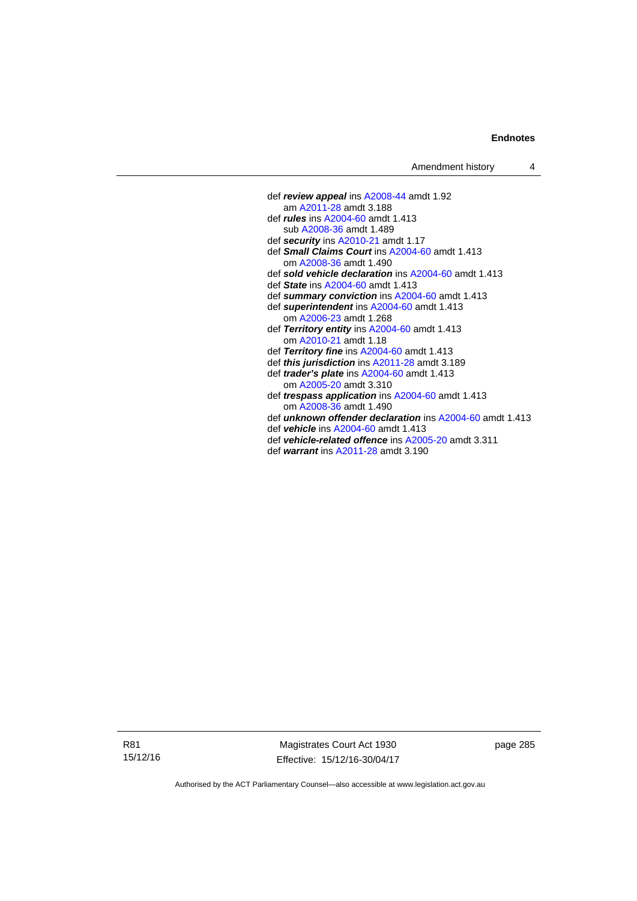def ***review appeal*** ins A2008-44 amdt 1.92
  am A2011-28 amdt 3.188
def ***rules*** ins A2004-60 amdt 1.413
  sub A2008-36 amdt 1.489
def ***security*** ins A2010-21 amdt 1.17
def ***Small Claims Court*** ins A2004-60 amdt 1.413
  om A2008-36 amdt 1.490
def ***sold vehicle declaration*** ins A2004-60 amdt 1.413
def ***State*** ins A2004-60 amdt 1.413
def ***summary conviction*** ins A2004-60 amdt 1.413
def ***superintendent*** ins A2004-60 amdt 1.413
  om A2006-23 amdt 1.268
def ***Territory entity*** ins A2004-60 amdt 1.413
  om A2010-21 amdt 1.18
def ***Territory fine*** ins A2004-60 amdt 1.413
def ***this jurisdiction*** ins A2011-28 amdt 3.189
def ***trader's plate*** ins A2004-60 amdt 1.413
  om A2005-20 amdt 3.310
def ***trespass application*** ins A2004-60 amdt 1.413
  om A2008-36 amdt 1.490
def ***unknown offender declaration*** ins A2004-60 amdt 1.413
def ***vehicle*** ins A2004-60 amdt 1.413
def ***vehicle-related offence*** ins A2005-20 amdt 3.311
def ***warrant*** ins A2011-28 amdt 3.190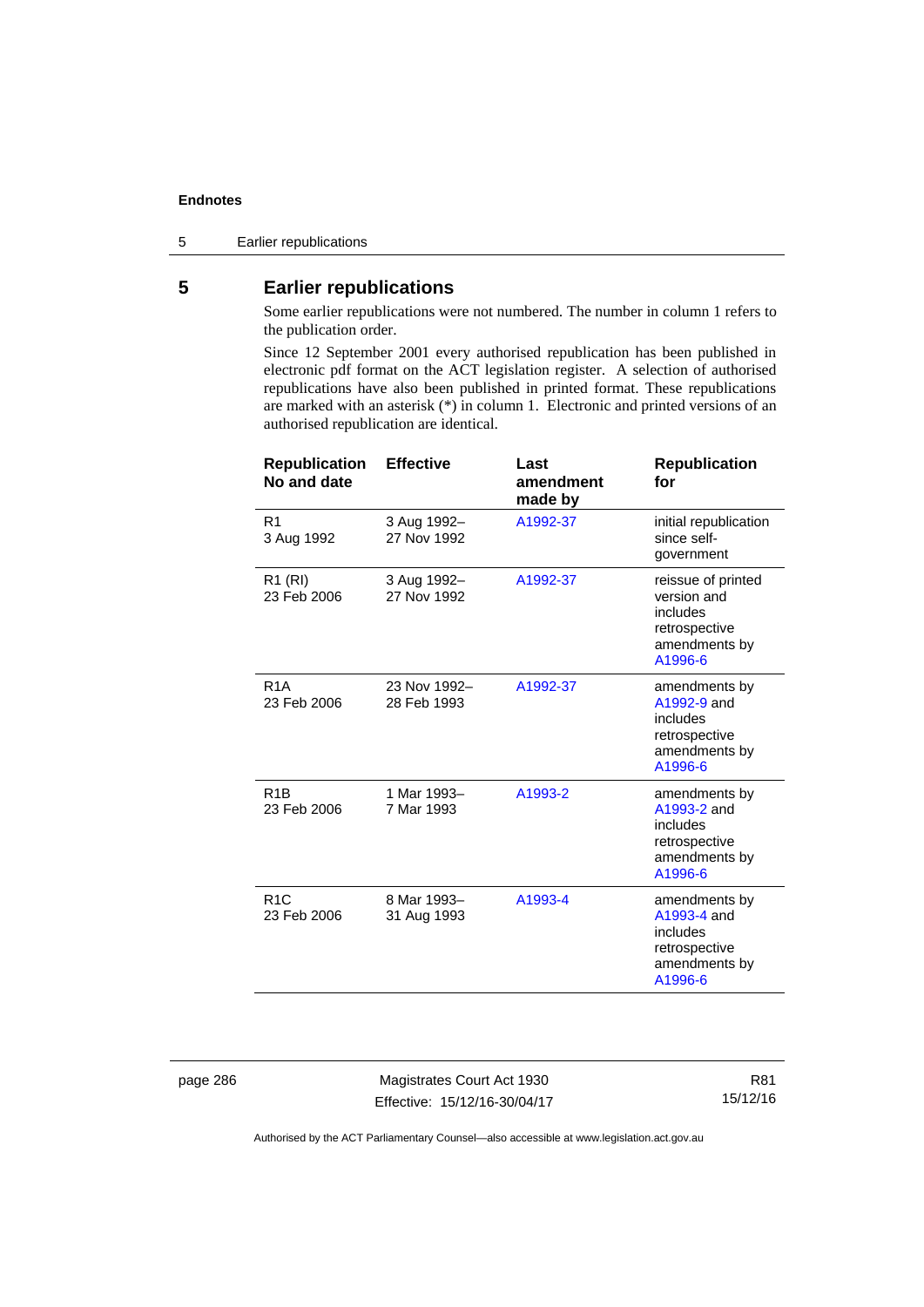## 5 Earlier republications

Some earlier republications were not numbered. The number in column 1 refers to the publication order.

Since 12 September 2001 every authorised republication has been published in electronic pdf format on the ACT legislation register. A selection of authorised republications have also been published in printed format. These republications are marked with an asterisk (*) in column 1. Electronic and printed versions of an authorised republication are identical.

| Republication No and date | Effective | Last amendment made by | Republication for |
|---|---|---|---|
| R1<br>3 Aug 1992 | 3 Aug 1992–<br>27 Nov 1992 | A1992-37 | initial republication since self-government |
| R1 (RI)<br>23 Feb 2006 | 3 Aug 1992–<br>27 Nov 1992 | A1992-37 | reissue of printed version and includes retrospective amendments by A1996-6 |
| R1A<br>23 Feb 2006 | 23 Nov 1992–<br>28 Feb 1993 | A1992-37 | amendments by A1992-9 and includes retrospective amendments by A1996-6 |
| R1B<br>23 Feb 2006 | 1 Mar 1993–<br>7 Mar 1993 | A1993-2 | amendments by A1993-2 and includes retrospective amendments by A1996-6 |
| R1C<br>23 Feb 2006 | 8 Mar 1993–<br>31 Aug 1993 | A1993-4 | amendments by A1993-4 and includes retrospective amendments by A1996-6 |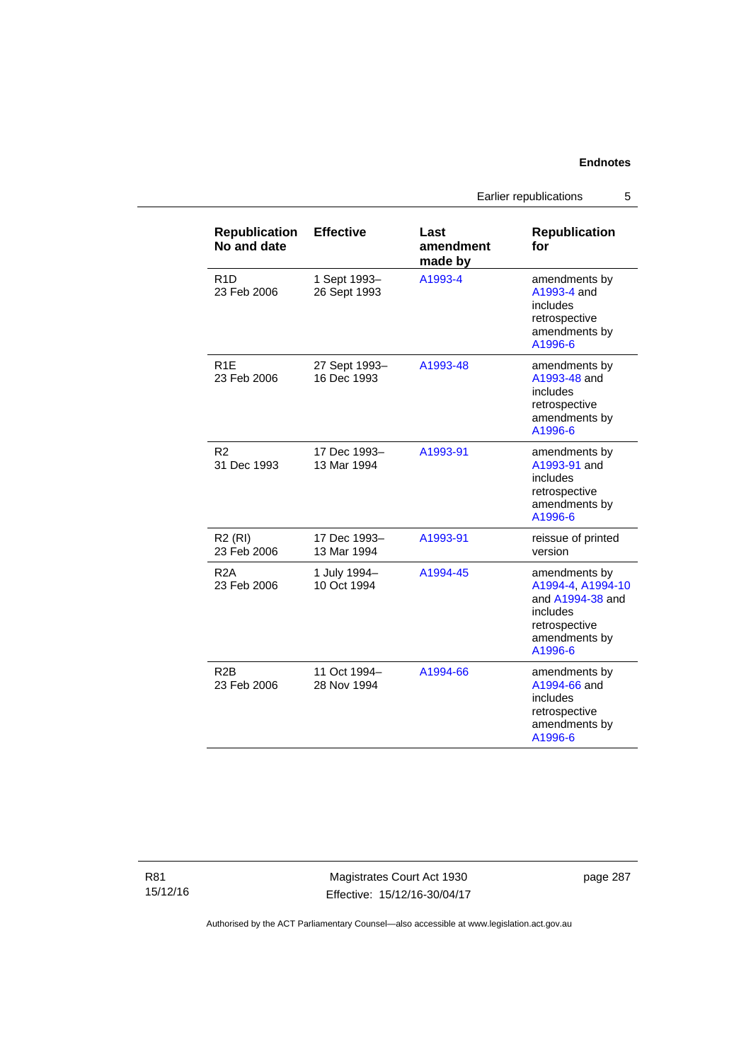| Republication No and date | Effective | Last amendment made by | Republication for |
|---|---|---|---|
| R1D 23 Feb 2006 | 1 Sept 1993– 26 Sept 1993 | A1993-4 | amendments by A1993-4 and includes retrospective amendments by A1996-6 |
| R1E 23 Feb 2006 | 27 Sept 1993– 16 Dec 1993 | A1993-48 | amendments by A1993-48 and includes retrospective amendments by A1996-6 |
| R2 31 Dec 1993 | 17 Dec 1993– 13 Mar 1994 | A1993-91 | amendments by A1993-91 and includes retrospective amendments by A1996-6 |
| R2 (RI) 23 Feb 2006 | 17 Dec 1993– 13 Mar 1994 | A1993-91 | reissue of printed version |
| R2A 23 Feb 2006 | 1 July 1994– 10 Oct 1994 | A1994-45 | amendments by A1994-4, A1994-10 and A1994-38 and includes retrospective amendments by A1996-6 |
| R2B 23 Feb 2006 | 11 Oct 1994– 28 Nov 1994 | A1994-66 | amendments by A1994-66 and includes retrospective amendments by A1996-6 |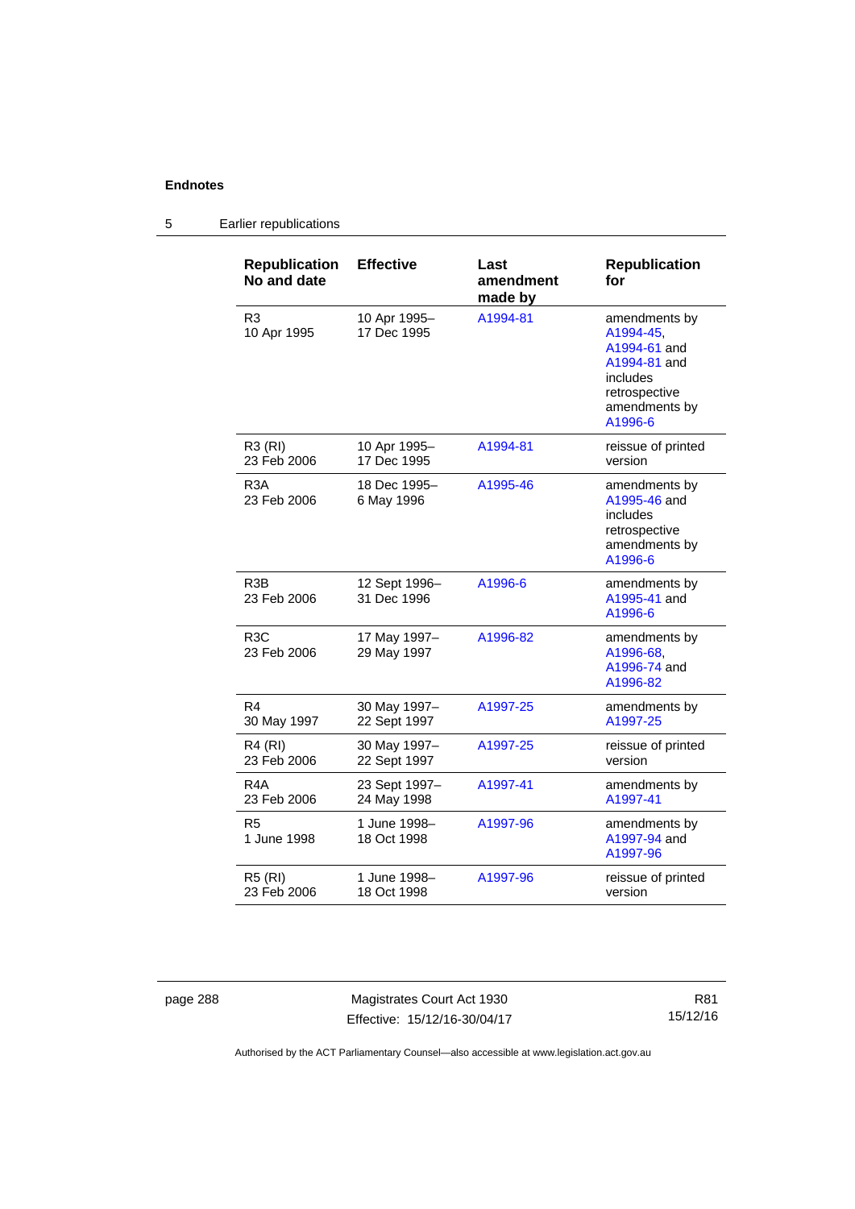## 5 Earlier republications

| Republication No and date | Effective | Last amendment made by | Republication for |
|---|---|---|---|
| R3<br>10 Apr 1995 | 10 Apr 1995–<br>17 Dec 1995 | A1994-81 | amendments by A1994-45, A1994-61 and A1994-81 and includes retrospective amendments by A1996-6 |
| R3 (RI)<br>23 Feb 2006 | 10 Apr 1995–<br>17 Dec 1995 | A1994-81 | reissue of printed version |
| R3A<br>23 Feb 2006 | 18 Dec 1995–<br>6 May 1996 | A1995-46 | amendments by A1995-46 and includes retrospective amendments by A1996-6 |
| R3B<br>23 Feb 2006 | 12 Sept 1996–<br>31 Dec 1996 | A1996-6 | amendments by A1995-41 and A1996-6 |
| R3C<br>23 Feb 2006 | 17 May 1997–<br>29 May 1997 | A1996-82 | amendments by A1996-68, A1996-74 and A1996-82 |
| R4<br>30 May 1997 | 30 May 1997–<br>22 Sept 1997 | A1997-25 | amendments by A1997-25 |
| R4 (RI)<br>23 Feb 2006 | 30 May 1997–<br>22 Sept 1997 | A1997-25 | reissue of printed version |
| R4A<br>23 Feb 2006 | 23 Sept 1997–<br>24 May 1998 | A1997-41 | amendments by A1997-41 |
| R5<br>1 June 1998 | 1 June 1998–<br>18 Oct 1998 | A1997-96 | amendments by A1997-94 and A1997-96 |
| R5 (RI)<br>23 Feb 2006 | 1 June 1998–<br>18 Oct 1998 | A1997-96 | reissue of printed version |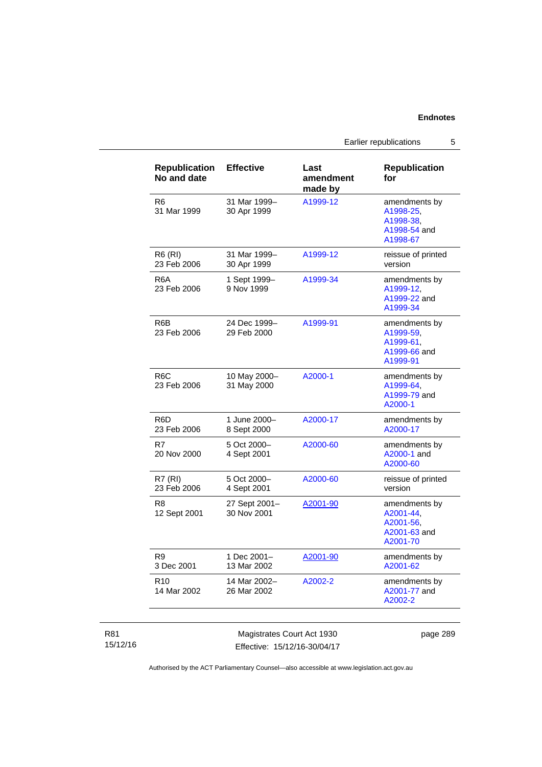| Republication No and date | Effective | Last amendment made by | Republication for |
|---|---|---|---|
| R6<br>31 Mar 1999 | 31 Mar 1999–<br>30 Apr 1999 | A1999-12 | amendments by A1998-25, A1998-38, A1998-54 and A1998-67 |
| R6 (RI)<br>23 Feb 2006 | 31 Mar 1999–<br>30 Apr 1999 | A1999-12 | reissue of printed version |
| R6A<br>23 Feb 2006 | 1 Sept 1999–<br>9 Nov 1999 | A1999-34 | amendments by A1999-12, A1999-22 and A1999-34 |
| R6B<br>23 Feb 2006 | 24 Dec 1999–<br>29 Feb 2000 | A1999-91 | amendments by A1999-59, A1999-61, A1999-66 and A1999-91 |
| R6C<br>23 Feb 2006 | 10 May 2000–<br>31 May 2000 | A2000-1 | amendments by A1999-64, A1999-79 and A2000-1 |
| R6D<br>23 Feb 2006 | 1 June 2000–<br>8 Sept 2000 | A2000-17 | amendments by A2000-17 |
| R7<br>20 Nov 2000 | 5 Oct 2000–<br>4 Sept 2001 | A2000-60 | amendments by A2000-1 and A2000-60 |
| R7 (RI)<br>23 Feb 2006 | 5 Oct 2000–<br>4 Sept 2001 | A2000-60 | reissue of printed version |
| R8<br>12 Sept 2001 | 27 Sept 2001–<br>30 Nov 2001 | A2001-90 | amendments by A2001-44, A2001-56, A2001-63 and A2001-70 |
| R9<br>3 Dec 2001 | 1 Dec 2001–<br>13 Mar 2002 | A2001-90 | amendments by A2001-62 |
| R10<br>14 Mar 2002 | 14 Mar 2002–<br>26 Mar 2002 | A2002-2 | amendments by A2001-77 and A2002-2 |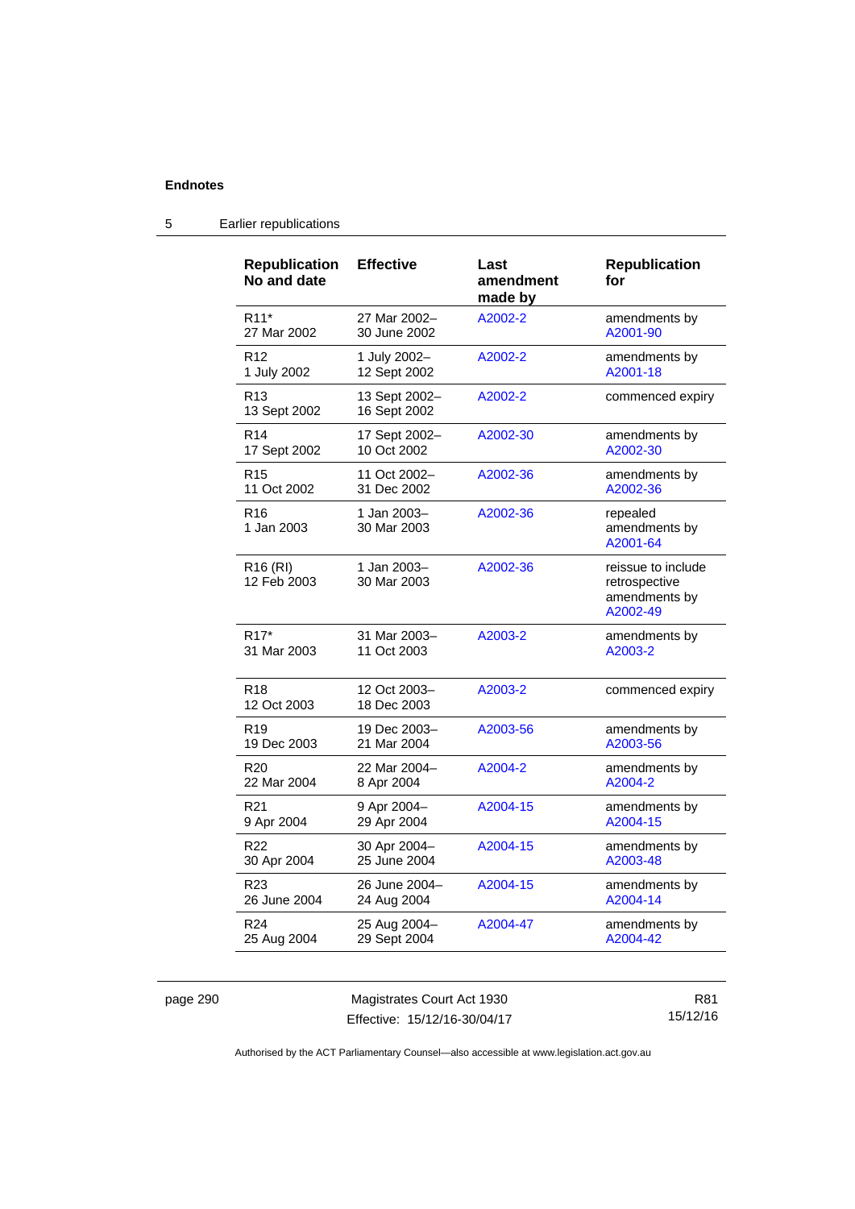## 5 Earlier republications

| Republication No and date | Effective | Last amendment made by | Republication for |
|---|---|---|---|
| R11* 27 Mar 2002 | 27 Mar 2002– 30 June 2002 | A2002-2 | amendments by A2001-90 |
| R12 1 July 2002 | 1 July 2002– 12 Sept 2002 | A2002-2 | amendments by A2001-18 |
| R13 13 Sept 2002 | 13 Sept 2002– 16 Sept 2002 | A2002-2 | commenced expiry |
| R14 17 Sept 2002 | 17 Sept 2002– 10 Oct 2002 | A2002-30 | amendments by A2002-30 |
| R15 11 Oct 2002 | 11 Oct 2002– 31 Dec 2002 | A2002-36 | amendments by A2002-36 |
| R16 1 Jan 2003 | 1 Jan 2003– 30 Mar 2003 | A2002-36 | repealed amendments by A2001-64 |
| R16 (RI) 12 Feb 2003 | 1 Jan 2003– 30 Mar 2003 | A2002-36 | reissue to include retrospective amendments by A2002-49 |
| R17* 31 Mar 2003 | 31 Mar 2003– 11 Oct 2003 | A2003-2 | amendments by A2003-2 |
| R18 12 Oct 2003 | 12 Oct 2003– 18 Dec 2003 | A2003-2 | commenced expiry |
| R19 19 Dec 2003 | 19 Dec 2003– 21 Mar 2004 | A2003-56 | amendments by A2003-56 |
| R20 22 Mar 2004 | 22 Mar 2004– 8 Apr 2004 | A2004-2 | amendments by A2004-2 |
| R21 9 Apr 2004 | 9 Apr 2004– 29 Apr 2004 | A2004-15 | amendments by A2004-15 |
| R22 30 Apr 2004 | 30 Apr 2004– 25 June 2004 | A2004-15 | amendments by A2003-48 |
| R23 26 June 2004 | 26 June 2004– 24 Aug 2004 | A2004-15 | amendments by A2004-14 |
| R24 25 Aug 2004 | 25 Aug 2004– 29 Sept 2004 | A2004-47 | amendments by A2004-42 |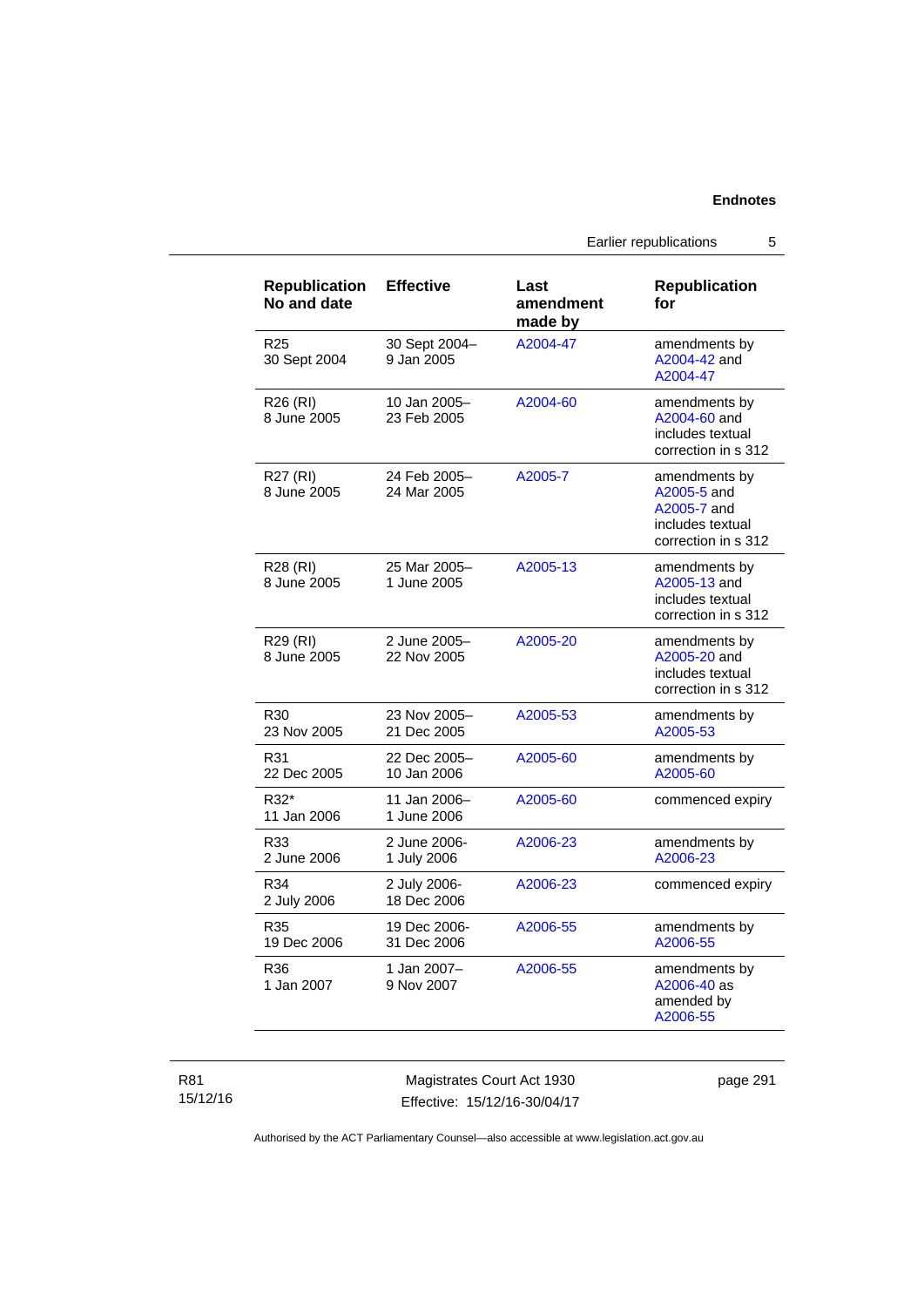| Republication No and date | Effective | Last amendment made by | Republication for |
|---|---|---|---|
| R25<br>30 Sept 2004 | 30 Sept 2004–<br>9 Jan 2005 | A2004-47 | amendments by A2004-42 and A2004-47 |
| R26 (RI)<br>8 June 2005 | 10 Jan 2005–<br>23 Feb 2005 | A2004-60 | amendments by A2004-60 and includes textual correction in s 312 |
| R27 (RI)<br>8 June 2005 | 24 Feb 2005–<br>24 Mar 2005 | A2005-7 | amendments by A2005-5 and A2005-7 and includes textual correction in s 312 |
| R28 (RI)<br>8 June 2005 | 25 Mar 2005–<br>1 June 2005 | A2005-13 | amendments by A2005-13 and includes textual correction in s 312 |
| R29 (RI)<br>8 June 2005 | 2 June 2005–<br>22 Nov 2005 | A2005-20 | amendments by A2005-20 and includes textual correction in s 312 |
| R30<br>23 Nov 2005 | 23 Nov 2005–<br>21 Dec 2005 | A2005-53 | amendments by A2005-53 |
| R31<br>22 Dec 2005 | 22 Dec 2005–<br>10 Jan 2006 | A2005-60 | amendments by A2005-60 |
| R32*<br>11 Jan 2006 | 11 Jan 2006–<br>1 June 2006 | A2005-60 | commenced expiry |
| R33<br>2 June 2006 | 2 June 2006-<br>1 July 2006 | A2006-23 | amendments by A2006-23 |
| R34<br>2 July 2006 | 2 July 2006-<br>18 Dec 2006 | A2006-23 | commenced expiry |
| R35<br>19 Dec 2006 | 19 Dec 2006-<br>31 Dec 2006 | A2006-55 | amendments by A2006-55 |
| R36<br>1 Jan 2007 | 1 Jan 2007–<br>9 Nov 2007 | A2006-55 | amendments by A2006-40 as amended by A2006-55 |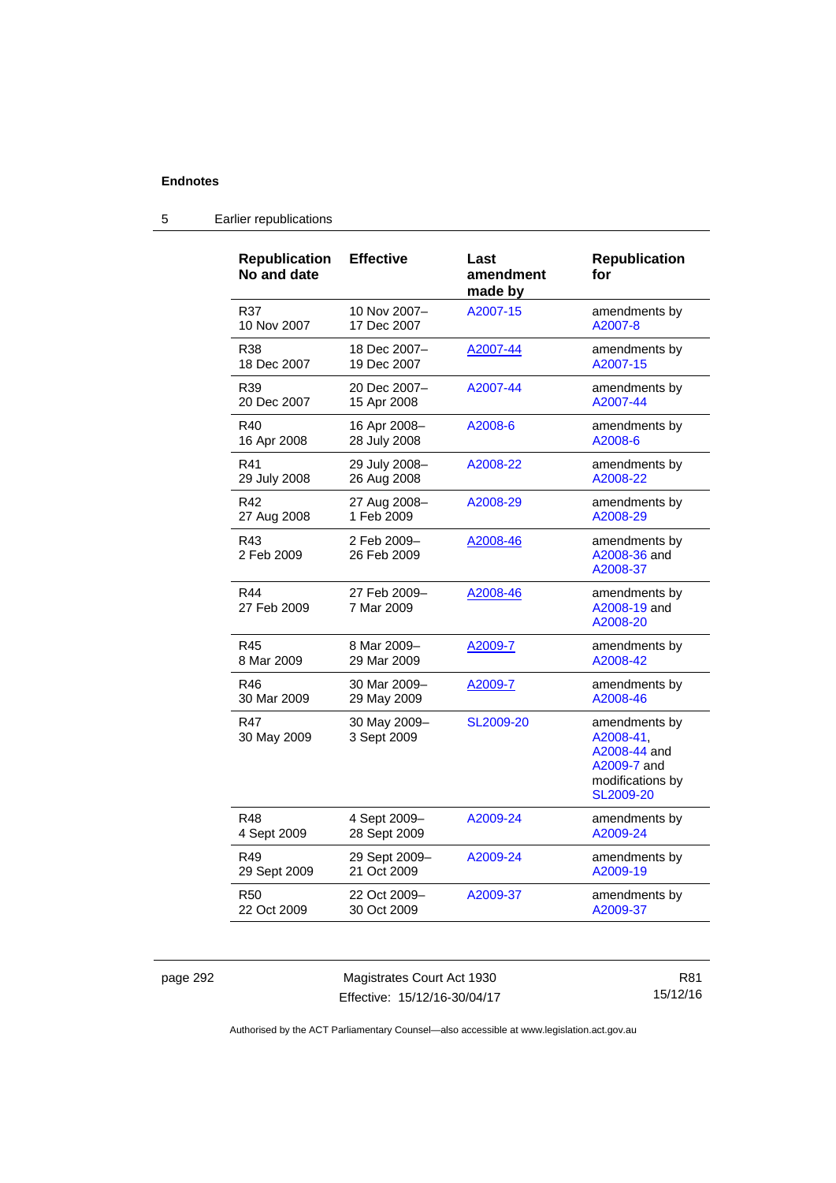## 5 Earlier republications

| Republication No and date | Effective | Last amendment made by | Republication for |
|---|---|---|---|
| R37 10 Nov 2007 | 10 Nov 2007– 17 Dec 2007 | A2007-15 | amendments by A2007-8 |
| R38 18 Dec 2007 | 18 Dec 2007– 19 Dec 2007 | A2007-44 | amendments by A2007-15 |
| R39 20 Dec 2007 | 20 Dec 2007– 15 Apr 2008 | A2007-44 | amendments by A2007-44 |
| R40 16 Apr 2008 | 16 Apr 2008– 28 July 2008 | A2008-6 | amendments by A2008-6 |
| R41 29 July 2008 | 29 July 2008– 26 Aug 2008 | A2008-22 | amendments by A2008-22 |
| R42 27 Aug 2008 | 27 Aug 2008– 1 Feb 2009 | A2008-29 | amendments by A2008-29 |
| R43 2 Feb 2009 | 2 Feb 2009– 26 Feb 2009 | A2008-46 | amendments by A2008-36 and A2008-37 |
| R44 27 Feb 2009 | 27 Feb 2009– 7 Mar 2009 | A2008-46 | amendments by A2008-19 and A2008-20 |
| R45 8 Mar 2009 | 8 Mar 2009– 29 Mar 2009 | A2009-7 | amendments by A2008-42 |
| R46 30 Mar 2009 | 30 Mar 2009– 29 May 2009 | A2009-7 | amendments by A2008-46 |
| R47 30 May 2009 | 30 May 2009– 3 Sept 2009 | SL2009-20 | amendments by A2008-41, A2008-44 and A2009-7 and modifications by SL2009-20 |
| R48 4 Sept 2009 | 4 Sept 2009– 28 Sept 2009 | A2009-24 | amendments by A2009-24 |
| R49 29 Sept 2009 | 29 Sept 2009– 21 Oct 2009 | A2009-24 | amendments by A2009-19 |
| R50 22 Oct 2009 | 22 Oct 2009– 30 Oct 2009 | A2009-37 | amendments by A2009-37 |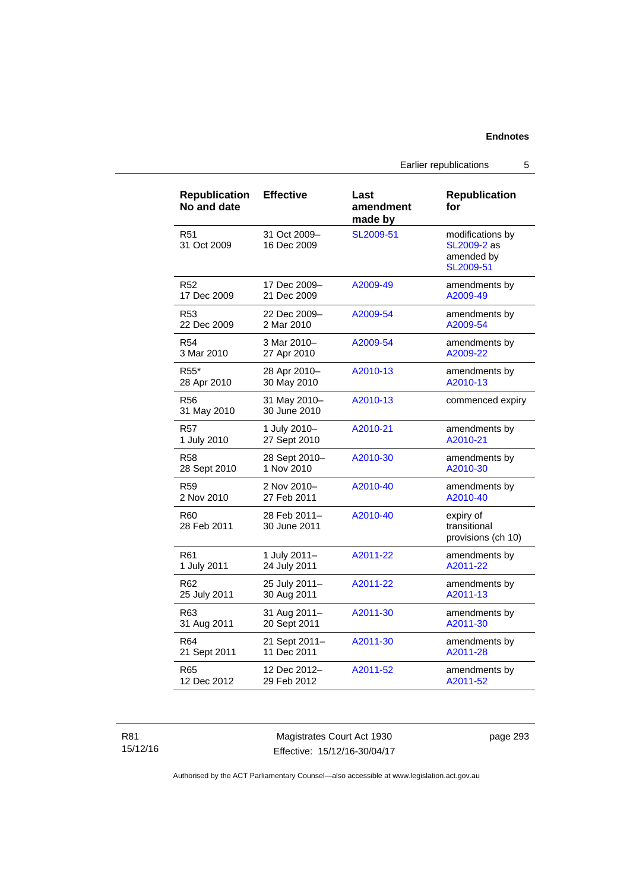| Republication No and date | Effective | Last amendment made by | Republication for |
|---|---|---|---|
| R51<br>31 Oct 2009 | 31 Oct 2009–<br>16 Dec 2009 | SL2009-51 | modifications by SL2009-2 as amended by SL2009-51 |
| R52<br>17 Dec 2009 | 17 Dec 2009–<br>21 Dec 2009 | A2009-49 | amendments by A2009-49 |
| R53<br>22 Dec 2009 | 22 Dec 2009–<br>2 Mar 2010 | A2009-54 | amendments by A2009-54 |
| R54<br>3 Mar 2010 | 3 Mar 2010–<br>27 Apr 2010 | A2009-54 | amendments by A2009-22 |
| R55*<br>28 Apr 2010 | 28 Apr 2010–<br>30 May 2010 | A2010-13 | amendments by A2010-13 |
| R56<br>31 May 2010 | 31 May 2010–<br>30 June 2010 | A2010-13 | commenced expiry |
| R57<br>1 July 2010 | 1 July 2010–<br>27 Sept 2010 | A2010-21 | amendments by A2010-21 |
| R58<br>28 Sept 2010 | 28 Sept 2010–<br>1 Nov 2010 | A2010-30 | amendments by A2010-30 |
| R59<br>2 Nov 2010 | 2 Nov 2010–<br>27 Feb 2011 | A2010-40 | amendments by A2010-40 |
| R60<br>28 Feb 2011 | 28 Feb 2011–<br>30 June 2011 | A2010-40 | expiry of transitional provisions (ch 10) |
| R61<br>1 July 2011 | 1 July 2011–<br>24 July 2011 | A2011-22 | amendments by A2011-22 |
| R62<br>25 July 2011 | 25 July 2011–<br>30 Aug 2011 | A2011-22 | amendments by A2011-13 |
| R63<br>31 Aug 2011 | 31 Aug 2011–<br>20 Sept 2011 | A2011-30 | amendments by A2011-30 |
| R64<br>21 Sept 2011 | 21 Sept 2011–<br>11 Dec 2011 | A2011-30 | amendments by A2011-28 |
| R65<br>12 Dec 2012 | 12 Dec 2012–<br>29 Feb 2012 | A2011-52 | amendments by A2011-52 |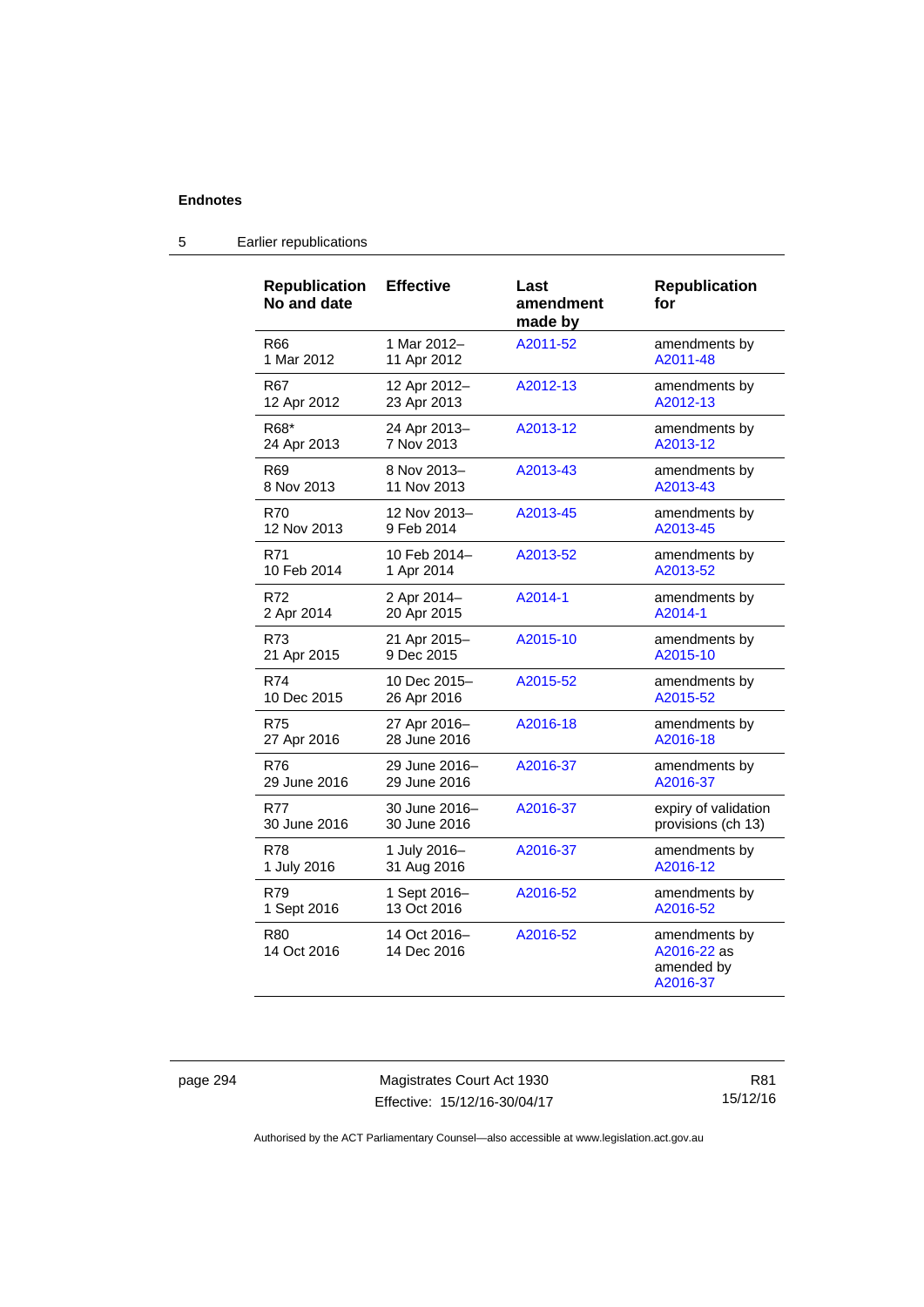## 5 Earlier republications

| Republication No and date | Effective | Last amendment made by | Republication for |
|---|---|---|---|
| R66<br>1 Mar 2012 | 1 Mar 2012–<br>11 Apr 2012 | A2011-52 | amendments by A2011-48 |
| R67<br>12 Apr 2012 | 12 Apr 2012–<br>23 Apr 2013 | A2012-13 | amendments by A2012-13 |
| R68*<br>24 Apr 2013 | 24 Apr 2013–<br>7 Nov 2013 | A2013-12 | amendments by A2013-12 |
| R69<br>8 Nov 2013 | 8 Nov 2013–<br>11 Nov 2013 | A2013-43 | amendments by A2013-43 |
| R70<br>12 Nov 2013 | 12 Nov 2013–<br>9 Feb 2014 | A2013-45 | amendments by A2013-45 |
| R71<br>10 Feb 2014 | 10 Feb 2014–<br>1 Apr 2014 | A2013-52 | amendments by A2013-52 |
| R72<br>2 Apr 2014 | 2 Apr 2014–<br>20 Apr 2015 | A2014-1 | amendments by A2014-1 |
| R73<br>21 Apr 2015 | 21 Apr 2015–<br>9 Dec 2015 | A2015-10 | amendments by A2015-10 |
| R74<br>10 Dec 2015 | 10 Dec 2015–<br>26 Apr 2016 | A2015-52 | amendments by A2015-52 |
| R75<br>27 Apr 2016 | 27 Apr 2016–<br>28 June 2016 | A2016-18 | amendments by A2016-18 |
| R76<br>29 June 2016 | 29 June 2016–<br>29 June 2016 | A2016-37 | amendments by A2016-37 |
| R77<br>30 June 2016 | 30 June 2016–<br>30 June 2016 | A2016-37 | expiry of validation provisions (ch 13) |
| R78<br>1 July 2016 | 1 July 2016–<br>31 Aug 2016 | A2016-37 | amendments by A2016-12 |
| R79<br>1 Sept 2016 | 1 Sept 2016–<br>13 Oct 2016 | A2016-52 | amendments by A2016-52 |
| R80<br>14 Oct 2016 | 14 Oct 2016–<br>14 Dec 2016 | A2016-52 | amendments by A2016-22 as amended by A2016-37 |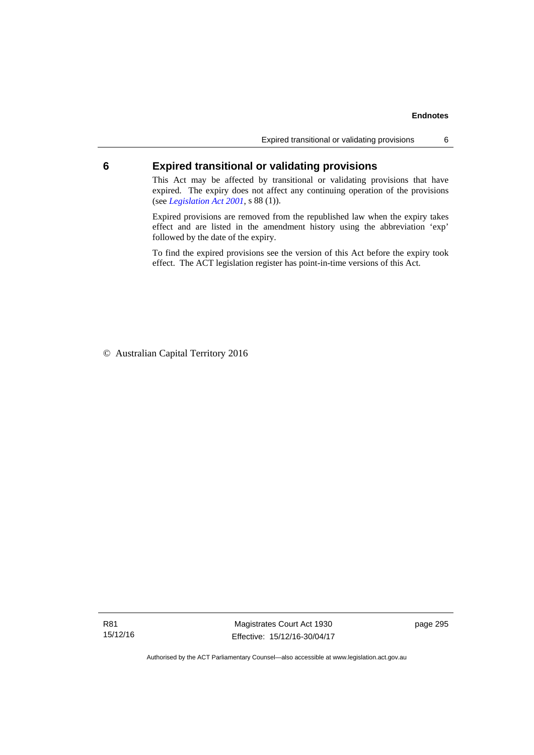## 6 Expired transitional or validating provisions

This Act may be affected by transitional or validating provisions that have expired. The expiry does not affect any continuing operation of the provisions (see *Legislation Act 2001*, s 88 (1)).

Expired provisions are removed from the republished law when the expiry takes effect and are listed in the amendment history using the abbreviation 'exp' followed by the date of the expiry.

To find the expired provisions see the version of this Act before the expiry took effect. The ACT legislation register has point-in-time versions of this Act.

© Australian Capital Territory 2016